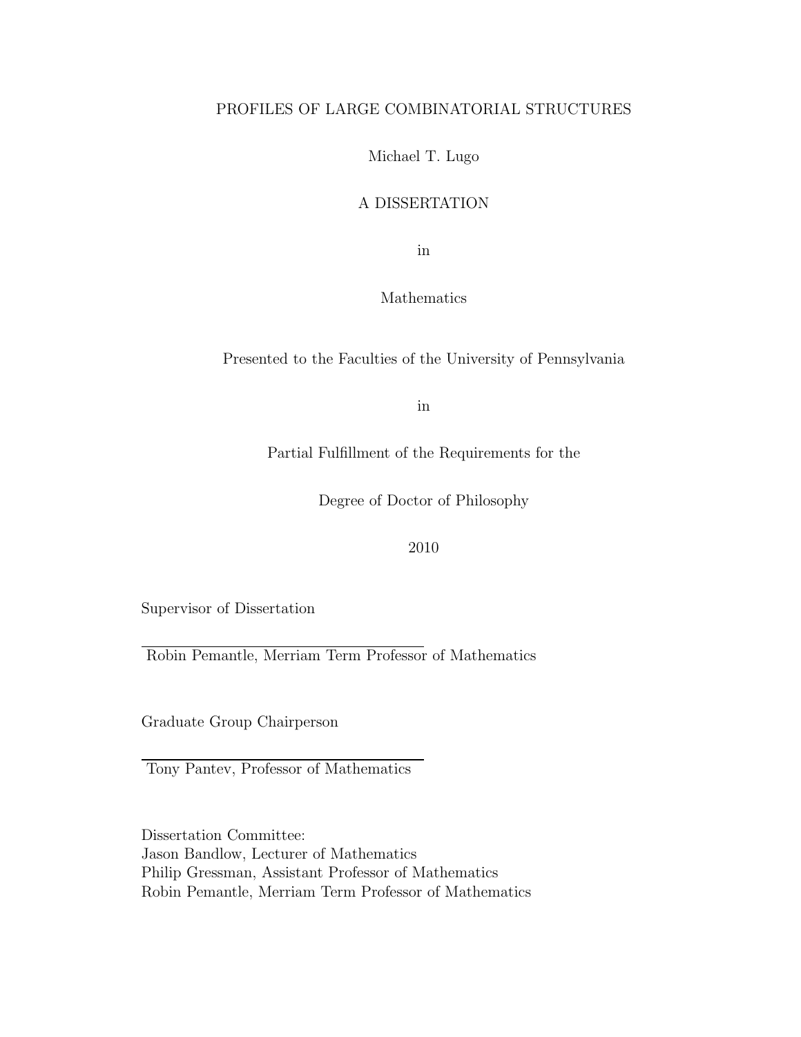# PROFILES OF LARGE COMBINATORIAL STRUCTURES

Michael T. Lugo

A DISSERTATION

in

Mathematics

Presented to the Faculties of the University of Pennsylvania

in

Partial Fulfillment of the Requirements for the

Degree of Doctor of Philosophy

2010

Supervisor of Dissertation

Robin Pemantle, Merriam Term Professor of Mathematics

Graduate Group Chairperson

Tony Pantev, Professor of Mathematics

Dissertation Committee:
Jason Bandlow, Lecturer of Mathematics
Philip Gressman, Assistant Professor of Mathematics
Robin Pemantle, Merriam Term Professor of Mathematics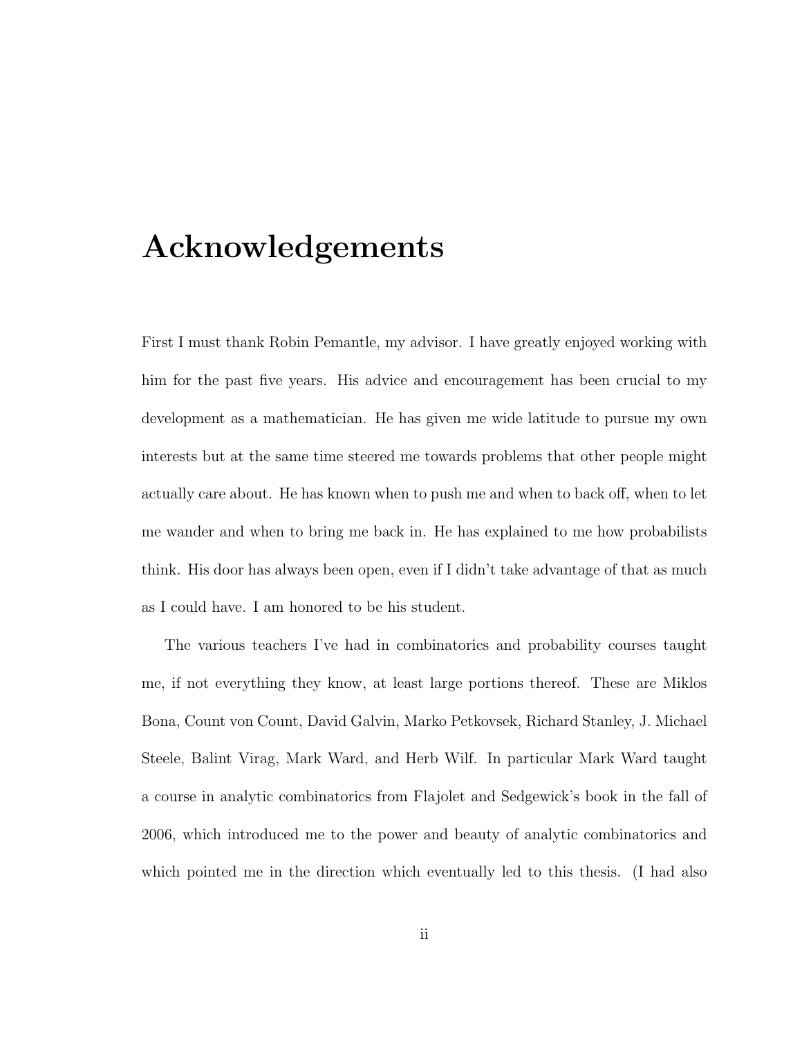# Acknowledgements

First I must thank Robin Pemantle, my advisor. I have greatly enjoyed working with him for the past five years. His advice and encouragement has been crucial to my development as a mathematician. He has given me wide latitude to pursue my own interests but at the same time steered me towards problems that other people might actually care about. He has known when to push me and when to back off, when to let me wander and when to bring me back in. He has explained to me how probabilists think. His door has always been open, even if I didn't take advantage of that as much as I could have. I am honored to be his student.

The various teachers I've had in combinatorics and probability courses taught me, if not everything they know, at least large portions thereof. These are Miklos Bona, Count von Count, David Galvin, Marko Petkovsek, Richard Stanley, J. Michael Steele, Balint Virag, Mark Ward, and Herb Wilf. In particular Mark Ward taught a course in analytic combinatorics from Flajolet and Sedgewick's book in the fall of 2006, which introduced me to the power and beauty of analytic combinatorics and which pointed me in the direction which eventually led to this thesis. (I had also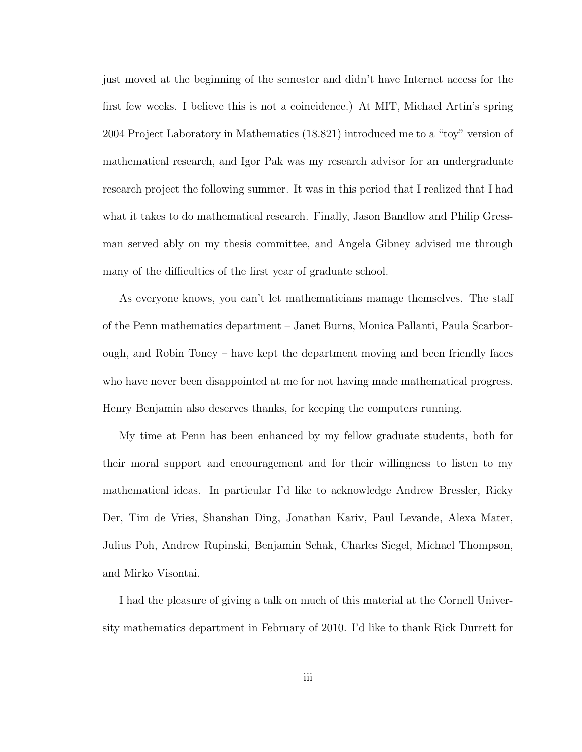just moved at the beginning of the semester and didn't have Internet access for the first few weeks. I believe this is not a coincidence.) At MIT, Michael Artin's spring 2004 Project Laboratory in Mathematics (18.821) introduced me to a "toy" version of mathematical research, and Igor Pak was my research advisor for an undergraduate research project the following summer. It was in this period that I realized that I had what it takes to do mathematical research. Finally, Jason Bandlow and Philip Gressman served ably on my thesis committee, and Angela Gibney advised me through many of the difficulties of the first year of graduate school.

As everyone knows, you can't let mathematicians manage themselves. The staff of the Penn mathematics department – Janet Burns, Monica Pallanti, Paula Scarborough, and Robin Toney – have kept the department moving and been friendly faces who have never been disappointed at me for not having made mathematical progress. Henry Benjamin also deserves thanks, for keeping the computers running.

My time at Penn has been enhanced by my fellow graduate students, both for their moral support and encouragement and for their willingness to listen to my mathematical ideas. In particular I'd like to acknowledge Andrew Bressler, Ricky Der, Tim de Vries, Shanshan Ding, Jonathan Kariv, Paul Levande, Alexa Mater, Julius Poh, Andrew Rupinski, Benjamin Schak, Charles Siegel, Michael Thompson, and Mirko Visontai.

I had the pleasure of giving a talk on much of this material at the Cornell University mathematics department in February of 2010. I'd like to thank Rick Durrett for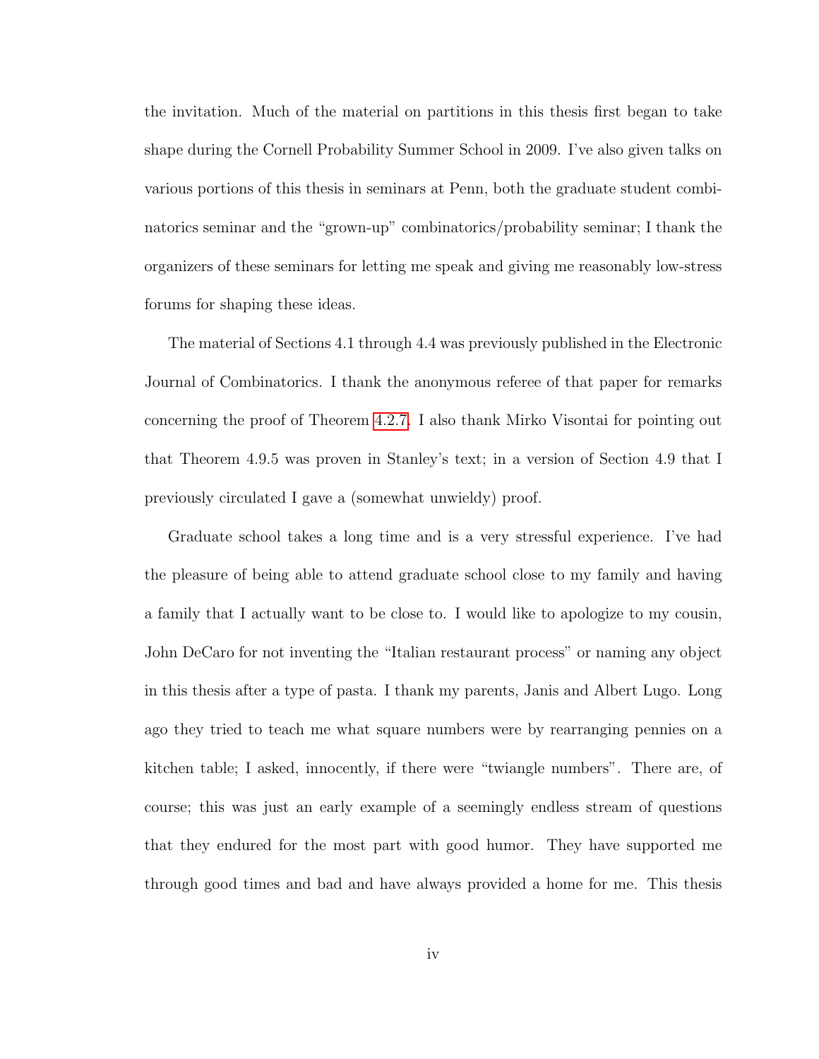the invitation. Much of the material on partitions in this thesis first began to take shape during the Cornell Probability Summer School in 2009. I've also given talks on various portions of this thesis in seminars at Penn, both the graduate student combinatorics seminar and the "grown-up" combinatorics/probability seminar; I thank the organizers of these seminars for letting me speak and giving me reasonably low-stress forums for shaping these ideas.

The material of Sections 4.1 through 4.4 was previously published in the Electronic Journal of Combinatorics. I thank the anonymous referee of that paper for remarks concerning the proof of Theorem 4.2.7. I also thank Mirko Visontai for pointing out that Theorem 4.9.5 was proven in Stanley's text; in a version of Section 4.9 that I previously circulated I gave a (somewhat unwieldy) proof.

Graduate school takes a long time and is a very stressful experience. I've had the pleasure of being able to attend graduate school close to my family and having a family that I actually want to be close to. I would like to apologize to my cousin, John DeCaro for not inventing the "Italian restaurant process" or naming any object in this thesis after a type of pasta. I thank my parents, Janis and Albert Lugo. Long ago they tried to teach me what square numbers were by rearranging pennies on a kitchen table; I asked, innocently, if there were "twiangle numbers". There are, of course; this was just an early example of a seemingly endless stream of questions that they endured for the most part with good humor. They have supported me through good times and bad and have always provided a home for me. This thesis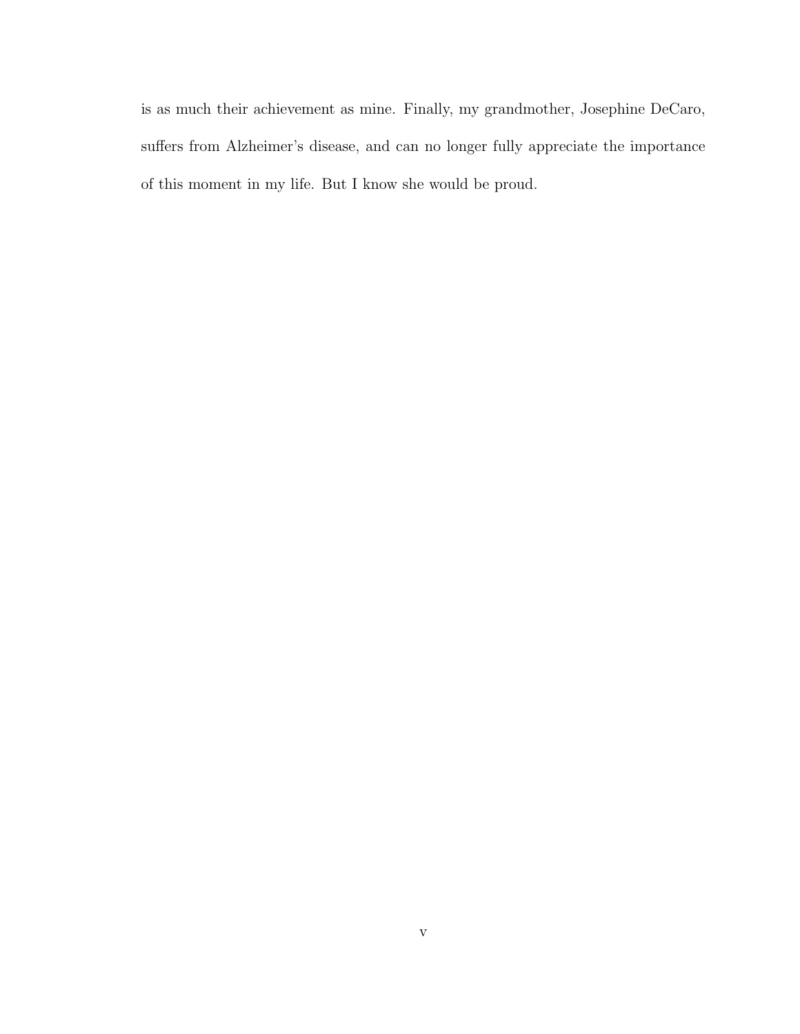is as much their achievement as mine. Finally, my grandmother, Josephine DeCaro, suffers from Alzheimer's disease, and can no longer fully appreciate the importance of this moment in my life. But I know she would be proud.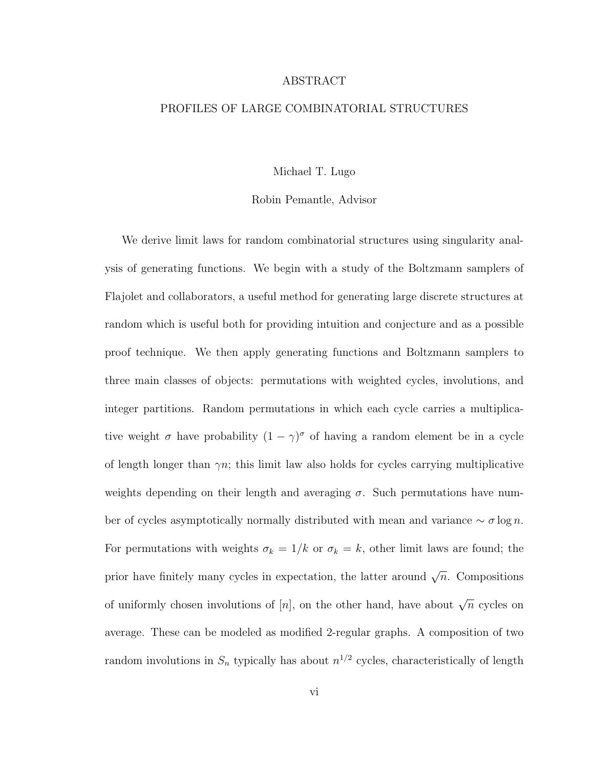# ABSTRACT

## PROFILES OF LARGE COMBINATORIAL STRUCTURES

Michael T. Lugo

Robin Pemantle, Advisor

We derive limit laws for random combinatorial structures using singularity analysis of generating functions. We begin with a study of the Boltzmann samplers of Flajolet and collaborators, a useful method for generating large discrete structures at random which is useful both for providing intuition and conjecture and as a possible proof technique. We then apply generating functions and Boltzmann samplers to three main classes of objects: permutations with weighted cycles, involutions, and integer partitions. Random permutations in which each cycle carries a multiplicative weight $\sigma$ have probability $(1-\gamma)^\sigma$ of having a random element be in a cycle of length longer than $\gamma n$; this limit law also holds for cycles carrying multiplicative weights depending on their length and averaging $\sigma$. Such permutations have number of cycles asymptotically normally distributed with mean and variance $\sim \sigma \log n$. For permutations with weights $\sigma_k = 1/k$ or $\sigma_k = k$, other limit laws are found; the prior have finitely many cycles in expectation, the latter around $\sqrt{n}$. Compositions of uniformly chosen involutions of $[n]$, on the other hand, have about $\sqrt{n}$ cycles on average. These can be modeled as modified 2-regular graphs. A composition of two random involutions in $S_n$ typically has about $n^{1/2}$ cycles, characteristically of length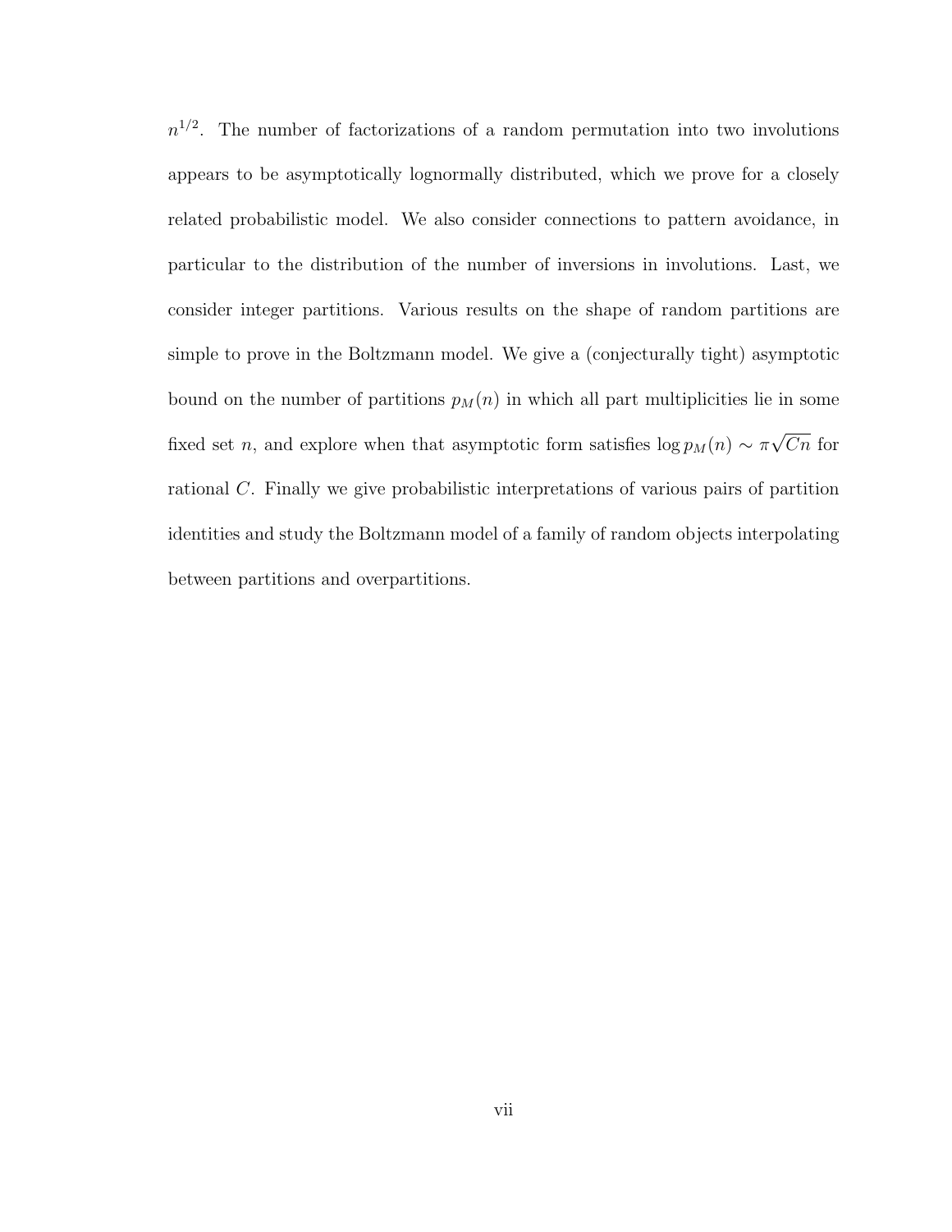$n^{1/2}$. The number of factorizations of a random permutation into two involutions appears to be asymptotically lognormally distributed, which we prove for a closely related probabilistic model. We also consider connections to pattern avoidance, in particular to the distribution of the number of inversions in involutions. Last, we consider integer partitions. Various results on the shape of random partitions are simple to prove in the Boltzmann model. We give a (conjecturally tight) asymptotic bound on the number of partitions $p_M(n)$ in which all part multiplicities lie in some fixed set $n$, and explore when that asymptotic form satisfies $\log p_M(n) \sim \pi\sqrt{Cn}$ for rational $C$. Finally we give probabilistic interpretations of various pairs of partition identities and study the Boltzmann model of a family of random objects interpolating between partitions and overpartitions.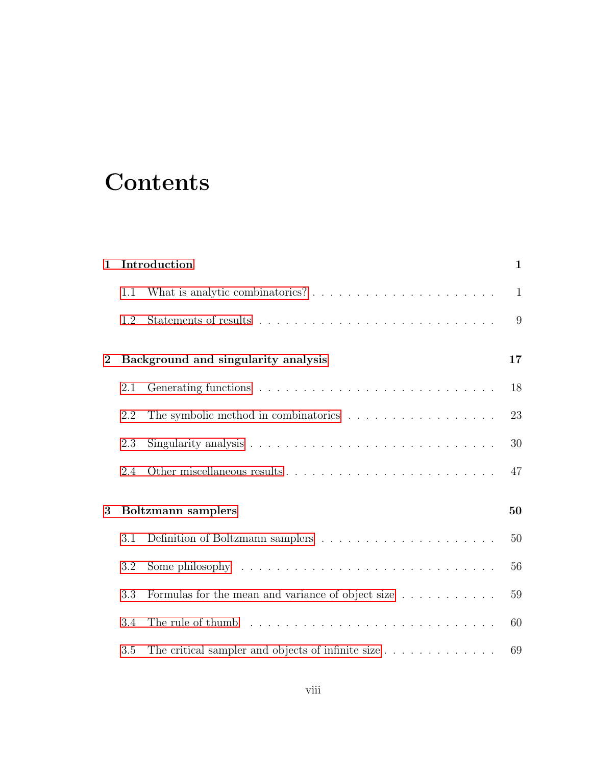# Contents

**1 Introduction** **1**

- 1.1 What is analytic combinatorics? . . . . . . . . . . . . . . . . . . . . . . 1
- 1.2 Statements of results . . . . . . . . . . . . . . . . . . . . . . . . . . . . 9

**2 Background and singularity analysis** **17**

- 2.1 Generating functions . . . . . . . . . . . . . . . . . . . . . . . . . . . . 18
- 2.2 The symbolic method in combinatorics . . . . . . . . . . . . . . . . . . 23
- 2.3 Singularity analysis . . . . . . . . . . . . . . . . . . . . . . . . . . . . . 30
- 2.4 Other miscellaneous results . . . . . . . . . . . . . . . . . . . . . . . . 47

**3 Boltzmann samplers** **50**

- 3.1 Definition of Boltzmann samplers . . . . . . . . . . . . . . . . . . . . . 50
- 3.2 Some philosophy . . . . . . . . . . . . . . . . . . . . . . . . . . . . . . 56
- 3.3 Formulas for the mean and variance of object size . . . . . . . . . . . 59
- 3.4 The rule of thumb . . . . . . . . . . . . . . . . . . . . . . . . . . . . . 60
- 3.5 The critical sampler and objects of infinite size . . . . . . . . . . . . . 69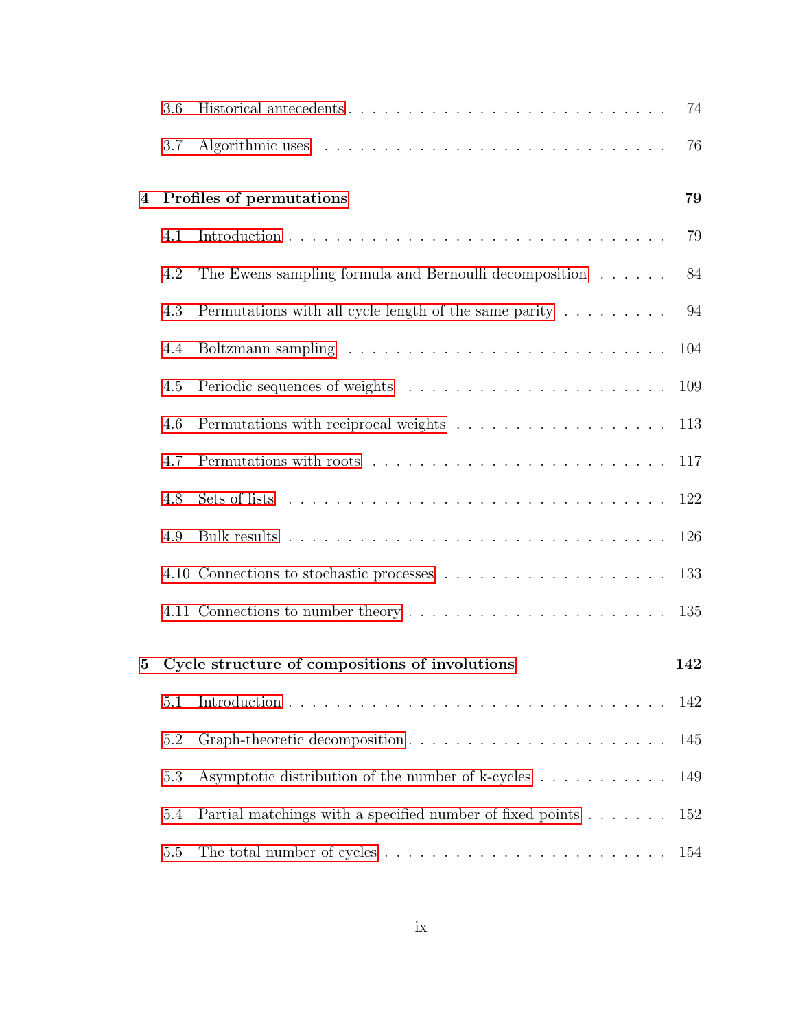3.6 Historical antecedents . . . . . . . . . . . . . . . . . . . . . . . . . . . 74

3.7 Algorithmic uses . . . . . . . . . . . . . . . . . . . . . . . . . . . . . 76

**4 Profiles of permutations 79**

4.1 Introduction . . . . . . . . . . . . . . . . . . . . . . . . . . . . . . . . 79

4.2 The Ewens sampling formula and Bernoulli decomposition . . . . . . 84

4.3 Permutations with all cycle length of the same parity . . . . . . . . . 94

4.4 Boltzmann sampling . . . . . . . . . . . . . . . . . . . . . . . . . . . 104

4.5 Periodic sequences of weights . . . . . . . . . . . . . . . . . . . . . . 109

4.6 Permutations with reciprocal weights . . . . . . . . . . . . . . . . . . 113

4.7 Permutations with roots . . . . . . . . . . . . . . . . . . . . . . . . . 117

4.8 Sets of lists . . . . . . . . . . . . . . . . . . . . . . . . . . . . . . . . 122

4.9 Bulk results . . . . . . . . . . . . . . . . . . . . . . . . . . . . . . . . 126

4.10 Connections to stochastic processes . . . . . . . . . . . . . . . . . . . 133

4.11 Connections to number theory . . . . . . . . . . . . . . . . . . . . . . 135

**5 Cycle structure of compositions of involutions 142**

5.1 Introduction . . . . . . . . . . . . . . . . . . . . . . . . . . . . . . . . 142

5.2 Graph-theoretic decomposition . . . . . . . . . . . . . . . . . . . . . . 145

5.3 Asymptotic distribution of the number of k-cycles . . . . . . . . . . . 149

5.4 Partial matchings with a specified number of fixed points . . . . . . . 152

5.5 The total number of cycles . . . . . . . . . . . . . . . . . . . . . . . . 154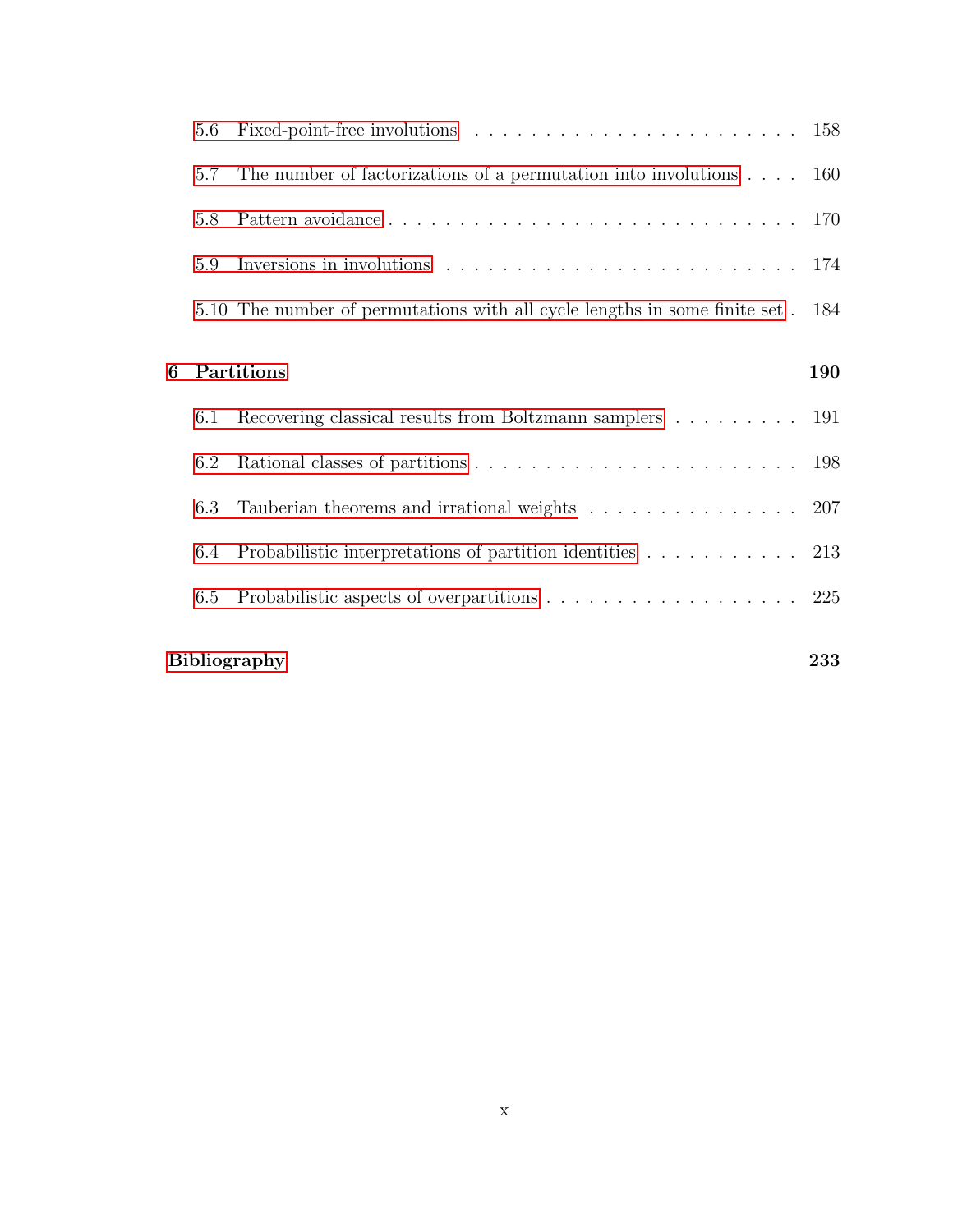- 5.6 Fixed-point-free involutions . . . . . . . . . . . . . . . . . . . . . . . . 158
- 5.7 The number of factorizations of a permutation into involutions . . . . 160
- 5.8 Pattern avoidance . . . . . . . . . . . . . . . . . . . . . . . . . . . . . 170
- 5.9 Inversions in involutions . . . . . . . . . . . . . . . . . . . . . . . . . 174
- 5.10 The number of permutations with all cycle lengths in some finite set . 184

**6 Partitions** **190**

- 6.1 Recovering classical results from Boltzmann samplers . . . . . . . . . 191
- 6.2 Rational classes of partitions . . . . . . . . . . . . . . . . . . . . . . . 198
- 6.3 Tauberian theorems and irrational weights . . . . . . . . . . . . . . . 207
- 6.4 Probabilistic interpretations of partition identities . . . . . . . . . . . 213
- 6.5 Probabilistic aspects of overpartitions . . . . . . . . . . . . . . . . . . 225

**Bibliography** **233**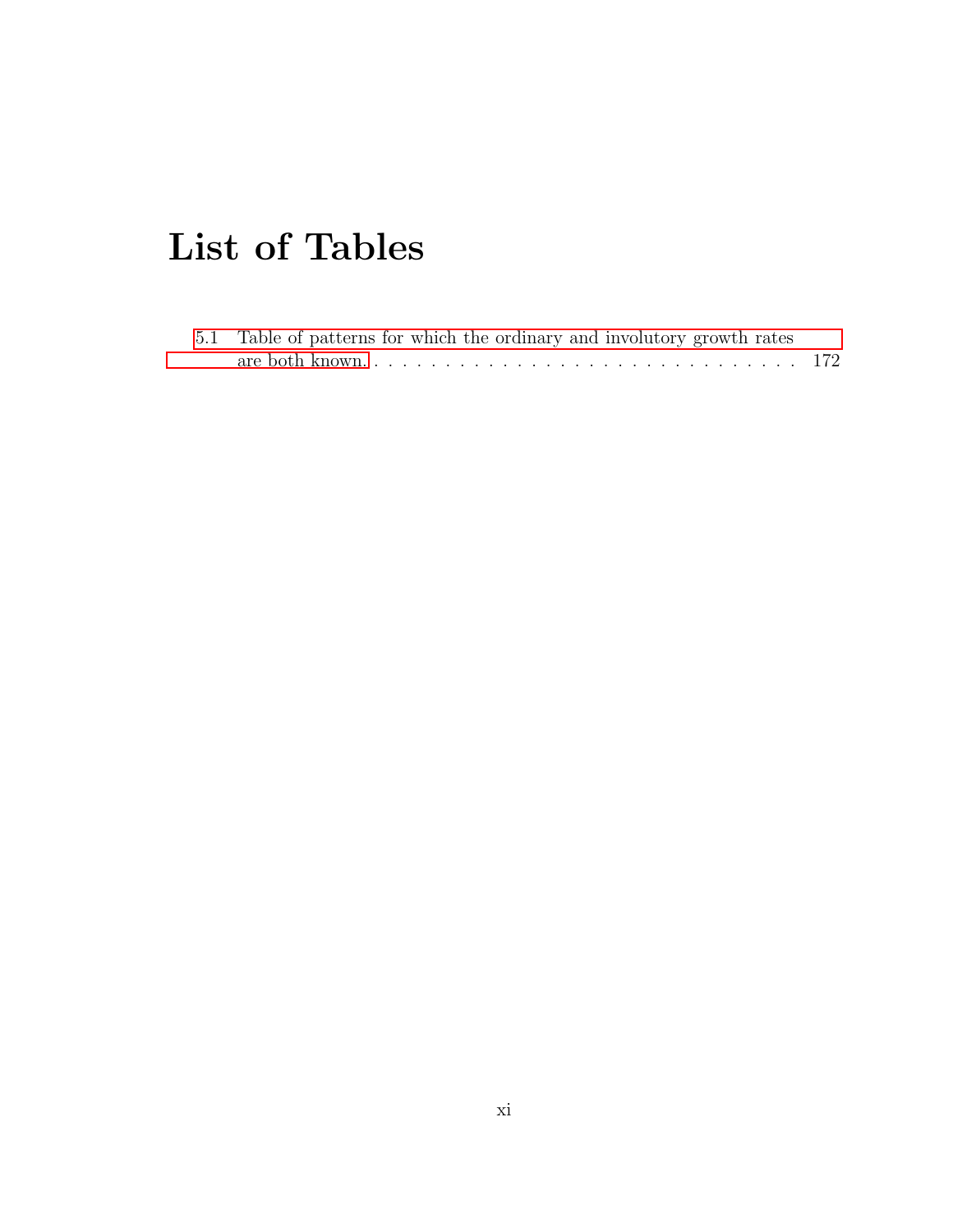# List of Tables

5.1 Table of patterns for which the ordinary and involutory growth rates are both known. . . . . . . . . . . . . . . . . . . . . . . . . . . . . . . . . 172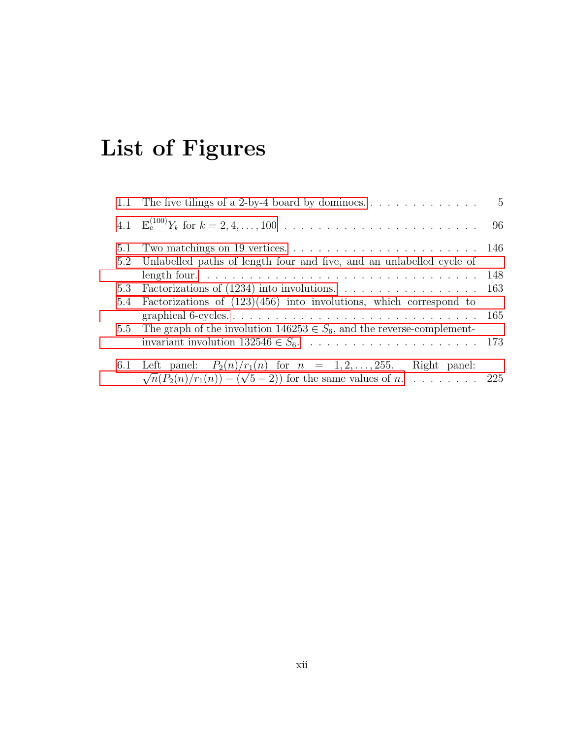# List of Figures

1.1 The five tilings of a 2-by-4 board by dominoes. . . . . . . . . . . . . . . 5

4.1 $\mathbb{E}_e^{(100)} Y_k$ for $k = 2, 4, \ldots, 100$ . . . . . . . . . . . . . . . . . . . . . . . . . 96

5.1 Two matchings on 19 vertices. . . . . . . . . . . . . . . . . . . . . . . . 146

5.2 Unlabelled paths of length four and five, and an unlabelled cycle of length four. . . . . . . . . . . . . . . . . . . . . . . . . . . . . . . . . . . . 148

5.3 Factorizations of (1234) into involutions. . . . . . . . . . . . . . . . . 163

5.4 Factorizations of (123)(456) into involutions, which correspond to graphical 6-cycles. . . . . . . . . . . . . . . . . . . . . . . . . . . . . . . 165

5.5 The graph of the involution $146253 \in S_6$, and the reverse-complement-invariant involution $132546 \in S_6$. . . . . . . . . . . . . . . . . . . . . 173

6.1 Left panel: $P_2(n)/r_1(n)$ for $n = 1, 2, \ldots, 255$. Right panel: $\sqrt{n}(P_2(n)/r_1(n)) - (\sqrt{5} - 2))$ for the same values of $n$. . . . . . . . . 225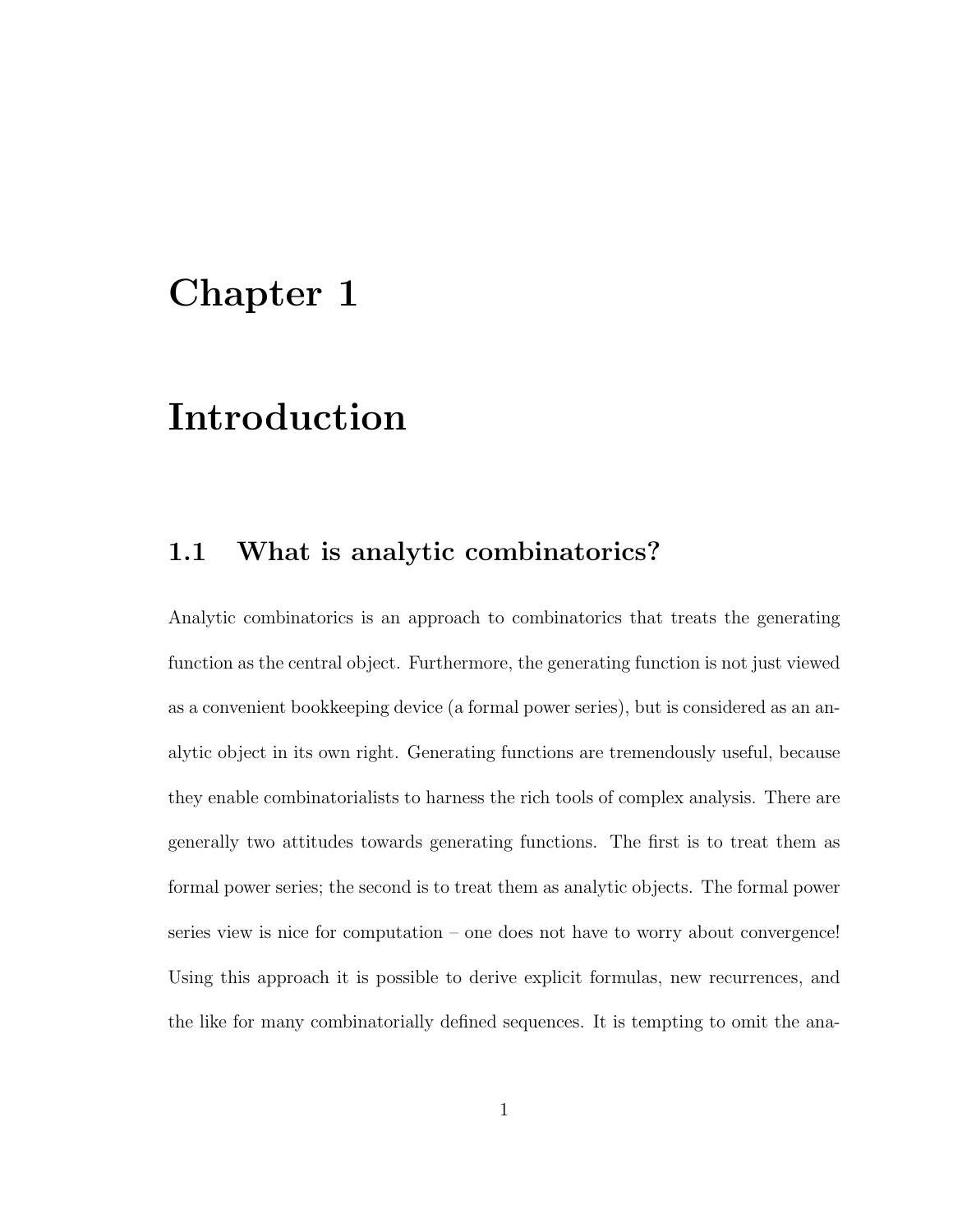# Chapter 1

# Introduction

## 1.1 What is analytic combinatorics?

Analytic combinatorics is an approach to combinatorics that treats the generating function as the central object. Furthermore, the generating function is not just viewed as a convenient bookkeeping device (a formal power series), but is considered as an analytic object in its own right. Generating functions are tremendously useful, because they enable combinatorialists to harness the rich tools of complex analysis. There are generally two attitudes towards generating functions. The first is to treat them as formal power series; the second is to treat them as analytic objects. The formal power series view is nice for computation – one does not have to worry about convergence! Using this approach it is possible to derive explicit formulas, new recurrences, and the like for many combinatorially defined sequences. It is tempting to omit the ana-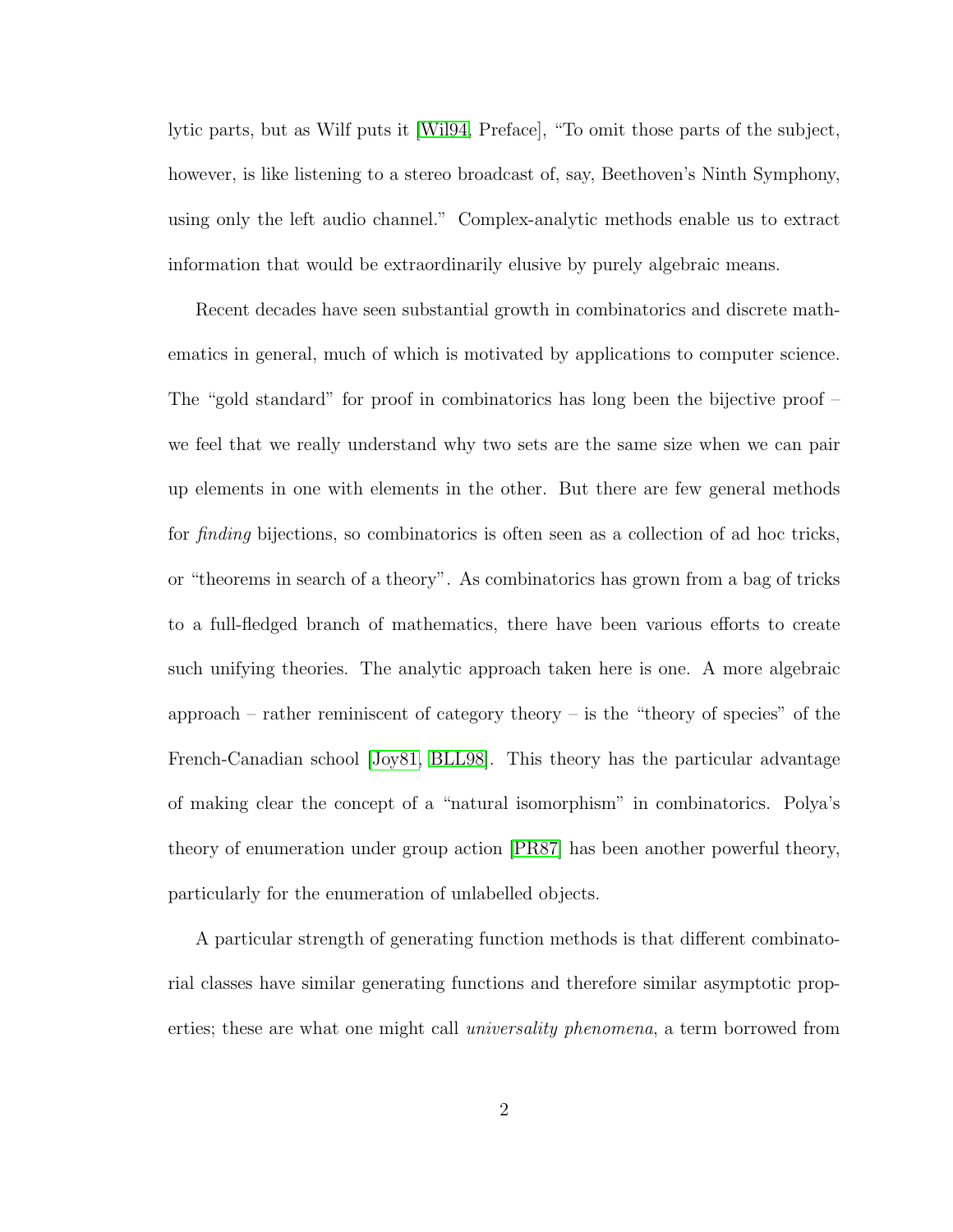lytic parts, but as Wilf puts it [Wil94, Preface], “To omit those parts of the subject, however, is like listening to a stereo broadcast of, say, Beethoven’s Ninth Symphony, using only the left audio channel.” Complex-analytic methods enable us to extract information that would be extraordinarily elusive by purely algebraic means.

Recent decades have seen substantial growth in combinatorics and discrete mathematics in general, much of which is motivated by applications to computer science. The “gold standard” for proof in combinatorics has long been the bijective proof – we feel that we really understand why two sets are the same size when we can pair up elements in one with elements in the other. But there are few general methods for *finding* bijections, so combinatorics is often seen as a collection of ad hoc tricks, or “theorems in search of a theory”. As combinatorics has grown from a bag of tricks to a full-fledged branch of mathematics, there have been various efforts to create such unifying theories. The analytic approach taken here is one. A more algebraic approach – rather reminiscent of category theory – is the “theory of species” of the French-Canadian school [Joy81, BLL98]. This theory has the particular advantage of making clear the concept of a “natural isomorphism” in combinatorics. Polya’s theory of enumeration under group action [PR87] has been another powerful theory, particularly for the enumeration of unlabelled objects.

A particular strength of generating function methods is that different combinatorial classes have similar generating functions and therefore similar asymptotic properties; these are what one might call *universality phenomena*, a term borrowed from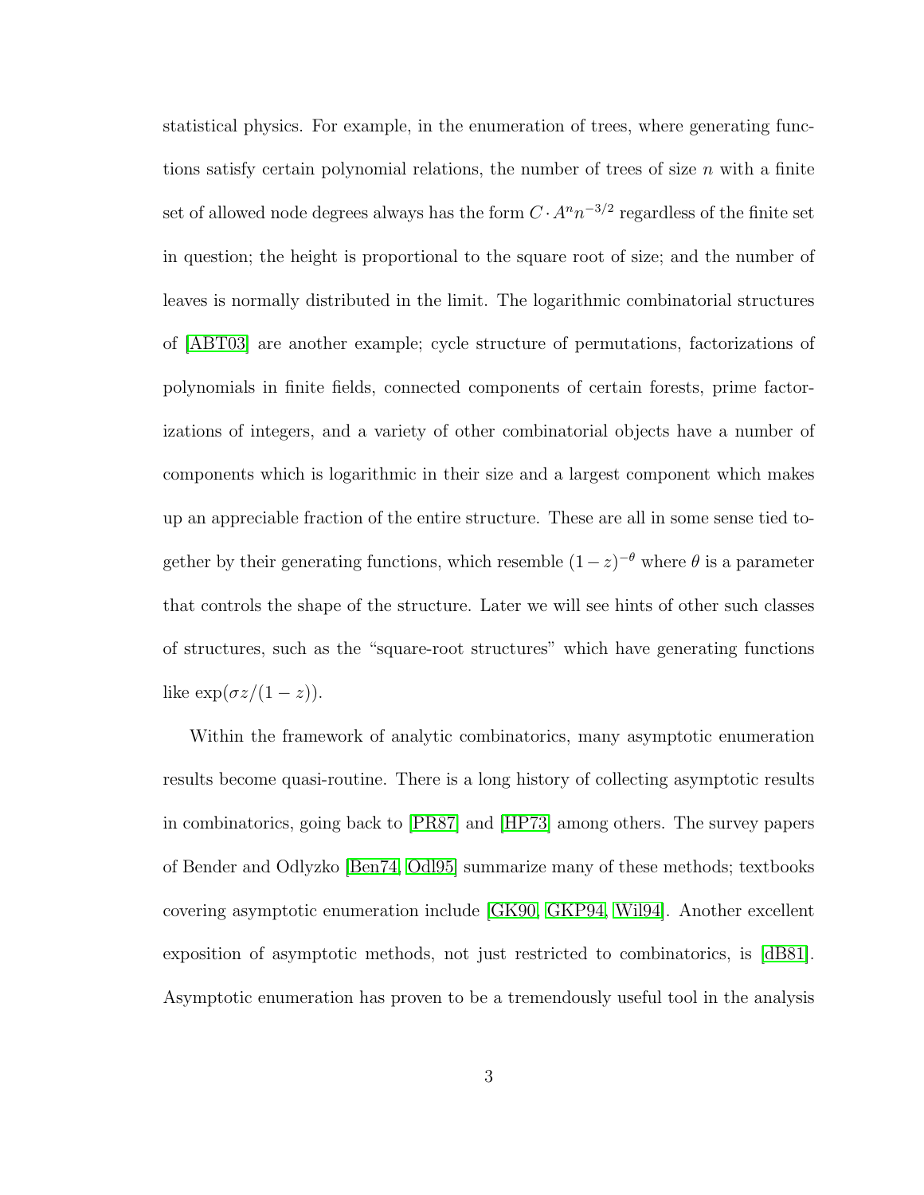statistical physics. For example, in the enumeration of trees, where generating functions satisfy certain polynomial relations, the number of trees of size $n$ with a finite set of allowed node degrees always has the form $C \cdot A^n n^{-3/2}$ regardless of the finite set in question; the height is proportional to the square root of size; and the number of leaves is normally distributed in the limit. The logarithmic combinatorial structures of [ABT03] are another example; cycle structure of permutations, factorizations of polynomials in finite fields, connected components of certain forests, prime factorizations of integers, and a variety of other combinatorial objects have a number of components which is logarithmic in their size and a largest component which makes up an appreciable fraction of the entire structure. These are all in some sense tied together by their generating functions, which resemble $(1-z)^{-\theta}$ where $\theta$ is a parameter that controls the shape of the structure. Later we will see hints of other such classes of structures, such as the "square-root structures" which have generating functions like $\exp(\sigma z/(1-z))$.

Within the framework of analytic combinatorics, many asymptotic enumeration results become quasi-routine. There is a long history of collecting asymptotic results in combinatorics, going back to [PR87] and [HP73] among others. The survey papers of Bender and Odlyzko [Ben74, Odl95] summarize many of these methods; textbooks covering asymptotic enumeration include [GK90, GKP94, Wil94]. Another excellent exposition of asymptotic methods, not just restricted to combinatorics, is [dB81]. Asymptotic enumeration has proven to be a tremendously useful tool in the analysis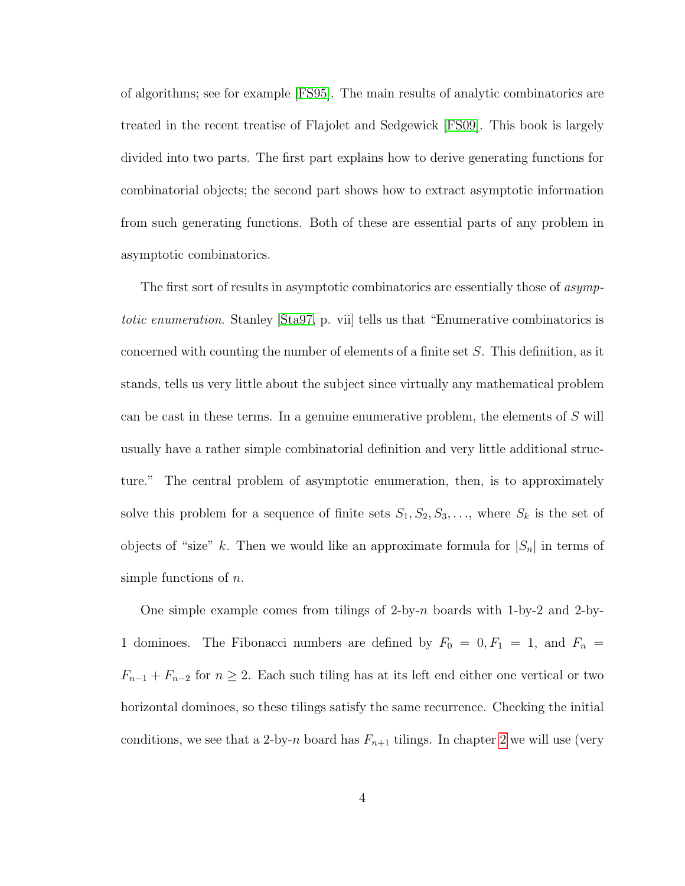of algorithms; see for example [FS95]. The main results of analytic combinatorics are treated in the recent treatise of Flajolet and Sedgewick [FS09]. This book is largely divided into two parts. The first part explains how to derive generating functions for combinatorial objects; the second part shows how to extract asymptotic information from such generating functions. Both of these are essential parts of any problem in asymptotic combinatorics.

The first sort of results in asymptotic combinatorics are essentially those of *asymptotic enumeration*. Stanley [Sta97, p. vii] tells us that "Enumerative combinatorics is concerned with counting the number of elements of a finite set $S$. This definition, as it stands, tells us very little about the subject since virtually any mathematical problem can be cast in these terms. In a genuine enumerative problem, the elements of $S$ will usually have a rather simple combinatorial definition and very little additional structure." The central problem of asymptotic enumeration, then, is to approximately solve this problem for a sequence of finite sets $S_1, S_2, S_3, \ldots$, where $S_k$ is the set of objects of "size" $k$. Then we would like an approximate formula for $|S_n|$ in terms of simple functions of $n$.

One simple example comes from tilings of 2-by-$n$ boards with 1-by-2 and 2-by-1 dominoes. The Fibonacci numbers are defined by $F_0 = 0, F_1 = 1$, and $F_n = F_{n-1} + F_{n-2}$ for $n \geq 2$. Each such tiling has at its left end either one vertical or two horizontal dominoes, so these tilings satisfy the same recurrence. Checking the initial conditions, we see that a 2-by-$n$ board has $F_{n+1}$ tilings. In chapter 2 we will use (very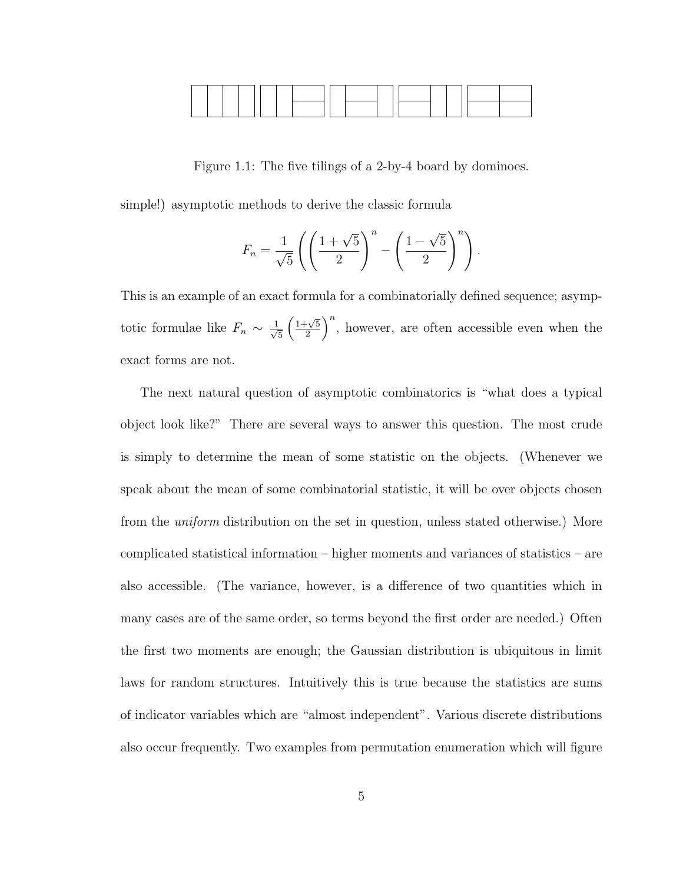Figure 1.1: The five tilings of a 2-by-4 board by dominoes.

simple!) asymptotic methods to derive the classic formula

$$F_n = \frac{1}{\sqrt{5}} \left( \left( \frac{1+\sqrt{5}}{2} \right)^n - \left( \frac{1-\sqrt{5}}{2} \right)^n \right).$$

This is an example of an exact formula for a combinatorially defined sequence; asymptotic formulae like $F_n \sim \frac{1}{\sqrt{5}} \left( \frac{1+\sqrt{5}}{2} \right)^n$, however, are often accessible even when the exact forms are not.

The next natural question of asymptotic combinatorics is "what does a typical object look like?" There are several ways to answer this question. The most crude is simply to determine the mean of some statistic on the objects. (Whenever we speak about the mean of some combinatorial statistic, it will be over objects chosen from the *uniform* distribution on the set in question, unless stated otherwise.) More complicated statistical information – higher moments and variances of statistics – are also accessible. (The variance, however, is a difference of two quantities which in many cases are of the same order, so terms beyond the first order are needed.) Often the first two moments are enough; the Gaussian distribution is ubiquitous in limit laws for random structures. Intuitively this is true because the statistics are sums of indicator variables which are "almost independent". Various discrete distributions also occur frequently. Two examples from permutation enumeration which will figure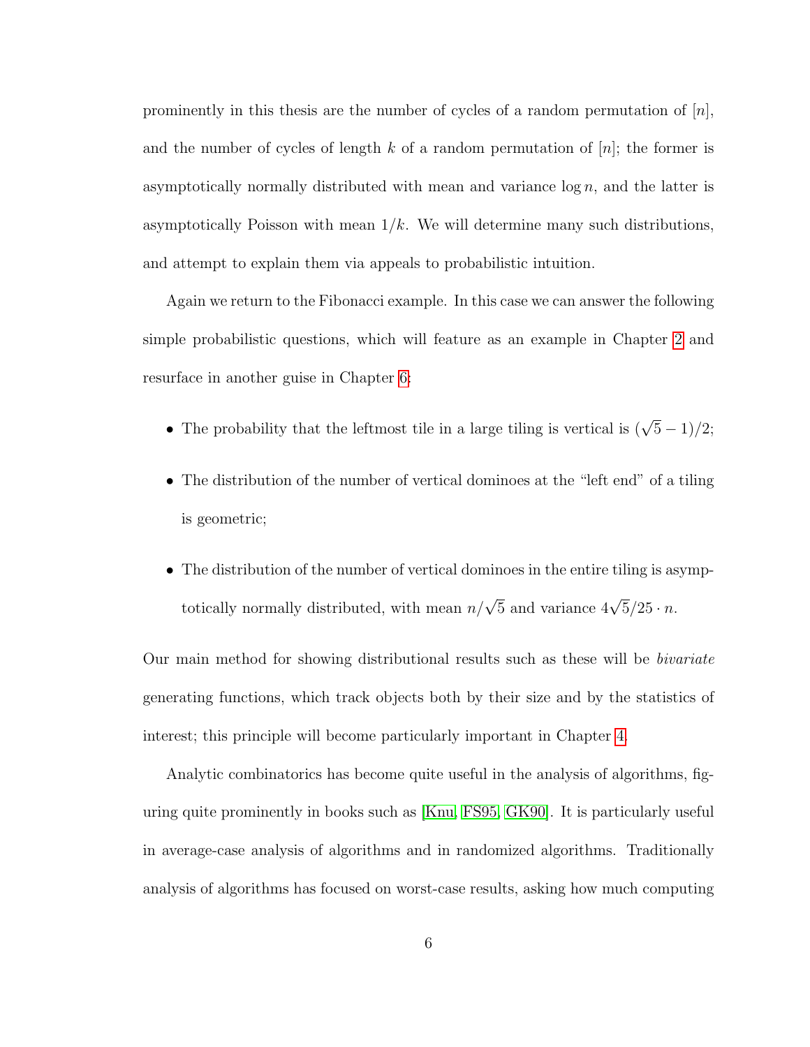prominently in this thesis are the number of cycles of a random permutation of $[n]$, and the number of cycles of length $k$ of a random permutation of $[n]$; the former is asymptotically normally distributed with mean and variance $\log n$, and the latter is asymptotically Poisson with mean $1/k$. We will determine many such distributions, and attempt to explain them via appeals to probabilistic intuition.

Again we return to the Fibonacci example. In this case we can answer the following simple probabilistic questions, which will feature as an example in Chapter 2 and resurface in another guise in Chapter 6:

- The probability that the leftmost tile in a large tiling is vertical is $(\sqrt{5}-1)/2$;
- The distribution of the number of vertical dominoes at the "left end" of a tiling is geometric;
- The distribution of the number of vertical dominoes in the entire tiling is asymptotically normally distributed, with mean $n/\sqrt{5}$ and variance $4\sqrt{5}/25 \cdot n$.

Our main method for showing distributional results such as these will be *bivariate* generating functions, which track objects both by their size and by the statistics of interest; this principle will become particularly important in Chapter 4.

Analytic combinatorics has become quite useful in the analysis of algorithms, figuring quite prominently in books such as [Knu, FS95, GK90]. It is particularly useful in average-case analysis of algorithms and in randomized algorithms. Traditionally analysis of algorithms has focused on worst-case results, asking how much computing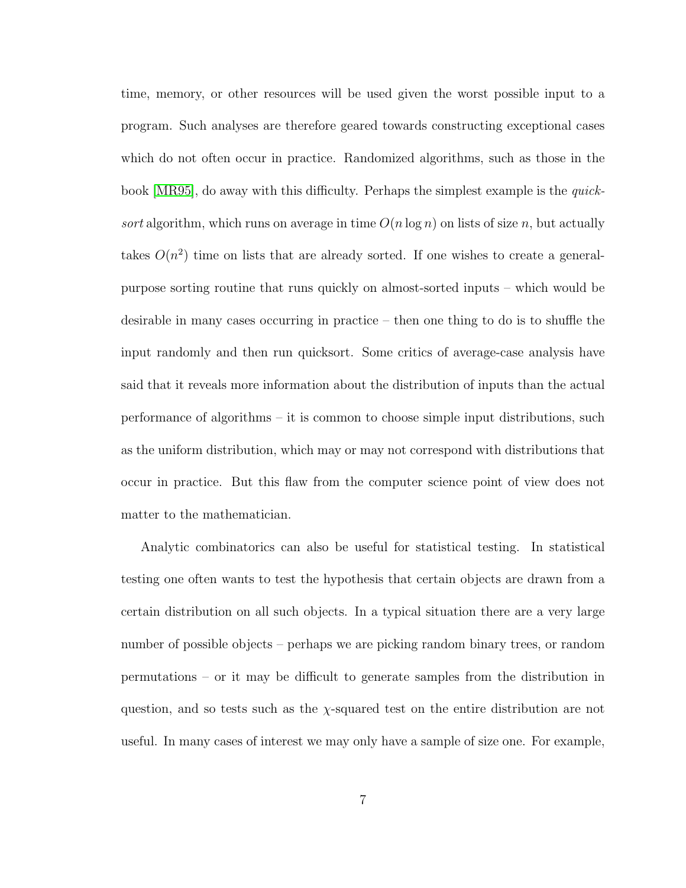time, memory, or other resources will be used given the worst possible input to a program. Such analyses are therefore geared towards constructing exceptional cases which do not often occur in practice. Randomized algorithms, such as those in the book [MR95], do away with this difficulty. Perhaps the simplest example is the *quicksort* algorithm, which runs on average in time $O(n \log n)$ on lists of size $n$, but actually takes $O(n^2)$ time on lists that are already sorted. If one wishes to create a general-purpose sorting routine that runs quickly on almost-sorted inputs – which would be desirable in many cases occurring in practice – then one thing to do is to shuffle the input randomly and then run quicksort. Some critics of average-case analysis have said that it reveals more information about the distribution of inputs than the actual performance of algorithms – it is common to choose simple input distributions, such as the uniform distribution, which may or may not correspond with distributions that occur in practice. But this flaw from the computer science point of view does not matter to the mathematician.

Analytic combinatorics can also be useful for statistical testing. In statistical testing one often wants to test the hypothesis that certain objects are drawn from a certain distribution on all such objects. In a typical situation there are a very large number of possible objects – perhaps we are picking random binary trees, or random permutations – or it may be difficult to generate samples from the distribution in question, and so tests such as the $\chi$-squared test on the entire distribution are not useful. In many cases of interest we may only have a sample of size one. For example,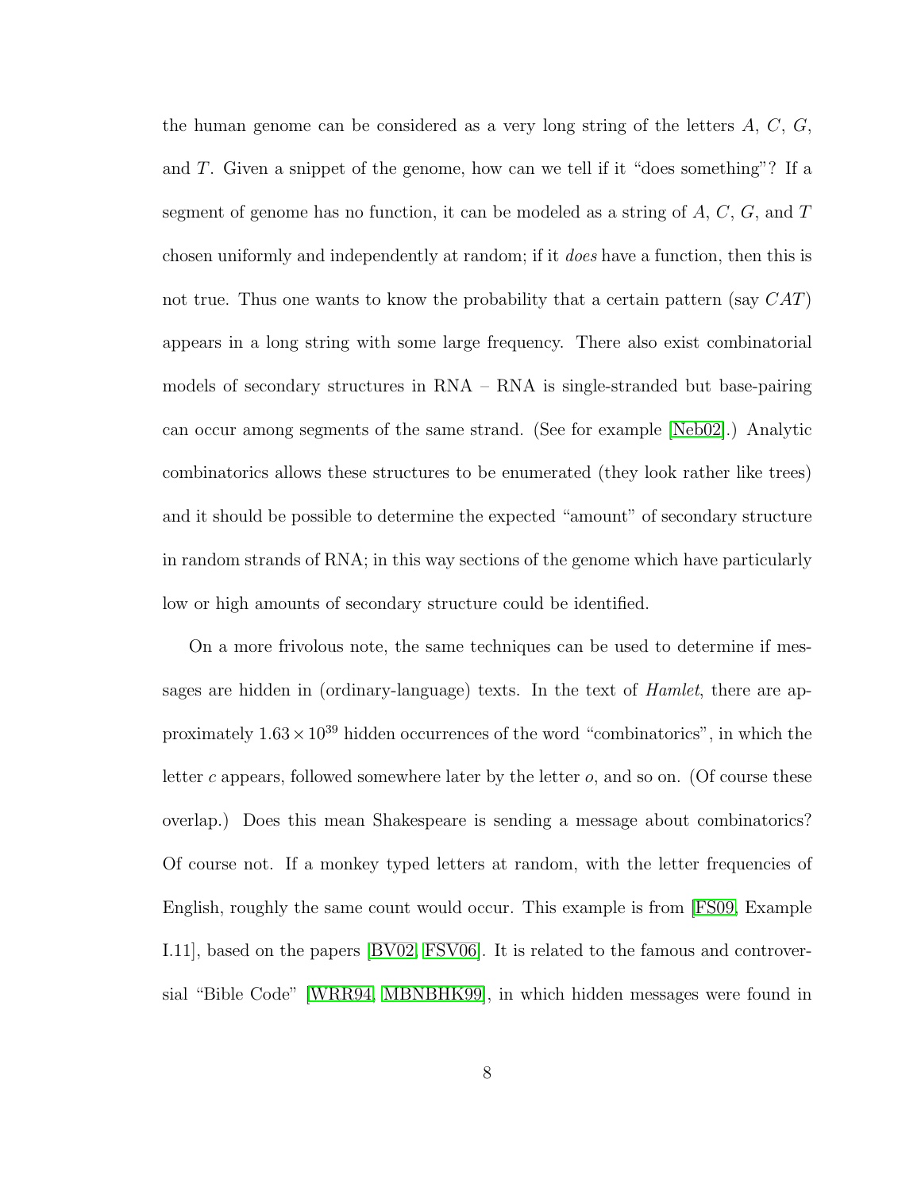the human genome can be considered as a very long string of the letters $A$, $C$, $G$, and $T$. Given a snippet of the genome, how can we tell if it "does something"? If a segment of genome has no function, it can be modeled as a string of $A$, $C$, $G$, and $T$ chosen uniformly and independently at random; if it *does* have a function, then this is not true. Thus one wants to know the probability that a certain pattern (say $CAT$) appears in a long string with some large frequency. There also exist combinatorial models of secondary structures in RNA – RNA is single-stranded but base-pairing can occur among segments of the same strand. (See for example [Neb02].) Analytic combinatorics allows these structures to be enumerated (they look rather like trees) and it should be possible to determine the expected "amount" of secondary structure in random strands of RNA; in this way sections of the genome which have particularly low or high amounts of secondary structure could be identified.

On a more frivolous note, the same techniques can be used to determine if messages are hidden in (ordinary-language) texts. In the text of *Hamlet*, there are approximately $1.63 \times 10^{39}$ hidden occurrences of the word "combinatorics", in which the letter $c$ appears, followed somewhere later by the letter $o$, and so on. (Of course these overlap.) Does this mean Shakespeare is sending a message about combinatorics? Of course not. If a monkey typed letters at random, with the letter frequencies of English, roughly the same count would occur. This example is from [FS09, Example I.11], based on the papers [BV02, FSV06]. It is related to the famous and controversial "Bible Code" [WRR94, MBNBHK99], in which hidden messages were found in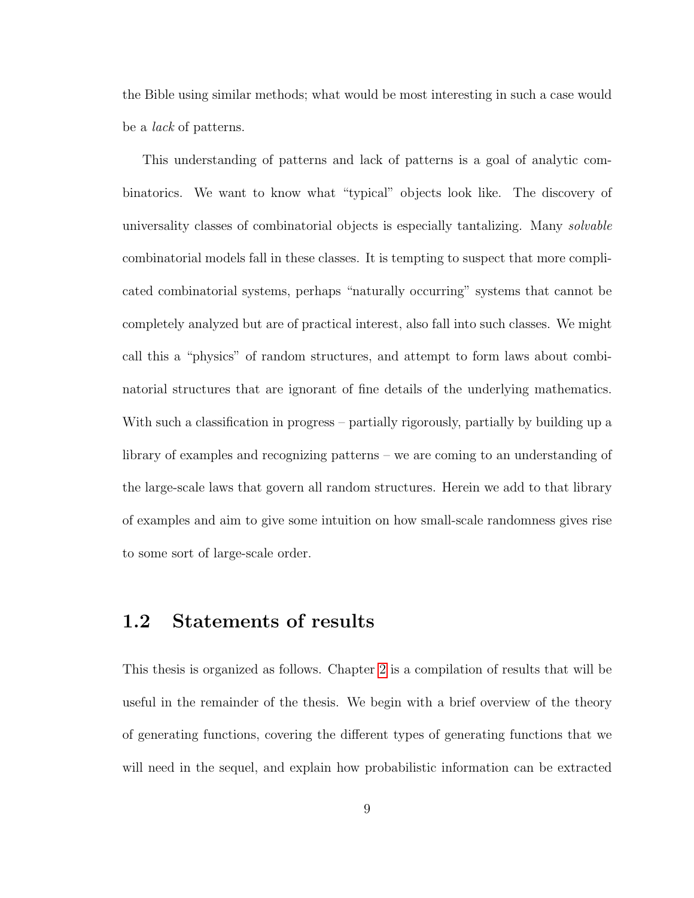the Bible using similar methods; what would be most interesting in such a case would be a *lack* of patterns.

This understanding of patterns and lack of patterns is a goal of analytic combinatorics. We want to know what "typical" objects look like. The discovery of universality classes of combinatorial objects is especially tantalizing. Many *solvable* combinatorial models fall in these classes. It is tempting to suspect that more complicated combinatorial systems, perhaps "naturally occurring" systems that cannot be completely analyzed but are of practical interest, also fall into such classes. We might call this a "physics" of random structures, and attempt to form laws about combinatorial structures that are ignorant of fine details of the underlying mathematics. With such a classification in progress – partially rigorously, partially by building up a library of examples and recognizing patterns – we are coming to an understanding of the large-scale laws that govern all random structures. Herein we add to that library of examples and aim to give some intuition on how small-scale randomness gives rise to some sort of large-scale order.

## 1.2 Statements of results

This thesis is organized as follows. Chapter 2 is a compilation of results that will be useful in the remainder of the thesis. We begin with a brief overview of the theory of generating functions, covering the different types of generating functions that we will need in the sequel, and explain how probabilistic information can be extracted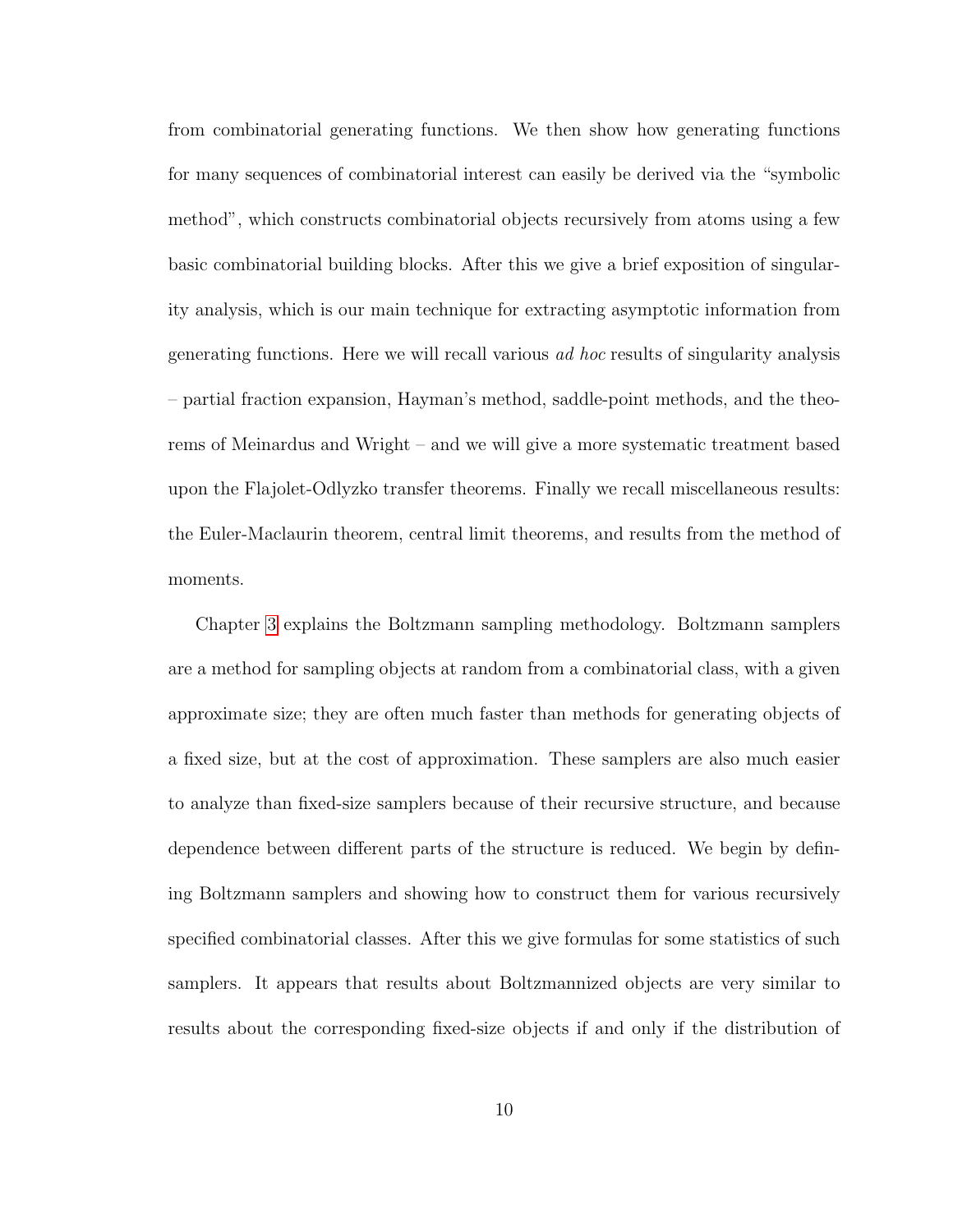from combinatorial generating functions. We then show how generating functions for many sequences of combinatorial interest can easily be derived via the "symbolic method", which constructs combinatorial objects recursively from atoms using a few basic combinatorial building blocks. After this we give a brief exposition of singularity analysis, which is our main technique for extracting asymptotic information from generating functions. Here we will recall various *ad hoc* results of singularity analysis – partial fraction expansion, Hayman's method, saddle-point methods, and the theorems of Meinardus and Wright – and we will give a more systematic treatment based upon the Flajolet-Odlyzko transfer theorems. Finally we recall miscellaneous results: the Euler-Maclaurin theorem, central limit theorems, and results from the method of moments.

Chapter 3 explains the Boltzmann sampling methodology. Boltzmann samplers are a method for sampling objects at random from a combinatorial class, with a given approximate size; they are often much faster than methods for generating objects of a fixed size, but at the cost of approximation. These samplers are also much easier to analyze than fixed-size samplers because of their recursive structure, and because dependence between different parts of the structure is reduced. We begin by defining Boltzmann samplers and showing how to construct them for various recursively specified combinatorial classes. After this we give formulas for some statistics of such samplers. It appears that results about Boltzmannized objects are very similar to results about the corresponding fixed-size objects if and only if the distribution of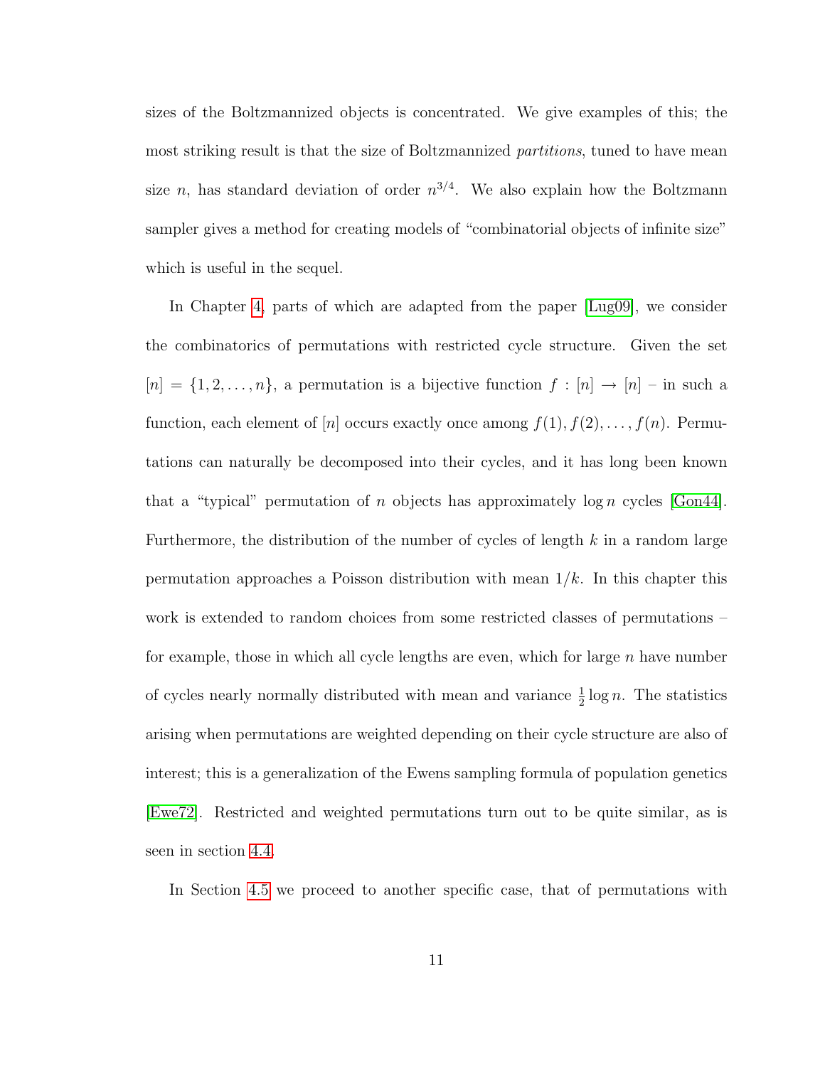sizes of the Boltzmannized objects is concentrated. We give examples of this; the most striking result is that the size of Boltzmannized *partitions*, tuned to have mean size $n$, has standard deviation of order $n^{3/4}$. We also explain how the Boltzmann sampler gives a method for creating models of "combinatorial objects of infinite size" which is useful in the sequel.

In Chapter 4, parts of which are adapted from the paper [Lug09], we consider the combinatorics of permutations with restricted cycle structure. Given the set $[n] = \{1, 2, \ldots, n\}$, a permutation is a bijective function $f : [n] \to [n]$ – in such a function, each element of $[n]$ occurs exactly once among $f(1), f(2), \ldots, f(n)$. Permutations can naturally be decomposed into their cycles, and it has long been known that a "typical" permutation of $n$ objects has approximately $\log n$ cycles [Gon44]. Furthermore, the distribution of the number of cycles of length $k$ in a random large permutation approaches a Poisson distribution with mean $1/k$. In this chapter this work is extended to random choices from some restricted classes of permutations – for example, those in which all cycle lengths are even, which for large $n$ have number of cycles nearly normally distributed with mean and variance $\frac{1}{2} \log n$. The statistics arising when permutations are weighted depending on their cycle structure are also of interest; this is a generalization of the Ewens sampling formula of population genetics [Ewe72]. Restricted and weighted permutations turn out to be quite similar, as is seen in section 4.4.

In Section 4.5 we proceed to another specific case, that of permutations with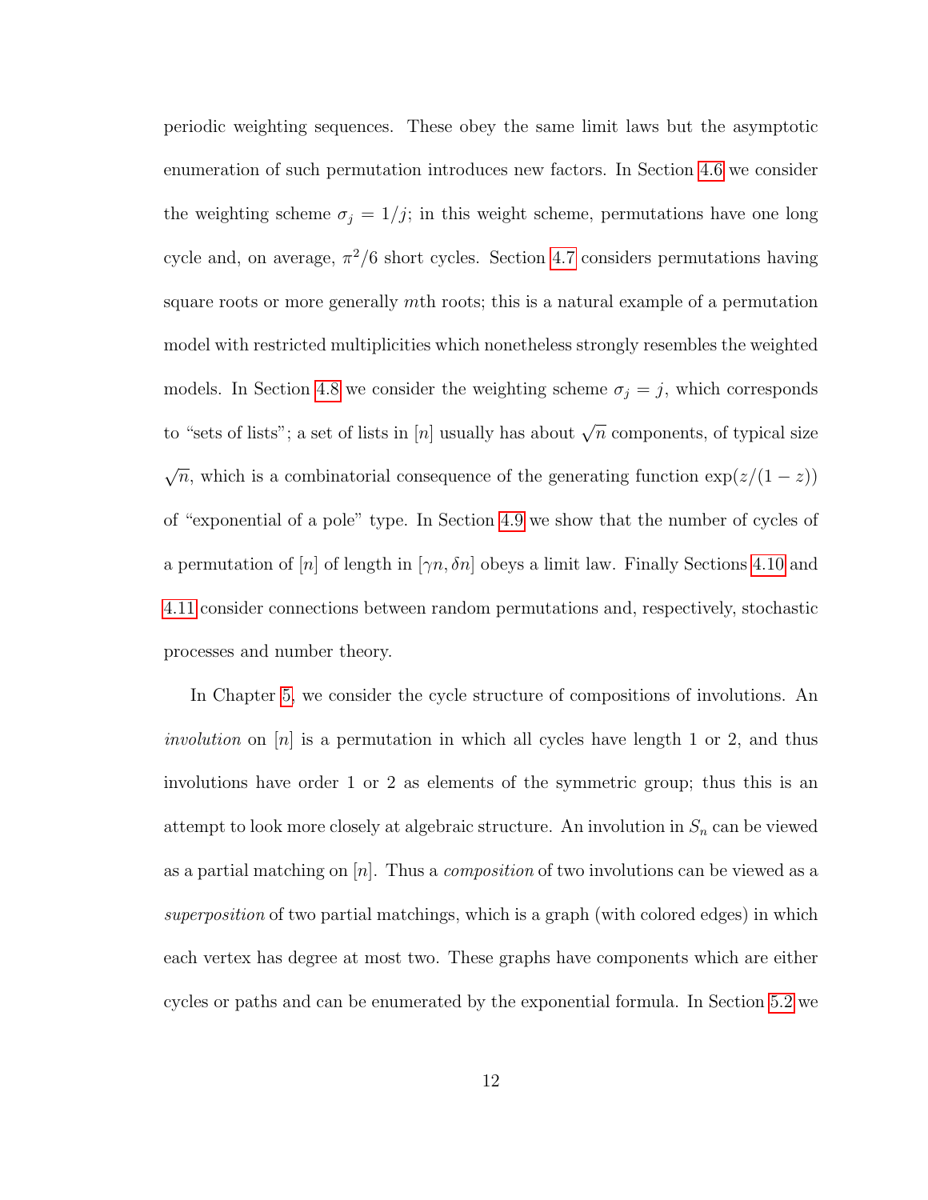periodic weighting sequences. These obey the same limit laws but the asymptotic enumeration of such permutation introduces new factors. In Section 4.6 we consider the weighting scheme $\sigma_j = 1/j$; in this weight scheme, permutations have one long cycle and, on average, $\pi^2/6$ short cycles. Section 4.7 considers permutations having square roots or more generally $m$th roots; this is a natural example of a permutation model with restricted multiplicities which nonetheless strongly resembles the weighted models. In Section 4.8 we consider the weighting scheme $\sigma_j = j$, which corresponds to "sets of lists"; a set of lists in $[n]$ usually has about $\sqrt{n}$ components, of typical size $\sqrt{n}$, which is a combinatorial consequence of the generating function $\exp(z/(1-z))$ of "exponential of a pole" type. In Section 4.9 we show that the number of cycles of a permutation of $[n]$ of length in $[\gamma n, \delta n]$ obeys a limit law. Finally Sections 4.10 and 4.11 consider connections between random permutations and, respectively, stochastic processes and number theory.

In Chapter 5, we consider the cycle structure of compositions of involutions. An *involution* on $[n]$ is a permutation in which all cycles have length 1 or 2, and thus involutions have order 1 or 2 as elements of the symmetric group; thus this is an attempt to look more closely at algebraic structure. An involution in $S_n$ can be viewed as a partial matching on $[n]$. Thus a *composition* of two involutions can be viewed as a *superposition* of two partial matchings, which is a graph (with colored edges) in which each vertex has degree at most two. These graphs have components which are either cycles or paths and can be enumerated by the exponential formula. In Section 5.2 we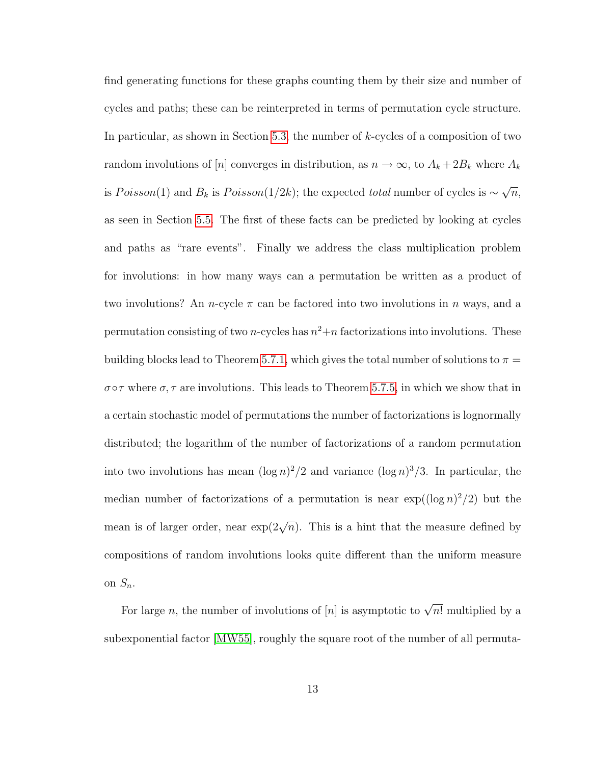find generating functions for these graphs counting them by their size and number of cycles and paths; these can be reinterpreted in terms of permutation cycle structure. In particular, as shown in Section 5.3, the number of $k$-cycles of a composition of two random involutions of $[n]$ converges in distribution, as $n \to \infty$, to $A_k + 2B_k$ where $A_k$ is $Poisson(1)$ and $B_k$ is $Poisson(1/2k)$; the expected *total* number of cycles is $\sim \sqrt{n}$, as seen in Section 5.5. The first of these facts can be predicted by looking at cycles and paths as "rare events". Finally we address the class multiplication problem for involutions: in how many ways can a permutation be written as a product of two involutions? An $n$-cycle $\pi$ can be factored into two involutions in $n$ ways, and a permutation consisting of two $n$-cycles has $n^2+n$ factorizations into involutions. These building blocks lead to Theorem 5.7.1, which gives the total number of solutions to $\pi = \sigma \circ \tau$ where $\sigma, \tau$ are involutions. This leads to Theorem 5.7.5, in which we show that in a certain stochastic model of permutations the number of factorizations is lognormally distributed; the logarithm of the number of factorizations of a random permutation into two involutions has mean $(\log n)^2/2$ and variance $(\log n)^3/3$. In particular, the median number of factorizations of a permutation is near $\exp((\log n)^2/2)$ but the mean is of larger order, near $\exp(2\sqrt{n})$. This is a hint that the measure defined by compositions of random involutions looks quite different than the uniform measure on $S_n$.

For large $n$, the number of involutions of $[n]$ is asymptotic to $\sqrt{n!}$ multiplied by a subexponential factor [MW55], roughly the square root of the number of all permuta-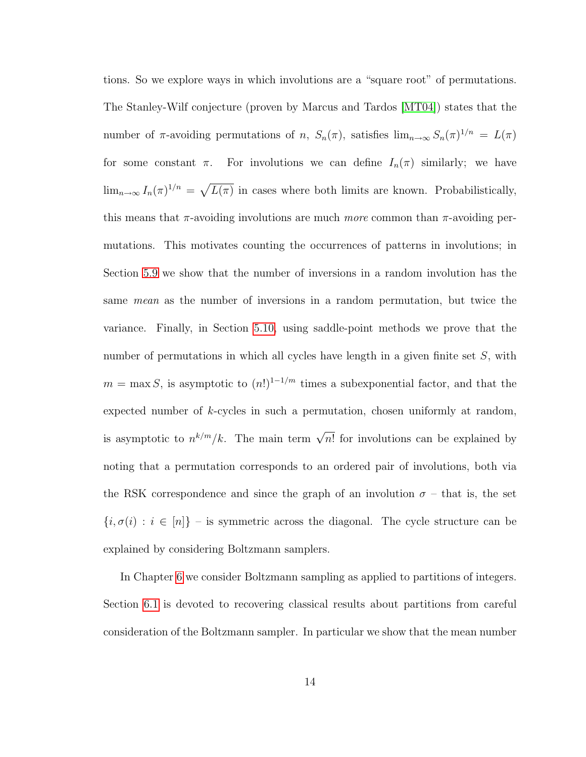tions. So we explore ways in which involutions are a "square root" of permutations. The Stanley-Wilf conjecture (proven by Marcus and Tardos [MT04]) states that the number of $\pi$-avoiding permutations of $n$, $S_n(\pi)$, satisfies $\lim_{n\to\infty} S_n(\pi)^{1/n} = L(\pi)$ for some constant $\pi$. For involutions we can define $I_n(\pi)$ similarly; we have $\lim_{n\to\infty} I_n(\pi)^{1/n} = \sqrt{L(\pi)}$ in cases where both limits are known. Probabilistically, this means that $\pi$-avoiding involutions are much *more* common than $\pi$-avoiding permutations. This motivates counting the occurrences of patterns in involutions; in Section 5.9 we show that the number of inversions in a random involution has the same *mean* as the number of inversions in a random permutation, but twice the variance. Finally, in Section 5.10, using saddle-point methods we prove that the number of permutations in which all cycles have length in a given finite set $S$, with $m = \max S$, is asymptotic to $(n!)^{1-1/m}$ times a subexponential factor, and that the expected number of $k$-cycles in such a permutation, chosen uniformly at random, is asymptotic to $n^{k/m}/k$. The main term $\sqrt{n!}$ for involutions can be explained by noting that a permutation corresponds to an ordered pair of involutions, both via the RSK correspondence and since the graph of an involution $\sigma$ – that is, the set $\{i, \sigma(i) : i \in [n]\}$ – is symmetric across the diagonal. The cycle structure can be explained by considering Boltzmann samplers.

In Chapter 6 we consider Boltzmann sampling as applied to partitions of integers. Section 6.1 is devoted to recovering classical results about partitions from careful consideration of the Boltzmann sampler. In particular we show that the mean number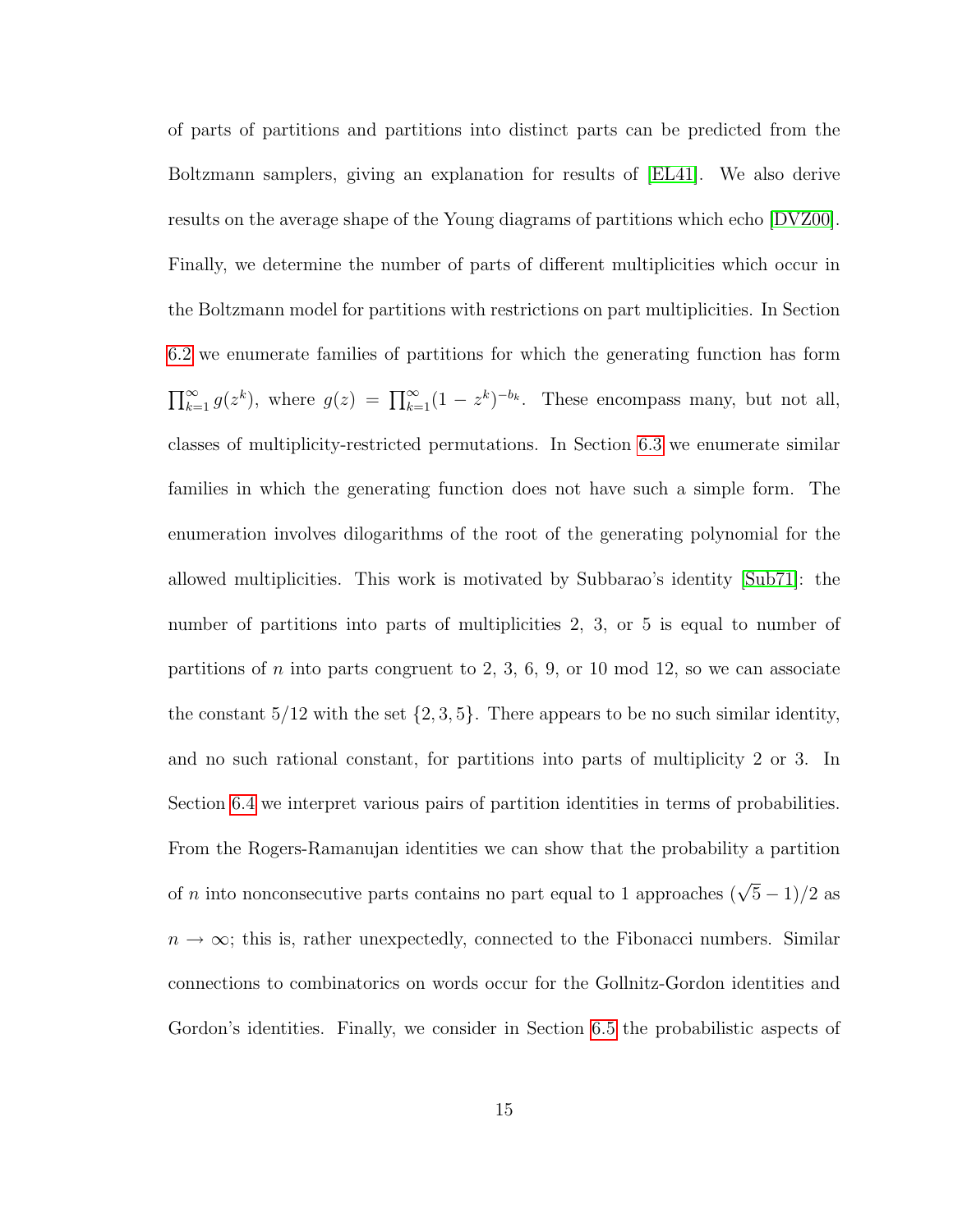of parts of partitions and partitions into distinct parts can be predicted from the Boltzmann samplers, giving an explanation for results of [EL41]. We also derive results on the average shape of the Young diagrams of partitions which echo [DVZ00]. Finally, we determine the number of parts of different multiplicities which occur in the Boltzmann model for partitions with restrictions on part multiplicities. In Section 6.2 we enumerate families of partitions for which the generating function has form $\prod_{k=1}^{\infty} g(z^k)$, where $g(z) = \prod_{k=1}^{\infty}(1-z^k)^{-b_k}$. These encompass many, but not all, classes of multiplicity-restricted permutations. In Section 6.3 we enumerate similar families in which the generating function does not have such a simple form. The enumeration involves dilogarithms of the root of the generating polynomial for the allowed multiplicities. This work is motivated by Subbarao's identity [Sub71]: the number of partitions into parts of multiplicities 2, 3, or 5 is equal to number of partitions of $n$ into parts congruent to 2, 3, 6, 9, or 10 mod 12, so we can associate the constant $5/12$ with the set $\{2, 3, 5\}$. There appears to be no such similar identity, and no such rational constant, for partitions into parts of multiplicity 2 or 3. In Section 6.4 we interpret various pairs of partition identities in terms of probabilities. From the Rogers-Ramanujan identities we can show that the probability a partition of $n$ into nonconsecutive parts contains no part equal to 1 approaches $(\sqrt{5}-1)/2$ as $n \to \infty$; this is, rather unexpectedly, connected to the Fibonacci numbers. Similar connections to combinatorics on words occur for the Gollnitz-Gordon identities and Gordon's identities. Finally, we consider in Section 6.5 the probabilistic aspects of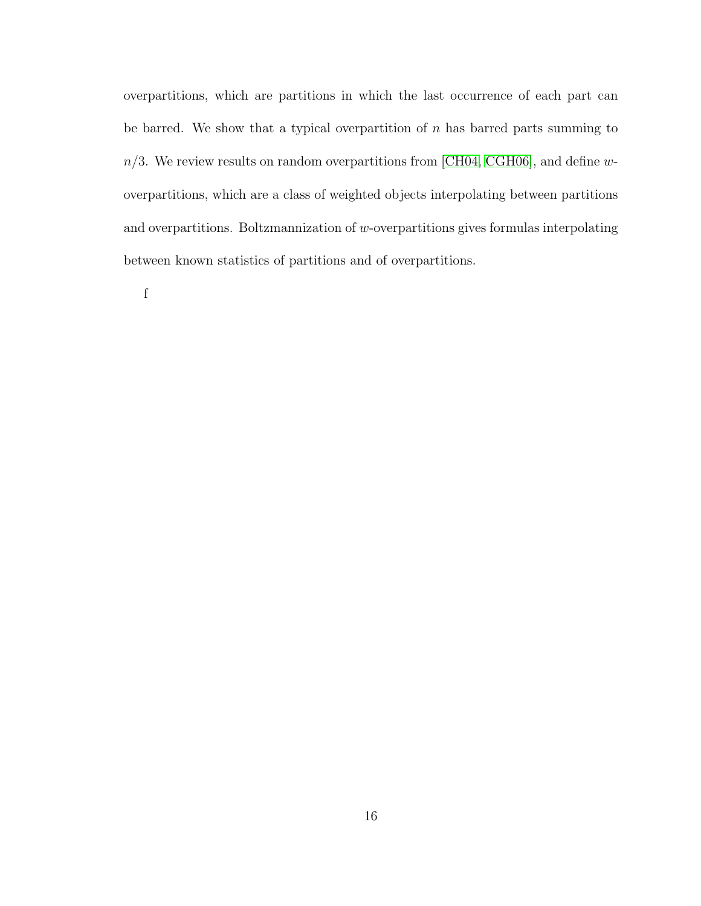overpartitions, which are partitions in which the last occurrence of each part can be barred. We show that a typical overpartition of $n$ has barred parts summing to $n/3$. We review results on random overpartitions from [CH04, CGH06], and define $w$-overpartitions, which are a class of weighted objects interpolating between partitions and overpartitions. Boltzmannization of $w$-overpartitions gives formulas interpolating between known statistics of partitions and of overpartitions.

f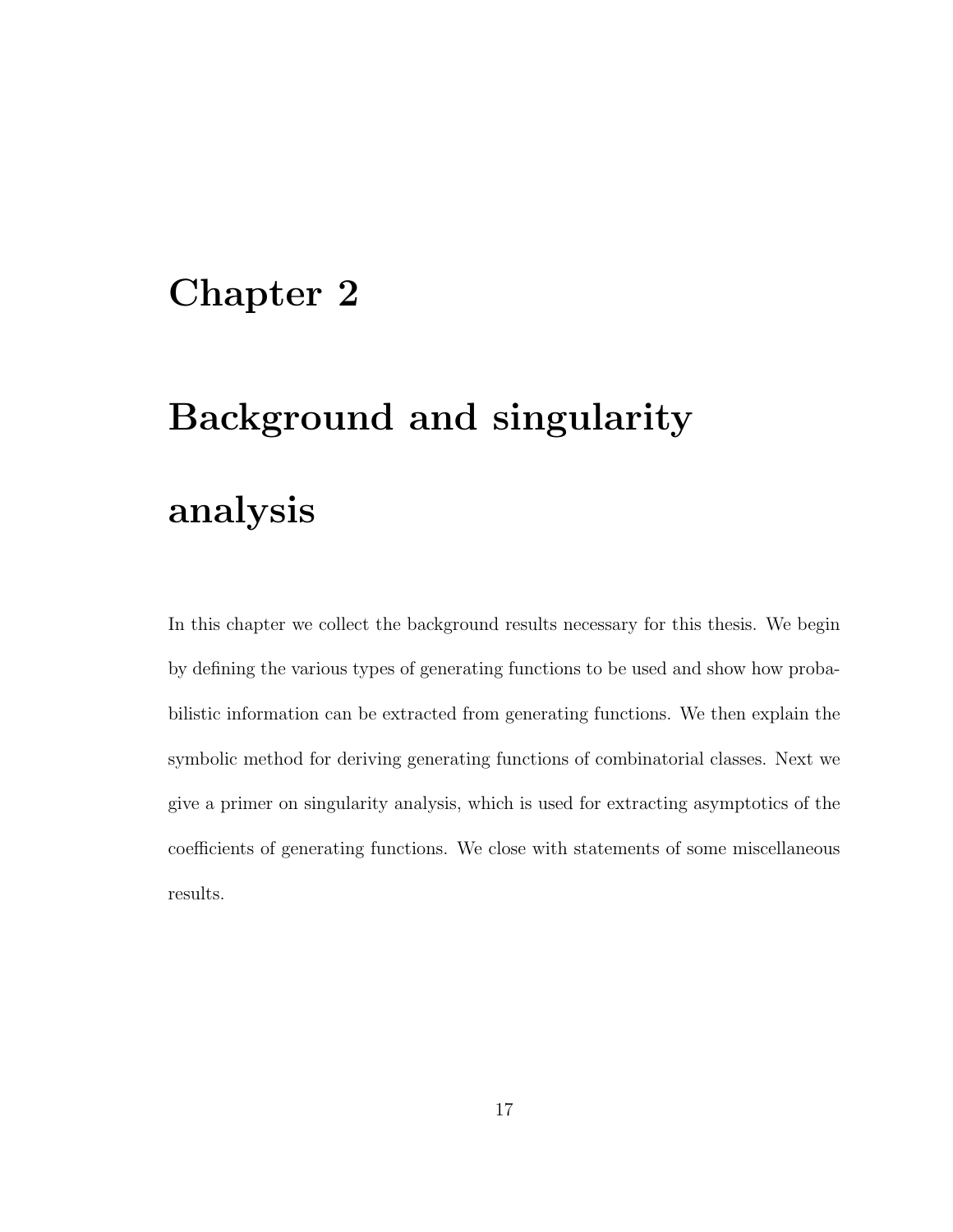# Chapter 2

# Background and singularity analysis

In this chapter we collect the background results necessary for this thesis. We begin by defining the various types of generating functions to be used and show how probabilistic information can be extracted from generating functions. We then explain the symbolic method for deriving generating functions of combinatorial classes. Next we give a primer on singularity analysis, which is used for extracting asymptotics of the coefficients of generating functions. We close with statements of some miscellaneous results.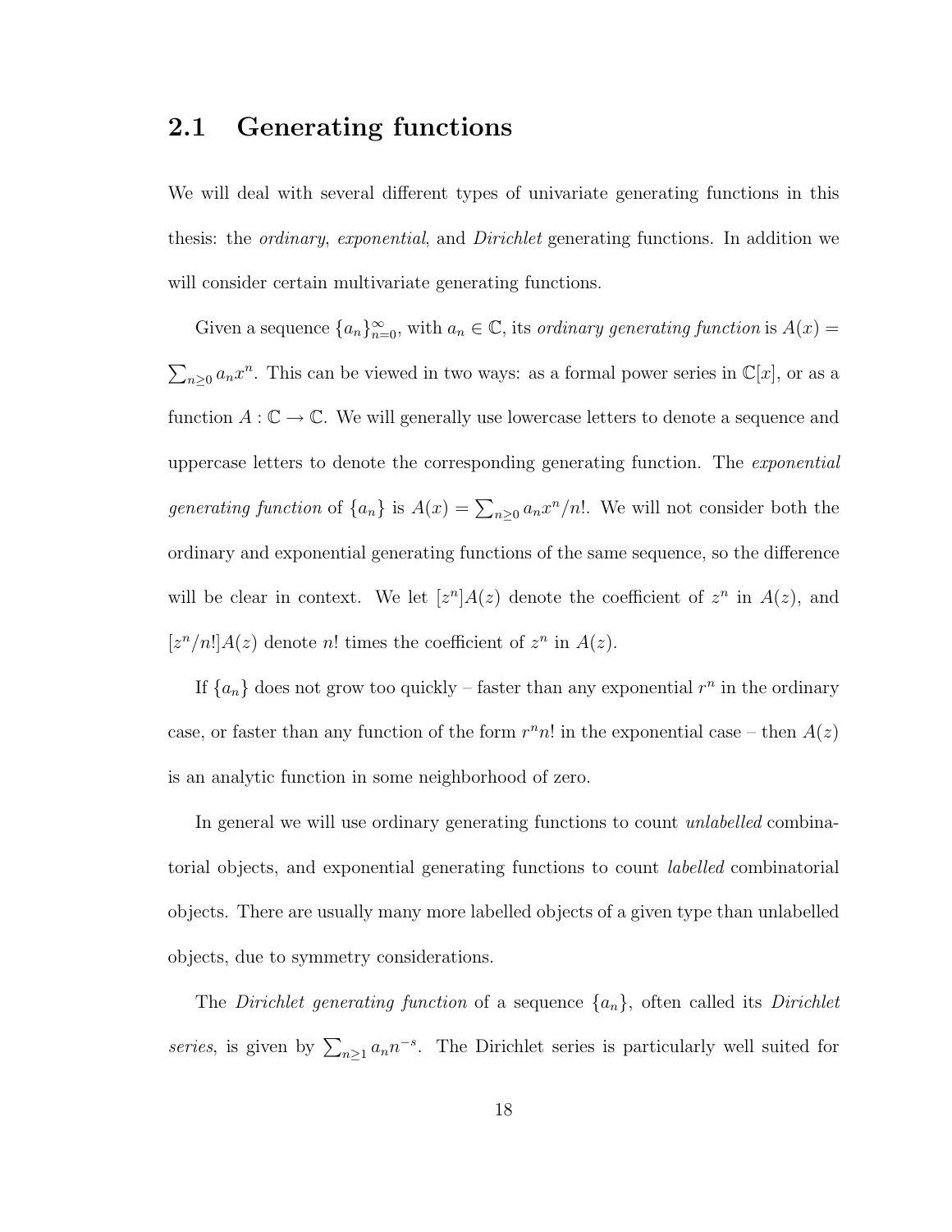## 2.1 Generating functions

We will deal with several different types of univariate generating functions in this thesis: the *ordinary*, *exponential*, and *Dirichlet* generating functions. In addition we will consider certain multivariate generating functions.

Given a sequence $\{a_n\}_{n=0}^{\infty}$, with $a_n \in \mathbb{C}$, its *ordinary generating function* is $A(x) = \sum_{n \geq 0} a_n x^n$. This can be viewed in two ways: as a formal power series in $\mathbb{C}[x]$, or as a function $A : \mathbb{C} \to \mathbb{C}$. We will generally use lowercase letters to denote a sequence and uppercase letters to denote the corresponding generating function. The *exponential generating function* of $\{a_n\}$ is $A(x) = \sum_{n \geq 0} a_n x^n / n!$. We will not consider both the ordinary and exponential generating functions of the same sequence, so the difference will be clear in context. We let $[z^n]A(z)$ denote the coefficient of $z^n$ in $A(z)$, and $[z^n/n!]A(z)$ denote $n!$ times the coefficient of $z^n$ in $A(z)$.

If $\{a_n\}$ does not grow too quickly – faster than any exponential $r^n$ in the ordinary case, or faster than any function of the form $r^n n!$ in the exponential case – then $A(z)$ is an analytic function in some neighborhood of zero.

In general we will use ordinary generating functions to count *unlabelled* combinatorial objects, and exponential generating functions to count *labelled* combinatorial objects. There are usually many more labelled objects of a given type than unlabelled objects, due to symmetry considerations.

The *Dirichlet generating function* of a sequence $\{a_n\}$, often called its *Dirichlet series*, is given by $\sum_{n \geq 1} a_n n^{-s}$. The Dirichlet series is particularly well suited for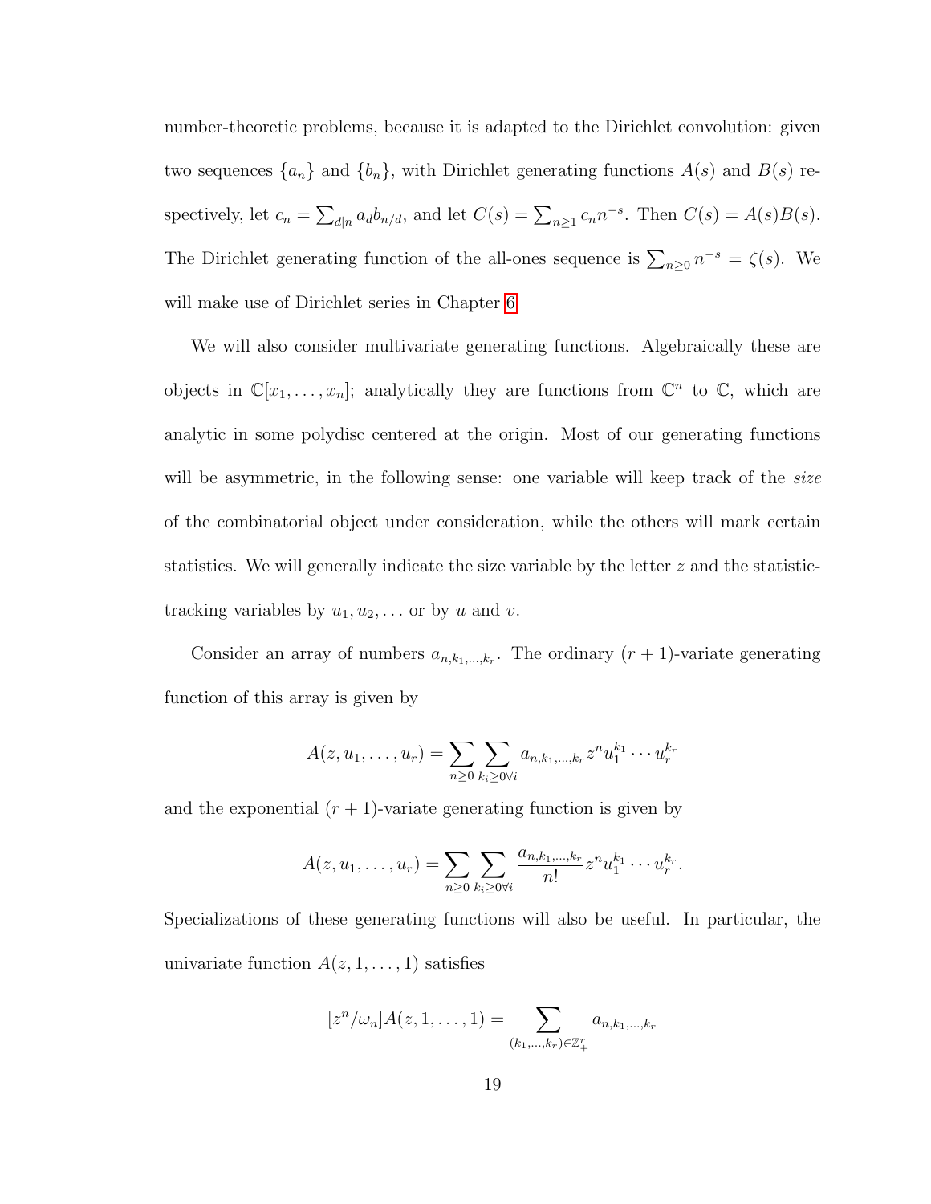number-theoretic problems, because it is adapted to the Dirichlet convolution: given two sequences $\{a_n\}$ and $\{b_n\}$, with Dirichlet generating functions $A(s)$ and $B(s)$ respectively, let $c_n = \sum_{d|n} a_d b_{n/d}$, and let $C(s) = \sum_{n\geq 1} c_n n^{-s}$. Then $C(s) = A(s)B(s)$. The Dirichlet generating function of the all-ones sequence is $\sum_{n\geq 0} n^{-s} = \zeta(s)$. We will make use of Dirichlet series in Chapter 6.

We will also consider multivariate generating functions. Algebraically these are objects in $\mathbb{C}[x_1, \ldots, x_n]$; analytically they are functions from $\mathbb{C}^n$ to $\mathbb{C}$, which are analytic in some polydisc centered at the origin. Most of our generating functions will be asymmetric, in the following sense: one variable will keep track of the *size* of the combinatorial object under consideration, while the others will mark certain statistics. We will generally indicate the size variable by the letter $z$ and the statistic-tracking variables by $u_1, u_2, \ldots$ or by $u$ and $v$.

Consider an array of numbers $a_{n,k_1,\ldots,k_r}$. The ordinary $(r+1)$-variate generating function of this array is given by

$$A(z, u_1, \ldots, u_r) = \sum_{n\geq 0} \sum_{k_i \geq 0 \forall i} a_{n,k_1,\ldots,k_r} z^n u_1^{k_1} \cdots u_r^{k_r}$$

and the exponential $(r+1)$-variate generating function is given by

$$A(z, u_1, \ldots, u_r) = \sum_{n\geq 0} \sum_{k_i \geq 0 \forall i} \frac{a_{n,k_1,\ldots,k_r}}{n!} z^n u_1^{k_1} \cdots u_r^{k_r}.$$

Specializations of these generating functions will also be useful. In particular, the univariate function $A(z, 1, \ldots, 1)$ satisfies

$$[z^n/\omega_n] A(z, 1, \ldots, 1) = \sum_{(k_1,\ldots,k_r) \in \mathbb{Z}_+^r} a_{n,k_1,\ldots,k_r}$$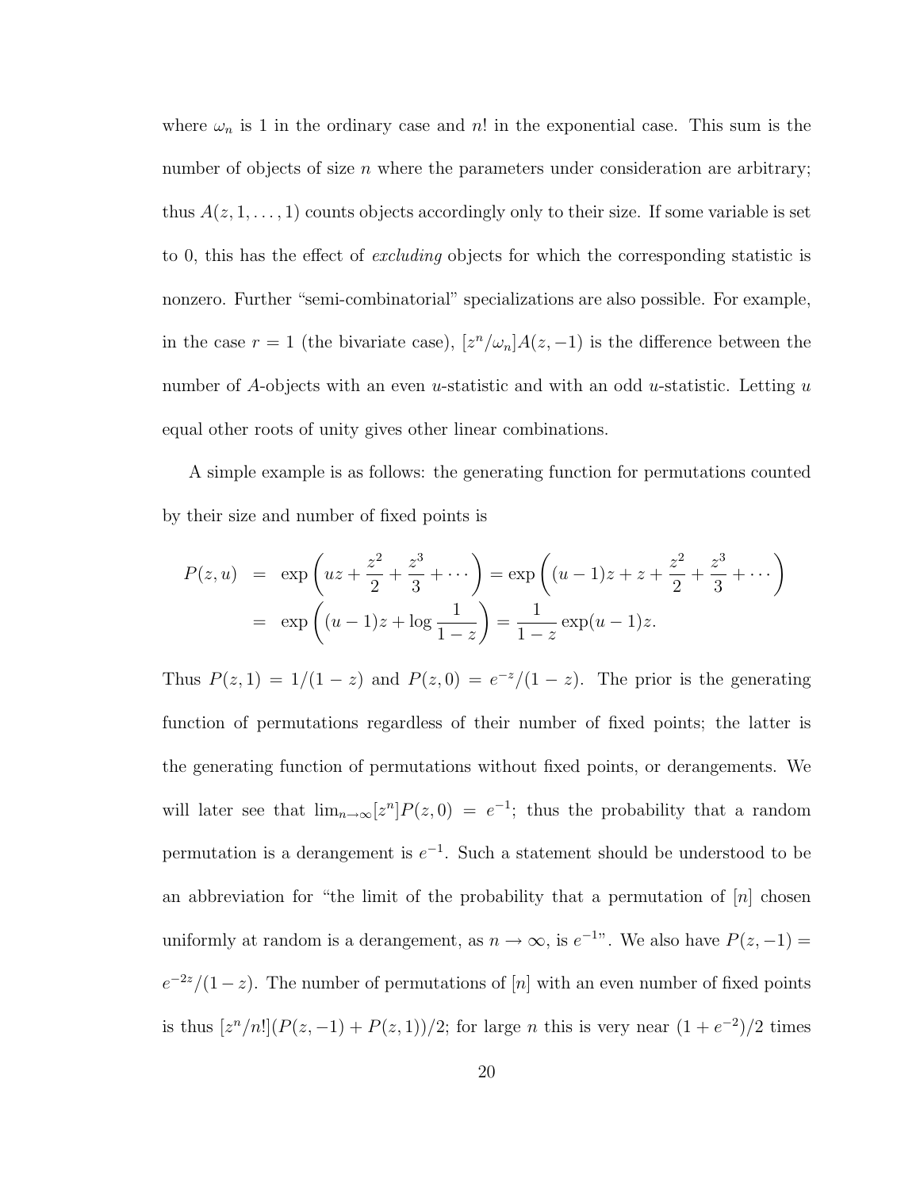where $\omega_n$ is 1 in the ordinary case and $n!$ in the exponential case. This sum is the number of objects of size $n$ where the parameters under consideration are arbitrary; thus $A(z, 1, \ldots, 1)$ counts objects accordingly only to their size. If some variable is set to 0, this has the effect of *excluding* objects for which the corresponding statistic is nonzero. Further "semi-combinatorial" specializations are also possible. For example, in the case $r = 1$ (the bivariate case), $[z^n/\omega_n]A(z, -1)$ is the difference between the number of $A$-objects with an even $u$-statistic and with an odd $u$-statistic. Letting $u$ equal other roots of unity gives other linear combinations.

A simple example is as follows: the generating function for permutations counted by their size and number of fixed points is

$$
\begin{aligned}
P(z, u) &= \exp\left(uz + \frac{z^2}{2} + \frac{z^3}{3} + \cdots\right) = \exp\left((u-1)z + z + \frac{z^2}{2} + \frac{z^3}{3} + \cdots\right) \\
&= \exp\left((u-1)z + \log \frac{1}{1-z}\right) = \frac{1}{1-z} \exp(u-1)z.
\end{aligned}
$$

Thus $P(z, 1) = 1/(1-z)$ and $P(z, 0) = e^{-z}/(1-z)$. The prior is the generating function of permutations regardless of their number of fixed points; the latter is the generating function of permutations without fixed points, or derangements. We will later see that $\lim_{n\to\infty}[z^n]P(z, 0) = e^{-1}$; thus the probability that a random permutation is a derangement is $e^{-1}$. Such a statement should be understood to be an abbreviation for "the limit of the probability that a permutation of $[n]$ chosen uniformly at random is a derangement, as $n \to \infty$, is $e^{-1}$". We also have $P(z, -1) = e^{-2z}/(1-z)$. The number of permutations of $[n]$ with an even number of fixed points is thus $[z^n/n!](P(z, -1) + P(z, 1))/2$; for large $n$ this is very near $(1 + e^{-2})/2$ times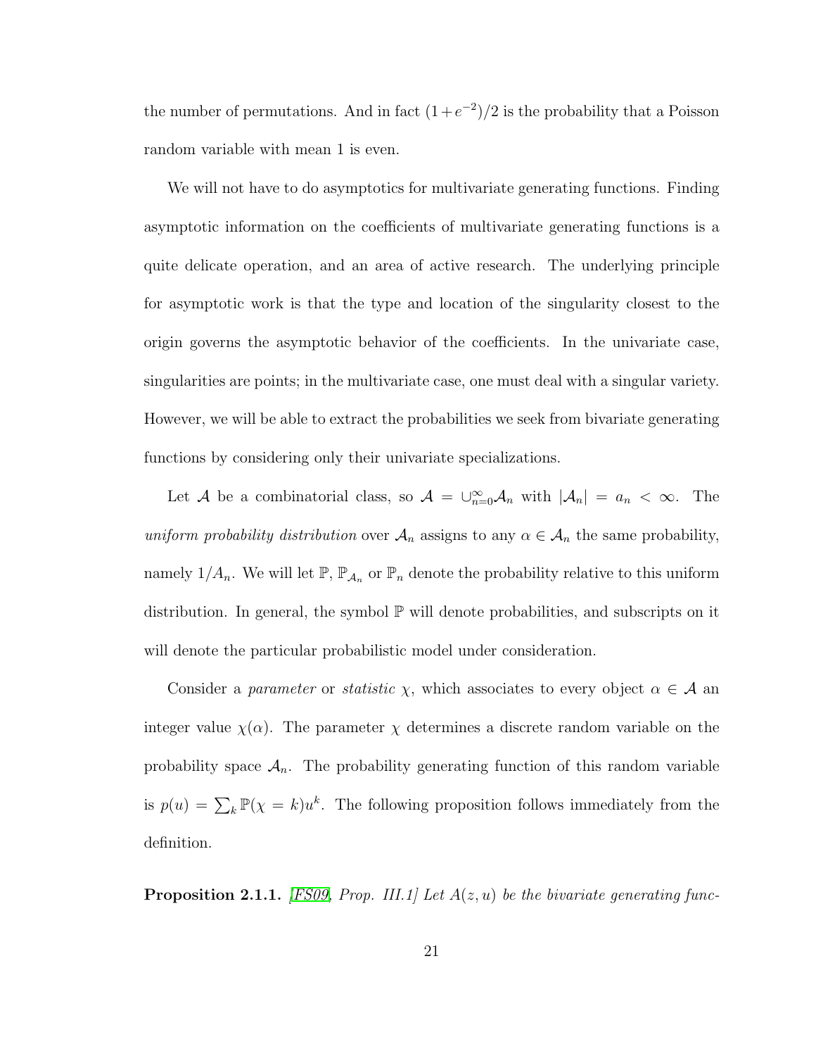the number of permutations. And in fact $(1+e^{-2})/2$ is the probability that a Poisson random variable with mean 1 is even.

We will not have to do asymptotics for multivariate generating functions. Finding asymptotic information on the coefficients of multivariate generating functions is a quite delicate operation, and an area of active research. The underlying principle for asymptotic work is that the type and location of the singularity closest to the origin governs the asymptotic behavior of the coefficients. In the univariate case, singularities are points; in the multivariate case, one must deal with a singular variety. However, we will be able to extract the probabilities we seek from bivariate generating functions by considering only their univariate specializations.

Let $\mathcal{A}$ be a combinatorial class, so $\mathcal{A} = \cup_{n=0}^{\infty} \mathcal{A}_n$ with $|\mathcal{A}_n| = a_n < \infty$. The *uniform probability distribution* over $\mathcal{A}_n$ assigns to any $\alpha \in \mathcal{A}_n$ the same probability, namely $1/A_n$. We will let $\mathbb{P}$, $\mathbb{P}_{\mathcal{A}_n}$ or $\mathbb{P}_n$ denote the probability relative to this uniform distribution. In general, the symbol $\mathbb{P}$ will denote probabilities, and subscripts on it will denote the particular probabilistic model under consideration.

Consider a *parameter* or *statistic* $\chi$, which associates to every object $\alpha \in \mathcal{A}$ an integer value $\chi(\alpha)$. The parameter $\chi$ determines a discrete random variable on the probability space $\mathcal{A}_n$. The probability generating function of this random variable is $p(u) = \sum_k \mathbb{P}(\chi = k)u^k$. The following proposition follows immediately from the definition.

**Proposition 2.1.1.** *[FS09, Prop. III.1] Let $A(z,u)$ be the bivariate generating func-*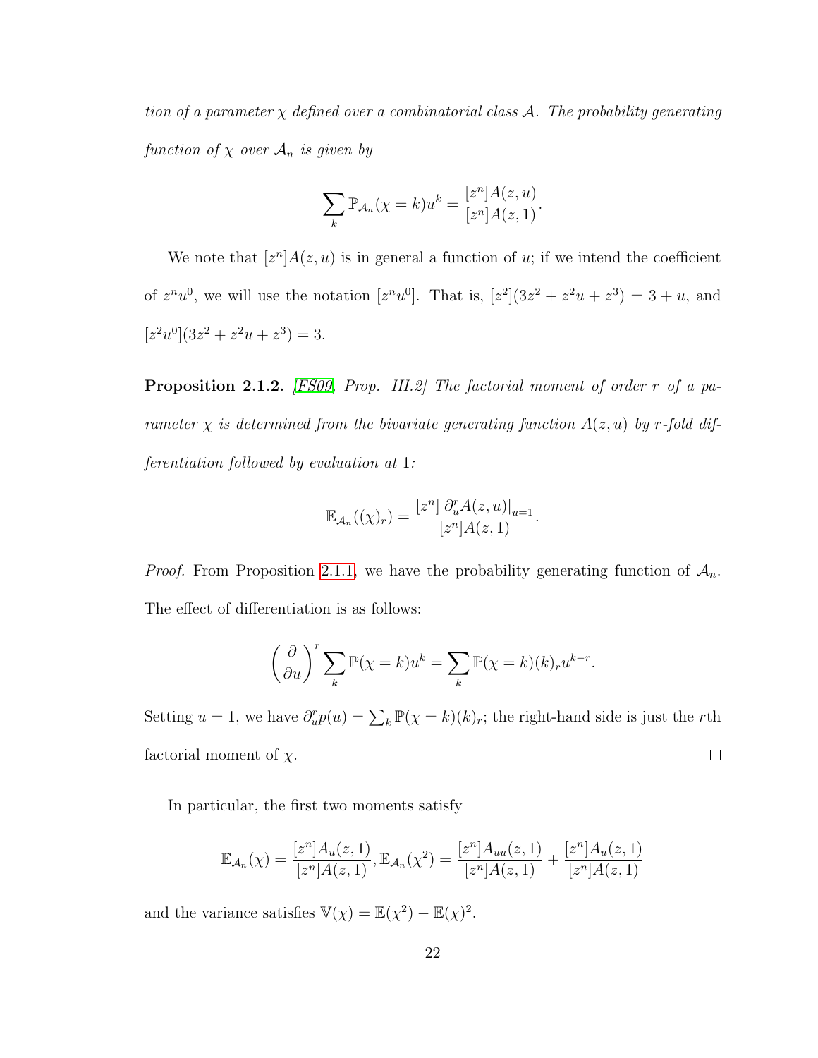*tion of a parameter $\chi$ defined over a combinatorial class $\mathcal{A}$. The probability generating function of $\chi$ over $\mathcal{A}_n$ is given by*

$$\sum_k \mathbb{P}_{\mathcal{A}_n}(\chi = k)u^k = \frac{[z^n]A(z,u)}{[z^n]A(z,1)}.$$

We note that $[z^n]A(z,u)$ is in general a function of $u$; if we intend the coefficient of $z^n u^0$, we will use the notation $[z^n u^0]$. That is, $[z^2](3z^2 + z^2u + z^3) = 3 + u$, and $[z^2u^0](3z^2 + z^2u + z^3) = 3$.

**Proposition 2.1.2.** *[FS09, Prop. III.2] The factorial moment of order $r$ of a parameter $\chi$ is determined from the bivariate generating function $A(z,u)$ by $r$-fold differentiation followed by evaluation at 1:*

$$\mathbb{E}_{\mathcal{A}_n}((\chi)_r) = \frac{[z^n]\left.\partial_u^r A(z,u)\right|_{u=1}}{[z^n]A(z,1)}.$$

*Proof.* From Proposition 2.1.1, we have the probability generating function of $\mathcal{A}_n$. The effect of differentiation is as follows:

$$\left(\frac{\partial}{\partial u}\right)^r \sum_k \mathbb{P}(\chi = k)u^k = \sum_k \mathbb{P}(\chi = k)(k)_r u^{k-r}.$$

Setting $u = 1$, we have $\partial_u^r p(u) = \sum_k \mathbb{P}(\chi = k)(k)_r$; the right-hand side is just the $r$th factorial moment of $\chi$. $\square$

In particular, the first two moments satisfy

$$\mathbb{E}_{\mathcal{A}_n}(\chi) = \frac{[z^n]A_u(z,1)}{[z^n]A(z,1)}, \mathbb{E}_{\mathcal{A}_n}(\chi^2) = \frac{[z^n]A_{uu}(z,1)}{[z^n]A(z,1)} + \frac{[z^n]A_u(z,1)}{[z^n]A(z,1)}$$

and the variance satisfies $\mathbb{V}(\chi) = \mathbb{E}(\chi^2) - \mathbb{E}(\chi)^2$.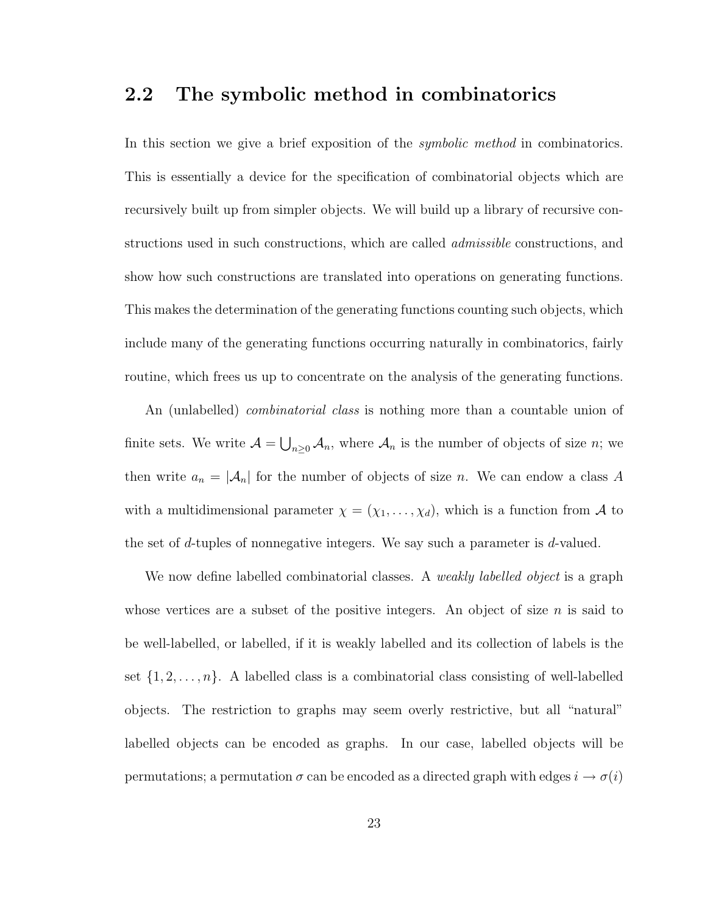## 2.2 The symbolic method in combinatorics

In this section we give a brief exposition of the *symbolic method* in combinatorics. This is essentially a device for the specification of combinatorial objects which are recursively built up from simpler objects. We will build up a library of recursive constructions used in such constructions, which are called *admissible* constructions, and show how such constructions are translated into operations on generating functions. This makes the determination of the generating functions counting such objects, which include many of the generating functions occurring naturally in combinatorics, fairly routine, which frees us up to concentrate on the analysis of the generating functions.

An (unlabelled) *combinatorial class* is nothing more than a countable union of finite sets. We write $\mathcal{A} = \bigcup_{n \geq 0} \mathcal{A}_n$, where $\mathcal{A}_n$ is the number of objects of size $n$; we then write $a_n = |\mathcal{A}_n|$ for the number of objects of size $n$. We can endow a class $A$ with a multidimensional parameter $\chi = (\chi_1, \ldots, \chi_d)$, which is a function from $\mathcal{A}$ to the set of $d$-tuples of nonnegative integers. We say such a parameter is $d$-valued.

We now define labelled combinatorial classes. A *weakly labelled object* is a graph whose vertices are a subset of the positive integers. An object of size $n$ is said to be well-labelled, or labelled, if it is weakly labelled and its collection of labels is the set $\{1, 2, \ldots, n\}$. A labelled class is a combinatorial class consisting of well-labelled objects. The restriction to graphs may seem overly restrictive, but all "natural" labelled objects can be encoded as graphs. In our case, labelled objects will be permutations; a permutation $\sigma$ can be encoded as a directed graph with edges $i \to \sigma(i)$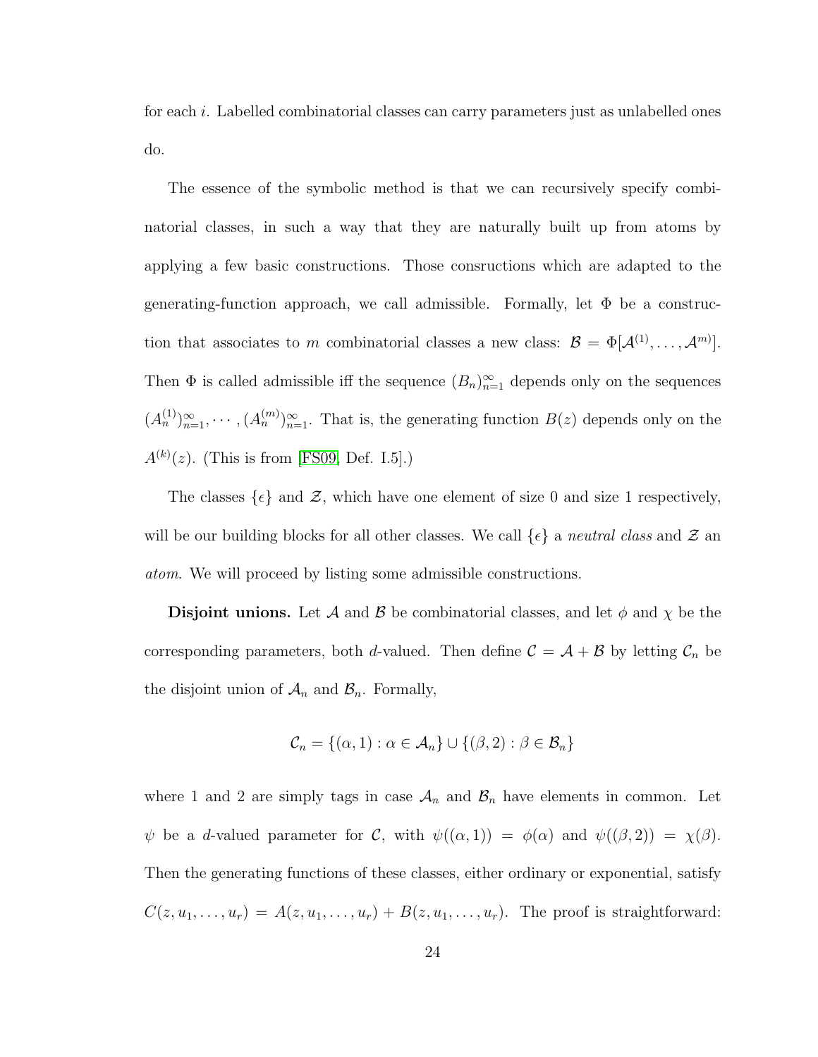for each $i$. Labelled combinatorial classes can carry parameters just as unlabelled ones do.

The essence of the symbolic method is that we can recursively specify combinatorial classes, in such a way that they are naturally built up from atoms by applying a few basic constructions. Those consructions which are adapted to the generating-function approach, we call admissible. Formally, let $\Phi$ be a construction that associates to $m$ combinatorial classes a new class: $\mathcal{B} = \Phi[\mathcal{A}^{(1)}, \ldots, \mathcal{A}^{m)}]$. Then $\Phi$ is called admissible iff the sequence $(B_n)_{n=1}^{\infty}$ depends only on the sequences $(A_n^{(1)})_{n=1}^{\infty}, \cdots, (A_n^{(m)})_{n=1}^{\infty}$. That is, the generating function $B(z)$ depends only on the $A^{(k)}(z)$. (This is from [FS09, Def. I.5].)

The classes $\{\epsilon\}$ and $\mathcal{Z}$, which have one element of size 0 and size 1 respectively, will be our building blocks for all other classes. We call $\{\epsilon\}$ a *neutral class* and $\mathcal{Z}$ an *atom*. We will proceed by listing some admissible constructions.

**Disjoint unions.** Let $\mathcal{A}$ and $\mathcal{B}$ be combinatorial classes, and let $\phi$ and $\chi$ be the corresponding parameters, both $d$-valued. Then define $\mathcal{C} = \mathcal{A} + \mathcal{B}$ by letting $\mathcal{C}_n$ be the disjoint union of $\mathcal{A}_n$ and $\mathcal{B}_n$. Formally,

$$\mathcal{C}_n = \{(\alpha, 1) : \alpha \in \mathcal{A}_n\} \cup \{(\beta, 2) : \beta \in \mathcal{B}_n\}$$

where 1 and 2 are simply tags in case $\mathcal{A}_n$ and $\mathcal{B}_n$ have elements in common. Let $\psi$ be a $d$-valued parameter for $\mathcal{C}$, with $\psi((\alpha, 1)) = \phi(\alpha)$ and $\psi((\beta, 2)) = \chi(\beta)$. Then the generating functions of these classes, either ordinary or exponential, satisfy $C(z, u_1, \ldots, u_r) = A(z, u_1, \ldots, u_r) + B(z, u_1, \ldots, u_r)$. The proof is straightforward: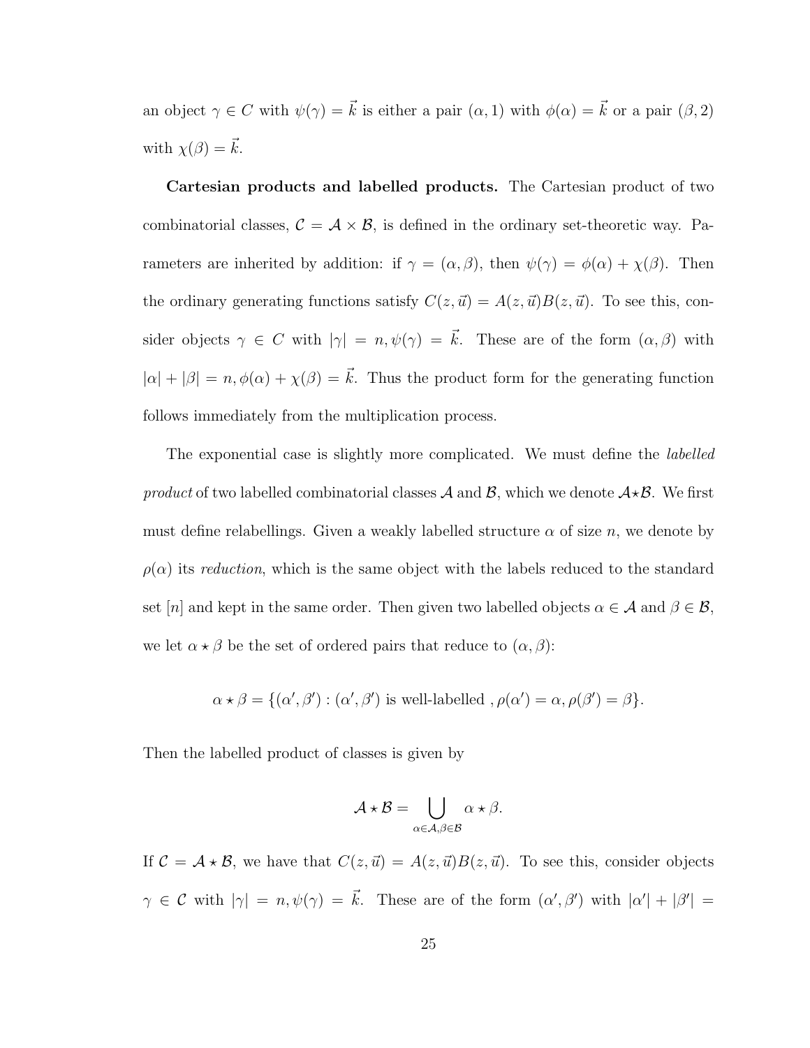an object $\gamma \in C$ with $\psi(\gamma) = \vec{k}$ is either a pair $(\alpha, 1)$ with $\phi(\alpha) = \vec{k}$ or a pair $(\beta, 2)$ with $\chi(\beta) = \vec{k}$.

**Cartesian products and labelled products.** The Cartesian product of two combinatorial classes, $\mathcal{C} = \mathcal{A} \times \mathcal{B}$, is defined in the ordinary set-theoretic way. Parameters are inherited by addition: if $\gamma = (\alpha, \beta)$, then $\psi(\gamma) = \phi(\alpha) + \chi(\beta)$. Then the ordinary generating functions satisfy $C(z, \vec{u}) = A(z, \vec{u})B(z, \vec{u})$. To see this, consider objects $\gamma \in C$ with $|\gamma| = n, \psi(\gamma) = \vec{k}$. These are of the form $(\alpha, \beta)$ with $|\alpha| + |\beta| = n, \phi(\alpha) + \chi(\beta) = \vec{k}$. Thus the product form for the generating function follows immediately from the multiplication process.

The exponential case is slightly more complicated. We must define the *labelled product* of two labelled combinatorial classes $\mathcal{A}$ and $\mathcal{B}$, which we denote $\mathcal{A} \star \mathcal{B}$. We first must define relabellings. Given a weakly labelled structure $\alpha$ of size $n$, we denote by $\rho(\alpha)$ its *reduction*, which is the same object with the labels reduced to the standard set $[n]$ and kept in the same order. Then given two labelled objects $\alpha \in \mathcal{A}$ and $\beta \in \mathcal{B}$, we let $\alpha \star \beta$ be the set of ordered pairs that reduce to $(\alpha, \beta)$:

$$\alpha \star \beta = \{(\alpha', \beta') : (\alpha', \beta') \text{ is well-labelled }, \rho(\alpha') = \alpha, \rho(\beta') = \beta\}.$$

Then the labelled product of classes is given by

$$\mathcal{A} \star \mathcal{B} = \bigcup_{\alpha \in \mathcal{A}, \beta \in \mathcal{B}} \alpha \star \beta.$$

If $\mathcal{C} = \mathcal{A} \star \mathcal{B}$, we have that $C(z, \vec{u}) = A(z, \vec{u})B(z, \vec{u})$. To see this, consider objects $\gamma \in \mathcal{C}$ with $|\gamma| = n, \psi(\gamma) = \vec{k}$. These are of the form $(\alpha', \beta')$ with $|\alpha'| + |\beta'| =$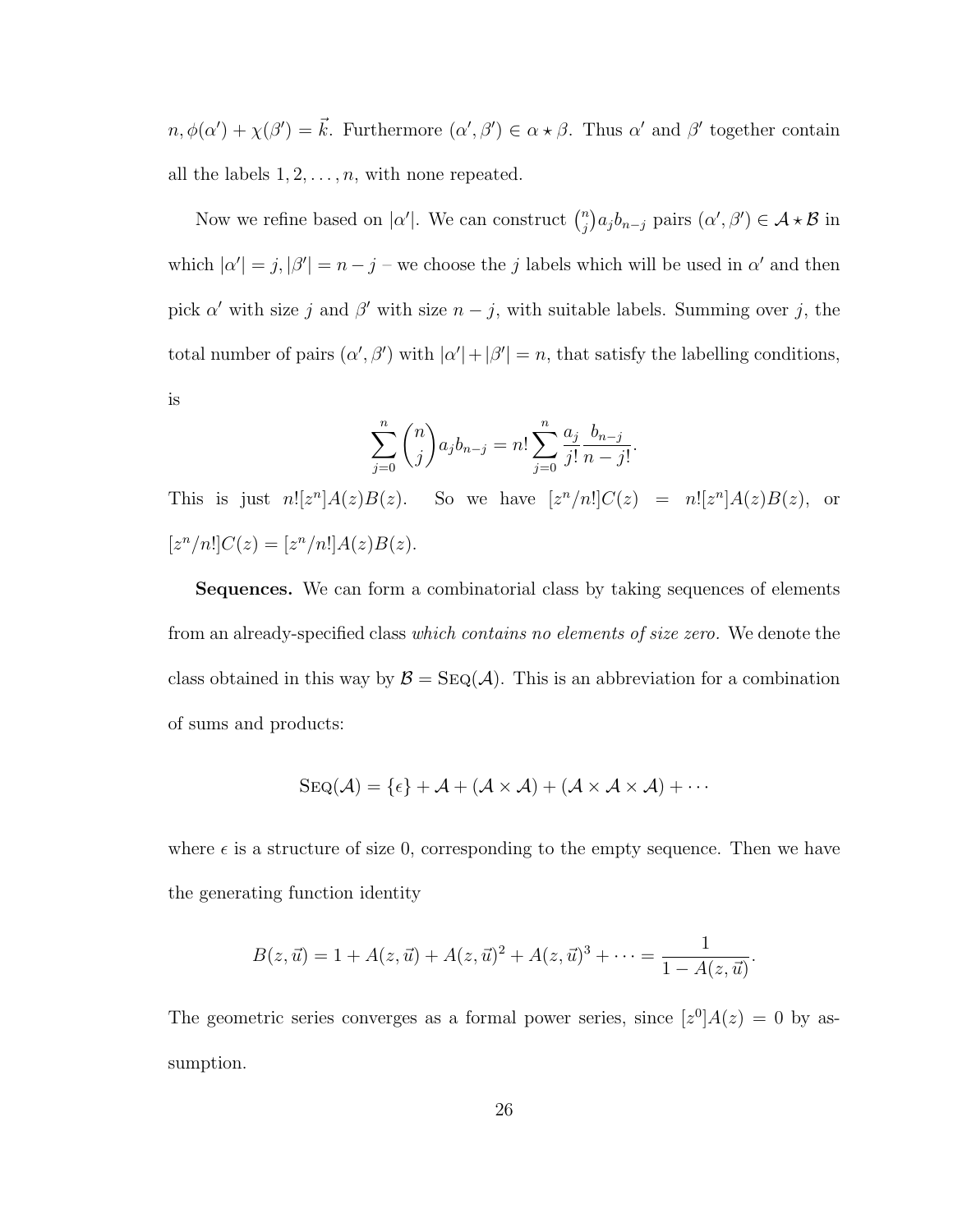$n, \phi(\alpha') + \chi(\beta') = \vec{k}$. Furthermore $(\alpha', \beta') \in \alpha \star \beta$. Thus $\alpha'$ and $\beta'$ together contain all the labels $1, 2, \ldots, n$, with none repeated.

Now we refine based on $|\alpha'|$. We can construct $\binom{n}{j} a_j b_{n-j}$ pairs $(\alpha', \beta') \in \mathcal{A} \star \mathcal{B}$ in which $|\alpha'| = j, |\beta'| = n - j$ – we choose the $j$ labels which will be used in $\alpha'$ and then pick $\alpha'$ with size $j$ and $\beta'$ with size $n - j$, with suitable labels. Summing over $j$, the total number of pairs $(\alpha', \beta')$ with $|\alpha'| + |\beta'| = n$, that satisfy the labelling conditions, is

$$\sum_{j=0}^{n} \binom{n}{j} a_j b_{n-j} = n! \sum_{j=0}^{n} \frac{a_j}{j!} \frac{b_{n-j}}{n-j!}.$$

This is just $n![z^n]A(z)B(z)$. So we have $[z^n/n!]C(z) = n![z^n]A(z)B(z)$, or $[z^n/n!]C(z) = [z^n/n!]A(z)B(z)$.

**Sequences.** We can form a combinatorial class by taking sequences of elements from an already-specified class *which contains no elements of size zero.* We denote the class obtained in this way by $\mathcal{B} = \textsc{Seq}(\mathcal{A})$. This is an abbreviation for a combination of sums and products:

$$\textsc{Seq}(\mathcal{A}) = \{\epsilon\} + \mathcal{A} + (\mathcal{A} \times \mathcal{A}) + (\mathcal{A} \times \mathcal{A} \times \mathcal{A}) + \cdots$$

where $\epsilon$ is a structure of size 0, corresponding to the empty sequence. Then we have the generating function identity

$$B(z, \vec{u}) = 1 + A(z, \vec{u}) + A(z, \vec{u})^2 + A(z, \vec{u})^3 + \cdots = \frac{1}{1 - A(z, \vec{u})}.$$

The geometric series converges as a formal power series, since $[z^0]A(z) = 0$ by assumption.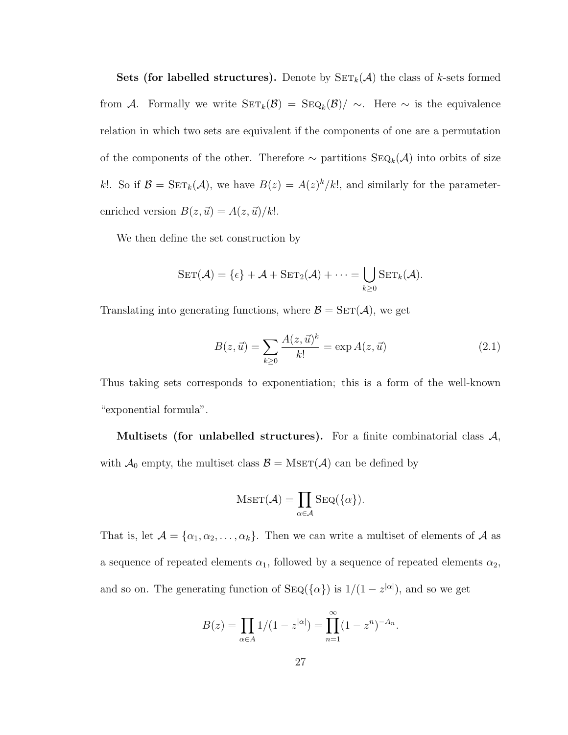**Sets (for labelled structures).** Denote by $\text{SET}_k(\mathcal{A})$ the class of $k$-sets formed from $\mathcal{A}$. Formally we write $\text{SET}_k(\mathcal{B}) = \text{SEQ}_k(\mathcal{B})/\sim$. Here $\sim$ is the equivalence relation in which two sets are equivalent if the components of one are a permutation of the components of the other. Therefore $\sim$ partitions $\text{SEQ}_k(\mathcal{A})$ into orbits of size $k!$. So if $\mathcal{B} = \text{SET}_k(\mathcal{A})$, we have $B(z) = A(z)^k/k!$, and similarly for the parameter-enriched version $B(z, \vec{u}) = A(z, \vec{u})/k!$.

We then define the set construction by

$$\text{SET}(\mathcal{A}) = \{\epsilon\} + \mathcal{A} + \text{SET}_2(\mathcal{A}) + \cdots = \bigcup_{k \geq 0} \text{SET}_k(\mathcal{A}).$$

Translating into generating functions, where $\mathcal{B} = \text{SET}(\mathcal{A})$, we get

$$B(z, \vec{u}) = \sum_{k \geq 0} \frac{A(z, \vec{u})^k}{k!} = \exp A(z, \vec{u}) \tag{2.1}$$

Thus taking sets corresponds to exponentiation; this is a form of the well-known "exponential formula".

**Multisets (for unlabelled structures).** For a finite combinatorial class $\mathcal{A}$, with $\mathcal{A}_0$ empty, the multiset class $\mathcal{B} = \text{MSET}(\mathcal{A})$ can be defined by

$$\text{MSET}(\mathcal{A}) = \prod_{\alpha \in \mathcal{A}} \text{SEQ}(\{\alpha\}).$$

That is, let $\mathcal{A} = \{\alpha_1, \alpha_2, \ldots, \alpha_k\}$. Then we can write a multiset of elements of $\mathcal{A}$ as a sequence of repeated elements $\alpha_1$, followed by a sequence of repeated elements $\alpha_2$, and so on. The generating function of $\text{SEQ}(\{\alpha\})$ is $1/(1 - z^{|\alpha|})$, and so we get

$$B(z) = \prod_{\alpha \in A} 1/(1 - z^{|\alpha|}) = \prod_{n=1}^{\infty} (1 - z^n)^{-A_n}.$$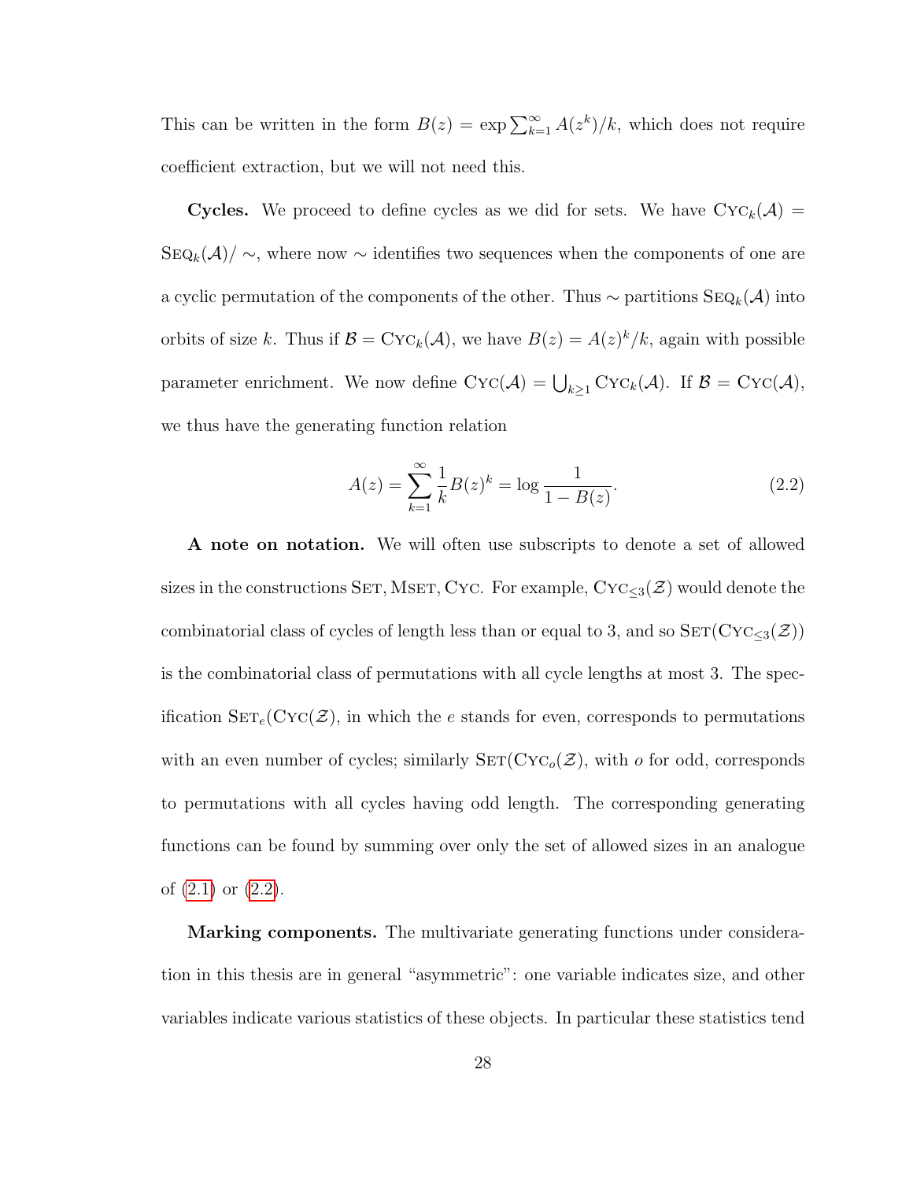This can be written in the form $B(z) = \exp \sum_{k=1}^{\infty} A(z^k)/k$, which does not require coefficient extraction, but we will not need this.

**Cycles.** We proceed to define cycles as we did for sets. We have $\textsc{Cyc}_k(\mathcal{A}) = \textsc{Seq}_k(\mathcal{A})/\sim$, where now $\sim$ identifies two sequences when the components of one are a cyclic permutation of the components of the other. Thus $\sim$ partitions $\textsc{Seq}_k(\mathcal{A})$ into orbits of size $k$. Thus if $\mathcal{B} = \textsc{Cyc}_k(\mathcal{A})$, we have $B(z) = A(z)^k/k$, again with possible parameter enrichment. We now define $\textsc{Cyc}(\mathcal{A}) = \bigcup_{k \geq 1} \textsc{Cyc}_k(\mathcal{A})$. If $\mathcal{B} = \textsc{Cyc}(\mathcal{A})$, we thus have the generating function relation

$$A(z) = \sum_{k=1}^{\infty} \frac{1}{k} B(z)^k = \log \frac{1}{1 - B(z)}. \tag{2.2}$$

**A note on notation.** We will often use subscripts to denote a set of allowed sizes in the constructions $\textsc{Set}, \textsc{Mset}, \textsc{Cyc}$. For example, $\textsc{Cyc}_{\leq 3}(\mathcal{Z})$ would denote the combinatorial class of cycles of length less than or equal to 3, and so $\textsc{Set}(\textsc{Cyc}_{\leq 3}(\mathcal{Z}))$ is the combinatorial class of permutations with all cycle lengths at most 3. The specification $\textsc{Set}_e(\textsc{Cyc}(\mathcal{Z})$, in which the $e$ stands for even, corresponds to permutations with an even number of cycles; similarly $\textsc{Set}(\textsc{Cyc}_o(\mathcal{Z})$, with $o$ for odd, corresponds to permutations with all cycles having odd length. The corresponding generating functions can be found by summing over only the set of allowed sizes in an analogue of (2.1) or (2.2).

**Marking components.** The multivariate generating functions under consideration in this thesis are in general "asymmetric": one variable indicates size, and other variables indicate various statistics of these objects. In particular these statistics tend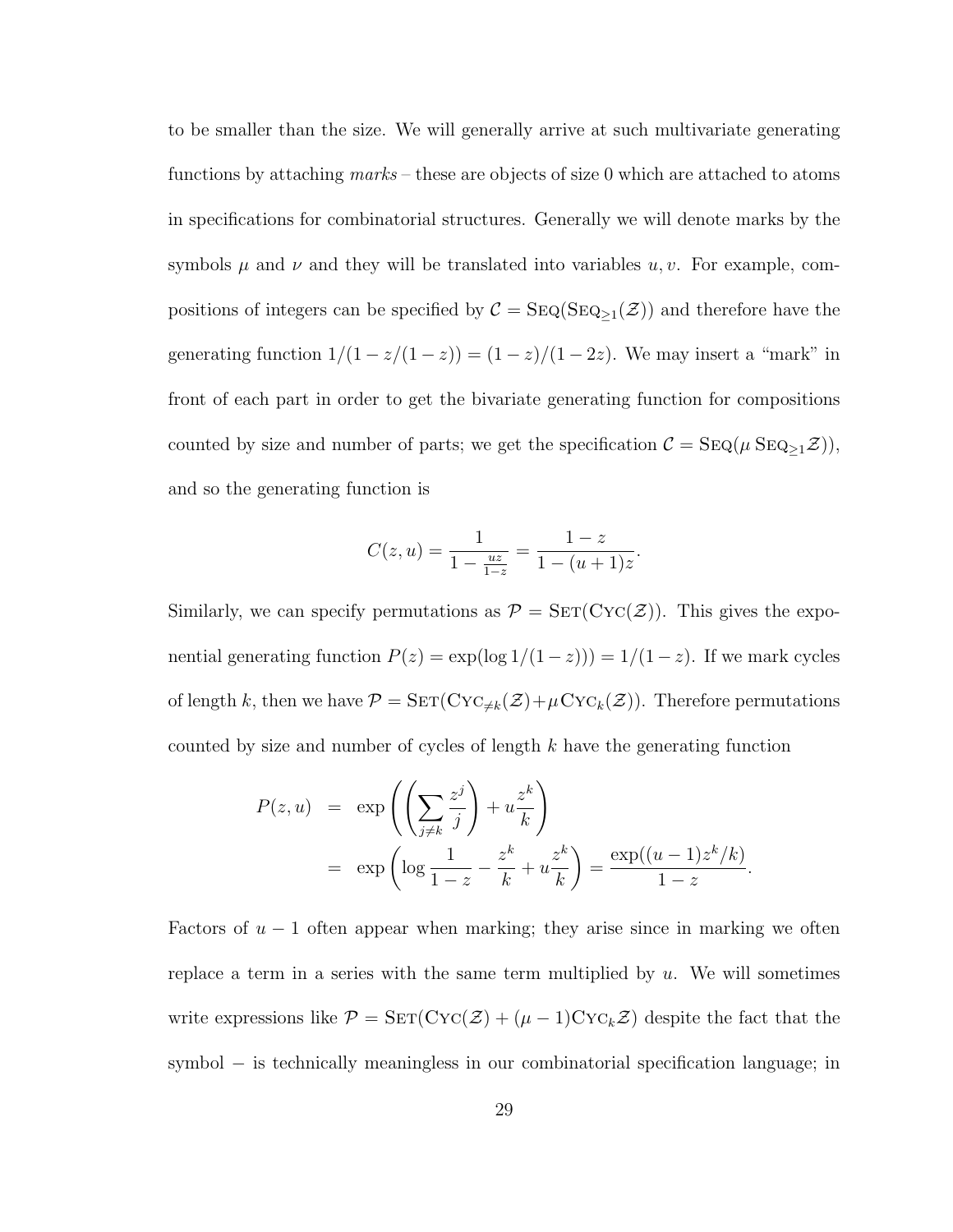to be smaller than the size. We will generally arrive at such multivariate generating functions by attaching *marks* – these are objects of size 0 which are attached to atoms in specifications for combinatorial structures. Generally we will denote marks by the symbols $\mu$ and $\nu$ and they will be translated into variables $u, v$. For example, compositions of integers can be specified by $\mathcal{C} = \textsc{Seq}(\textsc{Seq}_{\geq 1}(\mathcal{Z}))$ and therefore have the generating function $1/(1 - z/(1-z)) = (1-z)/(1-2z)$. We may insert a "mark" in front of each part in order to get the bivariate generating function for compositions counted by size and number of parts; we get the specification $\mathcal{C} = \textsc{Seq}(\mu\, \textsc{Seq}_{\geq 1}\mathcal{Z}))$, and so the generating function is

$$C(z, u) = \frac{1}{1 - \frac{uz}{1-z}} = \frac{1-z}{1-(u+1)z}.$$

Similarly, we can specify permutations as $\mathcal{P} = \textsc{Set}(\textsc{Cyc}(\mathcal{Z}))$. This gives the exponential generating function $P(z) = \exp(\log 1/(1-z))) = 1/(1-z)$. If we mark cycles of length $k$, then we have $\mathcal{P} = \textsc{Set}(\textsc{Cyc}_{\neq k}(\mathcal{Z}) + \mu\, \textsc{Cyc}_k(\mathcal{Z}))$. Therefore permutations counted by size and number of cycles of length $k$ have the generating function

$$\begin{aligned} P(z, u) &= \exp\left(\left(\sum_{j \neq k} \frac{z^j}{j}\right) + u\frac{z^k}{k}\right) \\ &= \exp\left(\log \frac{1}{1-z} - \frac{z^k}{k} + u\frac{z^k}{k}\right) = \frac{\exp((u-1)z^k/k)}{1-z}. \end{aligned}$$

Factors of $u - 1$ often appear when marking; they arise since in marking we often replace a term in a series with the same term multiplied by $u$. We will sometimes write expressions like $\mathcal{P} = \textsc{Set}(\textsc{Cyc}(\mathcal{Z}) + (\mu - 1)\textsc{Cyc}_k\mathcal{Z})$ despite the fact that the symbol $-$ is technically meaningless in our combinatorial specification language; in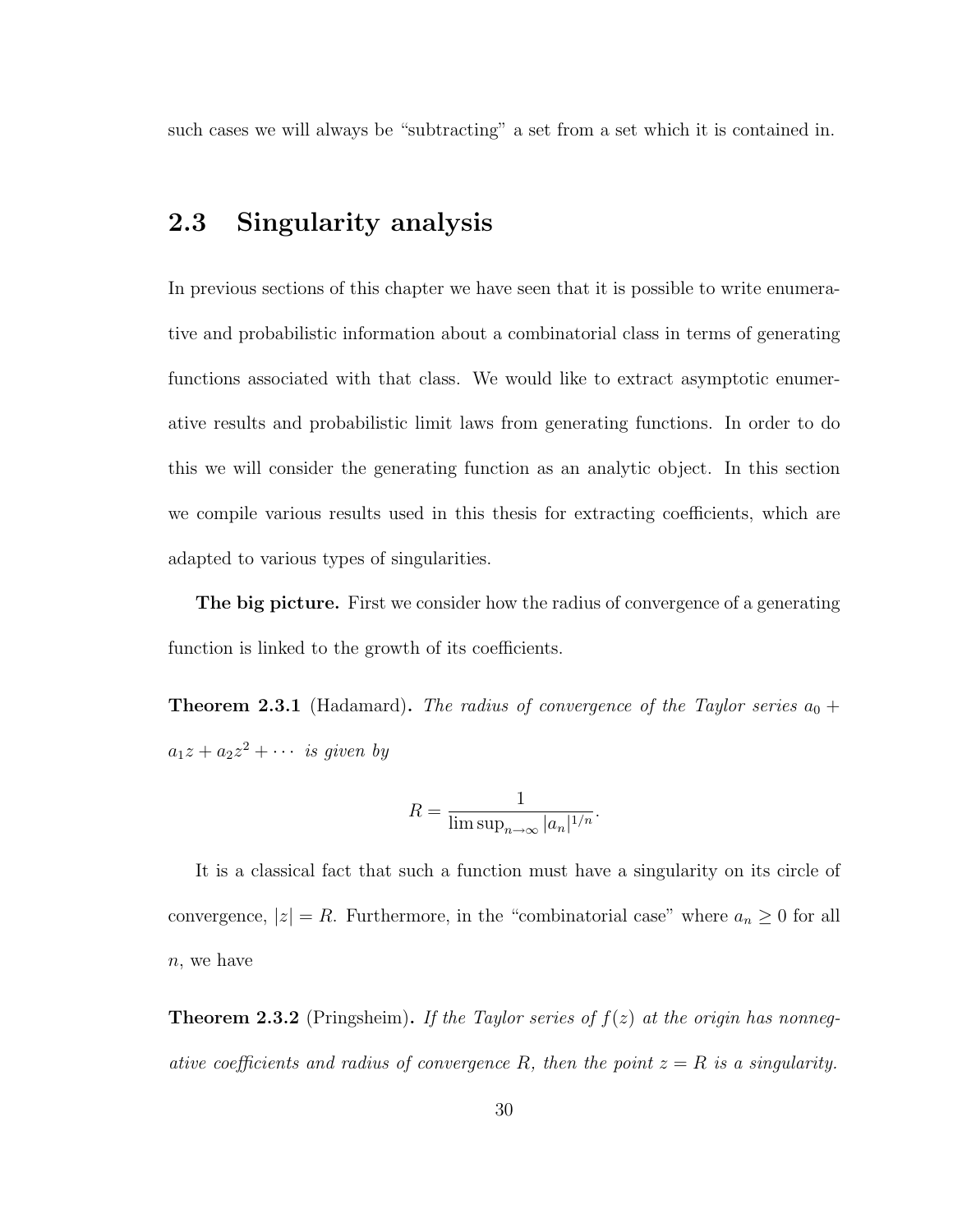such cases we will always be "subtracting" a set from a set which it is contained in.

## 2.3 Singularity analysis

In previous sections of this chapter we have seen that it is possible to write enumerative and probabilistic information about a combinatorial class in terms of generating functions associated with that class. We would like to extract asymptotic enumerative results and probabilistic limit laws from generating functions. In order to do this we will consider the generating function as an analytic object. In this section we compile various results used in this thesis for extracting coefficients, which are adapted to various types of singularities.

**The big picture.** First we consider how the radius of convergence of a generating function is linked to the growth of its coefficients.

**Theorem 2.3.1** (Hadamard)**.** *The radius of convergence of the Taylor series $a_0 + a_1 z + a_2 z^2 + \cdots$ is given by*

$$R = \frac{1}{\limsup_{n\to\infty} |a_n|^{1/n}}.$$

It is a classical fact that such a function must have a singularity on its circle of convergence, $|z| = R$. Furthermore, in the "combinatorial case" where $a_n \geq 0$ for all $n$, we have

**Theorem 2.3.2** (Pringsheim)**.** *If the Taylor series of $f(z)$ at the origin has nonnegative coefficients and radius of convergence $R$, then the point $z = R$ is a singularity.*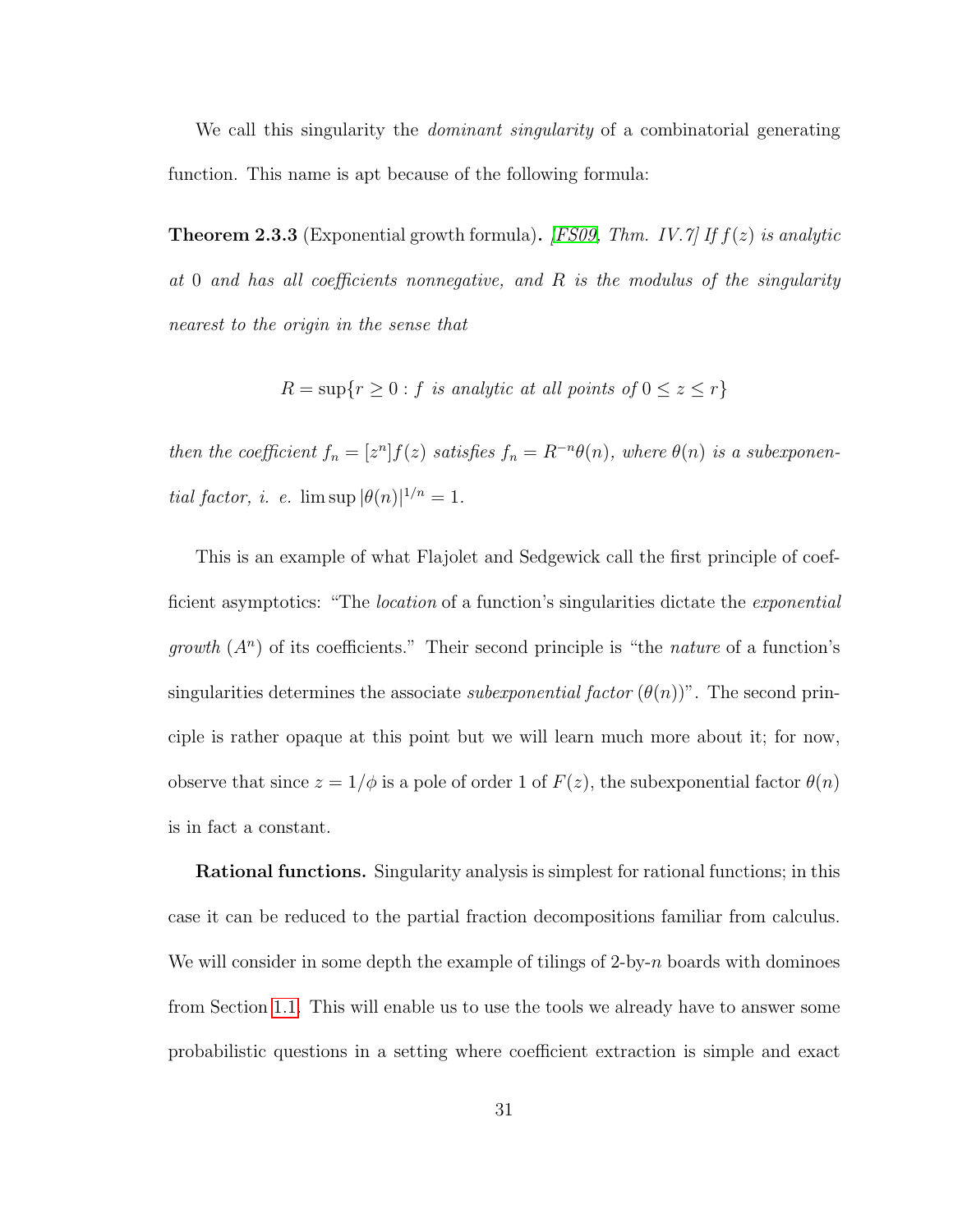We call this singularity the *dominant singularity* of a combinatorial generating function. This name is apt because of the following formula:

**Theorem 2.3.3** (Exponential growth formula)**.** *[FS09, Thm. IV.7] If $f(z)$ is analytic at 0 and has all coefficients nonnegative, and $R$ is the modulus of the singularity nearest to the origin in the sense that*

$$R = \sup\{r \geq 0 : f \text{ is analytic at all points of } 0 \leq z \leq r\}$$

*then the coefficient $f_n = [z^n]f(z)$ satisfies $f_n = R^{-n}\theta(n)$, where $\theta(n)$ is a subexponential factor, i. e. $\limsup |\theta(n)|^{1/n} = 1$.*

This is an example of what Flajolet and Sedgewick call the first principle of coefficient asymptotics: "The *location* of a function's singularities dictate the *exponential growth* ($A^n$) of its coefficients." Their second principle is "the *nature* of a function's singularities determines the associate *subexponential factor* ($\theta(n)$)". The second principle is rather opaque at this point but we will learn much more about it; for now, observe that since $z = 1/\phi$ is a pole of order 1 of $F(z)$, the subexponential factor $\theta(n)$ is in fact a constant.

**Rational functions.** Singularity analysis is simplest for rational functions; in this case it can be reduced to the partial fraction decompositions familiar from calculus. We will consider in some depth the example of tilings of 2-by-$n$ boards with dominoes from Section 1.1. This will enable us to use the tools we already have to answer some probabilistic questions in a setting where coefficient extraction is simple and exact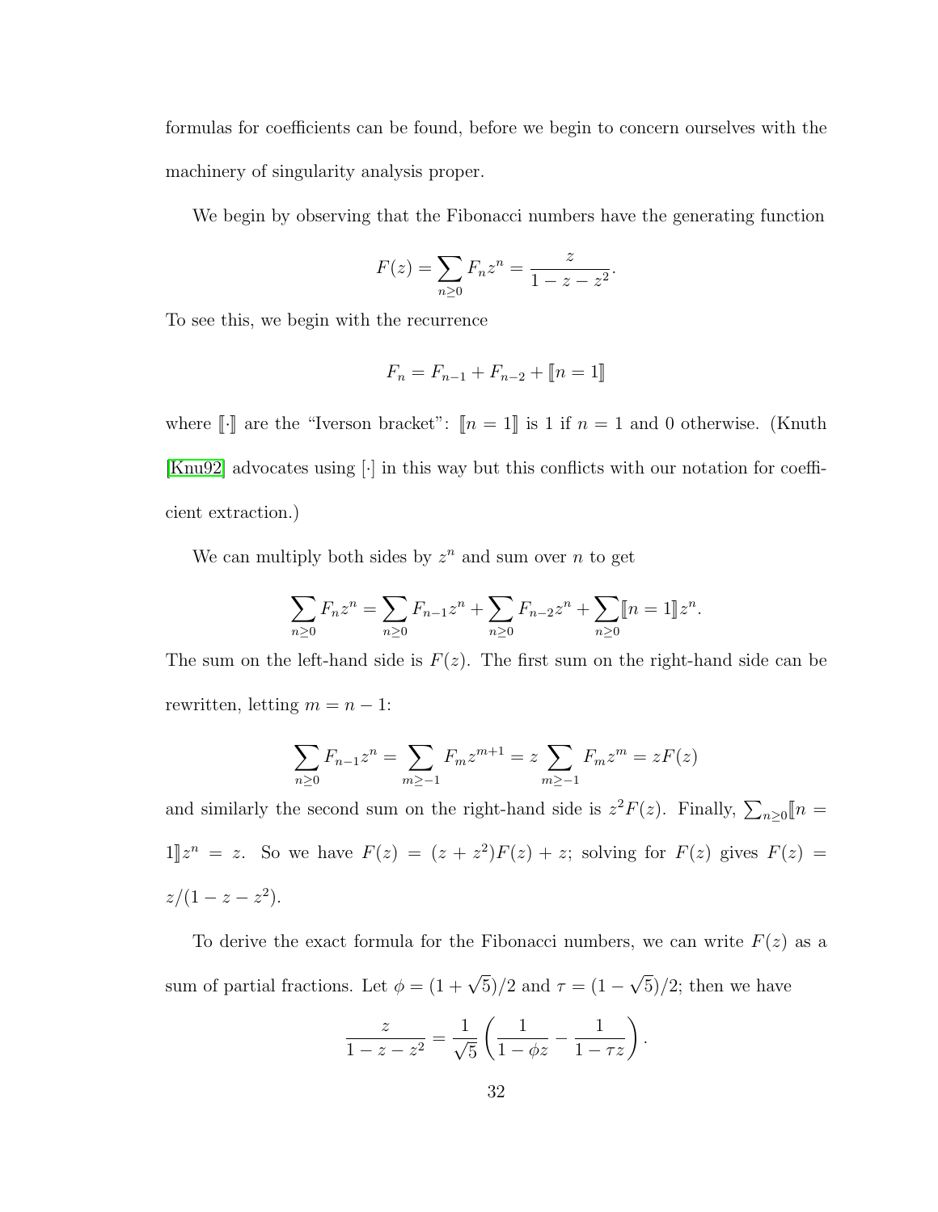formulas for coefficients can be found, before we begin to concern ourselves with the machinery of singularity analysis proper.

We begin by observing that the Fibonacci numbers have the generating function

$$F(z) = \sum_{n \geq 0} F_n z^n = \frac{z}{1 - z - z^2}.$$

To see this, we begin with the recurrence

$$F_n = F_{n-1} + F_{n-2} + [\![n = 1]\!]$$

where $[\![\cdot]\!]$ are the "Iverson bracket": $[\![n = 1]\!]$ is 1 if $n = 1$ and 0 otherwise. (Knuth [Knu92] advocates using $[\cdot]$ in this way but this conflicts with our notation for coefficient extraction.)

We can multiply both sides by $z^n$ and sum over $n$ to get

$$\sum_{n \geq 0} F_n z^n = \sum_{n \geq 0} F_{n-1} z^n + \sum_{n \geq 0} F_{n-2} z^n + \sum_{n \geq 0} [\![n = 1]\!] z^n.$$

The sum on the left-hand side is $F(z)$. The first sum on the right-hand side can be rewritten, letting $m = n - 1$:

$$\sum_{n \geq 0} F_{n-1} z^n = \sum_{m \geq -1} F_m z^{m+1} = z \sum_{m \geq -1} F_m z^m = zF(z)$$

and similarly the second sum on the right-hand side is $z^2 F(z)$. Finally, $\sum_{n \geq 0} [\![n = 1]\!] z^n = z$. So we have $F(z) = (z + z^2)F(z) + z$; solving for $F(z)$ gives $F(z) = z/(1 - z - z^2)$.

To derive the exact formula for the Fibonacci numbers, we can write $F(z)$ as a sum of partial fractions. Let $\phi = (1 + \sqrt{5})/2$ and $\tau = (1 - \sqrt{5})/2$; then we have

$$\frac{z}{1 - z - z^2} = \frac{1}{\sqrt{5}} \left( \frac{1}{1 - \phi z} - \frac{1}{1 - \tau z} \right).$$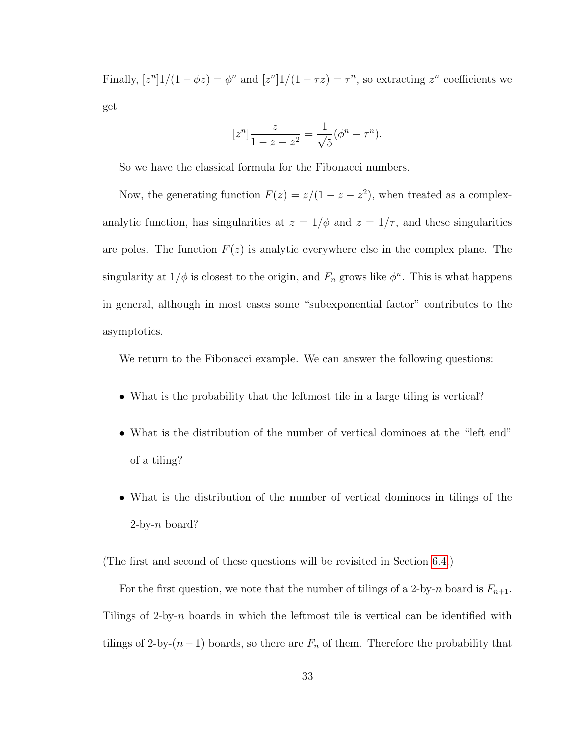Finally, $[z^n]1/(1-\phi z) = \phi^n$ and $[z^n]1/(1-\tau z) = \tau^n$, so extracting $z^n$ coefficients we get

$$[z^n]\frac{z}{1-z-z^2} = \frac{1}{\sqrt{5}}(\phi^n - \tau^n).$$

So we have the classical formula for the Fibonacci numbers.

Now, the generating function $F(z) = z/(1-z-z^2)$, when treated as a complex-analytic function, has singularities at $z = 1/\phi$ and $z = 1/\tau$, and these singularities are poles. The function $F(z)$ is analytic everywhere else in the complex plane. The singularity at $1/\phi$ is closest to the origin, and $F_n$ grows like $\phi^n$. This is what happens in general, although in most cases some "subexponential factor" contributes to the asymptotics.

We return to the Fibonacci example. We can answer the following questions:

- What is the probability that the leftmost tile in a large tiling is vertical?
- What is the distribution of the number of vertical dominoes at the "left end" of a tiling?
- What is the distribution of the number of vertical dominoes in tilings of the 2-by-$n$ board?

(The first and second of these questions will be revisited in Section 6.4.)

For the first question, we note that the number of tilings of a 2-by-$n$ board is $F_{n+1}$. Tilings of 2-by-$n$ boards in which the leftmost tile is vertical can be identified with tilings of 2-by-$(n-1)$ boards, so there are $F_n$ of them. Therefore the probability that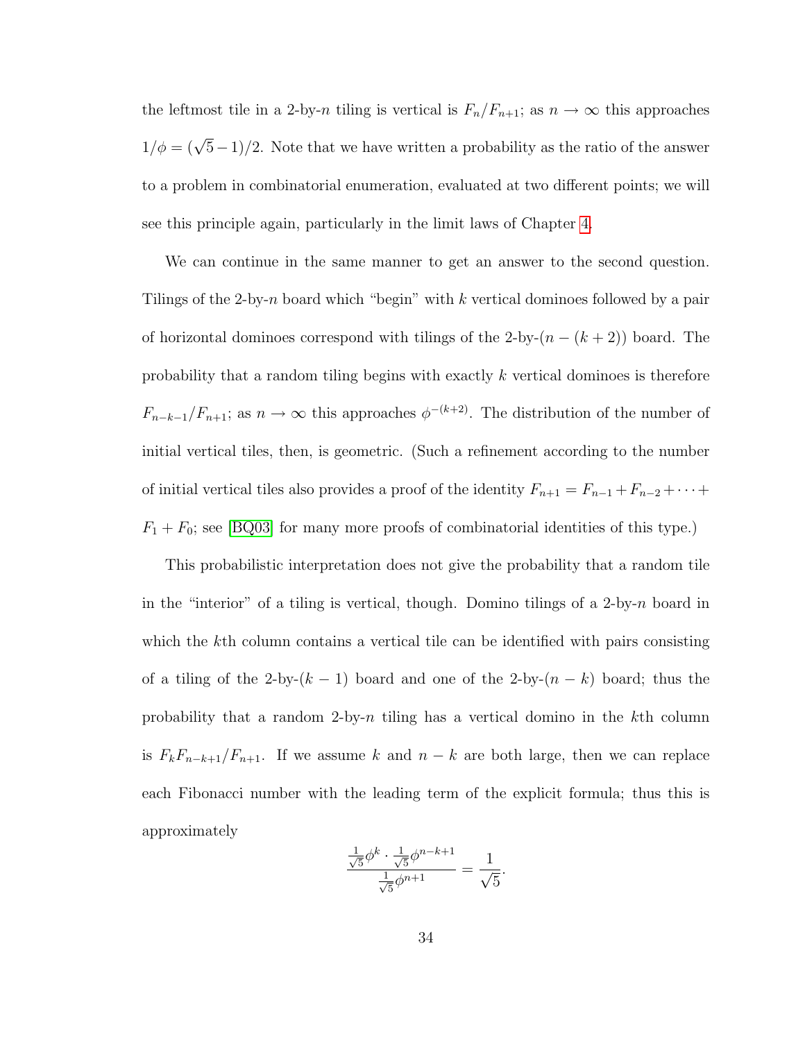the leftmost tile in a 2-by-$n$ tiling is vertical is $F_n/F_{n+1}$; as $n \to \infty$ this approaches $1/\phi = (\sqrt{5}-1)/2$. Note that we have written a probability as the ratio of the answer to a problem in combinatorial enumeration, evaluated at two different points; we will see this principle again, particularly in the limit laws of Chapter 4.

We can continue in the same manner to get an answer to the second question. Tilings of the 2-by-$n$ board which "begin" with $k$ vertical dominoes followed by a pair of horizontal dominoes correspond with tilings of the 2-by-$(n-(k+2))$ board. The probability that a random tiling begins with exactly $k$ vertical dominoes is therefore $F_{n-k-1}/F_{n+1}$; as $n \to \infty$ this approaches $\phi^{-(k+2)}$. The distribution of the number of initial vertical tiles, then, is geometric. (Such a refinement according to the number of initial vertical tiles also provides a proof of the identity $F_{n+1} = F_{n-1} + F_{n-2} + \cdots + F_1 + F_0$; see [BQ03] for many more proofs of combinatorial identities of this type.)

This probabilistic interpretation does not give the probability that a random tile in the "interior" of a tiling is vertical, though. Domino tilings of a 2-by-$n$ board in which the $k$th column contains a vertical tile can be identified with pairs consisting of a tiling of the 2-by-$(k-1)$ board and one of the 2-by-$(n-k)$ board; thus the probability that a random 2-by-$n$ tiling has a vertical domino in the $k$th column is $F_k F_{n-k+1}/F_{n+1}$. If we assume $k$ and $n-k$ are both large, then we can replace each Fibonacci number with the leading term of the explicit formula; thus this is approximately

$$\frac{\frac{1}{\sqrt{5}}\phi^k \cdot \frac{1}{\sqrt{5}}\phi^{n-k+1}}{\frac{1}{\sqrt{5}}\phi^{n+1}} = \frac{1}{\sqrt{5}}.$$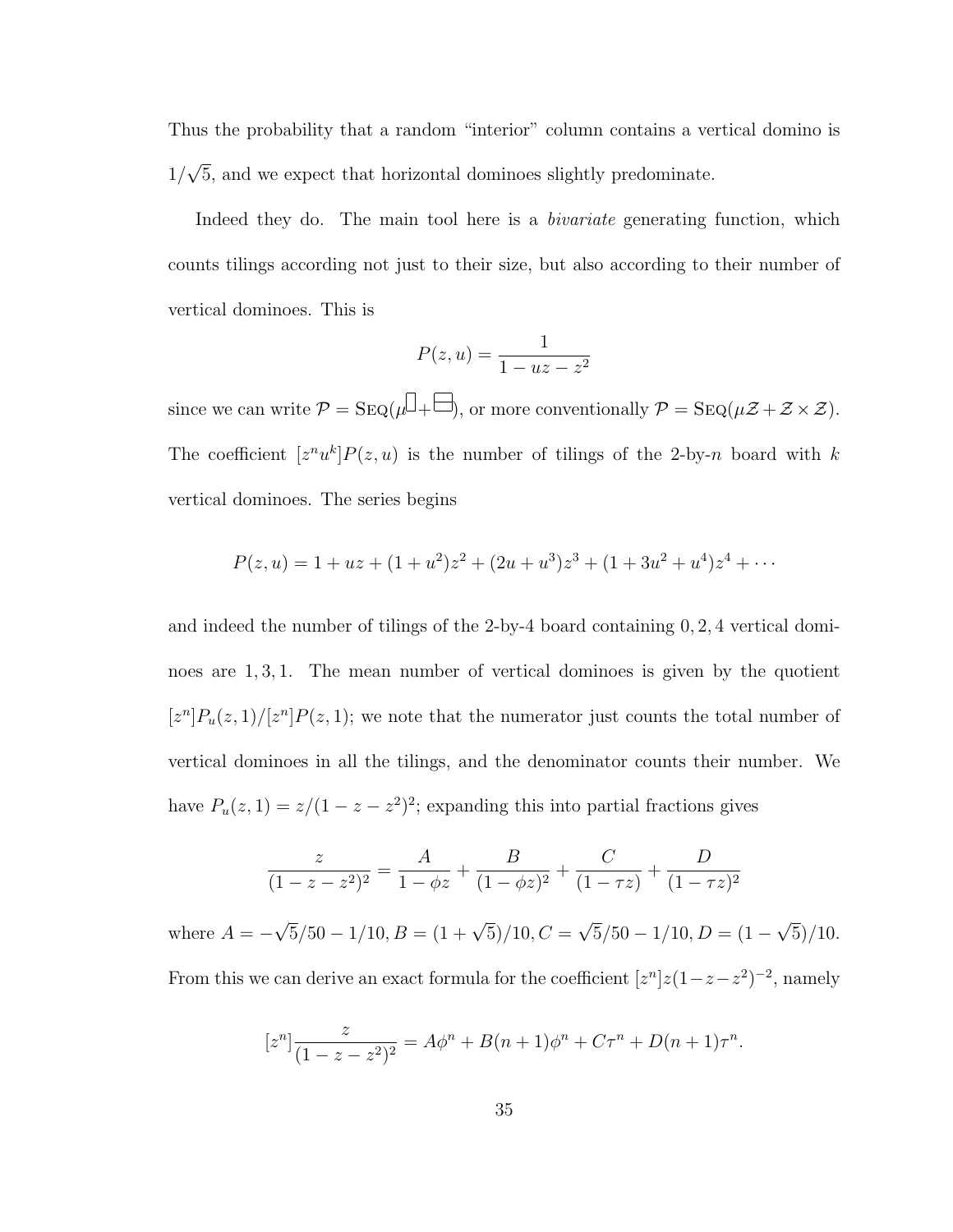Thus the probability that a random "interior" column contains a vertical domino is $1/\sqrt{5}$, and we expect that horizontal dominoes slightly predominate.

Indeed they do. The main tool here is a *bivariate* generating function, which counts tilings according not just to their size, but also according to their number of vertical dominoes. This is

$$P(z, u) = \frac{1}{1 - uz - z^2}$$

since we can write $\mathcal{P} = \text{SEQ}(\mu\Box + \boxminus)$, or more conventionally $\mathcal{P} = \text{SEQ}(\mu\mathcal{Z} + \mathcal{Z} \times \mathcal{Z})$. The coefficient $[z^n u^k]P(z, u)$ is the number of tilings of the 2-by-$n$ board with $k$ vertical dominoes. The series begins

$$P(z, u) = 1 + uz + (1 + u^2)z^2 + (2u + u^3)z^3 + (1 + 3u^2 + u^4)z^4 + \cdots$$

and indeed the number of tilings of the 2-by-4 board containing $0, 2, 4$ vertical dominoes are $1, 3, 1$. The mean number of vertical dominoes is given by the quotient $[z^n]P_u(z, 1)/[z^n]P(z, 1)$; we note that the numerator just counts the total number of vertical dominoes in all the tilings, and the denominator counts their number. We have $P_u(z, 1) = z/(1 - z - z^2)^2$; expanding this into partial fractions gives

$$\frac{z}{(1 - z - z^2)^2} = \frac{A}{1 - \phi z} + \frac{B}{(1 - \phi z)^2} + \frac{C}{(1 - \tau z)} + \frac{D}{(1 - \tau z)^2}$$

where $A = -\sqrt{5}/50 - 1/10, B = (1 + \sqrt{5})/10, C = \sqrt{5}/50 - 1/10, D = (1 - \sqrt{5})/10$. From this we can derive an exact formula for the coefficient $[z^n]z(1 - z - z^2)^{-2}$, namely

$$[z^n]\frac{z}{(1 - z - z^2)^2} = A\phi^n + B(n + 1)\phi^n + C\tau^n + D(n + 1)\tau^n.$$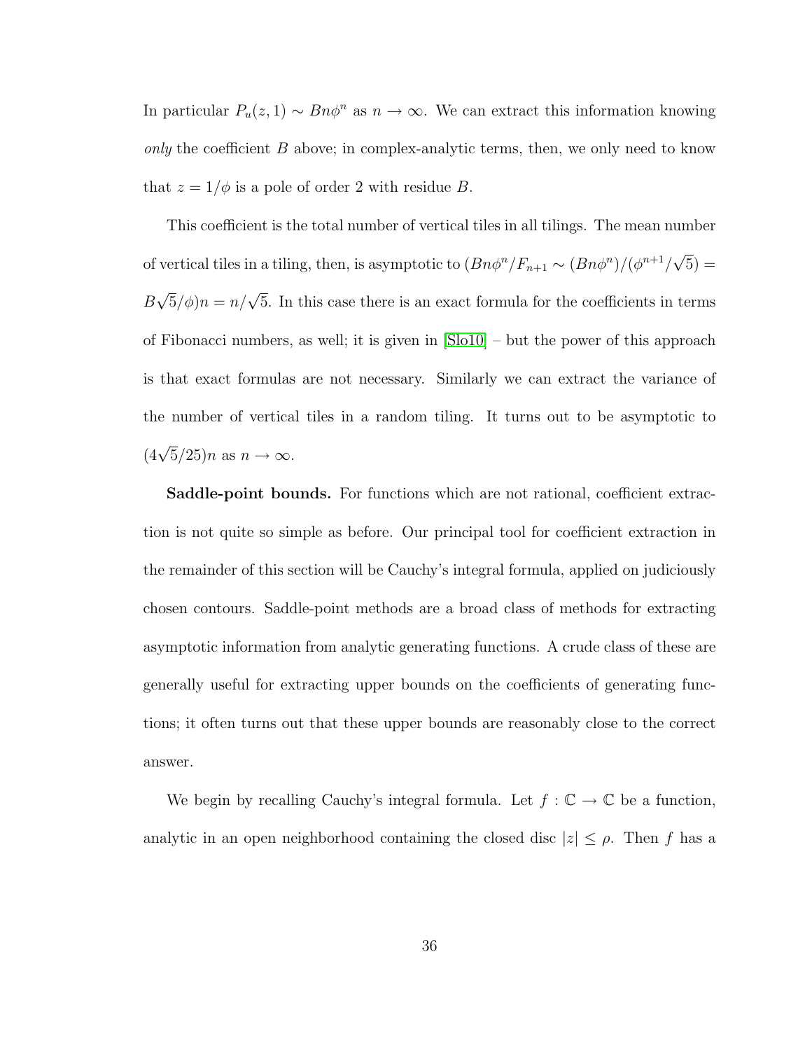In particular $P_u(z,1) \sim Bn\phi^n$ as $n \to \infty$. We can extract this information knowing *only* the coefficient $B$ above; in complex-analytic terms, then, we only need to know that $z = 1/\phi$ is a pole of order 2 with residue $B$.

This coefficient is the total number of vertical tiles in all tilings. The mean number of vertical tiles in a tiling, then, is asymptotic to $(Bn\phi^n/F_{n+1} \sim (Bn\phi^n)/(\phi^{n+1}/\sqrt{5}) = B\sqrt{5}/\phi)n = n/\sqrt{5}$. In this case there is an exact formula for the coefficients in terms of Fibonacci numbers, as well; it is given in [Slo10] – but the power of this approach is that exact formulas are not necessary. Similarly we can extract the variance of the number of vertical tiles in a random tiling. It turns out to be asymptotic to $(4\sqrt{5}/25)n$ as $n \to \infty$.

**Saddle-point bounds.** For functions which are not rational, coefficient extraction is not quite so simple as before. Our principal tool for coefficient extraction in the remainder of this section will be Cauchy's integral formula, applied on judiciously chosen contours. Saddle-point methods are a broad class of methods for extracting asymptotic information from analytic generating functions. A crude class of these are generally useful for extracting upper bounds on the coefficients of generating functions; it often turns out that these upper bounds are reasonably close to the correct answer.

We begin by recalling Cauchy's integral formula. Let $f : \mathbb{C} \to \mathbb{C}$ be a function, analytic in an open neighborhood containing the closed disc $|z| \leq \rho$. Then $f$ has a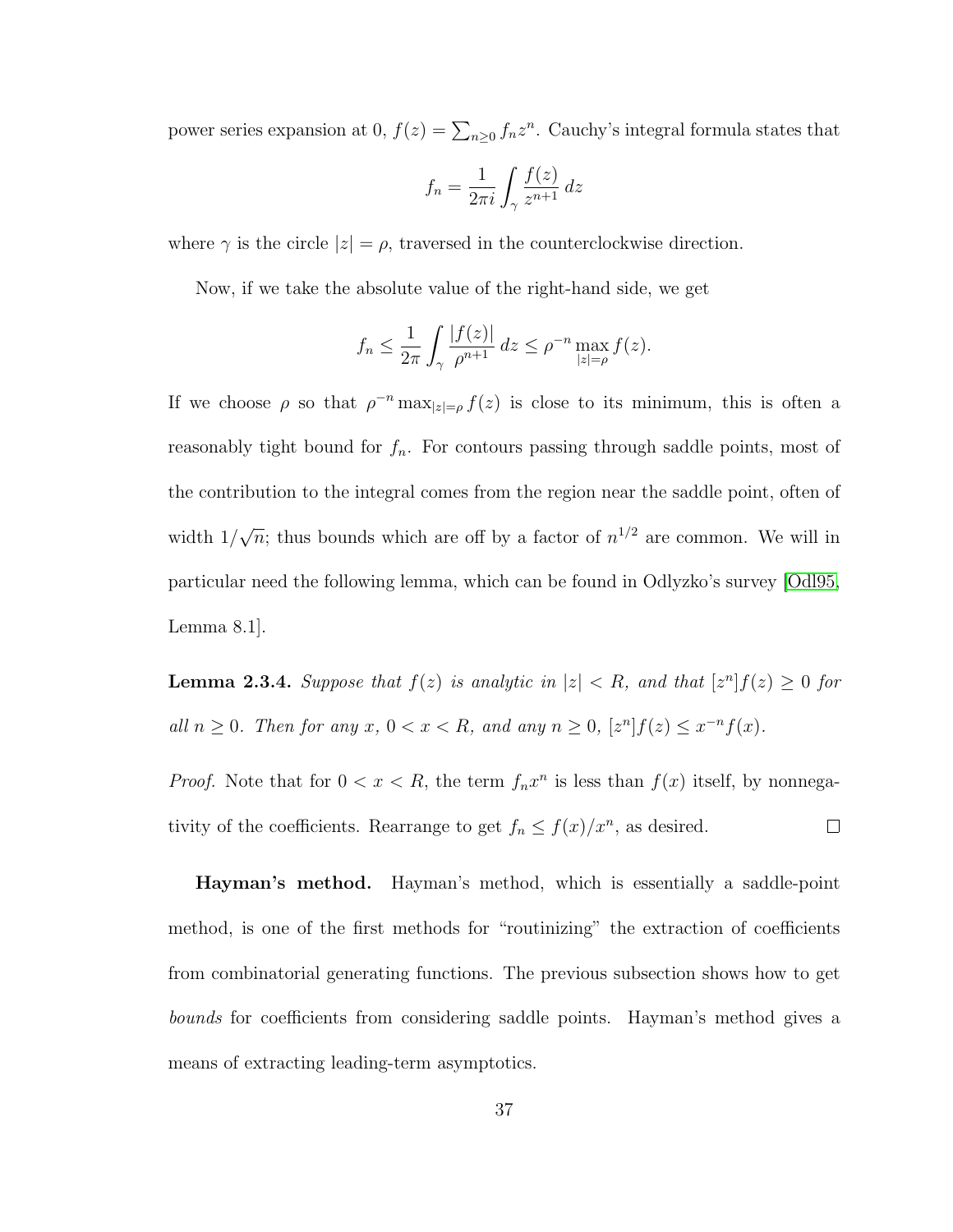power series expansion at 0, $f(z) = \sum_{n\geq 0} f_n z^n$. Cauchy's integral formula states that

$$f_n = \frac{1}{2\pi i}\int_\gamma \frac{f(z)}{z^{n+1}}\,dz$$

where $\gamma$ is the circle $|z| = \rho$, traversed in the counterclockwise direction.

Now, if we take the absolute value of the right-hand side, we get

$$f_n \leq \frac{1}{2\pi}\int_\gamma \frac{|f(z)|}{\rho^{n+1}}\,dz \leq \rho^{-n}\max_{|z|=\rho} f(z).$$

If we choose $\rho$ so that $\rho^{-n}\max_{|z|=\rho} f(z)$ is close to its minimum, this is often a reasonably tight bound for $f_n$. For contours passing through saddle points, most of the contribution to the integral comes from the region near the saddle point, often of width $1/\sqrt{n}$; thus bounds which are off by a factor of $n^{1/2}$ are common. We will in particular need the following lemma, which can be found in Odlyzko's survey [Odl95, Lemma 8.1].

**Lemma 2.3.4.** *Suppose that $f(z)$ is analytic in $|z| < R$, and that $[z^n]f(z) \geq 0$ for all $n \geq 0$. Then for any $x$, $0 < x < R$, and any $n \geq 0$, $[z^n]f(z) \leq x^{-n}f(x)$.*

*Proof.* Note that for $0 < x < R$, the term $f_n x^n$ is less than $f(x)$ itself, by nonnegativity of the coefficients. Rearrange to get $f_n \leq f(x)/x^n$, as desired. □

**Hayman's method.** Hayman's method, which is essentially a saddle-point method, is one of the first methods for "routinizing" the extraction of coefficients from combinatorial generating functions. The previous subsection shows how to get *bounds* for coefficients from considering saddle points. Hayman's method gives a means of extracting leading-term asymptotics.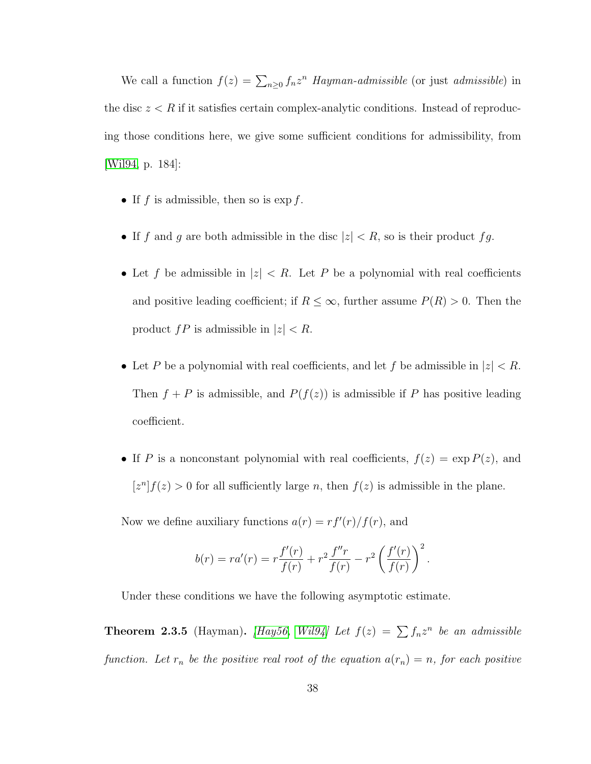We call a function $f(z) = \sum_{n\geq 0} f_n z^n$ *Hayman-admissible* (or just *admissible*) in the disc $z < R$ if it satisfies certain complex-analytic conditions. Instead of reproducing those conditions here, we give some sufficient conditions for admissibility, from [Wil94, p. 184]:

- If $f$ is admissible, then so is $\exp f$.
- If $f$ and $g$ are both admissible in the disc $|z| < R$, so is their product $fg$.
- Let $f$ be admissible in $|z| < R$. Let $P$ be a polynomial with real coefficients and positive leading coefficient; if $R \leq \infty$, further assume $P(R) > 0$. Then the product $fP$ is admissible in $|z| < R$.
- Let $P$ be a polynomial with real coefficients, and let $f$ be admissible in $|z| < R$. Then $f + P$ is admissible, and $P(f(z))$ is admissible if $P$ has positive leading coefficient.
- If $P$ is a nonconstant polynomial with real coefficients, $f(z) = \exp P(z)$, and $[z^n]f(z) > 0$ for all sufficiently large $n$, then $f(z)$ is admissible in the plane.

Now we define auxiliary functions $a(r) = rf'(r)/f(r)$, and

$$b(r) = ra'(r) = r\frac{f'(r)}{f(r)} + r^2\frac{f''r}{f(r)} - r^2\left(\frac{f'(r)}{f(r)}\right)^2.$$

Under these conditions we have the following asymptotic estimate.

**Theorem 2.3.5** (Hayman)**.** *[Hay56, Wil94] Let $f(z) = \sum f_n z^n$ be an admissible function. Let $r_n$ be the positive real root of the equation $a(r_n) = n$, for each positive*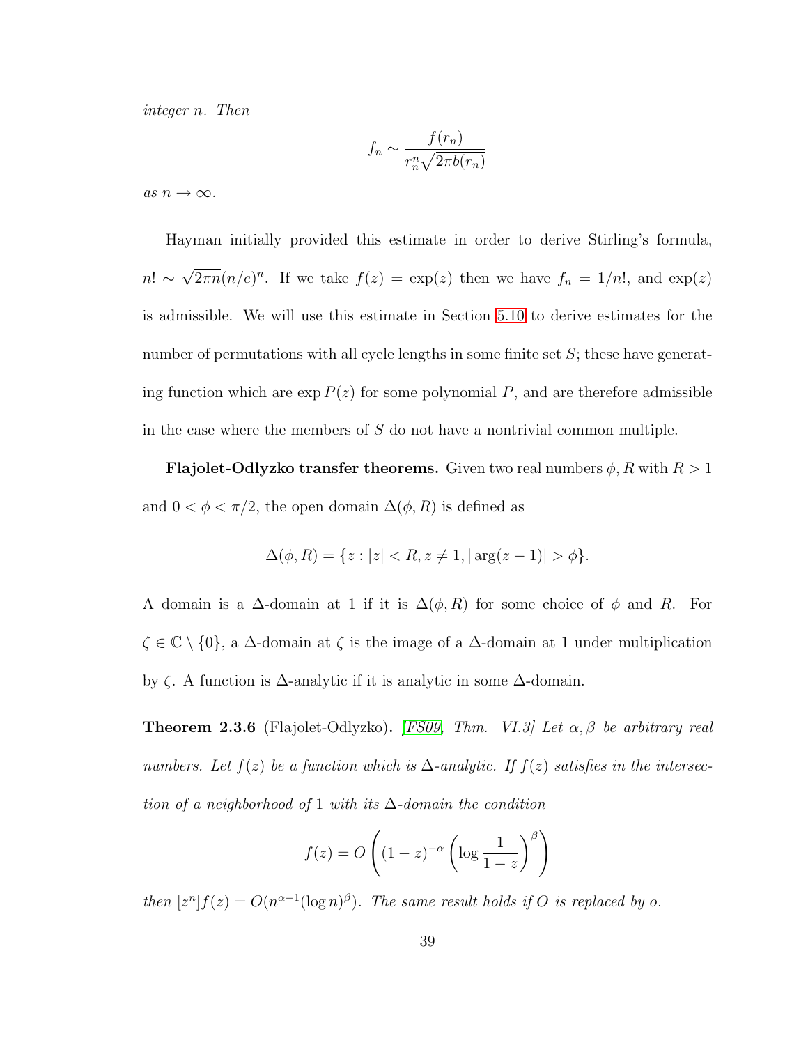*integer* $n$. *Then*

$$f_n \sim \frac{f(r_n)}{r_n^n \sqrt{2\pi b(r_n)}}$$

*as* $n \to \infty$.

Hayman initially provided this estimate in order to derive Stirling's formula, $n! \sim \sqrt{2\pi n}(n/e)^n$. If we take $f(z) = \exp(z)$ then we have $f_n = 1/n!$, and $\exp(z)$ is admissible. We will use this estimate in Section 5.10 to derive estimates for the number of permutations with all cycle lengths in some finite set $S$; these have generating function which are $\exp P(z)$ for some polynomial $P$, and are therefore admissible in the case where the members of $S$ do not have a nontrivial common multiple.

**Flajolet-Odlyzko transfer theorems.** Given two real numbers $\phi, R$ with $R > 1$ and $0 < \phi < \pi/2$, the open domain $\Delta(\phi, R)$ is defined as

$$\Delta(\phi, R) = \{z : |z| < R, z \neq 1, |\arg(z - 1)| > \phi\}.$$

A domain is a $\Delta$-domain at 1 if it is $\Delta(\phi, R)$ for some choice of $\phi$ and $R$. For $\zeta \in \mathbb{C} \setminus \{0\}$, a $\Delta$-domain at $\zeta$ is the image of a $\Delta$-domain at 1 under multiplication by $\zeta$. A function is $\Delta$-analytic if it is analytic in some $\Delta$-domain.

**Theorem 2.3.6** (Flajolet-Odlyzko)**.** *[FS09, Thm. VI.3] Let* $\alpha, \beta$ *be arbitrary real numbers. Let* $f(z)$ *be a function which is* $\Delta$*-analytic. If* $f(z)$ *satisfies in the intersection of a neighborhood of* 1 *with its* $\Delta$*-domain the condition*

$$f(z) = O\left((1 - z)^{-\alpha} \left(\log \frac{1}{1 - z}\right)^{\beta}\right)$$

*then* $[z^n]f(z) = O(n^{\alpha-1}(\log n)^{\beta})$. *The same result holds if* $O$ *is replaced by* $o$.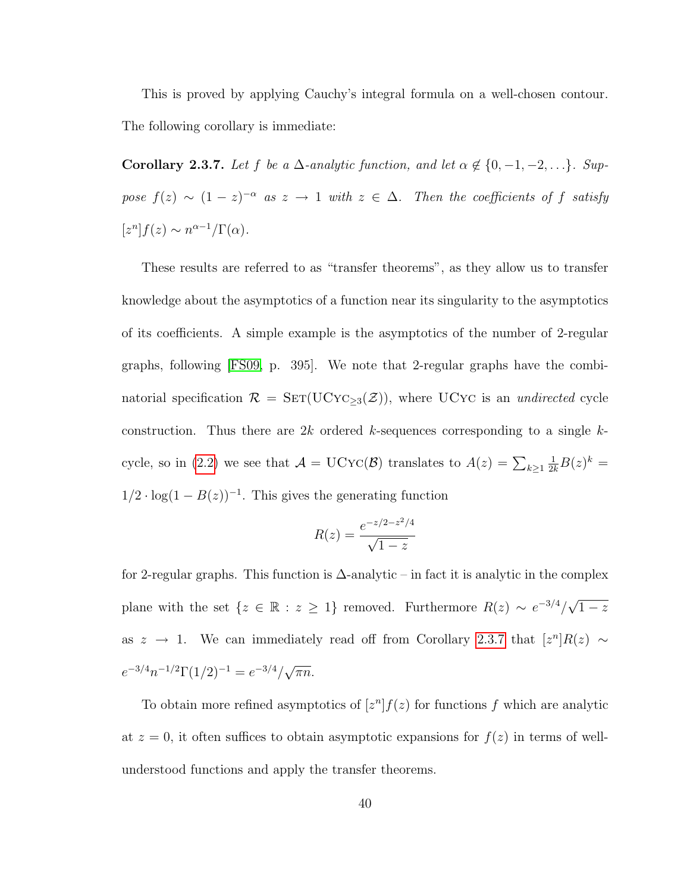This is proved by applying Cauchy's integral formula on a well-chosen contour. The following corollary is immediate:

**Corollary 2.3.7.** *Let $f$ be a $\Delta$-analytic function, and let $\alpha \notin \{0, -1, -2, \ldots\}$. Suppose $f(z) \sim (1-z)^{-\alpha}$ as $z \to 1$ with $z \in \Delta$. Then the coefficients of $f$ satisfy $[z^n]f(z) \sim n^{\alpha-1}/\Gamma(\alpha)$.*

These results are referred to as "transfer theorems", as they allow us to transfer knowledge about the asymptotics of a function near its singularity to the asymptotics of its coefficients. A simple example is the asymptotics of the number of 2-regular graphs, following [FS09, p. 395]. We note that 2-regular graphs have the combinatorial specification $\mathcal{R} = \textsc{Set}(\textsc{UCyc}_{\geq 3}(\mathcal{Z}))$, where $\textsc{UCyc}$ is an *undirected* cycle construction. Thus there are $2k$ ordered $k$-sequences corresponding to a single $k$-cycle, so in (2.2) we see that $\mathcal{A} = \textsc{UCyc}(\mathcal{B})$ translates to $A(z) = \sum_{k\geq 1} \frac{1}{2k} B(z)^k = 1/2 \cdot \log(1 - B(z))^{-1}$. This gives the generating function

$$R(z) = \frac{e^{-z/2 - z^2/4}}{\sqrt{1-z}}$$

for 2-regular graphs. This function is $\Delta$-analytic – in fact it is analytic in the complex plane with the set $\{z \in \mathbb{R} : z \geq 1\}$ removed. Furthermore $R(z) \sim e^{-3/4}/\sqrt{1-z}$ as $z \to 1$. We can immediately read off from Corollary 2.3.7 that $[z^n]R(z) \sim e^{-3/4} n^{-1/2} \Gamma(1/2)^{-1} = e^{-3/4}/\sqrt{\pi n}$.

To obtain more refined asymptotics of $[z^n]f(z)$ for functions $f$ which are analytic at $z = 0$, it often suffices to obtain asymptotic expansions for $f(z)$ in terms of well-understood functions and apply the transfer theorems.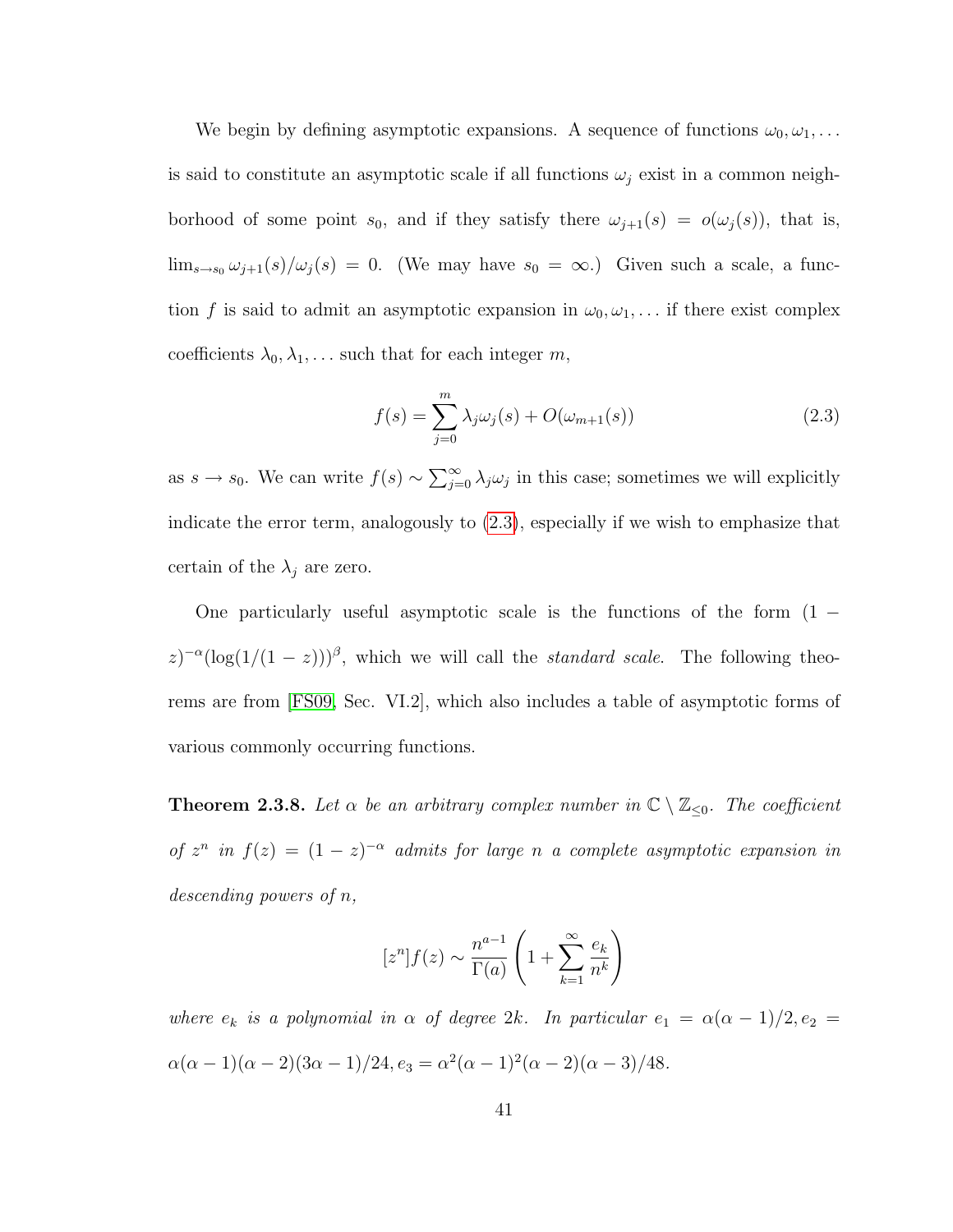We begin by defining asymptotic expansions. A sequence of functions $\omega_0, \omega_1, \dots$ is said to constitute an asymptotic scale if all functions $\omega_j$ exist in a common neighborhood of some point $s_0$, and if they satisfy there $\omega_{j+1}(s) = o(\omega_j(s))$, that is, $\lim_{s \to s_0} \omega_{j+1}(s)/\omega_j(s) = 0$. (We may have $s_0 = \infty$.) Given such a scale, a function $f$ is said to admit an asymptotic expansion in $\omega_0, \omega_1, \dots$ if there exist complex coefficients $\lambda_0, \lambda_1, \dots$ such that for each integer $m$,

$$f(s) = \sum_{j=0}^{m} \lambda_j \omega_j(s) + O(\omega_{m+1}(s)) \tag{2.3}$$

as $s \to s_0$. We can write $f(s) \sim \sum_{j=0}^{\infty} \lambda_j \omega_j$ in this case; sometimes we will explicitly indicate the error term, analogously to (2.3), especially if we wish to emphasize that certain of the $\lambda_j$ are zero.

One particularly useful asymptotic scale is the functions of the form $(1 - z)^{-\alpha}(\log(1/(1-z)))^{\beta}$, which we will call the *standard scale*. The following theorems are from [FS09, Sec. VI.2], which also includes a table of asymptotic forms of various commonly occurring functions.

**Theorem 2.3.8.** *Let $\alpha$ be an arbitrary complex number in $\mathbb{C} \setminus \mathbb{Z}_{\leq 0}$. The coefficient of $z^n$ in $f(z) = (1-z)^{-\alpha}$ admits for large $n$ a complete asymptotic expansion in descending powers of $n$,*

$$[z^n]f(z) \sim \frac{n^{a-1}}{\Gamma(a)} \left(1 + \sum_{k=1}^{\infty} \frac{e_k}{n^k}\right)$$

*where $e_k$ is a polynomial in $\alpha$ of degree $2k$. In particular $e_1 = \alpha(\alpha-1)/2, e_2 = \alpha(\alpha-1)(\alpha-2)(3\alpha-1)/24, e_3 = \alpha^2(\alpha-1)^2(\alpha-2)(\alpha-3)/48$.*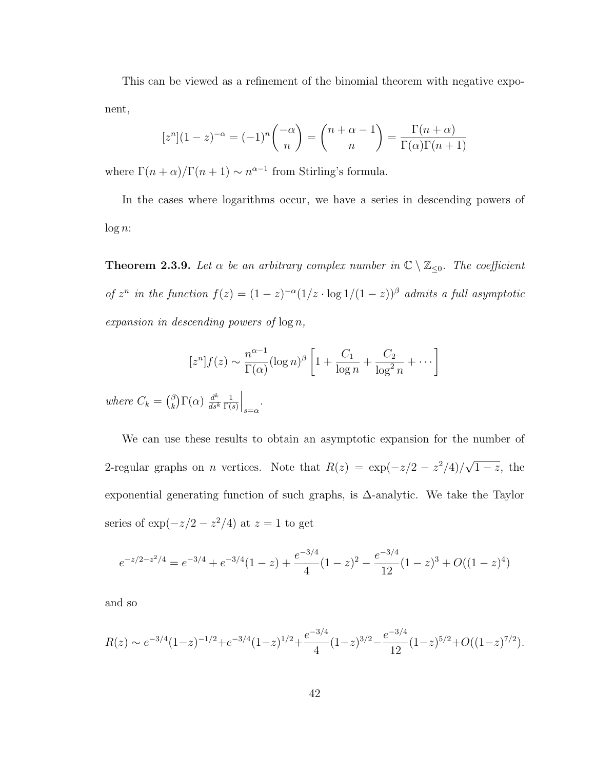This can be viewed as a refinement of the binomial theorem with negative exponent,

$$[z^n](1-z)^{-\alpha} = (-1)^n \binom{-\alpha}{n} = \binom{n+\alpha-1}{n} = \frac{\Gamma(n+\alpha)}{\Gamma(\alpha)\Gamma(n+1)}$$

where $\Gamma(n+\alpha)/\Gamma(n+1) \sim n^{\alpha-1}$ from Stirling's formula.

In the cases where logarithms occur, we have a series in descending powers of $\log n$:

**Theorem 2.3.9.** *Let $\alpha$ be an arbitrary complex number in $\mathbb{C} \setminus \mathbb{Z}_{\leq 0}$. The coefficient of $z^n$ in the function $f(z) = (1-z)^{-\alpha}(1/z \cdot \log 1/(1-z))^{\beta}$ admits a full asymptotic expansion in descending powers of $\log n$,*

$$[z^n]f(z) \sim \frac{n^{\alpha-1}}{\Gamma(\alpha)}(\log n)^{\beta}\left[1 + \frac{C_1}{\log n} + \frac{C_2}{\log^2 n} + \cdots\right]$$

*where $C_k = \binom{\beta}{k}\Gamma(\alpha)\ \frac{d^k}{ds^k}\frac{1}{\Gamma(s)}\Big|_{s=\alpha}$.*

We can use these results to obtain an asymptotic expansion for the number of 2-regular graphs on $n$ vertices. Note that $R(z) = \exp(-z/2 - z^2/4)/\sqrt{1-z}$, the exponential generating function of such graphs, is $\Delta$-analytic. We take the Taylor series of $\exp(-z/2 - z^2/4)$ at $z = 1$ to get

$$e^{-z/2-z^2/4} = e^{-3/4} + e^{-3/4}(1-z) + \frac{e^{-3/4}}{4}(1-z)^2 - \frac{e^{-3/4}}{12}(1-z)^3 + O((1-z)^4)$$

and so

$$R(z) \sim e^{-3/4}(1-z)^{-1/2} + e^{-3/4}(1-z)^{1/2} + \frac{e^{-3/4}}{4}(1-z)^{3/2} - \frac{e^{-3/4}}{12}(1-z)^{5/2} + O((1-z)^{7/2}).$$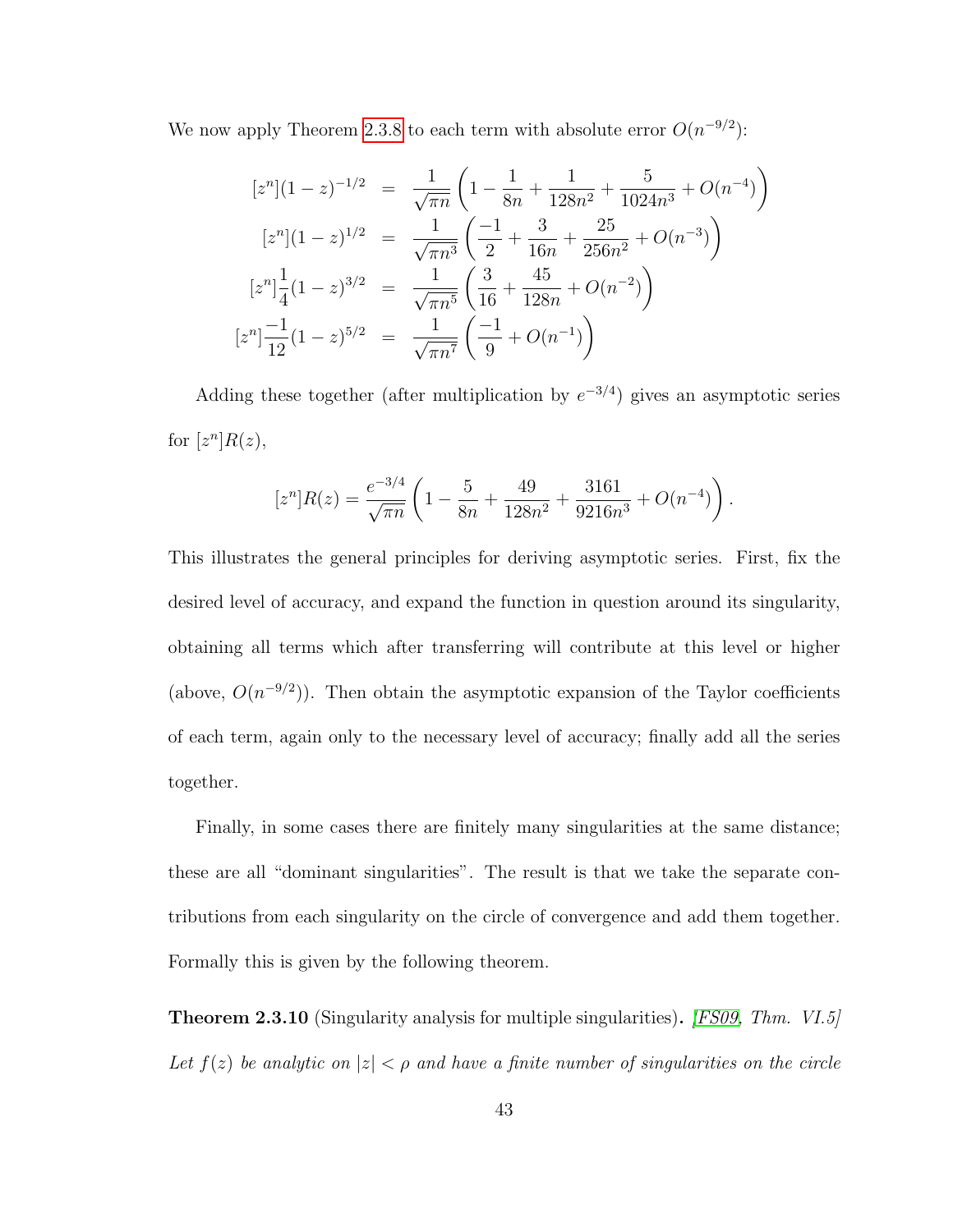We now apply Theorem 2.3.8 to each term with absolute error $O(n^{-9/2})$:

$$
\begin{aligned}
[z^n](1-z)^{-1/2} &= \frac{1}{\sqrt{\pi n}}\left(1 - \frac{1}{8n} + \frac{1}{128n^2} + \frac{5}{1024n^3} + O(n^{-4})\right) \\
[z^n](1-z)^{1/2} &= \frac{1}{\sqrt{\pi n^3}}\left(\frac{-1}{2} + \frac{3}{16n} + \frac{25}{256n^2} + O(n^{-3})\right) \\
[z^n]\frac{1}{4}(1-z)^{3/2} &= \frac{1}{\sqrt{\pi n^5}}\left(\frac{3}{16} + \frac{45}{128n} + O(n^{-2})\right) \\
[z^n]\frac{-1}{12}(1-z)^{5/2} &= \frac{1}{\sqrt{\pi n^7}}\left(\frac{-1}{9} + O(n^{-1})\right)
\end{aligned}
$$

Adding these together (after multiplication by $e^{-3/4}$) gives an asymptotic series for $[z^n]R(z)$,

$$
[z^n]R(z) = \frac{e^{-3/4}}{\sqrt{\pi n}}\left(1 - \frac{5}{8n} + \frac{49}{128n^2} + \frac{3161}{9216n^3} + O(n^{-4})\right).
$$

This illustrates the general principles for deriving asymptotic series. First, fix the desired level of accuracy, and expand the function in question around its singularity, obtaining all terms which after transferring will contribute at this level or higher (above, $O(n^{-9/2})$). Then obtain the asymptotic expansion of the Taylor coefficients of each term, again only to the necessary level of accuracy; finally add all the series together.

Finally, in some cases there are finitely many singularities at the same distance; these are all "dominant singularities". The result is that we take the separate contributions from each singularity on the circle of convergence and add them together. Formally this is given by the following theorem.

**Theorem 2.3.10** (Singularity analysis for multiple singularities)**.** *[FS09, Thm. VI.5] Let $f(z)$ be analytic on $|z| < \rho$ and have a finite number of singularities on the circle*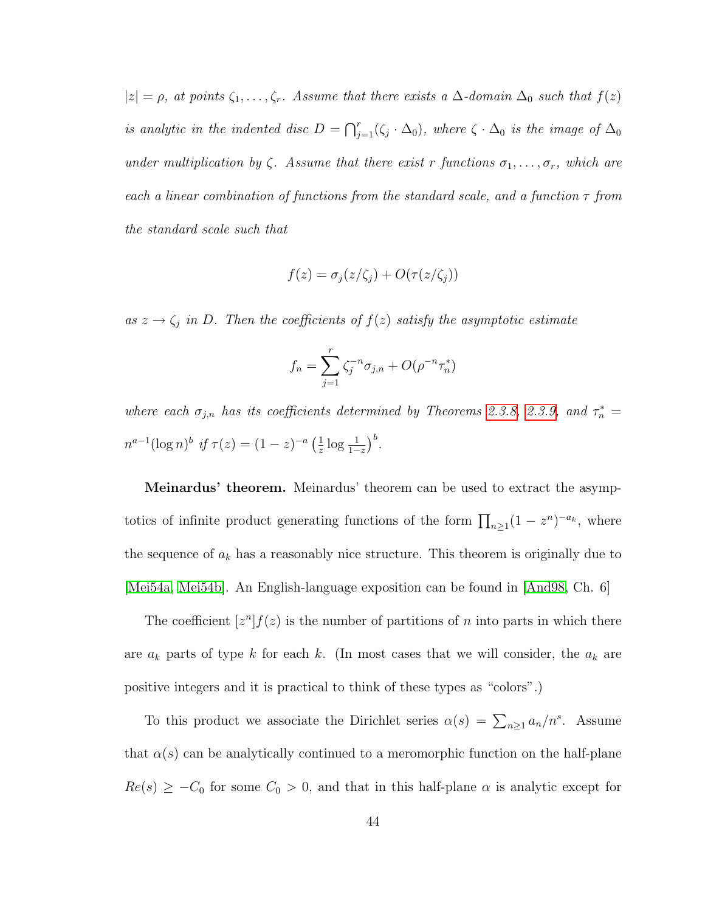*$|z| = \rho$, at points $\zeta_1, \ldots, \zeta_r$. Assume that there exists a $\Delta$-domain $\Delta_0$ such that $f(z)$ is analytic in the indented disc $D = \bigcap_{j=1}^{r}(\zeta_j \cdot \Delta_0)$, where $\zeta \cdot \Delta_0$ is the image of $\Delta_0$ under multiplication by $\zeta$. Assume that there exist $r$ functions $\sigma_1, \ldots, \sigma_r$, which are each a linear combination of functions from the standard scale, and a function $\tau$ from the standard scale such that*

$$f(z) = \sigma_j(z/\zeta_j) + O(\tau(z/\zeta_j))$$

*as $z \to \zeta_j$ in $D$. Then the coefficients of $f(z)$ satisfy the asymptotic estimate*

$$f_n = \sum_{j=1}^{r} \zeta_j^{-n} \sigma_{j,n} + O(\rho^{-n} \tau_n^*)$$

*where each $\sigma_{j,n}$ has its coefficients determined by Theorems 2.3.8, 2.3.9, and $\tau_n^* = n^{a-1}(\log n)^b$ if $\tau(z) = (1-z)^{-a}\left(\frac{1}{z}\log\frac{1}{1-z}\right)^b$.*

**Meinardus' theorem.** Meinardus' theorem can be used to extract the asymptotics of infinite product generating functions of the form $\prod_{n\geq 1}(1-z^n)^{-a_k}$, where the sequence of $a_k$ has a reasonably nice structure. This theorem is originally due to [Mei54a, Mei54b]. An English-language exposition can be found in [And98, Ch. 6]

The coefficient $[z^n]f(z)$ is the number of partitions of $n$ into parts in which there are $a_k$ parts of type $k$ for each $k$. (In most cases that we will consider, the $a_k$ are positive integers and it is practical to think of these types as "colors".)

To this product we associate the Dirichlet series $\alpha(s) = \sum_{n\geq 1} a_n/n^s$. Assume that $\alpha(s)$ can be analytically continued to a meromorphic function on the half-plane $Re(s) \geq -C_0$ for some $C_0 > 0$, and that in this half-plane $\alpha$ is analytic except for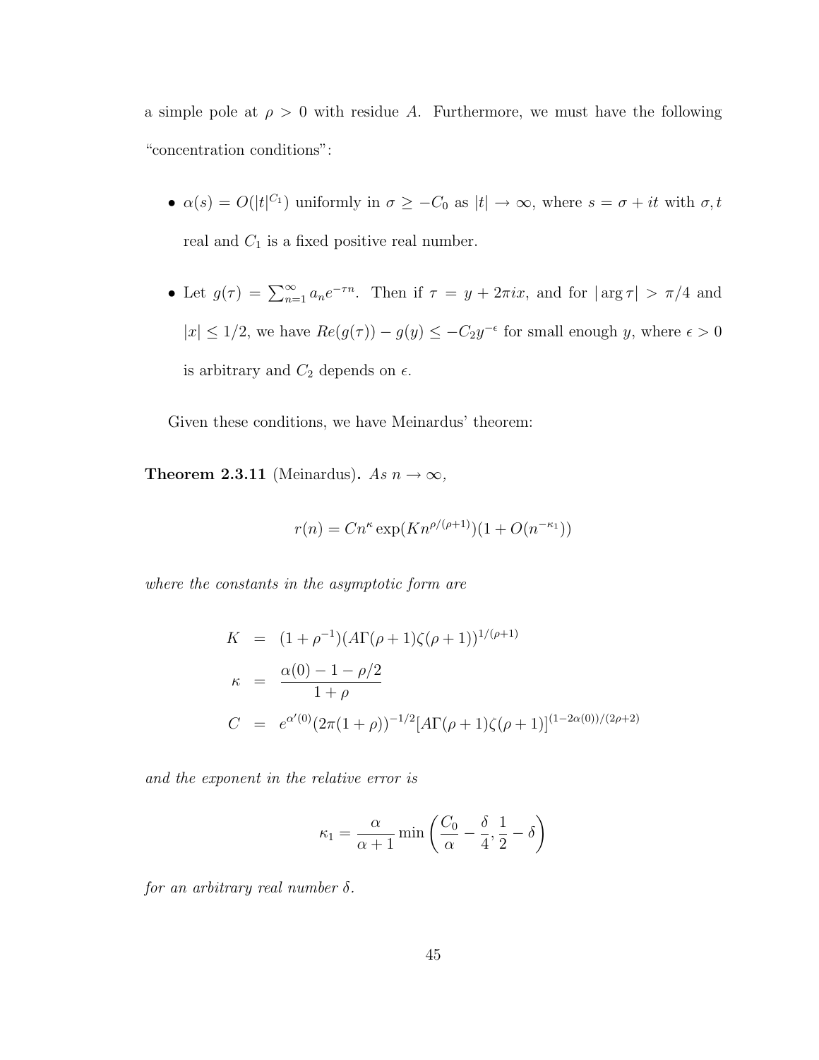a simple pole at $\rho > 0$ with residue $A$. Furthermore, we must have the following "concentration conditions":

- $\alpha(s) = O(|t|^{C_1})$ uniformly in $\sigma \geq -C_0$ as $|t| \to \infty$, where $s = \sigma + it$ with $\sigma, t$ real and $C_1$ is a fixed positive real number.

- Let $g(\tau) = \sum_{n=1}^{\infty} a_n e^{-\tau n}$. Then if $\tau = y + 2\pi i x$, and for $|\arg \tau| > \pi/4$ and $|x| \leq 1/2$, we have $Re(g(\tau)) - g(y) \leq -C_2 y^{-\epsilon}$ for small enough $y$, where $\epsilon > 0$ is arbitrary and $C_2$ depends on $\epsilon$.

Given these conditions, we have Meinardus' theorem:

**Theorem 2.3.11** (Meinardus)**.** *As $n \to \infty$,*

$$r(n) = Cn^{\kappa} \exp(Kn^{\rho/(\rho+1)})(1 + O(n^{-\kappa_1}))$$

*where the constants in the asymptotic form are*

$$\begin{aligned}
K &= (1 + \rho^{-1})(A\Gamma(\rho + 1)\zeta(\rho + 1))^{1/(\rho+1)} \\
\kappa &= \frac{\alpha(0) - 1 - \rho/2}{1 + \rho} \\
C &= e^{\alpha'(0)}(2\pi(1 + \rho))^{-1/2}[A\Gamma(\rho + 1)\zeta(\rho + 1)]^{(1-2\alpha(0))/(2\rho+2)}
\end{aligned}$$

*and the exponent in the relative error is*

$$\kappa_1 = \frac{\alpha}{\alpha + 1} \min\left(\frac{C_0}{\alpha} - \frac{\delta}{4}, \frac{1}{2} - \delta\right)$$

*for an arbitrary real number $\delta$.*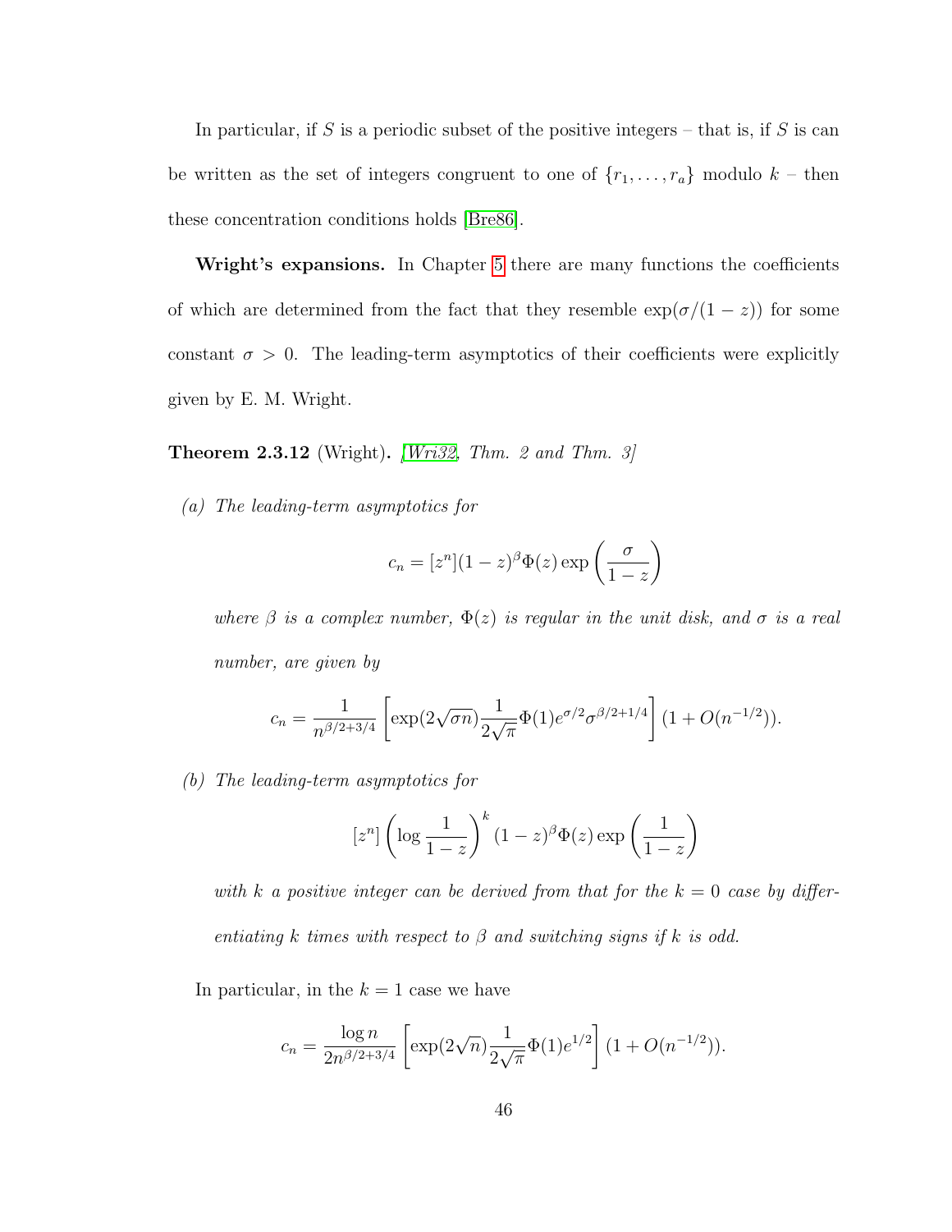In particular, if $S$ is a periodic subset of the positive integers – that is, if $S$ is can be written as the set of integers congruent to one of $\{r_1, \ldots, r_a\}$ modulo $k$ – then these concentration conditions holds [Bre86].

**Wright's expansions.** In Chapter 5 there are many functions the coefficients of which are determined from the fact that they resemble $\exp(\sigma/(1-z))$ for some constant $\sigma > 0$. The leading-term asymptotics of their coefficients were explicitly given by E. M. Wright.

**Theorem 2.3.12** (Wright)**.** *[Wri32, Thm. 2 and Thm. 3]*

*(a) The leading-term asymptotics for*

$$c_n = [z^n](1-z)^{\beta}\Phi(z)\exp\left(\frac{\sigma}{1-z}\right)$$

*where $\beta$ is a complex number, $\Phi(z)$ is regular in the unit disk, and $\sigma$ is a real number, are given by*

$$c_n = \frac{1}{n^{\beta/2+3/4}}\left[\exp(2\sqrt{\sigma n})\frac{1}{2\sqrt{\pi}}\Phi(1)e^{\sigma/2}\sigma^{\beta/2+1/4}\right](1+O(n^{-1/2})).$$

*(b) The leading-term asymptotics for*

$$[z^n]\left(\log\frac{1}{1-z}\right)^k(1-z)^{\beta}\Phi(z)\exp\left(\frac{1}{1-z}\right)$$

*with $k$ a positive integer can be derived from that for the $k=0$ case by differentiating $k$ times with respect to $\beta$ and switching signs if $k$ is odd.*

In particular, in the $k=1$ case we have

$$c_n = \frac{\log n}{2n^{\beta/2+3/4}}\left[\exp(2\sqrt{n})\frac{1}{2\sqrt{\pi}}\Phi(1)e^{1/2}\right](1+O(n^{-1/2})).$$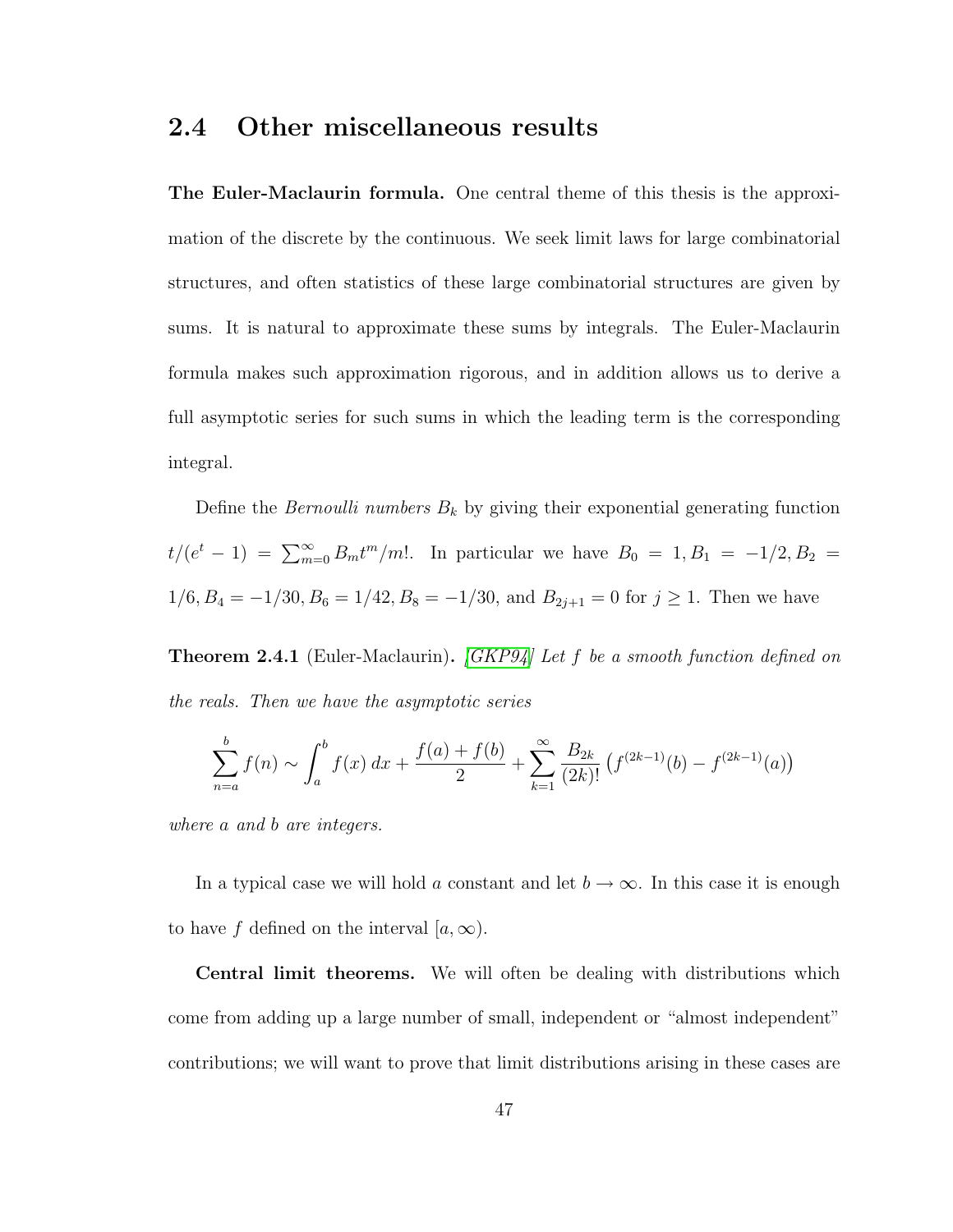## 2.4 Other miscellaneous results

**The Euler-Maclaurin formula.** One central theme of this thesis is the approximation of the discrete by the continuous. We seek limit laws for large combinatorial structures, and often statistics of these large combinatorial structures are given by sums. It is natural to approximate these sums by integrals. The Euler-Maclaurin formula makes such approximation rigorous, and in addition allows us to derive a full asymptotic series for such sums in which the leading term is the corresponding integral.

Define the *Bernoulli numbers* $B_k$ by giving their exponential generating function $t/(e^t - 1) = \sum_{m=0}^{\infty} B_m t^m / m!$. In particular we have $B_0 = 1, B_1 = -1/2, B_2 = 1/6, B_4 = -1/30, B_6 = 1/42, B_8 = -1/30$, and $B_{2j+1} = 0$ for $j \geq 1$. Then we have

**Theorem 2.4.1** (Euler-Maclaurin)**.** *[GKP94] Let $f$ be a smooth function defined on the reals. Then we have the asymptotic series*

$$\sum_{n=a}^{b} f(n) \sim \int_a^b f(x)\,dx + \frac{f(a) + f(b)}{2} + \sum_{k=1}^{\infty} \frac{B_{2k}}{(2k)!} \left( f^{(2k-1)}(b) - f^{(2k-1)}(a) \right)$$

*where $a$ and $b$ are integers.*

In a typical case we will hold $a$ constant and let $b \to \infty$. In this case it is enough to have $f$ defined on the interval $[a, \infty)$.

**Central limit theorems.** We will often be dealing with distributions which come from adding up a large number of small, independent or "almost independent" contributions; we will want to prove that limit distributions arising in these cases are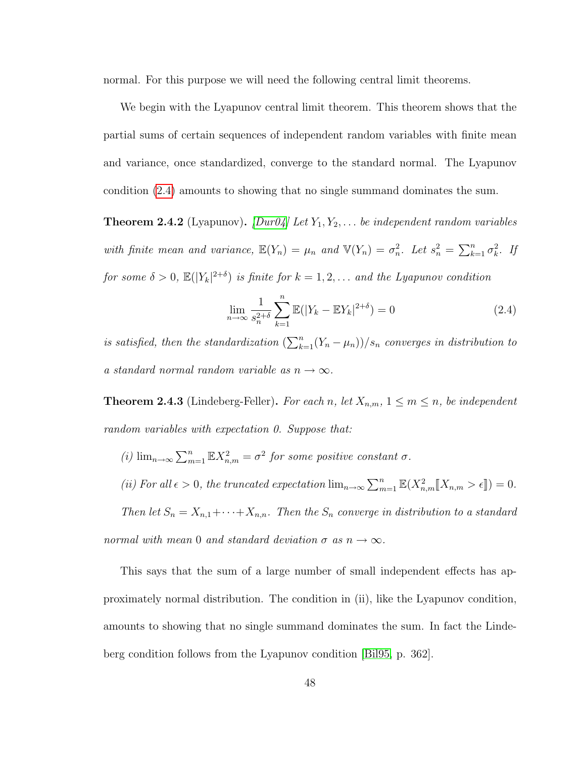normal. For this purpose we will need the following central limit theorems.

We begin with the Lyapunov central limit theorem. This theorem shows that the partial sums of certain sequences of independent random variables with finite mean and variance, once standardized, converge to the standard normal. The Lyapunov condition (2.4) amounts to showing that no single summand dominates the sum.

**Theorem 2.4.2** (Lyapunov)**.** *[Dur04] Let $Y_1, Y_2, \ldots$ be independent random variables with finite mean and variance, $\mathbb{E}(Y_n) = \mu_n$ and $\mathbb{V}(Y_n) = \sigma_n^2$. Let $s_n^2 = \sum_{k=1}^n \sigma_k^2$. If for some $\delta > 0$, $\mathbb{E}(|Y_k|^{2+\delta})$ is finite for $k = 1, 2, \ldots$ and the Lyapunov condition*

$$\lim_{n\to\infty} \frac{1}{s_n^{2+\delta}} \sum_{k=1}^{n} \mathbb{E}(|Y_k - \mathbb{E}Y_k|^{2+\delta}) = 0 \tag{2.4}$$

*is satisfied, then the standardization $(\sum_{k=1}^n (Y_n - \mu_n))/s_n$ converges in distribution to a standard normal random variable as $n \to \infty$.*

**Theorem 2.4.3** (Lindeberg-Feller)**.** *For each $n$, let $X_{n,m}$, $1 \leq m \leq n$, be independent random variables with expectation 0. Suppose that:*

*(i) $\lim_{n\to\infty} \sum_{m=1}^n \mathbb{E}X_{n,m}^2 = \sigma^2$ for some positive constant $\sigma$.*

*(ii) For all $\epsilon > 0$, the truncated expectation $\lim_{n\to\infty} \sum_{m=1}^n \mathbb{E}(X_{n,m}^2 [\![X_{n,m} > \epsilon]\!]) = 0$.*

*Then let $S_n = X_{n,1} + \cdots + X_{n,n}$. Then the $S_n$ converge in distribution to a standard normal with mean 0 and standard deviation $\sigma$ as $n \to \infty$.*

This says that the sum of a large number of small independent effects has approximately normal distribution. The condition in (ii), like the Lyapunov condition, amounts to showing that no single summand dominates the sum. In fact the Lindeberg condition follows from the Lyapunov condition [Bil95, p. 362].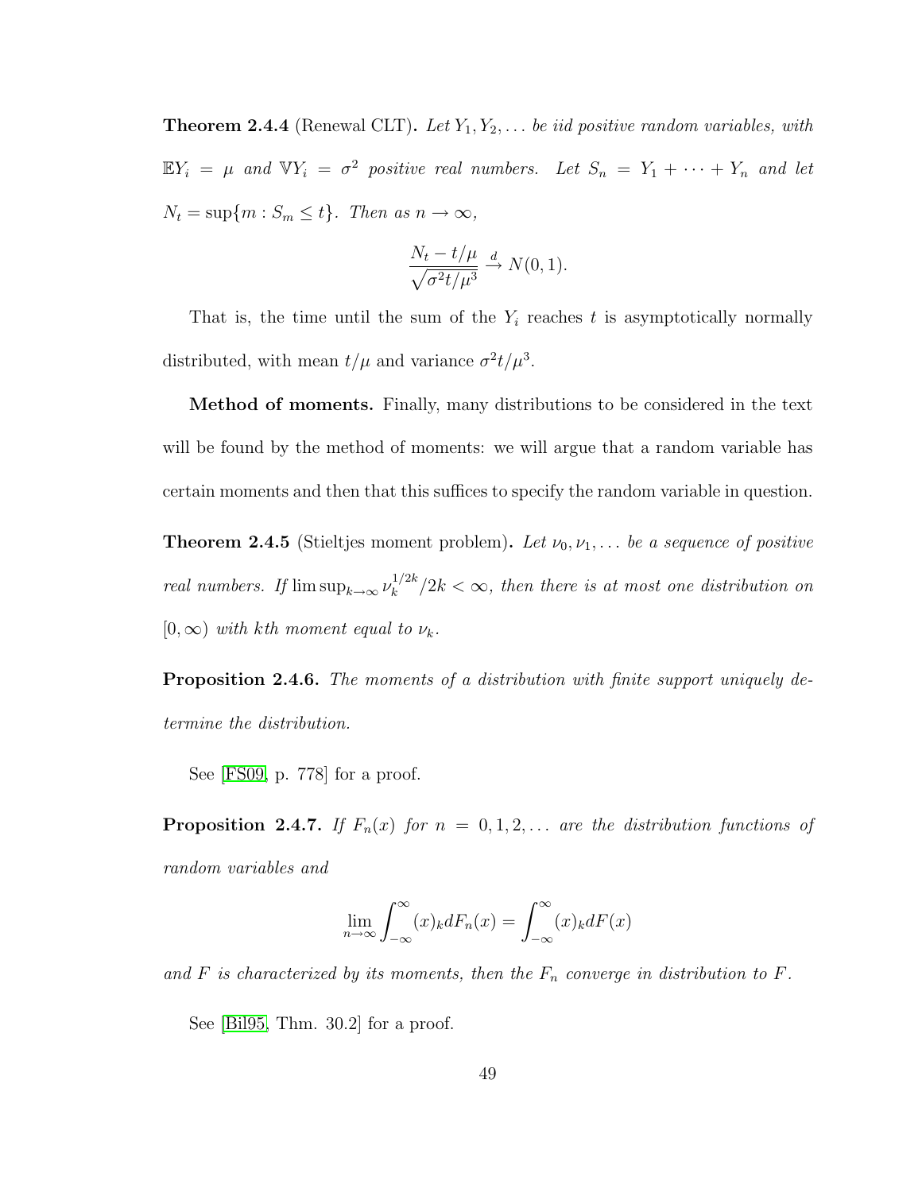**Theorem 2.4.4** (Renewal CLT)**.** *Let $Y_1, Y_2, \ldots$ be iid positive random variables, with $\mathbb{E}Y_i = \mu$ and $\mathbb{V}Y_i = \sigma^2$ positive real numbers. Let $S_n = Y_1 + \cdots + Y_n$ and let $N_t = \sup\{m : S_m \leq t\}$. Then as $n \to \infty$,*

$$\frac{N_t - t/\mu}{\sqrt{\sigma^2 t/\mu^3}} \xrightarrow{d} N(0,1).$$

That is, the time until the sum of the $Y_i$ reaches $t$ is asymptotically normally distributed, with mean $t/\mu$ and variance $\sigma^2 t/\mu^3$.

**Method of moments.** Finally, many distributions to be considered in the text will be found by the method of moments: we will argue that a random variable has certain moments and then that this suffices to specify the random variable in question.

**Theorem 2.4.5** (Stieltjes moment problem)**.** *Let $\nu_0, \nu_1, \ldots$ be a sequence of positive real numbers. If $\limsup_{k\to\infty} \nu_k^{1/2k}/2k < \infty$, then there is at most one distribution on $[0, \infty)$ with $k$th moment equal to $\nu_k$.*

**Proposition 2.4.6.** *The moments of a distribution with finite support uniquely determine the distribution.*

See [FS09, p. 778] for a proof.

**Proposition 2.4.7.** *If $F_n(x)$ for $n = 0, 1, 2, \ldots$ are the distribution functions of random variables and*

$$\lim_{n\to\infty} \int_{-\infty}^{\infty} (x)_k dF_n(x) = \int_{-\infty}^{\infty} (x)_k dF(x)$$

*and $F$ is characterized by its moments, then the $F_n$ converge in distribution to $F$.*

See [Bil95, Thm. 30.2] for a proof.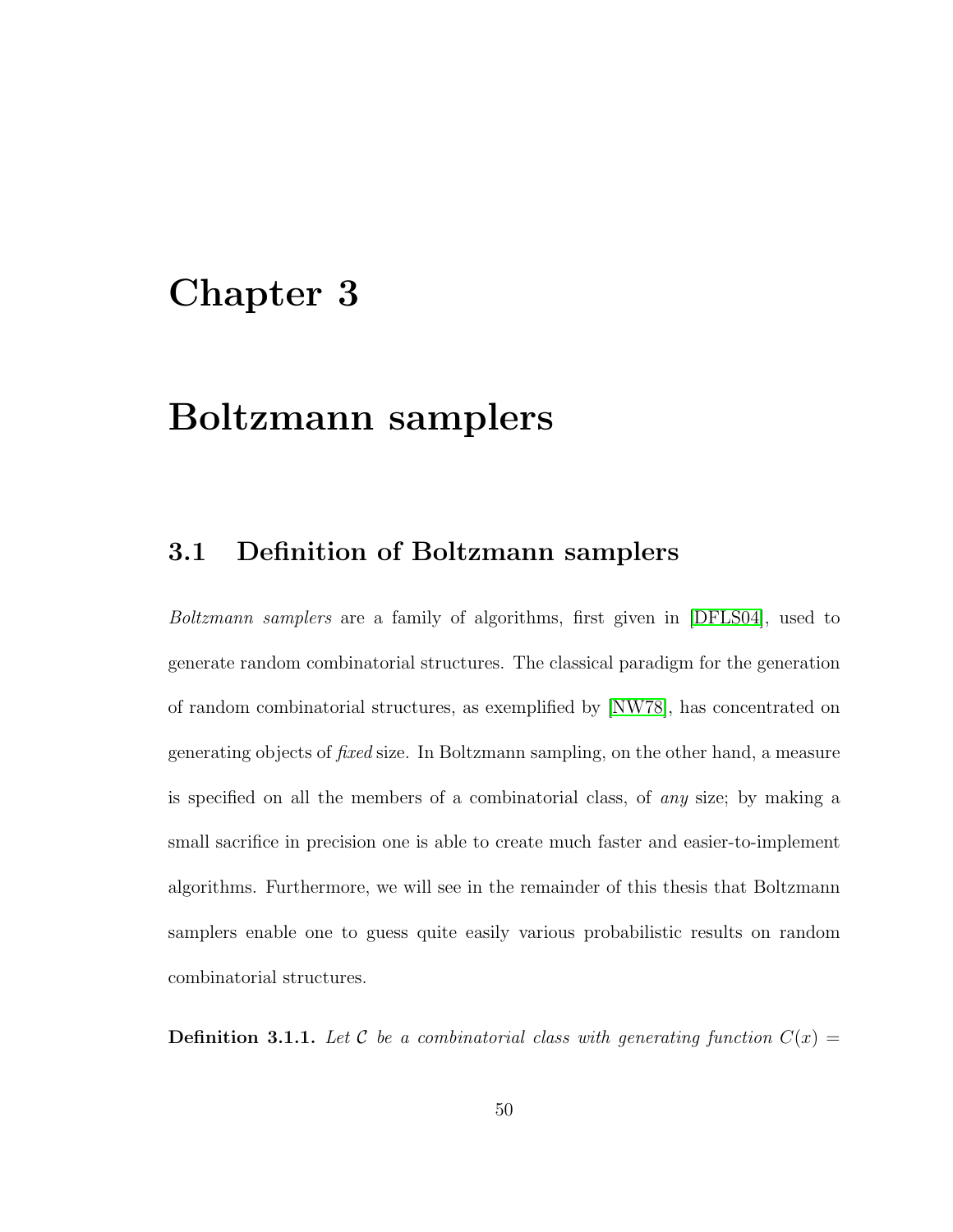# Chapter 3

# Boltzmann samplers

## 3.1 Definition of Boltzmann samplers

*Boltzmann samplers* are a family of algorithms, first given in [DFLS04], used to generate random combinatorial structures. The classical paradigm for the generation of random combinatorial structures, as exemplified by [NW78], has concentrated on generating objects of *fixed* size. In Boltzmann sampling, on the other hand, a measure is specified on all the members of a combinatorial class, of *any* size; by making a small sacrifice in precision one is able to create much faster and easier-to-implement algorithms. Furthermore, we will see in the remainder of this thesis that Boltzmann samplers enable one to guess quite easily various probabilistic results on random combinatorial structures.

**Definition 3.1.1.** *Let $\mathcal{C}$ be a combinatorial class with generating function $C(x) =$*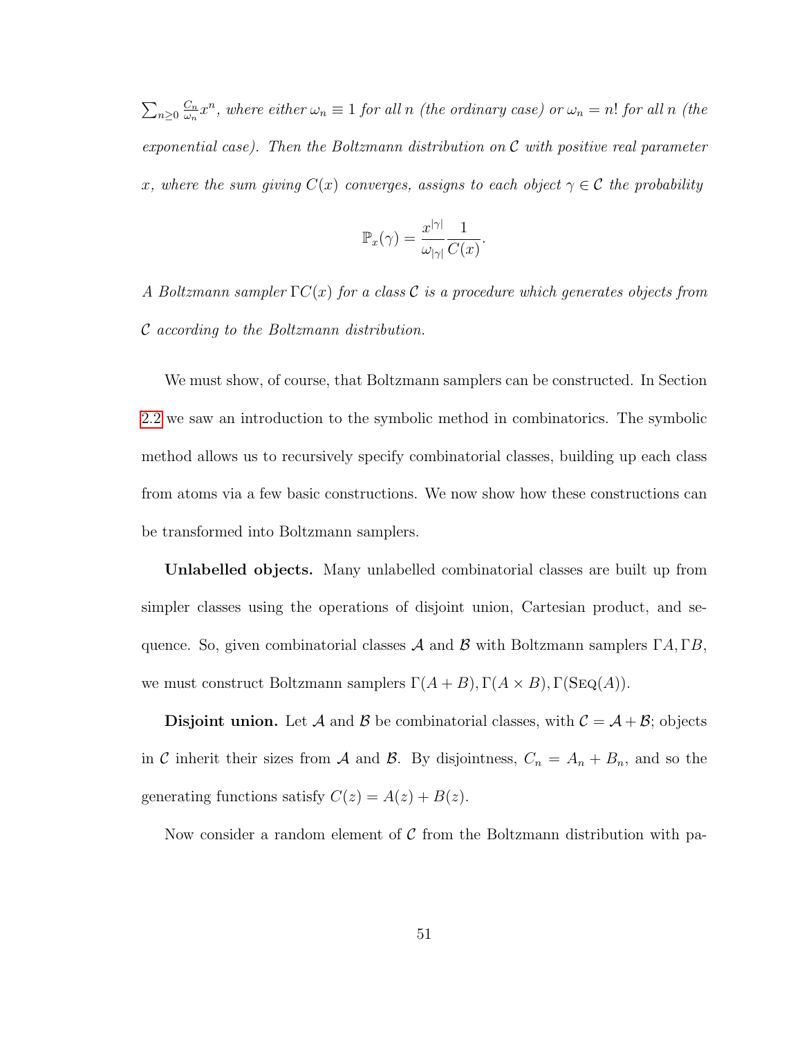$\sum_{n\geq 0} \frac{C_n}{\omega_n} x^n$, *where either* $\omega_n \equiv 1$ *for all* $n$ *(the ordinary case) or* $\omega_n = n!$ *for all* $n$ *(the exponential case). Then the Boltzmann distribution on* $\mathcal{C}$ *with positive real parameter* $x$*, where the sum giving* $C(x)$ *converges, assigns to each object* $\gamma \in \mathcal{C}$ *the probability*

$$\mathbb{P}_x(\gamma) = \frac{x^{|\gamma|}}{\omega_{|\gamma|}} \frac{1}{C(x)}.$$

*A Boltzmann sampler* $\Gamma C(x)$ *for a class* $\mathcal{C}$ *is a procedure which generates objects from* $\mathcal{C}$ *according to the Boltzmann distribution.*

We must show, of course, that Boltzmann samplers can be constructed. In Section 2.2 we saw an introduction to the symbolic method in combinatorics. The symbolic method allows us to recursively specify combinatorial classes, building up each class from atoms via a few basic constructions. We now show how these constructions can be transformed into Boltzmann samplers.

**Unlabelled objects.** Many unlabelled combinatorial classes are built up from simpler classes using the operations of disjoint union, Cartesian product, and sequence. So, given combinatorial classes $\mathcal{A}$ and $\mathcal{B}$ with Boltzmann samplers $\Gamma A, \Gamma B$, we must construct Boltzmann samplers $\Gamma(A + B), \Gamma(A \times B), \Gamma(\textsc{Seq}(A))$.

**Disjoint union.** Let $\mathcal{A}$ and $\mathcal{B}$ be combinatorial classes, with $\mathcal{C} = \mathcal{A} + \mathcal{B}$; objects in $\mathcal{C}$ inherit their sizes from $\mathcal{A}$ and $\mathcal{B}$. By disjointness, $C_n = A_n + B_n$, and so the generating functions satisfy $C(z) = A(z) + B(z)$.

Now consider a random element of $\mathcal{C}$ from the Boltzmann distribution with pa-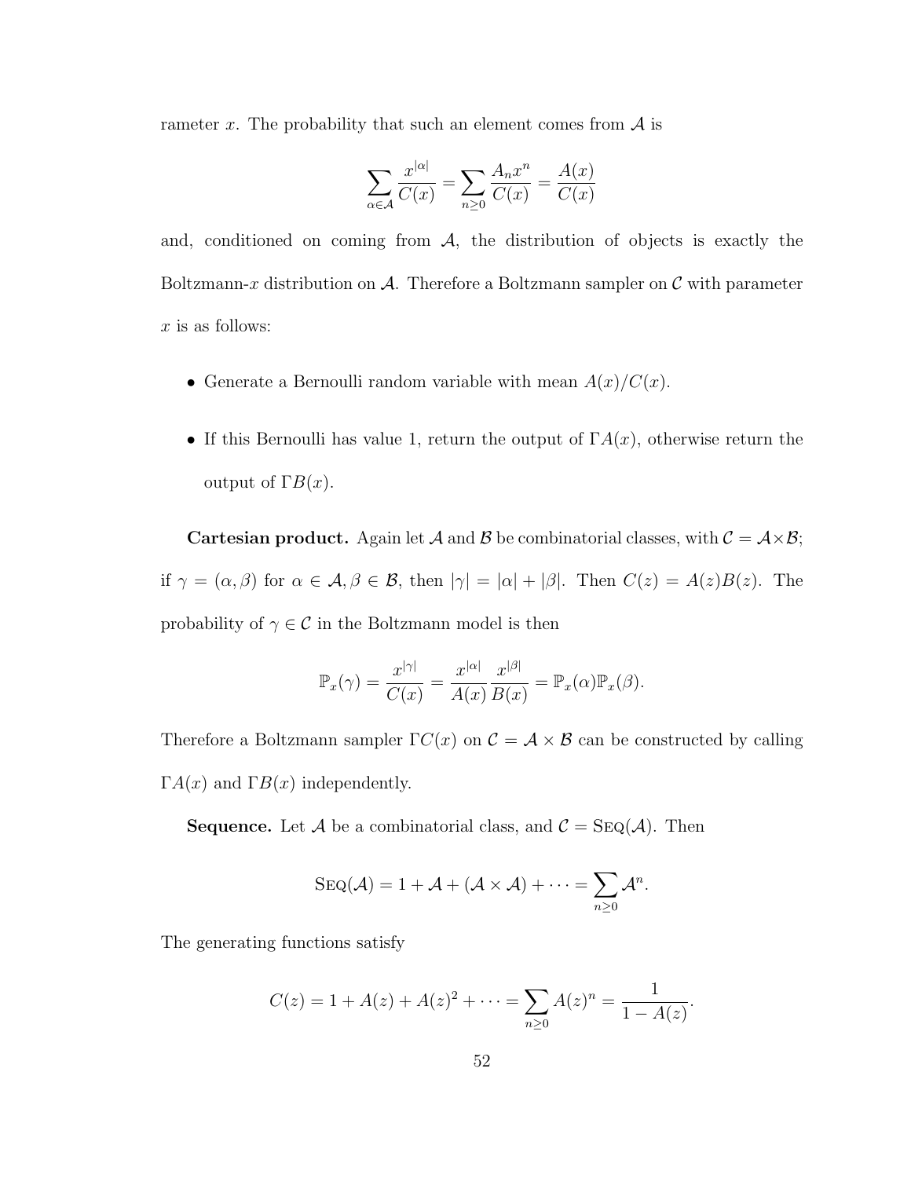rameter $x$. The probability that such an element comes from $\mathcal{A}$ is

$$\sum_{\alpha \in \mathcal{A}} \frac{x^{|\alpha|}}{C(x)} = \sum_{n \geq 0} \frac{A_n x^n}{C(x)} = \frac{A(x)}{C(x)}$$

and, conditioned on coming from $\mathcal{A}$, the distribution of objects is exactly the Boltzmann-$x$ distribution on $\mathcal{A}$. Therefore a Boltzmann sampler on $\mathcal{C}$ with parameter $x$ is as follows:

- Generate a Bernoulli random variable with mean $A(x)/C(x)$.
- If this Bernoulli has value 1, return the output of $\Gamma A(x)$, otherwise return the output of $\Gamma B(x)$.

**Cartesian product.** Again let $\mathcal{A}$ and $\mathcal{B}$ be combinatorial classes, with $\mathcal{C} = \mathcal{A} \times \mathcal{B}$; if $\gamma = (\alpha, \beta)$ for $\alpha \in \mathcal{A}, \beta \in \mathcal{B}$, then $|\gamma| = |\alpha| + |\beta|$. Then $C(z) = A(z)B(z)$. The probability of $\gamma \in \mathcal{C}$ in the Boltzmann model is then

$$\mathbb{P}_x(\gamma) = \frac{x^{|\gamma|}}{C(x)} = \frac{x^{|\alpha|}}{A(x)} \frac{x^{|\beta|}}{B(x)} = \mathbb{P}_x(\alpha)\mathbb{P}_x(\beta).$$

Therefore a Boltzmann sampler $\Gamma C(x)$ on $\mathcal{C} = \mathcal{A} \times \mathcal{B}$ can be constructed by calling $\Gamma A(x)$ and $\Gamma B(x)$ independently.

**Sequence.** Let $\mathcal{A}$ be a combinatorial class, and $\mathcal{C} = \textsc{Seq}(\mathcal{A})$. Then

$$\textsc{Seq}(\mathcal{A}) = 1 + \mathcal{A} + (\mathcal{A} \times \mathcal{A}) + \cdots = \sum_{n \geq 0} \mathcal{A}^n.$$

The generating functions satisfy

$$C(z) = 1 + A(z) + A(z)^2 + \cdots = \sum_{n \geq 0} A(z)^n = \frac{1}{1 - A(z)}.$$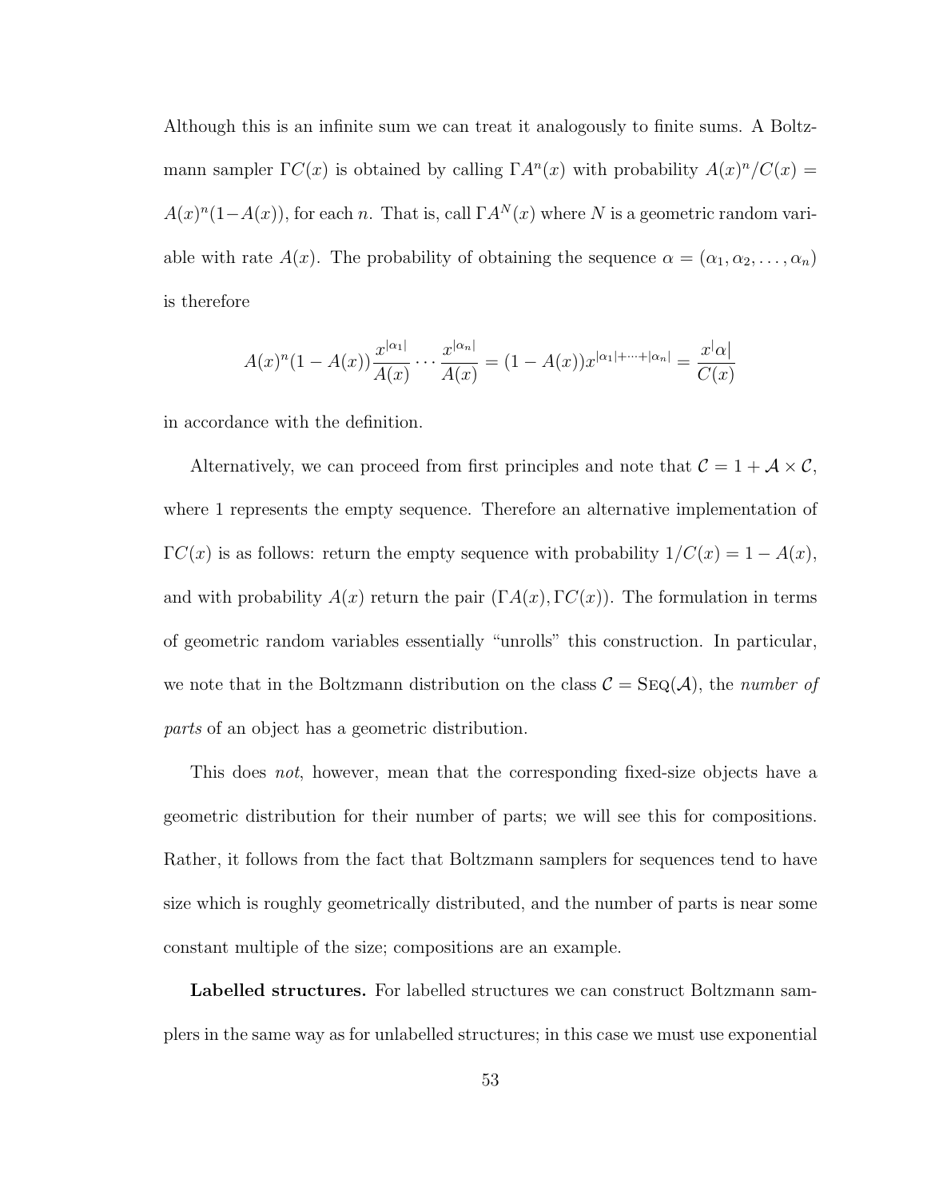Although this is an infinite sum we can treat it analogously to finite sums. A Boltzmann sampler $\Gamma C(x)$ is obtained by calling $\Gamma A^n(x)$ with probability $A(x)^n/C(x) = A(x)^n(1-A(x))$, for each $n$. That is, call $\Gamma A^N(x)$ where $N$ is a geometric random variable with rate $A(x)$. The probability of obtaining the sequence $\alpha = (\alpha_1, \alpha_2, \ldots, \alpha_n)$ is therefore

$$A(x)^n(1 - A(x))\frac{x^{|\alpha_1|}}{A(x)} \cdots \frac{x^{|\alpha_n|}}{A(x)} = (1 - A(x))x^{|\alpha_1|+\cdots+|\alpha_n|} = \frac{x^|\alpha|}{C(x)}$$

in accordance with the definition.

Alternatively, we can proceed from first principles and note that $\mathcal{C} = 1 + \mathcal{A} \times \mathcal{C}$, where 1 represents the empty sequence. Therefore an alternative implementation of $\Gamma C(x)$ is as follows: return the empty sequence with probability $1/C(x) = 1 - A(x)$, and with probability $A(x)$ return the pair $(\Gamma A(x), \Gamma C(x))$. The formulation in terms of geometric random variables essentially "unrolls" this construction. In particular, we note that in the Boltzmann distribution on the class $\mathcal{C} = \textsc{Seq}(\mathcal{A})$, the *number of parts* of an object has a geometric distribution.

This does *not*, however, mean that the corresponding fixed-size objects have a geometric distribution for their number of parts; we will see this for compositions. Rather, it follows from the fact that Boltzmann samplers for sequences tend to have size which is roughly geometrically distributed, and the number of parts is near some constant multiple of the size; compositions are an example.

**Labelled structures.** For labelled structures we can construct Boltzmann samplers in the same way as for unlabelled structures; in this case we must use exponential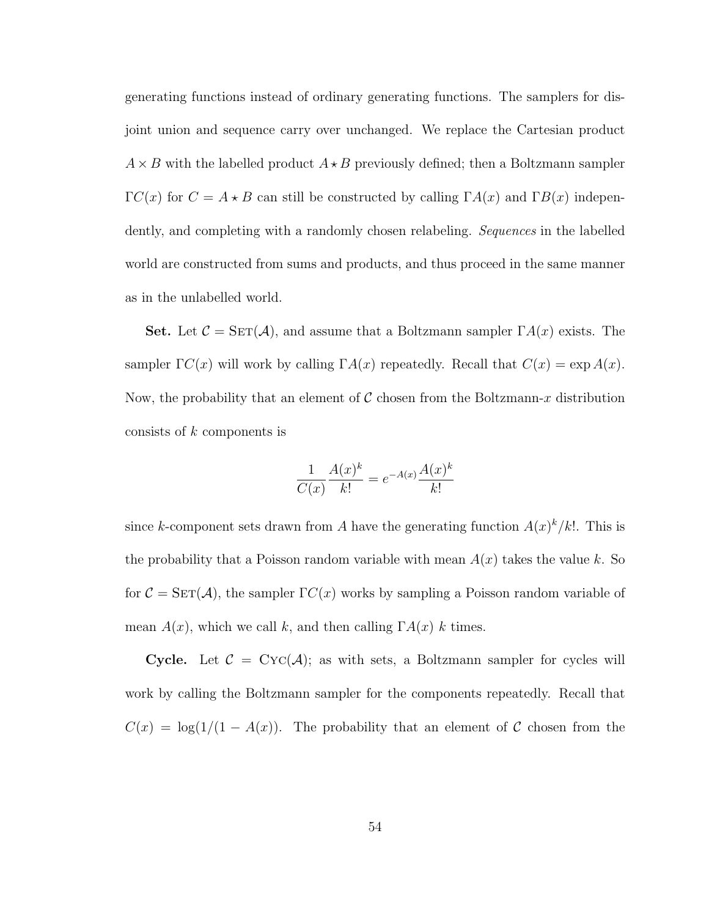generating functions instead of ordinary generating functions. The samplers for disjoint union and sequence carry over unchanged. We replace the Cartesian product $A \times B$ with the labelled product $A \star B$ previously defined; then a Boltzmann sampler $\Gamma C(x)$ for $C = A \star B$ can still be constructed by calling $\Gamma A(x)$ and $\Gamma B(x)$ independently, and completing with a randomly chosen relabeling. *Sequences* in the labelled world are constructed from sums and products, and thus proceed in the same manner as in the unlabelled world.

**Set.** Let $\mathcal{C} = \textsc{Set}(\mathcal{A})$, and assume that a Boltzmann sampler $\Gamma A(x)$ exists. The sampler $\Gamma C(x)$ will work by calling $\Gamma A(x)$ repeatedly. Recall that $C(x) = \exp A(x)$. Now, the probability that an element of $\mathcal{C}$ chosen from the Boltzmann-$x$ distribution consists of $k$ components is

$$\frac{1}{C(x)} \frac{A(x)^k}{k!} = e^{-A(x)} \frac{A(x)^k}{k!}$$

since $k$-component sets drawn from $A$ have the generating function $A(x)^k/k!$. This is the probability that a Poisson random variable with mean $A(x)$ takes the value $k$. So for $\mathcal{C} = \textsc{Set}(\mathcal{A})$, the sampler $\Gamma C(x)$ works by sampling a Poisson random variable of mean $A(x)$, which we call $k$, and then calling $\Gamma A(x)$ $k$ times.

**Cycle.** Let $\mathcal{C} = \textsc{Cyc}(\mathcal{A})$; as with sets, a Boltzmann sampler for cycles will work by calling the Boltzmann sampler for the components repeatedly. Recall that $C(x) = \log(1/(1 - A(x))$. The probability that an element of $\mathcal{C}$ chosen from the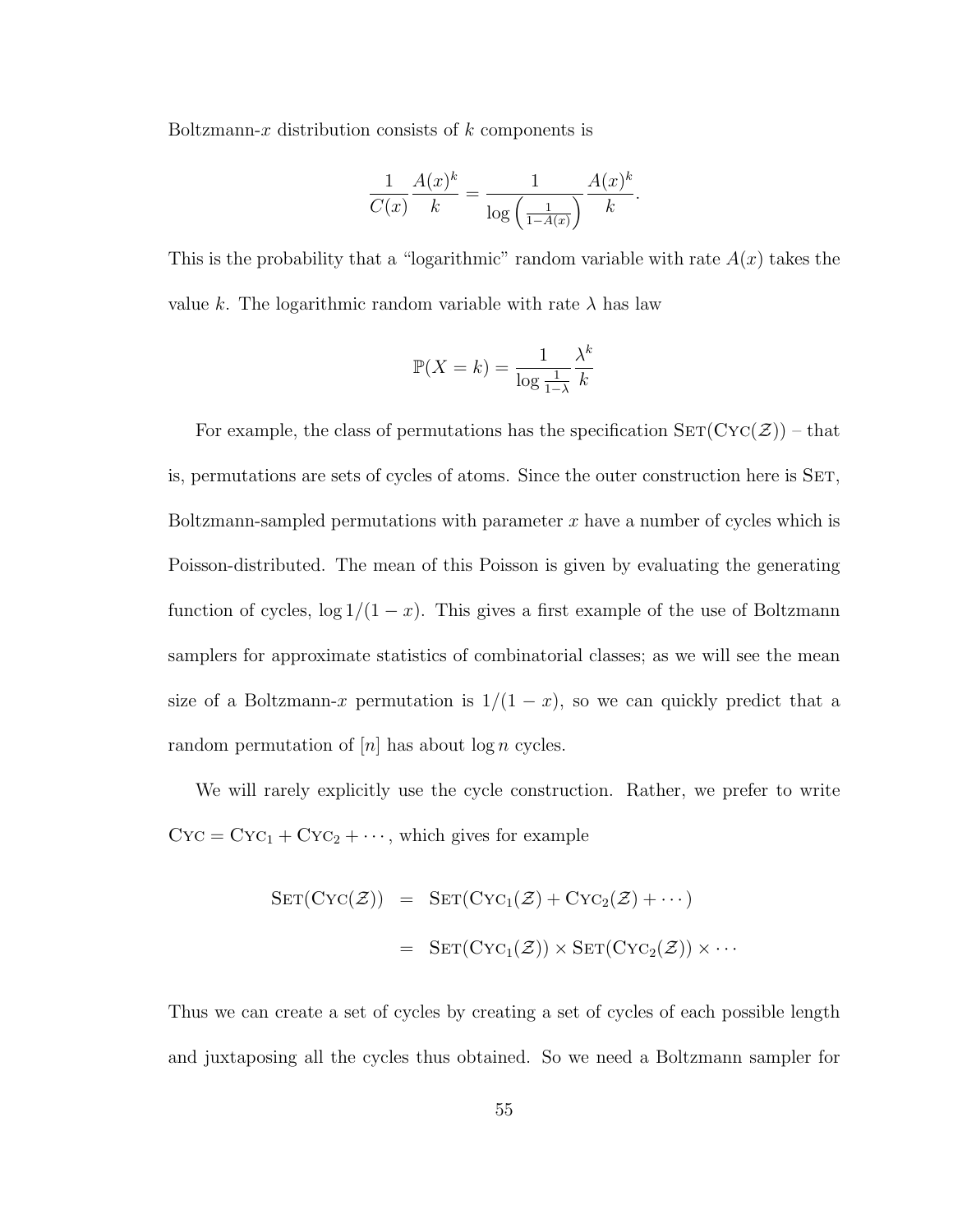Boltzmann-$x$ distribution consists of $k$ components is

$$\frac{1}{C(x)}\frac{A(x)^k}{k} = \frac{1}{\log\left(\frac{1}{1-A(x)}\right)}\frac{A(x)^k}{k}.$$

This is the probability that a "logarithmic" random variable with rate $A(x)$ takes the value $k$. The logarithmic random variable with rate $\lambda$ has law

$$\mathbb{P}(X = k) = \frac{1}{\log\frac{1}{1-\lambda}}\frac{\lambda^k}{k}$$

For example, the class of permutations has the specification $\textsc{Set}(\textsc{Cyc}(\mathcal{Z}))$ – that is, permutations are sets of cycles of atoms. Since the outer construction here is $\textsc{Set}$, Boltzmann-sampled permutations with parameter $x$ have a number of cycles which is Poisson-distributed. The mean of this Poisson is given by evaluating the generating function of cycles, $\log 1/(1-x)$. This gives a first example of the use of Boltzmann samplers for approximate statistics of combinatorial classes; as we will see the mean size of a Boltzmann-$x$ permutation is $1/(1-x)$, so we can quickly predict that a random permutation of $[n]$ has about $\log n$ cycles.

We will rarely explicitly use the cycle construction. Rather, we prefer to write $\textsc{Cyc} = \textsc{Cyc}_1 + \textsc{Cyc}_2 + \cdots$, which gives for example

$$\begin{aligned}
\textsc{Set}(\textsc{Cyc}(\mathcal{Z})) &= \textsc{Set}(\textsc{Cyc}_1(\mathcal{Z}) + \textsc{Cyc}_2(\mathcal{Z}) + \cdots) \\
&= \textsc{Set}(\textsc{Cyc}_1(\mathcal{Z})) \times \textsc{Set}(\textsc{Cyc}_2(\mathcal{Z})) \times \cdots
\end{aligned}$$

Thus we can create a set of cycles by creating a set of cycles of each possible length and juxtaposing all the cycles thus obtained. So we need a Boltzmann sampler for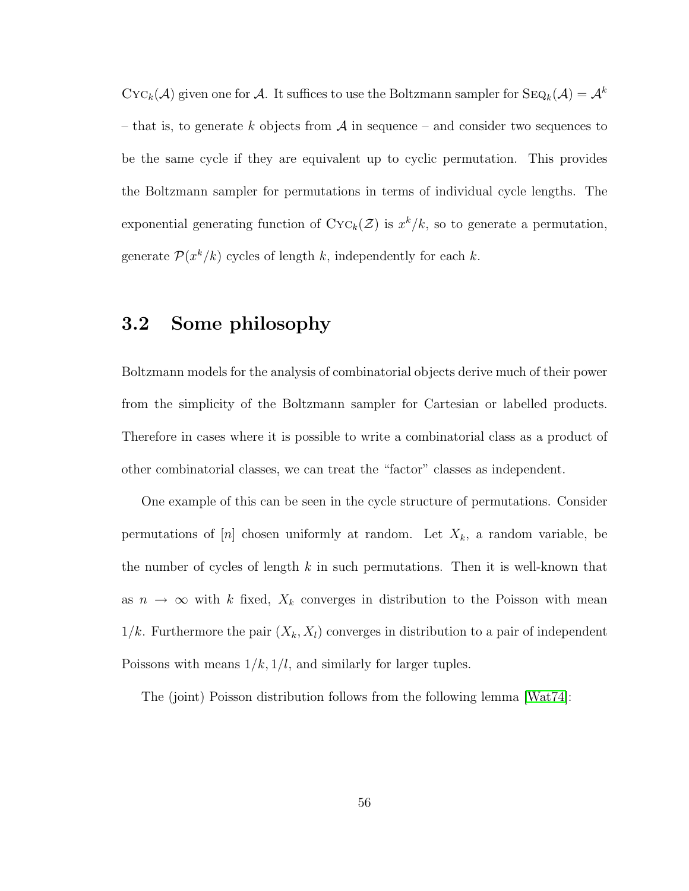$\textsc{Cyc}_k(\mathcal{A})$ given one for $\mathcal{A}$. It suffices to use the Boltzmann sampler for $\textsc{Seq}_k(\mathcal{A}) = \mathcal{A}^k$ – that is, to generate $k$ objects from $\mathcal{A}$ in sequence – and consider two sequences to be the same cycle if they are equivalent up to cyclic permutation. This provides the Boltzmann sampler for permutations in terms of individual cycle lengths. The exponential generating function of $\textsc{Cyc}_k(\mathcal{Z})$ is $x^k/k$, so to generate a permutation, generate $\mathcal{P}(x^k/k)$ cycles of length $k$, independently for each $k$.

## 3.2 Some philosophy

Boltzmann models for the analysis of combinatorial objects derive much of their power from the simplicity of the Boltzmann sampler for Cartesian or labelled products. Therefore in cases where it is possible to write a combinatorial class as a product of other combinatorial classes, we can treat the "factor" classes as independent.

One example of this can be seen in the cycle structure of permutations. Consider permutations of $[n]$ chosen uniformly at random. Let $X_k$, a random variable, be the number of cycles of length $k$ in such permutations. Then it is well-known that as $n \to \infty$ with $k$ fixed, $X_k$ converges in distribution to the Poisson with mean $1/k$. Furthermore the pair $(X_k, X_l)$ converges in distribution to a pair of independent Poissons with means $1/k, 1/l$, and similarly for larger tuples.

The (joint) Poisson distribution follows from the following lemma [Wat74]: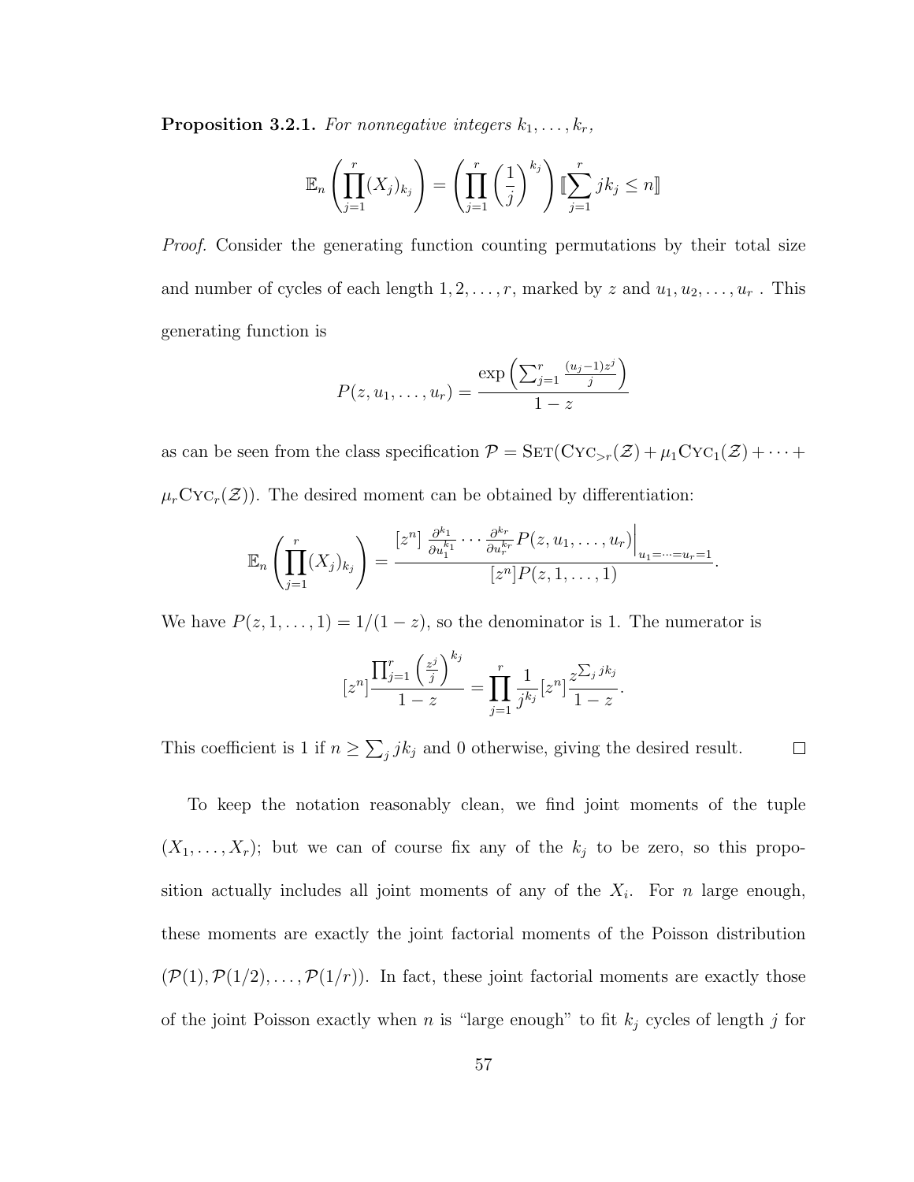**Proposition 3.2.1.** *For nonnegative integers $k_1, \ldots, k_r$,*

$$\mathbb{E}_n\left(\prod_{j=1}^{r}(X_j)_{k_j}\right) = \left(\prod_{j=1}^{r}\left(\frac{1}{j}\right)^{k_j}\right)[\![\sum_{j=1}^{r} jk_j \leq n]\!]$$

*Proof.* Consider the generating function counting permutations by their total size and number of cycles of each length $1, 2, \ldots, r$, marked by $z$ and $u_1, u_2, \ldots, u_r$ . This generating function is

$$P(z, u_1, \ldots, u_r) = \frac{\exp\left(\sum_{j=1}^{r} \frac{(u_j-1)z^j}{j}\right)}{1-z}$$

as can be seen from the class specification $\mathcal{P} = \textsc{Set}(\textsc{Cyc}_{>r}(\mathcal{Z}) + \mu_1\textsc{Cyc}_1(\mathcal{Z}) + \cdots + \mu_r\textsc{Cyc}_r(\mathcal{Z}))$. The desired moment can be obtained by differentiation:

$$\mathbb{E}_n\left(\prod_{j=1}^{r}(X_j)_{k_j}\right) = \frac{[z^n]\ \frac{\partial^{k_1}}{\partial u_1^{k_1}} \cdots \frac{\partial^{k_r}}{\partial u_r^{k_r}} P(z, u_1, \ldots, u_r)\Big|_{u_1=\cdots=u_r=1}}{[z^n]P(z, 1, \ldots, 1)}.$$

We have $P(z, 1, \ldots, 1) = 1/(1-z)$, so the denominator is 1. The numerator is

$$[z^n]\frac{\prod_{j=1}^{r}\left(\frac{z^j}{j}\right)^{k_j}}{1-z} = \prod_{j=1}^{r}\frac{1}{j^{k_j}}[z^n]\frac{z^{\sum_j jk_j}}{1-z}.$$

This coefficient is 1 if $n \geq \sum_j jk_j$ and 0 otherwise, giving the desired result. $\square$

To keep the notation reasonably clean, we find joint moments of the tuple $(X_1, \ldots, X_r)$; but we can of course fix any of the $k_j$ to be zero, so this proposition actually includes all joint moments of any of the $X_i$. For $n$ large enough, these moments are exactly the joint factorial moments of the Poisson distribution $(\mathcal{P}(1), \mathcal{P}(1/2), \ldots, \mathcal{P}(1/r))$. In fact, these joint factorial moments are exactly those of the joint Poisson exactly when $n$ is "large enough" to fit $k_j$ cycles of length $j$ for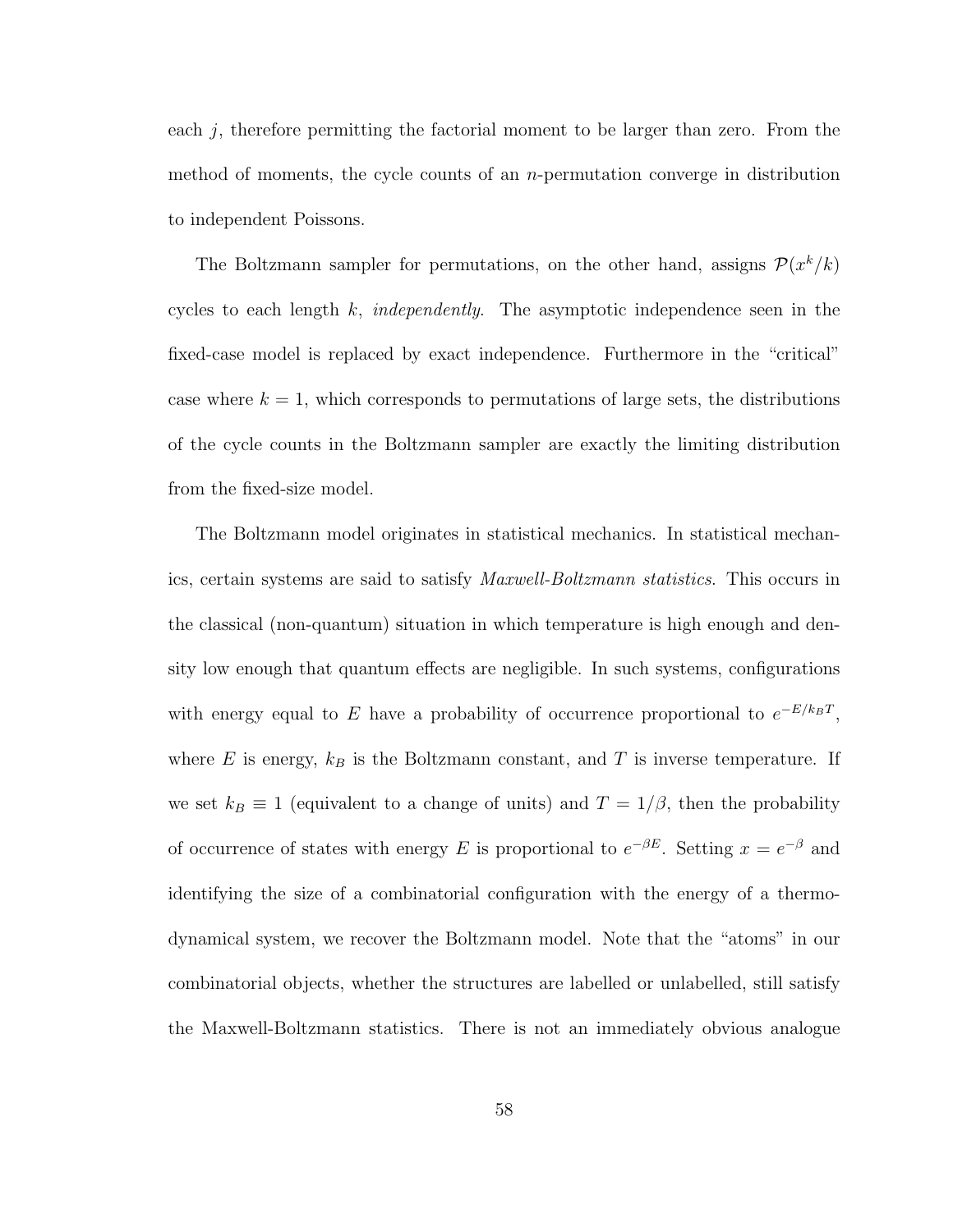each $j$, therefore permitting the factorial moment to be larger than zero. From the method of moments, the cycle counts of an $n$-permutation converge in distribution to independent Poissons.

The Boltzmann sampler for permutations, on the other hand, assigns $\mathcal{P}(x^k/k)$ cycles to each length $k$, *independently*. The asymptotic independence seen in the fixed-case model is replaced by exact independence. Furthermore in the "critical" case where $k = 1$, which corresponds to permutations of large sets, the distributions of the cycle counts in the Boltzmann sampler are exactly the limiting distribution from the fixed-size model.

The Boltzmann model originates in statistical mechanics. In statistical mechanics, certain systems are said to satisfy *Maxwell-Boltzmann statistics*. This occurs in the classical (non-quantum) situation in which temperature is high enough and density low enough that quantum effects are negligible. In such systems, configurations with energy equal to $E$ have a probability of occurrence proportional to $e^{-E/k_BT}$, where $E$ is energy, $k_B$ is the Boltzmann constant, and $T$ is inverse temperature. If we set $k_B \equiv 1$ (equivalent to a change of units) and $T = 1/\beta$, then the probability of occurrence of states with energy $E$ is proportional to $e^{-\beta E}$. Setting $x = e^{-\beta}$ and identifying the size of a combinatorial configuration with the energy of a thermodynamical system, we recover the Boltzmann model. Note that the "atoms" in our combinatorial objects, whether the structures are labelled or unlabelled, still satisfy the Maxwell-Boltzmann statistics. There is not an immediately obvious analogue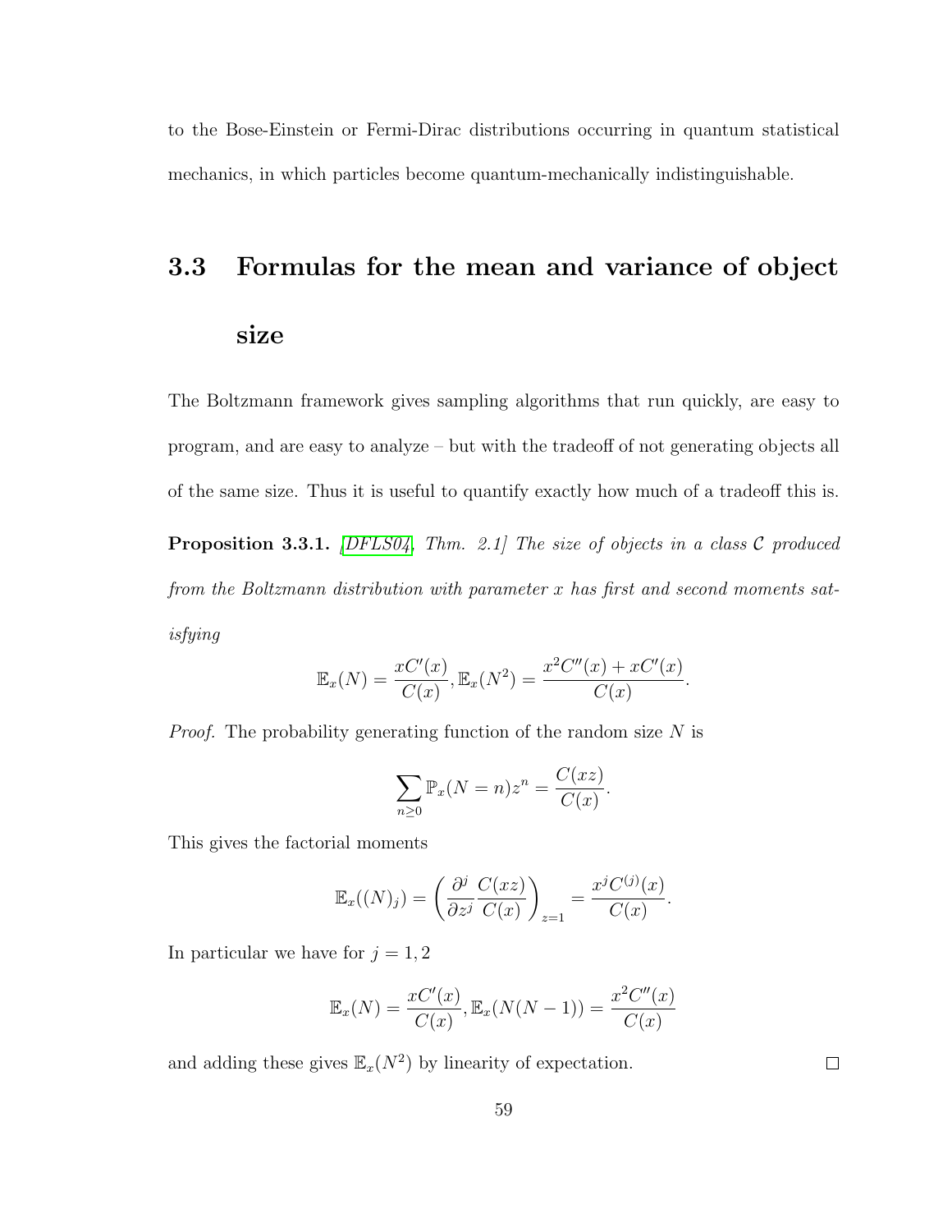to the Bose-Einstein or Fermi-Dirac distributions occurring in quantum statistical mechanics, in which particles become quantum-mechanically indistinguishable.

## 3.3 Formulas for the mean and variance of object size

The Boltzmann framework gives sampling algorithms that run quickly, are easy to program, and are easy to analyze – but with the tradeoff of not generating objects all of the same size. Thus it is useful to quantify exactly how much of a tradeoff this is.

**Proposition 3.3.1.** *[DFLS04, Thm. 2.1] The size of objects in a class $\mathcal{C}$ produced from the Boltzmann distribution with parameter $x$ has first and second moments satisfying*

$$\mathbb{E}_x(N) = \frac{xC'(x)}{C(x)}, \mathbb{E}_x(N^2) = \frac{x^2C''(x) + xC'(x)}{C(x)}.$$

*Proof.* The probability generating function of the random size $N$ is

$$\sum_{n\geq 0} \mathbb{P}_x(N = n)z^n = \frac{C(xz)}{C(x)}.$$

This gives the factorial moments

$$\mathbb{E}_x((N)_j) = \left(\frac{\partial^j}{\partial z^j}\frac{C(xz)}{C(x)}\right)_{z=1} = \frac{x^jC^{(j)}(x)}{C(x)}.$$

In particular we have for $j = 1, 2$

$$\mathbb{E}_x(N) = \frac{xC'(x)}{C(x)}, \mathbb{E}_x(N(N-1)) = \frac{x^2C''(x)}{C(x)}$$

and adding these gives $\mathbb{E}_x(N^2)$ by linearity of expectation. $\square$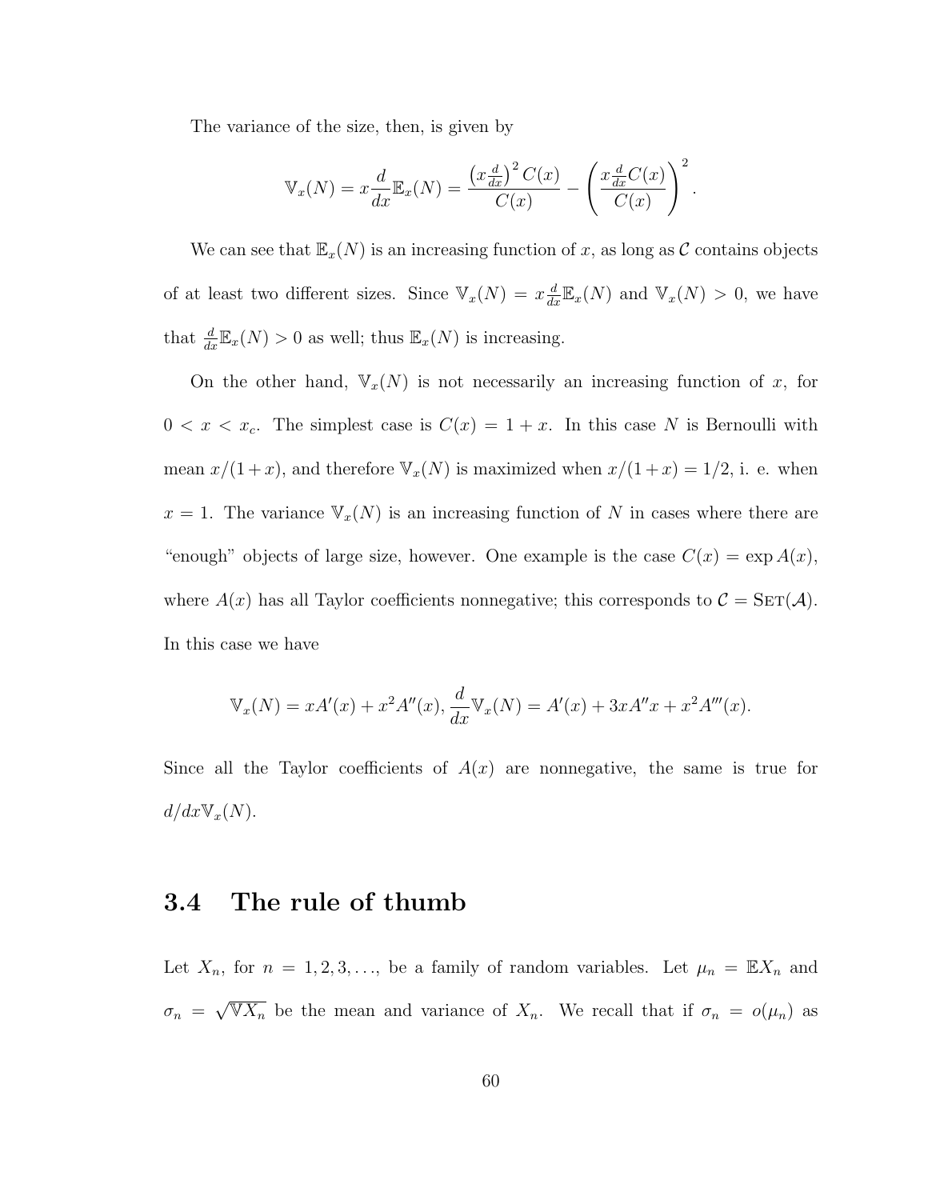The variance of the size, then, is given by

$$\mathbb{V}_x(N) = x\frac{d}{dx}\mathbb{E}_x(N) = \frac{\left(x\frac{d}{dx}\right)^2 C(x)}{C(x)} - \left(\frac{x\frac{d}{dx}C(x)}{C(x)}\right)^2.$$

We can see that $\mathbb{E}_x(N)$ is an increasing function of $x$, as long as $\mathcal{C}$ contains objects of at least two different sizes. Since $\mathbb{V}_x(N) = x\frac{d}{dx}\mathbb{E}_x(N)$ and $\mathbb{V}_x(N) > 0$, we have that $\frac{d}{dx}\mathbb{E}_x(N) > 0$ as well; thus $\mathbb{E}_x(N)$ is increasing.

On the other hand, $\mathbb{V}_x(N)$ is not necessarily an increasing function of $x$, for $0 < x < x_c$. The simplest case is $C(x) = 1 + x$. In this case $N$ is Bernoulli with mean $x/(1+x)$, and therefore $\mathbb{V}_x(N)$ is maximized when $x/(1+x) = 1/2$, i. e. when $x = 1$. The variance $\mathbb{V}_x(N)$ is an increasing function of $N$ in cases where there are "enough" objects of large size, however. One example is the case $C(x) = \exp A(x)$, where $A(x)$ has all Taylor coefficients nonnegative; this corresponds to $\mathcal{C} = \textsc{Set}(\mathcal{A})$. In this case we have

$$\mathbb{V}_x(N) = xA'(x) + x^2A''(x), \frac{d}{dx}\mathbb{V}_x(N) = A'(x) + 3xA''x + x^2A'''(x).$$

Since all the Taylor coefficients of $A(x)$ are nonnegative, the same is true for $d/dx\mathbb{V}_x(N)$.

## 3.4 The rule of thumb

Let $X_n$, for $n = 1, 2, 3, \ldots$, be a family of random variables. Let $\mu_n = \mathbb{E}X_n$ and $\sigma_n = \sqrt{\mathbb{V}X_n}$ be the mean and variance of $X_n$. We recall that if $\sigma_n = o(\mu_n)$ as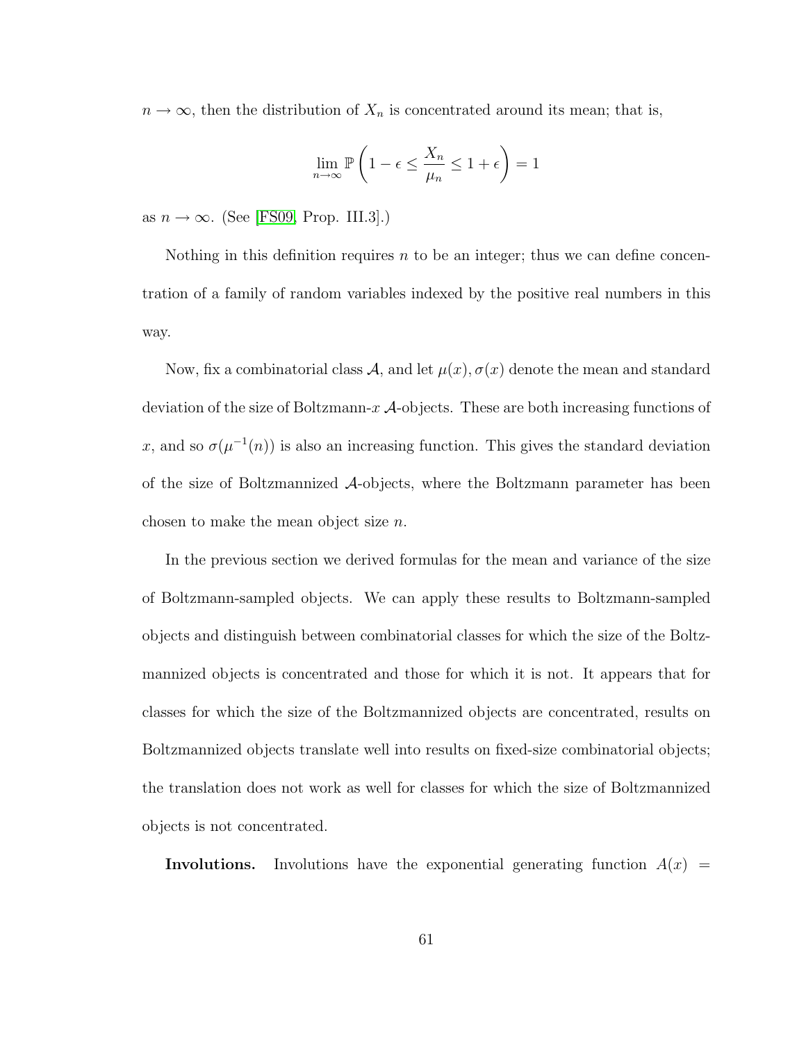$n \to \infty$, then the distribution of $X_n$ is concentrated around its mean; that is,

$$\lim_{n\to\infty} \mathbb{P}\left(1 - \epsilon \le \frac{X_n}{\mu_n} \le 1 + \epsilon\right) = 1$$

as $n \to \infty$. (See [FS09, Prop. III.3].)

Nothing in this definition requires $n$ to be an integer; thus we can define concentration of a family of random variables indexed by the positive real numbers in this way.

Now, fix a combinatorial class $\mathcal{A}$, and let $\mu(x), \sigma(x)$ denote the mean and standard deviation of the size of Boltzmann-$x$ $\mathcal{A}$-objects. These are both increasing functions of $x$, and so $\sigma(\mu^{-1}(n))$ is also an increasing function. This gives the standard deviation of the size of Boltzmannized $\mathcal{A}$-objects, where the Boltzmann parameter has been chosen to make the mean object size $n$.

In the previous section we derived formulas for the mean and variance of the size of Boltzmann-sampled objects. We can apply these results to Boltzmann-sampled objects and distinguish between combinatorial classes for which the size of the Boltzmannized objects is concentrated and those for which it is not. It appears that for classes for which the size of the Boltzmannized objects are concentrated, results on Boltzmannized objects translate well into results on fixed-size combinatorial objects; the translation does not work as well for classes for which the size of Boltzmannized objects is not concentrated.

**Involutions.** Involutions have the exponential generating function $A(x) =$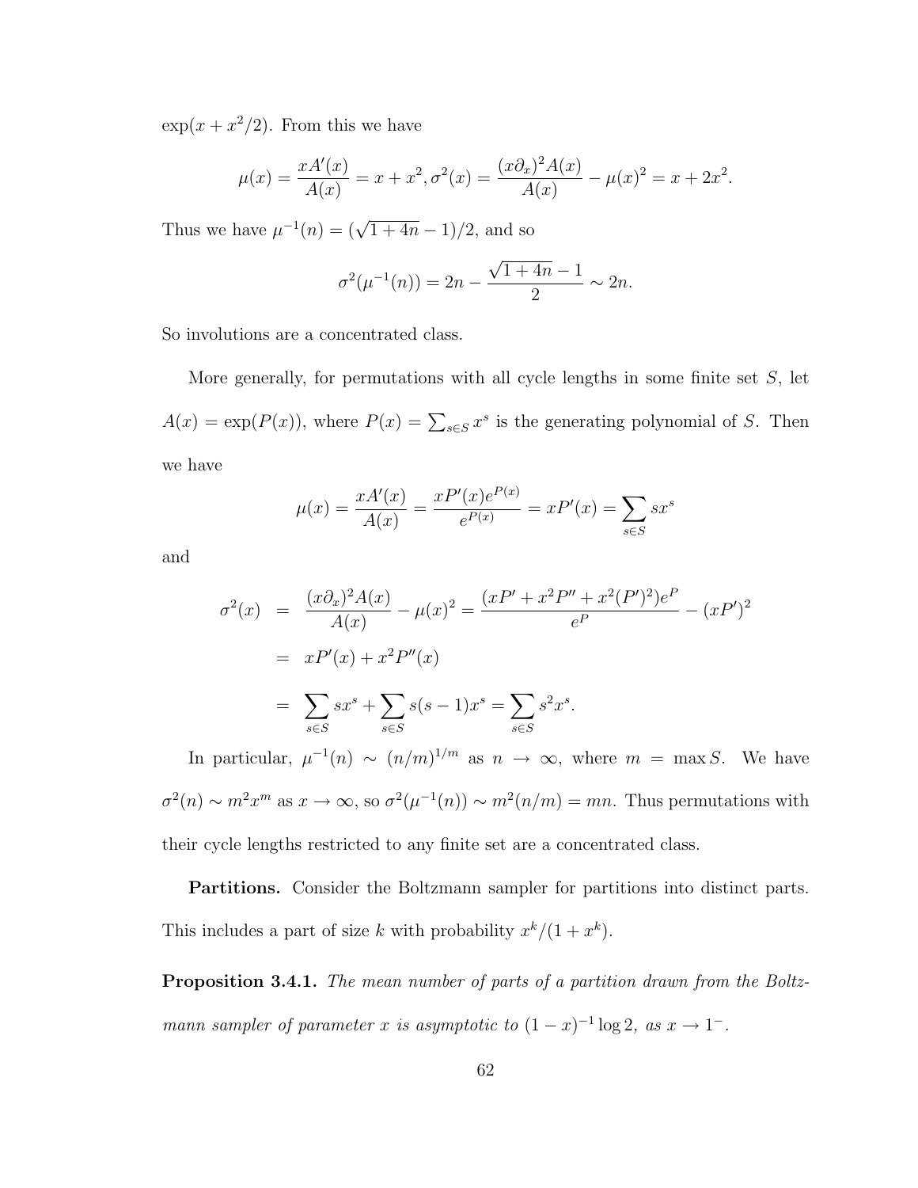$\exp(x + x^2/2)$. From this we have

$$\mu(x) = \frac{xA'(x)}{A(x)} = x + x^2, \sigma^2(x) = \frac{(x\partial_x)^2 A(x)}{A(x)} - \mu(x)^2 = x + 2x^2.$$

Thus we have $\mu^{-1}(n) = (\sqrt{1+4n} - 1)/2$, and so

$$\sigma^2(\mu^{-1}(n)) = 2n - \frac{\sqrt{1+4n} - 1}{2} \sim 2n.$$

So involutions are a concentrated class.

More generally, for permutations with all cycle lengths in some finite set $S$, let $A(x) = \exp(P(x))$, where $P(x) = \sum_{s \in S} x^s$ is the generating polynomial of $S$. Then we have

$$\mu(x) = \frac{xA'(x)}{A(x)} = \frac{xP'(x)e^{P(x)}}{e^{P(x)}} = xP'(x) = \sum_{s \in S} sx^s$$

and

$$\begin{aligned}
\sigma^2(x) &= \frac{(x\partial_x)^2 A(x)}{A(x)} - \mu(x)^2 = \frac{(xP' + x^2P'' + x^2(P')^2)e^P}{e^P} - (xP')^2 \\
&= xP'(x) + x^2P''(x) \\
&= \sum_{s \in S} sx^s + \sum_{s \in S} s(s-1)x^s = \sum_{s \in S} s^2 x^s.
\end{aligned}$$

In particular, $\mu^{-1}(n) \sim (n/m)^{1/m}$ as $n \to \infty$, where $m = \max S$. We have $\sigma^2(n) \sim m^2 x^m$ as $x \to \infty$, so $\sigma^2(\mu^{-1}(n)) \sim m^2(n/m) = mn$. Thus permutations with their cycle lengths restricted to any finite set are a concentrated class.

**Partitions.** Consider the Boltzmann sampler for partitions into distinct parts. This includes a part of size $k$ with probability $x^k/(1 + x^k)$.

**Proposition 3.4.1.** *The mean number of parts of a partition drawn from the Boltzmann sampler of parameter $x$ is asymptotic to $(1-x)^{-1} \log 2$, as $x \to 1^-$.*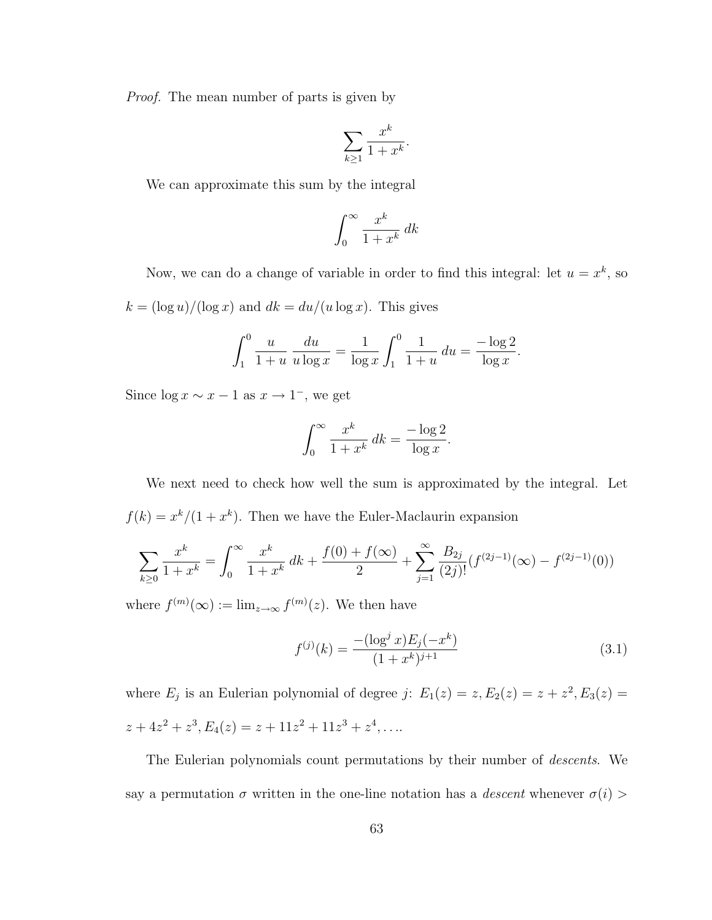*Proof.* The mean number of parts is given by

$$\sum_{k\geq 1} \frac{x^k}{1+x^k}.$$

We can approximate this sum by the integral

$$\int_0^\infty \frac{x^k}{1+x^k}\, dk$$

Now, we can do a change of variable in order to find this integral: let $u = x^k$, so $k = (\log u)/(\log x)$ and $dk = du/(u \log x)$. This gives

$$\int_1^0 \frac{u}{1+u}\,\frac{du}{u\log x} = \frac{1}{\log x}\int_1^0 \frac{1}{1+u}\,du = \frac{-\log 2}{\log x}.$$

Since $\log x \sim x - 1$ as $x \to 1^-$, we get

$$\int_0^\infty \frac{x^k}{1+x^k}\,dk = \frac{-\log 2}{\log x}.$$

We next need to check how well the sum is approximated by the integral. Let $f(k) = x^k/(1+x^k)$. Then we have the Euler-Maclaurin expansion

$$\sum_{k\geq 0} \frac{x^k}{1+x^k} = \int_0^\infty \frac{x^k}{1+x^k}\,dk + \frac{f(0)+f(\infty)}{2} + \sum_{j=1}^{\infty} \frac{B_{2j}}{(2j)!}(f^{(2j-1)}(\infty) - f^{(2j-1)}(0))$$

where $f^{(m)}(\infty) := \lim_{z\to\infty} f^{(m)}(z)$. We then have

$$f^{(j)}(k) = \frac{-(\log^j x)E_j(-x^k)}{(1+x^k)^{j+1}} \tag{3.1}$$

where $E_j$ is an Eulerian polynomial of degree $j$: $E_1(z) = z, E_2(z) = z + z^2, E_3(z) = z + 4z^2 + z^3, E_4(z) = z + 11z^2 + 11z^3 + z^4, \ldots$.

The Eulerian polynomials count permutations by their number of *descents*. We say a permutation $\sigma$ written in the one-line notation has a *descent* whenever $\sigma(i) >$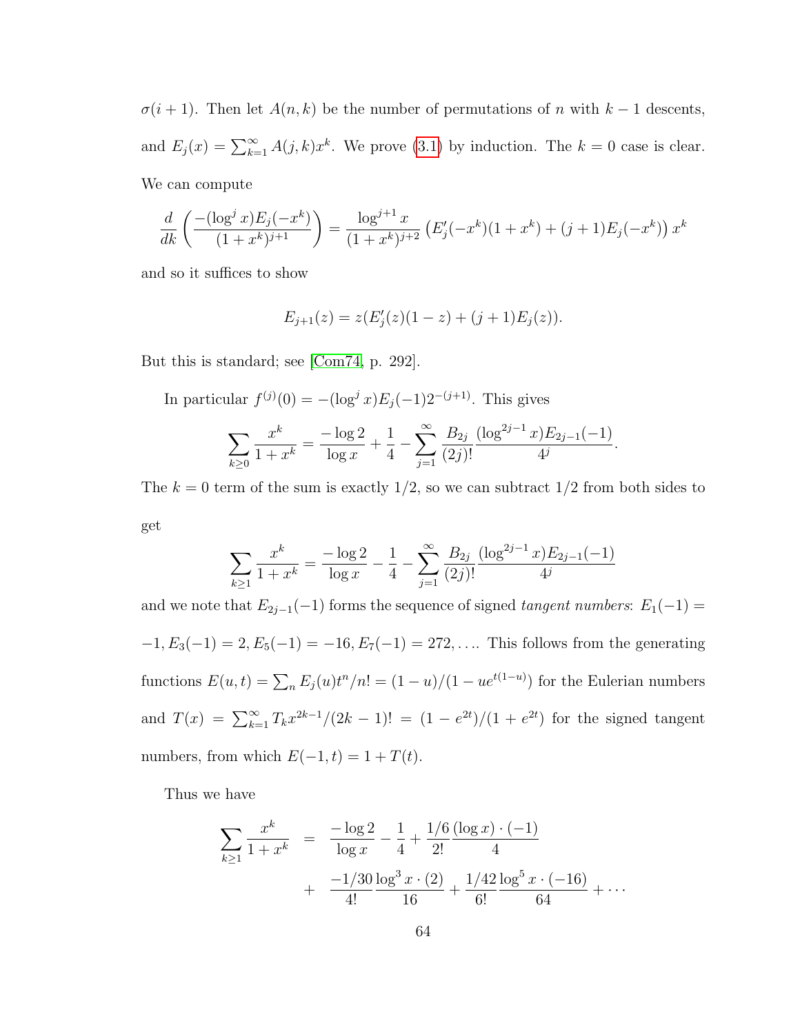$\sigma(i+1)$. Then let $A(n,k)$ be the number of permutations of $n$ with $k-1$ descents, and $E_j(x) = \sum_{k=1}^{\infty} A(j,k)x^k$. We prove (3.1) by induction. The $k=0$ case is clear. We can compute

$$\frac{d}{dk}\left(\frac{-(\log^j x)E_j(-x^k)}{(1+x^k)^{j+1}}\right) = \frac{\log^{j+1} x}{(1+x^k)^{j+2}}\left(E_j'(-x^k)(1+x^k) + (j+1)E_j(-x^k)\right)x^k$$

and so it suffices to show

$$E_{j+1}(z) = z(E_j'(z)(1-z) + (j+1)E_j(z)).$$

But this is standard; see [Com74, p. 292].

In particular $f^{(j)}(0) = -(\log^j x)E_j(-1)2^{-(j+1)}$. This gives

$$\sum_{k\geq 0} \frac{x^k}{1+x^k} = \frac{-\log 2}{\log x} + \frac{1}{4} - \sum_{j=1}^{\infty} \frac{B_{2j}}{(2j)!}\frac{(\log^{2j-1} x)E_{2j-1}(-1)}{4^j}.$$

The $k=0$ term of the sum is exactly $1/2$, so we can subtract $1/2$ from both sides to get

$$\sum_{k\geq 1} \frac{x^k}{1+x^k} = \frac{-\log 2}{\log x} - \frac{1}{4} - \sum_{j=1}^{\infty} \frac{B_{2j}}{(2j)!}\frac{(\log^{2j-1} x)E_{2j-1}(-1)}{4^j}$$

and we note that $E_{2j-1}(-1)$ forms the sequence of signed *tangent numbers*: $E_1(-1) = -1, E_3(-1) = 2, E_5(-1) = -16, E_7(-1) = 272, \ldots$. This follows from the generating functions $E(u,t) = \sum_n E_j(u)t^n/n! = (1-u)/(1-ue^{t(1-u)})$ for the Eulerian numbers and $T(x) = \sum_{k=1}^{\infty} T_k x^{2k-1}/(2k-1)! = (1-e^{2t})/(1+e^{2t})$ for the signed tangent numbers, from which $E(-1,t) = 1 + T(t)$.

Thus we have

$$\begin{aligned}
\sum_{k\geq 1} \frac{x^k}{1+x^k} &= \frac{-\log 2}{\log x} - \frac{1}{4} + \frac{1/6}{2!}\frac{(\log x)\cdot(-1)}{4} \\
&+ \frac{-1/30}{4!}\frac{\log^3 x\cdot(2)}{16} + \frac{1/42}{6!}\frac{\log^5 x\cdot(-16)}{64} + \cdots
\end{aligned}$$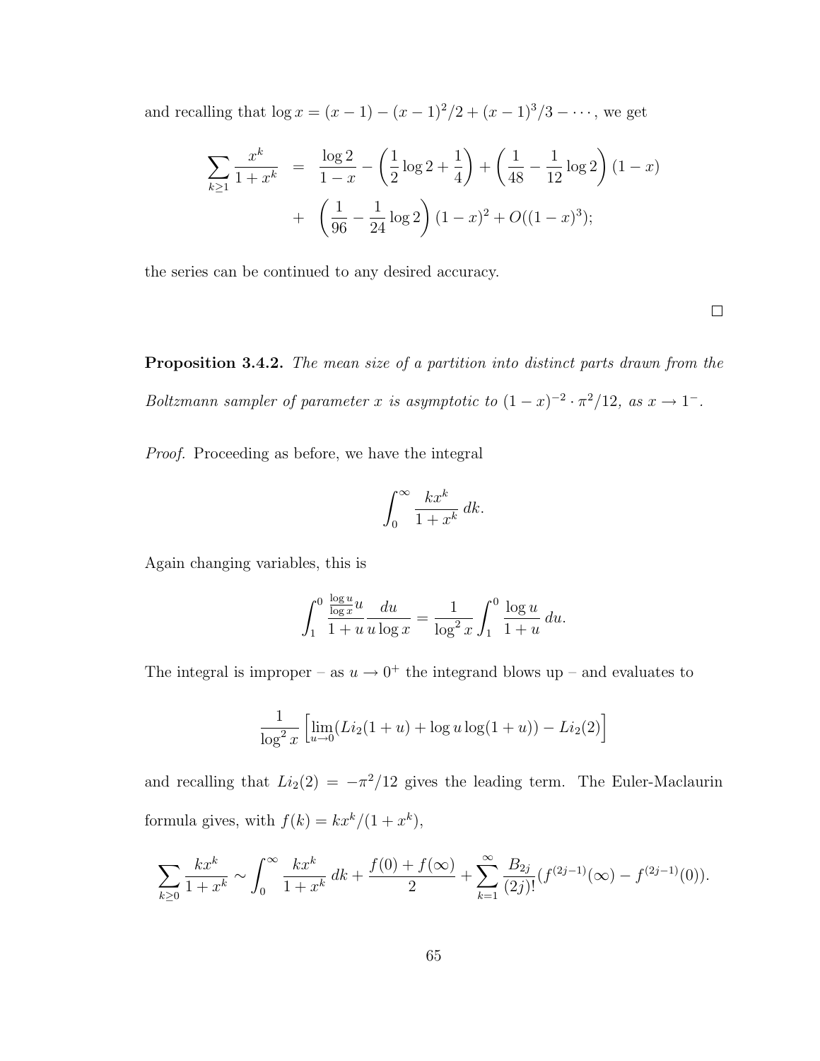and recalling that $\log x = (x-1) - (x-1)^2/2 + (x-1)^3/3 - \cdots$, we get

$$
\begin{aligned}
\sum_{k \geq 1} \frac{x^k}{1+x^k} &= \frac{\log 2}{1-x} - \left(\frac{1}{2}\log 2 + \frac{1}{4}\right) + \left(\frac{1}{48} - \frac{1}{12}\log 2\right)(1-x) \\
&+ \left(\frac{1}{96} - \frac{1}{24}\log 2\right)(1-x)^2 + O((1-x)^3);
\end{aligned}
$$

the series can be continued to any desired accuracy.

□

**Proposition 3.4.2.** *The mean size of a partition into distinct parts drawn from the Boltzmann sampler of parameter $x$ is asymptotic to $(1-x)^{-2} \cdot \pi^2/12$, as $x \to 1^-$.*

*Proof.* Proceeding as before, we have the integral

$$
\int_0^\infty \frac{kx^k}{1+x^k}\, dk.
$$

Again changing variables, this is

$$
\int_1^0 \frac{\frac{\log u}{\log x} u}{1+u} \frac{du}{u \log x} = \frac{1}{\log^2 x} \int_1^0 \frac{\log u}{1+u}\, du.
$$

The integral is improper – as $u \to 0^+$ the integrand blows up – and evaluates to

$$
\frac{1}{\log^2 x}\left[\lim_{u \to 0}(Li_2(1+u) + \log u \log(1+u)) - Li_2(2)\right]
$$

and recalling that $Li_2(2) = -\pi^2/12$ gives the leading term. The Euler-Maclaurin formula gives, with $f(k) = kx^k/(1+x^k)$,

$$
\sum_{k \geq 0} \frac{kx^k}{1+x^k} \sim \int_0^\infty \frac{kx^k}{1+x^k}\, dk + \frac{f(0)+f(\infty)}{2} + \sum_{k=1}^\infty \frac{B_{2j}}{(2j)!}(f^{(2j-1)}(\infty) - f^{(2j-1)}(0)).
$$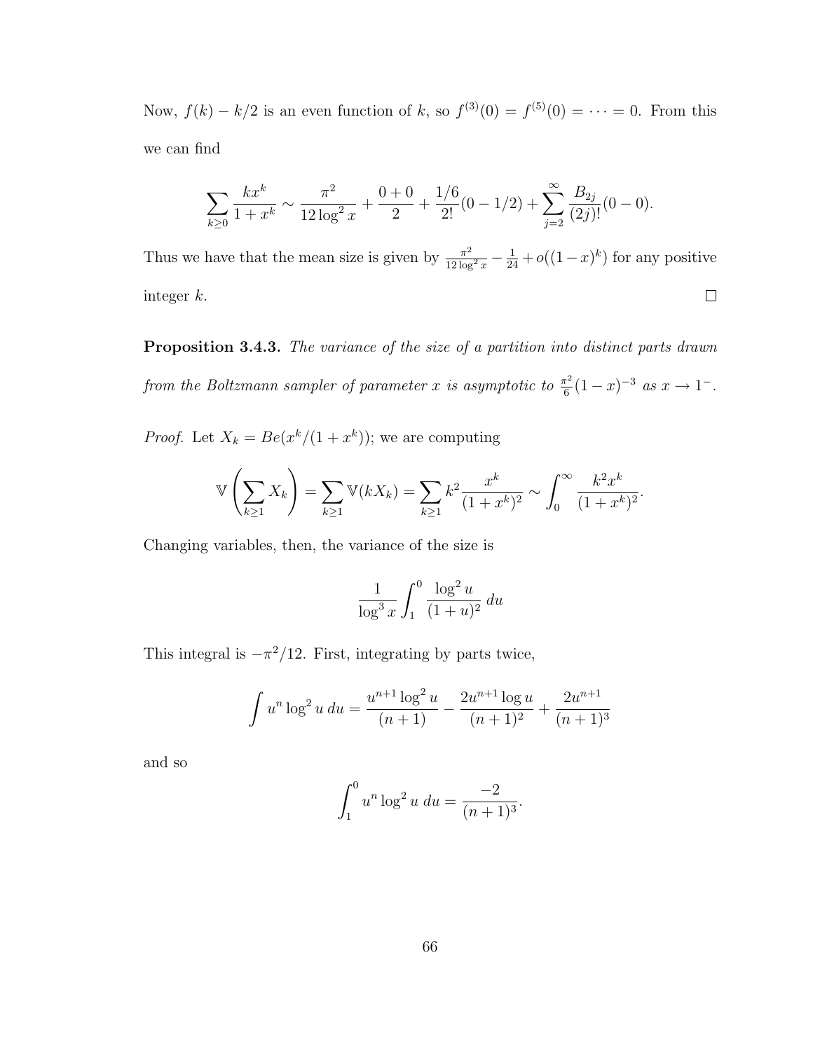Now, $f(k) - k/2$ is an even function of $k$, so $f^{(3)}(0) = f^{(5)}(0) = \cdots = 0$. From this we can find

$$\sum_{k\geq 0} \frac{kx^k}{1+x^k} \sim \frac{\pi^2}{12\log^2 x} + \frac{0+0}{2} + \frac{1/6}{2!}(0-1/2) + \sum_{j=2}^{\infty} \frac{B_{2j}}{(2j)!}(0-0).$$

Thus we have that the mean size is given by $\frac{\pi^2}{12\log^2 x} - \frac{1}{24} + o((1-x)^k)$ for any positive integer $k$. $\square$

**Proposition 3.4.3.** *The variance of the size of a partition into distinct parts drawn from the Boltzmann sampler of parameter $x$ is asymptotic to $\frac{\pi^2}{6}(1-x)^{-3}$ as $x \to 1^-$.*

*Proof.* Let $X_k = Be(x^k/(1+x^k))$; we are computing

$$\mathbb{V}\left(\sum_{k\geq 1} X_k\right) = \sum_{k\geq 1} \mathbb{V}(kX_k) = \sum_{k\geq 1} k^2 \frac{x^k}{(1+x^k)^2} \sim \int_0^\infty \frac{k^2 x^k}{(1+x^k)^2}.$$

Changing variables, then, the variance of the size is

$$\frac{1}{\log^3 x} \int_1^0 \frac{\log^2 u}{(1+u)^2}\, du$$

This integral is $-\pi^2/12$. First, integrating by parts twice,

$$\int u^n \log^2 u \, du = \frac{u^{n+1}\log^2 u}{(n+1)} - \frac{2u^{n+1}\log u}{(n+1)^2} + \frac{2u^{n+1}}{(n+1)^3}$$

and so

$$\int_1^0 u^n \log^2 u \, du = \frac{-2}{(n+1)^3}.$$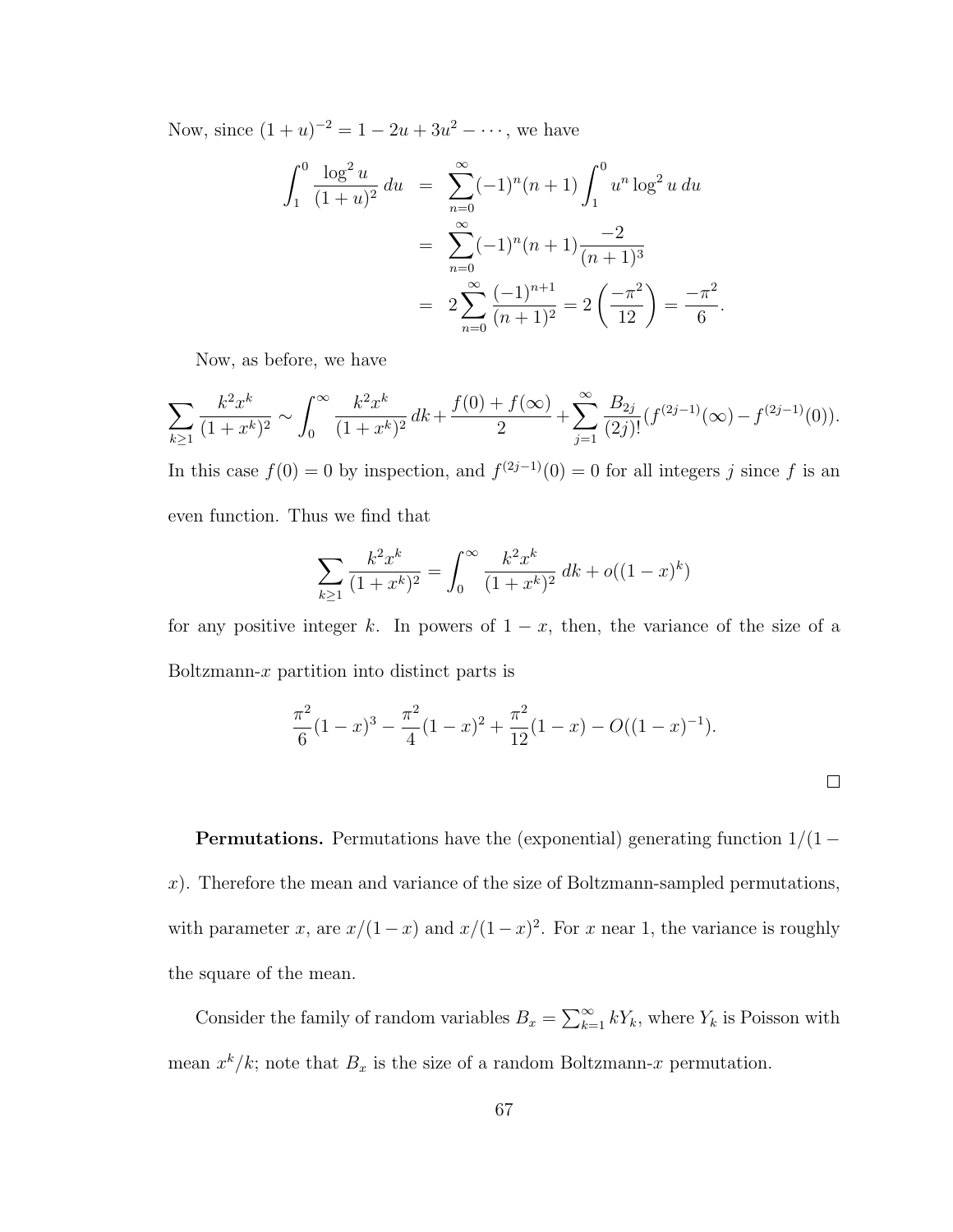Now, since $(1+u)^{-2} = 1 - 2u + 3u^2 - \cdots$, we have

$$
\begin{aligned}
\int_1^0 \frac{\log^2 u}{(1+u)^2}\, du &= \sum_{n=0}^{\infty} (-1)^n (n+1) \int_1^0 u^n \log^2 u \, du \\
&= \sum_{n=0}^{\infty} (-1)^n (n+1) \frac{-2}{(n+1)^3} \\
&= 2 \sum_{n=0}^{\infty} \frac{(-1)^{n+1}}{(n+1)^2} = 2\left(\frac{-\pi^2}{12}\right) = \frac{-\pi^2}{6}.
\end{aligned}
$$

Now, as before, we have

$$
\sum_{k\geq 1} \frac{k^2 x^k}{(1+x^k)^2} \sim \int_0^\infty \frac{k^2 x^k}{(1+x^k)^2}\, dk + \frac{f(0)+f(\infty)}{2} + \sum_{j=1}^{\infty} \frac{B_{2j}}{(2j)!}(f^{(2j-1)}(\infty) - f^{(2j-1)}(0)).
$$

In this case $f(0) = 0$ by inspection, and $f^{(2j-1)}(0) = 0$ for all integers $j$ since $f$ is an even function. Thus we find that

$$
\sum_{k\geq 1} \frac{k^2 x^k}{(1+x^k)^2} = \int_0^\infty \frac{k^2 x^k}{(1+x^k)^2}\, dk + o((1-x)^k)
$$

for any positive integer $k$. In powers of $1-x$, then, the variance of the size of a Boltzmann-$x$ partition into distinct parts is

$$
\frac{\pi^2}{6}(1-x)^3 - \frac{\pi^2}{4}(1-x)^2 + \frac{\pi^2}{12}(1-x) - O((1-x)^{-1}).
$$

□

**Permutations.** Permutations have the (exponential) generating function $1/(1-x)$. Therefore the mean and variance of the size of Boltzmann-sampled permutations, with parameter $x$, are $x/(1-x)$ and $x/(1-x)^2$. For $x$ near 1, the variance is roughly the square of the mean.

Consider the family of random variables $B_x = \sum_{k=1}^{\infty} kY_k$, where $Y_k$ is Poisson with mean $x^k/k$; note that $B_x$ is the size of a random Boltzmann-$x$ permutation.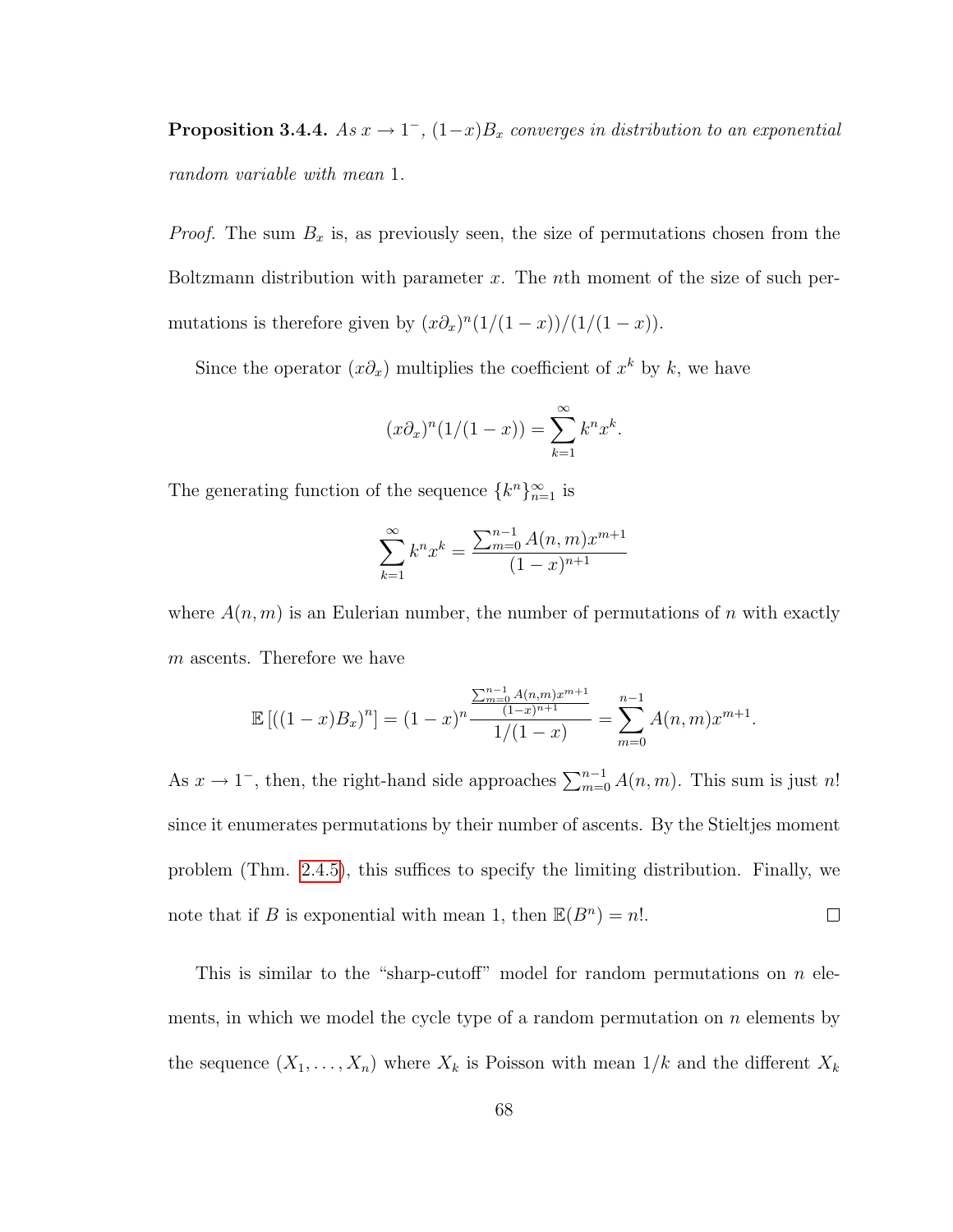**Proposition 3.4.4.** *As $x \to 1^-$, $(1-x)B_x$ converges in distribution to an exponential random variable with mean 1.*

*Proof.* The sum $B_x$ is, as previously seen, the size of permutations chosen from the Boltzmann distribution with parameter $x$. The $n$th moment of the size of such permutations is therefore given by $(x\partial_x)^n(1/(1-x))/(1/(1-x))$.

Since the operator $(x\partial_x)$ multiplies the coefficient of $x^k$ by $k$, we have

$$(x\partial_x)^n(1/(1-x)) = \sum_{k=1}^{\infty} k^n x^k.$$

The generating function of the sequence $\{k^n\}_{n=1}^{\infty}$ is

$$\sum_{k=1}^{\infty} k^n x^k = \frac{\sum_{m=0}^{n-1} A(n,m) x^{m+1}}{(1-x)^{n+1}}$$

where $A(n,m)$ is an Eulerian number, the number of permutations of $n$ with exactly $m$ ascents. Therefore we have

$$\mathbb{E}\left[((1-x)B_x)^n\right] = (1-x)^n \frac{\frac{\sum_{m=0}^{n-1} A(n,m)x^{m+1}}{(1-x)^{n+1}}}{1/(1-x)} = \sum_{m=0}^{n-1} A(n,m) x^{m+1}.$$

As $x \to 1^-$, then, the right-hand side approaches $\sum_{m=0}^{n-1} A(n,m)$. This sum is just $n!$ since it enumerates permutations by their number of ascents. By the Stieltjes moment problem (Thm. 2.4.5), this suffices to specify the limiting distribution. Finally, we note that if $B$ is exponential with mean 1, then $\mathbb{E}(B^n) = n!$. □

This is similar to the "sharp-cutoff" model for random permutations on $n$ elements, in which we model the cycle type of a random permutation on $n$ elements by the sequence $(X_1, \ldots, X_n)$ where $X_k$ is Poisson with mean $1/k$ and the different $X_k$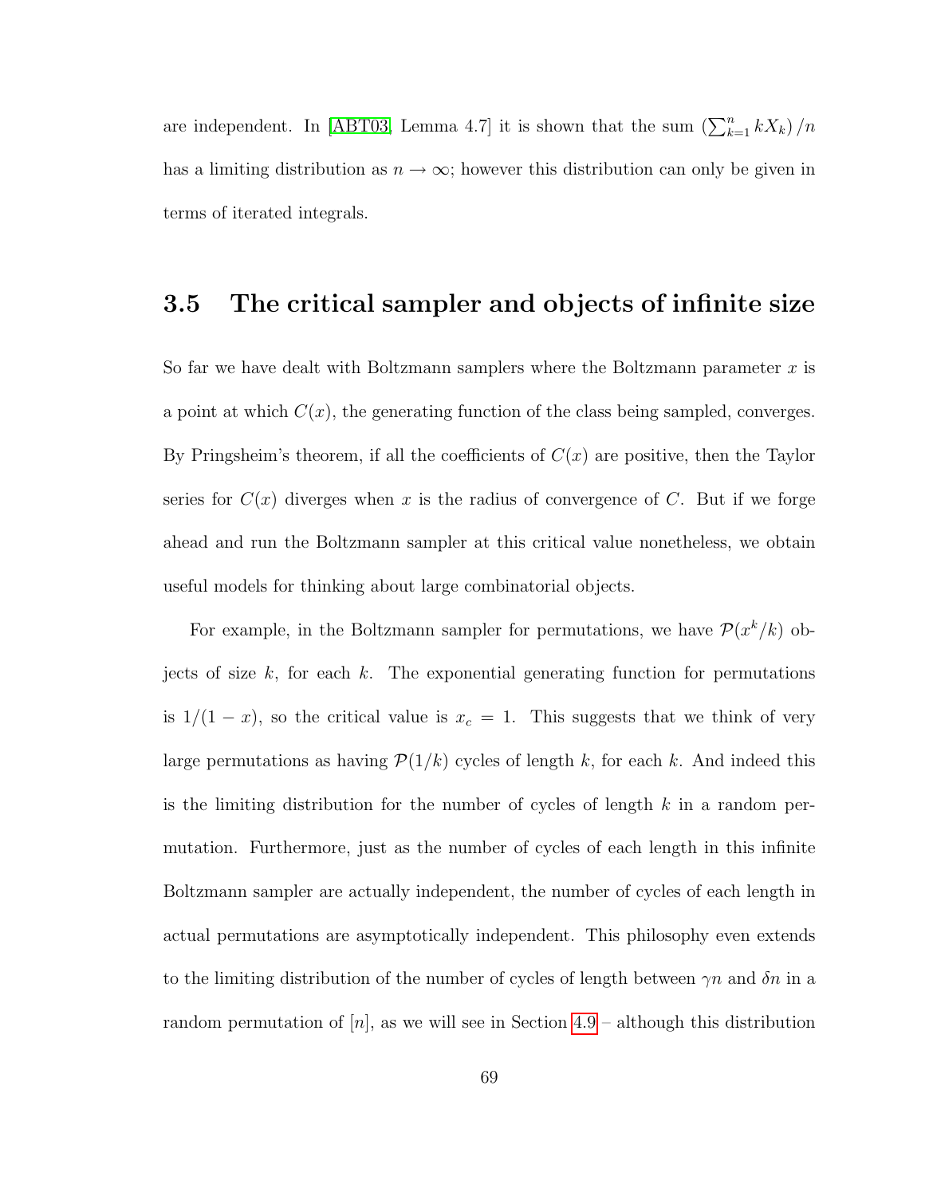are independent. In [ABT03, Lemma 4.7] it is shown that the sum $\left(\sum_{k=1}^{n} kX_k\right)/n$ has a limiting distribution as $n \to \infty$; however this distribution can only be given in terms of iterated integrals.

## 3.5 The critical sampler and objects of infinite size

So far we have dealt with Boltzmann samplers where the Boltzmann parameter $x$ is a point at which $C(x)$, the generating function of the class being sampled, converges. By Pringsheim's theorem, if all the coefficients of $C(x)$ are positive, then the Taylor series for $C(x)$ diverges when $x$ is the radius of convergence of $C$. But if we forge ahead and run the Boltzmann sampler at this critical value nonetheless, we obtain useful models for thinking about large combinatorial objects.

For example, in the Boltzmann sampler for permutations, we have $\mathcal{P}(x^k/k)$ objects of size $k$, for each $k$. The exponential generating function for permutations is $1/(1-x)$, so the critical value is $x_c = 1$. This suggests that we think of very large permutations as having $\mathcal{P}(1/k)$ cycles of length $k$, for each $k$. And indeed this is the limiting distribution for the number of cycles of length $k$ in a random permutation. Furthermore, just as the number of cycles of each length in this infinite Boltzmann sampler are actually independent, the number of cycles of each length in actual permutations are asymptotically independent. This philosophy even extends to the limiting distribution of the number of cycles of length between $\gamma n$ and $\delta n$ in a random permutation of $[n]$, as we will see in Section 4.9 – although this distribution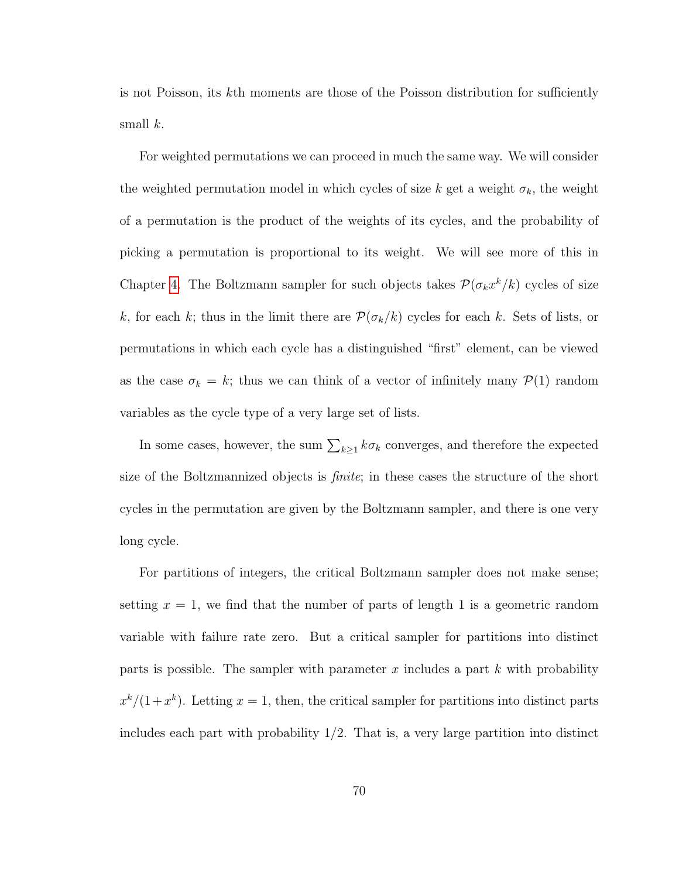is not Poisson, its $k$th moments are those of the Poisson distribution for sufficiently small $k$.

For weighted permutations we can proceed in much the same way. We will consider the weighted permutation model in which cycles of size $k$ get a weight $\sigma_k$, the weight of a permutation is the product of the weights of its cycles, and the probability of picking a permutation is proportional to its weight. We will see more of this in Chapter 4. The Boltzmann sampler for such objects takes $\mathcal{P}(\sigma_k x^k/k)$ cycles of size $k$, for each $k$; thus in the limit there are $\mathcal{P}(\sigma_k/k)$ cycles for each $k$. Sets of lists, or permutations in which each cycle has a distinguished "first" element, can be viewed as the case $\sigma_k = k$; thus we can think of a vector of infinitely many $\mathcal{P}(1)$ random variables as the cycle type of a very large set of lists.

In some cases, however, the sum $\sum_{k \geq 1} k\sigma_k$ converges, and therefore the expected size of the Boltzmannized objects is *finite*; in these cases the structure of the short cycles in the permutation are given by the Boltzmann sampler, and there is one very long cycle.

For partitions of integers, the critical Boltzmann sampler does not make sense; setting $x = 1$, we find that the number of parts of length 1 is a geometric random variable with failure rate zero. But a critical sampler for partitions into distinct parts is possible. The sampler with parameter $x$ includes a part $k$ with probability $x^k/(1+x^k)$. Letting $x = 1$, then, the critical sampler for partitions into distinct parts includes each part with probability $1/2$. That is, a very large partition into distinct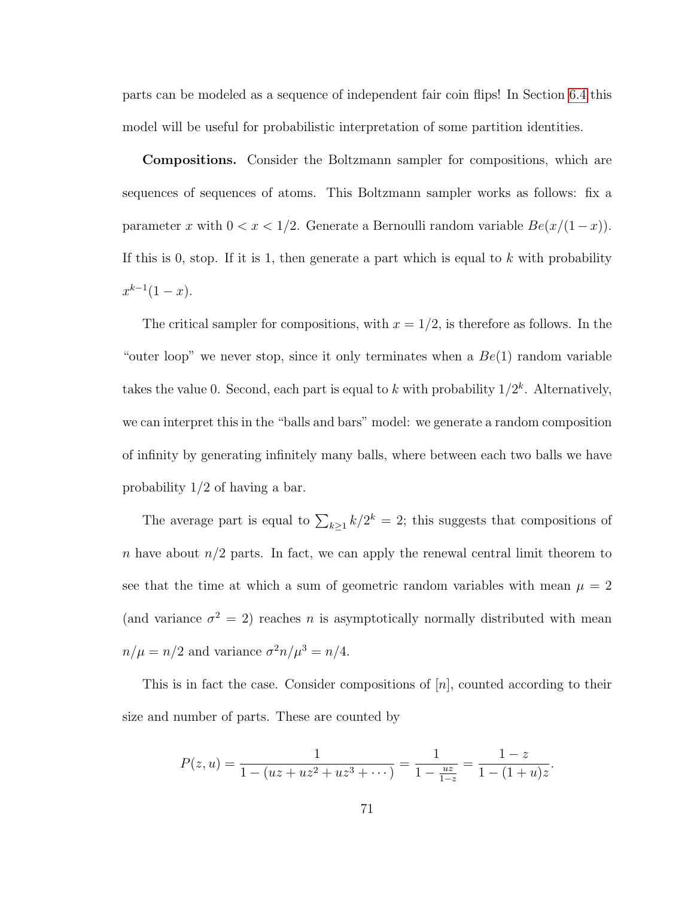parts can be modeled as a sequence of independent fair coin flips! In Section 6.4 this model will be useful for probabilistic interpretation of some partition identities.

**Compositions.** Consider the Boltzmann sampler for compositions, which are sequences of sequences of atoms. This Boltzmann sampler works as follows: fix a parameter $x$ with $0 < x < 1/2$. Generate a Bernoulli random variable $Be(x/(1-x))$. If this is 0, stop. If it is 1, then generate a part which is equal to $k$ with probability $x^{k-1}(1-x)$.

The critical sampler for compositions, with $x = 1/2$, is therefore as follows. In the "outer loop" we never stop, since it only terminates when a $Be(1)$ random variable takes the value 0. Second, each part is equal to $k$ with probability $1/2^k$. Alternatively, we can interpret this in the "balls and bars" model: we generate a random composition of infinity by generating infinitely many balls, where between each two balls we have probability 1/2 of having a bar.

The average part is equal to $\sum_{k \geq 1} k/2^k = 2$; this suggests that compositions of $n$ have about $n/2$ parts. In fact, we can apply the renewal central limit theorem to see that the time at which a sum of geometric random variables with mean $\mu = 2$ (and variance $\sigma^2 = 2$) reaches $n$ is asymptotically normally distributed with mean $n/\mu = n/2$ and variance $\sigma^2 n/\mu^3 = n/4$.

This is in fact the case. Consider compositions of $[n]$, counted according to their size and number of parts. These are counted by

$$P(z, u) = \frac{1}{1 - (uz + uz^2 + uz^3 + \cdots)} = \frac{1}{1 - \frac{uz}{1-z}} = \frac{1-z}{1-(1+u)z}.$$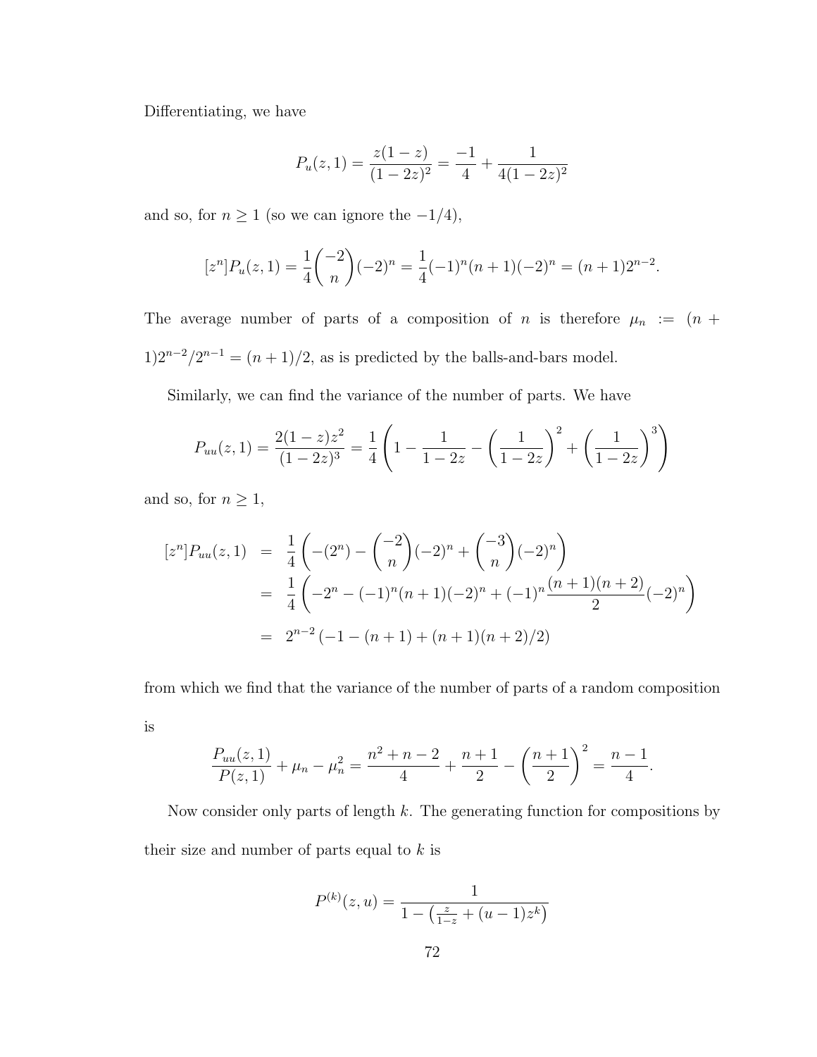Differentiating, we have

$$P_u(z,1) = \frac{z(1-z)}{(1-2z)^2} = \frac{-1}{4} + \frac{1}{4(1-2z)^2}$$

and so, for $n \geq 1$ (so we can ignore the $-1/4$),

$$[z^n]P_u(z,1) = \frac{1}{4}\binom{-2}{n}(-2)^n = \frac{1}{4}(-1)^n(n+1)(-2)^n = (n+1)2^{n-2}.$$

The average number of parts of a composition of $n$ is therefore $\mu_n := (n+1)2^{n-2}/2^{n-1} = (n+1)/2$, as is predicted by the balls-and-bars model.

Similarly, we can find the variance of the number of parts. We have

$$P_{uu}(z,1) = \frac{2(1-z)z^2}{(1-2z)^3} = \frac{1}{4}\left(1 - \frac{1}{1-2z} - \left(\frac{1}{1-2z}\right)^2 + \left(\frac{1}{1-2z}\right)^3\right)$$

and so, for $n \geq 1$,

$$\begin{aligned}
[z^n]P_{uu}(z,1) &= \frac{1}{4}\left(-(2^n) - \binom{-2}{n}(-2)^n + \binom{-3}{n}(-2)^n\right) \\
&= \frac{1}{4}\left(-2^n - (-1)^n(n+1)(-2)^n + (-1)^n\frac{(n+1)(n+2)}{2}(-2)^n\right) \\
&= 2^{n-2}\left(-1 - (n+1) + (n+1)(n+2)/2\right)
\end{aligned}$$

from which we find that the variance of the number of parts of a random composition is

$$\frac{P_{uu}(z,1)}{P(z,1)} + \mu_n - \mu_n^2 = \frac{n^2+n-2}{4} + \frac{n+1}{2} - \left(\frac{n+1}{2}\right)^2 = \frac{n-1}{4}.$$

Now consider only parts of length $k$. The generating function for compositions by their size and number of parts equal to $k$ is

$$P^{(k)}(z,u) = \frac{1}{1 - \left(\frac{z}{1-z} + (u-1)z^k\right)}$$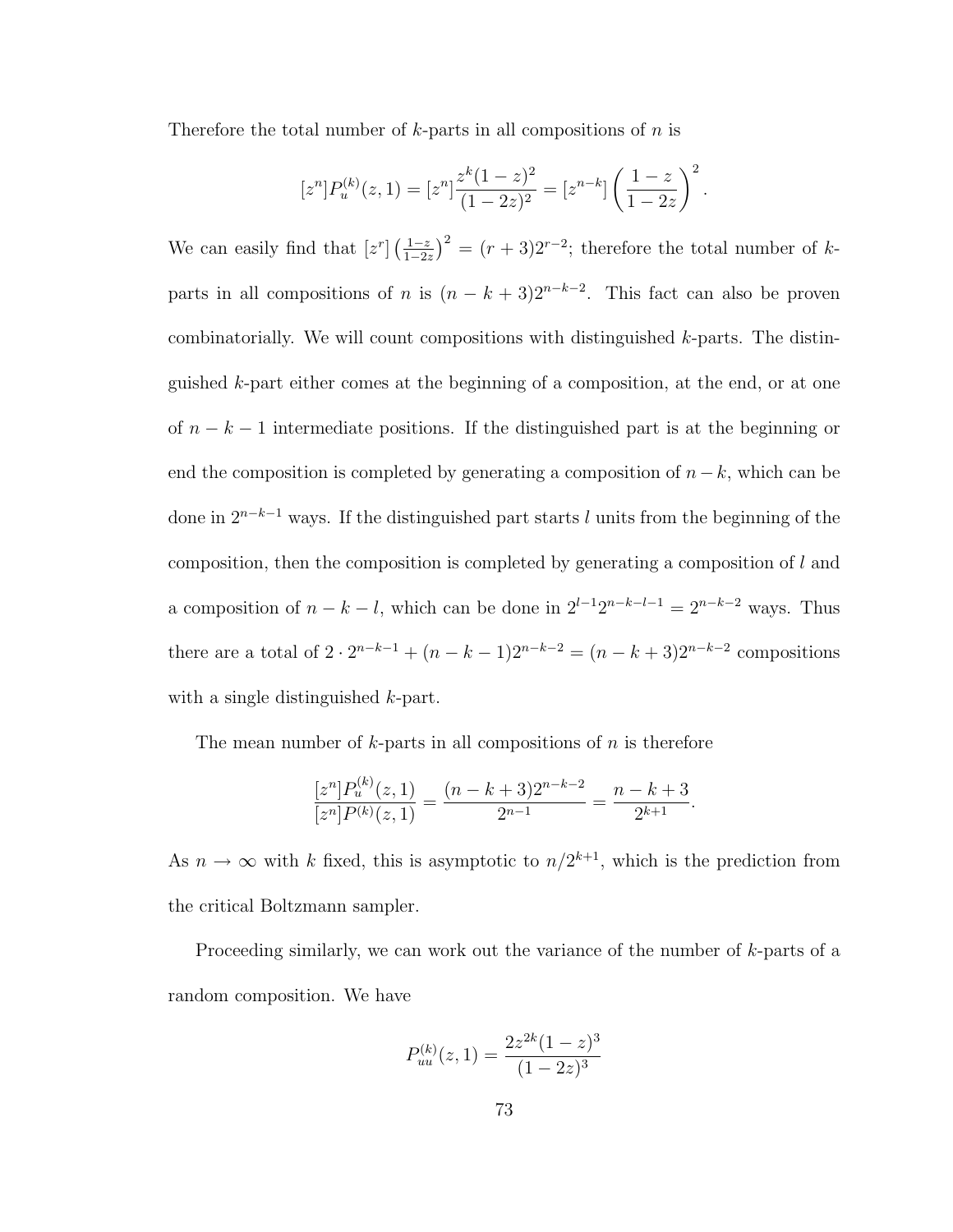Therefore the total number of $k$-parts in all compositions of $n$ is

$$[z^n]P_u^{(k)}(z,1) = [z^n]\frac{z^k(1-z)^2}{(1-2z)^2} = [z^{n-k}]\left(\frac{1-z}{1-2z}\right)^2.$$

We can easily find that $[z^r]\left(\frac{1-z}{1-2z}\right)^2 = (r+3)2^{r-2}$; therefore the total number of $k$-parts in all compositions of $n$ is $(n-k+3)2^{n-k-2}$. This fact can also be proven combinatorially. We will count compositions with distinguished $k$-parts. The distinguished $k$-part either comes at the beginning of a composition, at the end, or at one of $n-k-1$ intermediate positions. If the distinguished part is at the beginning or end the composition is completed by generating a composition of $n-k$, which can be done in $2^{n-k-1}$ ways. If the distinguished part starts $l$ units from the beginning of the composition, then the composition is completed by generating a composition of $l$ and a composition of $n-k-l$, which can be done in $2^{l-1}2^{n-k-l-1} = 2^{n-k-2}$ ways. Thus there are a total of $2 \cdot 2^{n-k-1} + (n-k-1)2^{n-k-2} = (n-k+3)2^{n-k-2}$ compositions with a single distinguished $k$-part.

The mean number of $k$-parts in all compositions of $n$ is therefore

$$\frac{[z^n]P_u^{(k)}(z,1)}{[z^n]P^{(k)}(z,1)} = \frac{(n-k+3)2^{n-k-2}}{2^{n-1}} = \frac{n-k+3}{2^{k+1}}.$$

As $n \to \infty$ with $k$ fixed, this is asymptotic to $n/2^{k+1}$, which is the prediction from the critical Boltzmann sampler.

Proceeding similarly, we can work out the variance of the number of $k$-parts of a random composition. We have

$$P_{uu}^{(k)}(z,1) = \frac{2z^{2k}(1-z)^3}{(1-2z)^3}$$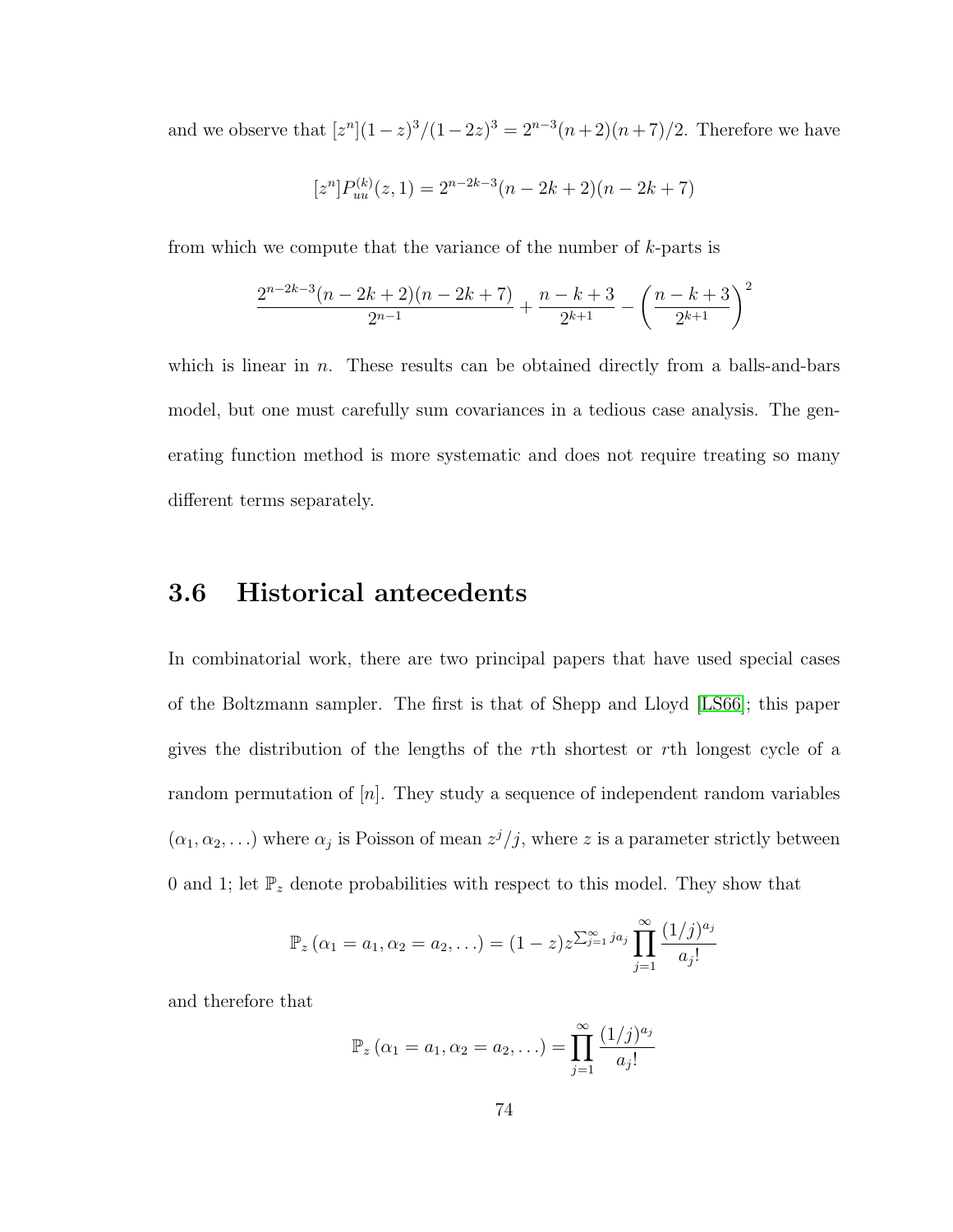and we observe that $[z^n](1-z)^3/(1-2z)^3 = 2^{n-3}(n+2)(n+7)/2$. Therefore we have

$$[z^n]P_{uu}^{(k)}(z,1) = 2^{n-2k-3}(n-2k+2)(n-2k+7)$$

from which we compute that the variance of the number of $k$-parts is

$$\frac{2^{n-2k-3}(n-2k+2)(n-2k+7)}{2^{n-1}} + \frac{n-k+3}{2^{k+1}} - \left(\frac{n-k+3}{2^{k+1}}\right)^2$$

which is linear in $n$. These results can be obtained directly from a balls-and-bars model, but one must carefully sum covariances in a tedious case analysis. The generating function method is more systematic and does not require treating so many different terms separately.

## 3.6 Historical antecedents

In combinatorial work, there are two principal papers that have used special cases of the Boltzmann sampler. The first is that of Shepp and Lloyd [LS66]; this paper gives the distribution of the lengths of the $r$th shortest or $r$th longest cycle of a random permutation of $[n]$. They study a sequence of independent random variables $(\alpha_1, \alpha_2, \ldots)$ where $\alpha_j$ is Poisson of mean $z^j/j$, where $z$ is a parameter strictly between 0 and 1; let $\mathbb{P}_z$ denote probabilities with respect to this model. They show that

$$\mathbb{P}_z\left(\alpha_1 = a_1, \alpha_2 = a_2, \ldots\right) = (1-z)z^{\sum_{j=1}^{\infty} ja_j} \prod_{j=1}^{\infty} \frac{(1/j)^{a_j}}{a_j!}$$

and therefore that

$$\mathbb{P}_z\left(\alpha_1 = a_1, \alpha_2 = a_2, \ldots\right) = \prod_{j=1}^{\infty} \frac{(1/j)^{a_j}}{a_j!}$$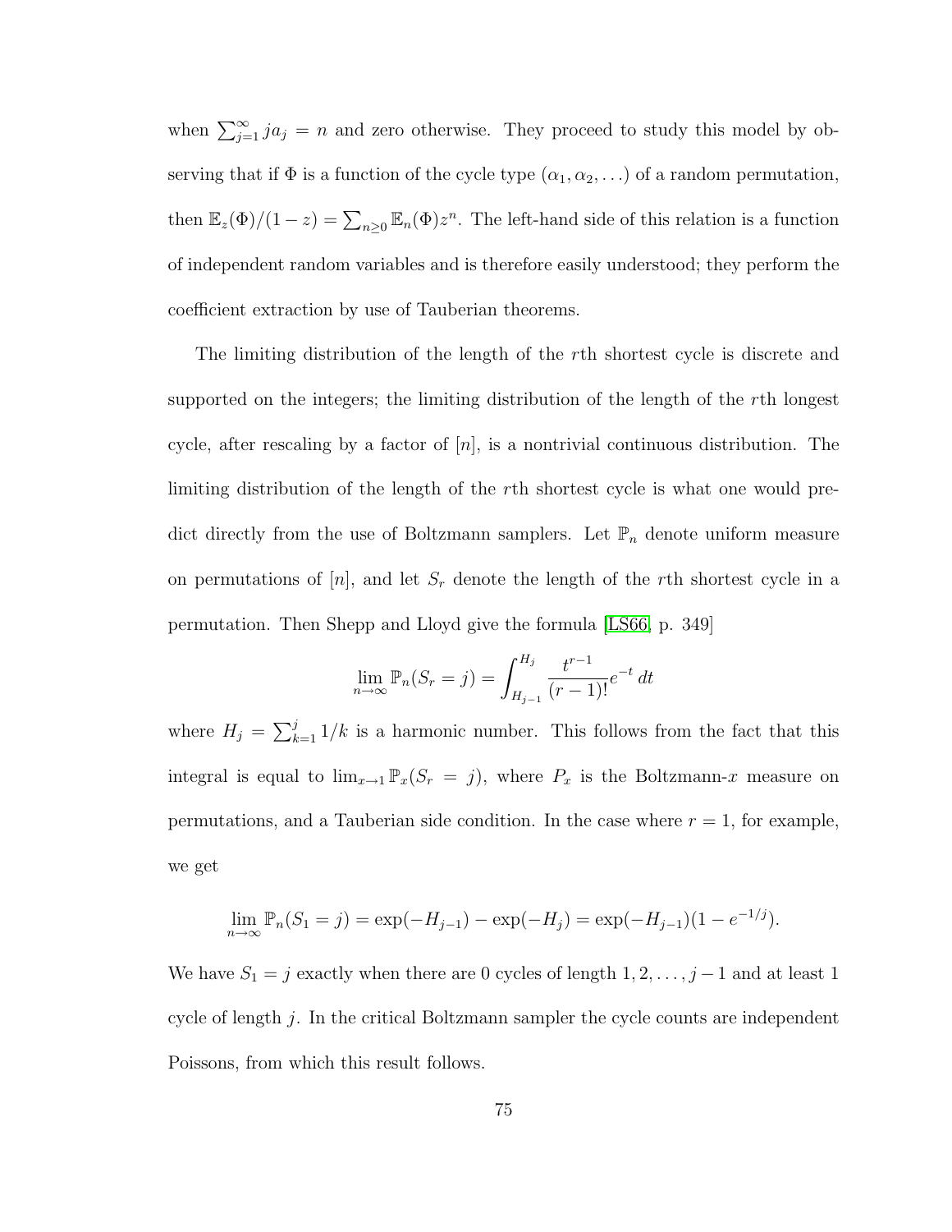when $\sum_{j=1}^{\infty} ja_j = n$ and zero otherwise. They proceed to study this model by observing that if $\Phi$ is a function of the cycle type $(\alpha_1, \alpha_2, \ldots)$ of a random permutation, then $\mathbb{E}_z(\Phi)/(1-z) = \sum_{n \geq 0} \mathbb{E}_n(\Phi) z^n$. The left-hand side of this relation is a function of independent random variables and is therefore easily understood; they perform the coefficient extraction by use of Tauberian theorems.

The limiting distribution of the length of the $r$th shortest cycle is discrete and supported on the integers; the limiting distribution of the length of the $r$th longest cycle, after rescaling by a factor of $[n]$, is a nontrivial continuous distribution. The limiting distribution of the length of the $r$th shortest cycle is what one would predict directly from the use of Boltzmann samplers. Let $\mathbb{P}_n$ denote uniform measure on permutations of $[n]$, and let $S_r$ denote the length of the $r$th shortest cycle in a permutation. Then Shepp and Lloyd give the formula [LS66, p. 349]

$$\lim_{n \to \infty} \mathbb{P}_n(S_r = j) = \int_{H_{j-1}}^{H_j} \frac{t^{r-1}}{(r-1)!} e^{-t} \, dt$$

where $H_j = \sum_{k=1}^{j} 1/k$ is a harmonic number. This follows from the fact that this integral is equal to $\lim_{x \to 1} \mathbb{P}_x(S_r = j)$, where $P_x$ is the Boltzmann-$x$ measure on permutations, and a Tauberian side condition. In the case where $r = 1$, for example, we get

$$\lim_{n \to \infty} \mathbb{P}_n(S_1 = j) = \exp(-H_{j-1}) - \exp(-H_j) = \exp(-H_{j-1})(1 - e^{-1/j}).$$

We have $S_1 = j$ exactly when there are 0 cycles of length $1, 2, \ldots, j-1$ and at least 1 cycle of length $j$. In the critical Boltzmann sampler the cycle counts are independent Poissons, from which this result follows.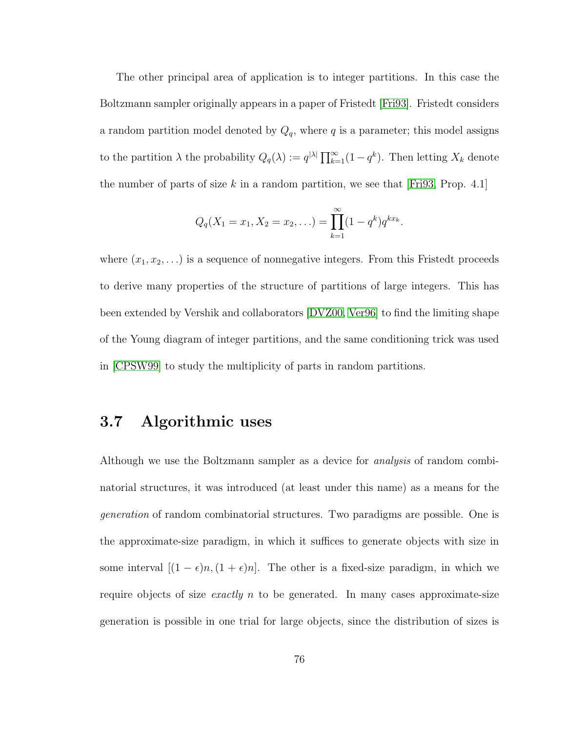The other principal area of application is to integer partitions. In this case the Boltzmann sampler originally appears in a paper of Fristedt [Fri93]. Fristedt considers a random partition model denoted by $Q_q$, where $q$ is a parameter; this model assigns to the partition $\lambda$ the probability $Q_q(\lambda) := q^{|\lambda|} \prod_{k=1}^{\infty}(1-q^k)$. Then letting $X_k$ denote the number of parts of size $k$ in a random partition, we see that [Fri93, Prop. 4.1]

$$Q_q(X_1 = x_1, X_2 = x_2, \ldots) = \prod_{k=1}^{\infty}(1-q^k)q^{kx_k}.$$

where $(x_1, x_2, \ldots)$ is a sequence of nonnegative integers. From this Fristedt proceeds to derive many properties of the structure of partitions of large integers. This has been extended by Vershik and collaborators [DVZ00, Ver96] to find the limiting shape of the Young diagram of integer partitions, and the same conditioning trick was used in [CPSW99] to study the multiplicity of parts in random partitions.

## 3.7 Algorithmic uses

Although we use the Boltzmann sampler as a device for *analysis* of random combinatorial structures, it was introduced (at least under this name) as a means for the *generation* of random combinatorial structures. Two paradigms are possible. One is the approximate-size paradigm, in which it suffices to generate objects with size in some interval $[(1-\epsilon)n, (1+\epsilon)n]$. The other is a fixed-size paradigm, in which we require objects of size *exactly* $n$ to be generated. In many cases approximate-size generation is possible in one trial for large objects, since the distribution of sizes is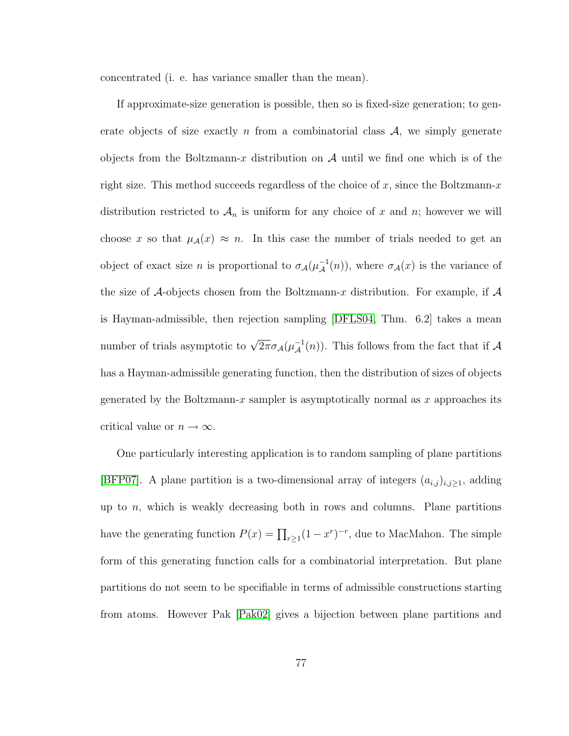concentrated (i. e. has variance smaller than the mean).

If approximate-size generation is possible, then so is fixed-size generation; to generate objects of size exactly $n$ from a combinatorial class $\mathcal{A}$, we simply generate objects from the Boltzmann-$x$ distribution on $\mathcal{A}$ until we find one which is of the right size. This method succeeds regardless of the choice of $x$, since the Boltzmann-$x$ distribution restricted to $\mathcal{A}_n$ is uniform for any choice of $x$ and $n$; however we will choose $x$ so that $\mu_{\mathcal{A}}(x) \approx n$. In this case the number of trials needed to get an object of exact size $n$ is proportional to $\sigma_{\mathcal{A}}(\mu_{\mathcal{A}}^{-1}(n))$, where $\sigma_{\mathcal{A}}(x)$ is the variance of the size of $\mathcal{A}$-objects chosen from the Boltzmann-$x$ distribution. For example, if $\mathcal{A}$ is Hayman-admissible, then rejection sampling [DFLS04, Thm. 6.2] takes a mean number of trials asymptotic to $\sqrt{2\pi}\sigma_{\mathcal{A}}(\mu_{\mathcal{A}}^{-1}(n))$. This follows from the fact that if $\mathcal{A}$ has a Hayman-admissible generating function, then the distribution of sizes of objects generated by the Boltzmann-$x$ sampler is asymptotically normal as $x$ approaches its critical value or $n \to \infty$.

One particularly interesting application is to random sampling of plane partitions [BFP07]. A plane partition is a two-dimensional array of integers $(a_{i,j})_{i,j \geq 1}$, adding up to $n$, which is weakly decreasing both in rows and columns. Plane partitions have the generating function $P(x) = \prod_{r \geq 1}(1 - x^r)^{-r}$, due to MacMahon. The simple form of this generating function calls for a combinatorial interpretation. But plane partitions do not seem to be specifiable in terms of admissible constructions starting from atoms. However Pak [Pak02] gives a bijection between plane partitions and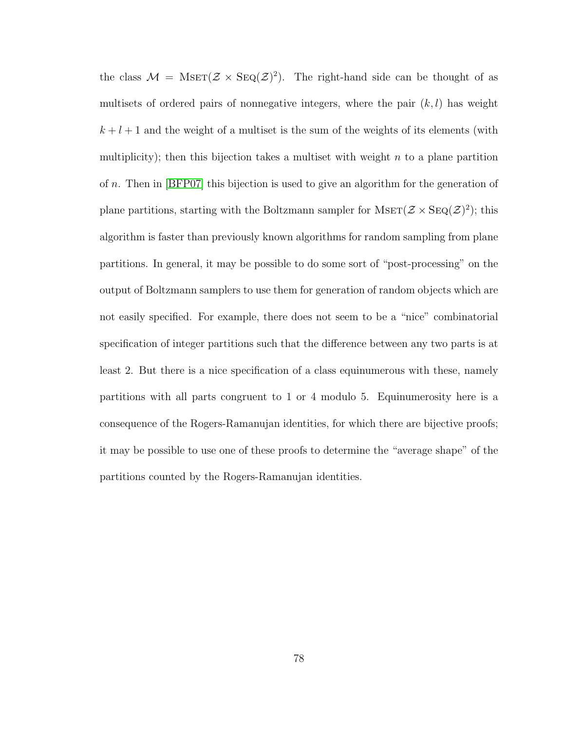the class $\mathcal{M} = \textsc{Mset}(\mathcal{Z} \times \textsc{Seq}(\mathcal{Z})^2)$. The right-hand side can be thought of as multisets of ordered pairs of nonnegative integers, where the pair $(k, l)$ has weight $k + l + 1$ and the weight of a multiset is the sum of the weights of its elements (with multiplicity); then this bijection takes a multiset with weight $n$ to a plane partition of $n$. Then in [BFP07] this bijection is used to give an algorithm for the generation of plane partitions, starting with the Boltzmann sampler for $\textsc{Mset}(\mathcal{Z} \times \textsc{Seq}(\mathcal{Z})^2)$; this algorithm is faster than previously known algorithms for random sampling from plane partitions. In general, it may be possible to do some sort of "post-processing" on the output of Boltzmann samplers to use them for generation of random objects which are not easily specified. For example, there does not seem to be a "nice" combinatorial specification of integer partitions such that the difference between any two parts is at least 2. But there is a nice specification of a class equinumerous with these, namely partitions with all parts congruent to 1 or 4 modulo 5. Equinumerosity here is a consequence of the Rogers-Ramanujan identities, for which there are bijective proofs; it may be possible to use one of these proofs to determine the "average shape" of the partitions counted by the Rogers-Ramanujan identities.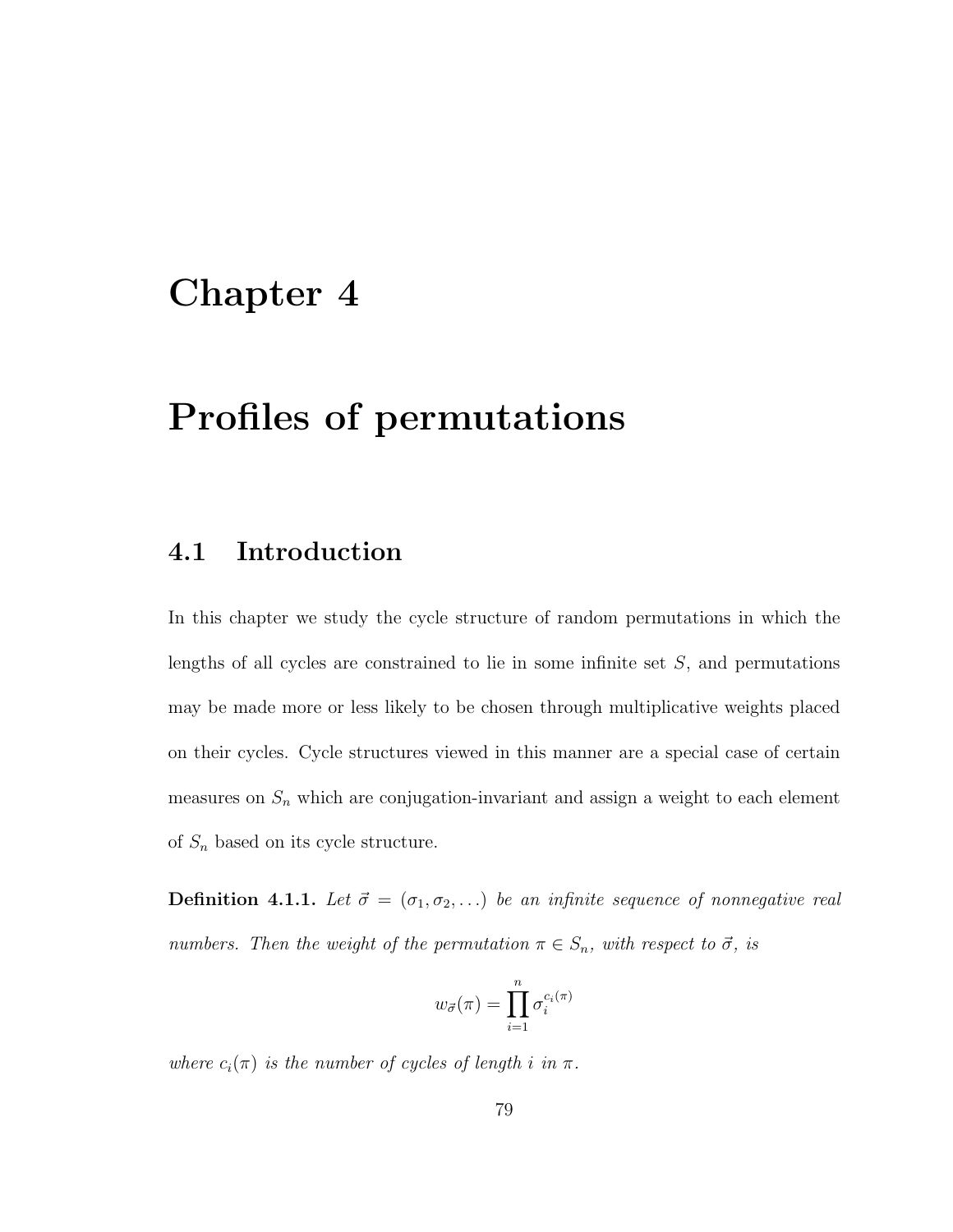# Chapter 4

# Profiles of permutations

## 4.1 Introduction

In this chapter we study the cycle structure of random permutations in which the lengths of all cycles are constrained to lie in some infinite set $S$, and permutations may be made more or less likely to be chosen through multiplicative weights placed on their cycles. Cycle structures viewed in this manner are a special case of certain measures on $S_n$ which are conjugation-invariant and assign a weight to each element of $S_n$ based on its cycle structure.

**Definition 4.1.1.** *Let $\vec{\sigma} = (\sigma_1, \sigma_2, \ldots)$ be an infinite sequence of nonnegative real numbers. Then the weight of the permutation $\pi \in S_n$, with respect to $\vec{\sigma}$, is*

$$w_{\vec{\sigma}}(\pi) = \prod_{i=1}^{n} \sigma_i^{c_i(\pi)}$$

*where $c_i(\pi)$ is the number of cycles of length $i$ in $\pi$.*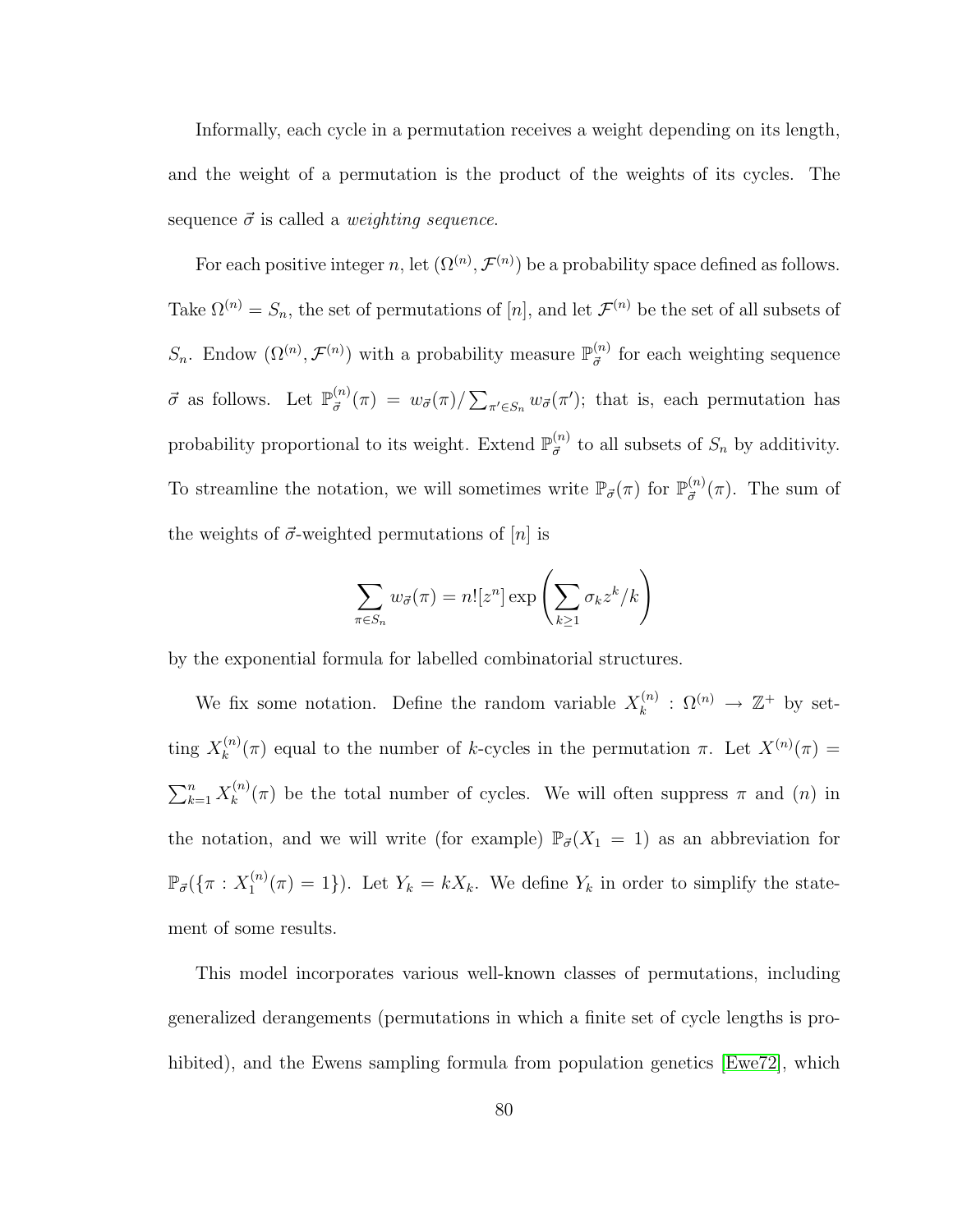Informally, each cycle in a permutation receives a weight depending on its length, and the weight of a permutation is the product of the weights of its cycles. The sequence $\vec{\sigma}$ is called a *weighting sequence*.

For each positive integer $n$, let $(\Omega^{(n)}, \mathcal{F}^{(n)})$ be a probability space defined as follows. Take $\Omega^{(n)} = S_n$, the set of permutations of $[n]$, and let $\mathcal{F}^{(n)}$ be the set of all subsets of $S_n$. Endow $(\Omega^{(n)}, \mathcal{F}^{(n)})$ with a probability measure $\mathbb{P}^{(n)}_{\vec{\sigma}}$ for each weighting sequence $\vec{\sigma}$ as follows. Let $\mathbb{P}^{(n)}_{\vec{\sigma}}(\pi) = w_{\vec{\sigma}}(\pi)/\sum_{\pi' \in S_n} w_{\vec{\sigma}}(\pi')$; that is, each permutation has probability proportional to its weight. Extend $\mathbb{P}^{(n)}_{\vec{\sigma}}$ to all subsets of $S_n$ by additivity. To streamline the notation, we will sometimes write $\mathbb{P}_{\vec{\sigma}}(\pi)$ for $\mathbb{P}^{(n)}_{\vec{\sigma}}(\pi)$. The sum of the weights of $\vec{\sigma}$-weighted permutations of $[n]$ is

$$\sum_{\pi \in S_n} w_{\vec{\sigma}}(\pi) = n![z^n] \exp\left(\sum_{k \geq 1} \sigma_k z^k / k\right)$$

by the exponential formula for labelled combinatorial structures.

We fix some notation. Define the random variable $X^{(n)}_k : \Omega^{(n)} \to \mathbb{Z}^+$ by setting $X^{(n)}_k(\pi)$ equal to the number of $k$-cycles in the permutation $\pi$. Let $X^{(n)}(\pi) = \sum_{k=1}^{n} X^{(n)}_k(\pi)$ be the total number of cycles. We will often suppress $\pi$ and $(n)$ in the notation, and we will write (for example) $\mathbb{P}_{\vec{\sigma}}(X_1 = 1)$ as an abbreviation for $\mathbb{P}_{\vec{\sigma}}(\{\pi : X^{(n)}_1(\pi) = 1\})$. Let $Y_k = kX_k$. We define $Y_k$ in order to simplify the statement of some results.

This model incorporates various well-known classes of permutations, including generalized derangements (permutations in which a finite set of cycle lengths is prohibited), and the Ewens sampling formula from population genetics [Ewe72], which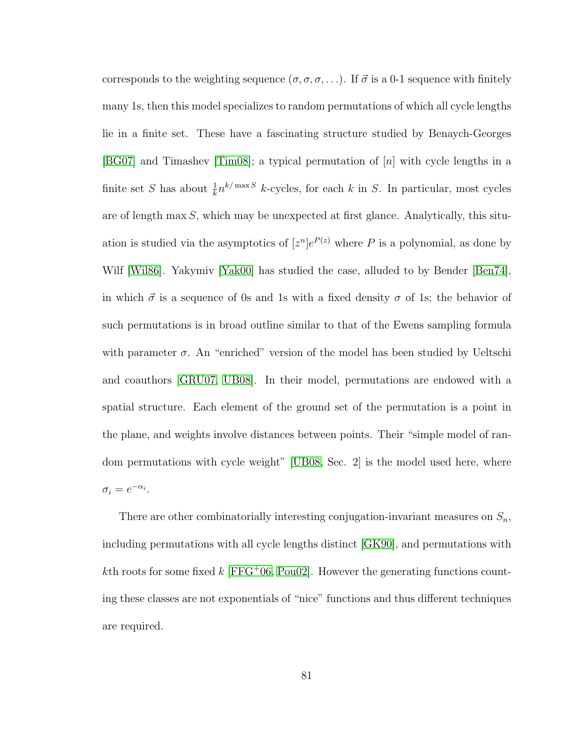corresponds to the weighting sequence $(\sigma, \sigma, \sigma, \ldots)$. If $\vec{\sigma}$ is a 0-1 sequence with finitely many 1s, then this model specializes to random permutations of which all cycle lengths lie in a finite set. These have a fascinating structure studied by Benaych-Georges [BG07] and Timashev [Tim08]; a typical permutation of $[n]$ with cycle lengths in a finite set $S$ has about $\frac{1}{k}n^{k/\max S}$ $k$-cycles, for each $k$ in $S$. In particular, most cycles are of length $\max S$, which may be unexpected at first glance. Analytically, this situation is studied via the asymptotics of $[z^n]e^{P(z)}$ where $P$ is a polynomial, as done by Wilf [Wil86]. Yakymiv [Yak00] has studied the case, alluded to by Bender [Ben74], in which $\vec{\sigma}$ is a sequence of 0s and 1s with a fixed density $\sigma$ of 1s; the behavior of such permutations is in broad outline similar to that of the Ewens sampling formula with parameter $\sigma$. An "enriched" version of the model has been studied by Ueltschi and coauthors [GRU07, UB08]. In their model, permutations are endowed with a spatial structure. Each element of the ground set of the permutation is a point in the plane, and weights involve distances between points. Their "simple model of random permutations with cycle weight" [UB08, Sec. 2] is the model used here, where $\sigma_i = e^{-\alpha_i}$.

There are other combinatorially interesting conjugation-invariant measures on $S_n$, including permutations with all cycle lengths distinct [GK90], and permutations with $k$th roots for some fixed $k$ [FFG+06, Pou02]. However the generating functions counting these classes are not exponentials of "nice" functions and thus different techniques are required.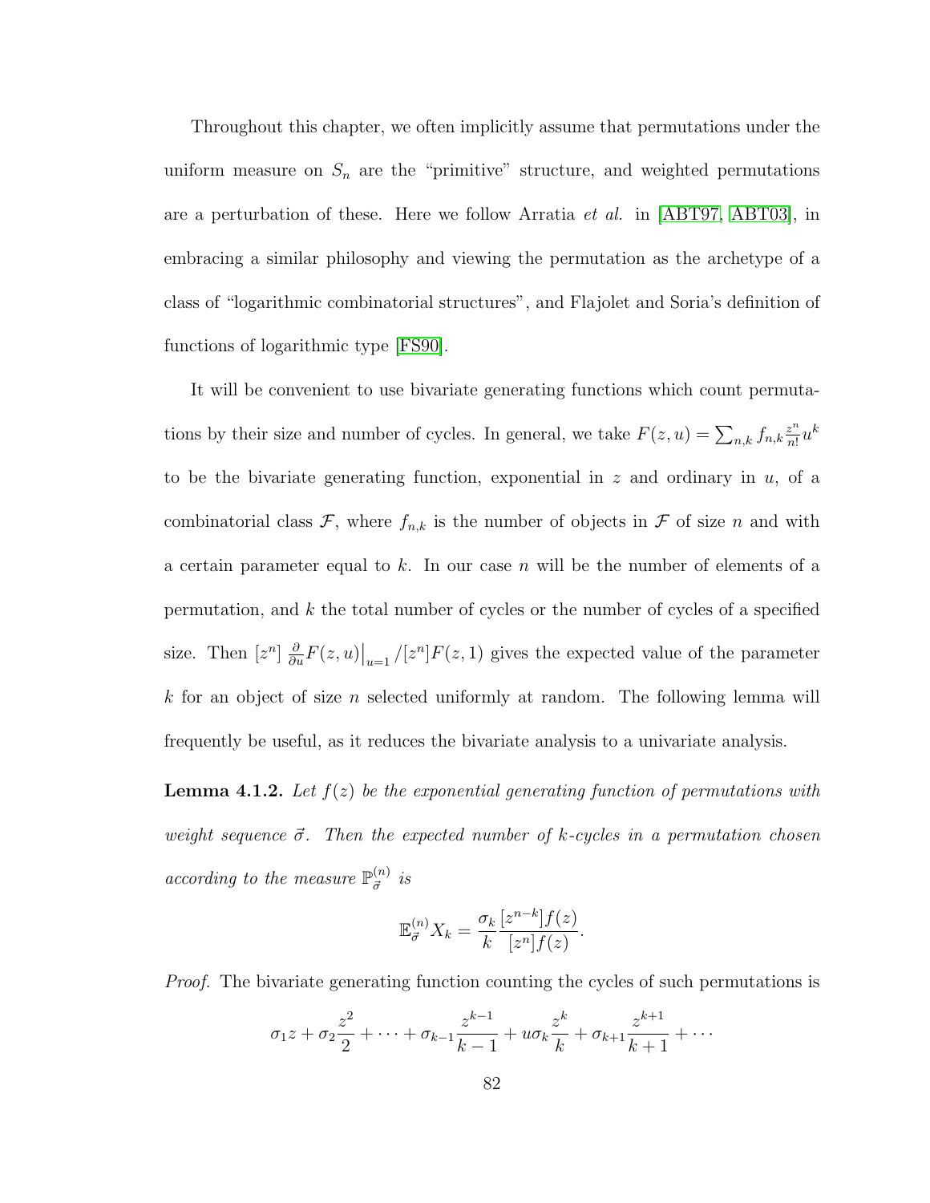Throughout this chapter, we often implicitly assume that permutations under the uniform measure on $S_n$ are the "primitive" structure, and weighted permutations are a perturbation of these. Here we follow Arratia *et al.* in [ABT97, ABT03], in embracing a similar philosophy and viewing the permutation as the archetype of a class of "logarithmic combinatorial structures", and Flajolet and Soria's definition of functions of logarithmic type [FS90].

It will be convenient to use bivariate generating functions which count permutations by their size and number of cycles. In general, we take $F(z,u) = \sum_{n,k} f_{n,k} \frac{z^n}{n!} u^k$ to be the bivariate generating function, exponential in $z$ and ordinary in $u$, of a combinatorial class $\mathcal{F}$, where $f_{n,k}$ is the number of objects in $\mathcal{F}$ of size $n$ and with a certain parameter equal to $k$. In our case $n$ will be the number of elements of a permutation, and $k$ the total number of cycles or the number of cycles of a specified size. Then $[z^n] \left.\frac{\partial}{\partial u} F(z,u)\right|_{u=1} / [z^n] F(z,1)$ gives the expected value of the parameter $k$ for an object of size $n$ selected uniformly at random. The following lemma will frequently be useful, as it reduces the bivariate analysis to a univariate analysis.

**Lemma 4.1.2.** *Let $f(z)$ be the exponential generating function of permutations with weight sequence $\vec{\sigma}$. Then the expected number of $k$-cycles in a permutation chosen according to the measure $\mathbb{P}_{\vec{\sigma}}^{(n)}$ is*

$$\mathbb{E}_{\vec{\sigma}}^{(n)} X_k = \frac{\sigma_k}{k} \frac{[z^{n-k}] f(z)}{[z^n] f(z)}.$$

*Proof.* The bivariate generating function counting the cycles of such permutations is

$$\sigma_1 z + \sigma_2 \frac{z^2}{2} + \cdots + \sigma_{k-1} \frac{z^{k-1}}{k-1} + u \sigma_k \frac{z^k}{k} + \sigma_{k+1} \frac{z^{k+1}}{k+1} + \cdots$$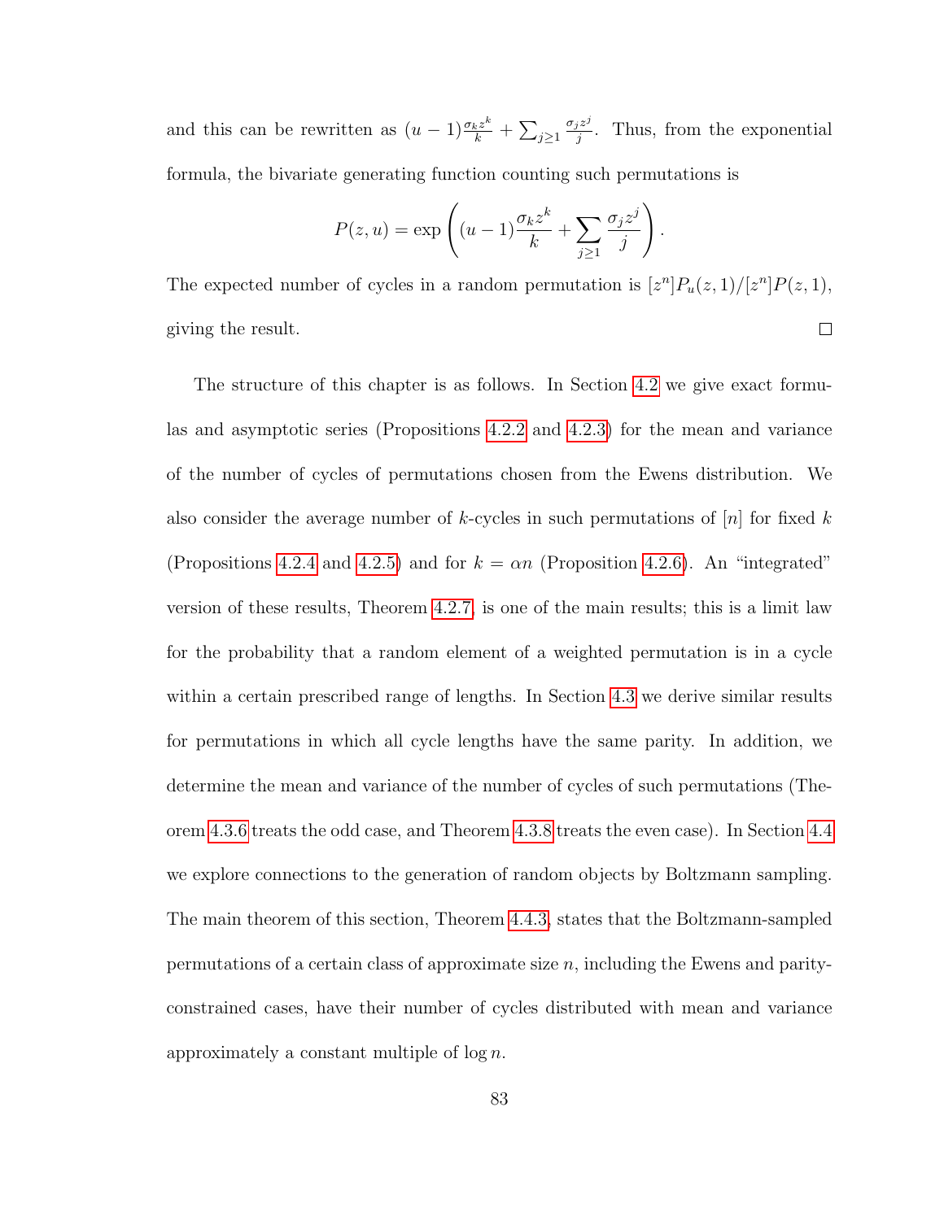and this can be rewritten as $(u-1)\frac{\sigma_k z^k}{k} + \sum_{j\geq 1} \frac{\sigma_j z^j}{j}$. Thus, from the exponential formula, the bivariate generating function counting such permutations is

$$P(z,u) = \exp\left((u-1)\frac{\sigma_k z^k}{k} + \sum_{j\geq 1} \frac{\sigma_j z^j}{j}\right).$$

The expected number of cycles in a random permutation is $[z^n]P_u(z,1)/[z^n]P(z,1)$, giving the result. $\square$

The structure of this chapter is as follows. In Section 4.2 we give exact formulas and asymptotic series (Propositions 4.2.2 and 4.2.3) for the mean and variance of the number of cycles of permutations chosen from the Ewens distribution. We also consider the average number of $k$-cycles in such permutations of $[n]$ for fixed $k$ (Propositions 4.2.4 and 4.2.5) and for $k = \alpha n$ (Proposition 4.2.6). An "integrated" version of these results, Theorem 4.2.7, is one of the main results; this is a limit law for the probability that a random element of a weighted permutation is in a cycle within a certain prescribed range of lengths. In Section 4.3 we derive similar results for permutations in which all cycle lengths have the same parity. In addition, we determine the mean and variance of the number of cycles of such permutations (Theorem 4.3.6 treats the odd case, and Theorem 4.3.8 treats the even case). In Section 4.4 we explore connections to the generation of random objects by Boltzmann sampling. The main theorem of this section, Theorem 4.4.3, states that the Boltzmann-sampled permutations of a certain class of approximate size $n$, including the Ewens and parity-constrained cases, have their number of cycles distributed with mean and variance approximately a constant multiple of $\log n$.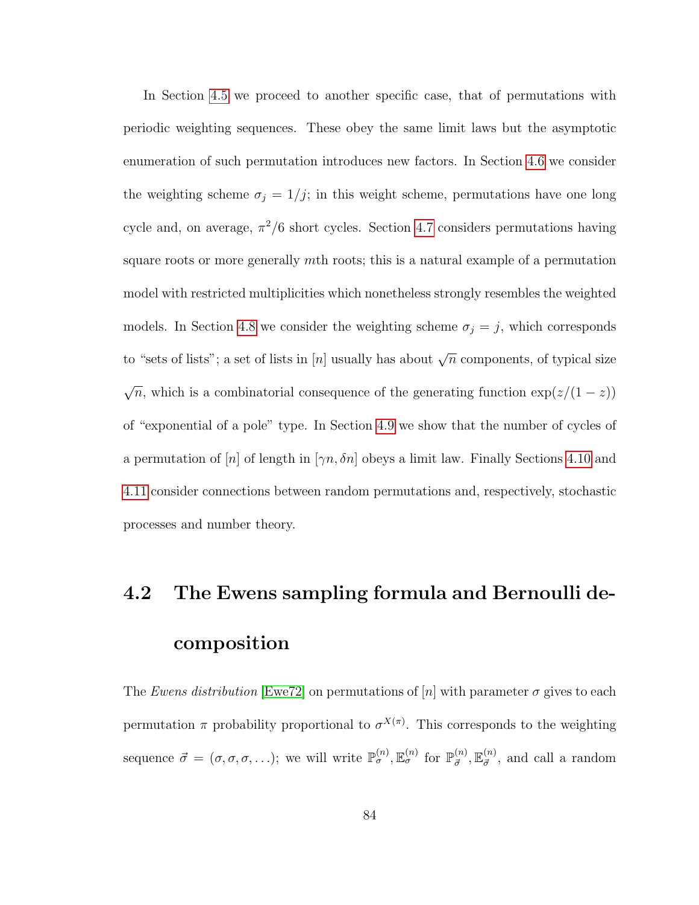In Section 4.5 we proceed to another specific case, that of permutations with periodic weighting sequences. These obey the same limit laws but the asymptotic enumeration of such permutation introduces new factors. In Section 4.6 we consider the weighting scheme $\sigma_j = 1/j$; in this weight scheme, permutations have one long cycle and, on average, $\pi^2/6$ short cycles. Section 4.7 considers permutations having square roots or more generally $m$th roots; this is a natural example of a permutation model with restricted multiplicities which nonetheless strongly resembles the weighted models. In Section 4.8 we consider the weighting scheme $\sigma_j = j$, which corresponds to "sets of lists"; a set of lists in $[n]$ usually has about $\sqrt{n}$ components, of typical size $\sqrt{n}$, which is a combinatorial consequence of the generating function $\exp(z/(1-z))$ of "exponential of a pole" type. In Section 4.9 we show that the number of cycles of a permutation of $[n]$ of length in $[\gamma n, \delta n]$ obeys a limit law. Finally Sections 4.10 and 4.11 consider connections between random permutations and, respectively, stochastic processes and number theory.

## 4.2 The Ewens sampling formula and Bernoulli decomposition

The *Ewens distribution* [Ewe72] on permutations of $[n]$ with parameter $\sigma$ gives to each permutation $\pi$ probability proportional to $\sigma^{X(\pi)}$. This corresponds to the weighting sequence $\vec{\sigma} = (\sigma, \sigma, \sigma, \ldots)$; we will write $\mathbb{P}_\sigma^{(n)}, \mathbb{E}_\sigma^{(n)}$ for $\mathbb{P}_{\vec{\sigma}}^{(n)}, \mathbb{E}_{\vec{\sigma}}^{(n)}$, and call a random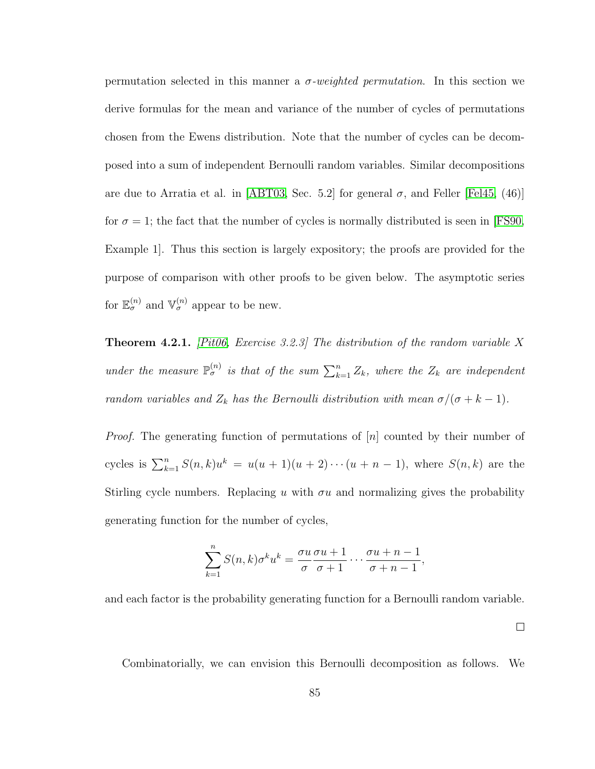permutation selected in this manner a *σ-weighted permutation*. In this section we derive formulas for the mean and variance of the number of cycles of permutations chosen from the Ewens distribution. Note that the number of cycles can be decomposed into a sum of independent Bernoulli random variables. Similar decompositions are due to Arratia et al. in [ABT03, Sec. 5.2] for general $\sigma$, and Feller [Fel45, (46)] for $\sigma = 1$; the fact that the number of cycles is normally distributed is seen in [FS90, Example 1]. Thus this section is largely expository; the proofs are provided for the purpose of comparison with other proofs to be given below. The asymptotic series for $\mathbb{E}_\sigma^{(n)}$ and $\mathbb{V}_\sigma^{(n)}$ appear to be new.

**Theorem 4.2.1.** *[Pit06, Exercise 3.2.3] The distribution of the random variable $X$ under the measure $\mathbb{P}_\sigma^{(n)}$ is that of the sum $\sum_{k=1}^n Z_k$, where the $Z_k$ are independent random variables and $Z_k$ has the Bernoulli distribution with mean $\sigma/(\sigma + k - 1)$.*

*Proof.* The generating function of permutations of $[n]$ counted by their number of cycles is $\sum_{k=1}^n S(n,k)u^k = u(u+1)(u+2)\cdots(u+n-1)$, where $S(n,k)$ are the Stirling cycle numbers. Replacing $u$ with $\sigma u$ and normalizing gives the probability generating function for the number of cycles,

$$\sum_{k=1}^n S(n,k)\sigma^k u^k = \frac{\sigma u}{\sigma}\frac{\sigma u + 1}{\sigma + 1}\cdots\frac{\sigma u + n - 1}{\sigma + n - 1},$$

and each factor is the probability generating function for a Bernoulli random variable. □

Combinatorially, we can envision this Bernoulli decomposition as follows. We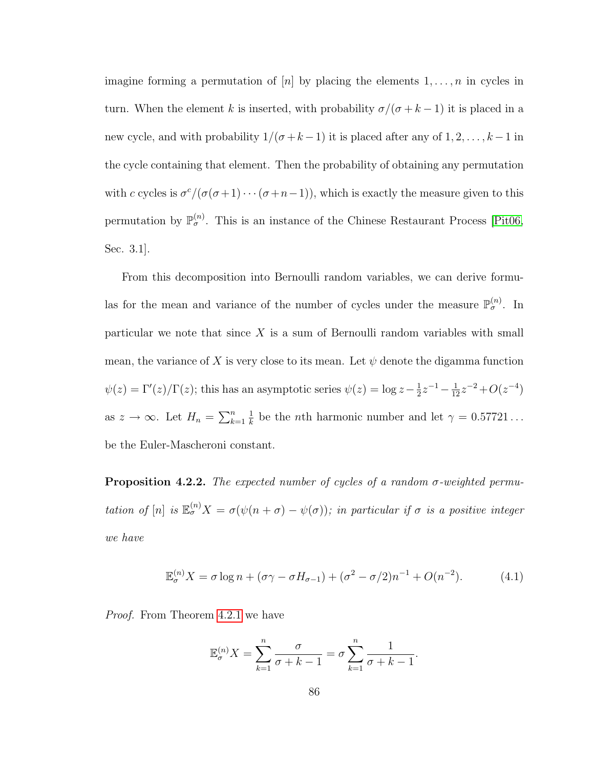imagine forming a permutation of $[n]$ by placing the elements $1, \ldots, n$ in cycles in turn. When the element $k$ is inserted, with probability $\sigma/(\sigma + k - 1)$ it is placed in a new cycle, and with probability $1/(\sigma + k - 1)$ it is placed after any of $1, 2, \ldots, k-1$ in the cycle containing that element. Then the probability of obtaining any permutation with $c$ cycles is $\sigma^c/(\sigma(\sigma+1)\cdots(\sigma+n-1))$, which is exactly the measure given to this permutation by $\mathbb{P}_\sigma^{(n)}$. This is an instance of the Chinese Restaurant Process [Pit06, Sec. 3.1].

From this decomposition into Bernoulli random variables, we can derive formulas for the mean and variance of the number of cycles under the measure $\mathbb{P}_\sigma^{(n)}$. In particular we note that since $X$ is a sum of Bernoulli random variables with small mean, the variance of $X$ is very close to its mean. Let $\psi$ denote the digamma function $\psi(z) = \Gamma'(z)/\Gamma(z)$; this has an asymptotic series $\psi(z) = \log z - \frac{1}{2}z^{-1} - \frac{1}{12}z^{-2} + O(z^{-4})$ as $z \to \infty$. Let $H_n = \sum_{k=1}^n \frac{1}{k}$ be the $n$th harmonic number and let $\gamma = 0.57721\ldots$ be the Euler-Mascheroni constant.

**Proposition 4.2.2.** *The expected number of cycles of a random $\sigma$-weighted permutation of $[n]$ is $\mathbb{E}_\sigma^{(n)} X = \sigma(\psi(n + \sigma) - \psi(\sigma))$; in particular if $\sigma$ is a positive integer we have*

$$\mathbb{E}_\sigma^{(n)} X = \sigma \log n + (\sigma\gamma - \sigma H_{\sigma-1}) + (\sigma^2 - \sigma/2)n^{-1} + O(n^{-2}). \tag{4.1}$$

*Proof.* From Theorem 4.2.1 we have

$$\mathbb{E}_\sigma^{(n)} X = \sum_{k=1}^n \frac{\sigma}{\sigma + k - 1} = \sigma \sum_{k=1}^n \frac{1}{\sigma + k - 1}.$$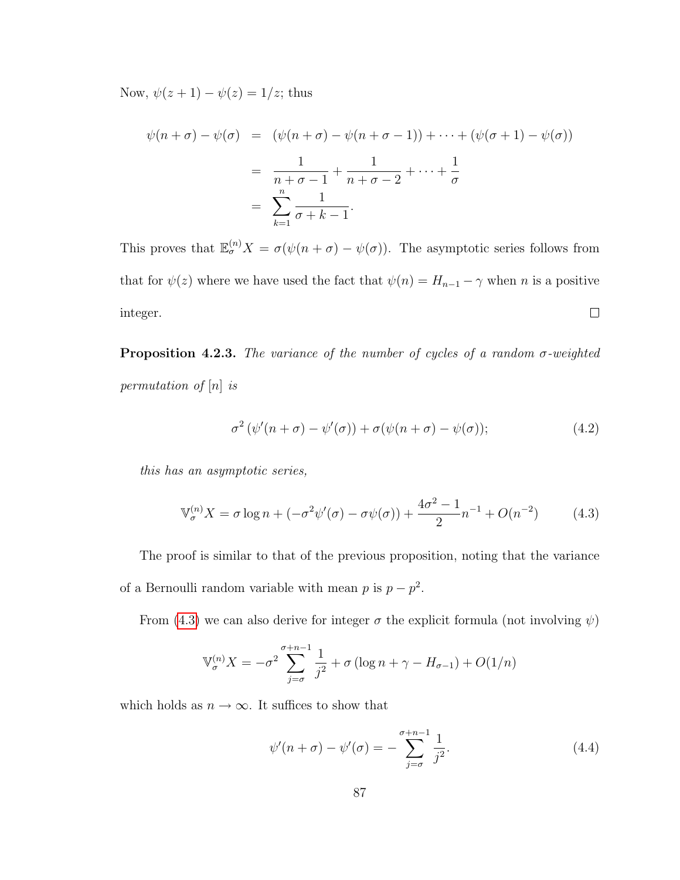Now, $\psi(z+1) - \psi(z) = 1/z$; thus

$$
\begin{aligned}
\psi(n+\sigma) - \psi(\sigma) &= (\psi(n+\sigma) - \psi(n+\sigma-1)) + \cdots + (\psi(\sigma+1) - \psi(\sigma)) \\
&= \frac{1}{n+\sigma-1} + \frac{1}{n+\sigma-2} + \cdots + \frac{1}{\sigma} \\
&= \sum_{k=1}^{n} \frac{1}{\sigma+k-1}.
\end{aligned}
$$

This proves that $\mathbb{E}_\sigma^{(n)} X = \sigma(\psi(n+\sigma) - \psi(\sigma))$. The asymptotic series follows from that for $\psi(z)$ where we have used the fact that $\psi(n) = H_{n-1} - \gamma$ when $n$ is a positive integer. □

**Proposition 4.2.3.** *The variance of the number of cycles of a random $\sigma$-weighted permutation of $[n]$ is*

$$
\sigma^2 \left(\psi'(n+\sigma) - \psi'(\sigma)\right) + \sigma(\psi(n+\sigma) - \psi(\sigma)); \tag{4.2}
$$

*this has an asymptotic series,*

$$
\mathbb{V}_\sigma^{(n)} X = \sigma \log n + (-\sigma^2 \psi'(\sigma) - \sigma\psi(\sigma)) + \frac{4\sigma^2 - 1}{2} n^{-1} + O(n^{-2}) \tag{4.3}
$$

The proof is similar to that of the previous proposition, noting that the variance of a Bernoulli random variable with mean $p$ is $p - p^2$.

From (4.3) we can also derive for integer $\sigma$ the explicit formula (not involving $\psi$)

$$
\mathbb{V}_\sigma^{(n)} X = -\sigma^2 \sum_{j=\sigma}^{\sigma+n-1} \frac{1}{j^2} + \sigma \left(\log n + \gamma - H_{\sigma-1}\right) + O(1/n)
$$

which holds as $n \to \infty$. It suffices to show that

$$
\psi'(n+\sigma) - \psi'(\sigma) = -\sum_{j=\sigma}^{\sigma+n-1} \frac{1}{j^2}. \tag{4.4}
$$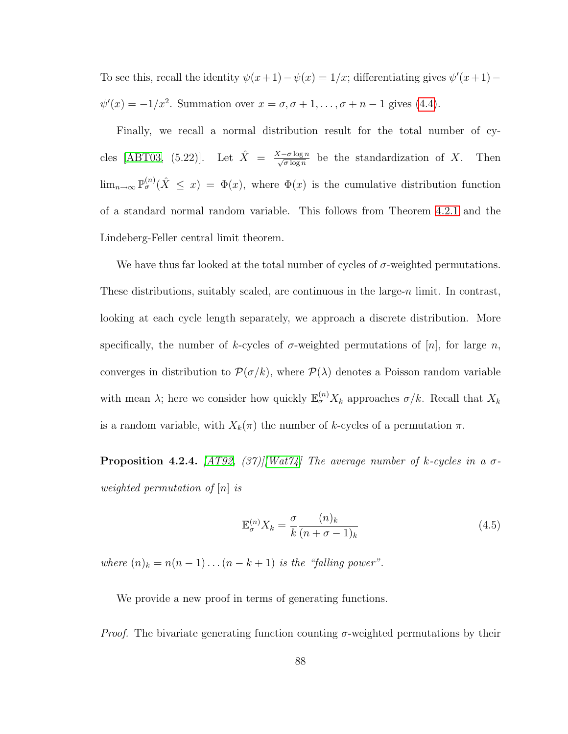To see this, recall the identity $\psi(x+1) - \psi(x) = 1/x$; differentiating gives $\psi'(x+1) - \psi'(x) = -1/x^2$. Summation over $x = \sigma, \sigma+1, \ldots, \sigma+n-1$ gives (4.4).

Finally, we recall a normal distribution result for the total number of cycles [ABT03, (5.22)]. Let $\hat{X} = \frac{X - \sigma \log n}{\sqrt{\sigma \log n}}$ be the standardization of $X$. Then $\lim_{n\to\infty} \mathbb{P}_\sigma^{(n)}(\hat{X} \leq x) = \Phi(x)$, where $\Phi(x)$ is the cumulative distribution function of a standard normal random variable. This follows from Theorem 4.2.1 and the Lindeberg-Feller central limit theorem.

We have thus far looked at the total number of cycles of $\sigma$-weighted permutations. These distributions, suitably scaled, are continuous in the large-$n$ limit. In contrast, looking at each cycle length separately, we approach a discrete distribution. More specifically, the number of $k$-cycles of $\sigma$-weighted permutations of $[n]$, for large $n$, converges in distribution to $\mathcal{P}(\sigma/k)$, where $\mathcal{P}(\lambda)$ denotes a Poisson random variable with mean $\lambda$; here we consider how quickly $\mathbb{E}_\sigma^{(n)} X_k$ approaches $\sigma/k$. Recall that $X_k$ is a random variable, with $X_k(\pi)$ the number of $k$-cycles of a permutation $\pi$.

**Proposition 4.2.4.** *[AT92, (37)][Wat74] The average number of $k$-cycles in a $\sigma$-weighted permutation of $[n]$ is*

$$\mathbb{E}_\sigma^{(n)} X_k = \frac{\sigma}{k} \frac{(n)_k}{(n+\sigma-1)_k} \tag{4.5}$$

*where $(n)_k = n(n-1)\ldots(n-k+1)$ is the "falling power".*

We provide a new proof in terms of generating functions.

*Proof.* The bivariate generating function counting $\sigma$-weighted permutations by their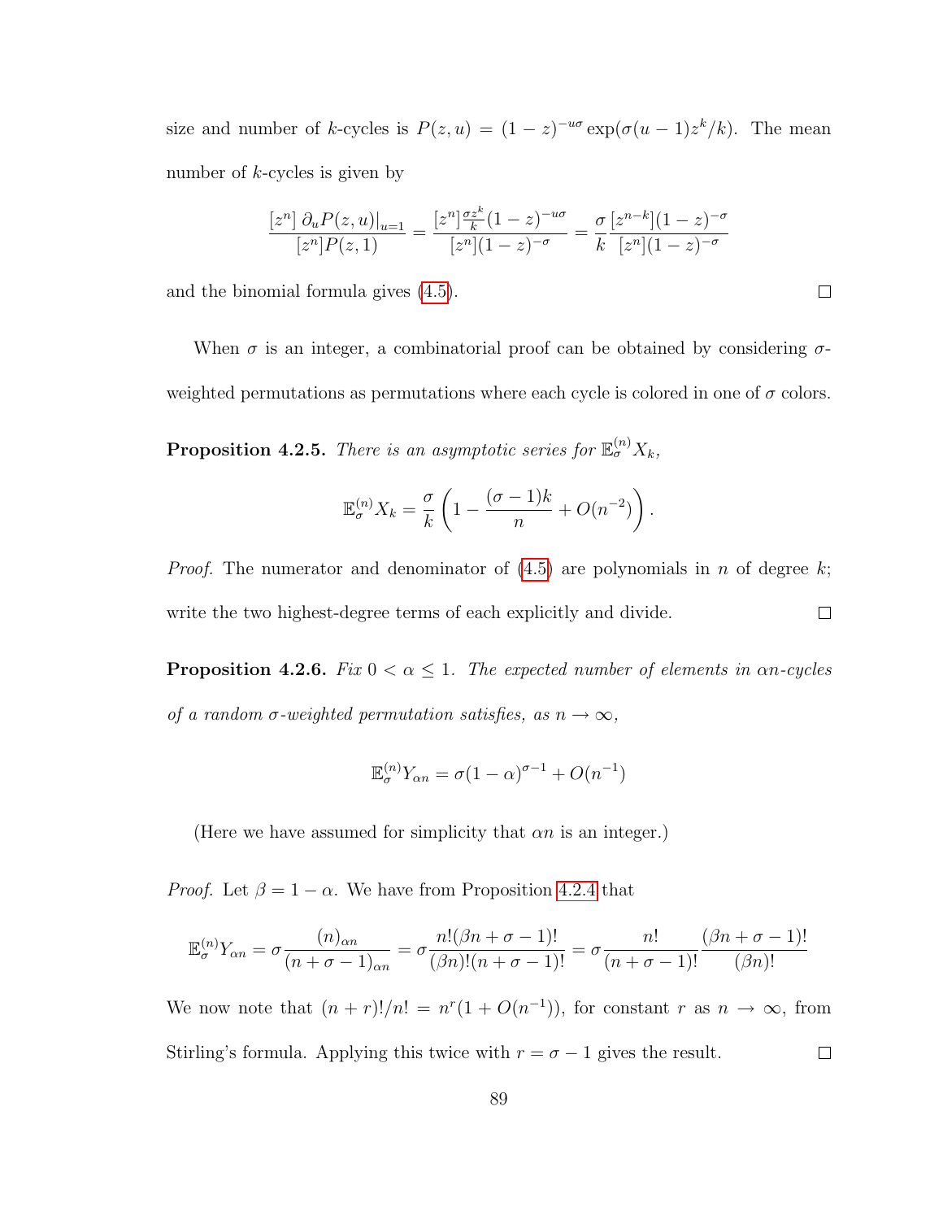size and number of $k$-cycles is $P(z,u) = (1-z)^{-u\sigma} \exp(\sigma(u-1)z^k/k)$. The mean number of $k$-cycles is given by

$$\frac{[z^n]\,\partial_u P(z,u)|_{u=1}}{[z^n]P(z,1)} = \frac{[z^n]\frac{\sigma z^k}{k}(1-z)^{-u\sigma}}{[z^n](1-z)^{-\sigma}} = \frac{\sigma}{k}\frac{[z^{n-k}](1-z)^{-\sigma}}{[z^n](1-z)^{-\sigma}}$$

and the binomial formula gives (4.5). □

When $\sigma$ is an integer, a combinatorial proof can be obtained by considering $\sigma$-weighted permutations as permutations where each cycle is colored in one of $\sigma$ colors.

**Proposition 4.2.5.** *There is an asymptotic series for $\mathbb{E}_\sigma^{(n)} X_k$,*

$$\mathbb{E}_\sigma^{(n)} X_k = \frac{\sigma}{k}\left(1 - \frac{(\sigma-1)k}{n} + O(n^{-2})\right).$$

*Proof.* The numerator and denominator of (4.5) are polynomials in $n$ of degree $k$; write the two highest-degree terms of each explicitly and divide. □

**Proposition 4.2.6.** *Fix $0 < \alpha \leq 1$. The expected number of elements in $\alpha n$-cycles of a random $\sigma$-weighted permutation satisfies, as $n \to \infty$,*

$$\mathbb{E}_\sigma^{(n)} Y_{\alpha n} = \sigma(1-\alpha)^{\sigma-1} + O(n^{-1})$$

(Here we have assumed for simplicity that $\alpha n$ is an integer.)

*Proof.* Let $\beta = 1 - \alpha$. We have from Proposition 4.2.4 that

$$\mathbb{E}_\sigma^{(n)} Y_{\alpha n} = \sigma \frac{(n)_{\alpha n}}{(n+\sigma-1)_{\alpha n}} = \sigma \frac{n!(\beta n + \sigma - 1)!}{(\beta n)!(n+\sigma-1)!} = \sigma \frac{n!}{(n+\sigma-1)!}\frac{(\beta n + \sigma - 1)!}{(\beta n)!}$$

We now note that $(n+r)!/n! = n^r(1 + O(n^{-1}))$, for constant $r$ as $n \to \infty$, from Stirling's formula. Applying this twice with $r = \sigma - 1$ gives the result. □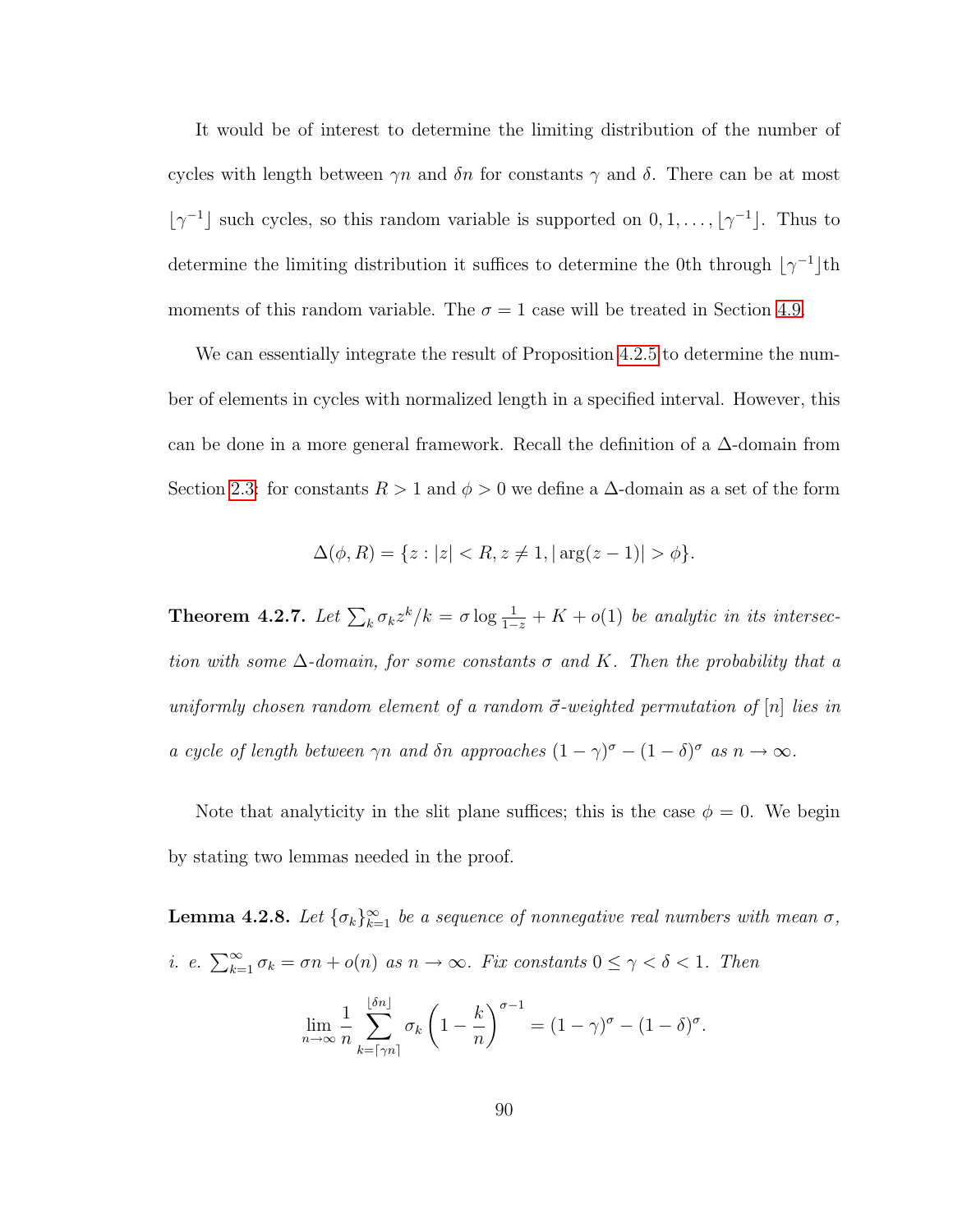It would be of interest to determine the limiting distribution of the number of cycles with length between $\gamma n$ and $\delta n$ for constants $\gamma$ and $\delta$. There can be at most $\lfloor \gamma^{-1} \rfloor$ such cycles, so this random variable is supported on $0, 1, \ldots, \lfloor \gamma^{-1} \rfloor$. Thus to determine the limiting distribution it suffices to determine the 0th through $\lfloor \gamma^{-1} \rfloor$th moments of this random variable. The $\sigma = 1$ case will be treated in Section 4.9.

We can essentially integrate the result of Proposition 4.2.5 to determine the number of elements in cycles with normalized length in a specified interval. However, this can be done in a more general framework. Recall the definition of a $\Delta$-domain from Section 2.3: for constants $R > 1$ and $\phi > 0$ we define a $\Delta$-domain as a set of the form

$$\Delta(\phi, R) = \{z : |z| < R, z \neq 1, |\arg(z-1)| > \phi\}.$$

**Theorem 4.2.7.** *Let $\sum_k \sigma_k z^k/k = \sigma \log \frac{1}{1-z} + K + o(1)$ be analytic in its intersection with some $\Delta$-domain, for some constants $\sigma$ and $K$. Then the probability that a uniformly chosen random element of a random $\vec{\sigma}$-weighted permutation of $[n]$ lies in a cycle of length between $\gamma n$ and $\delta n$ approaches $(1-\gamma)^\sigma - (1-\delta)^\sigma$ as $n \to \infty$.*

Note that analyticity in the slit plane suffices; this is the case $\phi = 0$. We begin by stating two lemmas needed in the proof.

**Lemma 4.2.8.** *Let $\{\sigma_k\}_{k=1}^\infty$ be a sequence of nonnegative real numbers with mean $\sigma$, i. e. $\sum_{k=1}^\infty \sigma_k = \sigma n + o(n)$ as $n \to \infty$. Fix constants $0 \leq \gamma < \delta < 1$. Then*

$$\lim_{n\to\infty} \frac{1}{n} \sum_{k=\lceil \gamma n \rceil}^{\lfloor \delta n \rfloor} \sigma_k \left(1 - \frac{k}{n}\right)^{\sigma - 1} = (1-\gamma)^\sigma - (1-\delta)^\sigma.$$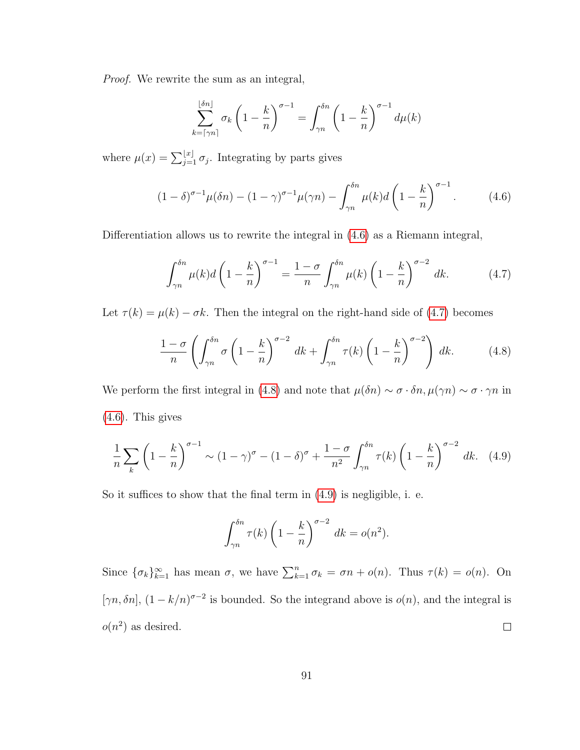*Proof.* We rewrite the sum as an integral,

$$\sum_{k=\lceil \gamma n \rceil}^{\lfloor \delta n \rfloor} \sigma_k \left(1 - \frac{k}{n}\right)^{\sigma - 1} = \int_{\gamma n}^{\delta n} \left(1 - \frac{k}{n}\right)^{\sigma-1} d\mu(k)$$

where $\mu(x) = \sum_{j=1}^{\lfloor x \rfloor} \sigma_j$. Integrating by parts gives

$$(1-\delta)^{\sigma-1}\mu(\delta n) - (1-\gamma)^{\sigma-1}\mu(\gamma n) - \int_{\gamma n}^{\delta n} \mu(k) d\left(1 - \frac{k}{n}\right)^{\sigma-1}. \tag{4.6}$$

Differentiation allows us to rewrite the integral in (4.6) as a Riemann integral,

$$\int_{\gamma n}^{\delta n} \mu(k) d\left(1 - \frac{k}{n}\right)^{\sigma-1} = \frac{1-\sigma}{n} \int_{\gamma n}^{\delta n} \mu(k) \left(1 - \frac{k}{n}\right)^{\sigma-2} dk. \tag{4.7}$$

Let $\tau(k) = \mu(k) - \sigma k$. Then the integral on the right-hand side of (4.7) becomes

$$\frac{1-\sigma}{n} \left( \int_{\gamma n}^{\delta n} \sigma \left(1 - \frac{k}{n}\right)^{\sigma-2} dk + \int_{\gamma n}^{\delta n} \tau(k) \left(1 - \frac{k}{n}\right)^{\sigma-2} \right) dk. \tag{4.8}$$

We perform the first integral in (4.8) and note that $\mu(\delta n) \sim \sigma \cdot \delta n, \mu(\gamma n) \sim \sigma \cdot \gamma n$ in (4.6). This gives

$$\frac{1}{n} \sum_k \left(1 - \frac{k}{n}\right)^{\sigma-1} \sim (1-\gamma)^\sigma - (1-\delta)^\sigma + \frac{1-\sigma}{n^2} \int_{\gamma n}^{\delta n} \tau(k) \left(1 - \frac{k}{n}\right)^{\sigma-2} dk. \tag{4.9}$$

So it suffices to show that the final term in (4.9) is negligible, i. e.

$$\int_{\gamma n}^{\delta n} \tau(k) \left(1 - \frac{k}{n}\right)^{\sigma-2} dk = o(n^2).$$

Since $\{\sigma_k\}_{k=1}^\infty$ has mean $\sigma$, we have $\sum_{k=1}^n \sigma_k = \sigma n + o(n)$. Thus $\tau(k) = o(n)$. On $[\gamma n, \delta n]$, $(1 - k/n)^{\sigma-2}$ is bounded. So the integrand above is $o(n)$, and the integral is $o(n^2)$ as desired. ☐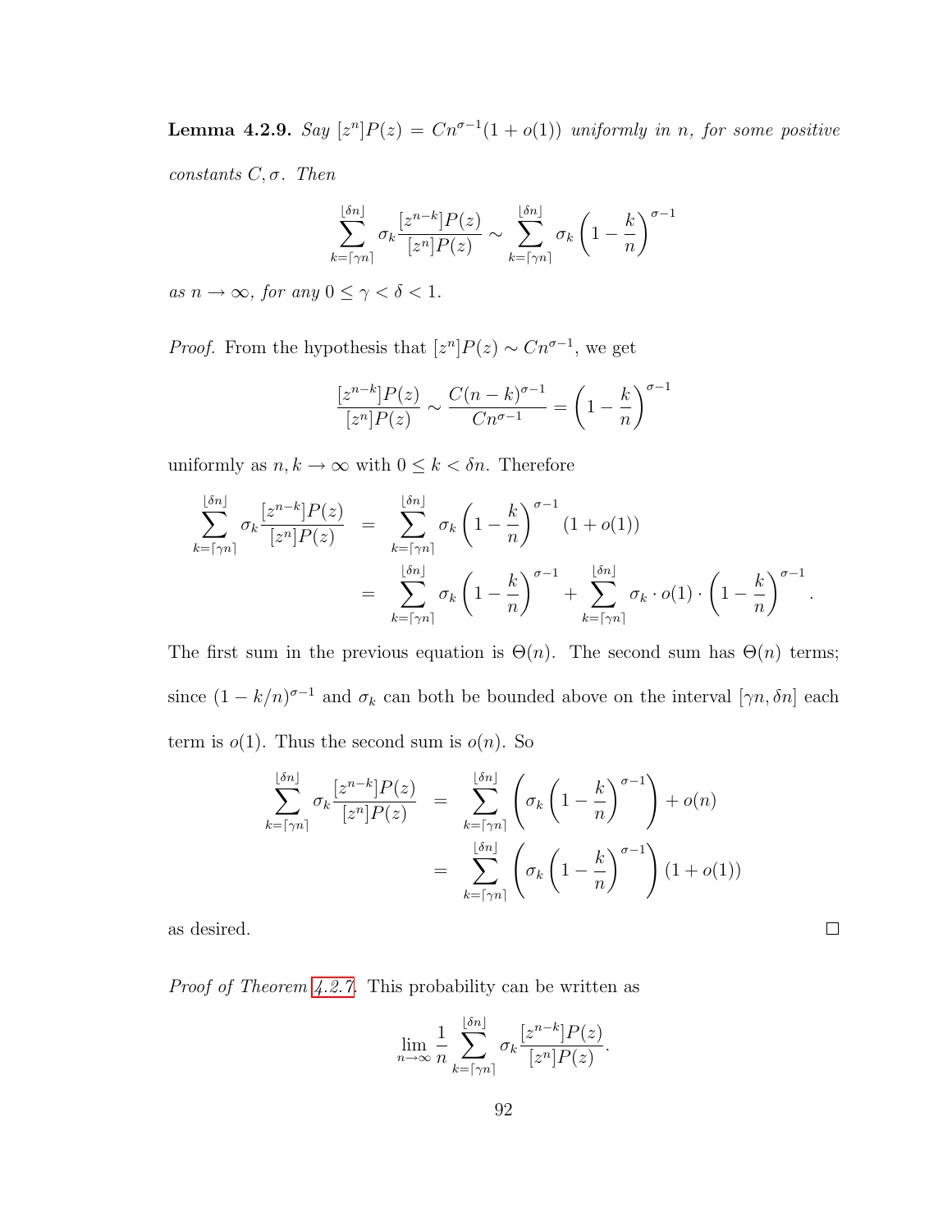**Lemma 4.2.9.** *Say $[z^n]P(z) = Cn^{\sigma-1}(1+o(1))$ uniformly in $n$, for some positive constants $C, \sigma$. Then*

$$\sum_{k=\lceil \gamma n \rceil}^{\lfloor \delta n \rfloor} \sigma_k \frac{[z^{n-k}]P(z)}{[z^n]P(z)} \sim \sum_{k=\lceil \gamma n \rceil}^{\lfloor \delta n \rfloor} \sigma_k \left(1 - \frac{k}{n}\right)^{\sigma-1}$$

*as $n \to \infty$, for any $0 \le \gamma < \delta < 1$.*

*Proof.* From the hypothesis that $[z^n]P(z) \sim Cn^{\sigma-1}$, we get

$$\frac{[z^{n-k}]P(z)}{[z^n]P(z)} \sim \frac{C(n-k)^{\sigma-1}}{Cn^{\sigma-1}} = \left(1 - \frac{k}{n}\right)^{\sigma-1}$$

uniformly as $n, k \to \infty$ with $0 \le k < \delta n$. Therefore

$$\begin{aligned}
\sum_{k=\lceil \gamma n \rceil}^{\lfloor \delta n \rfloor} \sigma_k \frac{[z^{n-k}]P(z)}{[z^n]P(z)} &= \sum_{k=\lceil \gamma n \rceil}^{\lfloor \delta n \rfloor} \sigma_k \left(1 - \frac{k}{n}\right)^{\sigma-1} (1 + o(1)) \\
&= \sum_{k=\lceil \gamma n \rceil}^{\lfloor \delta n \rfloor} \sigma_k \left(1 - \frac{k}{n}\right)^{\sigma-1} + \sum_{k=\lceil \gamma n \rceil}^{\lfloor \delta n \rfloor} \sigma_k \cdot o(1) \cdot \left(1 - \frac{k}{n}\right)^{\sigma-1}.
\end{aligned}$$

The first sum in the previous equation is $\Theta(n)$. The second sum has $\Theta(n)$ terms; since $(1 - k/n)^{\sigma-1}$ and $\sigma_k$ can both be bounded above on the interval $[\gamma n, \delta n]$ each term is $o(1)$. Thus the second sum is $o(n)$. So

$$\begin{aligned}
\sum_{k=\lceil \gamma n \rceil}^{\lfloor \delta n \rfloor} \sigma_k \frac{[z^{n-k}]P(z)}{[z^n]P(z)} &= \sum_{k=\lceil \gamma n \rceil}^{\lfloor \delta n \rfloor} \left(\sigma_k \left(1 - \frac{k}{n}\right)^{\sigma-1}\right) + o(n) \\
&= \sum_{k=\lceil \gamma n \rceil}^{\lfloor \delta n \rfloor} \left(\sigma_k \left(1 - \frac{k}{n}\right)^{\sigma-1}\right) (1 + o(1))
\end{aligned}$$

as desired. □

*Proof of Theorem 4.2.7.* This probability can be written as

$$\lim_{n\to\infty} \frac{1}{n} \sum_{k=\lceil \gamma n \rceil}^{\lfloor \delta n \rfloor} \sigma_k \frac{[z^{n-k}]P(z)}{[z^n]P(z)}.$$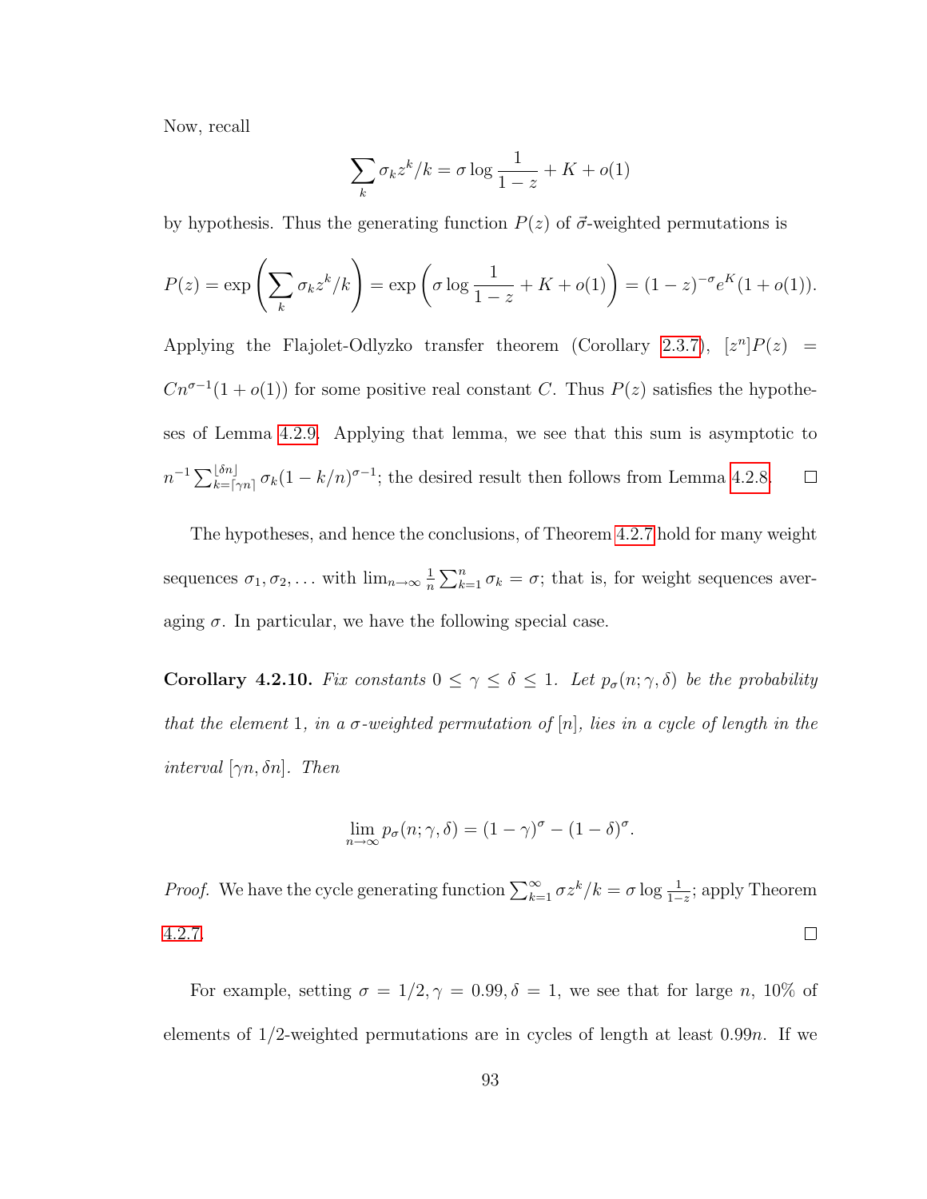Now, recall

$$\sum_k \sigma_k z^k/k = \sigma \log \frac{1}{1-z} + K + o(1)$$

by hypothesis. Thus the generating function $P(z)$ of $\vec{\sigma}$-weighted permutations is

$$P(z) = \exp\left(\sum_k \sigma_k z^k/k\right) = \exp\left(\sigma \log \frac{1}{1-z} + K + o(1)\right) = (1-z)^{-\sigma} e^K (1 + o(1)).$$

Applying the Flajolet-Odlyzko transfer theorem (Corollary 2.3.7), $[z^n]P(z) = Cn^{\sigma-1}(1 + o(1))$ for some positive real constant $C$. Thus $P(z)$ satisfies the hypotheses of Lemma 4.2.9. Applying that lemma, we see that this sum is asymptotic to $n^{-1} \sum_{k=\lceil \gamma n \rceil}^{\lfloor \delta n \rfloor} \sigma_k (1 - k/n)^{\sigma-1}$; the desired result then follows from Lemma 4.2.8. □

The hypotheses, and hence the conclusions, of Theorem 4.2.7 hold for many weight sequences $\sigma_1, \sigma_2, \ldots$ with $\lim_{n \to \infty} \frac{1}{n} \sum_{k=1}^n \sigma_k = \sigma$; that is, for weight sequences averaging $\sigma$. In particular, we have the following special case.

**Corollary 4.2.10.** *Fix constants $0 \leq \gamma \leq \delta \leq 1$. Let $p_\sigma(n; \gamma, \delta)$ be the probability that the element 1, in a $\sigma$-weighted permutation of $[n]$, lies in a cycle of length in the interval $[\gamma n, \delta n]$. Then*

$$\lim_{n \to \infty} p_\sigma(n; \gamma, \delta) = (1 - \gamma)^\sigma - (1 - \delta)^\sigma.$$

*Proof.* We have the cycle generating function $\sum_{k=1}^\infty \sigma z^k/k = \sigma \log \frac{1}{1-z}$; apply Theorem 4.2.7. □

For example, setting $\sigma = 1/2, \gamma = 0.99, \delta = 1$, we see that for large $n$, 10% of elements of 1/2-weighted permutations are in cycles of length at least $0.99n$. If we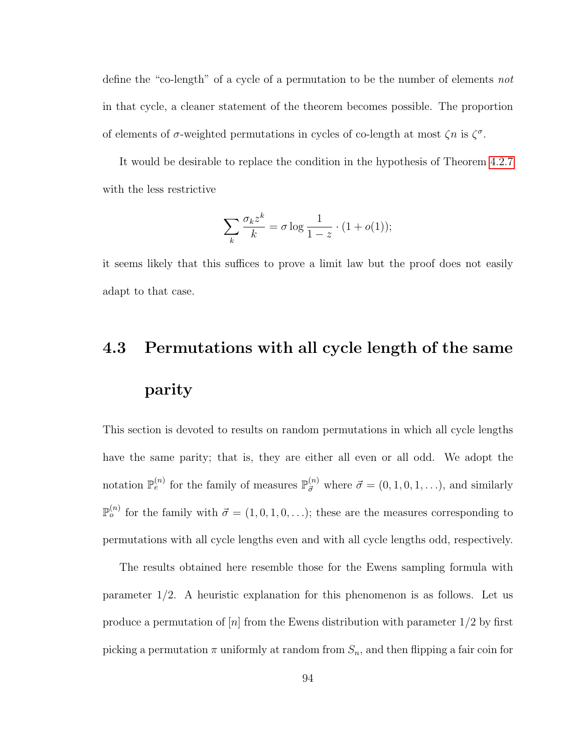define the "co-length" of a cycle of a permutation to be the number of elements *not* in that cycle, a cleaner statement of the theorem becomes possible. The proportion of elements of $\sigma$-weighted permutations in cycles of co-length at most $\zeta n$ is $\zeta^\sigma$.

It would be desirable to replace the condition in the hypothesis of Theorem 4.2.7 with the less restrictive

$$\sum_k \frac{\sigma_k z^k}{k} = \sigma \log \frac{1}{1-z} \cdot (1 + o(1));$$

it seems likely that this suffices to prove a limit law but the proof does not easily adapt to that case.

## 4.3 Permutations with all cycle length of the same parity

This section is devoted to results on random permutations in which all cycle lengths have the same parity; that is, they are either all even or all odd. We adopt the notation $\mathbb{P}_e^{(n)}$ for the family of measures $\mathbb{P}_{\vec{\sigma}}^{(n)}$ where $\vec{\sigma} = (0, 1, 0, 1, \ldots)$, and similarly $\mathbb{P}_o^{(n)}$ for the family with $\vec{\sigma} = (1, 0, 1, 0, \ldots)$; these are the measures corresponding to permutations with all cycle lengths even and with all cycle lengths odd, respectively.

The results obtained here resemble those for the Ewens sampling formula with parameter $1/2$. A heuristic explanation for this phenomenon is as follows. Let us produce a permutation of $[n]$ from the Ewens distribution with parameter $1/2$ by first picking a permutation $\pi$ uniformly at random from $S_n$, and then flipping a fair coin for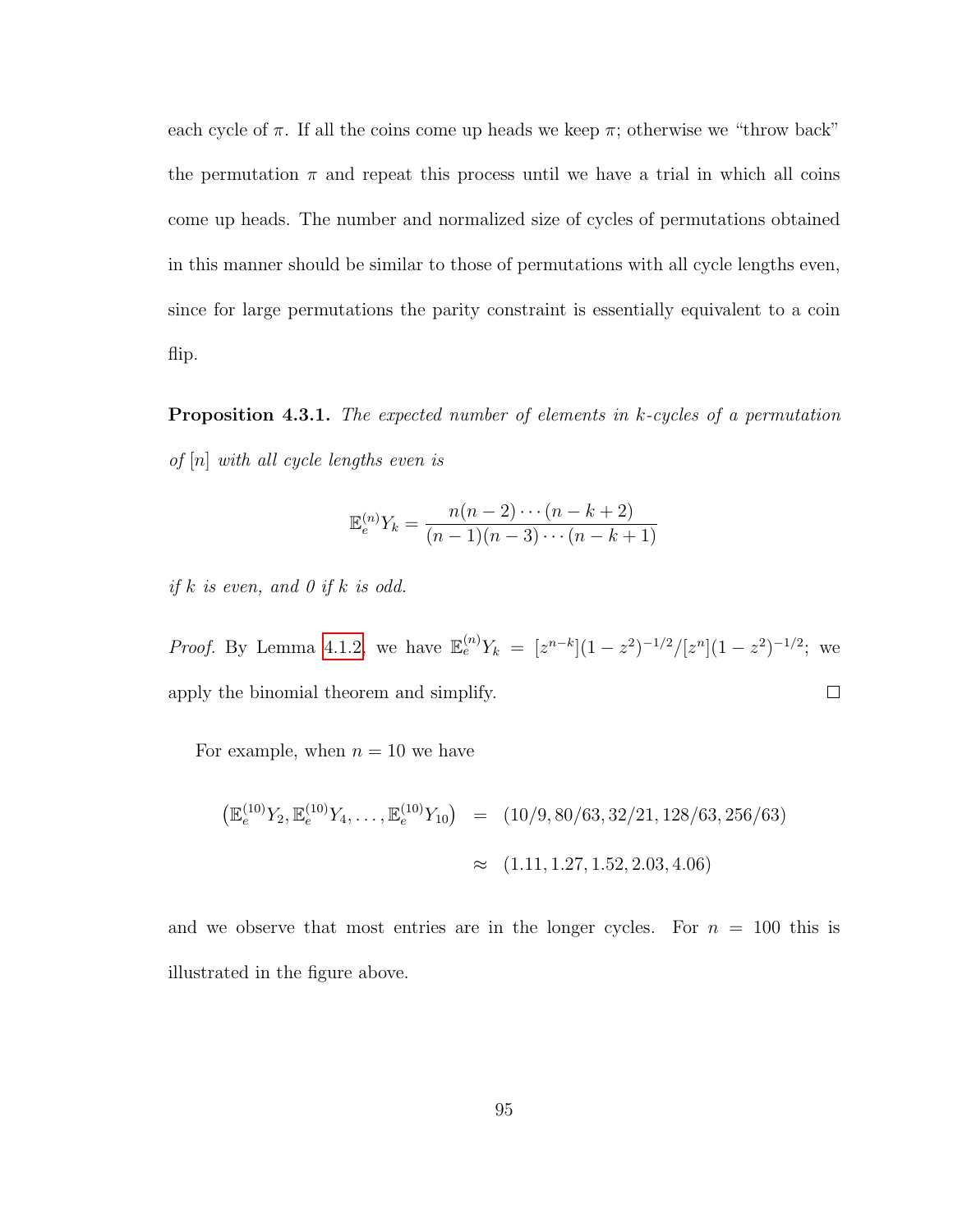each cycle of $\pi$. If all the coins come up heads we keep $\pi$; otherwise we "throw back" the permutation $\pi$ and repeat this process until we have a trial in which all coins come up heads. The number and normalized size of cycles of permutations obtained in this manner should be similar to those of permutations with all cycle lengths even, since for large permutations the parity constraint is essentially equivalent to a coin flip.

**Proposition 4.3.1.** *The expected number of elements in $k$-cycles of a permutation of $[n]$ with all cycle lengths even is*

$$\mathbb{E}_e^{(n)} Y_k = \frac{n(n-2)\cdots(n-k+2)}{(n-1)(n-3)\cdots(n-k+1)}$$

*if $k$ is even, and 0 if $k$ is odd.*

*Proof.* By Lemma 4.1.2, we have $\mathbb{E}_e^{(n)} Y_k = [z^{n-k}](1-z^2)^{-1/2}/[z^n](1-z^2)^{-1/2}$; we apply the binomial theorem and simplify. ∎

For example, when $n = 10$ we have

$$\begin{aligned}\left(\mathbb{E}_e^{(10)} Y_2, \mathbb{E}_e^{(10)} Y_4, \ldots, \mathbb{E}_e^{(10)} Y_{10}\right) &= (10/9, 80/63, 32/21, 128/63, 256/63) \\ &\approx (1.11, 1.27, 1.52, 2.03, 4.06)\end{aligned}$$

and we observe that most entries are in the longer cycles. For $n = 100$ this is illustrated in the figure above.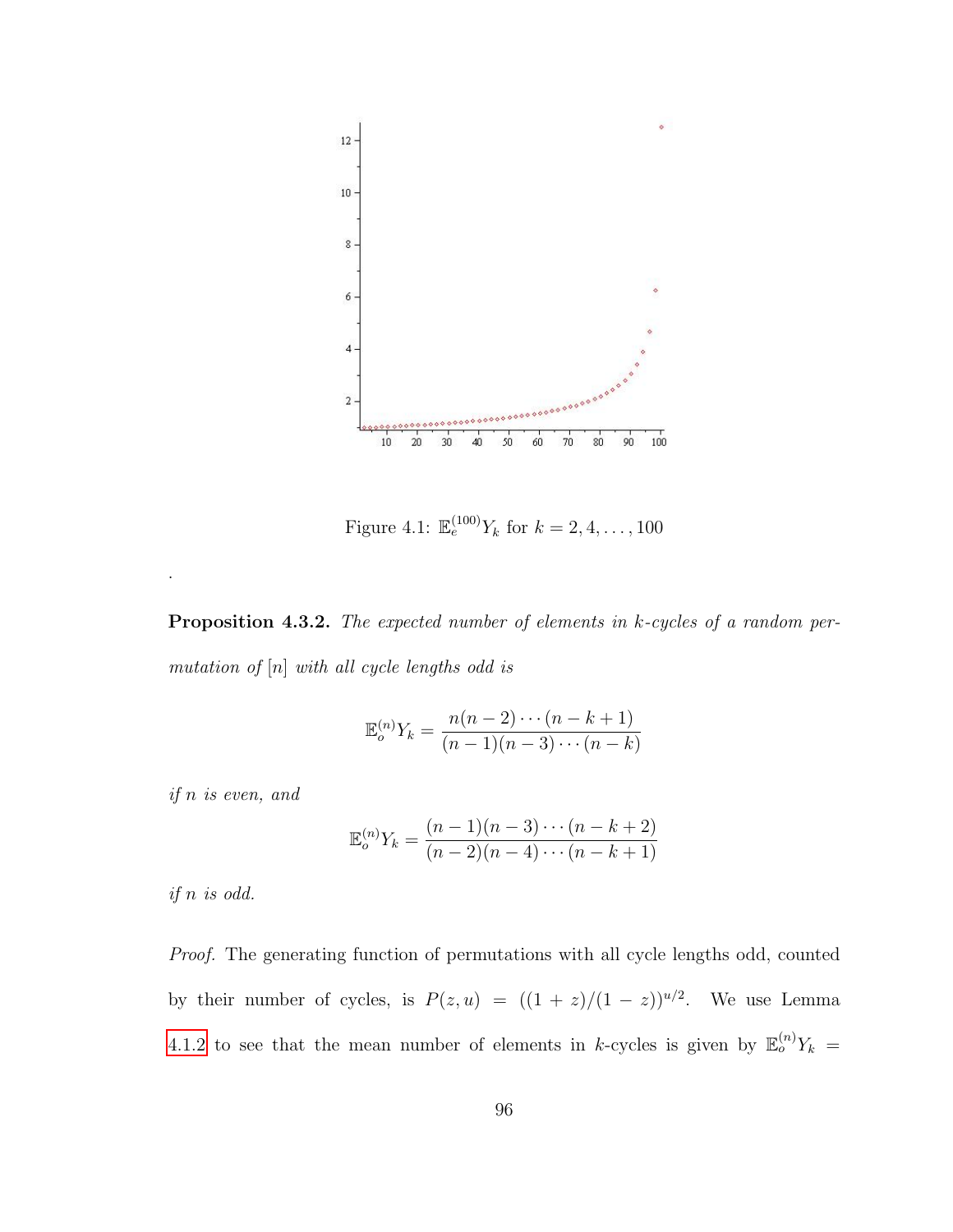12

10

8

6

4

2

10 20 30 40 50 60 70 80 90 100

Figure 4.1: $\mathbb{E}_e^{(100)} Y_k$ for $k = 2, 4, \ldots, 100$

.

**Proposition 4.3.2.** *The expected number of elements in $k$-cycles of a random permutation of $[n]$ with all cycle lengths odd is*

$$\mathbb{E}_o^{(n)} Y_k = \frac{n(n-2)\cdots(n-k+1)}{(n-1)(n-3)\cdots(n-k)}$$

*if $n$ is even, and*

$$\mathbb{E}_o^{(n)} Y_k = \frac{(n-1)(n-3)\cdots(n-k+2)}{(n-2)(n-4)\cdots(n-k+1)}$$

*if $n$ is odd.*

*Proof.* The generating function of permutations with all cycle lengths odd, counted by their number of cycles, is $P(z, u) = ((1+z)/(1-z))^{u/2}$. We use Lemma 4.1.2 to see that the mean number of elements in $k$-cycles is given by $\mathbb{E}_o^{(n)} Y_k =$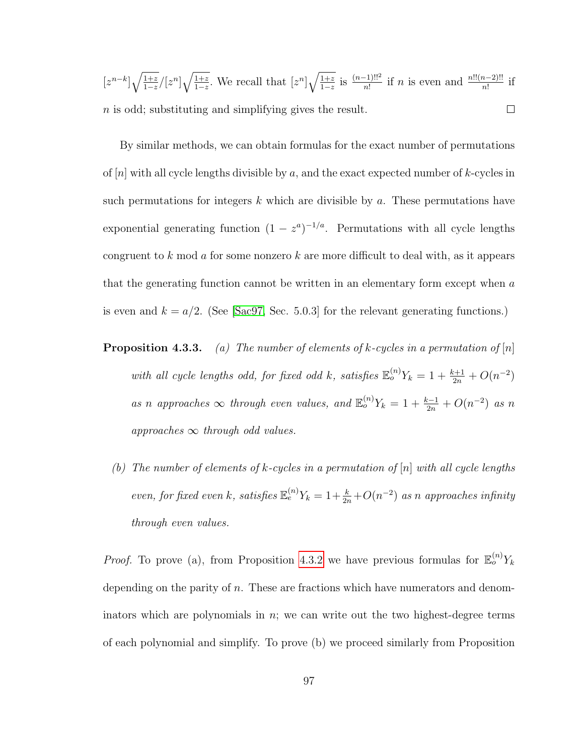$[z^{n-k}]\sqrt{\frac{1+z}{1-z}}/[z^n]\sqrt{\frac{1+z}{1-z}}$. We recall that $[z^n]\sqrt{\frac{1+z}{1-z}}$ is $\frac{(n-1)!!^2}{n!}$ if $n$ is even and $\frac{n!!(n-2)!!}{n!}$ if $n$ is odd; substituting and simplifying gives the result. □

By similar methods, we can obtain formulas for the exact number of permutations of $[n]$ with all cycle lengths divisible by $a$, and the exact expected number of $k$-cycles in such permutations for integers $k$ which are divisible by $a$. These permutations have exponential generating function $(1 - z^a)^{-1/a}$. Permutations with all cycle lengths congruent to $k$ mod $a$ for some nonzero $k$ are more difficult to deal with, as it appears that the generating function cannot be written in an elementary form except when $a$ is even and $k = a/2$. (See [Sac97, Sec. 5.0.3] for the relevant generating functions.)

**Proposition 4.3.3.** *(a) The number of elements of $k$-cycles in a permutation of $[n]$ with all cycle lengths odd, for fixed odd $k$, satisfies $\mathbb{E}_o^{(n)} Y_k = 1 + \frac{k+1}{2n} + O(n^{-2})$ as $n$ approaches $\infty$ through even values, and $\mathbb{E}_o^{(n)} Y_k = 1 + \frac{k-1}{2n} + O(n^{-2})$ as $n$ approaches $\infty$ through odd values.*

*(b) The number of elements of $k$-cycles in a permutation of $[n]$ with all cycle lengths even, for fixed even $k$, satisfies $\mathbb{E}_e^{(n)} Y_k = 1 + \frac{k}{2n} + O(n^{-2})$ as $n$ approaches infinity through even values.*

*Proof.* To prove (a), from Proposition 4.3.2 we have previous formulas for $\mathbb{E}_o^{(n)} Y_k$ depending on the parity of $n$. These are fractions which have numerators and denominators which are polynomials in $n$; we can write out the two highest-degree terms of each polynomial and simplify. To prove (b) we proceed similarly from Proposition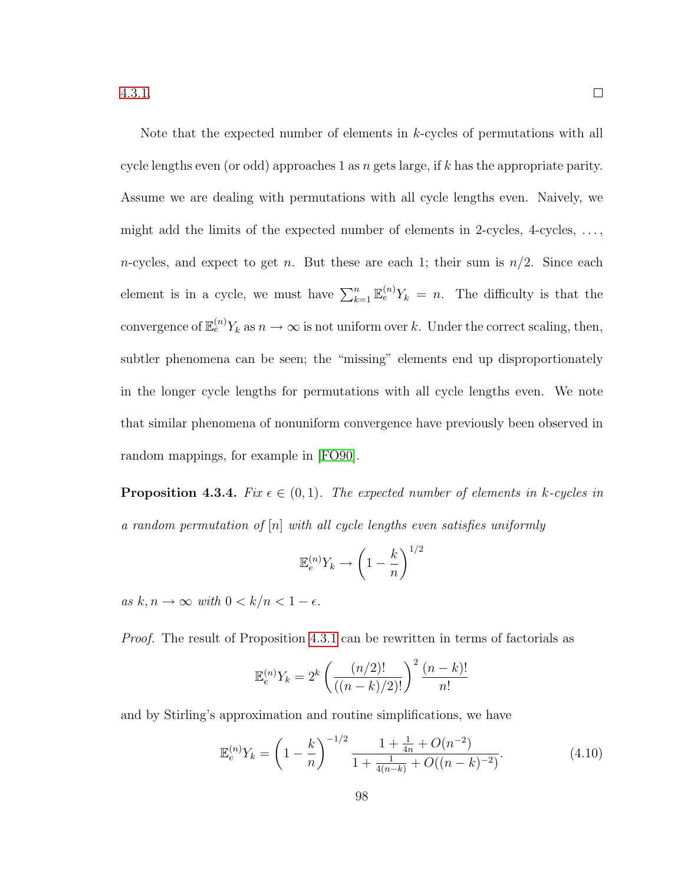4.3.1. □

Note that the expected number of elements in $k$-cycles of permutations with all cycle lengths even (or odd) approaches 1 as $n$ gets large, if $k$ has the appropriate parity. Assume we are dealing with permutations with all cycle lengths even. Naively, we might add the limits of the expected number of elements in 2-cycles, 4-cycles, ..., $n$-cycles, and expect to get $n$. But these are each 1; their sum is $n/2$. Since each element is in a cycle, we must have $\sum_{k=1}^{n} \mathbb{E}_e^{(n)} Y_k = n$. The difficulty is that the convergence of $\mathbb{E}_e^{(n)} Y_k$ as $n \to \infty$ is not uniform over $k$. Under the correct scaling, then, subtler phenomena can be seen; the "missing" elements end up disproportionately in the longer cycle lengths for permutations with all cycle lengths even. We note that similar phenomena of nonuniform convergence have previously been observed in random mappings, for example in [FO90].

**Proposition 4.3.4.** *Fix $\epsilon \in (0,1)$. The expected number of elements in $k$-cycles in a random permutation of $[n]$ with all cycle lengths even satisfies uniformly*

$$\mathbb{E}_e^{(n)} Y_k \to \left(1 - \frac{k}{n}\right)^{1/2}$$

*as $k, n \to \infty$ with $0 < k/n < 1 - \epsilon$.*

*Proof.* The result of Proposition 4.3.1 can be rewritten in terms of factorials as

$$\mathbb{E}_e^{(n)} Y_k = 2^k \left( \frac{(n/2)!}{((n-k)/2)!} \right)^2 \frac{(n-k)!}{n!}$$

and by Stirling's approximation and routine simplifications, we have

$$\mathbb{E}_e^{(n)} Y_k = \left(1 - \frac{k}{n}\right)^{-1/2} \frac{1 + \frac{1}{4n} + O(n^{-2})}{1 + \frac{1}{4(n-k)} + O((n-k)^{-2})}. \tag{4.10}$$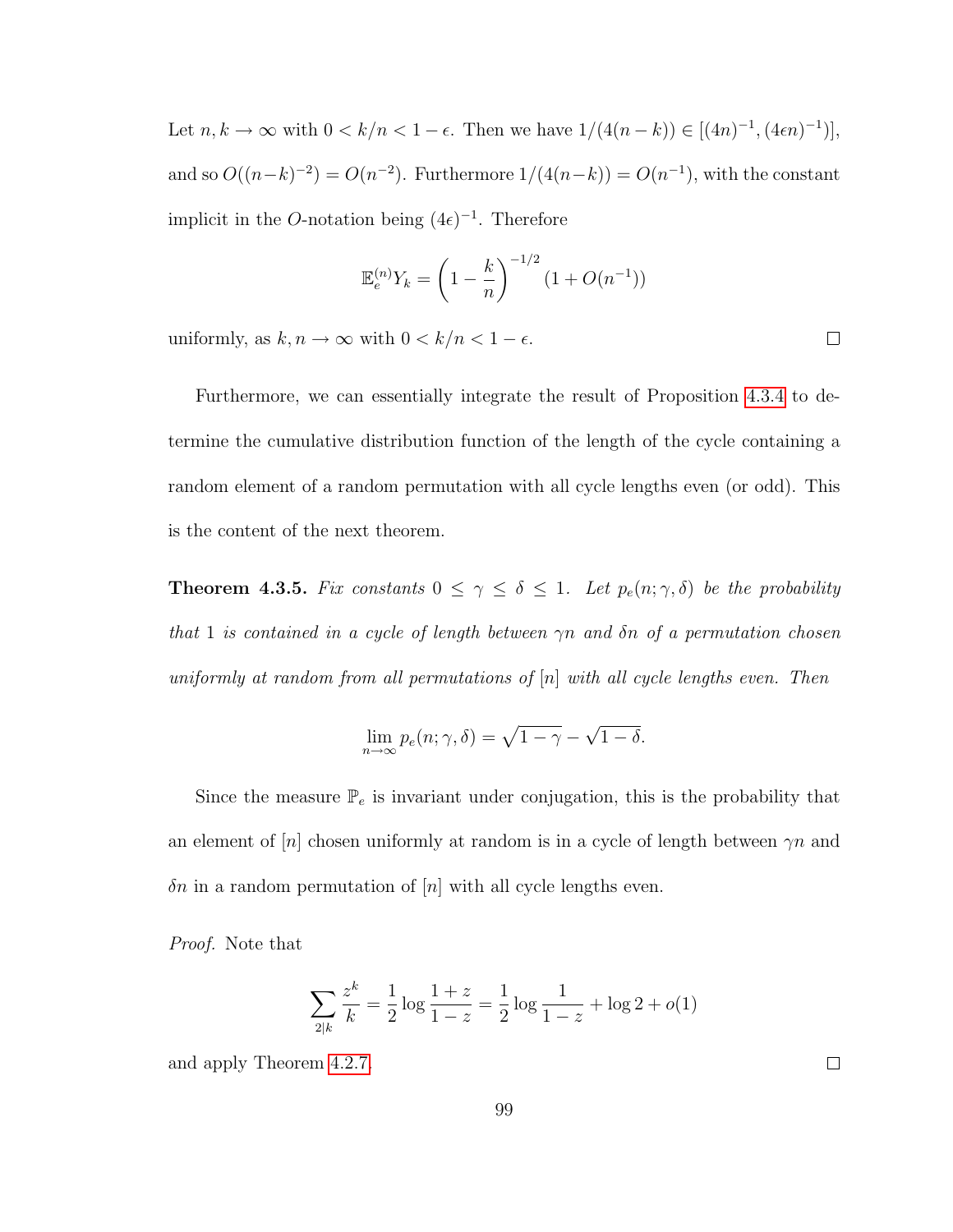Let $n, k \to \infty$ with $0 < k/n < 1 - \epsilon$. Then we have $1/(4(n-k)) \in [(4n)^{-1}, (4\epsilon n)^{-1})]$, and so $O((n-k)^{-2}) = O(n^{-2})$. Furthermore $1/(4(n-k)) = O(n^{-1})$, with the constant implicit in the $O$-notation being $(4\epsilon)^{-1}$. Therefore

$$\mathbb{E}_e^{(n)} Y_k = \left(1 - \frac{k}{n}\right)^{-1/2} (1 + O(n^{-1}))$$

uniformly, as $k, n \to \infty$ with $0 < k/n < 1 - \epsilon$. □

Furthermore, we can essentially integrate the result of Proposition 4.3.4 to determine the cumulative distribution function of the length of the cycle containing a random element of a random permutation with all cycle lengths even (or odd). This is the content of the next theorem.

**Theorem 4.3.5.** *Fix constants $0 \leq \gamma \leq \delta \leq 1$. Let $p_e(n; \gamma, \delta)$ be the probability that 1 is contained in a cycle of length between $\gamma n$ and $\delta n$ of a permutation chosen uniformly at random from all permutations of $[n]$ with all cycle lengths even. Then*

$$\lim_{n \to \infty} p_e(n; \gamma, \delta) = \sqrt{1 - \gamma} - \sqrt{1 - \delta}.$$

Since the measure $\mathbb{P}_e$ is invariant under conjugation, this is the probability that an element of $[n]$ chosen uniformly at random is in a cycle of length between $\gamma n$ and $\delta n$ in a random permutation of $[n]$ with all cycle lengths even.

*Proof.* Note that

$$\sum_{2|k} \frac{z^k}{k} = \frac{1}{2} \log \frac{1+z}{1-z} = \frac{1}{2} \log \frac{1}{1-z} + \log 2 + o(1)$$

and apply Theorem 4.2.7. □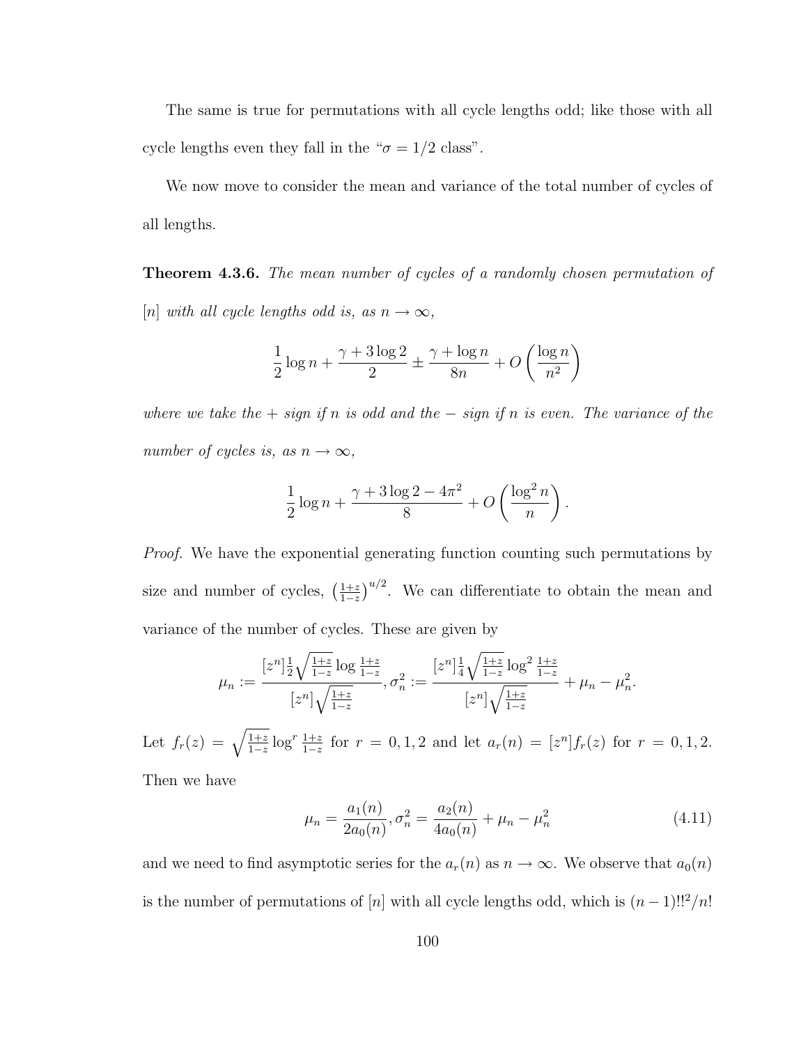The same is true for permutations with all cycle lengths odd; like those with all cycle lengths even they fall in the "$\sigma = 1/2$ class".

We now move to consider the mean and variance of the total number of cycles of all lengths.

**Theorem 4.3.6.** *The mean number of cycles of a randomly chosen permutation of $[n]$ with all cycle lengths odd is, as $n \to \infty$,*

$$\frac{1}{2}\log n + \frac{\gamma + 3\log 2}{2} \pm \frac{\gamma + \log n}{8n} + O\left(\frac{\log n}{n^2}\right)$$

*where we take the + sign if n is odd and the − sign if n is even. The variance of the number of cycles is, as $n \to \infty$,*

$$\frac{1}{2}\log n + \frac{\gamma + 3\log 2 - 4\pi^2}{8} + O\left(\frac{\log^2 n}{n}\right).$$

*Proof.* We have the exponential generating function counting such permutations by size and number of cycles, $\left(\frac{1+z}{1-z}\right)^{u/2}$. We can differentiate to obtain the mean and variance of the number of cycles. These are given by

$$\mu_n := \frac{[z^n]\frac{1}{2}\sqrt{\frac{1+z}{1-z}}\log\frac{1+z}{1-z}}{[z^n]\sqrt{\frac{1+z}{1-z}}}, \sigma_n^2 := \frac{[z^n]\frac{1}{4}\sqrt{\frac{1+z}{1-z}}\log^2\frac{1+z}{1-z}}{[z^n]\sqrt{\frac{1+z}{1-z}}} + \mu_n - \mu_n^2.$$

Let $f_r(z) = \sqrt{\frac{1+z}{1-z}}\log^r\frac{1+z}{1-z}$ for $r = 0, 1, 2$ and let $a_r(n) = [z^n]f_r(z)$ for $r = 0, 1, 2$. Then we have

$$\mu_n = \frac{a_1(n)}{2a_0(n)}, \sigma_n^2 = \frac{a_2(n)}{4a_0(n)} + \mu_n - \mu_n^2 \tag{4.11}$$

and we need to find asymptotic series for the $a_r(n)$ as $n \to \infty$. We observe that $a_0(n)$ is the number of permutations of $[n]$ with all cycle lengths odd, which is $(n-1)!!^2/n!$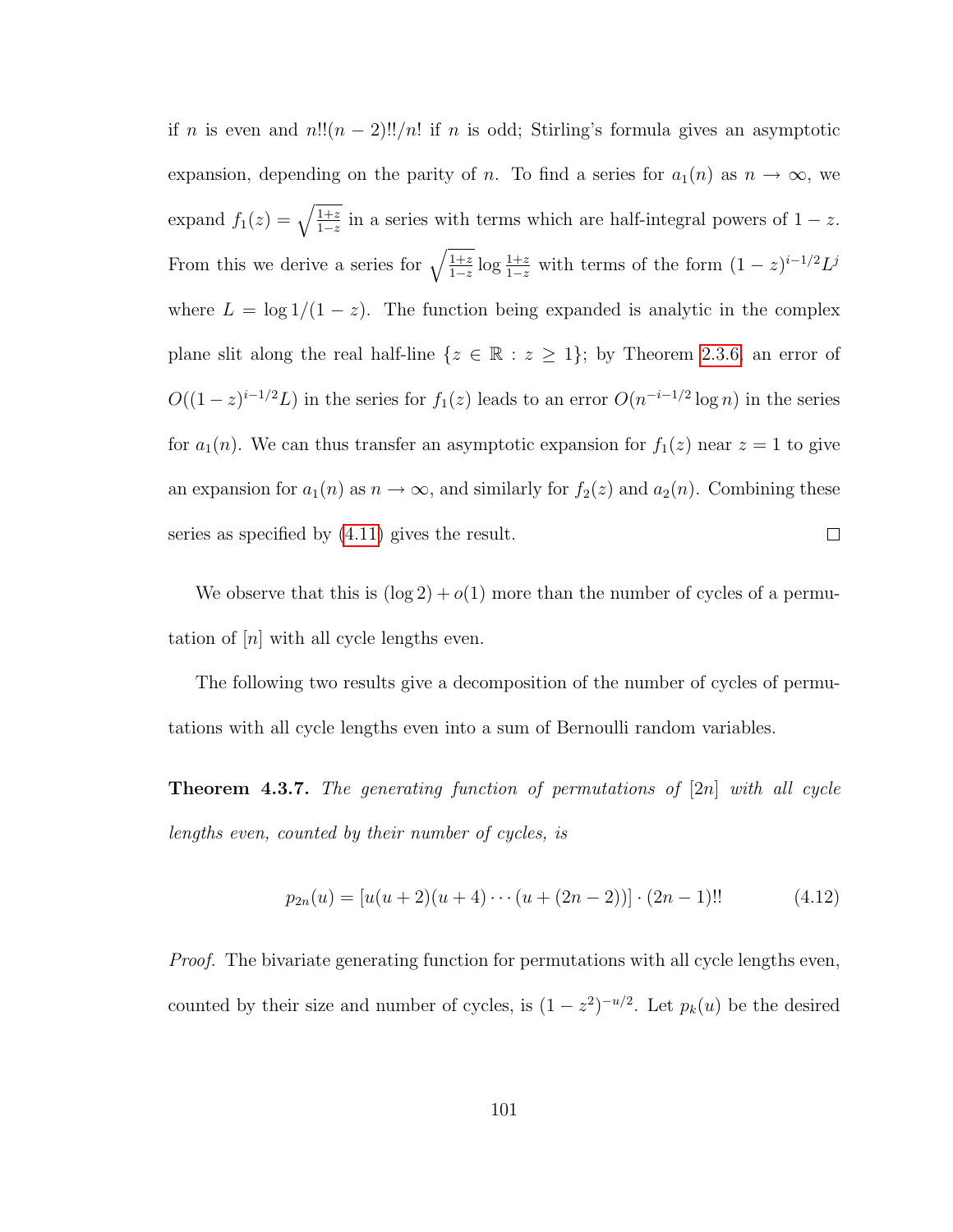if $n$ is even and $n!!(n-2)!!/n!$ if $n$ is odd; Stirling's formula gives an asymptotic expansion, depending on the parity of $n$. To find a series for $a_1(n)$ as $n \to \infty$, we expand $f_1(z) = \sqrt{\frac{1+z}{1-z}}$ in a series with terms which are half-integral powers of $1-z$. From this we derive a series for $\sqrt{\frac{1+z}{1-z}} \log \frac{1+z}{1-z}$ with terms of the form $(1-z)^{i-1/2} L^j$ where $L = \log 1/(1-z)$. The function being expanded is analytic in the complex plane slit along the real half-line $\{z \in \mathbb{R} : z \geq 1\}$; by Theorem 2.3.6, an error of $O((1-z)^{i-1/2} L)$ in the series for $f_1(z)$ leads to an error $O(n^{-i-1/2} \log n)$ in the series for $a_1(n)$. We can thus transfer an asymptotic expansion for $f_1(z)$ near $z = 1$ to give an expansion for $a_1(n)$ as $n \to \infty$, and similarly for $f_2(z)$ and $a_2(n)$. Combining these series as specified by (4.11) gives the result. $\square$

We observe that this is $(\log 2) + o(1)$ more than the number of cycles of a permutation of $[n]$ with all cycle lengths even.

The following two results give a decomposition of the number of cycles of permutations with all cycle lengths even into a sum of Bernoulli random variables.

**Theorem 4.3.7.** *The generating function of permutations of $[2n]$ with all cycle lengths even, counted by their number of cycles, is*

$$p_{2n}(u) = [u(u+2)(u+4)\cdots(u+(2n-2))] \cdot (2n-1)!! \tag{4.12}$$

*Proof.* The bivariate generating function for permutations with all cycle lengths even, counted by their size and number of cycles, is $(1-z^2)^{-u/2}$. Let $p_k(u)$ be the desired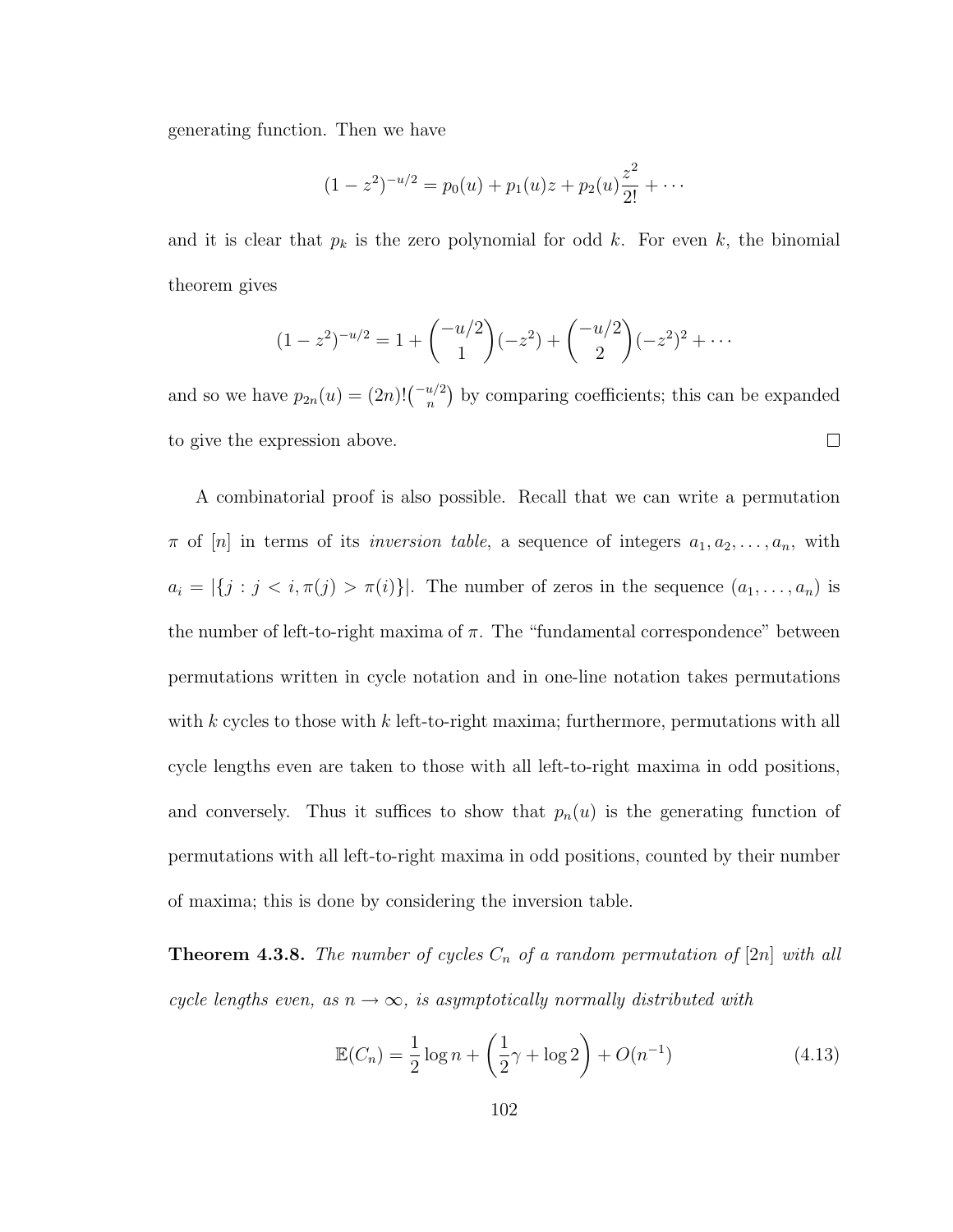generating function. Then we have

$$(1-z^2)^{-u/2} = p_0(u) + p_1(u)z + p_2(u)\frac{z^2}{2!} + \cdots$$

and it is clear that $p_k$ is the zero polynomial for odd $k$. For even $k$, the binomial theorem gives

$$(1-z^2)^{-u/2} = 1 + \binom{-u/2}{1}(-z^2) + \binom{-u/2}{2}(-z^2)^2 + \cdots$$

and so we have $p_{2n}(u) = (2n)!\binom{-u/2}{n}$ by comparing coefficients; this can be expanded to give the expression above. □

A combinatorial proof is also possible. Recall that we can write a permutation $\pi$ of $[n]$ in terms of its *inversion table*, a sequence of integers $a_1, a_2, \ldots, a_n$, with $a_i = |\{j : j < i, \pi(j) > \pi(i)\}|$. The number of zeros in the sequence $(a_1, \ldots, a_n)$ is the number of left-to-right maxima of $\pi$. The "fundamental correspondence" between permutations written in cycle notation and in one-line notation takes permutations with $k$ cycles to those with $k$ left-to-right maxima; furthermore, permutations with all cycle lengths even are taken to those with all left-to-right maxima in odd positions, and conversely. Thus it suffices to show that $p_n(u)$ is the generating function of permutations with all left-to-right maxima in odd positions, counted by their number of maxima; this is done by considering the inversion table.

**Theorem 4.3.8.** *The number of cycles $C_n$ of a random permutation of $[2n]$ with all cycle lengths even, as $n \to \infty$, is asymptotically normally distributed with*

$$\mathbb{E}(C_n) = \frac{1}{2}\log n + \left(\frac{1}{2}\gamma + \log 2\right) + O(n^{-1}) \tag{4.13}$$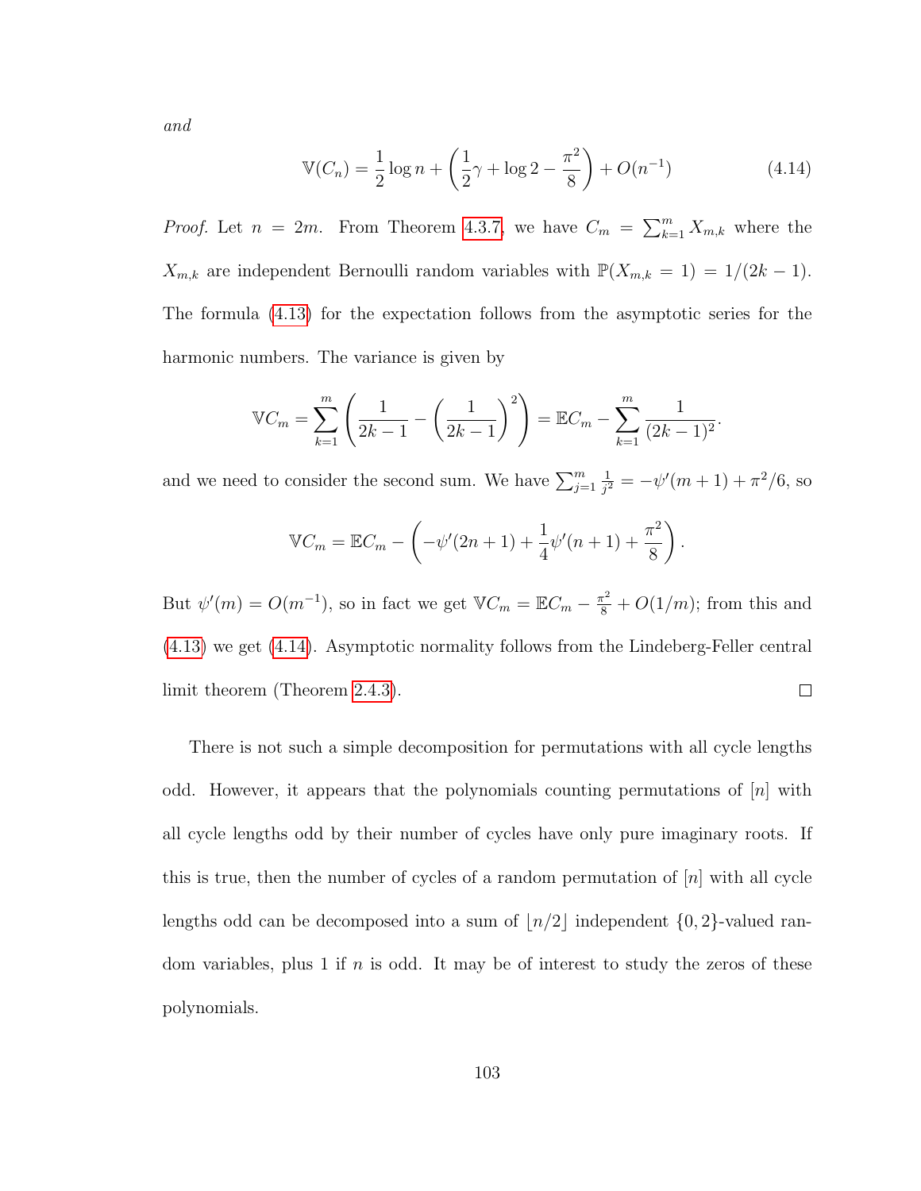*and*

$$\mathbb{V}(C_n) = \frac{1}{2}\log n + \left(\frac{1}{2}\gamma + \log 2 - \frac{\pi^2}{8}\right) + O(n^{-1}) \tag{4.14}$$

*Proof.* Let $n = 2m$. From Theorem 4.3.7, we have $C_m = \sum_{k=1}^{m} X_{m,k}$ where the $X_{m,k}$ are independent Bernoulli random variables with $\mathbb{P}(X_{m,k} = 1) = 1/(2k-1)$. The formula (4.13) for the expectation follows from the asymptotic series for the harmonic numbers. The variance is given by

$$\mathbb{V}C_m = \sum_{k=1}^{m}\left(\frac{1}{2k-1} - \left(\frac{1}{2k-1}\right)^2\right) = \mathbb{E}C_m - \sum_{k=1}^{m}\frac{1}{(2k-1)^2}.$$

and we need to consider the second sum. We have $\sum_{j=1}^{m}\frac{1}{j^2} = -\psi'(m+1) + \pi^2/6$, so

$$\mathbb{V}C_m = \mathbb{E}C_m - \left(-\psi'(2n+1) + \frac{1}{4}\psi'(n+1) + \frac{\pi^2}{8}\right).$$

But $\psi'(m) = O(m^{-1})$, so in fact we get $\mathbb{V}C_m = \mathbb{E}C_m - \frac{\pi^2}{8} + O(1/m)$; from this and (4.13) we get (4.14). Asymptotic normality follows from the Lindeberg-Feller central limit theorem (Theorem 2.4.3). □

There is not such a simple decomposition for permutations with all cycle lengths odd. However, it appears that the polynomials counting permutations of $[n]$ with all cycle lengths odd by their number of cycles have only pure imaginary roots. If this is true, then the number of cycles of a random permutation of $[n]$ with all cycle lengths odd can be decomposed into a sum of $\lfloor n/2 \rfloor$ independent $\{0, 2\}$-valued random variables, plus 1 if $n$ is odd. It may be of interest to study the zeros of these polynomials.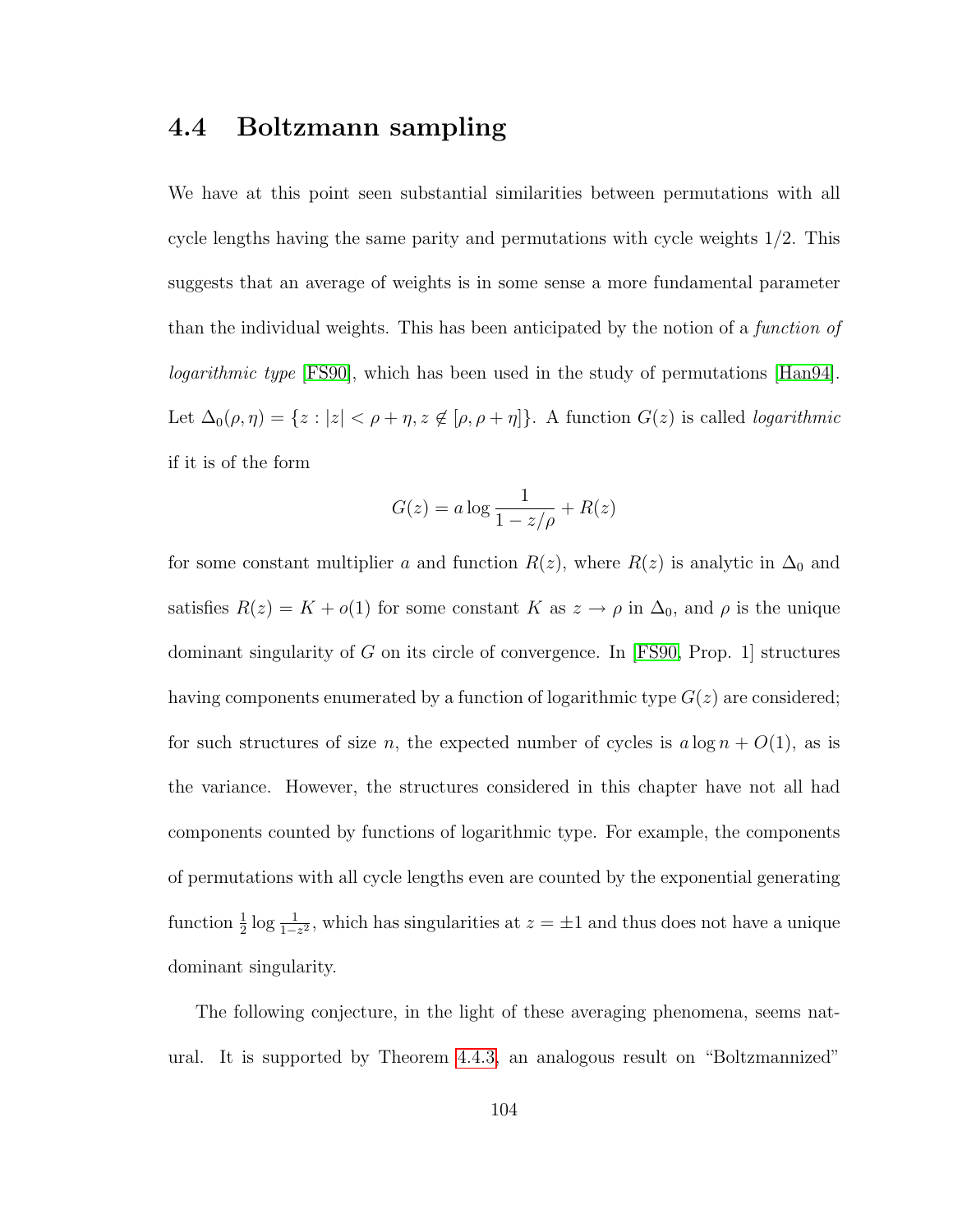## 4.4 Boltzmann sampling

We have at this point seen substantial similarities between permutations with all cycle lengths having the same parity and permutations with cycle weights 1/2. This suggests that an average of weights is in some sense a more fundamental parameter than the individual weights. This has been anticipated by the notion of a *function of logarithmic type* [FS90], which has been used in the study of permutations [Han94]. Let $\Delta_0(\rho, \eta) = \{z : |z| < \rho + \eta, z \notin [\rho, \rho + \eta]\}$. A function $G(z)$ is called *logarithmic* if it is of the form

$$G(z) = a \log \frac{1}{1 - z/\rho} + R(z)$$

for some constant multiplier $a$ and function $R(z)$, where $R(z)$ is analytic in $\Delta_0$ and satisfies $R(z) = K + o(1)$ for some constant $K$ as $z \to \rho$ in $\Delta_0$, and $\rho$ is the unique dominant singularity of $G$ on its circle of convergence. In [FS90, Prop. 1] structures having components enumerated by a function of logarithmic type $G(z)$ are considered; for such structures of size $n$, the expected number of cycles is $a \log n + O(1)$, as is the variance. However, the structures considered in this chapter have not all had components counted by functions of logarithmic type. For example, the components of permutations with all cycle lengths even are counted by the exponential generating function $\frac{1}{2} \log \frac{1}{1-z^2}$, which has singularities at $z = \pm 1$ and thus does not have a unique dominant singularity.

The following conjecture, in the light of these averaging phenomena, seems natural. It is supported by Theorem 4.4.3, an analogous result on "Boltzmannized"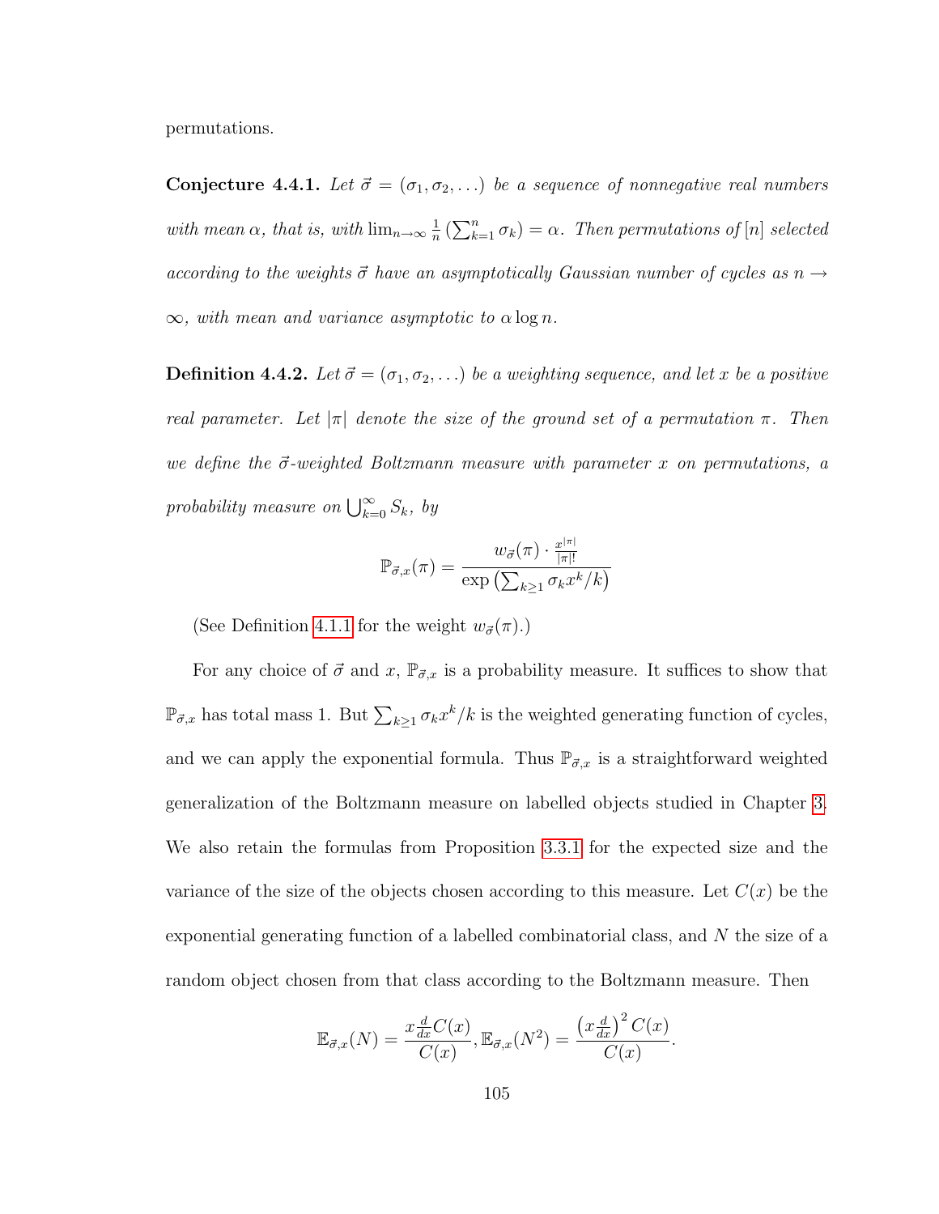permutations.

**Conjecture 4.4.1.** *Let $\vec{\sigma} = (\sigma_1, \sigma_2, \ldots)$ be a sequence of nonnegative real numbers with mean $\alpha$, that is, with $\lim_{n\to\infty} \frac{1}{n}\left(\sum_{k=1}^{n} \sigma_k\right) = \alpha$. Then permutations of $[n]$ selected according to the weights $\vec{\sigma}$ have an asymptotically Gaussian number of cycles as $n \to \infty$, with mean and variance asymptotic to $\alpha \log n$.*

**Definition 4.4.2.** *Let $\vec{\sigma} = (\sigma_1, \sigma_2, \ldots)$ be a weighting sequence, and let $x$ be a positive real parameter. Let $|\pi|$ denote the size of the ground set of a permutation $\pi$. Then we define the $\vec{\sigma}$-weighted Boltzmann measure with parameter $x$ on permutations, a probability measure on $\bigcup_{k=0}^{\infty} S_k$, by*

$$\mathbb{P}_{\vec{\sigma},x}(\pi) = \frac{w_{\vec{\sigma}}(\pi) \cdot \frac{x^{|\pi|}}{|\pi|!}}{\exp\left(\sum_{k\geq 1} \sigma_k x^k/k\right)}$$

(See Definition 4.1.1 for the weight $w_{\vec{\sigma}}(\pi)$.)

For any choice of $\vec{\sigma}$ and $x$, $\mathbb{P}_{\vec{\sigma},x}$ is a probability measure. It suffices to show that $\mathbb{P}_{\vec{\sigma},x}$ has total mass 1. But $\sum_{k\geq 1} \sigma_k x^k/k$ is the weighted generating function of cycles, and we can apply the exponential formula. Thus $\mathbb{P}_{\vec{\sigma},x}$ is a straightforward weighted generalization of the Boltzmann measure on labelled objects studied in Chapter 3. We also retain the formulas from Proposition 3.3.1 for the expected size and the variance of the size of the objects chosen according to this measure. Let $C(x)$ be the exponential generating function of a labelled combinatorial class, and $N$ the size of a random object chosen from that class according to the Boltzmann measure. Then

$$\mathbb{E}_{\vec{\sigma},x}(N) = \frac{x\frac{d}{dx}C(x)}{C(x)}, \mathbb{E}_{\vec{\sigma},x}(N^2) = \frac{\left(x\frac{d}{dx}\right)^2 C(x)}{C(x)}.$$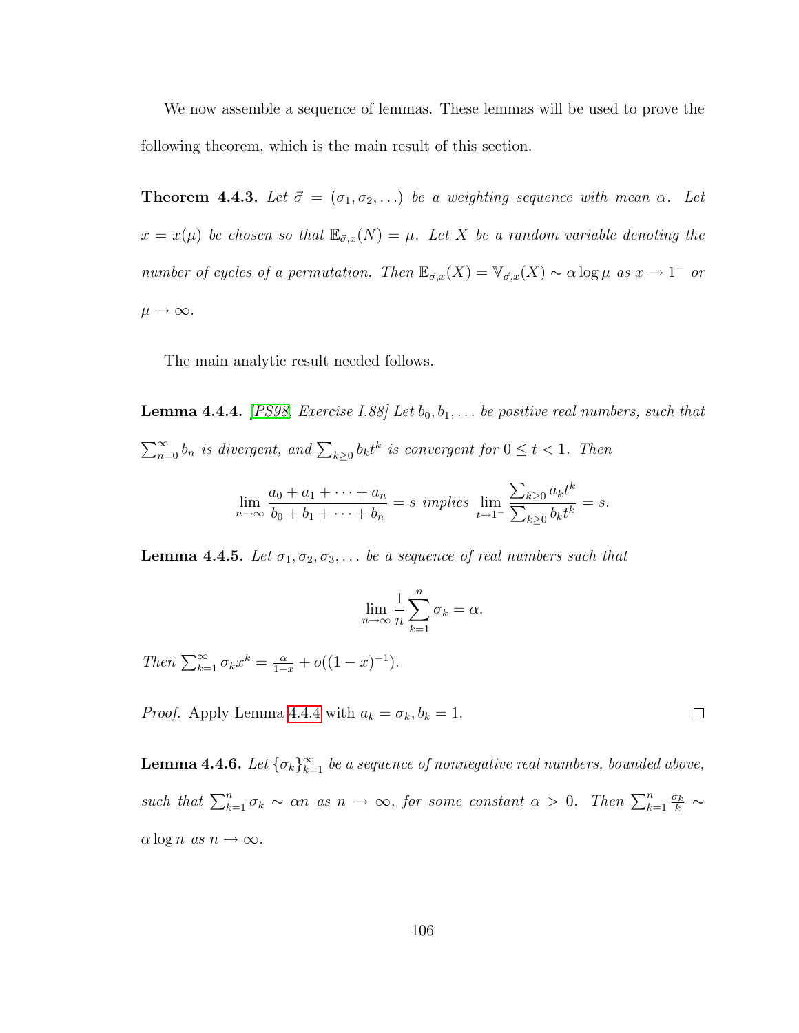We now assemble a sequence of lemmas. These lemmas will be used to prove the following theorem, which is the main result of this section.

**Theorem 4.4.3.** *Let $\vec{\sigma} = (\sigma_1, \sigma_2, \ldots)$ be a weighting sequence with mean $\alpha$. Let $x = x(\mu)$ be chosen so that $\mathbb{E}_{\vec{\sigma},x}(N) = \mu$. Let $X$ be a random variable denoting the number of cycles of a permutation. Then $\mathbb{E}_{\vec{\sigma},x}(X) = \mathbb{V}_{\vec{\sigma},x}(X) \sim \alpha \log \mu$ as $x \to 1^-$ or $\mu \to \infty$.*

The main analytic result needed follows.

**Lemma 4.4.4.** *[PS98, Exercise I.88] Let $b_0, b_1, \ldots$ be positive real numbers, such that $\sum_{n=0}^{\infty} b_n$ is divergent, and $\sum_{k \geq 0} b_k t^k$ is convergent for $0 \leq t < 1$. Then*

$$\lim_{n \to \infty} \frac{a_0 + a_1 + \cdots + a_n}{b_0 + b_1 + \cdots + b_n} = s \text{ implies } \lim_{t \to 1^-} \frac{\sum_{k \geq 0} a_k t^k}{\sum_{k \geq 0} b_k t^k} = s.$$

**Lemma 4.4.5.** *Let $\sigma_1, \sigma_2, \sigma_3, \ldots$ be a sequence of real numbers such that*

$$\lim_{n \to \infty} \frac{1}{n} \sum_{k=1}^{n} \sigma_k = \alpha.$$

*Then $\sum_{k=1}^{\infty} \sigma_k x^k = \frac{\alpha}{1-x} + o((1-x)^{-1})$.*

*Proof.* Apply Lemma 4.4.4 with $a_k = \sigma_k, b_k = 1$. □

**Lemma 4.4.6.** *Let $\{\sigma_k\}_{k=1}^{\infty}$ be a sequence of nonnegative real numbers, bounded above, such that $\sum_{k=1}^{n} \sigma_k \sim \alpha n$ as $n \to \infty$, for some constant $\alpha > 0$. Then $\sum_{k=1}^{n} \frac{\sigma_k}{k} \sim \alpha \log n$ as $n \to \infty$.*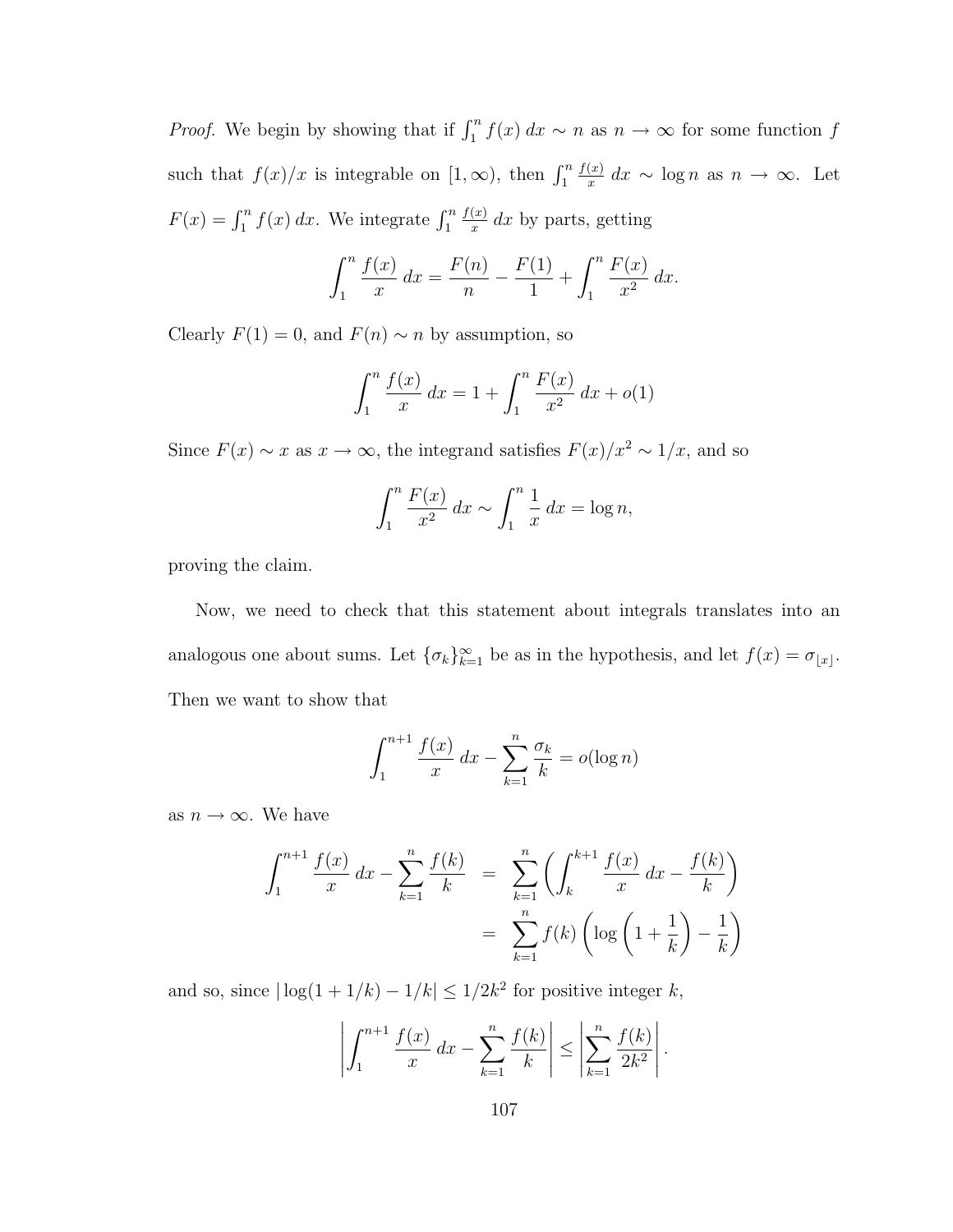*Proof.* We begin by showing that if $\int_1^n f(x)\,dx \sim n$ as $n \to \infty$ for some function $f$ such that $f(x)/x$ is integrable on $[1, \infty)$, then $\int_1^n \frac{f(x)}{x}\,dx \sim \log n$ as $n \to \infty$. Let $F(x) = \int_1^n f(x)\,dx$. We integrate $\int_1^n \frac{f(x)}{x}\,dx$ by parts, getting

$$\int_1^n \frac{f(x)}{x}\,dx = \frac{F(n)}{n} - \frac{F(1)}{1} + \int_1^n \frac{F(x)}{x^2}\,dx.$$

Clearly $F(1) = 0$, and $F(n) \sim n$ by assumption, so

$$\int_1^n \frac{f(x)}{x}\,dx = 1 + \int_1^n \frac{F(x)}{x^2}\,dx + o(1)$$

Since $F(x) \sim x$ as $x \to \infty$, the integrand satisfies $F(x)/x^2 \sim 1/x$, and so

$$\int_1^n \frac{F(x)}{x^2}\,dx \sim \int_1^n \frac{1}{x}\,dx = \log n,$$

proving the claim.

Now, we need to check that this statement about integrals translates into an analogous one about sums. Let $\{\sigma_k\}_{k=1}^\infty$ be as in the hypothesis, and let $f(x) = \sigma_{\lfloor x \rfloor}$. Then we want to show that

$$\int_1^{n+1} \frac{f(x)}{x}\,dx - \sum_{k=1}^n \frac{\sigma_k}{k} = o(\log n)$$

as $n \to \infty$. We have

$$\begin{aligned} \int_1^{n+1} \frac{f(x)}{x}\,dx - \sum_{k=1}^n \frac{f(k)}{k} &= \sum_{k=1}^n \left( \int_k^{k+1} \frac{f(x)}{x}\,dx - \frac{f(k)}{k} \right) \\ &= \sum_{k=1}^n f(k) \left( \log\left(1 + \frac{1}{k}\right) - \frac{1}{k} \right) \end{aligned}$$

and so, since $|\log(1 + 1/k) - 1/k| \le 1/2k^2$ for positive integer $k$,

$$\left| \int_1^{n+1} \frac{f(x)}{x}\,dx - \sum_{k=1}^n \frac{f(k)}{k} \right| \le \left| \sum_{k=1}^n \frac{f(k)}{2k^2} \right|.$$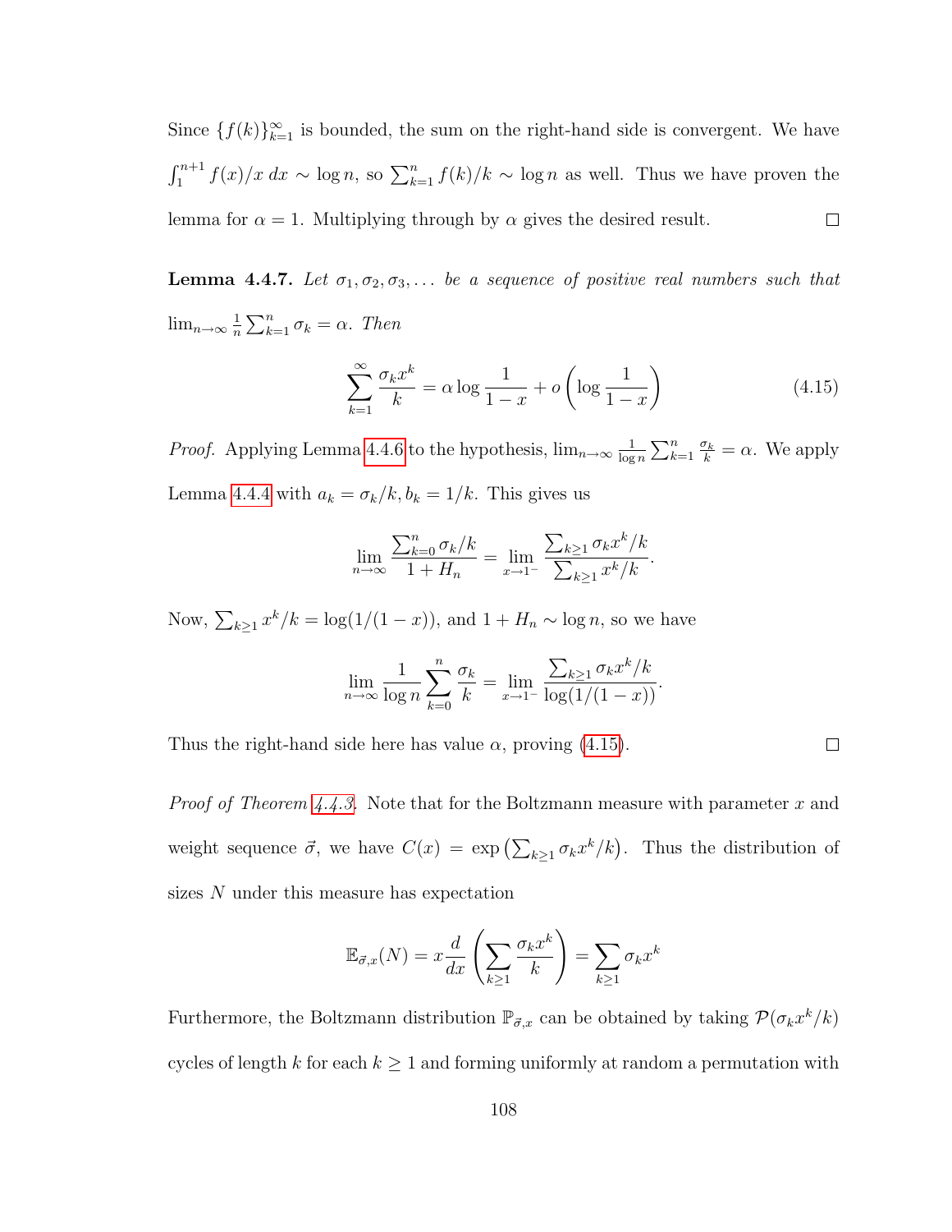Since $\{f(k)\}_{k=1}^{\infty}$ is bounded, the sum on the right-hand side is convergent. We have $\int_1^{n+1} f(x)/x \, dx \sim \log n$, so $\sum_{k=1}^{n} f(k)/k \sim \log n$ as well. Thus we have proven the lemma for $\alpha = 1$. Multiplying through by $\alpha$ gives the desired result. □

**Lemma 4.4.7.** *Let $\sigma_1, \sigma_2, \sigma_3, \ldots$ be a sequence of positive real numbers such that $\lim_{n\to\infty} \frac{1}{n}\sum_{k=1}^{n} \sigma_k = \alpha$. Then*

$$\sum_{k=1}^{\infty} \frac{\sigma_k x^k}{k} = \alpha \log \frac{1}{1-x} + o\left(\log \frac{1}{1-x}\right) \tag{4.15}$$

*Proof.* Applying Lemma 4.4.6 to the hypothesis, $\lim_{n\to\infty} \frac{1}{\log n}\sum_{k=1}^{n} \frac{\sigma_k}{k} = \alpha$. We apply Lemma 4.4.4 with $a_k = \sigma_k/k, b_k = 1/k$. This gives us

$$\lim_{n\to\infty} \frac{\sum_{k=0}^{n} \sigma_k/k}{1 + H_n} = \lim_{x\to 1^-} \frac{\sum_{k\geq 1} \sigma_k x^k/k}{\sum_{k\geq 1} x^k/k}.$$

Now, $\sum_{k\geq 1} x^k/k = \log(1/(1-x))$, and $1 + H_n \sim \log n$, so we have

$$\lim_{n\to\infty} \frac{1}{\log n}\sum_{k=0}^{n} \frac{\sigma_k}{k} = \lim_{x\to 1^-} \frac{\sum_{k\geq 1} \sigma_k x^k/k}{\log(1/(1-x))}.$$

Thus the right-hand side here has value $\alpha$, proving (4.15). □

*Proof of Theorem 4.4.3.* Note that for the Boltzmann measure with parameter $x$ and weight sequence $\vec{\sigma}$, we have $C(x) = \exp\left(\sum_{k\geq 1} \sigma_k x^k/k\right)$. Thus the distribution of sizes $N$ under this measure has expectation

$$\mathbb{E}_{\vec{\sigma},x}(N) = x\frac{d}{dx}\left(\sum_{k\geq 1} \frac{\sigma_k x^k}{k}\right) = \sum_{k\geq 1} \sigma_k x^k$$

Furthermore, the Boltzmann distribution $\mathbb{P}_{\vec{\sigma},x}$ can be obtained by taking $\mathcal{P}(\sigma_k x^k/k)$ cycles of length $k$ for each $k \geq 1$ and forming uniformly at random a permutation with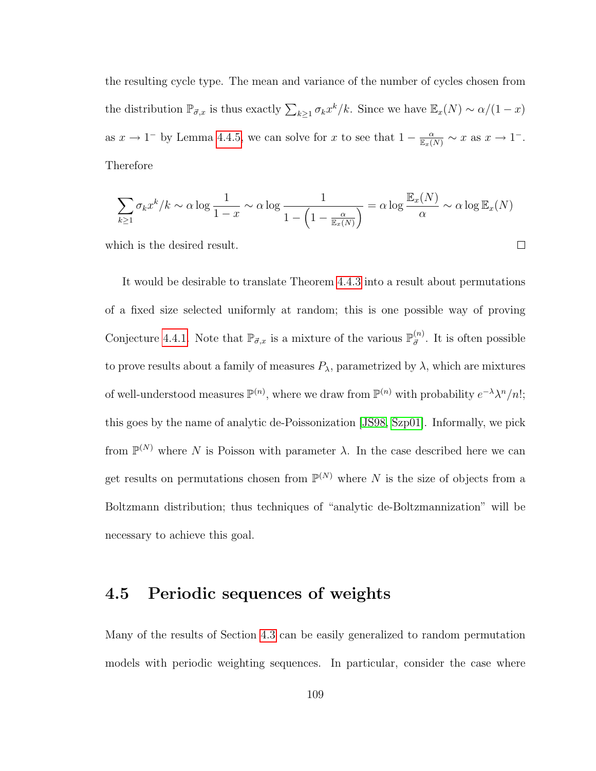the resulting cycle type. The mean and variance of the number of cycles chosen from the distribution $\mathbb{P}_{\vec{\sigma},x}$ is thus exactly $\sum_{k\geq 1} \sigma_k x^k/k$. Since we have $\mathbb{E}_x(N) \sim \alpha/(1-x)$ as $x \to 1^-$ by Lemma 4.4.5, we can solve for $x$ to see that $1 - \frac{\alpha}{\mathbb{E}_x(N)} \sim x$ as $x \to 1^-$. Therefore

$$\sum_{k\geq 1} \sigma_k x^k/k \sim \alpha \log \frac{1}{1-x} \sim \alpha \log \frac{1}{1 - \left(1 - \frac{\alpha}{\mathbb{E}_x(N)}\right)} = \alpha \log \frac{\mathbb{E}_x(N)}{\alpha} \sim \alpha \log \mathbb{E}_x(N)$$

which is the desired result. □

It would be desirable to translate Theorem 4.4.3 into a result about permutations of a fixed size selected uniformly at random; this is one possible way of proving Conjecture 4.4.1. Note that $\mathbb{P}_{\vec{\sigma},x}$ is a mixture of the various $\mathbb{P}^{(n)}_{\vec{\sigma}}$. It is often possible to prove results about a family of measures $P_\lambda$, parametrized by $\lambda$, which are mixtures of well-understood measures $\mathbb{P}^{(n)}$, where we draw from $\mathbb{P}^{(n)}$ with probability $e^{-\lambda}\lambda^n/n!$; this goes by the name of analytic de-Poissonization [JS98, Szp01]. Informally, we pick from $\mathbb{P}^{(N)}$ where $N$ is Poisson with parameter $\lambda$. In the case described here we can get results on permutations chosen from $\mathbb{P}^{(N)}$ where $N$ is the size of objects from a Boltzmann distribution; thus techniques of "analytic de-Boltzmannization" will be necessary to achieve this goal.

## 4.5 Periodic sequences of weights

Many of the results of Section 4.3 can be easily generalized to random permutation models with periodic weighting sequences. In particular, consider the case where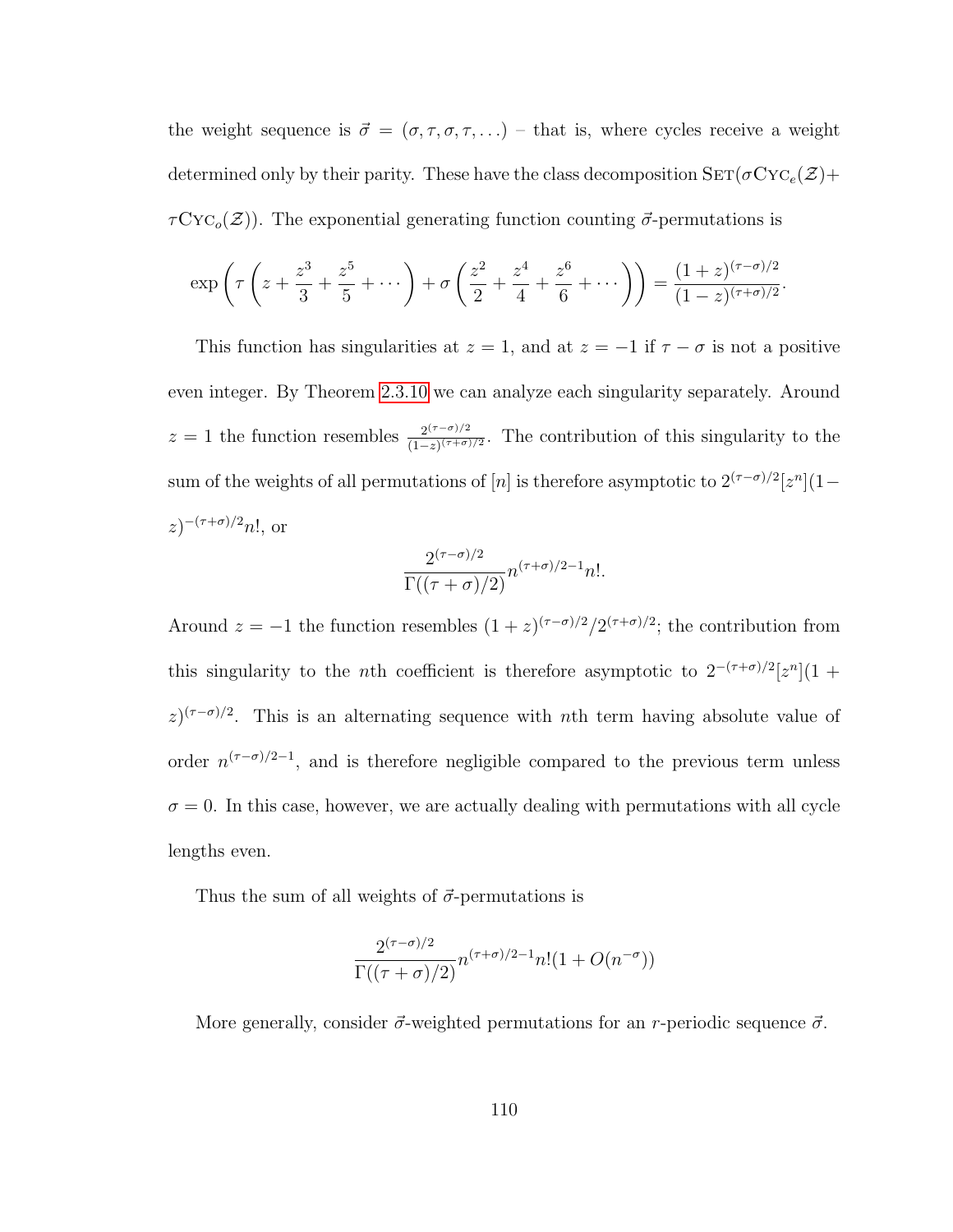the weight sequence is $\vec{\sigma} = (\sigma, \tau, \sigma, \tau, \ldots)$ – that is, where cycles receive a weight determined only by their parity. These have the class decomposition $\textsc{Set}(\sigma\textsc{Cyc}_e(\mathcal{Z}) + \tau\textsc{Cyc}_o(\mathcal{Z}))$. The exponential generating function counting $\vec{\sigma}$-permutations is

$$\exp\left(\tau\left(z + \frac{z^3}{3} + \frac{z^5}{5} + \cdots\right) + \sigma\left(\frac{z^2}{2} + \frac{z^4}{4} + \frac{z^6}{6} + \cdots\right)\right) = \frac{(1+z)^{(\tau-\sigma)/2}}{(1-z)^{(\tau+\sigma)/2}}.$$

This function has singularities at $z = 1$, and at $z = -1$ if $\tau - \sigma$ is not a positive even integer. By Theorem 2.3.10 we can analyze each singularity separately. Around $z = 1$ the function resembles $\frac{2^{(\tau-\sigma)/2}}{(1-z)^{(\tau+\sigma)/2}}$. The contribution of this singularity to the sum of the weights of all permutations of $[n]$ is therefore asymptotic to $2^{(\tau-\sigma)/2}[z^n](1-z)^{-(\tau+\sigma)/2}n!$, or

$$\frac{2^{(\tau-\sigma)/2}}{\Gamma((\tau+\sigma)/2)} n^{(\tau+\sigma)/2-1} n!.$$

Around $z = -1$ the function resembles $(1+z)^{(\tau-\sigma)/2}/2^{(\tau+\sigma)/2}$; the contribution from this singularity to the $n$th coefficient is therefore asymptotic to $2^{-(\tau+\sigma)/2}[z^n](1+z)^{(\tau-\sigma)/2}$. This is an alternating sequence with $n$th term having absolute value of order $n^{(\tau-\sigma)/2-1}$, and is therefore negligible compared to the previous term unless $\sigma = 0$. In this case, however, we are actually dealing with permutations with all cycle lengths even.

Thus the sum of all weights of $\vec{\sigma}$-permutations is

$$\frac{2^{(\tau-\sigma)/2}}{\Gamma((\tau+\sigma)/2)} n^{(\tau+\sigma)/2-1} n!(1 + O(n^{-\sigma}))$$

More generally, consider $\vec{\sigma}$-weighted permutations for an $r$-periodic sequence $\vec{\sigma}$.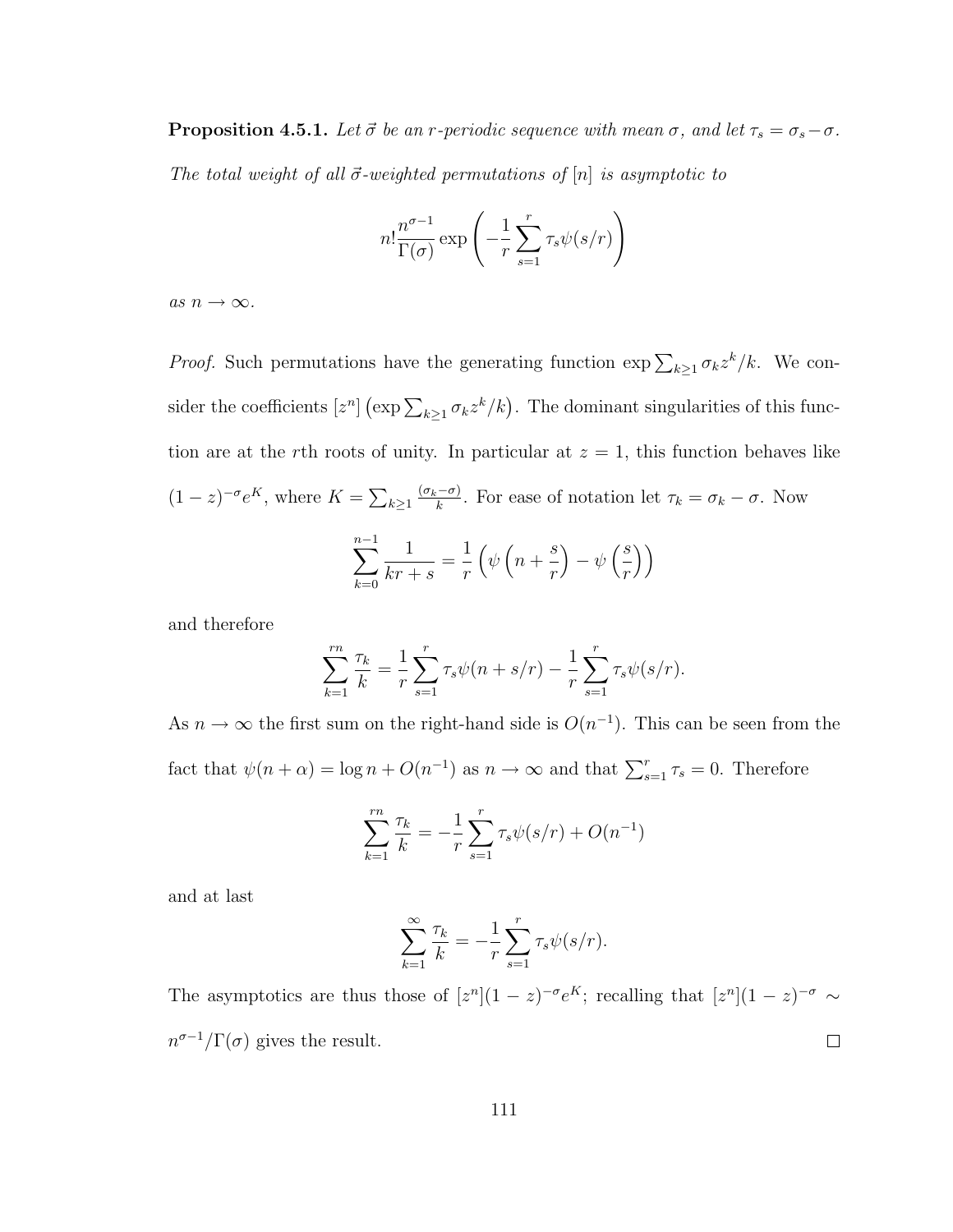**Proposition 4.5.1.** *Let $\vec{\sigma}$ be an $r$-periodic sequence with mean $\sigma$, and let $\tau_s = \sigma_s - \sigma$. The total weight of all $\vec{\sigma}$-weighted permutations of $[n]$ is asymptotic to*

$$n! \frac{n^{\sigma-1}}{\Gamma(\sigma)} \exp\left( -\frac{1}{r} \sum_{s=1}^{r} \tau_s \psi(s/r) \right)$$

*as $n \to \infty$.*

*Proof.* Such permutations have the generating function $\exp \sum_{k \geq 1} \sigma_k z^k / k$. We consider the coefficients $[z^n] \left(\exp \sum_{k\geq 1} \sigma_k z^k/k\right)$. The dominant singularities of this function are at the $r$th roots of unity. In particular at $z = 1$, this function behaves like $(1-z)^{-\sigma} e^K$, where $K = \sum_{k \geq 1} \frac{(\sigma_k - \sigma)}{k}$. For ease of notation let $\tau_k = \sigma_k - \sigma$. Now

$$\sum_{k=0}^{n-1} \frac{1}{kr+s} = \frac{1}{r}\left( \psi\left(n + \frac{s}{r}\right) - \psi\left(\frac{s}{r}\right)\right)$$

and therefore

$$\sum_{k=1}^{rn} \frac{\tau_k}{k} = \frac{1}{r} \sum_{s=1}^{r} \tau_s \psi(n + s/r) - \frac{1}{r} \sum_{s=1}^{r} \tau_s \psi(s/r).$$

As $n \to \infty$ the first sum on the right-hand side is $O(n^{-1})$. This can be seen from the fact that $\psi(n + \alpha) = \log n + O(n^{-1})$ as $n \to \infty$ and that $\sum_{s=1}^{r} \tau_s = 0$. Therefore

$$\sum_{k=1}^{rn} \frac{\tau_k}{k} = -\frac{1}{r} \sum_{s=1}^{r} \tau_s \psi(s/r) + O(n^{-1})$$

and at last

$$\sum_{k=1}^{\infty} \frac{\tau_k}{k} = -\frac{1}{r} \sum_{s=1}^{r} \tau_s \psi(s/r).$$

The asymptotics are thus those of $[z^n](1-z)^{-\sigma} e^K$; recalling that $[z^n](1-z)^{-\sigma} \sim n^{\sigma-1}/\Gamma(\sigma)$ gives the result. $\square$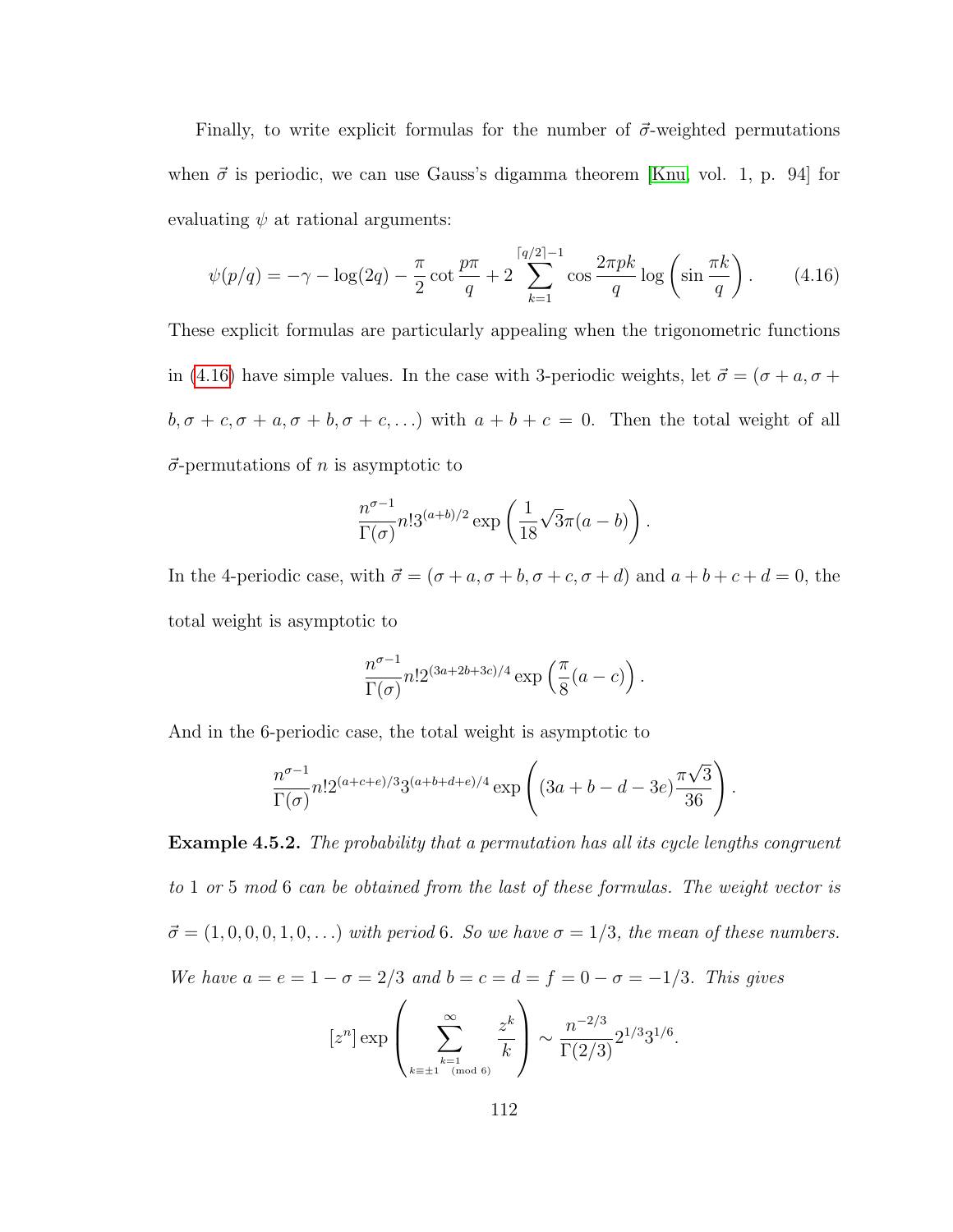Finally, to write explicit formulas for the number of $\vec{\sigma}$-weighted permutations when $\vec{\sigma}$ is periodic, we can use Gauss's digamma theorem [Knu, vol. 1, p. 94] for evaluating $\psi$ at rational arguments:

$$\psi(p/q) = -\gamma - \log(2q) - \frac{\pi}{2}\cot\frac{p\pi}{q} + 2\sum_{k=1}^{\lceil q/2\rceil - 1}\cos\frac{2\pi pk}{q}\log\left(\sin\frac{\pi k}{q}\right). \tag{4.16}$$

These explicit formulas are particularly appealing when the trigonometric functions in (4.16) have simple values. In the case with 3-periodic weights, let $\vec{\sigma} = (\sigma + a, \sigma + b, \sigma + c, \sigma + a, \sigma + b, \sigma + c, \ldots)$ with $a + b + c = 0$. Then the total weight of all $\vec{\sigma}$-permutations of $n$ is asymptotic to

$$\frac{n^{\sigma-1}}{\Gamma(\sigma)} n! 3^{(a+b)/2} \exp\left(\frac{1}{18}\sqrt{3}\pi(a-b)\right).$$

In the 4-periodic case, with $\vec{\sigma} = (\sigma + a, \sigma + b, \sigma + c, \sigma + d)$ and $a + b + c + d = 0$, the total weight is asymptotic to

$$\frac{n^{\sigma-1}}{\Gamma(\sigma)} n! 2^{(3a+2b+3c)/4} \exp\left(\frac{\pi}{8}(a-c)\right).$$

And in the 6-periodic case, the total weight is asymptotic to

$$\frac{n^{\sigma-1}}{\Gamma(\sigma)} n! 2^{(a+c+e)/3} 3^{(a+b+d+e)/4} \exp\left((3a + b - d - 3e)\frac{\pi\sqrt{3}}{36}\right).$$

**Example 4.5.2.** *The probability that a permutation has all its cycle lengths congruent to* 1 *or* 5 *mod* 6 *can be obtained from the last of these formulas. The weight vector is* $\vec{\sigma} = (1, 0, 0, 0, 1, 0, \ldots)$ *with period* 6*. So we have* $\sigma = 1/3$*, the mean of these numbers. We have* $a = e = 1 - \sigma = 2/3$ *and* $b = c = d = f = 0 - \sigma = -1/3$*. This gives*

$$[z^n]\exp\left(\sum_{\substack{k=1 \\ k\equiv\pm 1 \pmod 6}}^{\infty} \frac{z^k}{k}\right) \sim \frac{n^{-2/3}}{\Gamma(2/3)} 2^{1/3} 3^{1/6}.$$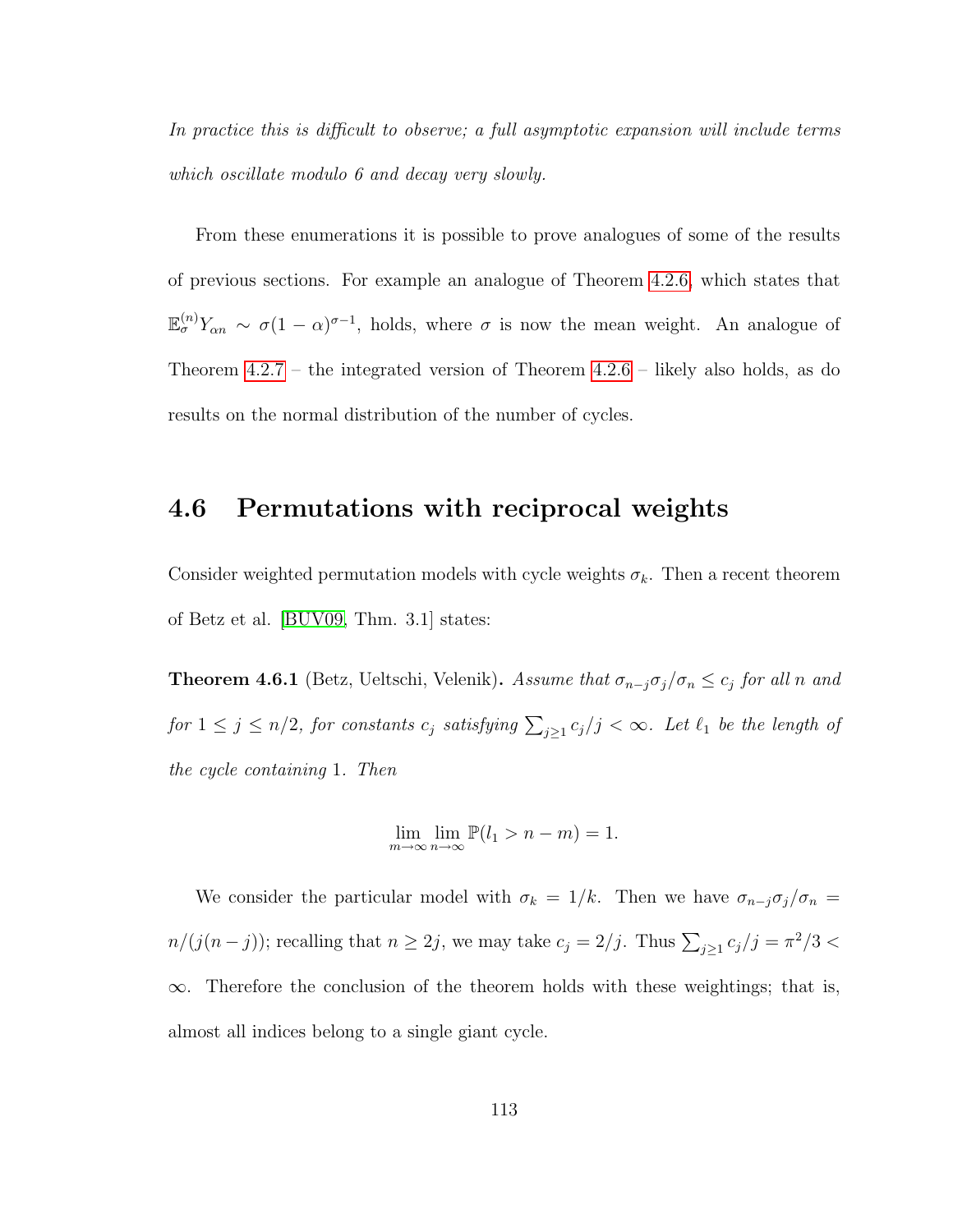*In practice this is difficult to observe; a full asymptotic expansion will include terms which oscillate modulo 6 and decay very slowly.*

From these enumerations it is possible to prove analogues of some of the results of previous sections. For example an analogue of Theorem 4.2.6, which states that $\mathbb{E}_\sigma^{(n)} Y_{\alpha n} \sim \sigma(1-\alpha)^{\sigma-1}$, holds, where $\sigma$ is now the mean weight. An analogue of Theorem 4.2.7 – the integrated version of Theorem 4.2.6 – likely also holds, as do results on the normal distribution of the number of cycles.

## 4.6 Permutations with reciprocal weights

Consider weighted permutation models with cycle weights $\sigma_k$. Then a recent theorem of Betz et al. [BUV09, Thm. 3.1] states:

**Theorem 4.6.1** (Betz, Ueltschi, Velenik)**.** *Assume that $\sigma_{n-j}\sigma_j/\sigma_n \le c_j$ for all $n$ and for $1 \le j \le n/2$, for constants $c_j$ satisfying $\sum_{j\ge 1} c_j/j < \infty$. Let $\ell_1$ be the length of the cycle containing 1. Then*

$$\lim_{m\to\infty} \lim_{n\to\infty} \mathbb{P}(l_1 > n - m) = 1.$$

We consider the particular model with $\sigma_k = 1/k$. Then we have $\sigma_{n-j}\sigma_j/\sigma_n = n/(j(n-j))$; recalling that $n \ge 2j$, we may take $c_j = 2/j$. Thus $\sum_{j\ge 1} c_j/j = \pi^2/3 < \infty$. Therefore the conclusion of the theorem holds with these weightings; that is, almost all indices belong to a single giant cycle.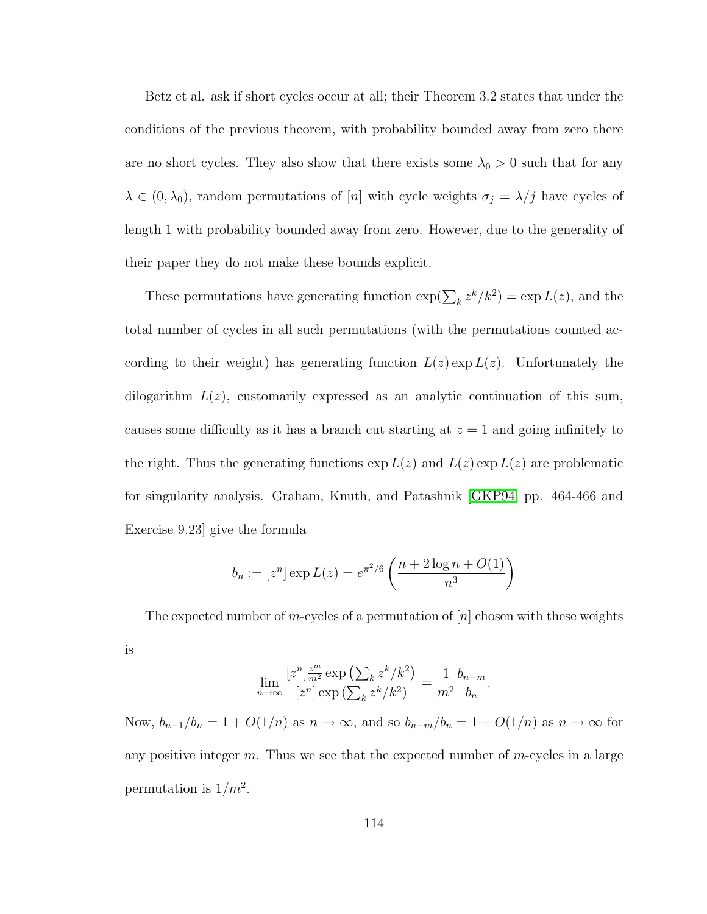Betz et al. ask if short cycles occur at all; their Theorem 3.2 states that under the conditions of the previous theorem, with probability bounded away from zero there are no short cycles. They also show that there exists some $\lambda_0 > 0$ such that for any $\lambda \in (0, \lambda_0)$, random permutations of $[n]$ with cycle weights $\sigma_j = \lambda/j$ have cycles of length 1 with probability bounded away from zero. However, due to the generality of their paper they do not make these bounds explicit.

These permutations have generating function $\exp(\sum_k z^k/k^2) = \exp L(z)$, and the total number of cycles in all such permutations (with the permutations counted according to their weight) has generating function $L(z) \exp L(z)$. Unfortunately the dilogarithm $L(z)$, customarily expressed as an analytic continuation of this sum, causes some difficulty as it has a branch cut starting at $z = 1$ and going infinitely to the right. Thus the generating functions $\exp L(z)$ and $L(z) \exp L(z)$ are problematic for singularity analysis. Graham, Knuth, and Patashnik [GKP94, pp. 464-466 and Exercise 9.23] give the formula

$$b_n := [z^n] \exp L(z) = e^{\pi^2/6} \left( \frac{n + 2 \log n + O(1)}{n^3} \right)$$

The expected number of $m$-cycles of a permutation of $[n]$ chosen with these weights is

$$\lim_{n \to \infty} \frac{[z^n] \frac{z^m}{m^2} \exp\left(\sum_k z^k/k^2\right)}{[z^n] \exp\left(\sum_k z^k/k^2\right)} = \frac{1}{m^2} \frac{b_{n-m}}{b_n}.$$

Now, $b_{n-1}/b_n = 1 + O(1/n)$ as $n \to \infty$, and so $b_{n-m}/b_n = 1 + O(1/n)$ as $n \to \infty$ for any positive integer $m$. Thus we see that the expected number of $m$-cycles in a large permutation is $1/m^2$.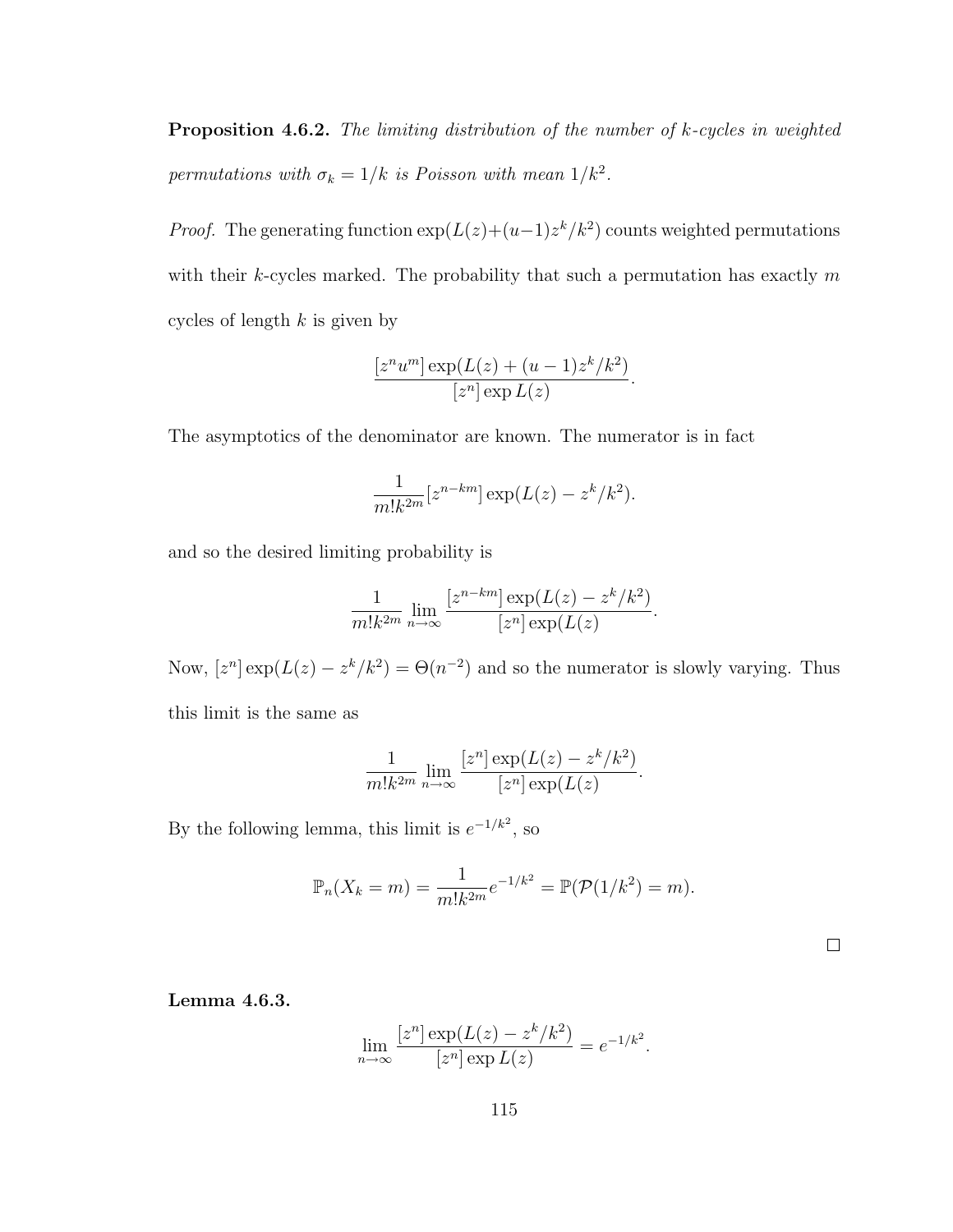**Proposition 4.6.2.** *The limiting distribution of the number of $k$-cycles in weighted permutations with $\sigma_k = 1/k$ is Poisson with mean $1/k^2$.*

*Proof.* The generating function $\exp(L(z)+(u-1)z^k/k^2)$ counts weighted permutations with their $k$-cycles marked. The probability that such a permutation has exactly $m$ cycles of length $k$ is given by

$$\frac{[z^n u^m]\exp(L(z)+(u-1)z^k/k^2)}{[z^n]\exp L(z)}.$$

The asymptotics of the denominator are known. The numerator is in fact

$$\frac{1}{m!k^{2m}}[z^{n-km}]\exp(L(z)-z^k/k^2).$$

and so the desired limiting probability is

$$\frac{1}{m!k^{2m}}\lim_{n\to\infty}\frac{[z^{n-km}]\exp(L(z)-z^k/k^2)}{[z^n]\exp(L(z)}.$$

Now, $[z^n]\exp(L(z)-z^k/k^2) = \Theta(n^{-2})$ and so the numerator is slowly varying. Thus this limit is the same as

$$\frac{1}{m!k^{2m}}\lim_{n\to\infty}\frac{[z^n]\exp(L(z)-z^k/k^2)}{[z^n]\exp(L(z)}.$$

By the following lemma, this limit is $e^{-1/k^2}$, so

$$\mathbb{P}_n(X_k = m) = \frac{1}{m!k^{2m}}e^{-1/k^2} = \mathbb{P}(\mathcal{P}(1/k^2) = m).$$

□

**Lemma 4.6.3.**

$$\lim_{n\to\infty}\frac{[z^n]\exp(L(z)-z^k/k^2)}{[z^n]\exp L(z)} = e^{-1/k^2}.$$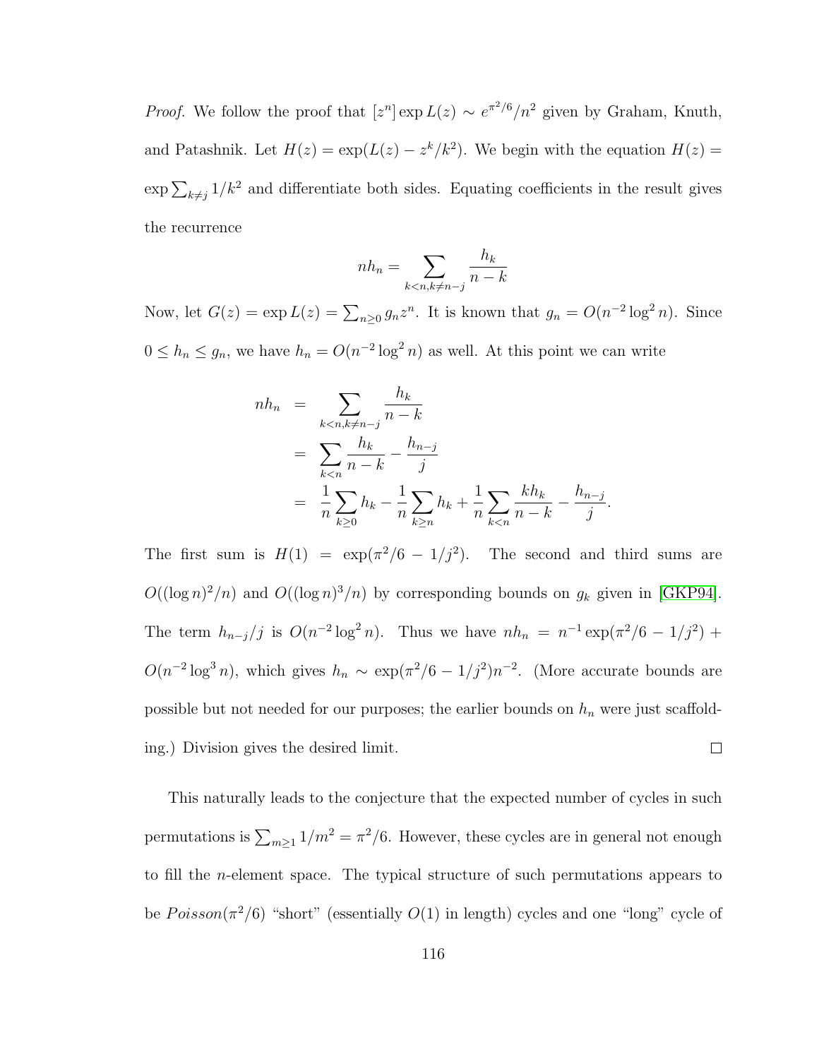*Proof.* We follow the proof that $[z^n] \exp L(z) \sim e^{\pi^2/6}/n^2$ given by Graham, Knuth, and Patashnik. Let $H(z) = \exp(L(z) - z^k/k^2)$. We begin with the equation $H(z) = \exp \sum_{k \neq j} 1/k^2$ and differentiate both sides. Equating coefficients in the result gives the recurrence

$$nh_n = \sum_{k<n, k \neq n-j} \frac{h_k}{n-k}$$

Now, let $G(z) = \exp L(z) = \sum_{n \geq 0} g_n z^n$. It is known that $g_n = O(n^{-2} \log^2 n)$. Since $0 \leq h_n \leq g_n$, we have $h_n = O(n^{-2} \log^2 n)$ as well. At this point we can write

$$\begin{aligned} nh_n &= \sum_{k<n, k \neq n-j} \frac{h_k}{n-k} \\ &= \sum_{k<n} \frac{h_k}{n-k} - \frac{h_{n-j}}{j} \\ &= \frac{1}{n} \sum_{k \geq 0} h_k - \frac{1}{n} \sum_{k \geq n} h_k + \frac{1}{n} \sum_{k<n} \frac{kh_k}{n-k} - \frac{h_{n-j}}{j}. \end{aligned}$$

The first sum is $H(1) = \exp(\pi^2/6 - 1/j^2)$. The second and third sums are $O((\log n)^2/n)$ and $O((\log n)^3/n)$ by corresponding bounds on $g_k$ given in [GKP94]. The term $h_{n-j}/j$ is $O(n^{-2} \log^2 n)$. Thus we have $nh_n = n^{-1} \exp(\pi^2/6 - 1/j^2) + O(n^{-2} \log^3 n)$, which gives $h_n \sim \exp(\pi^2/6 - 1/j^2) n^{-2}$. (More accurate bounds are possible but not needed for our purposes; the earlier bounds on $h_n$ were just scaffolding.) Division gives the desired limit. ∎

This naturally leads to the conjecture that the expected number of cycles in such permutations is $\sum_{m \geq 1} 1/m^2 = \pi^2/6$. However, these cycles are in general not enough to fill the $n$-element space. The typical structure of such permutations appears to be $Poisson(\pi^2/6)$ "short" (essentially $O(1)$ in length) cycles and one "long" cycle of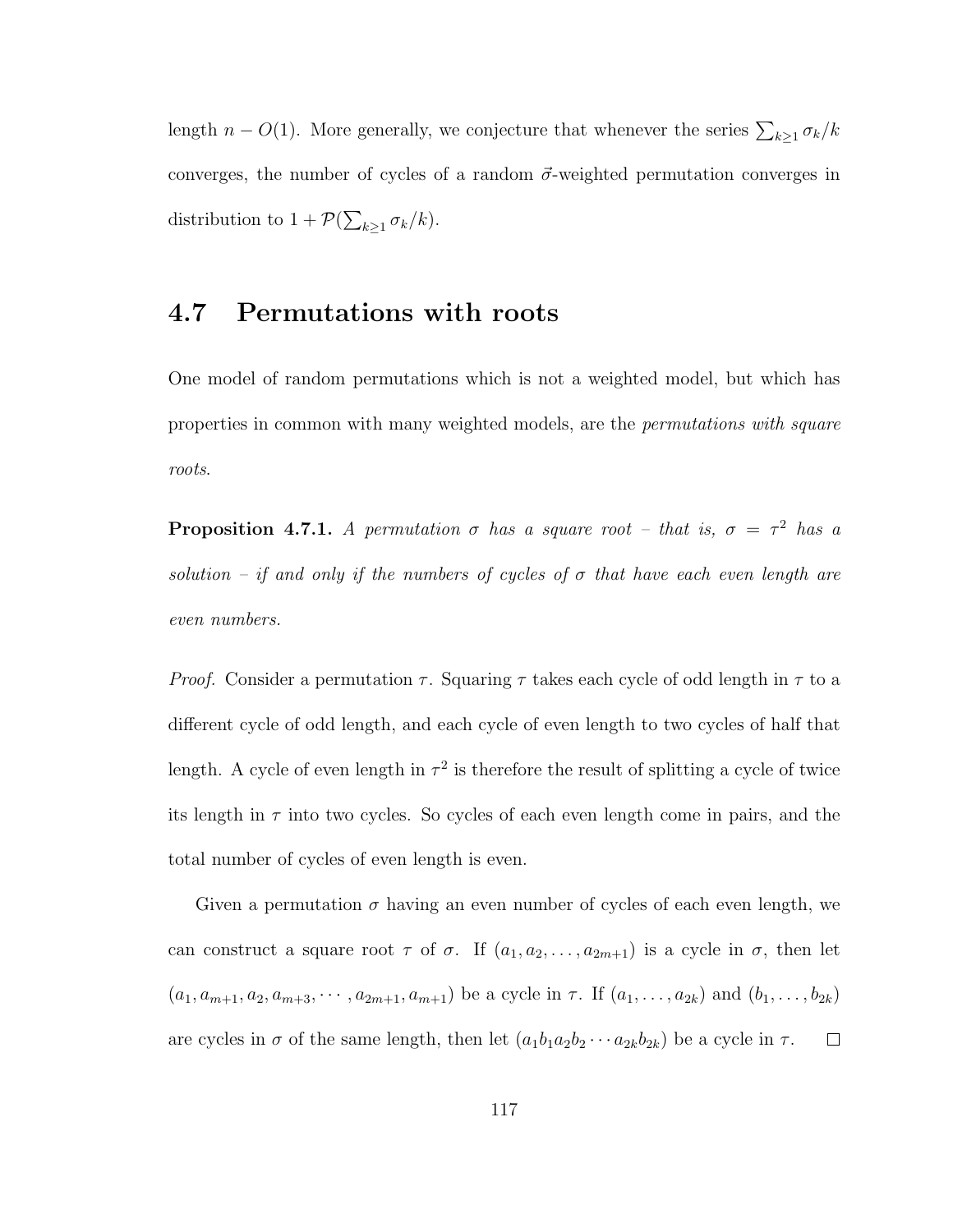length $n - O(1)$. More generally, we conjecture that whenever the series $\sum_{k\geq 1} \sigma_k/k$ converges, the number of cycles of a random $\vec{\sigma}$-weighted permutation converges in distribution to $1 + \mathcal{P}(\sum_{k\geq 1} \sigma_k/k)$.

## 4.7 Permutations with roots

One model of random permutations which is not a weighted model, but which has properties in common with many weighted models, are the *permutations with square roots.*

**Proposition 4.7.1.** *A permutation $\sigma$ has a square root – that is, $\sigma = \tau^2$ has a solution – if and only if the numbers of cycles of $\sigma$ that have each even length are even numbers.*

*Proof.* Consider a permutation $\tau$. Squaring $\tau$ takes each cycle of odd length in $\tau$ to a different cycle of odd length, and each cycle of even length to two cycles of half that length. A cycle of even length in $\tau^2$ is therefore the result of splitting a cycle of twice its length in $\tau$ into two cycles. So cycles of each even length come in pairs, and the total number of cycles of even length is even.

Given a permutation $\sigma$ having an even number of cycles of each even length, we can construct a square root $\tau$ of $\sigma$. If $(a_1, a_2, \ldots, a_{2m+1})$ is a cycle in $\sigma$, then let $(a_1, a_{m+1}, a_2, a_{m+3}, \cdots, a_{2m+1}, a_{m+1})$ be a cycle in $\tau$. If $(a_1, \ldots, a_{2k})$ and $(b_1, \ldots, b_{2k})$ are cycles in $\sigma$ of the same length, then let $(a_1 b_1 a_2 b_2 \cdots a_{2k} b_{2k})$ be a cycle in $\tau$. $\square$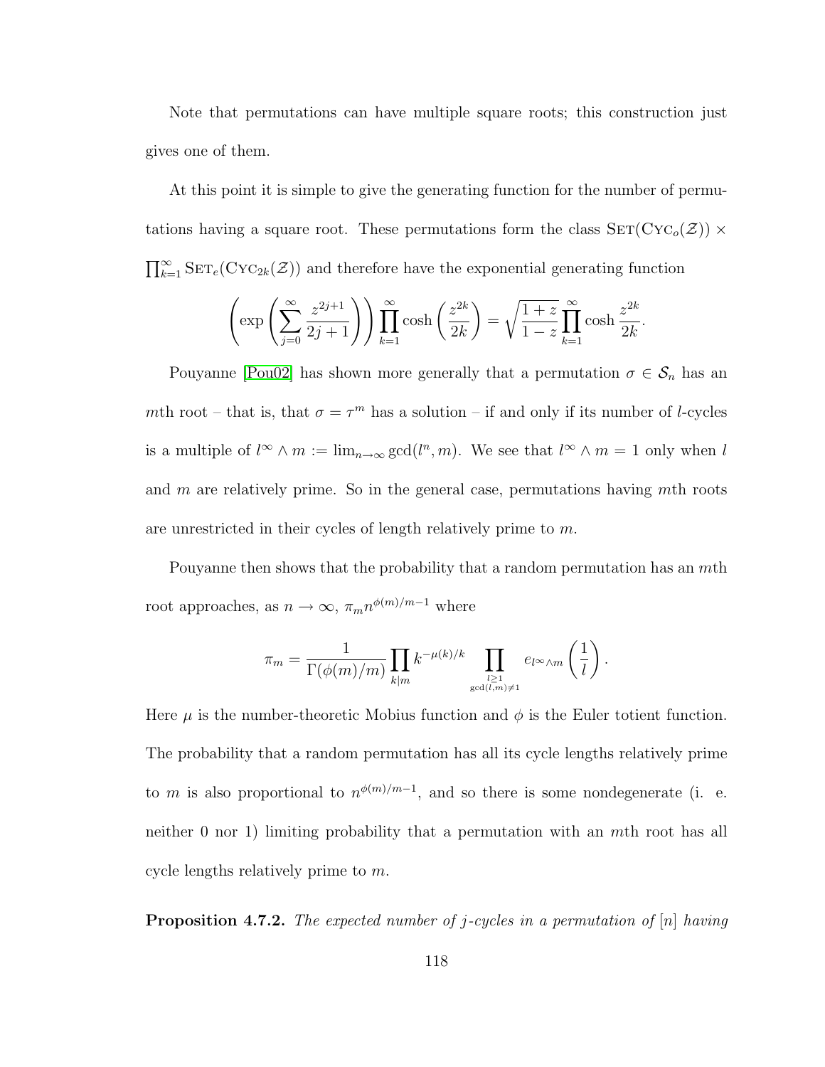Note that permutations can have multiple square roots; this construction just gives one of them.

At this point it is simple to give the generating function for the number of permutations having a square root. These permutations form the class $\textsc{Set}(\textsc{Cyc}_o(\mathcal{Z})) \times \prod_{k=1}^{\infty} \textsc{Set}_e(\textsc{Cyc}_{2k}(\mathcal{Z}))$ and therefore have the exponential generating function

$$\left(\exp\left(\sum_{j=0}^{\infty} \frac{z^{2j+1}}{2j+1}\right)\right) \prod_{k=1}^{\infty} \cosh\left(\frac{z^{2k}}{2k}\right) = \sqrt{\frac{1+z}{1-z}} \prod_{k=1}^{\infty} \cosh \frac{z^{2k}}{2k}.$$

Pouyanne [Pou02] has shown more generally that a permutation $\sigma \in \mathcal{S}_n$ has an $m$th root – that is, that $\sigma = \tau^m$ has a solution – if and only if its number of $l$-cycles is a multiple of $l^\infty \wedge m := \lim_{n\to\infty} \gcd(l^n, m)$. We see that $l^\infty \wedge m = 1$ only when $l$ and $m$ are relatively prime. So in the general case, permutations having $m$th roots are unrestricted in their cycles of length relatively prime to $m$.

Pouyanne then shows that the probability that a random permutation has an $m$th root approaches, as $n \to \infty$, $\pi_m n^{\phi(m)/m-1}$ where

$$\pi_m = \frac{1}{\Gamma(\phi(m)/m)} \prod_{k|m} k^{-\mu(k)/k} \prod_{\substack{l\geq 1 \\ \gcd(l,m)\neq 1}} e_{l^\infty \wedge m}\left(\frac{1}{l}\right).$$

Here $\mu$ is the number-theoretic Mobius function and $\phi$ is the Euler totient function. The probability that a random permutation has all its cycle lengths relatively prime to $m$ is also proportional to $n^{\phi(m)/m-1}$, and so there is some nondegenerate (i. e. neither 0 nor 1) limiting probability that a permutation with an $m$th root has all cycle lengths relatively prime to $m$.

**Proposition 4.7.2.** *The expected number of $j$-cycles in a permutation of $[n]$ having*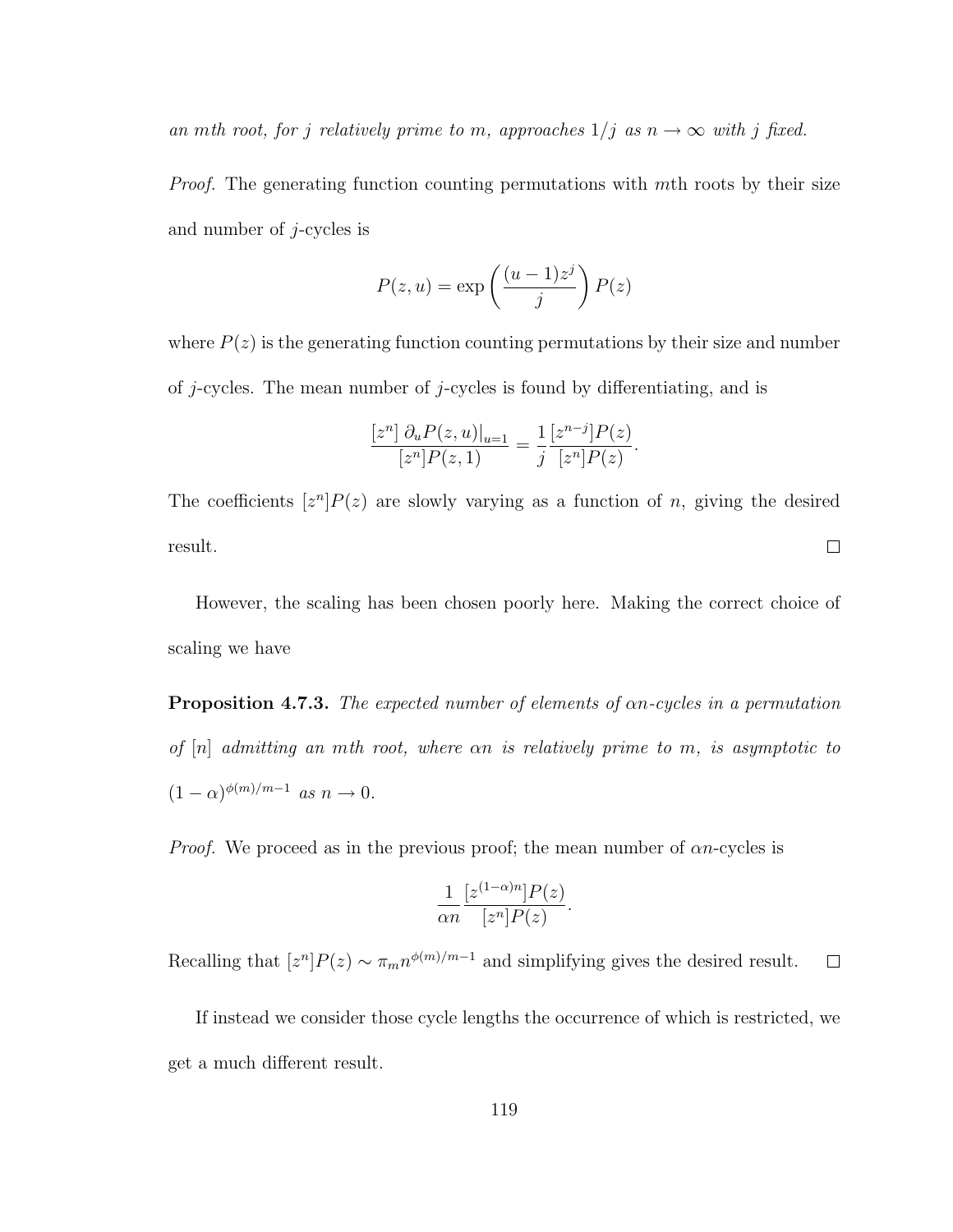*an mth root, for j relatively prime to m, approaches $1/j$ as $n \to \infty$ with j fixed.*

*Proof.* The generating function counting permutations with $m$th roots by their size and number of $j$-cycles is

$$P(z, u) = \exp\left(\frac{(u-1)z^j}{j}\right) P(z)$$

where $P(z)$ is the generating function counting permutations by their size and number of $j$-cycles. The mean number of $j$-cycles is found by differentiating, and is

$$\frac{[z^n] \left.\partial_u P(z, u)\right|_{u=1}}{[z^n]P(z, 1)} = \frac{1}{j}\frac{[z^{n-j}]P(z)}{[z^n]P(z)}.$$

The coefficients $[z^n]P(z)$ are slowly varying as a function of $n$, giving the desired result. □

However, the scaling has been chosen poorly here. Making the correct choice of scaling we have

**Proposition 4.7.3.** *The expected number of elements of $\alpha n$-cycles in a permutation of $[n]$ admitting an mth root, where $\alpha n$ is relatively prime to m, is asymptotic to $(1-\alpha)^{\phi(m)/m-1}$ as $n \to 0$.*

*Proof.* We proceed as in the previous proof; the mean number of $\alpha n$-cycles is

$$\frac{1}{\alpha n}\frac{[z^{(1-\alpha)n}]P(z)}{[z^n]P(z)}.$$

Recalling that $[z^n]P(z) \sim \pi_m n^{\phi(m)/m-1}$ and simplifying gives the desired result. □

If instead we consider those cycle lengths the occurrence of which is restricted, we get a much different result.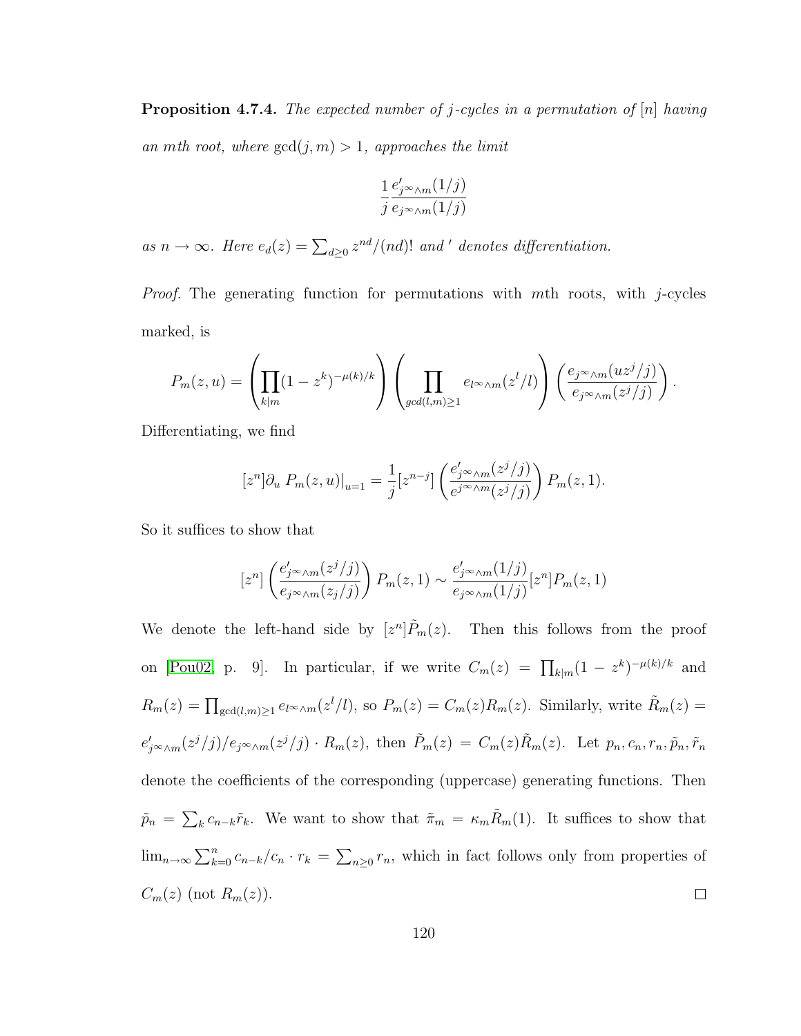**Proposition 4.7.4.** *The expected number of $j$-cycles in a permutation of $[n]$ having an $m$th root, where $\gcd(j,m) > 1$, approaches the limit*

$$\frac{1}{j}\frac{e'_{j^\infty \wedge m}(1/j)}{e_{j^\infty \wedge m}(1/j)}$$

*as $n \to \infty$. Here $e_d(z) = \sum_{d \geq 0} z^{nd}/(nd)!$ and $'$ denotes differentiation.*

*Proof.* The generating function for permutations with $m$th roots, with $j$-cycles marked, is

$$P_m(z,u) = \left(\prod_{k|m}(1-z^k)^{-\mu(k)/k}\right)\left(\prod_{gcd(l,m)\geq 1} e_{l^\infty \wedge m}(z^l/l)\right)\left(\frac{e_{j^\infty \wedge m}(uz^j/j)}{e_{j^\infty \wedge m}(z^j/j)}\right).$$

Differentiating, we find

$$[z^n]\partial_u \, P_m(z,u)|_{u=1} = \frac{1}{j}[z^{n-j}]\left(\frac{e'_{j^\infty \wedge m}(z^j/j)}{e^{j^\infty \wedge m}(z^j/j)}\right)P_m(z,1).$$

So it suffices to show that

$$[z^n]\left(\frac{e'_{j^\infty \wedge m}(z^j/j)}{e_{j^\infty \wedge m}(z_j/j)}\right)P_m(z,1) \sim \frac{e'_{j^\infty \wedge m}(1/j)}{e_{j^\infty \wedge m}(1/j)}[z^n]P_m(z,1)$$

We denote the left-hand side by $[z^n]\tilde{P}_m(z)$. Then this follows from the proof on [Pou02, p. 9]. In particular, if we write $C_m(z) = \prod_{k|m}(1-z^k)^{-\mu(k)/k}$ and $R_m(z) = \prod_{\gcd(l,m)\geq 1} e_{l^\infty \wedge m}(z^l/l)$, so $P_m(z) = C_m(z)R_m(z)$. Similarly, write $\tilde{R}_m(z) = e'_{j^\infty \wedge m}(z^j/j)/e_{j^\infty \wedge m}(z^j/j) \cdot R_m(z)$, then $\tilde{P}_m(z) = C_m(z)\tilde{R}_m(z)$. Let $p_n, c_n, r_n, \tilde{p}_n, \tilde{r}_n$ denote the coefficients of the corresponding (uppercase) generating functions. Then $\tilde{p}_n = \sum_k c_{n-k}\tilde{r}_k$. We want to show that $\tilde{\pi}_m = \kappa_m \tilde{R}_m(1)$. It suffices to show that $\lim_{n\to\infty}\sum_{k=0}^{n} c_{n-k}/c_n \cdot r_k = \sum_{n\geq 0} r_n$, which in fact follows only from properties of $C_m(z)$ (not $R_m(z)$). □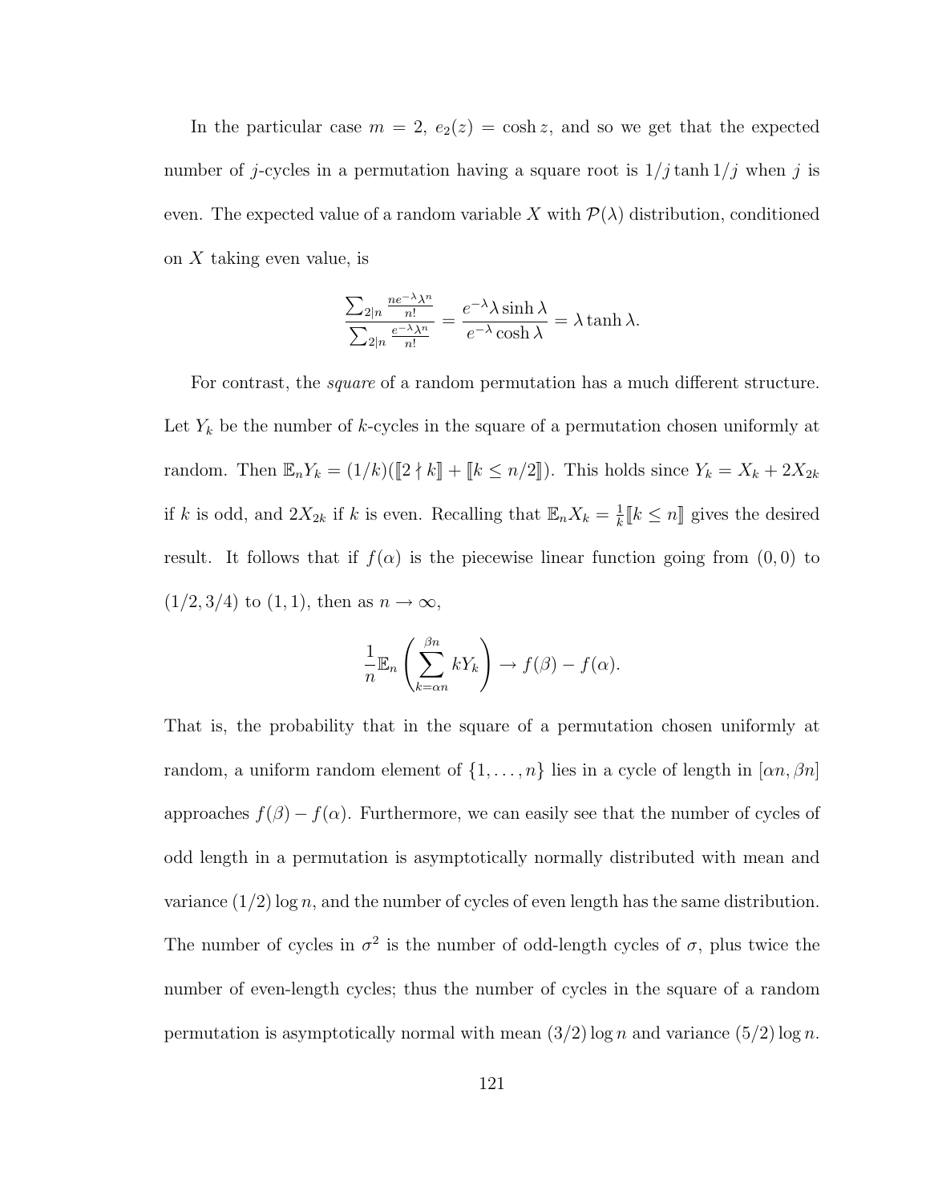In the particular case $m = 2$, $e_2(z) = \cosh z$, and so we get that the expected number of $j$-cycles in a permutation having a square root is $1/j \tanh 1/j$ when $j$ is even. The expected value of a random variable $X$ with $\mathcal{P}(\lambda)$ distribution, conditioned on $X$ taking even value, is

$$\frac{\sum_{2|n} \frac{ne^{-\lambda}\lambda^n}{n!}}{\sum_{2|n} \frac{e^{-\lambda}\lambda^n}{n!}} = \frac{e^{-\lambda}\lambda \sinh \lambda}{e^{-\lambda}\cosh \lambda} = \lambda \tanh \lambda.$$

For contrast, the *square* of a random permutation has a much different structure. Let $Y_k$ be the number of $k$-cycles in the square of a permutation chosen uniformly at random. Then $\mathbb{E}_n Y_k = (1/k)([\![2 \nmid k]\!] + [\![k \leq n/2]\!])$. This holds since $Y_k = X_k + 2X_{2k}$ if $k$ is odd, and $2X_{2k}$ if $k$ is even. Recalling that $\mathbb{E}_n X_k = \frac{1}{k}[\![k \leq n]\!]$ gives the desired result. It follows that if $f(\alpha)$ is the piecewise linear function going from $(0,0)$ to $(1/2, 3/4)$ to $(1,1)$, then as $n \to \infty$,

$$\frac{1}{n}\mathbb{E}_n \left( \sum_{k=\alpha n}^{\beta n} kY_k \right) \to f(\beta) - f(\alpha).$$

That is, the probability that in the square of a permutation chosen uniformly at random, a uniform random element of $\{1, \ldots, n\}$ lies in a cycle of length in $[\alpha n, \beta n]$ approaches $f(\beta) - f(\alpha)$. Furthermore, we can easily see that the number of cycles of odd length in a permutation is asymptotically normally distributed with mean and variance $(1/2)\log n$, and the number of cycles of even length has the same distribution. The number of cycles in $\sigma^2$ is the number of odd-length cycles of $\sigma$, plus twice the number of even-length cycles; thus the number of cycles in the square of a random permutation is asymptotically normal with mean $(3/2)\log n$ and variance $(5/2)\log n$.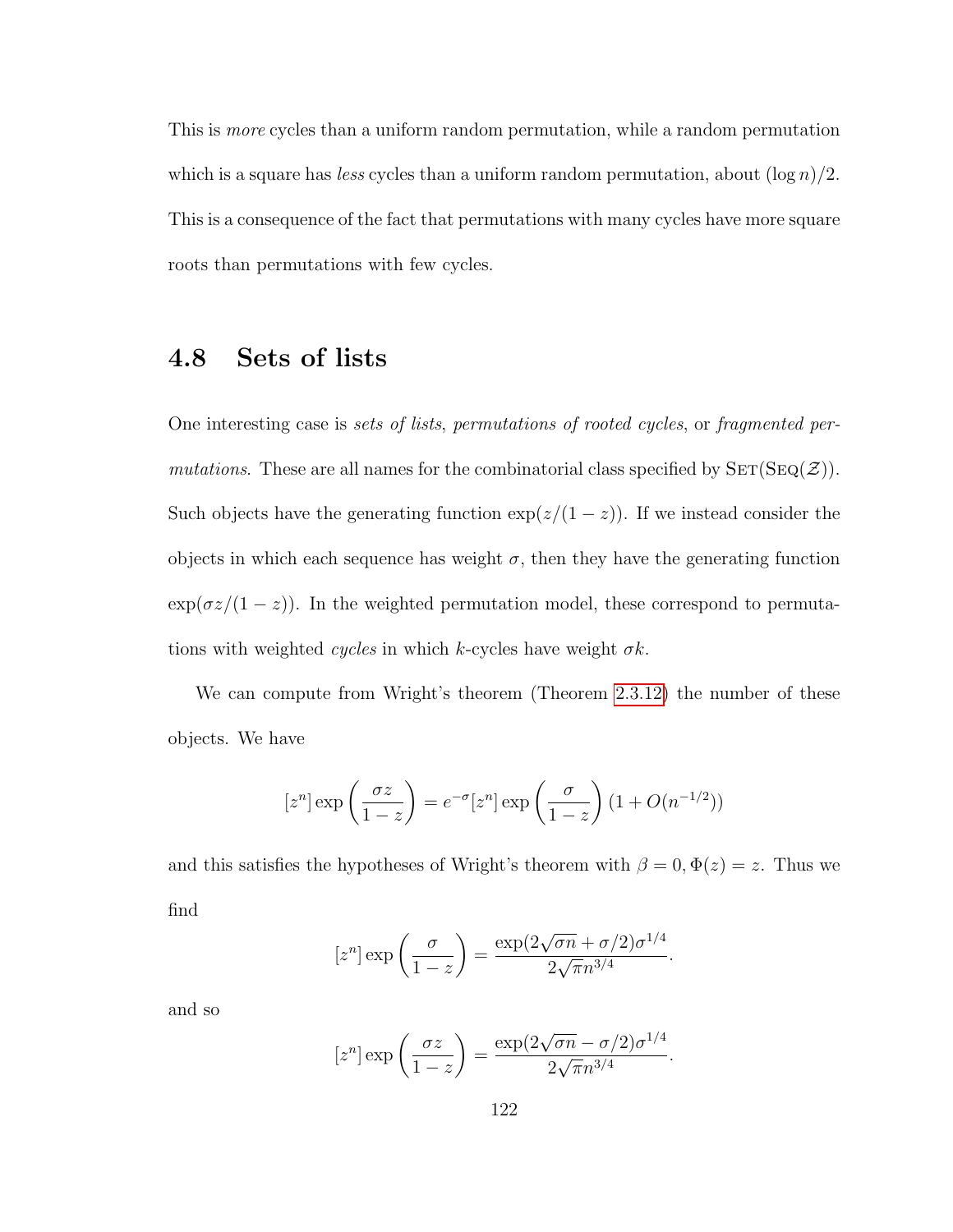This is *more* cycles than a uniform random permutation, while a random permutation which is a square has *less* cycles than a uniform random permutation, about $(\log n)/2$. This is a consequence of the fact that permutations with many cycles have more square roots than permutations with few cycles.

## 4.8 Sets of lists

One interesting case is *sets of lists*, *permutations of rooted cycles*, or *fragmented permutations*. These are all names for the combinatorial class specified by $\textsc{Set}(\textsc{Seq}(\mathcal{Z}))$. Such objects have the generating function $\exp(z/(1-z))$. If we instead consider the objects in which each sequence has weight $\sigma$, then they have the generating function $\exp(\sigma z/(1-z))$. In the weighted permutation model, these correspond to permutations with weighted *cycles* in which $k$-cycles have weight $\sigma k$.

We can compute from Wright's theorem (Theorem 2.3.12) the number of these objects. We have

$$[z^n] \exp\left(\frac{\sigma z}{1-z}\right) = e^{-\sigma} [z^n] \exp\left(\frac{\sigma}{1-z}\right) (1 + O(n^{-1/2}))$$

and this satisfies the hypotheses of Wright's theorem with $\beta = 0, \Phi(z) = z$. Thus we find

$$[z^n] \exp\left(\frac{\sigma}{1-z}\right) = \frac{\exp(2\sqrt{\sigma n} + \sigma/2)\sigma^{1/4}}{2\sqrt{\pi} n^{3/4}}.$$

and so

$$[z^n] \exp\left(\frac{\sigma z}{1-z}\right) = \frac{\exp(2\sqrt{\sigma n} - \sigma/2)\sigma^{1/4}}{2\sqrt{\pi} n^{3/4}}.$$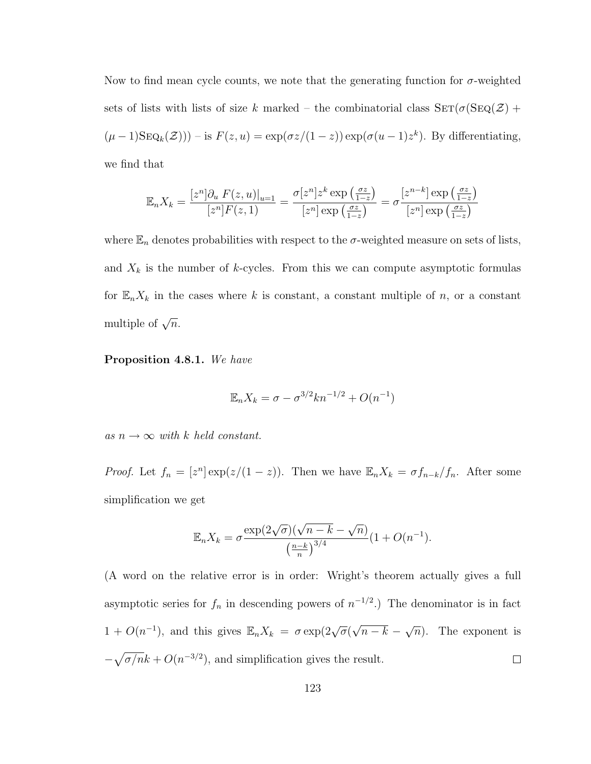Now to find mean cycle counts, we note that the generating function for $\sigma$-weighted sets of lists with lists of size $k$ marked – the combinatorial class $\textsc{Set}(\sigma(\textsc{Seq}(\mathcal{Z}) + (\mu - 1)\textsc{Seq}_k(\mathcal{Z})))$ – is $F(z,u) = \exp(\sigma z/(1-z))\exp(\sigma(u-1)z^k)$. By differentiating, we find that

$$\mathbb{E}_n X_k = \frac{[z^n]\partial_u F(z,u)|_{u=1}}{[z^n]F(z,1)} = \frac{\sigma [z^n] z^k \exp\left(\frac{\sigma z}{1-z}\right)}{[z^n]\exp\left(\frac{\sigma z}{1-z}\right)} = \sigma \frac{[z^{n-k}]\exp\left(\frac{\sigma z}{1-z}\right)}{[z^n]\exp\left(\frac{\sigma z}{1-z}\right)}$$

where $\mathbb{E}_n$ denotes probabilities with respect to the $\sigma$-weighted measure on sets of lists, and $X_k$ is the number of $k$-cycles. From this we can compute asymptotic formulas for $\mathbb{E}_n X_k$ in the cases where $k$ is constant, a constant multiple of $n$, or a constant multiple of $\sqrt{n}$.

**Proposition 4.8.1.** *We have*

$$\mathbb{E}_n X_k = \sigma - \sigma^{3/2} k n^{-1/2} + O(n^{-1})$$

*as $n \to \infty$ with $k$ held constant.*

*Proof.* Let $f_n = [z^n]\exp(z/(1-z))$. Then we have $\mathbb{E}_n X_k = \sigma f_{n-k}/f_n$. After some simplification we get

$$\mathbb{E}_n X_k = \sigma \frac{\exp(2\sqrt{\sigma})(\sqrt{n-k} - \sqrt{n})}{\left(\frac{n-k}{n}\right)^{3/4}}(1 + O(n^{-1}).$$

(A word on the relative error is in order: Wright's theorem actually gives a full asymptotic series for $f_n$ in descending powers of $n^{-1/2}$.) The denominator is in fact $1 + O(n^{-1})$, and this gives $\mathbb{E}_n X_k = \sigma \exp(2\sqrt{\sigma}(\sqrt{n-k} - \sqrt{n})$. The exponent is $-\sqrt{\sigma/n}k + O(n^{-3/2})$, and simplification gives the result. ◻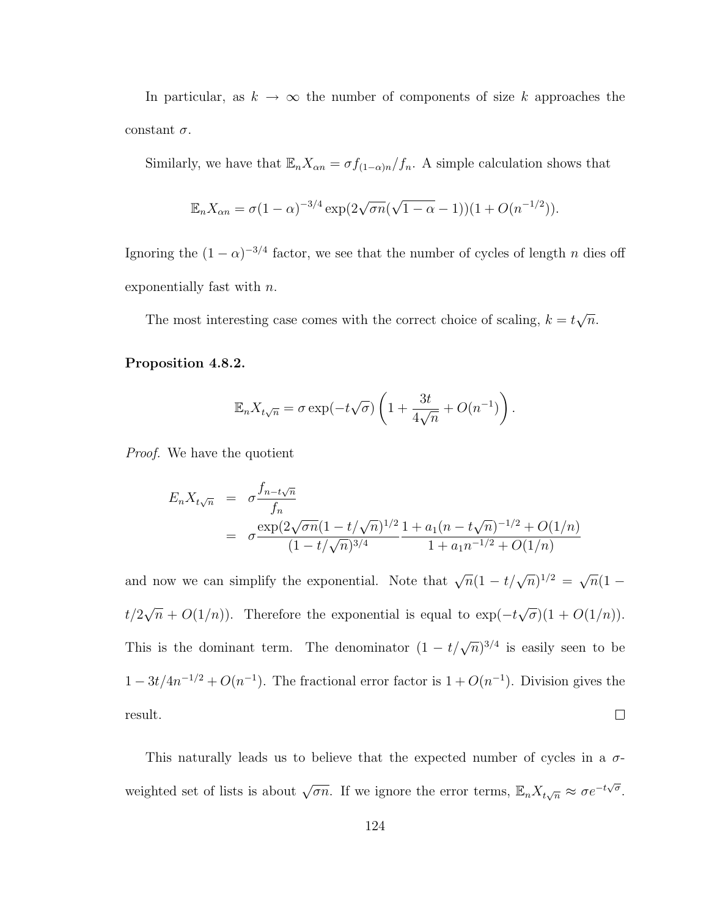In particular, as $k \to \infty$ the number of components of size $k$ approaches the constant $\sigma$.

Similarly, we have that $\mathbb{E}_n X_{\alpha n} = \sigma f_{(1-\alpha)n}/f_n$. A simple calculation shows that

$$\mathbb{E}_n X_{\alpha n} = \sigma(1-\alpha)^{-3/4} \exp(2\sqrt{\sigma n}(\sqrt{1-\alpha}-1))(1+O(n^{-1/2})).$$

Ignoring the $(1-\alpha)^{-3/4}$ factor, we see that the number of cycles of length $n$ dies off exponentially fast with $n$.

The most interesting case comes with the correct choice of scaling, $k = t\sqrt{n}$.

**Proposition 4.8.2.**

$$\mathbb{E}_n X_{t\sqrt{n}} = \sigma \exp(-t\sqrt{\sigma}) \left(1 + \frac{3t}{4\sqrt{n}} + O(n^{-1})\right).$$

*Proof.* We have the quotient

$$\begin{aligned} E_n X_{t\sqrt{n}} &= \sigma \frac{f_{n-t\sqrt{n}}}{f_n} \\ &= \sigma \frac{\exp(2\sqrt{\sigma n}(1-t/\sqrt{n})^{1/2}}{(1-t/\sqrt{n})^{3/4}} \frac{1 + a_1(n-t\sqrt{n})^{-1/2} + O(1/n)}{1 + a_1 n^{-1/2} + O(1/n)} \end{aligned}$$

and now we can simplify the exponential. Note that $\sqrt{n}(1-t/\sqrt{n})^{1/2} = \sqrt{n}(1 - t/2\sqrt{n} + O(1/n))$. Therefore the exponential is equal to $\exp(-t\sqrt{\sigma})(1+O(1/n))$. This is the dominant term. The denominator $(1-t/\sqrt{n})^{3/4}$ is easily seen to be $1 - 3t/4n^{-1/2} + O(n^{-1})$. The fractional error factor is $1 + O(n^{-1})$. Division gives the result. $\square$

This naturally leads us to believe that the expected number of cycles in a $\sigma$-weighted set of lists is about $\sqrt{\sigma n}$. If we ignore the error terms, $\mathbb{E}_n X_{t\sqrt{n}} \approx \sigma e^{-t\sqrt{\sigma}}$.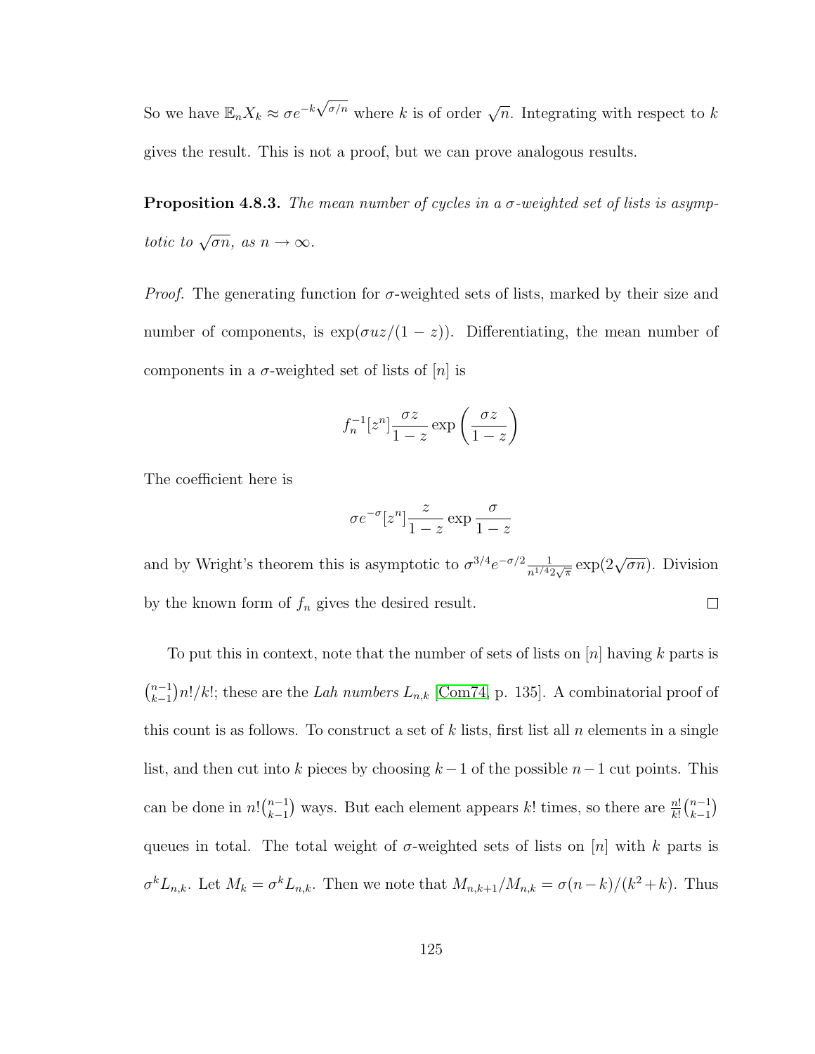So we have $\mathbb{E}_n X_k \approx \sigma e^{-k\sqrt{\sigma/n}}$ where $k$ is of order $\sqrt{n}$. Integrating with respect to $k$ gives the result. This is not a proof, but we can prove analogous results.

**Proposition 4.8.3.** *The mean number of cycles in a $\sigma$-weighted set of lists is asymptotic to $\sqrt{\sigma n}$, as $n \to \infty$.*

*Proof.* The generating function for $\sigma$-weighted sets of lists, marked by their size and number of components, is $\exp(\sigma u z/(1-z))$. Differentiating, the mean number of components in a $\sigma$-weighted set of lists of $[n]$ is

$$f_n^{-1}[z^n]\frac{\sigma z}{1-z}\exp\left(\frac{\sigma z}{1-z}\right)$$

The coefficient here is

$$\sigma e^{-\sigma}[z^n]\frac{z}{1-z}\exp\frac{\sigma}{1-z}$$

and by Wright's theorem this is asymptotic to $\sigma^{3/4}e^{-\sigma/2}\frac{1}{n^{1/4}2\sqrt{\pi}}\exp(2\sqrt{\sigma n})$. Division by the known form of $f_n$ gives the desired result. $\square$

To put this in context, note that the number of sets of lists on $[n]$ having $k$ parts is $\binom{n-1}{k-1}n!/k!$; these are the *Lah numbers* $L_{n,k}$ [Com74, p. 135]. A combinatorial proof of this count is as follows. To construct a set of $k$ lists, first list all $n$ elements in a single list, and then cut into $k$ pieces by choosing $k-1$ of the possible $n-1$ cut points. This can be done in $n!\binom{n-1}{k-1}$ ways. But each element appears $k!$ times, so there are $\frac{n!}{k!}\binom{n-1}{k-1}$ queues in total. The total weight of $\sigma$-weighted sets of lists on $[n]$ with $k$ parts is $\sigma^k L_{n,k}$. Let $M_k = \sigma^k L_{n,k}$. Then we note that $M_{n,k+1}/M_{n,k} = \sigma(n-k)/(k^2+k)$. Thus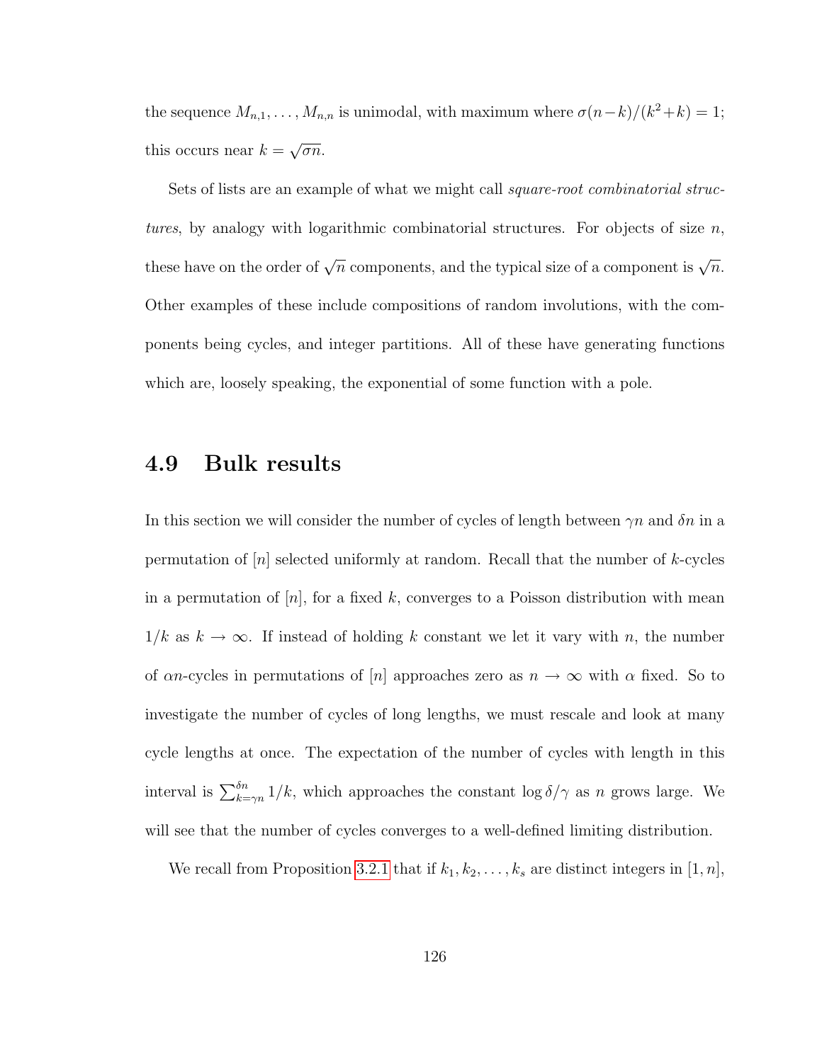the sequence $M_{n,1}, \ldots, M_{n,n}$ is unimodal, with maximum where $\sigma(n-k)/(k^2+k) = 1$; this occurs near $k = \sqrt{\sigma n}$.

Sets of lists are an example of what we might call *square-root combinatorial structures*, by analogy with logarithmic combinatorial structures. For objects of size $n$, these have on the order of $\sqrt{n}$ components, and the typical size of a component is $\sqrt{n}$. Other examples of these include compositions of random involutions, with the components being cycles, and integer partitions. All of these have generating functions which are, loosely speaking, the exponential of some function with a pole.

## 4.9 Bulk results

In this section we will consider the number of cycles of length between $\gamma n$ and $\delta n$ in a permutation of $[n]$ selected uniformly at random. Recall that the number of $k$-cycles in a permutation of $[n]$, for a fixed $k$, converges to a Poisson distribution with mean $1/k$ as $k \to \infty$. If instead of holding $k$ constant we let it vary with $n$, the number of $\alpha n$-cycles in permutations of $[n]$ approaches zero as $n \to \infty$ with $\alpha$ fixed. So to investigate the number of cycles of long lengths, we must rescale and look at many cycle lengths at once. The expectation of the number of cycles with length in this interval is $\sum_{k=\gamma n}^{\delta n} 1/k$, which approaches the constant $\log \delta/\gamma$ as $n$ grows large. We will see that the number of cycles converges to a well-defined limiting distribution.

We recall from Proposition 3.2.1 that if $k_1, k_2, \ldots, k_s$ are distinct integers in $[1, n]$,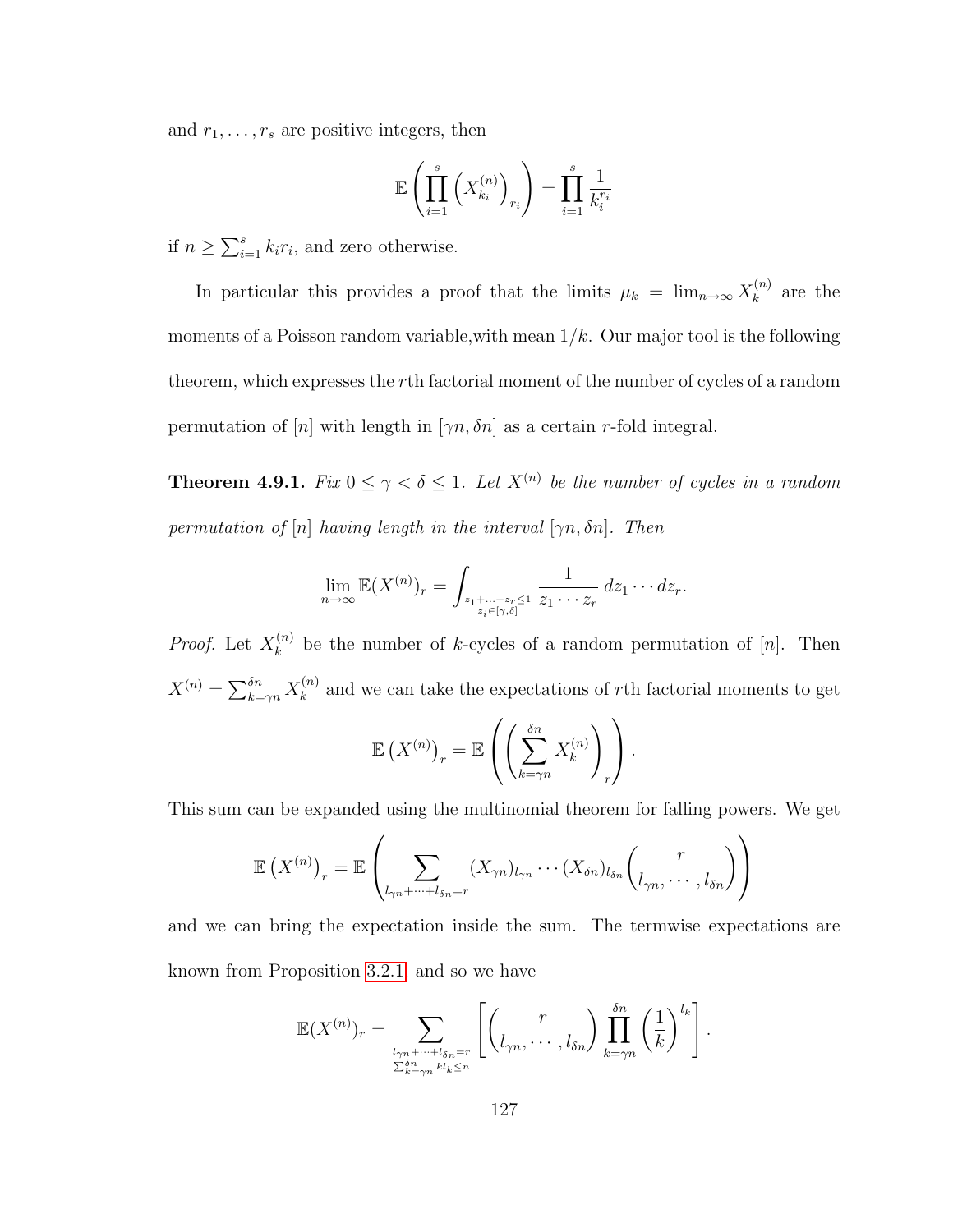and $r_1, \ldots, r_s$ are positive integers, then

$$\mathbb{E}\left(\prod_{i=1}^{s}\left(X_{k_i}^{(n)}\right)_{r_i}\right) = \prod_{i=1}^{s}\frac{1}{k_i^{r_i}}$$

if $n \geq \sum_{i=1}^{s} k_i r_i$, and zero otherwise.

In particular this provides a proof that the limits $\mu_k = \lim_{n\to\infty} X_k^{(n)}$ are the moments of a Poisson random variable,with mean $1/k$. Our major tool is the following theorem, which expresses the $r$th factorial moment of the number of cycles of a random permutation of $[n]$ with length in $[\gamma n, \delta n]$ as a certain $r$-fold integral.

**Theorem 4.9.1.** *Fix $0 \leq \gamma < \delta \leq 1$. Let $X^{(n)}$ be the number of cycles in a random permutation of $[n]$ having length in the interval $[\gamma n, \delta n]$. Then*

$$\lim_{n\to\infty} \mathbb{E}(X^{(n)})_r = \int_{\substack{z_1+\ldots+z_r\leq 1 \\ z_i\in[\gamma,\delta]}} \frac{1}{z_1\cdots z_r}\, dz_1\cdots dz_r.$$

*Proof.* Let $X_k^{(n)}$ be the number of $k$-cycles of a random permutation of $[n]$. Then $X^{(n)} = \sum_{k=\gamma n}^{\delta n} X_k^{(n)}$ and we can take the expectations of $r$th factorial moments to get

$$\mathbb{E}\left(X^{(n)}\right)_r = \mathbb{E}\left(\left(\sum_{k=\gamma n}^{\delta n} X_k^{(n)}\right)_r\right).$$

This sum can be expanded using the multinomial theorem for falling powers. We get

$$\mathbb{E}\left(X^{(n)}\right)_r = \mathbb{E}\left(\sum_{l_{\gamma n}+\cdots+l_{\delta n}=r} (X_{\gamma n})_{l_{\gamma n}}\cdots(X_{\delta n})_{l_{\delta n}}\binom{r}{l_{\gamma n},\cdots,l_{\delta n}}\right)$$

and we can bring the expectation inside the sum. The termwise expectations are known from Proposition 3.2.1, and so we have

$$\mathbb{E}(X^{(n)})_r = \sum_{\substack{l_{\gamma n}+\cdots+l_{\delta n}=r \\ \sum_{k=\gamma n}^{\delta n} k l_k \leq n}} \left[\binom{r}{l_{\gamma n},\cdots,l_{\delta n}}\prod_{k=\gamma n}^{\delta n}\left(\frac{1}{k}\right)^{l_k}\right].$$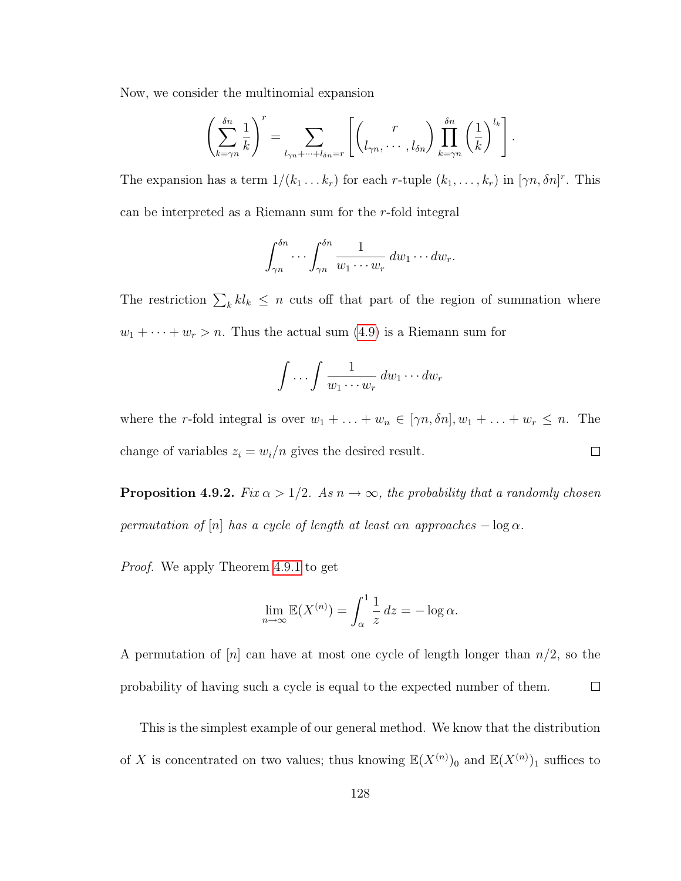Now, we consider the multinomial expansion

$$\left(\sum_{k=\gamma n}^{\delta n} \frac{1}{k}\right)^r = \sum_{l_{\gamma n}+\cdots+l_{\delta n}=r} \left[\binom{r}{l_{\gamma n}, \cdots, l_{\delta n}} \prod_{k=\gamma n}^{\delta n} \left(\frac{1}{k}\right)^{l_k}\right].$$

The expansion has a term $1/(k_1 \dots k_r)$ for each $r$-tuple $(k_1, \dots, k_r)$ in $[\gamma n, \delta n]^r$. This can be interpreted as a Riemann sum for the $r$-fold integral

$$\int_{\gamma n}^{\delta n} \cdots \int_{\gamma n}^{\delta n} \frac{1}{w_1 \cdots w_r} \, dw_1 \cdots dw_r.$$

The restriction $\sum_k k l_k \leq n$ cuts off that part of the region of summation where $w_1 + \cdots + w_r > n$. Thus the actual sum (4.9) is a Riemann sum for

$$\int \cdots \int \frac{1}{w_1 \cdots w_r} \, dw_1 \cdots dw_r$$

where the $r$-fold integral is over $w_1 + \ldots + w_n \in [\gamma n, \delta n], w_1 + \ldots + w_r \leq n$. The change of variables $z_i = w_i/n$ gives the desired result. $\square$

**Proposition 4.9.2.** *Fix $\alpha > 1/2$. As $n \to \infty$, the probability that a randomly chosen permutation of $[n]$ has a cycle of length at least $\alpha n$ approaches $-\log \alpha$.*

*Proof.* We apply Theorem 4.9.1 to get

$$\lim_{n\to\infty} \mathbb{E}(X^{(n)}) = \int_{\alpha}^{1} \frac{1}{z} \, dz = -\log \alpha.$$

A permutation of $[n]$ can have at most one cycle of length longer than $n/2$, so the probability of having such a cycle is equal to the expected number of them. $\square$

This is the simplest example of our general method. We know that the distribution of $X$ is concentrated on two values; thus knowing $\mathbb{E}(X^{(n)})_0$ and $\mathbb{E}(X^{(n)})_1$ suffices to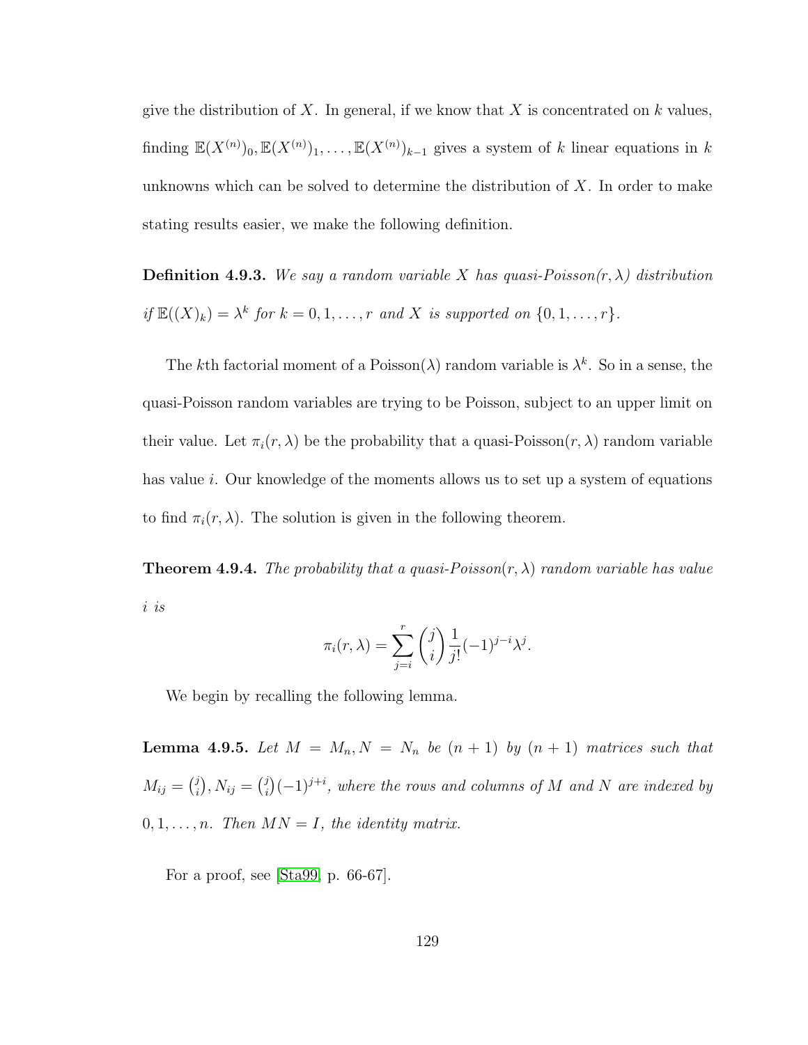give the distribution of $X$. In general, if we know that $X$ is concentrated on $k$ values, finding $\mathbb{E}(X^{(n)})_0, \mathbb{E}(X^{(n)})_1, \ldots, \mathbb{E}(X^{(n)})_{k-1}$ gives a system of $k$ linear equations in $k$ unknowns which can be solved to determine the distribution of $X$. In order to make stating results easier, we make the following definition.

**Definition 4.9.3.** *We say a random variable $X$ has quasi-Poisson$(r, \lambda)$ distribution if $\mathbb{E}((X)_k) = \lambda^k$ for $k = 0, 1, \ldots, r$ and $X$ is supported on $\{0, 1, \ldots, r\}$.*

The $k$th factorial moment of a Poisson$(\lambda)$ random variable is $\lambda^k$. So in a sense, the quasi-Poisson random variables are trying to be Poisson, subject to an upper limit on their value. Let $\pi_i(r, \lambda)$ be the probability that a quasi-Poisson$(r, \lambda)$ random variable has value $i$. Our knowledge of the moments allows us to set up a system of equations to find $\pi_i(r, \lambda)$. The solution is given in the following theorem.

**Theorem 4.9.4.** *The probability that a quasi-Poisson$(r, \lambda)$ random variable has value $i$ is*

$$\pi_i(r, \lambda) = \sum_{j=i}^{r} \binom{j}{i} \frac{1}{j!} (-1)^{j-i} \lambda^j.$$

We begin by recalling the following lemma.

**Lemma 4.9.5.** *Let $M = M_n, N = N_n$ be $(n + 1)$ by $(n + 1)$ matrices such that $M_{ij} = \binom{j}{i}, N_{ij} = \binom{j}{i}(-1)^{j+i}$, where the rows and columns of $M$ and $N$ are indexed by $0, 1, \ldots, n$. Then $MN = I$, the identity matrix.*

For a proof, see [Sta99] p. 66-67].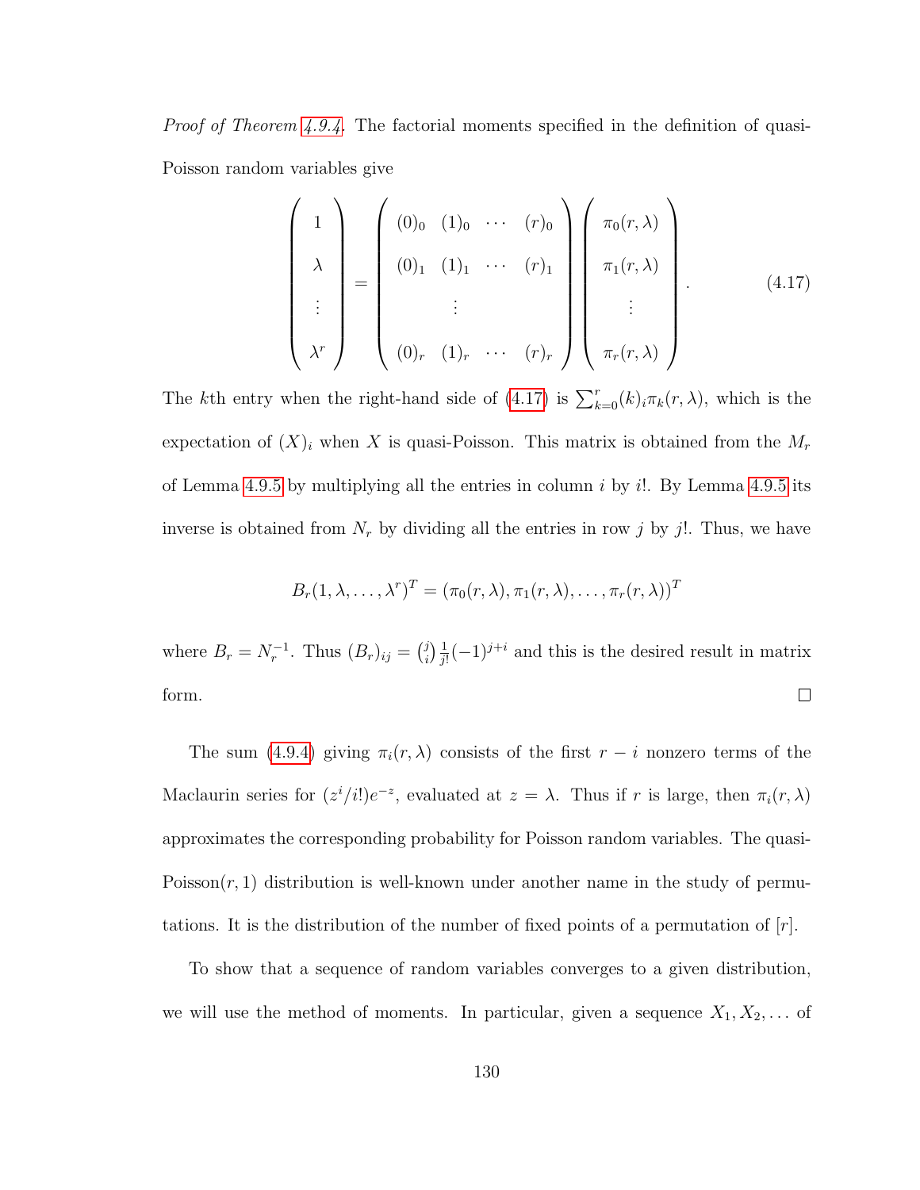*Proof of Theorem 4.9.4.* The factorial moments specified in the definition of quasi-Poisson random variables give

$$\begin{pmatrix} 1 \\ \lambda \\ \vdots \\ \lambda^r \end{pmatrix} = \begin{pmatrix} (0)_0 & (1)_0 & \cdots & (r)_0 \\ (0)_1 & (1)_1 & \cdots & (r)_1 \\ & \vdots & & \\ (0)_r & (1)_r & \cdots & (r)_r \end{pmatrix} \begin{pmatrix} \pi_0(r,\lambda) \\ \pi_1(r,\lambda) \\ \vdots \\ \pi_r(r,\lambda) \end{pmatrix}. \tag{4.17}$$

The $k$th entry when the right-hand side of (4.17) is $\sum_{k=0}^{r}(k)_i \pi_k(r,\lambda)$, which is the expectation of $(X)_i$ when $X$ is quasi-Poisson. This matrix is obtained from the $M_r$ of Lemma 4.9.5 by multiplying all the entries in column $i$ by $i!$. By Lemma 4.9.5 its inverse is obtained from $N_r$ by dividing all the entries in row $j$ by $j!$. Thus, we have

$$B_r(1, \lambda, \ldots, \lambda^r)^T = (\pi_0(r,\lambda), \pi_1(r,\lambda), \ldots, \pi_r(r,\lambda))^T$$

where $B_r = N_r^{-1}$. Thus $(B_r)_{ij} = \binom{j}{i}\frac{1}{j!}(-1)^{j+i}$ and this is the desired result in matrix form. □

The sum (4.9.4) giving $\pi_i(r,\lambda)$ consists of the first $r-i$ nonzero terms of the Maclaurin series for $(z^i/i!)e^{-z}$, evaluated at $z = \lambda$. Thus if $r$ is large, then $\pi_i(r,\lambda)$ approximates the corresponding probability for Poisson random variables. The quasi-Poisson$(r,1)$ distribution is well-known under another name in the study of permutations. It is the distribution of the number of fixed points of a permutation of $[r]$.

To show that a sequence of random variables converges to a given distribution, we will use the method of moments. In particular, given a sequence $X_1, X_2, \ldots$ of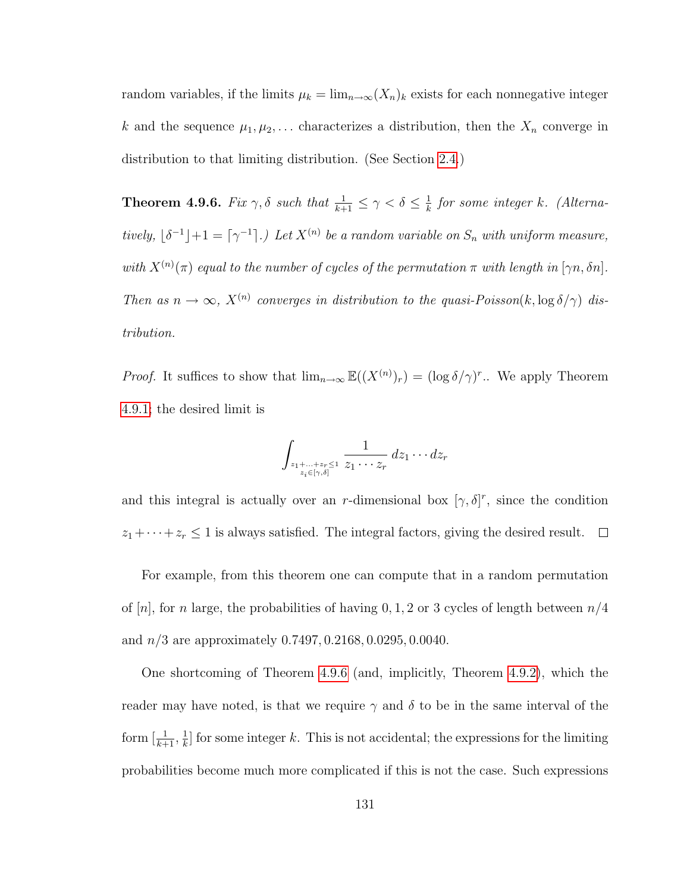random variables, if the limits $\mu_k = \lim_{n\to\infty}(X_n)_k$ exists for each nonnegative integer $k$ and the sequence $\mu_1, \mu_2, \ldots$ characterizes a distribution, then the $X_n$ converge in distribution to that limiting distribution. (See Section 2.4.)

**Theorem 4.9.6.** *Fix $\gamma, \delta$ such that $\frac{1}{k+1} \leq \gamma < \delta \leq \frac{1}{k}$ for some integer $k$. (Alternatively, $\lfloor \delta^{-1} \rfloor + 1 = \lceil \gamma^{-1} \rceil$.) Let $X^{(n)}$ be a random variable on $S_n$ with uniform measure, with $X^{(n)}(\pi)$ equal to the number of cycles of the permutation $\pi$ with length in $[\gamma n, \delta n]$. Then as $n \to \infty$, $X^{(n)}$ converges in distribution to the quasi-Poisson$(k, \log \delta/\gamma)$ distribution.*

*Proof.* It suffices to show that $\lim_{n\to\infty} \mathbb{E}((X^{(n)})_r) = (\log \delta/\gamma)^r$.. We apply Theorem 4.9.1; the desired limit is

$$\int_{\substack{z_1+\ldots+z_r \leq 1 \\ z_i \in [\gamma,\delta]}} \frac{1}{z_1 \cdots z_r} \, dz_1 \cdots dz_r$$

and this integral is actually over an $r$-dimensional box $[\gamma, \delta]^r$, since the condition $z_1 + \cdots + z_r \leq 1$ is always satisfied. The integral factors, giving the desired result. $\square$

For example, from this theorem one can compute that in a random permutation of $[n]$, for $n$ large, the probabilities of having $0, 1, 2$ or $3$ cycles of length between $n/4$ and $n/3$ are approximately $0.7497, 0.2168, 0.0295, 0.0040$.

One shortcoming of Theorem 4.9.6 (and, implicitly, Theorem 4.9.2), which the reader may have noted, is that we require $\gamma$ and $\delta$ to be in the same interval of the form $[\frac{1}{k+1}, \frac{1}{k}]$ for some integer $k$. This is not accidental; the expressions for the limiting probabilities become much more complicated if this is not the case. Such expressions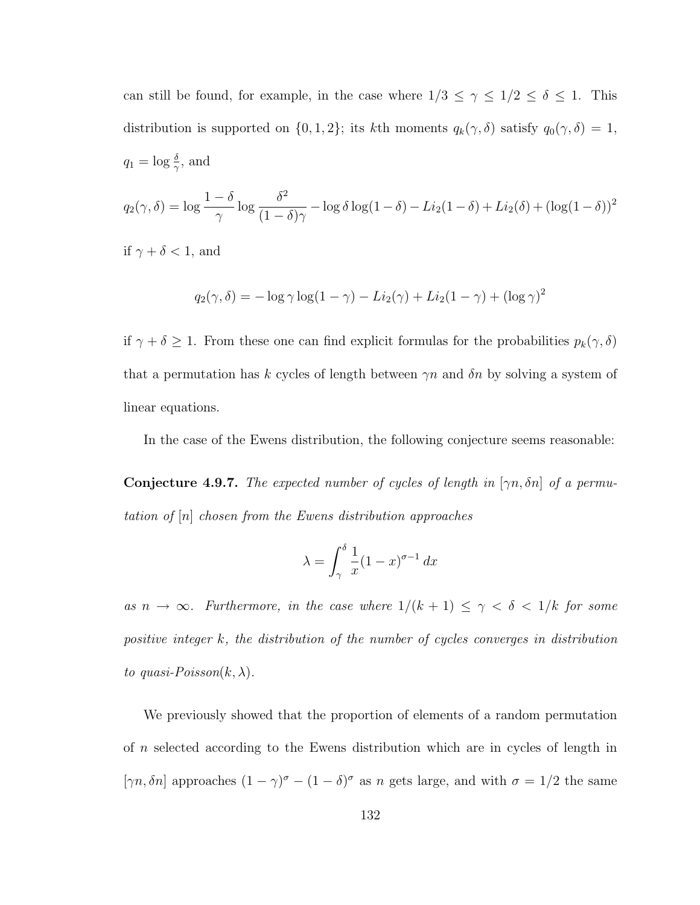can still be found, for example, in the case where $1/3 \leq \gamma \leq 1/2 \leq \delta \leq 1$. This distribution is supported on $\{0, 1, 2\}$; its $k$th moments $q_k(\gamma, \delta)$ satisfy $q_0(\gamma, \delta) = 1$, $q_1 = \log \frac{\delta}{\gamma}$, and

$$q_2(\gamma, \delta) = \log \frac{1-\delta}{\gamma} \log \frac{\delta^2}{(1-\delta)\gamma} - \log \delta \log(1-\delta) - Li_2(1-\delta) + Li_2(\delta) + (\log(1-\delta))^2$$

if $\gamma + \delta < 1$, and

$$q_2(\gamma, \delta) = -\log \gamma \log(1-\gamma) - Li_2(\gamma) + Li_2(1-\gamma) + (\log \gamma)^2$$

if $\gamma + \delta \geq 1$. From these one can find explicit formulas for the probabilities $p_k(\gamma, \delta)$ that a permutation has $k$ cycles of length between $\gamma n$ and $\delta n$ by solving a system of linear equations.

In the case of the Ewens distribution, the following conjecture seems reasonable:

**Conjecture 4.9.7.** *The expected number of cycles of length in $[\gamma n, \delta n]$ of a permutation of $[n]$ chosen from the Ewens distribution approaches*

$$\lambda = \int_\gamma^\delta \frac{1}{x}(1-x)^{\sigma-1}\, dx$$

*as $n \to \infty$. Furthermore, in the case where $1/(k+1) \leq \gamma < \delta < 1/k$ for some positive integer $k$, the distribution of the number of cycles converges in distribution to quasi-Poisson$(k, \lambda)$.*

We previously showed that the proportion of elements of a random permutation of $n$ selected according to the Ewens distribution which are in cycles of length in $[\gamma n, \delta n]$ approaches $(1-\gamma)^\sigma - (1-\delta)^\sigma$ as $n$ gets large, and with $\sigma = 1/2$ the same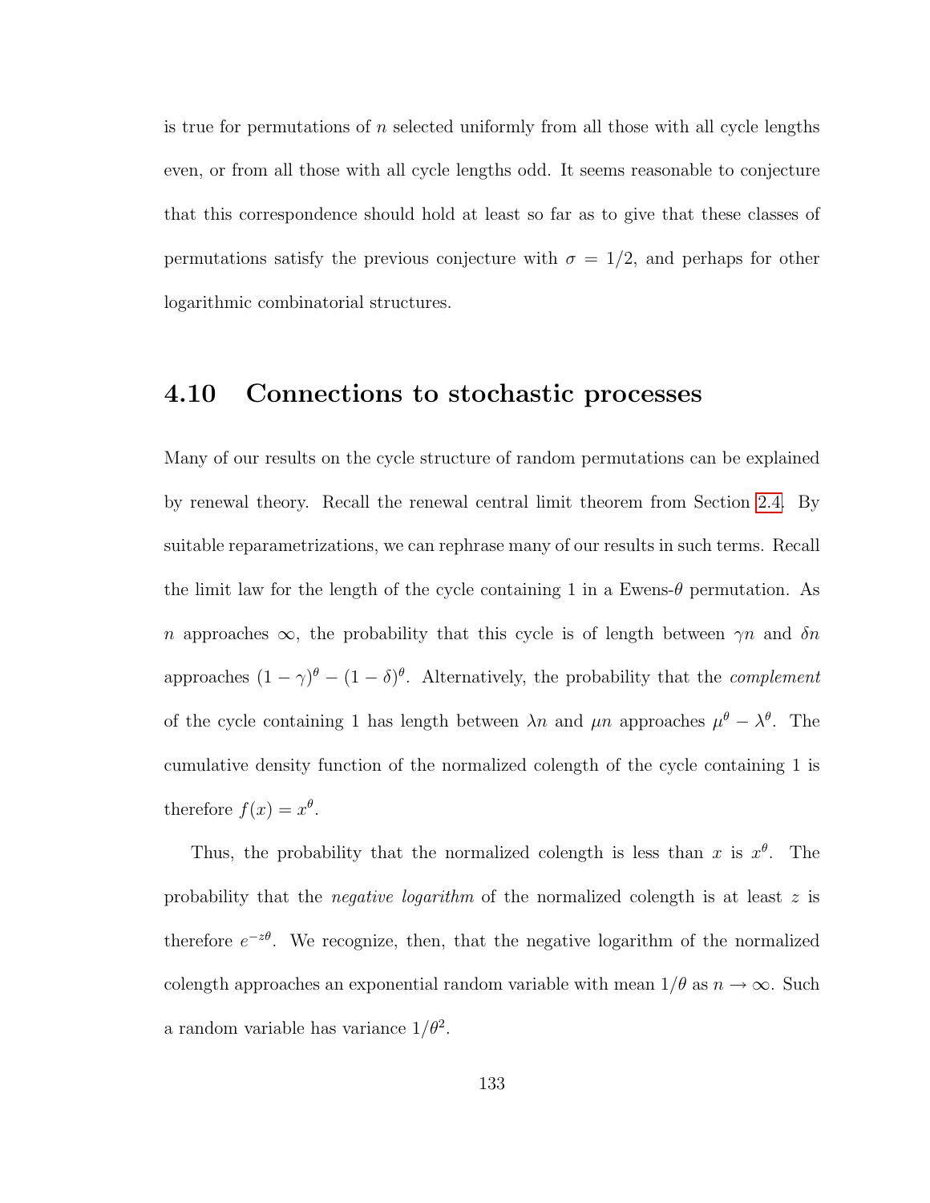is true for permutations of $n$ selected uniformly from all those with all cycle lengths even, or from all those with all cycle lengths odd. It seems reasonable to conjecture that this correspondence should hold at least so far as to give that these classes of permutations satisfy the previous conjecture with $\sigma = 1/2$, and perhaps for other logarithmic combinatorial structures.

## 4.10 Connections to stochastic processes

Many of our results on the cycle structure of random permutations can be explained by renewal theory. Recall the renewal central limit theorem from Section 2.4. By suitable reparametrizations, we can rephrase many of our results in such terms. Recall the limit law for the length of the cycle containing 1 in a Ewens-$\theta$ permutation. As $n$ approaches $\infty$, the probability that this cycle is of length between $\gamma n$ and $\delta n$ approaches $(1-\gamma)^\theta - (1-\delta)^\theta$. Alternatively, the probability that the *complement* of the cycle containing 1 has length between $\lambda n$ and $\mu n$ approaches $\mu^\theta - \lambda^\theta$. The cumulative density function of the normalized colength of the cycle containing 1 is therefore $f(x) = x^\theta$.

Thus, the probability that the normalized colength is less than $x$ is $x^\theta$. The probability that the *negative logarithm* of the normalized colength is at least $z$ is therefore $e^{-z\theta}$. We recognize, then, that the negative logarithm of the normalized colength approaches an exponential random variable with mean $1/\theta$ as $n \to \infty$. Such a random variable has variance $1/\theta^2$.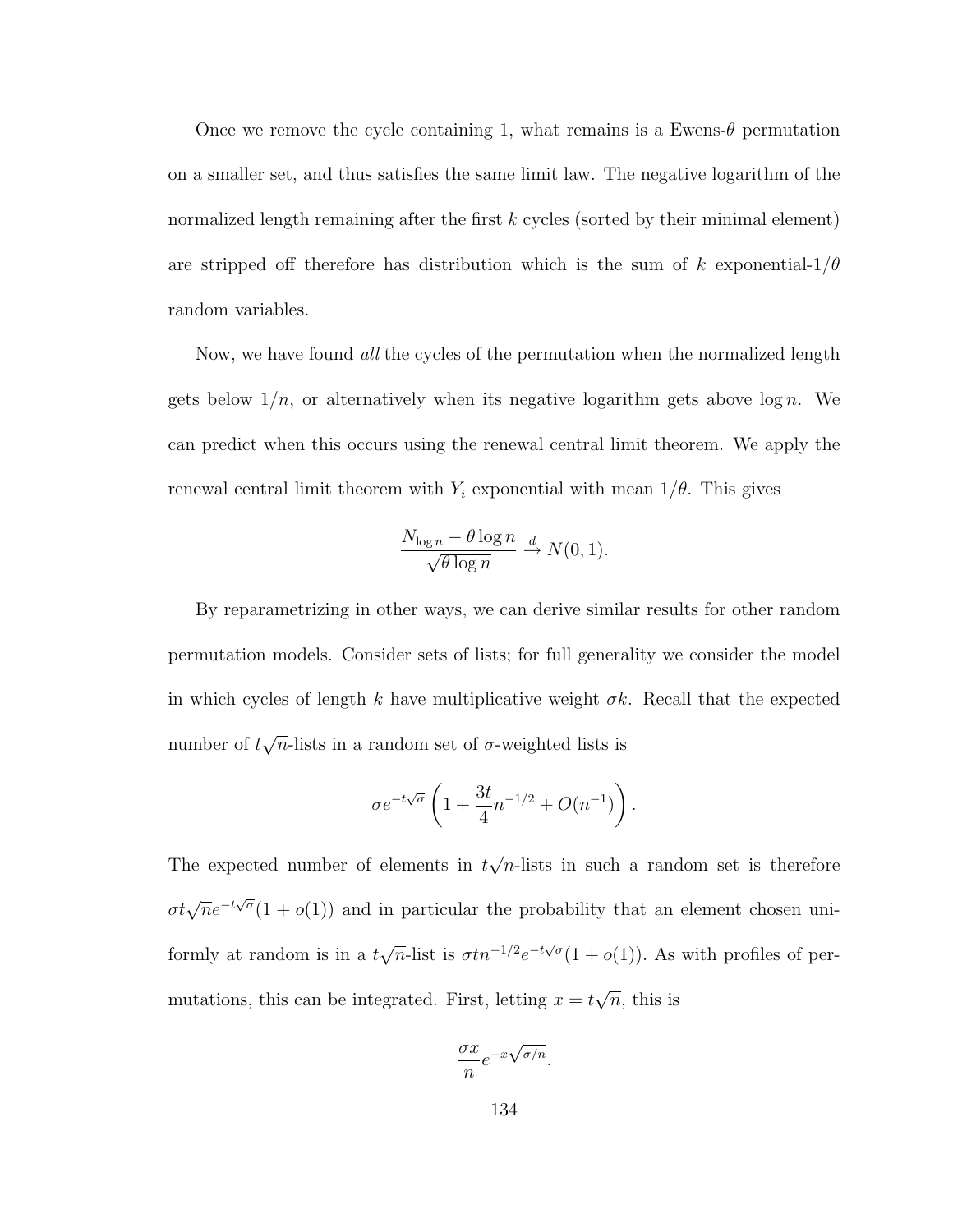Once we remove the cycle containing 1, what remains is a Ewens-$\theta$ permutation on a smaller set, and thus satisfies the same limit law. The negative logarithm of the normalized length remaining after the first $k$ cycles (sorted by their minimal element) are stripped off therefore has distribution which is the sum of $k$ exponential-$1/\theta$ random variables.

Now, we have found *all* the cycles of the permutation when the normalized length gets below $1/n$, or alternatively when its negative logarithm gets above $\log n$. We can predict when this occurs using the renewal central limit theorem. We apply the renewal central limit theorem with $Y_i$ exponential with mean $1/\theta$. This gives

$$\frac{N_{\log n} - \theta \log n}{\sqrt{\theta \log n}} \xrightarrow{d} N(0, 1).$$

By reparametrizing in other ways, we can derive similar results for other random permutation models. Consider sets of lists; for full generality we consider the model in which cycles of length $k$ have multiplicative weight $\sigma k$. Recall that the expected number of $t\sqrt{n}$-lists in a random set of $\sigma$-weighted lists is

$$\sigma e^{-t\sqrt{\sigma}} \left(1 + \frac{3t}{4} n^{-1/2} + O(n^{-1})\right).$$

The expected number of elements in $t\sqrt{n}$-lists in such a random set is therefore $\sigma t \sqrt{n} e^{-t\sqrt{\sigma}}(1 + o(1))$ and in particular the probability that an element chosen uniformly at random is in a $t\sqrt{n}$-list is $\sigma t n^{-1/2} e^{-t\sqrt{\sigma}}(1 + o(1))$. As with profiles of permutations, this can be integrated. First, letting $x = t\sqrt{n}$, this is

$$\frac{\sigma x}{n} e^{-x\sqrt{\sigma/n}}.$$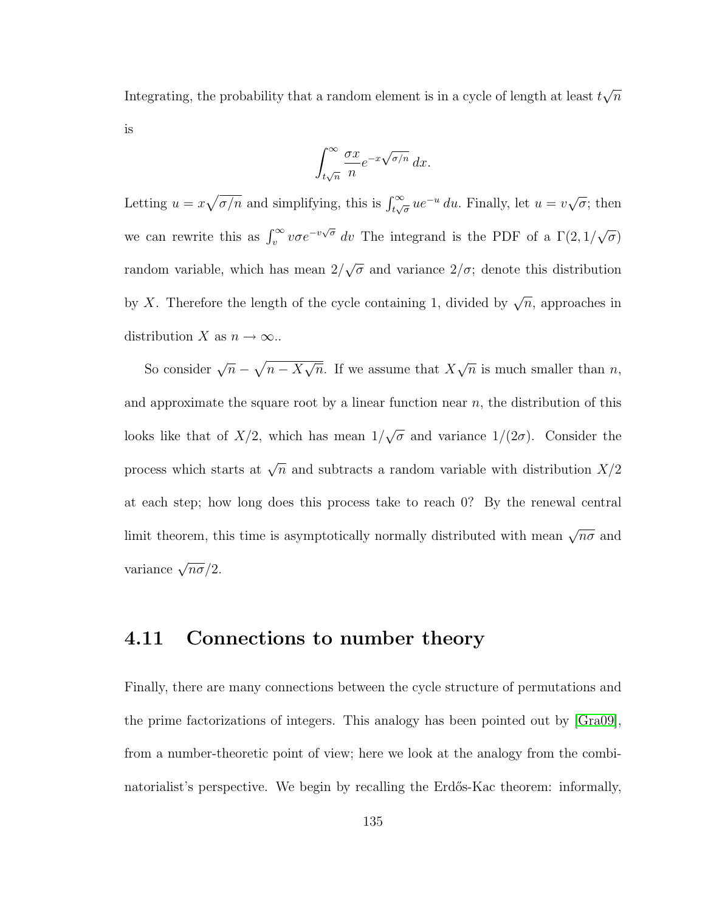Integrating, the probability that a random element is in a cycle of length at least $t\sqrt{n}$ is

$$\int_{t\sqrt{n}}^{\infty} \frac{\sigma x}{n} e^{-x\sqrt{\sigma/n}}\, dx.$$

Letting $u = x\sqrt{\sigma/n}$ and simplifying, this is $\int_{t\sqrt{\sigma}}^{\infty} ue^{-u}\, du$. Finally, let $u = v\sqrt{\sigma}$; then we can rewrite this as $\int_{v}^{\infty} v\sigma e^{-v\sqrt{\sigma}}\, dv$ The integrand is the PDF of a $\Gamma(2, 1/\sqrt{\sigma})$ random variable, which has mean $2/\sqrt{\sigma}$ and variance $2/\sigma$; denote this distribution by $X$. Therefore the length of the cycle containing 1, divided by $\sqrt{n}$, approaches in distribution $X$ as $n \to \infty$..

So consider $\sqrt{n} - \sqrt{n - X\sqrt{n}}$. If we assume that $X\sqrt{n}$ is much smaller than $n$, and approximate the square root by a linear function near $n$, the distribution of this looks like that of $X/2$, which has mean $1/\sqrt{\sigma}$ and variance $1/(2\sigma)$. Consider the process which starts at $\sqrt{n}$ and subtracts a random variable with distribution $X/2$ at each step; how long does this process take to reach 0? By the renewal central limit theorem, this time is asymptotically normally distributed with mean $\sqrt{n\sigma}$ and variance $\sqrt{n\sigma}/2$.

## 4.11 Connections to number theory

Finally, there are many connections between the cycle structure of permutations and the prime factorizations of integers. This analogy has been pointed out by [Gra09], from a number-theoretic point of view; here we look at the analogy from the combinatorialist's perspective. We begin by recalling the Erdős-Kac theorem: informally,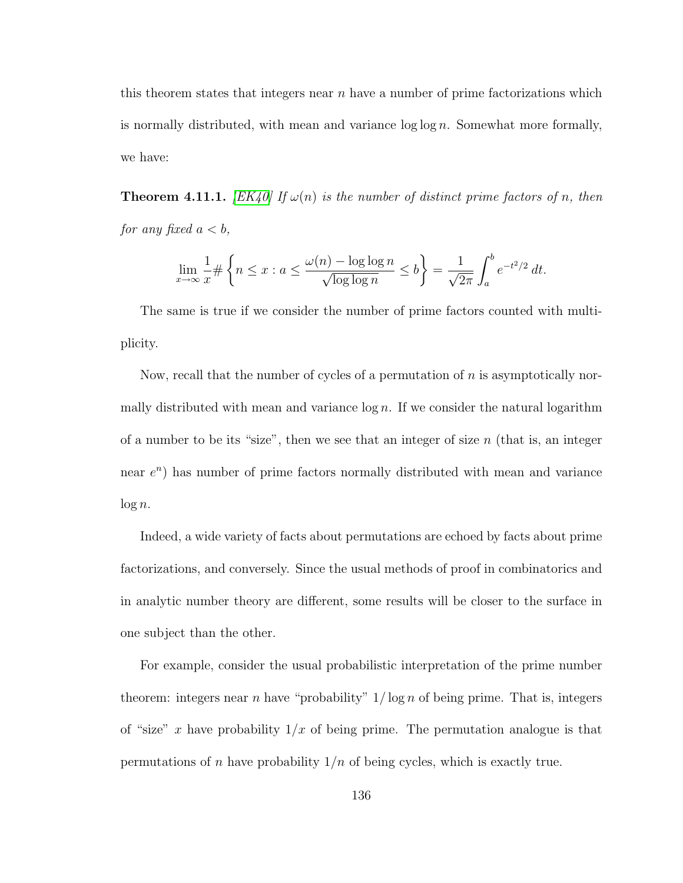this theorem states that integers near $n$ have a number of prime factorizations which is normally distributed, with mean and variance $\log \log n$. Somewhat more formally, we have:

**Theorem 4.11.1.** *[EK40] If $\omega(n)$ is the number of distinct prime factors of $n$, then for any fixed $a < b$,*

$$\lim_{x \to \infty} \frac{1}{x} \# \left\{ n \leq x : a \leq \frac{\omega(n) - \log \log n}{\sqrt{\log \log n}} \leq b \right\} = \frac{1}{\sqrt{2\pi}} \int_a^b e^{-t^2/2} \, dt.$$

The same is true if we consider the number of prime factors counted with multiplicity.

Now, recall that the number of cycles of a permutation of $n$ is asymptotically normally distributed with mean and variance $\log n$. If we consider the natural logarithm of a number to be its "size", then we see that an integer of size $n$ (that is, an integer near $e^n$) has number of prime factors normally distributed with mean and variance $\log n$.

Indeed, a wide variety of facts about permutations are echoed by facts about prime factorizations, and conversely. Since the usual methods of proof in combinatorics and in analytic number theory are different, some results will be closer to the surface in one subject than the other.

For example, consider the usual probabilistic interpretation of the prime number theorem: integers near $n$ have "probability" $1/\log n$ of being prime. That is, integers of "size" $x$ have probability $1/x$ of being prime. The permutation analogue is that permutations of $n$ have probability $1/n$ of being cycles, which is exactly true.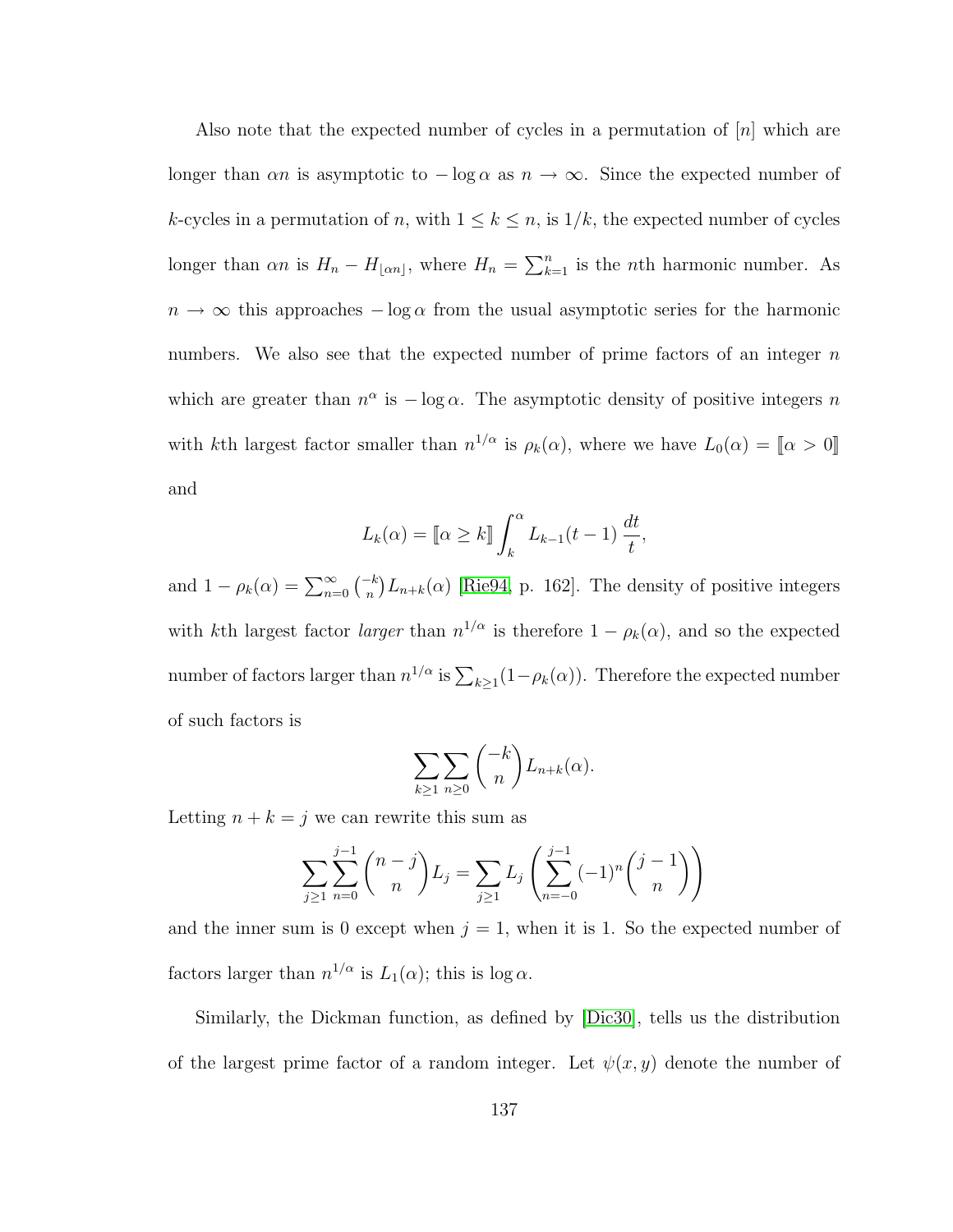Also note that the expected number of cycles in a permutation of $[n]$ which are longer than $\alpha n$ is asymptotic to $-\log \alpha$ as $n \to \infty$. Since the expected number of $k$-cycles in a permutation of $n$, with $1 \leq k \leq n$, is $1/k$, the expected number of cycles longer than $\alpha n$ is $H_n - H_{\lfloor \alpha n \rfloor}$, where $H_n = \sum_{k=1}^{n}$ is the $n$th harmonic number. As $n \to \infty$ this approaches $-\log \alpha$ from the usual asymptotic series for the harmonic numbers. We also see that the expected number of prime factors of an integer $n$ which are greater than $n^\alpha$ is $-\log \alpha$. The asymptotic density of positive integers $n$ with $k$th largest factor smaller than $n^{1/\alpha}$ is $\rho_k(\alpha)$, where we have $L_0(\alpha) = [\![\alpha > 0]\!]$ and

$$L_k(\alpha) = [\![\alpha \geq k]\!] \int_k^\alpha L_{k-1}(t-1) \, \frac{dt}{t},$$

and $1 - \rho_k(\alpha) = \sum_{n=0}^{\infty} \binom{-k}{n} L_{n+k}(\alpha)$ [Rie94, p. 162]. The density of positive integers with $k$th largest factor *larger* than $n^{1/\alpha}$ is therefore $1 - \rho_k(\alpha)$, and so the expected number of factors larger than $n^{1/\alpha}$ is $\sum_{k \geq 1}(1 - \rho_k(\alpha))$. Therefore the expected number of such factors is

$$\sum_{k \geq 1} \sum_{n \geq 0} \binom{-k}{n} L_{n+k}(\alpha).$$

Letting $n + k = j$ we can rewrite this sum as

$$\sum_{j \geq 1} \sum_{n=0}^{j-1} \binom{n-j}{n} L_j = \sum_{j \geq 1} L_j \left( \sum_{n=-0}^{j-1} (-1)^n \binom{j-1}{n} \right)$$

and the inner sum is 0 except when $j = 1$, when it is 1. So the expected number of factors larger than $n^{1/\alpha}$ is $L_1(\alpha)$; this is $\log \alpha$.

Similarly, the Dickman function, as defined by [Dic30], tells us the distribution of the largest prime factor of a random integer. Let $\psi(x, y)$ denote the number of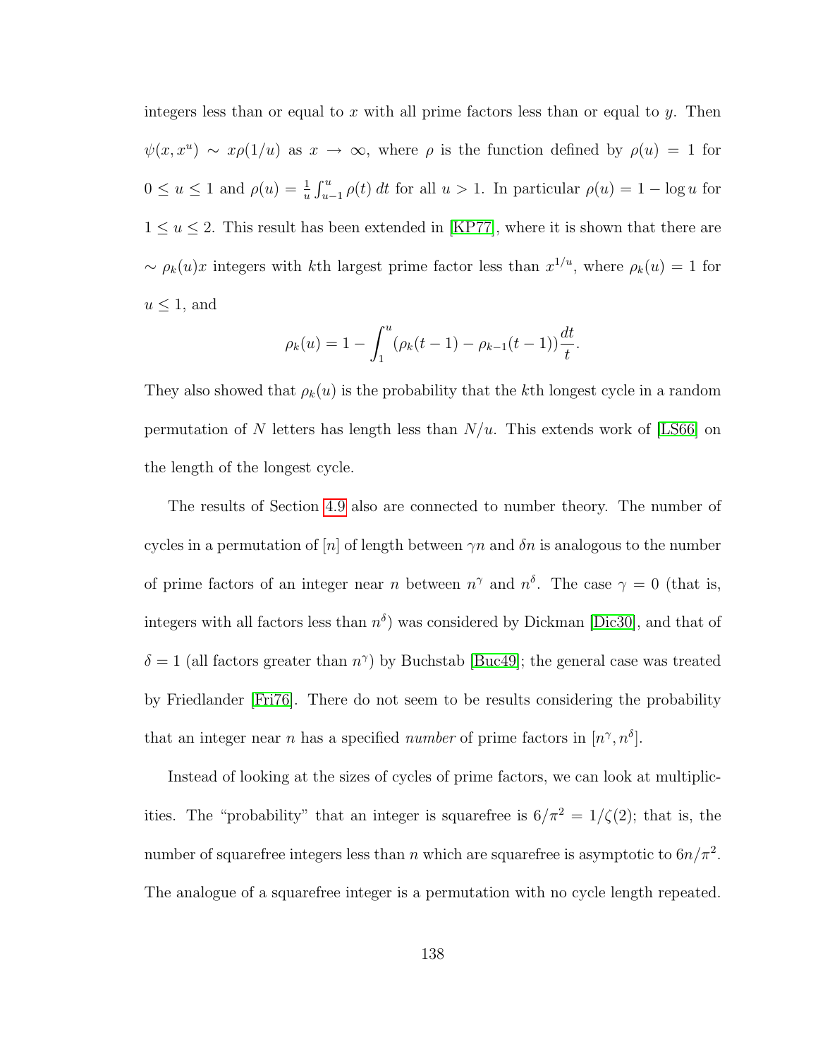integers less than or equal to $x$ with all prime factors less than or equal to $y$. Then $\psi(x, x^u) \sim x\rho(1/u)$ as $x \to \infty$, where $\rho$ is the function defined by $\rho(u) = 1$ for $0 \leq u \leq 1$ and $\rho(u) = \frac{1}{u}\int_{u-1}^{u} \rho(t)\,dt$ for all $u > 1$. In particular $\rho(u) = 1 - \log u$ for $1 \leq u \leq 2$. This result has been extended in [KP77], where it is shown that there are $\sim \rho_k(u)x$ integers with $k$th largest prime factor less than $x^{1/u}$, where $\rho_k(u) = 1$ for $u \leq 1$, and

$$\rho_k(u) = 1 - \int_1^u (\rho_k(t-1) - \rho_{k-1}(t-1))\frac{dt}{t}.$$

They also showed that $\rho_k(u)$ is the probability that the $k$th longest cycle in a random permutation of $N$ letters has length less than $N/u$. This extends work of [LS66] on the length of the longest cycle.

The results of Section 4.9 also are connected to number theory. The number of cycles in a permutation of $[n]$ of length between $\gamma n$ and $\delta n$ is analogous to the number of prime factors of an integer near $n$ between $n^\gamma$ and $n^\delta$. The case $\gamma = 0$ (that is, integers with all factors less than $n^\delta$) was considered by Dickman [Dic30], and that of $\delta = 1$ (all factors greater than $n^\gamma$) by Buchstab [Buc49]; the general case was treated by Friedlander [Fri76]. There do not seem to be results considering the probability that an integer near $n$ has a specified *number* of prime factors in $[n^\gamma, n^\delta]$.

Instead of looking at the sizes of cycles of prime factors, we can look at multiplicities. The "probability" that an integer is squarefree is $6/\pi^2 = 1/\zeta(2)$; that is, the number of squarefree integers less than $n$ which are squarefree is asymptotic to $6n/\pi^2$. The analogue of a squarefree integer is a permutation with no cycle length repeated.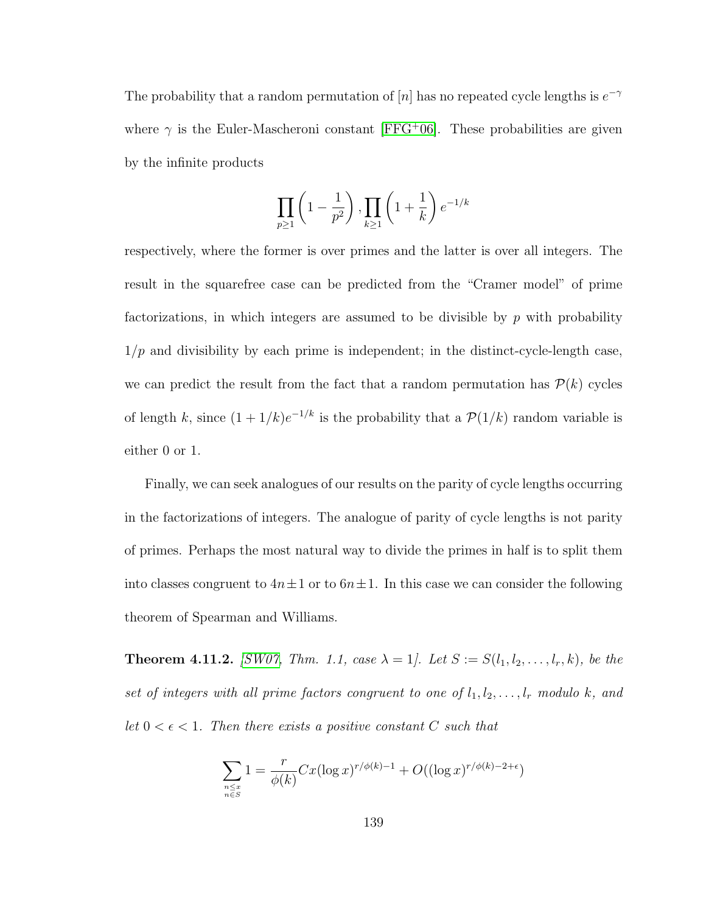The probability that a random permutation of $[n]$ has no repeated cycle lengths is $e^{-\gamma}$ where $\gamma$ is the Euler-Mascheroni constant [FFG+06]. These probabilities are given by the infinite products

$$\prod_{p\geq 1}\left(1-\frac{1}{p^2}\right), \prod_{k\geq 1}\left(1+\frac{1}{k}\right)e^{-1/k}$$

respectively, where the former is over primes and the latter is over all integers. The result in the squarefree case can be predicted from the "Cramer model" of prime factorizations, in which integers are assumed to be divisible by $p$ with probability $1/p$ and divisibility by each prime is independent; in the distinct-cycle-length case, we can predict the result from the fact that a random permutation has $\mathcal{P}(k)$ cycles of length $k$, since $(1+1/k)e^{-1/k}$ is the probability that a $\mathcal{P}(1/k)$ random variable is either 0 or 1.

Finally, we can seek analogues of our results on the parity of cycle lengths occurring in the factorizations of integers. The analogue of parity of cycle lengths is not parity of primes. Perhaps the most natural way to divide the primes in half is to split them into classes congruent to $4n\pm 1$ or to $6n\pm 1$. In this case we can consider the following theorem of Spearman and Williams.

**Theorem 4.11.2.** *[SW07, Thm. 1.1, case $\lambda = 1$]. Let $S := S(l_1, l_2, \ldots, l_r, k)$, be the set of integers with all prime factors congruent to one of $l_1, l_2, \ldots, l_r$ modulo $k$, and let $0 < \epsilon < 1$. Then there exists a positive constant $C$ such that*

$$\sum_{\substack{n\leq x\\ n\in S}} 1 = \frac{r}{\phi(k)}Cx(\log x)^{r/\phi(k)-1} + O((\log x)^{r/\phi(k)-2+\epsilon})$$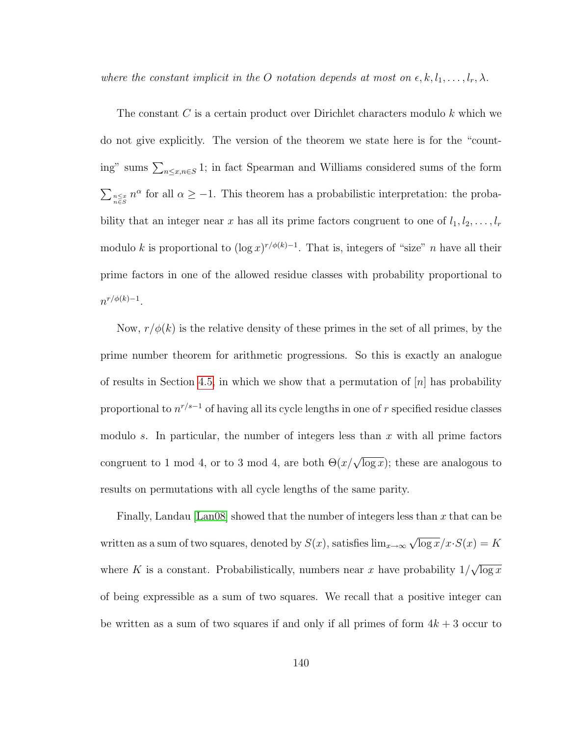*where the constant implicit in the $O$ notation depends at most on $\epsilon, k, l_1, \ldots, l_r, \lambda$.*

The constant $C$ is a certain product over Dirichlet characters modulo $k$ which we do not give explicitly. The version of the theorem we state here is for the "counting" sums $\sum_{n \leq x, n \in S} 1$; in fact Spearman and Williams considered sums of the form $\sum_{\substack{n \leq x \\ n \in S}} n^\alpha$ for all $\alpha \geq -1$. This theorem has a probabilistic interpretation: the probability that an integer near $x$ has all its prime factors congruent to one of $l_1, l_2, \ldots, l_r$ modulo $k$ is proportional to $(\log x)^{r/\phi(k)-1}$. That is, integers of "size" $n$ have all their prime factors in one of the allowed residue classes with probability proportional to $n^{r/\phi(k)-1}$.

Now, $r/\phi(k)$ is the relative density of these primes in the set of all primes, by the prime number theorem for arithmetic progressions. So this is exactly an analogue of results in Section 4.5, in which we show that a permutation of $[n]$ has probability proportional to $n^{r/s-1}$ of having all its cycle lengths in one of $r$ specified residue classes modulo $s$. In particular, the number of integers less than $x$ with all prime factors congruent to 1 mod 4, or to 3 mod 4, are both $\Theta(x/\sqrt{\log x})$; these are analogous to results on permutations with all cycle lengths of the same parity.

Finally, Landau [Lan08] showed that the number of integers less than $x$ that can be written as a sum of two squares, denoted by $S(x)$, satisfies $\lim_{x\to\infty} \sqrt{\log x}/x \cdot S(x) = K$ where $K$ is a constant. Probabilistically, numbers near $x$ have probability $1/\sqrt{\log x}$ of being expressible as a sum of two squares. We recall that a positive integer can be written as a sum of two squares if and only if all primes of form $4k+3$ occur to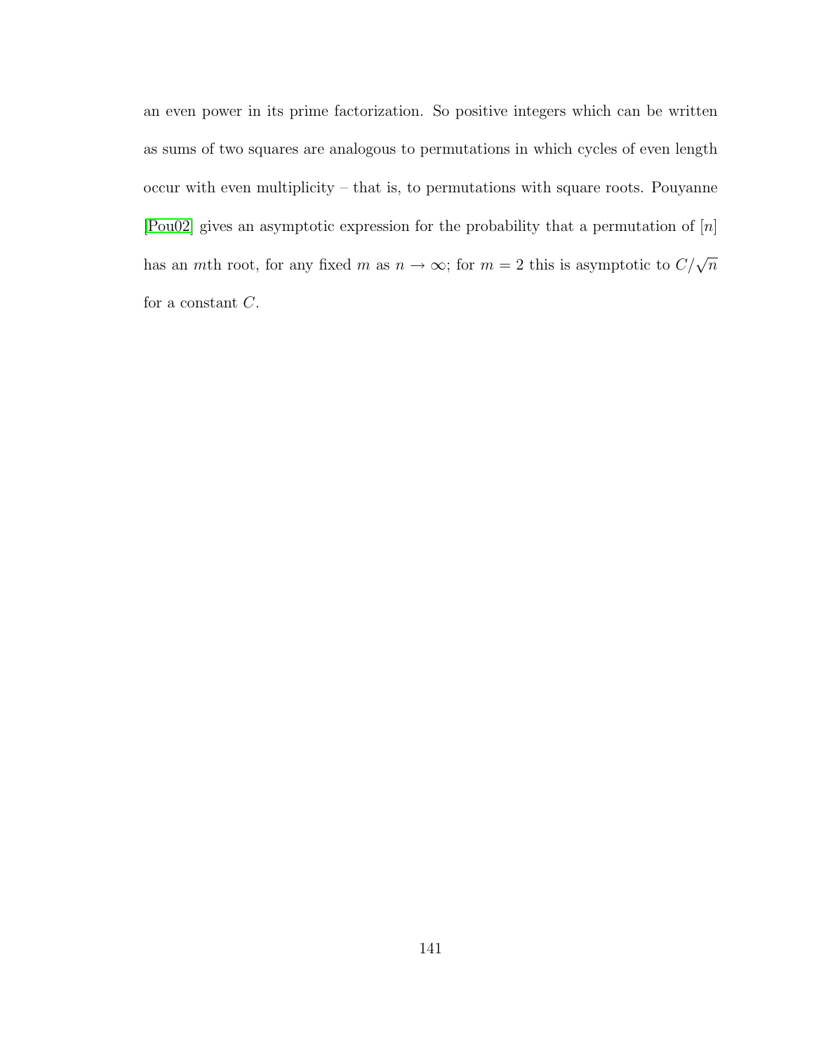an even power in its prime factorization. So positive integers which can be written as sums of two squares are analogous to permutations in which cycles of even length occur with even multiplicity – that is, to permutations with square roots. Pouyanne [Pou02] gives an asymptotic expression for the probability that a permutation of $[n]$ has an $m$th root, for any fixed $m$ as $n \to \infty$; for $m = 2$ this is asymptotic to $C/\sqrt{n}$ for a constant $C$.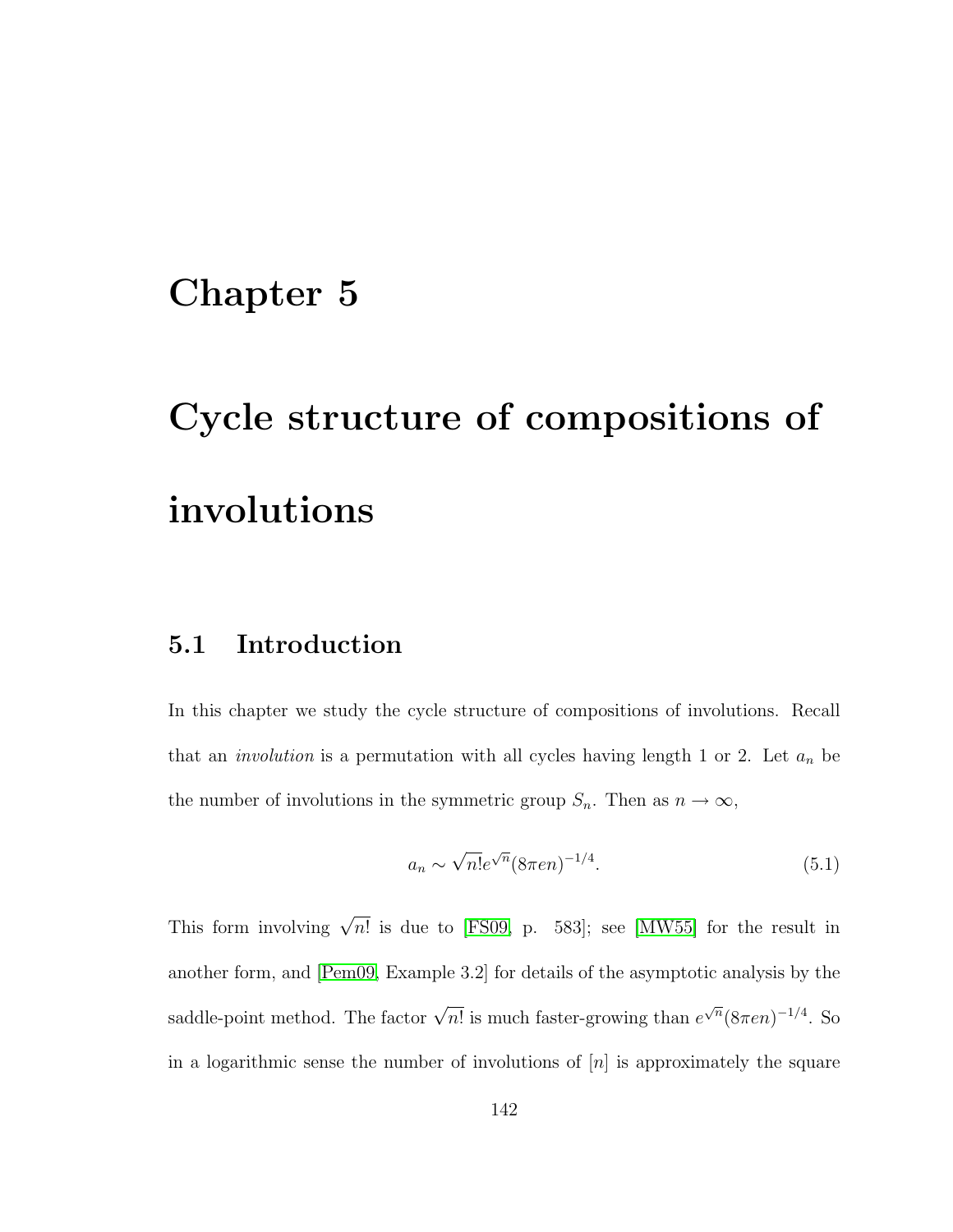# Chapter 5

# Cycle structure of compositions of involutions

## 5.1 Introduction

In this chapter we study the cycle structure of compositions of involutions. Recall that an *involution* is a permutation with all cycles having length 1 or 2. Let $a_n$ be the number of involutions in the symmetric group $S_n$. Then as $n \to \infty$,

$$a_n \sim \sqrt{n!} e^{\sqrt{n}} (8\pi e n)^{-1/4}. \tag{5.1}$$

This form involving $\sqrt{n!}$ is due to [FS09, p. 583]; see [MW55] for the result in another form, and [Pem09, Example 3.2] for details of the asymptotic analysis by the saddle-point method. The factor $\sqrt{n!}$ is much faster-growing than $e^{\sqrt{n}}(8\pi e n)^{-1/4}$. So in a logarithmic sense the number of involutions of $[n]$ is approximately the square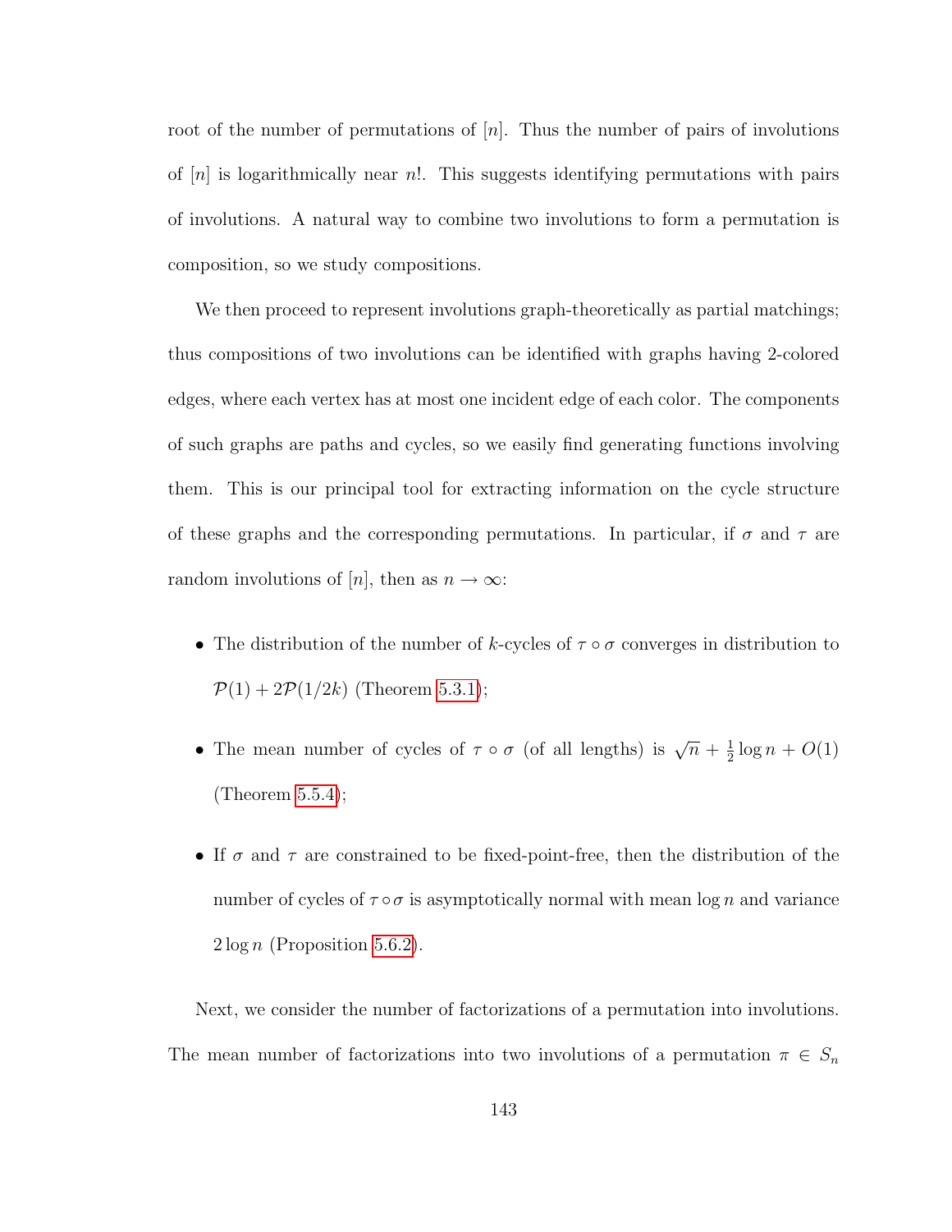root of the number of permutations of $[n]$. Thus the number of pairs of involutions of $[n]$ is logarithmically near $n!$. This suggests identifying permutations with pairs of involutions. A natural way to combine two involutions to form a permutation is composition, so we study compositions.

We then proceed to represent involutions graph-theoretically as partial matchings; thus compositions of two involutions can be identified with graphs having 2-colored edges, where each vertex has at most one incident edge of each color. The components of such graphs are paths and cycles, so we easily find generating functions involving them. This is our principal tool for extracting information on the cycle structure of these graphs and the corresponding permutations. In particular, if $\sigma$ and $\tau$ are random involutions of $[n]$, then as $n \to \infty$:

- The distribution of the number of $k$-cycles of $\tau \circ \sigma$ converges in distribution to $\mathcal{P}(1) + 2\mathcal{P}(1/2k)$ (Theorem 5.3.1);
- The mean number of cycles of $\tau \circ \sigma$ (of all lengths) is $\sqrt{n} + \frac{1}{2}\log n + O(1)$ (Theorem 5.5.4);
- If $\sigma$ and $\tau$ are constrained to be fixed-point-free, then the distribution of the number of cycles of $\tau \circ \sigma$ is asymptotically normal with mean $\log n$ and variance $2 \log n$ (Proposition 5.6.2).

Next, we consider the number of factorizations of a permutation into involutions. The mean number of factorizations into two involutions of a permutation $\pi \in S_n$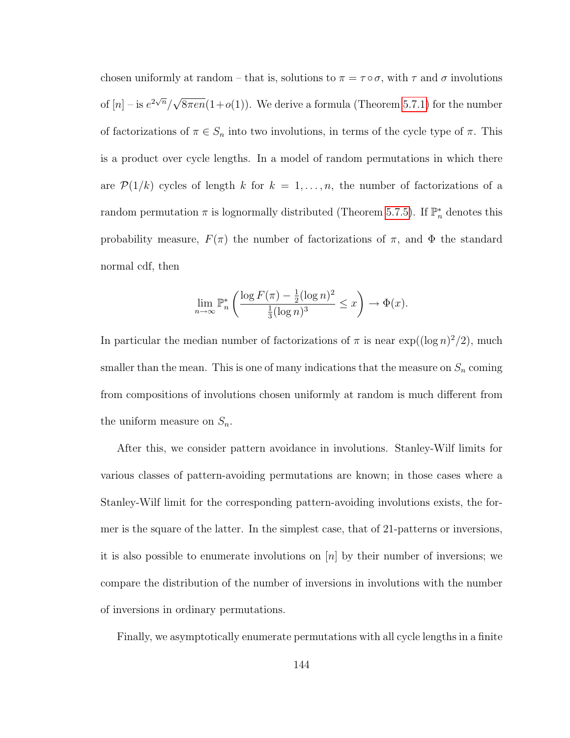chosen uniformly at random – that is, solutions to $\pi = \tau \circ \sigma$, with $\tau$ and $\sigma$ involutions of $[n]$ – is $e^{2\sqrt{n}}/\sqrt{8\pi e n}(1+o(1))$. We derive a formula (Theorem 5.7.1) for the number of factorizations of $\pi \in S_n$ into two involutions, in terms of the cycle type of $\pi$. This is a product over cycle lengths. In a model of random permutations in which there are $\mathcal{P}(1/k)$ cycles of length $k$ for $k = 1, \ldots, n$, the number of factorizations of a random permutation $\pi$ is lognormally distributed (Theorem 5.7.5). If $\mathbb{P}_n^*$ denotes this probability measure, $F(\pi)$ the number of factorizations of $\pi$, and $\Phi$ the standard normal cdf, then

$$\lim_{n\to\infty} \mathbb{P}_n^* \left( \frac{\log F(\pi) - \frac{1}{2}(\log n)^2}{\frac{1}{3}(\log n)^3} \leq x \right) \to \Phi(x).$$

In particular the median number of factorizations of $\pi$ is near $\exp((\log n)^2/2)$, much smaller than the mean. This is one of many indications that the measure on $S_n$ coming from compositions of involutions chosen uniformly at random is much different from the uniform measure on $S_n$.

After this, we consider pattern avoidance in involutions. Stanley-Wilf limits for various classes of pattern-avoiding permutations are known; in those cases where a Stanley-Wilf limit for the corresponding pattern-avoiding involutions exists, the former is the square of the latter. In the simplest case, that of 21-patterns or inversions, it is also possible to enumerate involutions on $[n]$ by their number of inversions; we compare the distribution of the number of inversions in involutions with the number of inversions in ordinary permutations.

Finally, we asymptotically enumerate permutations with all cycle lengths in a finite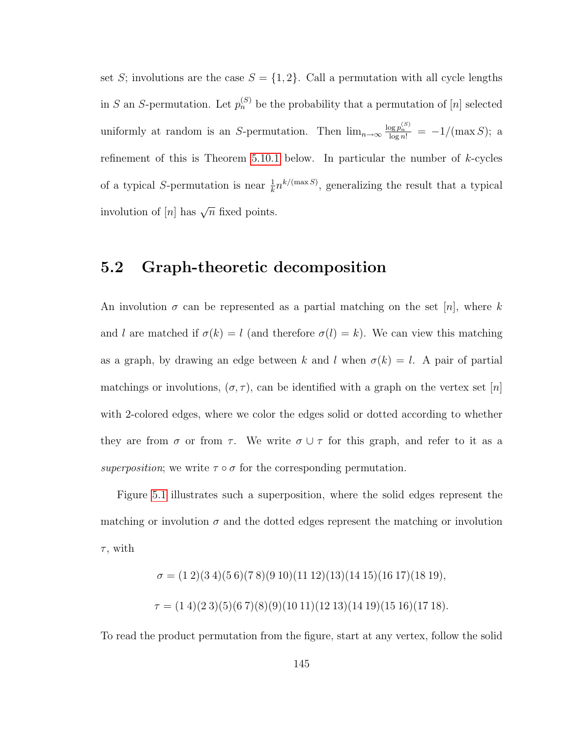set $S$; involutions are the case $S = \{1, 2\}$. Call a permutation with all cycle lengths in $S$ an $S$-permutation. Let $p_n^{(S)}$ be the probability that a permutation of $[n]$ selected uniformly at random is an $S$-permutation. Then $\lim_{n\to\infty} \frac{\log p_n^{(S)}}{\log n!} = -1/(\max S)$; a refinement of this is Theorem 5.10.1 below. In particular the number of $k$-cycles of a typical $S$-permutation is near $\frac{1}{k} n^{k/(\max S)}$, generalizing the result that a typical involution of $[n]$ has $\sqrt{n}$ fixed points.

## 5.2 Graph-theoretic decomposition

An involution $\sigma$ can be represented as a partial matching on the set $[n]$, where $k$ and $l$ are matched if $\sigma(k) = l$ (and therefore $\sigma(l) = k$). We can view this matching as a graph, by drawing an edge between $k$ and $l$ when $\sigma(k) = l$. A pair of partial matchings or involutions, $(\sigma, \tau)$, can be identified with a graph on the vertex set $[n]$ with 2-colored edges, where we color the edges solid or dotted according to whether they are from $\sigma$ or from $\tau$. We write $\sigma \cup \tau$ for this graph, and refer to it as a *superposition*; we write $\tau \circ \sigma$ for the corresponding permutation.

Figure 5.1 illustrates such a superposition, where the solid edges represent the matching or involution $\sigma$ and the dotted edges represent the matching or involution $\tau$, with

$$\sigma = (1\,2)(3\,4)(5\,6)(7\,8)(9\,10)(11\,12)(13)(14\,15)(16\,17)(18\,19),$$

$$\tau = (1\,4)(2\,3)(5)(6\,7)(8)(9)(10\,11)(12\,13)(14\,19)(15\,16)(17\,18).$$

To read the product permutation from the figure, start at any vertex, follow the solid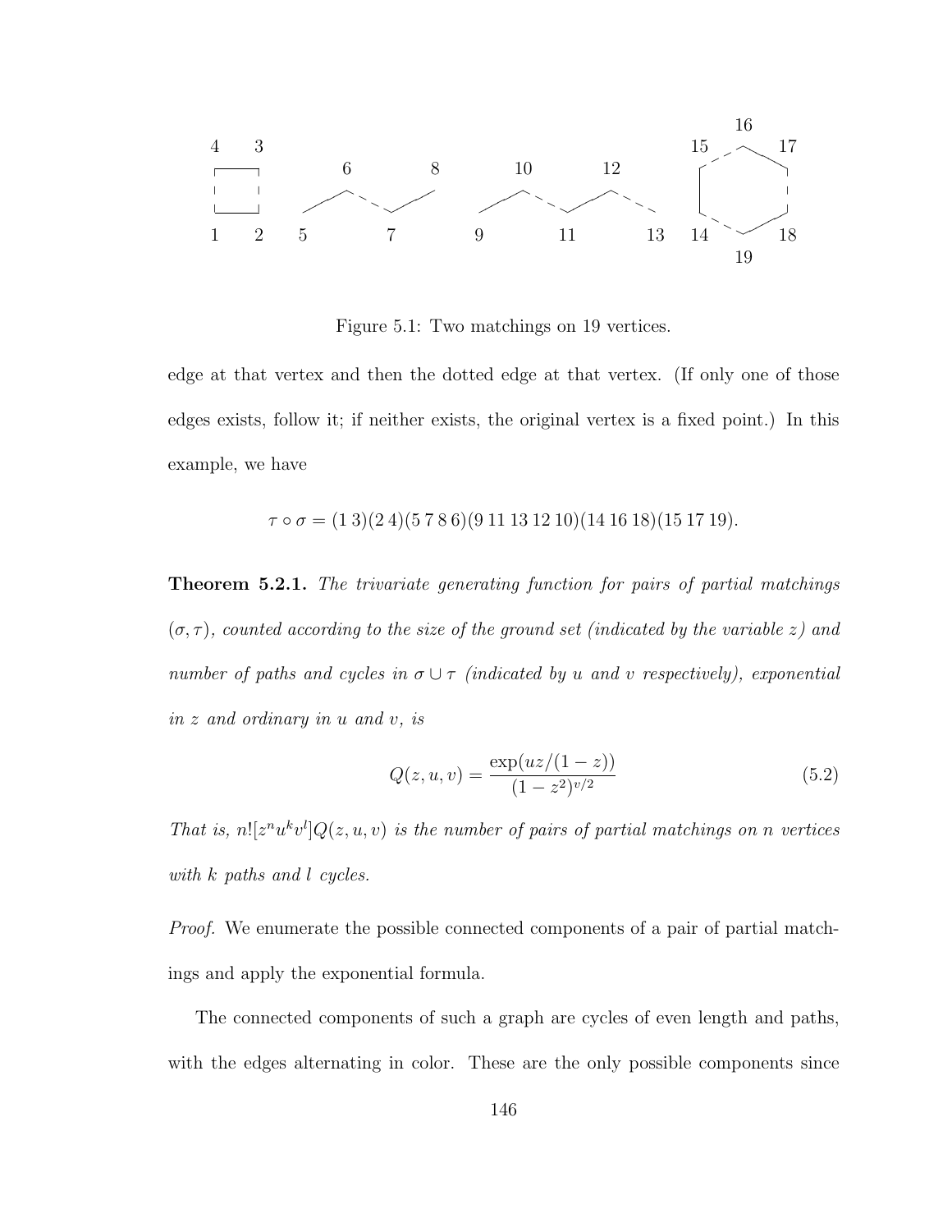4 3

1 2

5 6 7 8

9 10 11 12 13

14 15 16 17 18 19

Figure 5.1: Two matchings on 19 vertices.

edge at that vertex and then the dotted edge at that vertex. (If only one of those edges exists, follow it; if neither exists, the original vertex is a fixed point.) In this example, we have

$$\tau \circ \sigma = (1\,3)(2\,4)(5\,7\,8\,6)(9\,11\,13\,12\,10)(14\,16\,18)(15\,17\,19).$$

**Theorem 5.2.1.** *The trivariate generating function for pairs of partial matchings $(\sigma, \tau)$, counted according to the size of the ground set (indicated by the variable $z$) and number of paths and cycles in $\sigma \cup \tau$ (indicated by $u$ and $v$ respectively), exponential in $z$ and ordinary in $u$ and $v$, is*

$$Q(z, u, v) = \frac{\exp(uz/(1-z))}{(1-z^2)^{v/2}} \tag{5.2}$$

*That is, $n![z^n u^k v^l]Q(z, u, v)$ is the number of pairs of partial matchings on $n$ vertices with $k$ paths and $l$ cycles.*

*Proof.* We enumerate the possible connected components of a pair of partial matchings and apply the exponential formula.

The connected components of such a graph are cycles of even length and paths, with the edges alternating in color. These are the only possible components since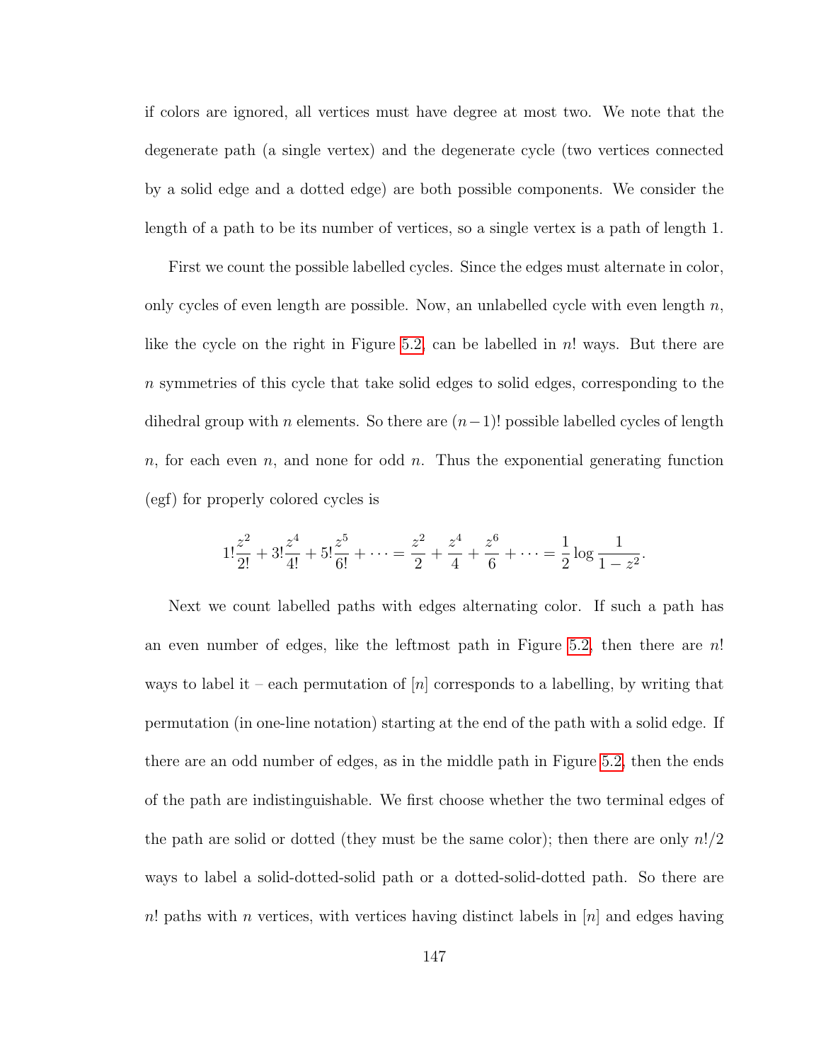if colors are ignored, all vertices must have degree at most two. We note that the degenerate path (a single vertex) and the degenerate cycle (two vertices connected by a solid edge and a dotted edge) are both possible components. We consider the length of a path to be its number of vertices, so a single vertex is a path of length 1.

First we count the possible labelled cycles. Since the edges must alternate in color, only cycles of even length are possible. Now, an unlabelled cycle with even length $n$, like the cycle on the right in Figure 5.2, can be labelled in $n!$ ways. But there are $n$ symmetries of this cycle that take solid edges to solid edges, corresponding to the dihedral group with $n$ elements. So there are $(n-1)!$ possible labelled cycles of length $n$, for each even $n$, and none for odd $n$. Thus the exponential generating function (egf) for properly colored cycles is

$$1!\frac{z^2}{2!} + 3!\frac{z^4}{4!} + 5!\frac{z^5}{6!} + \cdots = \frac{z^2}{2} + \frac{z^4}{4} + \frac{z^6}{6} + \cdots = \frac{1}{2}\log\frac{1}{1-z^2}.$$

Next we count labelled paths with edges alternating color. If such a path has an even number of edges, like the leftmost path in Figure 5.2, then there are $n!$ ways to label it – each permutation of $[n]$ corresponds to a labelling, by writing that permutation (in one-line notation) starting at the end of the path with a solid edge. If there are an odd number of edges, as in the middle path in Figure 5.2, then the ends of the path are indistinguishable. We first choose whether the two terminal edges of the path are solid or dotted (they must be the same color); then there are only $n!/2$ ways to label a solid-dotted-solid path or a dotted-solid-dotted path. So there are $n!$ paths with $n$ vertices, with vertices having distinct labels in $[n]$ and edges having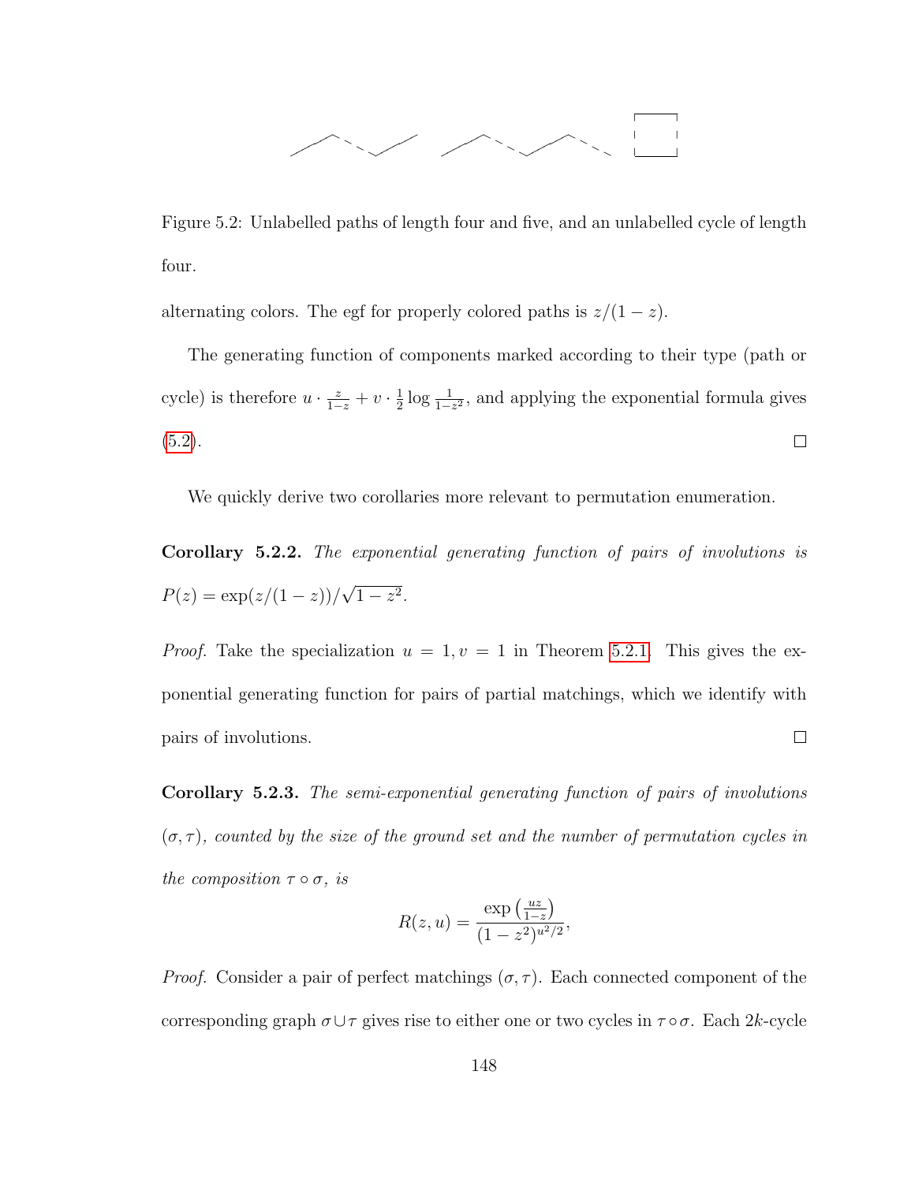Figure 5.2: Unlabelled paths of length four and five, and an unlabelled cycle of length four.

alternating colors. The egf for properly colored paths is $z/(1-z)$.

The generating function of components marked according to their type (path or cycle) is therefore $u \cdot \frac{z}{1-z} + v \cdot \frac{1}{2} \log \frac{1}{1-z^2}$, and applying the exponential formula gives (5.2). ☐

We quickly derive two corollaries more relevant to permutation enumeration.

**Corollary 5.2.2.** *The exponential generating function of pairs of involutions is* $P(z) = \exp(z/(1-z))/\sqrt{1-z^2}$.

*Proof.* Take the specialization $u = 1, v = 1$ in Theorem 5.2.1. This gives the exponential generating function for pairs of partial matchings, which we identify with pairs of involutions. ☐

**Corollary 5.2.3.** *The semi-exponential generating function of pairs of involutions* $(\sigma, \tau)$*, counted by the size of the ground set and the number of permutation cycles in the composition* $\tau \circ \sigma$*, is*

$$R(z, u) = \frac{\exp\left(\frac{uz}{1-z}\right)}{(1-z^2)^{u^2/2}},$$

*Proof.* Consider a pair of perfect matchings $(\sigma, \tau)$. Each connected component of the corresponding graph $\sigma \cup \tau$ gives rise to either one or two cycles in $\tau \circ \sigma$. Each $2k$-cycle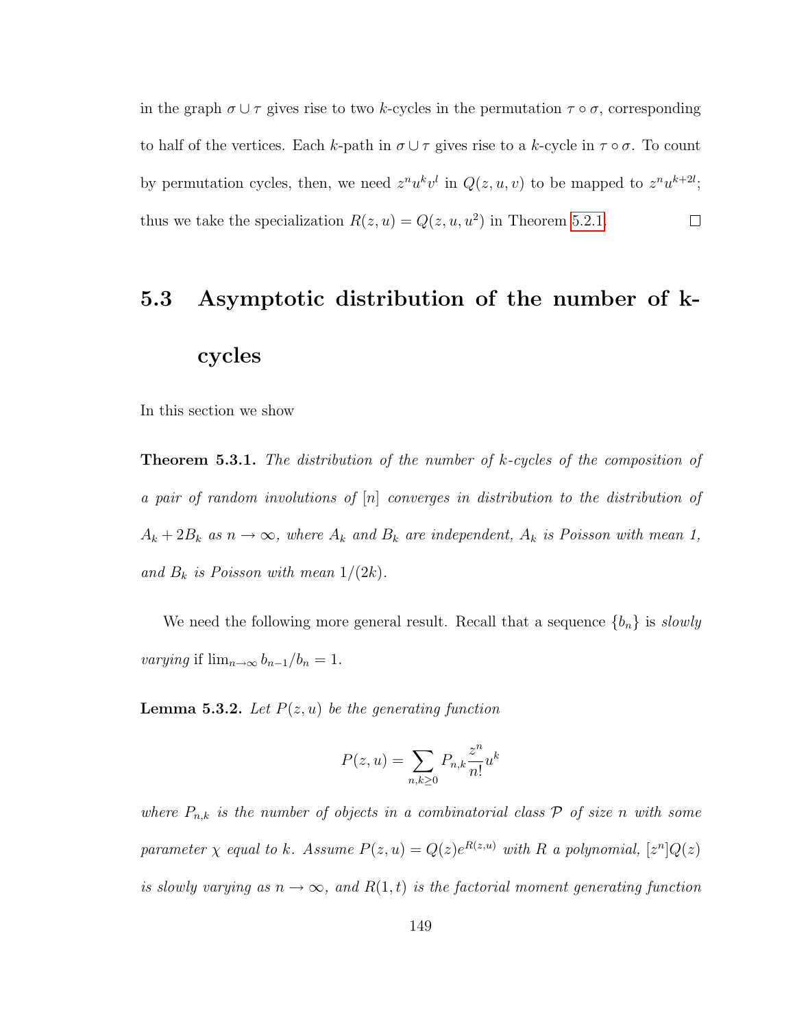in the graph $\sigma \cup \tau$ gives rise to two $k$-cycles in the permutation $\tau \circ \sigma$, corresponding to half of the vertices. Each $k$-path in $\sigma \cup \tau$ gives rise to a $k$-cycle in $\tau \circ \sigma$. To count by permutation cycles, then, we need $z^n u^k v^l$ in $Q(z, u, v)$ to be mapped to $z^n u^{k+2l}$; thus we take the specialization $R(z, u) = Q(z, u, u^2)$ in Theorem 5.2.1. ☐

## 5.3 Asymptotic distribution of the number of k-cycles

In this section we show

**Theorem 5.3.1.** *The distribution of the number of $k$-cycles of the composition of a pair of random involutions of $[n]$ converges in distribution to the distribution of $A_k + 2B_k$ as $n \to \infty$, where $A_k$ and $B_k$ are independent, $A_k$ is Poisson with mean 1, and $B_k$ is Poisson with mean $1/(2k)$.*

We need the following more general result. Recall that a sequence $\{b_n\}$ is *slowly varying* if $\lim_{n\to\infty} b_{n-1}/b_n = 1$.

**Lemma 5.3.2.** *Let $P(z, u)$ be the generating function*

$$P(z, u) = \sum_{n,k \geq 0} P_{n,k} \frac{z^n}{n!} u^k$$

*where $P_{n,k}$ is the number of objects in a combinatorial class $\mathcal{P}$ of size $n$ with some parameter $\chi$ equal to $k$. Assume $P(z, u) = Q(z)e^{R(z,u)}$ with $R$ a polynomial, $[z^n]Q(z)$ is slowly varying as $n \to \infty$, and $R(1, t)$ is the factorial moment generating function*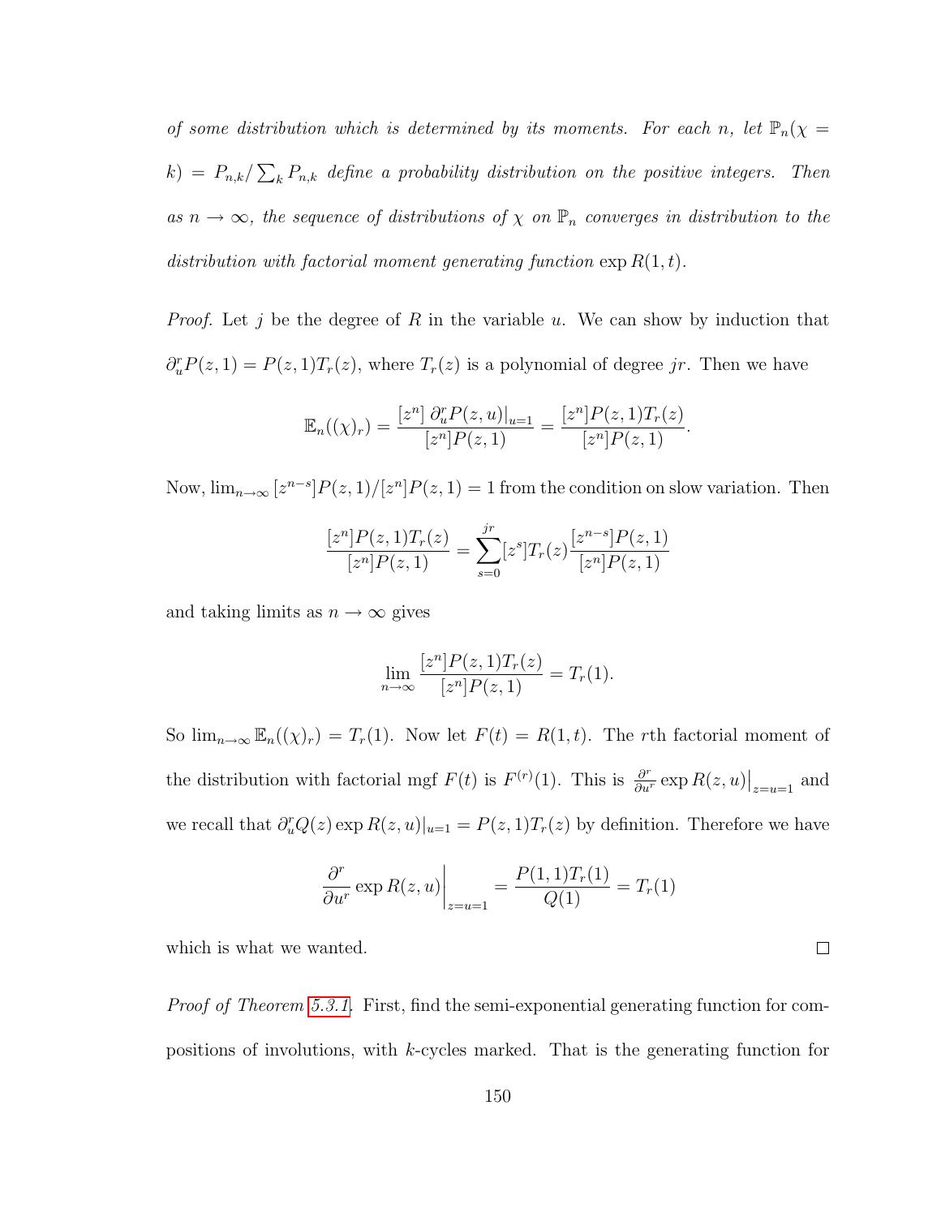*of some distribution which is determined by its moments. For each $n$, let $\mathbb{P}_n(\chi = k) = P_{n,k}/\sum_k P_{n,k}$ define a probability distribution on the positive integers. Then as $n \to \infty$, the sequence of distributions of $\chi$ on $\mathbb{P}_n$ converges in distribution to the distribution with factorial moment generating function $\exp R(1,t)$.*

*Proof.* Let $j$ be the degree of $R$ in the variable $u$. We can show by induction that $\partial_u^r P(z,1) = P(z,1)T_r(z)$, where $T_r(z)$ is a polynomial of degree $jr$. Then we have

$$\mathbb{E}_n((\chi)_r) = \frac{[z^n]\ \partial_u^r P(z,u)|_{u=1}}{[z^n]P(z,1)} = \frac{[z^n]P(z,1)T_r(z)}{[z^n]P(z,1)}.$$

Now, $\lim_{n\to\infty}[z^{n-s}]P(z,1)/[z^n]P(z,1) = 1$ from the condition on slow variation. Then

$$\frac{[z^n]P(z,1)T_r(z)}{[z^n]P(z,1)} = \sum_{s=0}^{jr}[z^s]T_r(z)\frac{[z^{n-s}]P(z,1)}{[z^n]P(z,1)}$$

and taking limits as $n \to \infty$ gives

$$\lim_{n\to\infty}\frac{[z^n]P(z,1)T_r(z)}{[z^n]P(z,1)} = T_r(1).$$

So $\lim_{n\to\infty}\mathbb{E}_n((\chi)_r) = T_r(1)$. Now let $F(t) = R(1,t)$. The $r$th factorial moment of the distribution with factorial mgf $F(t)$ is $F^{(r)}(1)$. This is $\frac{\partial^r}{\partial u^r}\exp R(z,u)\big|_{z=u=1}$ and we recall that $\partial_u^r Q(z)\exp R(z,u)|_{u=1} = P(z,1)T_r(z)$ by definition. Therefore we have

$$\frac{\partial^r}{\partial u^r}\exp R(z,u)\bigg|_{z=u=1} = \frac{P(1,1)T_r(1)}{Q(1)} = T_r(1)$$

which is what we wanted. □

*Proof of Theorem 5.3.1.* First, find the semi-exponential generating function for compositions of involutions, with $k$-cycles marked. That is the generating function for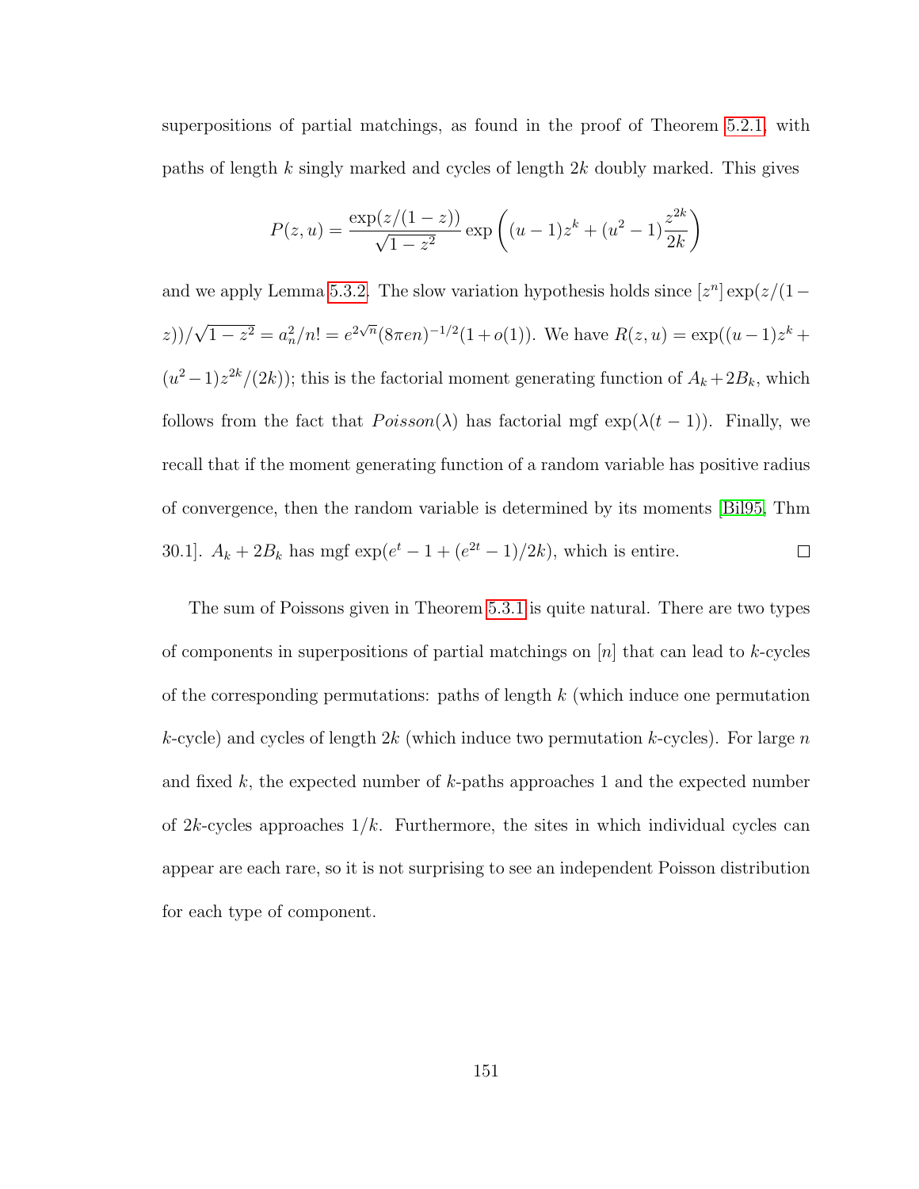superpositions of partial matchings, as found in the proof of Theorem 5.2.1, with paths of length $k$ singly marked and cycles of length $2k$ doubly marked. This gives

$$P(z,u) = \frac{\exp(z/(1-z))}{\sqrt{1-z^2}} \exp\left((u-1)z^k + (u^2-1)\frac{z^{2k}}{2k}\right)$$

and we apply Lemma 5.3.2. The slow variation hypothesis holds since $[z^n] \exp(z/(1-z))/\sqrt{1-z^2} = a_n^2/n! = e^{2\sqrt{n}}(8\pi e n)^{-1/2}(1+o(1))$. We have $R(z,u) = \exp((u-1)z^k + (u^2-1)z^{2k}/(2k))$; this is the factorial moment generating function of $A_k + 2B_k$, which follows from the fact that $Poisson(\lambda)$ has factorial mgf $\exp(\lambda(t-1))$. Finally, we recall that if the moment generating function of a random variable has positive radius of convergence, then the random variable is determined by its moments [Bil95, Thm 30.1]. $A_k + 2B_k$ has mgf $\exp(e^t - 1 + (e^{2t}-1)/2k)$, which is entire. □

The sum of Poissons given in Theorem 5.3.1 is quite natural. There are two types of components in superpositions of partial matchings on $[n]$ that can lead to $k$-cycles of the corresponding permutations: paths of length $k$ (which induce one permutation $k$-cycle) and cycles of length $2k$ (which induce two permutation $k$-cycles). For large $n$ and fixed $k$, the expected number of $k$-paths approaches 1 and the expected number of $2k$-cycles approaches $1/k$. Furthermore, the sites in which individual cycles can appear are each rare, so it is not surprising to see an independent Poisson distribution for each type of component.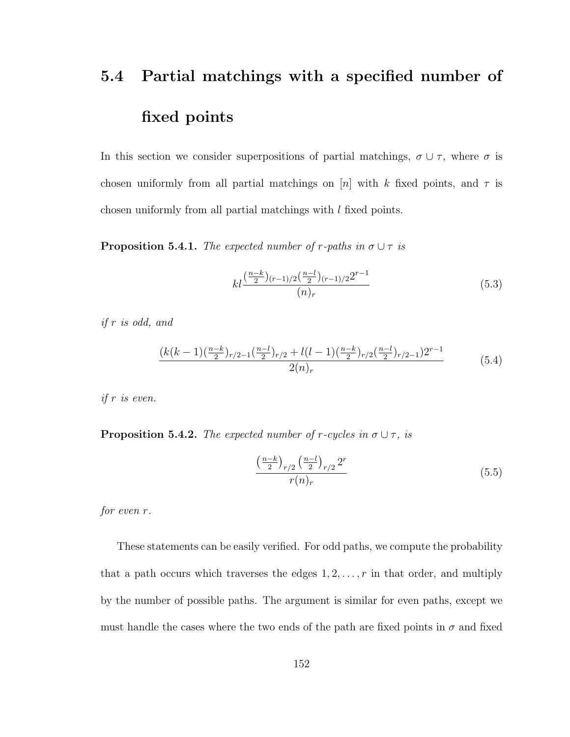## 5.4 Partial matchings with a specified number of fixed points

In this section we consider superpositions of partial matchings, $\sigma \cup \tau$, where $\sigma$ is chosen uniformly from all partial matchings on $[n]$ with $k$ fixed points, and $\tau$ is chosen uniformly from all partial matchings with $l$ fixed points.

**Proposition 5.4.1.** *The expected number of $r$-paths in $\sigma \cup \tau$ is*

$$kl\frac{(\frac{n-k}{2})_{(r-1)/2}(\frac{n-l}{2})_{(r-1)/2}2^{r-1}}{(n)_r} \tag{5.3}$$

*if $r$ is odd, and*

$$\frac{(k(k-1)(\frac{n-k}{2})_{r/2-1}(\frac{n-l}{2})_{r/2} + l(l-1)(\frac{n-k}{2})_{r/2}(\frac{n-l}{2})_{r/2-1})2^{r-1}}{2(n)_r} \tag{5.4}$$

*if $r$ is even.*

**Proposition 5.4.2.** *The expected number of $r$-cycles in $\sigma \cup \tau$, is*

$$\frac{\left(\frac{n-k}{2}\right)_{r/2}\left(\frac{n-l}{2}\right)_{r/2}2^r}{r(n)_r} \tag{5.5}$$

*for even $r$.*

These statements can be easily verified. For odd paths, we compute the probability that a path occurs which traverses the edges $1, 2, \ldots, r$ in that order, and multiply by the number of possible paths. The argument is similar for even paths, except we must handle the cases where the two ends of the path are fixed points in $\sigma$ and fixed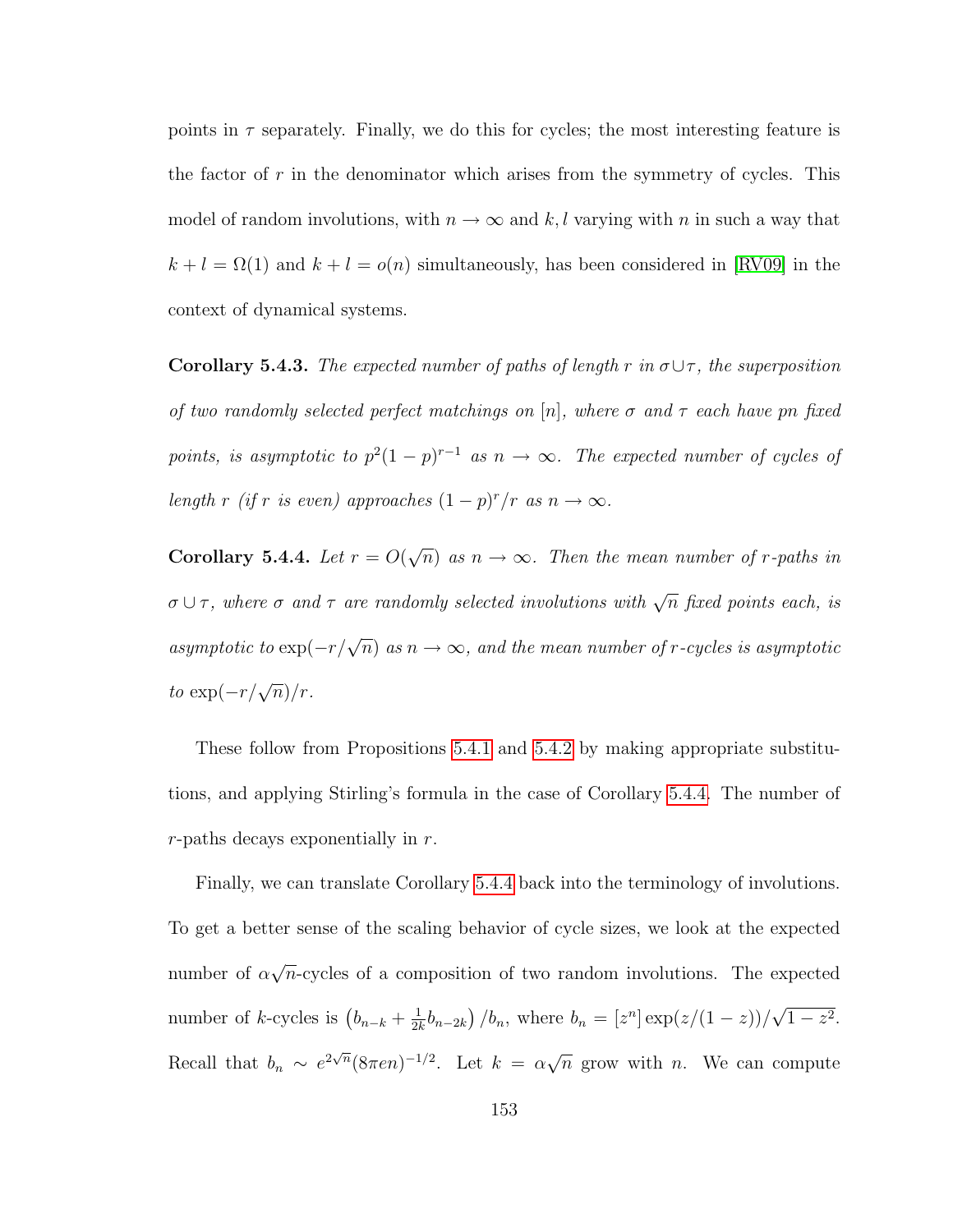points in $\tau$ separately. Finally, we do this for cycles; the most interesting feature is the factor of $r$ in the denominator which arises from the symmetry of cycles. This model of random involutions, with $n \to \infty$ and $k, l$ varying with $n$ in such a way that $k + l = \Omega(1)$ and $k + l = o(n)$ simultaneously, has been considered in [RV09] in the context of dynamical systems.

**Corollary 5.4.3.** *The expected number of paths of length $r$ in $\sigma \cup \tau$, the superposition of two randomly selected perfect matchings on $[n]$, where $\sigma$ and $\tau$ each have $pn$ fixed points, is asymptotic to $p^2(1-p)^{r-1}$ as $n \to \infty$. The expected number of cycles of length $r$ (if $r$ is even) approaches $(1-p)^r/r$ as $n \to \infty$.*

**Corollary 5.4.4.** *Let $r = O(\sqrt{n})$ as $n \to \infty$. Then the mean number of $r$-paths in $\sigma \cup \tau$, where $\sigma$ and $\tau$ are randomly selected involutions with $\sqrt{n}$ fixed points each, is asymptotic to $\exp(-r/\sqrt{n})$ as $n \to \infty$, and the mean number of $r$-cycles is asymptotic to $\exp(-r/\sqrt{n})/r$.*

These follow from Propositions 5.4.1 and 5.4.2 by making appropriate substitutions, and applying Stirling's formula in the case of Corollary 5.4.4. The number of $r$-paths decays exponentially in $r$.

Finally, we can translate Corollary 5.4.4 back into the terminology of involutions. To get a better sense of the scaling behavior of cycle sizes, we look at the expected number of $\alpha\sqrt{n}$-cycles of a composition of two random involutions. The expected number of $k$-cycles is $\left(b_{n-k} + \frac{1}{2k} b_{n-2k}\right)/b_n$, where $b_n = [z^n] \exp(z/(1-z))/\sqrt{1-z^2}$. Recall that $b_n \sim e^{2\sqrt{n}}(8\pi e n)^{-1/2}$. Let $k = \alpha\sqrt{n}$ grow with $n$. We can compute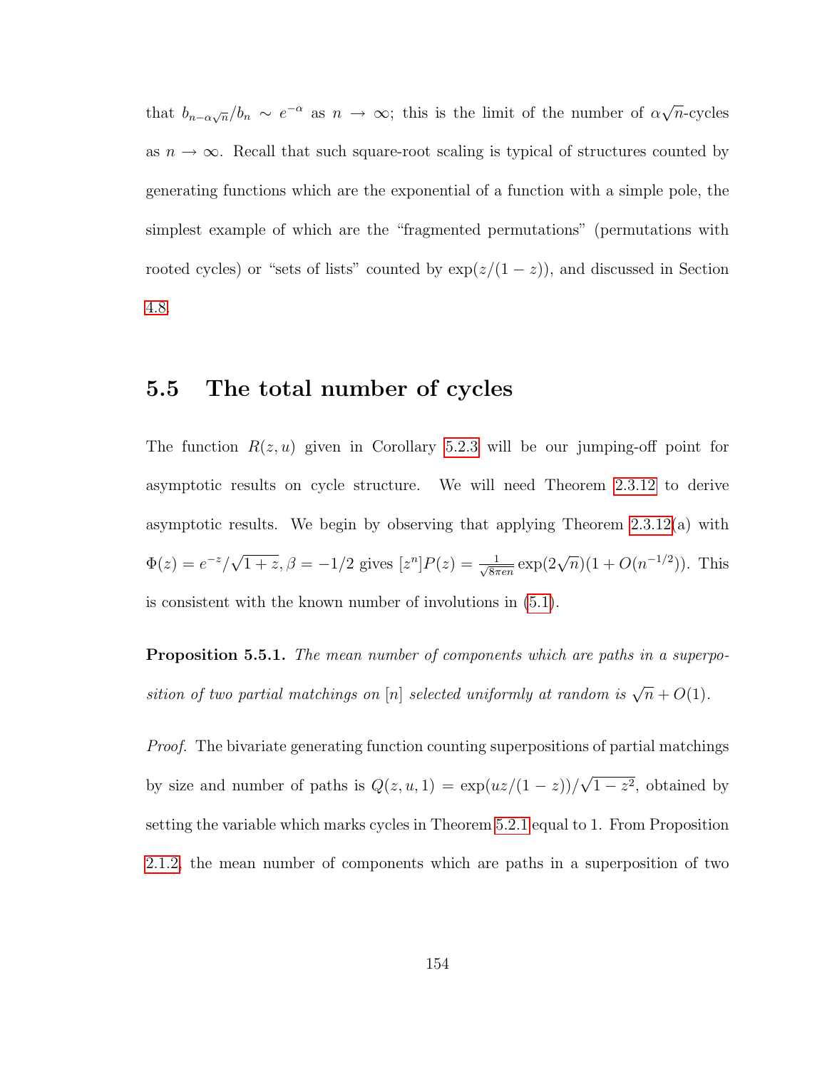that $b_{n-\alpha\sqrt{n}}/b_n \sim e^{-\alpha}$ as $n \to \infty$; this is the limit of the number of $\alpha\sqrt{n}$-cycles as $n \to \infty$. Recall that such square-root scaling is typical of structures counted by generating functions which are the exponential of a function with a simple pole, the simplest example of which are the "fragmented permutations" (permutations with rooted cycles) or "sets of lists" counted by $\exp(z/(1-z))$, and discussed in Section 4.8.

## 5.5 The total number of cycles

The function $R(z,u)$ given in Corollary 5.2.3 will be our jumping-off point for asymptotic results on cycle structure. We will need Theorem 2.3.12 to derive asymptotic results. We begin by observing that applying Theorem 2.3.12(a) with $\Phi(z) = e^{-z}/\sqrt{1+z}, \beta = -1/2$ gives $[z^n]P(z) = \frac{1}{\sqrt{8\pi en}} \exp(2\sqrt{n})(1 + O(n^{-1/2}))$. This is consistent with the known number of involutions in (5.1).

**Proposition 5.5.1.** *The mean number of components which are paths in a superposition of two partial matchings on $[n]$ selected uniformly at random is $\sqrt{n} + O(1)$.*

*Proof.* The bivariate generating function counting superpositions of partial matchings by size and number of paths is $Q(z,u,1) = \exp(uz/(1-z))/\sqrt{1-z^2}$, obtained by setting the variable which marks cycles in Theorem 5.2.1 equal to 1. From Proposition 2.1.2, the mean number of components which are paths in a superposition of two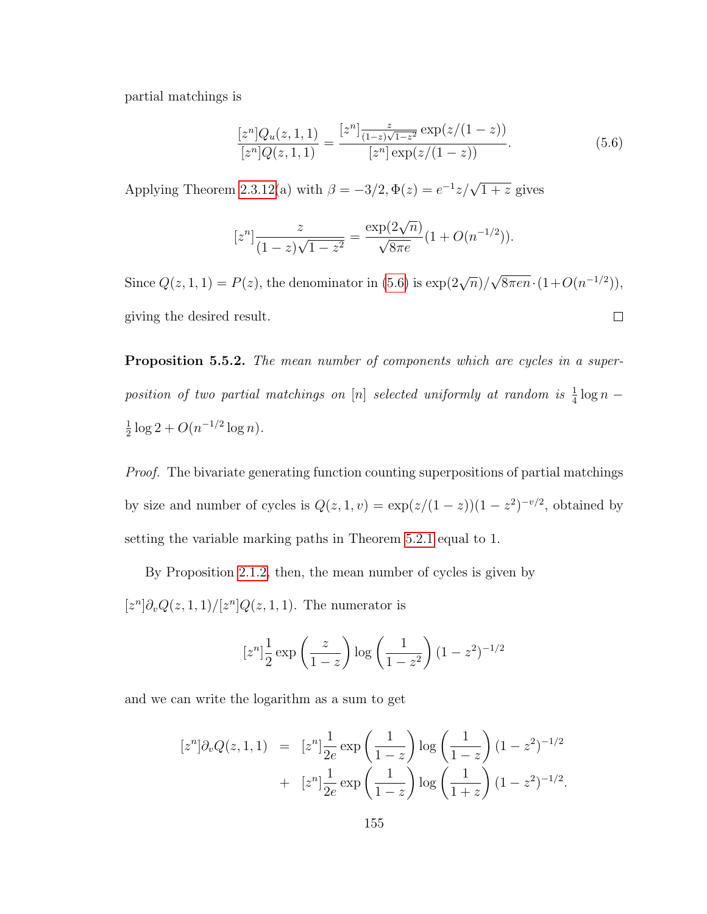partial matchings is

$$\frac{[z^n]Q_u(z,1,1)}{[z^n]Q(z,1,1)} = \frac{[z^n]\frac{z}{(1-z)\sqrt{1-z^2}}\exp(z/(1-z))}{[z^n]\exp(z/(1-z))}. \tag{5.6}$$

Applying Theorem 2.3.12(a) with $\beta = -3/2, \Phi(z) = e^{-1}z/\sqrt{1+z}$ gives

$$[z^n]\frac{z}{(1-z)\sqrt{1-z^2}} = \frac{\exp(2\sqrt{n})}{\sqrt{8\pi e}}(1+O(n^{-1/2})).$$

Since $Q(z,1,1) = P(z)$, the denominator in (5.6) is $\exp(2\sqrt{n})/\sqrt{8\pi e n}\cdot(1+O(n^{-1/2}))$, giving the desired result. ∎

**Proposition 5.5.2.** *The mean number of components which are cycles in a superposition of two partial matchings on $[n]$ selected uniformly at random is $\frac{1}{4}\log n - \frac{1}{2}\log 2 + O(n^{-1/2}\log n)$.*

*Proof.* The bivariate generating function counting superpositions of partial matchings by size and number of cycles is $Q(z,1,v) = \exp(z/(1-z))(1-z^2)^{-v/2}$, obtained by setting the variable marking paths in Theorem 5.2.1 equal to 1.

By Proposition 2.1.2, then, the mean number of cycles is given by $[z^n]\partial_v Q(z,1,1)/[z^n]Q(z,1,1)$. The numerator is

$$[z^n]\frac{1}{2}\exp\left(\frac{z}{1-z}\right)\log\left(\frac{1}{1-z^2}\right)(1-z^2)^{-1/2}$$

and we can write the logarithm as a sum to get

$$\begin{aligned}
[z^n]\partial_v Q(z,1,1) &= [z^n]\frac{1}{2e}\exp\left(\frac{1}{1-z}\right)\log\left(\frac{1}{1-z}\right)(1-z^2)^{-1/2} \\
&+ [z^n]\frac{1}{2e}\exp\left(\frac{1}{1-z}\right)\log\left(\frac{1}{1+z}\right)(1-z^2)^{-1/2}.
\end{aligned}$$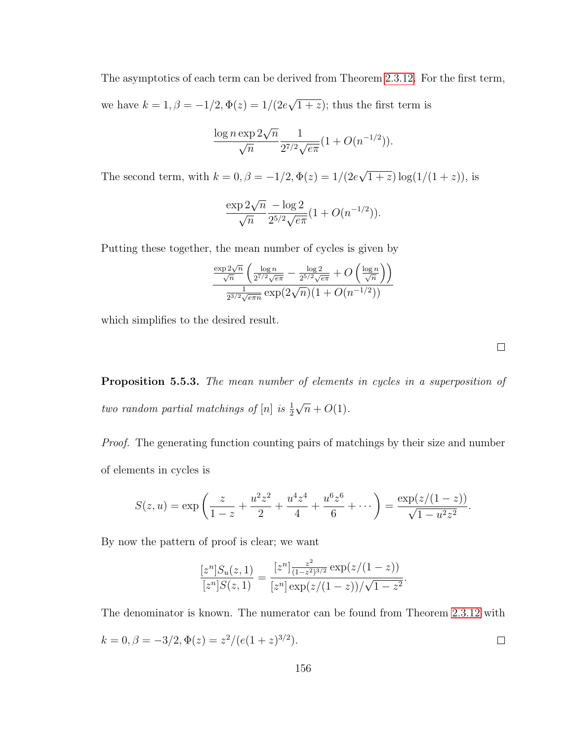The asymptotics of each term can be derived from Theorem 2.3.12. For the first term, we have $k = 1, \beta = -1/2, \Phi(z) = 1/(2e\sqrt{1+z})$; thus the first term is

$$\frac{\log n \exp 2\sqrt{n}}{\sqrt{n}} \frac{1}{2^{7/2}\sqrt{e\pi}}(1 + O(n^{-1/2})).$$

The second term, with $k = 0, \beta = -1/2, \Phi(z) = 1/(2e\sqrt{1+z})\log(1/(1+z))$, is

$$\frac{\exp 2\sqrt{n}}{\sqrt{n}} \frac{-\log 2}{2^{5/2}\sqrt{e\pi}}(1 + O(n^{-1/2})).$$

Putting these together, the mean number of cycles is given by

$$\frac{\frac{\exp 2\sqrt{n}}{\sqrt{n}}\left(\frac{\log n}{2^{7/2}\sqrt{e\pi}} - \frac{\log 2}{2^{5/2}\sqrt{e\pi}} + O\left(\frac{\log n}{\sqrt{n}}\right)\right)}{\frac{1}{2^{3/2}\sqrt{e\pi n}}\exp(2\sqrt{n})(1 + O(n^{-1/2}))}$$

which simplifies to the desired result.

□

**Proposition 5.5.3.** *The mean number of elements in cycles in a superposition of two random partial matchings of* $[n]$ *is* $\frac{1}{2}\sqrt{n} + O(1)$.

*Proof.* The generating function counting pairs of matchings by their size and number of elements in cycles is

$$S(z, u) = \exp\left(\frac{z}{1-z} + \frac{u^2z^2}{2} + \frac{u^4z^4}{4} + \frac{u^6z^6}{6} + \cdots\right) = \frac{\exp(z/(1-z))}{\sqrt{1-u^2z^2}}.$$

By now the pattern of proof is clear; we want

$$\frac{[z^n]S_u(z,1)}{[z^n]S(z,1)} = \frac{[z^n]\frac{z^2}{(1-z^2)^{3/2}}\exp(z/(1-z))}{[z^n]\exp(z/(1-z))/\sqrt{1-z^2}}.$$

The denominator is known. The numerator can be found from Theorem 2.3.12 with $k = 0, \beta = -3/2, \Phi(z) = z^2/(e(1+z)^{3/2})$. □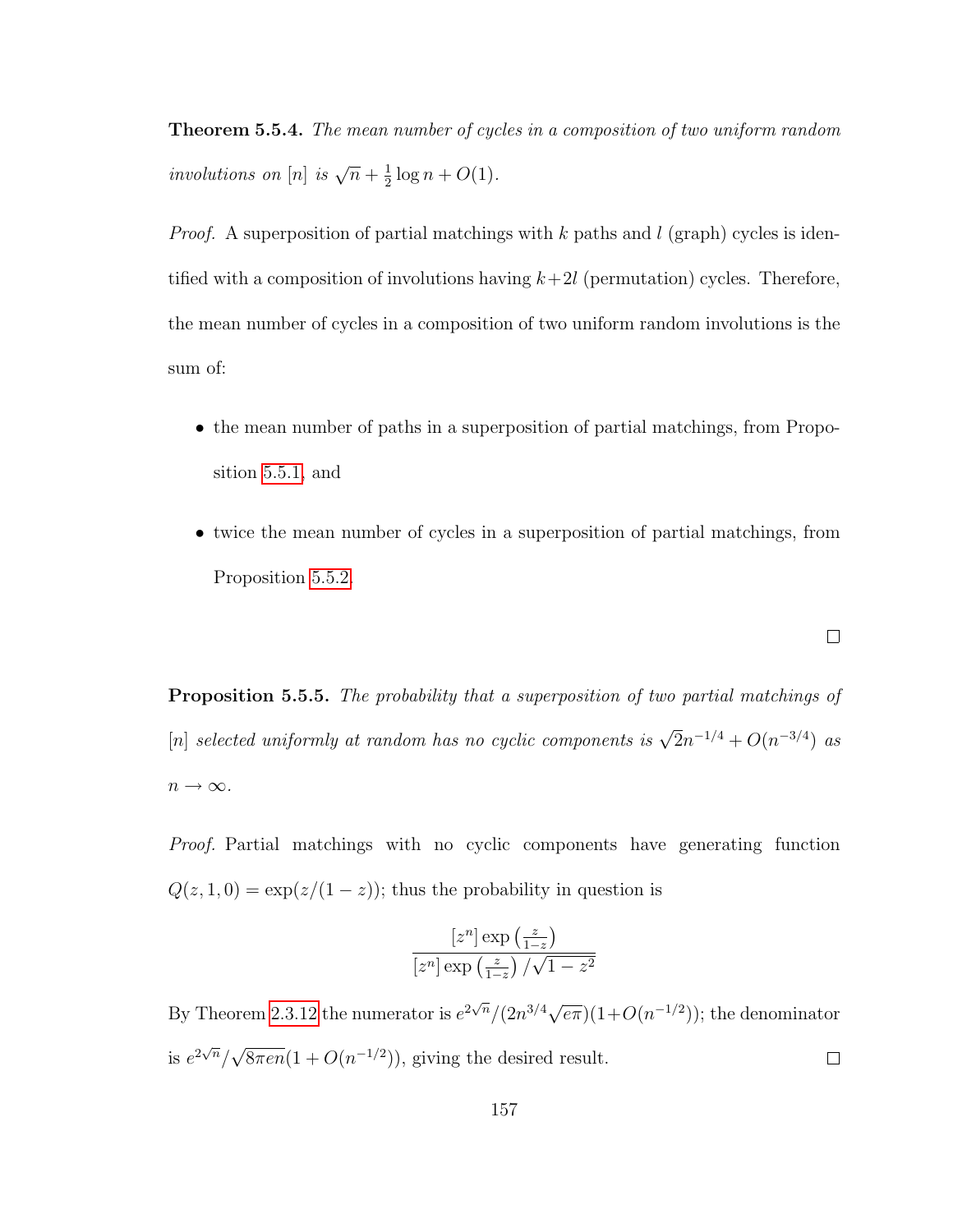**Theorem 5.5.4.** *The mean number of cycles in a composition of two uniform random involutions on $[n]$ is $\sqrt{n} + \frac{1}{2}\log n + O(1)$.*

*Proof.* A superposition of partial matchings with $k$ paths and $l$ (graph) cycles is identified with a composition of involutions having $k+2l$ (permutation) cycles. Therefore, the mean number of cycles in a composition of two uniform random involutions is the sum of:

- the mean number of paths in a superposition of partial matchings, from Proposition 5.5.1, and
- twice the mean number of cycles in a superposition of partial matchings, from Proposition 5.5.2.

□

**Proposition 5.5.5.** *The probability that a superposition of two partial matchings of $[n]$ selected uniformly at random has no cyclic components is $\sqrt{2}n^{-1/4} + O(n^{-3/4})$ as $n \to \infty$.*

*Proof.* Partial matchings with no cyclic components have generating function $Q(z, 1, 0) = \exp(z/(1-z))$; thus the probability in question is

$$\frac{[z^n]\exp\left(\frac{z}{1-z}\right)}{[z^n]\exp\left(\frac{z}{1-z}\right)/\sqrt{1-z^2}}$$

By Theorem 2.3.12 the numerator is $e^{2\sqrt{n}}/(2n^{3/4}\sqrt{e\pi})(1+O(n^{-1/2}))$; the denominator is $e^{2\sqrt{n}}/\sqrt{8\pi en}(1 + O(n^{-1/2}))$, giving the desired result. □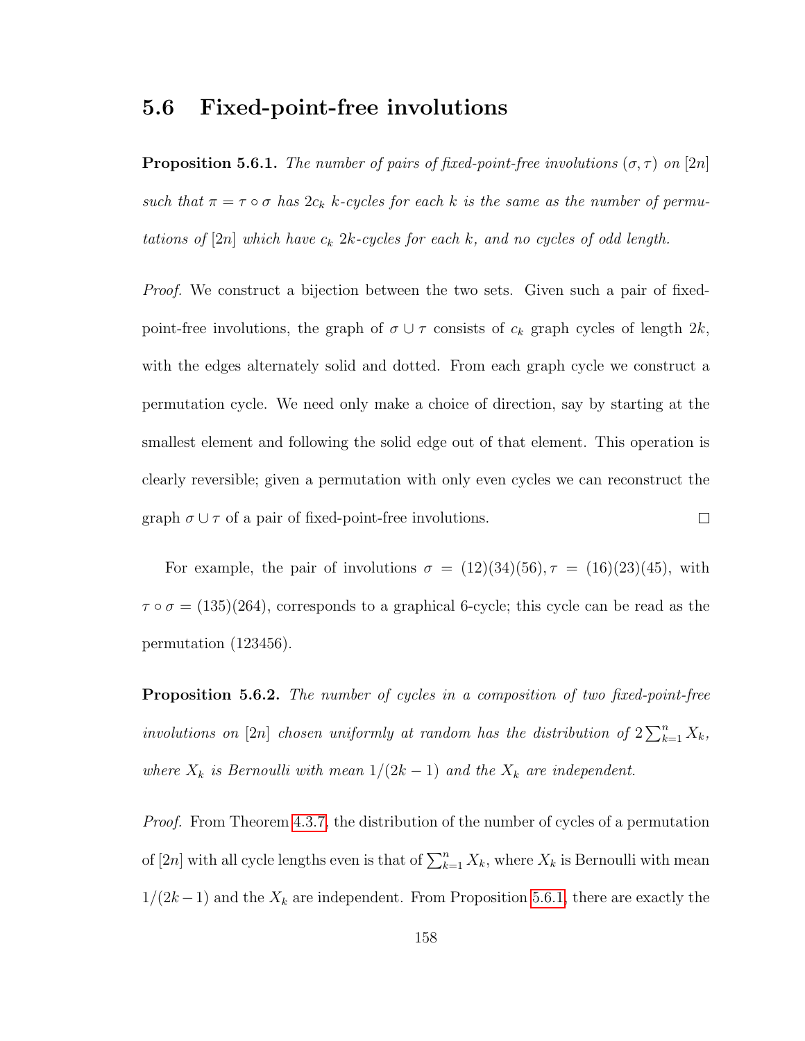## 5.6 Fixed-point-free involutions

**Proposition 5.6.1.** *The number of pairs of fixed-point-free involutions $(\sigma, \tau)$ on $[2n]$ such that $\pi = \tau \circ \sigma$ has $2c_k$ $k$-cycles for each $k$ is the same as the number of permutations of $[2n]$ which have $c_k$ $2k$-cycles for each $k$, and no cycles of odd length.*

*Proof.* We construct a bijection between the two sets. Given such a pair of fixed-point-free involutions, the graph of $\sigma \cup \tau$ consists of $c_k$ graph cycles of length $2k$, with the edges alternately solid and dotted. From each graph cycle we construct a permutation cycle. We need only make a choice of direction, say by starting at the smallest element and following the solid edge out of that element. This operation is clearly reversible; given a permutation with only even cycles we can reconstruct the graph $\sigma \cup \tau$ of a pair of fixed-point-free involutions. □

For example, the pair of involutions $\sigma = (12)(34)(56), \tau = (16)(23)(45)$, with $\tau \circ \sigma = (135)(264)$, corresponds to a graphical 6-cycle; this cycle can be read as the permutation $(123456)$.

**Proposition 5.6.2.** *The number of cycles in a composition of two fixed-point-free involutions on $[2n]$ chosen uniformly at random has the distribution of $2\sum_{k=1}^{n} X_k$, where $X_k$ is Bernoulli with mean $1/(2k-1)$ and the $X_k$ are independent.*

*Proof.* From Theorem 4.3.7, the distribution of the number of cycles of a permutation of $[2n]$ with all cycle lengths even is that of $\sum_{k=1}^{n} X_k$, where $X_k$ is Bernoulli with mean $1/(2k-1)$ and the $X_k$ are independent. From Proposition 5.6.1, there are exactly the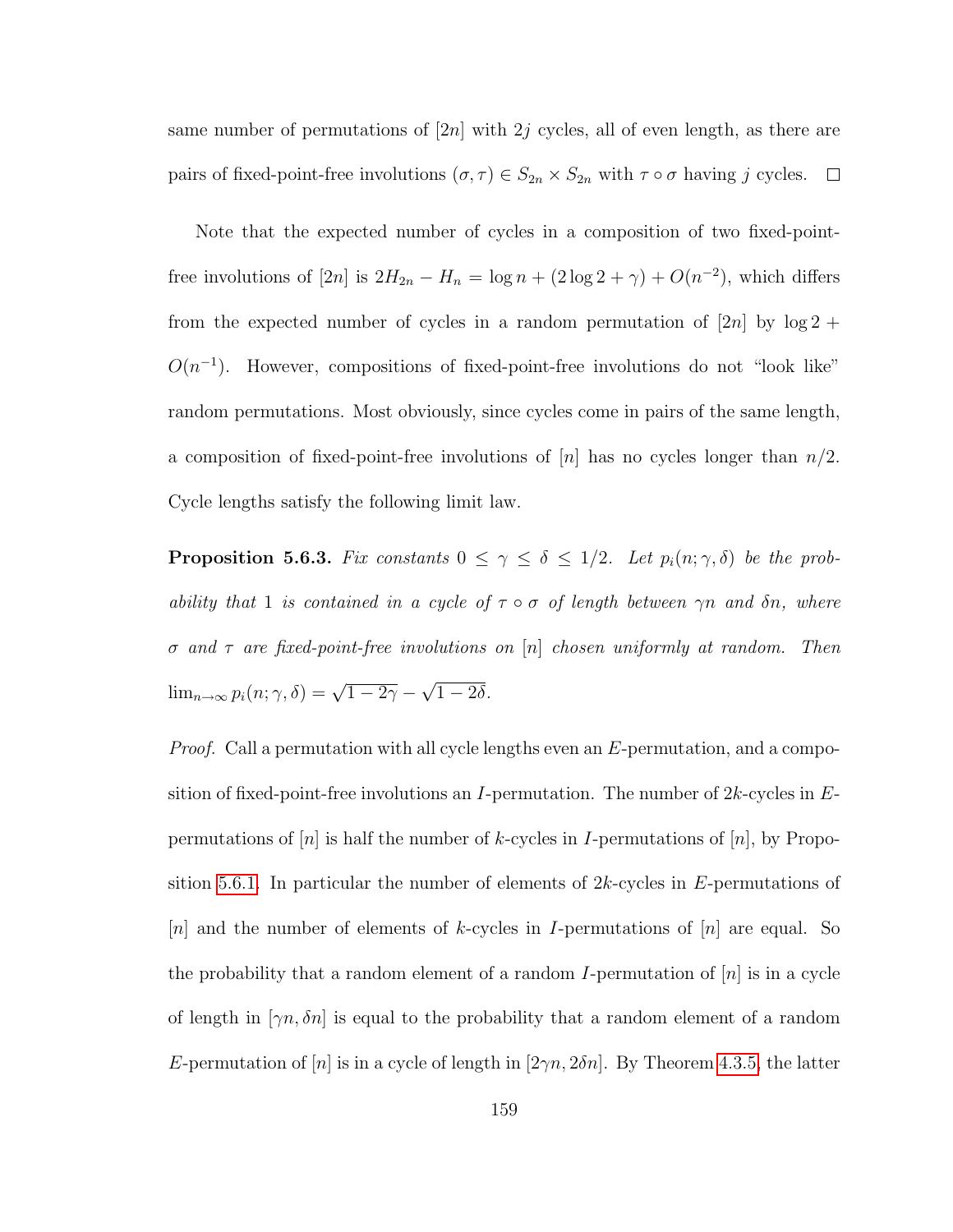same number of permutations of $[2n]$ with $2j$ cycles, all of even length, as there are pairs of fixed-point-free involutions $(\sigma, \tau) \in S_{2n} \times S_{2n}$ with $\tau \circ \sigma$ having $j$ cycles. $\square$

Note that the expected number of cycles in a composition of two fixed-point-free involutions of $[2n]$ is $2H_{2n} - H_n = \log n + (2 \log 2 + \gamma) + O(n^{-2})$, which differs from the expected number of cycles in a random permutation of $[2n]$ by $\log 2 + O(n^{-1})$. However, compositions of fixed-point-free involutions do not "look like" random permutations. Most obviously, since cycles come in pairs of the same length, a composition of fixed-point-free involutions of $[n]$ has no cycles longer than $n/2$. Cycle lengths satisfy the following limit law.

**Proposition 5.6.3.** *Fix constants $0 \leq \gamma \leq \delta \leq 1/2$. Let $p_i(n; \gamma, \delta)$ be the probability that 1 is contained in a cycle of $\tau \circ \sigma$ of length between $\gamma n$ and $\delta n$, where $\sigma$ and $\tau$ are fixed-point-free involutions on $[n]$ chosen uniformly at random. Then $\lim_{n\to\infty} p_i(n; \gamma, \delta) = \sqrt{1 - 2\gamma} - \sqrt{1 - 2\delta}$.*

*Proof.* Call a permutation with all cycle lengths even an $E$-permutation, and a composition of fixed-point-free involutions an $I$-permutation. The number of $2k$-cycles in $E$-permutations of $[n]$ is half the number of $k$-cycles in $I$-permutations of $[n]$, by Proposition 5.6.1. In particular the number of elements of $2k$-cycles in $E$-permutations of $[n]$ and the number of elements of $k$-cycles in $I$-permutations of $[n]$ are equal. So the probability that a random element of a random $I$-permutation of $[n]$ is in a cycle of length in $[\gamma n, \delta n]$ is equal to the probability that a random element of a random $E$-permutation of $[n]$ is in a cycle of length in $[2\gamma n, 2\delta n]$. By Theorem 4.3.5, the latter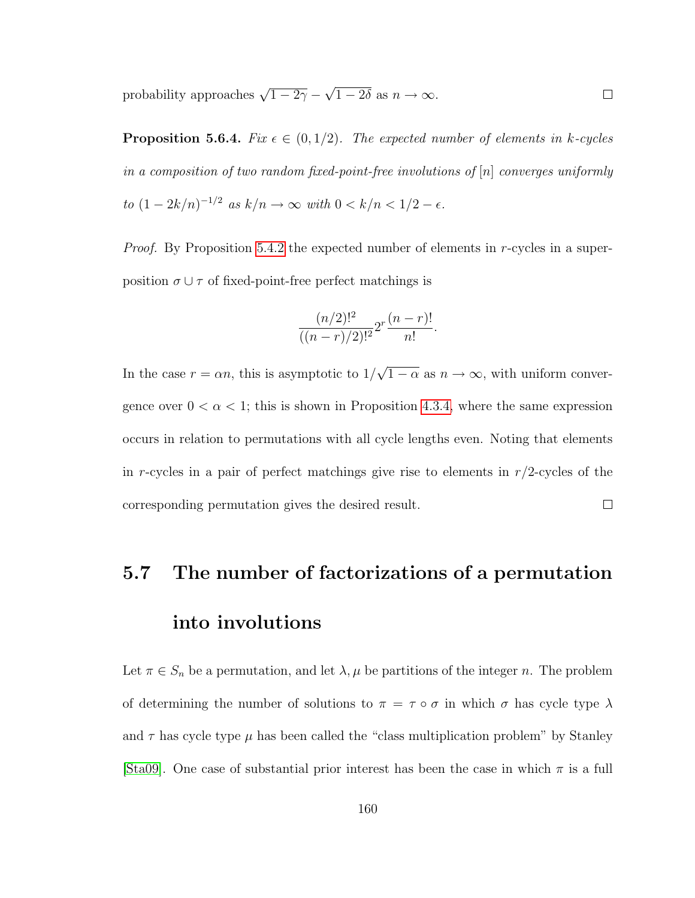probability approaches $\sqrt{1-2\gamma} - \sqrt{1-2\delta}$ as $n \to \infty$. □

**Proposition 5.6.4.** *Fix $\epsilon \in (0, 1/2)$. The expected number of elements in $k$-cycles in a composition of two random fixed-point-free involutions of $[n]$ converges uniformly to $(1 - 2k/n)^{-1/2}$ as $k/n \to \infty$ with $0 < k/n < 1/2 - \epsilon$.*

*Proof.* By Proposition 5.4.2 the expected number of elements in $r$-cycles in a superposition $\sigma \cup \tau$ of fixed-point-free perfect matchings is

$$\frac{(n/2)!^2}{((n-r)/2)!^2} 2^r \frac{(n-r)!}{n!}.$$

In the case $r = \alpha n$, this is asymptotic to $1/\sqrt{1-\alpha}$ as $n \to \infty$, with uniform convergence over $0 < \alpha < 1$; this is shown in Proposition 4.3.4, where the same expression occurs in relation to permutations with all cycle lengths even. Noting that elements in $r$-cycles in a pair of perfect matchings give rise to elements in $r/2$-cycles of the corresponding permutation gives the desired result. □

## 5.7 The number of factorizations of a permutation into involutions

Let $\pi \in S_n$ be a permutation, and let $\lambda, \mu$ be partitions of the integer $n$. The problem of determining the number of solutions to $\pi = \tau \circ \sigma$ in which $\sigma$ has cycle type $\lambda$ and $\tau$ has cycle type $\mu$ has been called the "class multiplication problem" by Stanley [Sta09]. One case of substantial prior interest has been the case in which $\pi$ is a full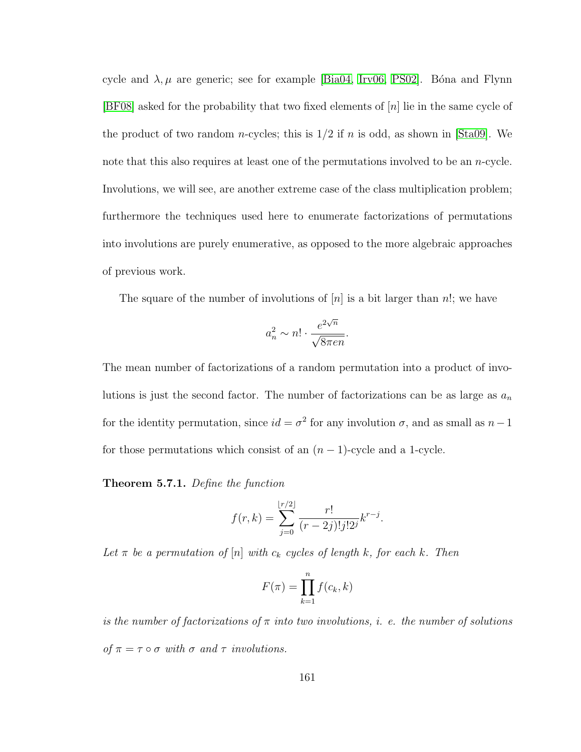cycle and $\lambda, \mu$ are generic; see for example [Bia04, Irv06, PS02]. Bóna and Flynn [BF08] asked for the probability that two fixed elements of $[n]$ lie in the same cycle of the product of two random $n$-cycles; this is $1/2$ if $n$ is odd, as shown in [Sta09]. We note that this also requires at least one of the permutations involved to be an $n$-cycle. Involutions, we will see, are another extreme case of the class multiplication problem; furthermore the techniques used here to enumerate factorizations of permutations into involutions are purely enumerative, as opposed to the more algebraic approaches of previous work.

The square of the number of involutions of $[n]$ is a bit larger than $n!$; we have

$$a_n^2 \sim n! \cdot \frac{e^{2\sqrt{n}}}{\sqrt{8\pi e n}}.$$

The mean number of factorizations of a random permutation into a product of involutions is just the second factor. The number of factorizations can be as large as $a_n$ for the identity permutation, since $id = \sigma^2$ for any involution $\sigma$, and as small as $n-1$ for those permutations which consist of an $(n-1)$-cycle and a 1-cycle.

**Theorem 5.7.1.** *Define the function*

$$f(r,k) = \sum_{j=0}^{\lfloor r/2 \rfloor} \frac{r!}{(r-2j)!j!2^j} k^{r-j}.$$

*Let $\pi$ be a permutation of $[n]$ with $c_k$ cycles of length $k$, for each $k$. Then*

$$F(\pi) = \prod_{k=1}^{n} f(c_k, k)$$

*is the number of factorizations of $\pi$ into two involutions, i. e. the number of solutions of $\pi = \tau \circ \sigma$ with $\sigma$ and $\tau$ involutions.*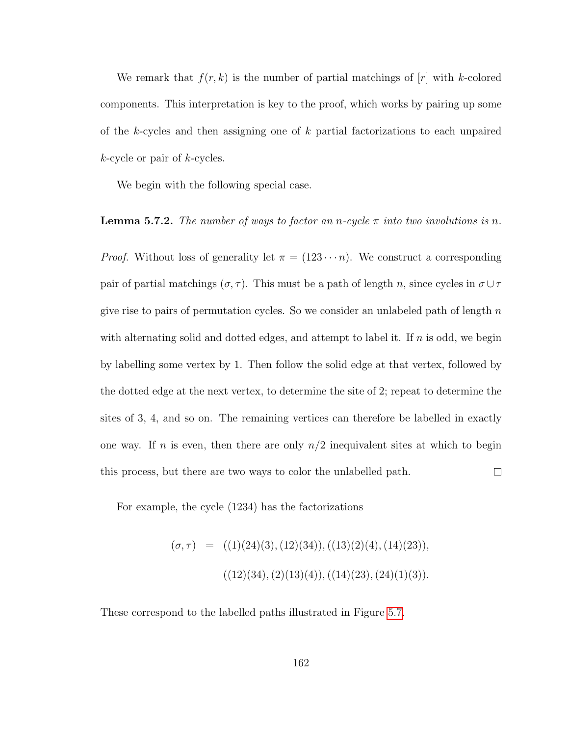We remark that $f(r, k)$ is the number of partial matchings of $[r]$ with $k$-colored components. This interpretation is key to the proof, which works by pairing up some of the $k$-cycles and then assigning one of $k$ partial factorizations to each unpaired $k$-cycle or pair of $k$-cycles.

We begin with the following special case.

**Lemma 5.7.2.** *The number of ways to factor an $n$-cycle $\pi$ into two involutions is $n$.*

*Proof.* Without loss of generality let $\pi = (123 \cdots n)$. We construct a corresponding pair of partial matchings $(\sigma, \tau)$. This must be a path of length $n$, since cycles in $\sigma \cup \tau$ give rise to pairs of permutation cycles. So we consider an unlabeled path of length $n$ with alternating solid and dotted edges, and attempt to label it. If $n$ is odd, we begin by labelling some vertex by 1. Then follow the solid edge at that vertex, followed by the dotted edge at the next vertex, to determine the site of 2; repeat to determine the sites of 3, 4, and so on. The remaining vertices can therefore be labelled in exactly one way. If $n$ is even, then there are only $n/2$ inequivalent sites at which to begin this process, but there are two ways to color the unlabelled path. $\square$

For example, the cycle (1234) has the factorizations

$$
\begin{aligned}
(\sigma, \tau) \;\; = \;\; & ((1)(24)(3), (12)(34)), ((13)(2)(4), (14)(23)), \\
& ((12)(34), (2)(13)(4)), ((14)(23), (24)(1)(3)).
\end{aligned}
$$

These correspond to the labelled paths illustrated in Figure 5.7.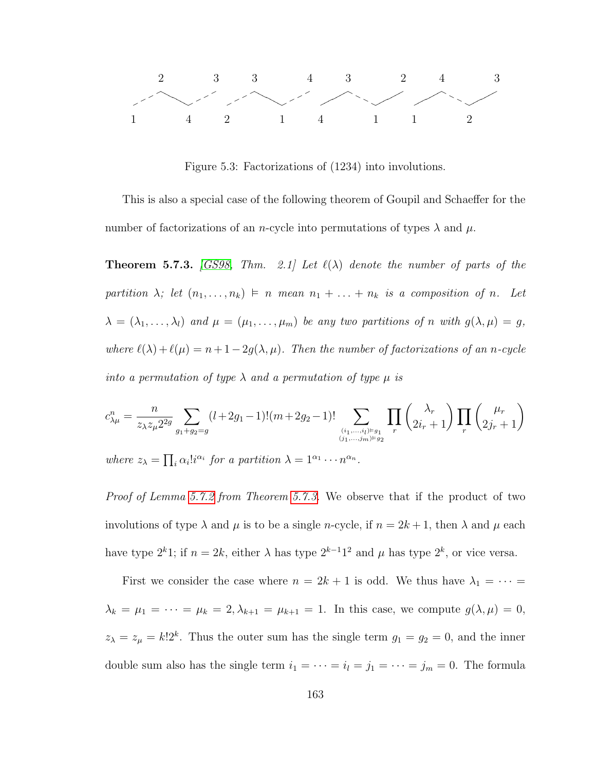Figure 5.3: Factorizations of (1234) into involutions.

This is also a special case of the following theorem of Goupil and Schaeffer for the number of factorizations of an $n$-cycle into permutations of types $\lambda$ and $\mu$.

**Theorem 5.7.3.** *[GS98, Thm. 2.1] Let $\ell(\lambda)$ denote the number of parts of the partition $\lambda$; let $(n_1, \ldots, n_k) \vDash n$ mean $n_1 + \ldots + n_k$ is a composition of $n$. Let $\lambda = (\lambda_1, \ldots, \lambda_l)$ and $\mu = (\mu_1, \ldots, \mu_m)$ be any two partitions of $n$ with $g(\lambda, \mu) = g$, where $\ell(\lambda) + \ell(\mu) = n + 1 - 2g(\lambda, \mu)$. Then the number of factorizations of an $n$-cycle into a permutation of type $\lambda$ and a permutation of type $\mu$ is*

$$c^n_{\lambda\mu} = \frac{n}{z_\lambda z_\mu 2^{2g}} \sum_{g_1+g_2=g} (l+2g_1-1)!(m+2g_2-1)! \sum_{\substack{(i_1,\ldots,i_l)\vDash g_1 \\ (j_1,\ldots,j_m)\vDash g_2}} \prod_r \binom{\lambda_r}{2i_r+1} \prod_r \binom{\mu_r}{2j_r+1}$$

*where $z_\lambda = \prod_i \alpha_i! i^{\alpha_i}$ for a partition $\lambda = 1^{\alpha_1} \cdots n^{\alpha_n}$.*

*Proof of Lemma 5.7.2 from Theorem 5.7.3.* We observe that if the product of two involutions of type $\lambda$ and $\mu$ is to be a single $n$-cycle, if $n = 2k+1$, then $\lambda$ and $\mu$ each have type $2^k 1$; if $n = 2k$, either $\lambda$ has type $2^{k-1}1^2$ and $\mu$ has type $2^k$, or vice versa.

First we consider the case where $n = 2k+1$ is odd. We thus have $\lambda_1 = \cdots = \lambda_k = \mu_1 = \cdots = \mu_k = 2, \lambda_{k+1} = \mu_{k+1} = 1$. In this case, we compute $g(\lambda, \mu) = 0$, $z_\lambda = z_\mu = k!2^k$. Thus the outer sum has the single term $g_1 = g_2 = 0$, and the inner double sum also has the single term $i_1 = \cdots = i_l = j_1 = \cdots = j_m = 0$. The formula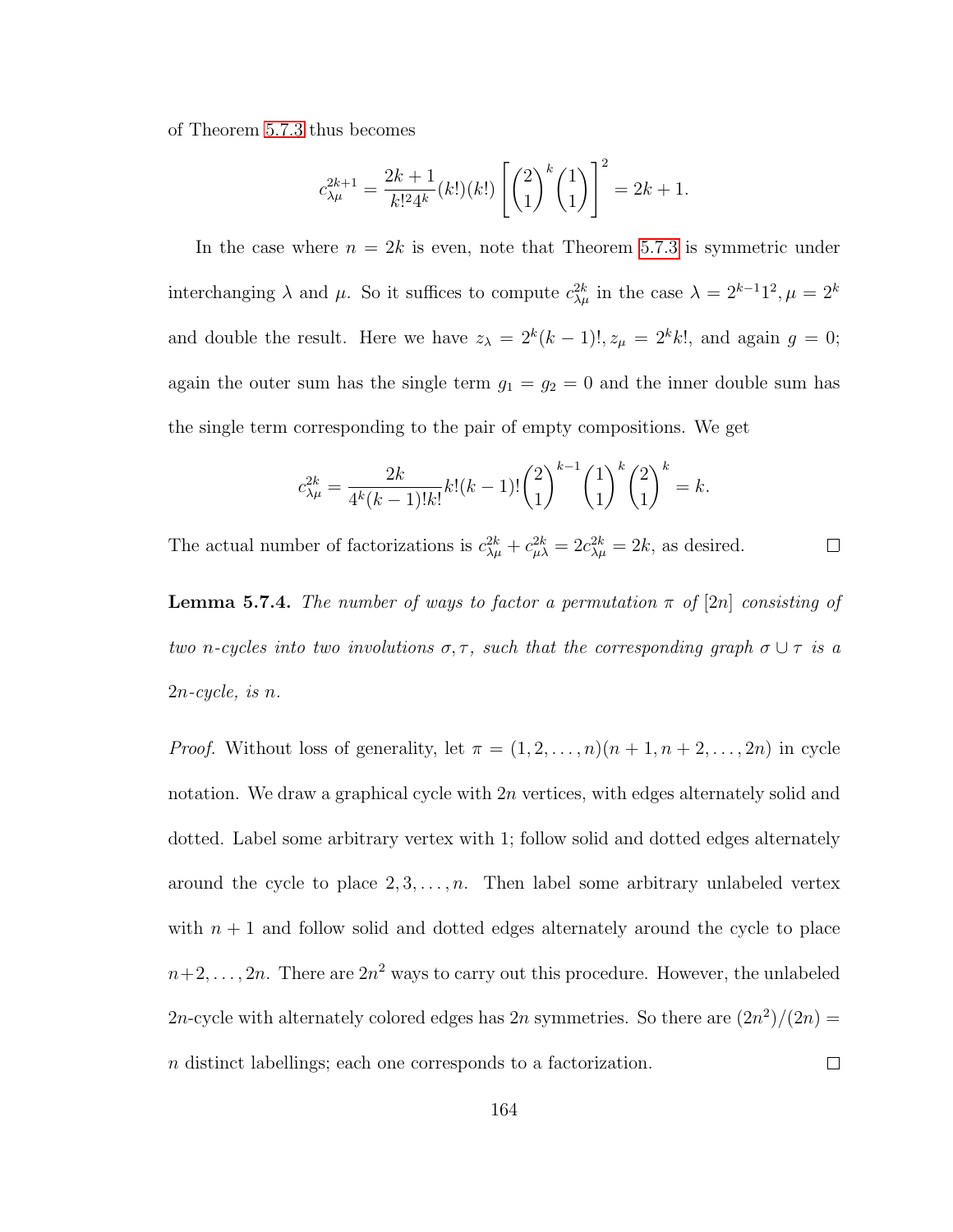of Theorem 5.7.3 thus becomes

$$c^{2k+1}_{\lambda\mu} = \frac{2k+1}{k!^2 4^k}(k!)(k!)\left[\binom{2}{1}^k \binom{1}{1}\right]^2 = 2k+1.$$

In the case where $n = 2k$ is even, note that Theorem 5.7.3 is symmetric under interchanging $\lambda$ and $\mu$. So it suffices to compute $c^{2k}_{\lambda\mu}$ in the case $\lambda = 2^{k-1}1^2, \mu = 2^k$ and double the result. Here we have $z_\lambda = 2^k(k-1)!, z_\mu = 2^k k!$, and again $g = 0$; again the outer sum has the single term $g_1 = g_2 = 0$ and the inner double sum has the single term corresponding to the pair of empty compositions. We get

$$c^{2k}_{\lambda\mu} = \frac{2k}{4^k(k-1)!k!}k!(k-1)!\binom{2}{1}^{k-1}\binom{1}{1}^k\binom{2}{1}^k = k.$$

The actual number of factorizations is $c^{2k}_{\lambda\mu} + c^{2k}_{\mu\lambda} = 2c^{2k}_{\lambda\mu} = 2k$, as desired. □

**Lemma 5.7.4.** *The number of ways to factor a permutation $\pi$ of $[2n]$ consisting of two $n$-cycles into two involutions $\sigma, \tau$, such that the corresponding graph $\sigma \cup \tau$ is a $2n$-cycle, is $n$.*

*Proof.* Without loss of generality, let $\pi = (1, 2, \ldots, n)(n+1, n+2, \ldots, 2n)$ in cycle notation. We draw a graphical cycle with $2n$ vertices, with edges alternately solid and dotted. Label some arbitrary vertex with 1; follow solid and dotted edges alternately around the cycle to place $2, 3, \ldots, n$. Then label some arbitrary unlabeled vertex with $n+1$ and follow solid and dotted edges alternately around the cycle to place $n+2, \ldots, 2n$. There are $2n^2$ ways to carry out this procedure. However, the unlabeled $2n$-cycle with alternately colored edges has $2n$ symmetries. So there are $(2n^2)/(2n) = n$ distinct labellings; each one corresponds to a factorization. □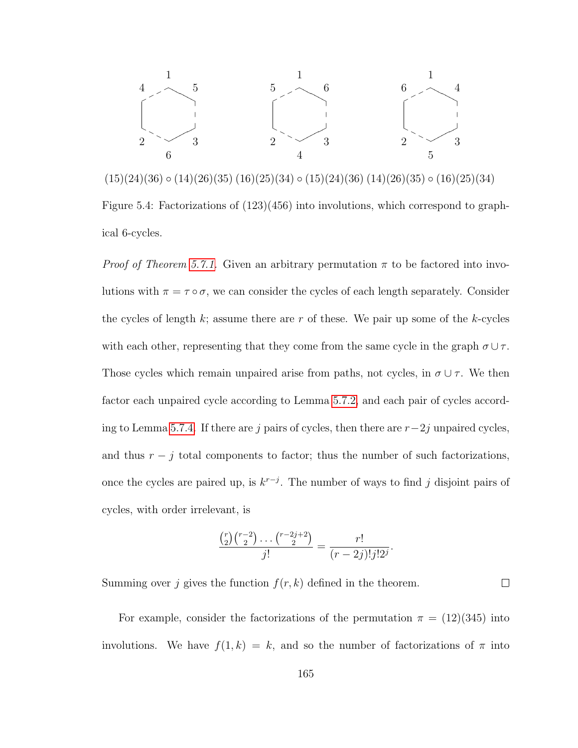1
4 5
2 3
6

1
5 6
2 3
4

1
6 4
2 3
5

(15)(24)(36) ∘ (14)(26)(35) (16)(25)(34) ∘ (15)(24)(36) (14)(26)(35) ∘ (16)(25)(34)

Figure 5.4: Factorizations of (123)(456) into involutions, which correspond to graphical 6-cycles.

*Proof of Theorem 5.7.1.* Given an arbitrary permutation $\pi$ to be factored into involutions with $\pi = \tau \circ \sigma$, we can consider the cycles of each length separately. Consider the cycles of length $k$; assume there are $r$ of these. We pair up some of the $k$-cycles with each other, representing that they come from the same cycle in the graph $\sigma \cup \tau$. Those cycles which remain unpaired arise from paths, not cycles, in $\sigma \cup \tau$. We then factor each unpaired cycle according to Lemma 5.7.2, and each pair of cycles according to Lemma 5.7.4. If there are $j$ pairs of cycles, then there are $r - 2j$ unpaired cycles, and thus $r - j$ total components to factor; thus the number of such factorizations, once the cycles are paired up, is $k^{r-j}$. The number of ways to find $j$ disjoint pairs of cycles, with order irrelevant, is

$$\frac{\binom{r}{2}\binom{r-2}{2}\cdots\binom{r-2j+2}{2}}{j!} = \frac{r!}{(r-2j)!j!2^j}.$$

Summing over $j$ gives the function $f(r, k)$ defined in the theorem. $\square$

For example, consider the factorizations of the permutation $\pi = (12)(345)$ into involutions. We have $f(1, k) = k$, and so the number of factorizations of $\pi$ into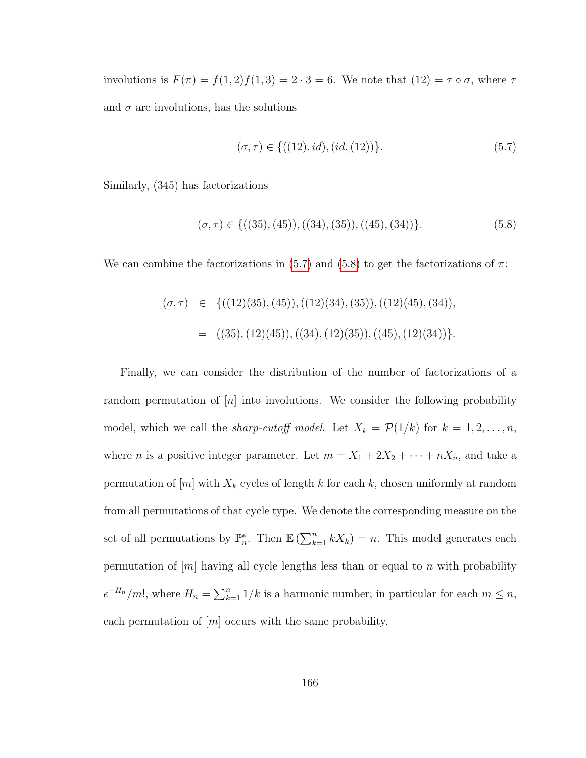involutions is $F(\pi) = f(1,2)f(1,3) = 2 \cdot 3 = 6$. We note that $(12) = \tau \circ \sigma$, where $\tau$ and $\sigma$ are involutions, has the solutions

$$(\sigma, \tau) \in \{((12), id), (id, (12))\}. \tag{5.7}$$

Similarly, $(345)$ has factorizations

$$(\sigma, \tau) \in \{((35), (45)), ((34), (35)), ((45), (34))\}. \tag{5.8}$$

We can combine the factorizations in (5.7) and (5.8) to get the factorizations of $\pi$:

$$\begin{aligned}
(\sigma, \tau) \quad \in \quad & \{((12)(35), (45)), ((12)(34), (35)), ((12)(45), (34)), \\
= \quad & ((35), (12)(45)), ((34), (12)(35)), ((45), (12)(34))\}.
\end{aligned}$$

Finally, we can consider the distribution of the number of factorizations of a random permutation of $[n]$ into involutions. We consider the following probability model, which we call the *sharp-cutoff model*. Let $X_k = \mathcal{P}(1/k)$ for $k = 1, 2, \ldots, n$, where $n$ is a positive integer parameter. Let $m = X_1 + 2X_2 + \cdots + nX_n$, and take a permutation of $[m]$ with $X_k$ cycles of length $k$ for each $k$, chosen uniformly at random from all permutations of that cycle type. We denote the corresponding measure on the set of all permutations by $\mathbb{P}_n^*$. Then $\mathbb{E}\left(\sum_{k=1}^n kX_k\right) = n$. This model generates each permutation of $[m]$ having all cycle lengths less than or equal to $n$ with probability $e^{-H_n}/m!$, where $H_n = \sum_{k=1}^n 1/k$ is a harmonic number; in particular for each $m \leq n$, each permutation of $[m]$ occurs with the same probability.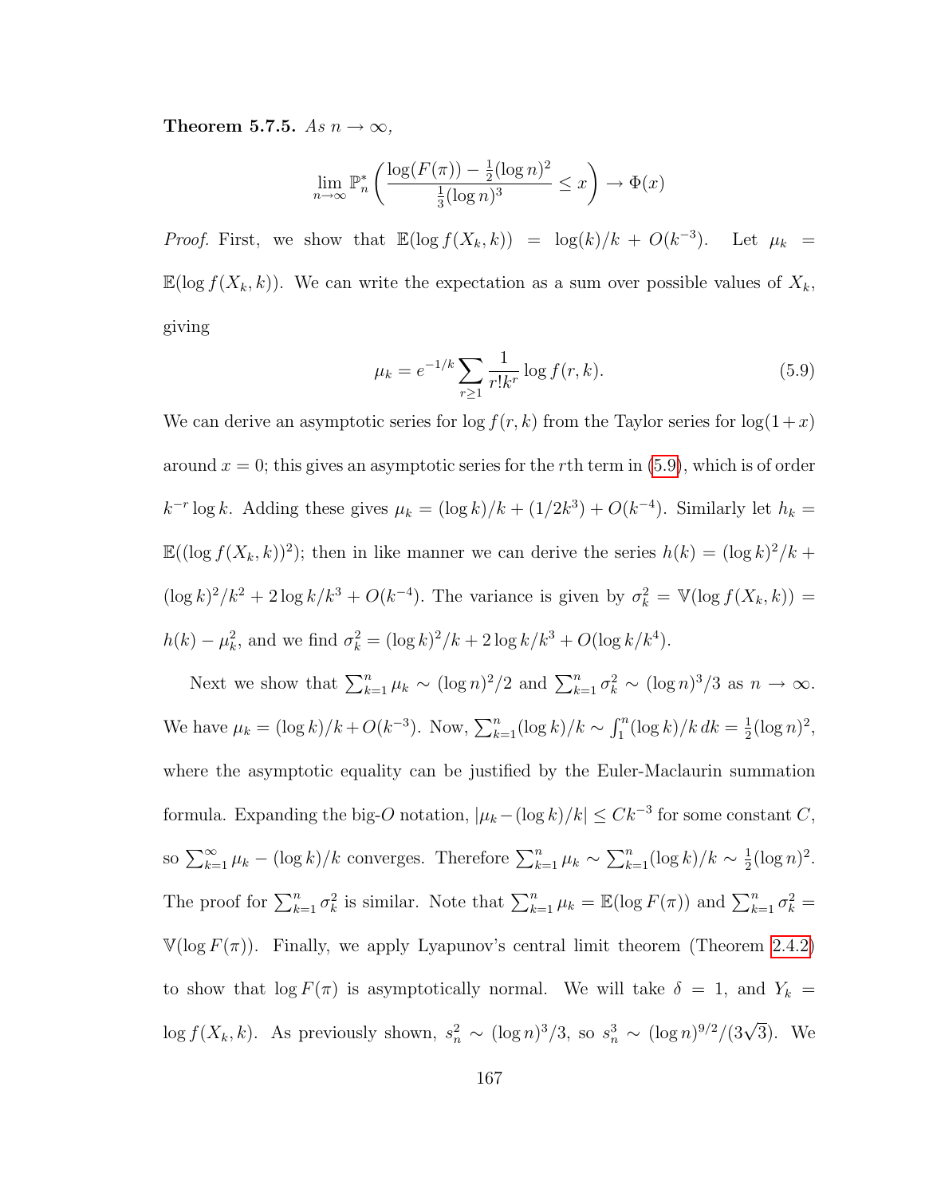**Theorem 5.7.5.** *As $n \to \infty$,*

$$\lim_{n\to\infty} \mathbb{P}_n^* \left( \frac{\log(F(\pi)) - \frac{1}{2}(\log n)^2}{\frac{1}{3}(\log n)^3} \leq x \right) \to \Phi(x)$$

*Proof.* First, we show that $\mathbb{E}(\log f(X_k, k)) = \log(k)/k + O(k^{-3})$. Let $\mu_k = \mathbb{E}(\log f(X_k, k))$. We can write the expectation as a sum over possible values of $X_k$, giving

$$\mu_k = e^{-1/k} \sum_{r \geq 1} \frac{1}{r! k^r} \log f(r, k). \tag{5.9}$$

We can derive an asymptotic series for $\log f(r, k)$ from the Taylor series for $\log(1+x)$ around $x = 0$; this gives an asymptotic series for the $r$th term in (5.9), which is of order $k^{-r} \log k$. Adding these gives $\mu_k = (\log k)/k + (1/2k^3) + O(k^{-4})$. Similarly let $h_k = \mathbb{E}((\log f(X_k, k))^2)$; then in like manner we can derive the series $h(k) = (\log k)^2/k + (\log k)^2/k^2 + 2\log k/k^3 + O(k^{-4})$. The variance is given by $\sigma_k^2 = \mathbb{V}(\log f(X_k, k)) = h(k) - \mu_k^2$, and we find $\sigma_k^2 = (\log k)^2/k + 2\log k/k^3 + O(\log k/k^4)$.

Next we show that $\sum_{k=1}^n \mu_k \sim (\log n)^2/2$ and $\sum_{k=1}^n \sigma_k^2 \sim (\log n)^3/3$ as $n \to \infty$. We have $\mu_k = (\log k)/k + O(k^{-3})$. Now, $\sum_{k=1}^n (\log k)/k \sim \int_1^n (\log k)/k \, dk = \frac{1}{2}(\log n)^2$, where the asymptotic equality can be justified by the Euler-Maclaurin summation formula. Expanding the big-$O$ notation, $|\mu_k - (\log k)/k| \leq Ck^{-3}$ for some constant $C$, so $\sum_{k=1}^\infty \mu_k - (\log k)/k$ converges. Therefore $\sum_{k=1}^n \mu_k \sim \sum_{k=1}^n (\log k)/k \sim \frac{1}{2}(\log n)^2$. The proof for $\sum_{k=1}^n \sigma_k^2$ is similar. Note that $\sum_{k=1}^n \mu_k = \mathbb{E}(\log F(\pi))$ and $\sum_{k=1}^n \sigma_k^2 = \mathbb{V}(\log F(\pi))$. Finally, we apply Lyapunov's central limit theorem (Theorem 2.4.2) to show that $\log F(\pi)$ is asymptotically normal. We will take $\delta = 1$, and $Y_k = \log f(X_k, k)$. As previously shown, $s_n^2 \sim (\log n)^3/3$, so $s_n^3 \sim (\log n)^{9/2}/(3\sqrt{3})$. We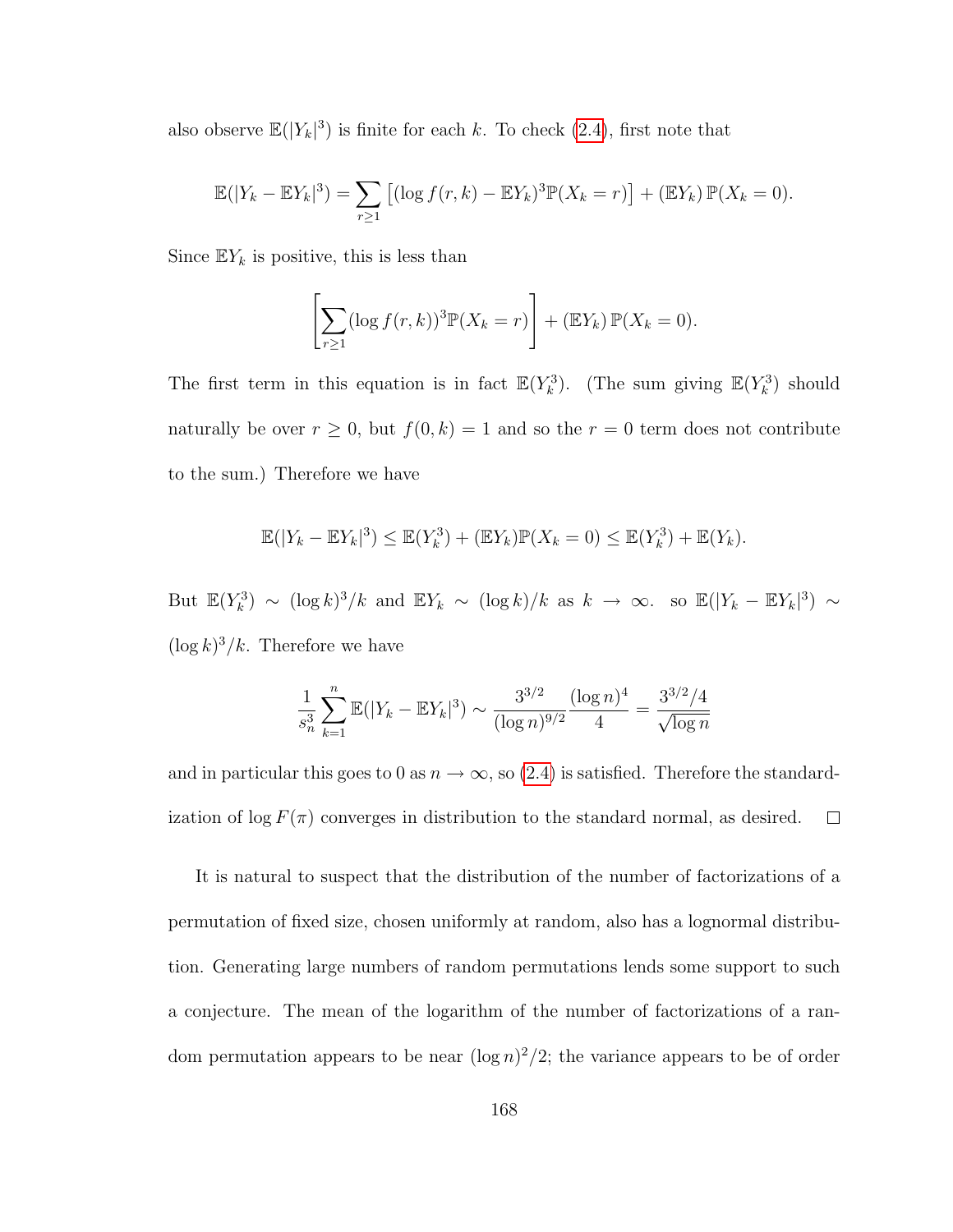also observe $\mathbb{E}(|Y_k|^3)$ is finite for each $k$. To check (2.4), first note that

$$\mathbb{E}(|Y_k - \mathbb{E}Y_k|^3) = \sum_{r \geq 1} \left[ (\log f(r,k) - \mathbb{E}Y_k)^3 \mathbb{P}(X_k = r) \right] + (\mathbb{E}Y_k)\, \mathbb{P}(X_k = 0).$$

Since $\mathbb{E}Y_k$ is positive, this is less than

$$\left[ \sum_{r \geq 1} (\log f(r,k))^3 \mathbb{P}(X_k = r) \right] + (\mathbb{E}Y_k)\, \mathbb{P}(X_k = 0).$$

The first term in this equation is in fact $\mathbb{E}(Y_k^3)$. (The sum giving $\mathbb{E}(Y_k^3)$ should naturally be over $r \geq 0$, but $f(0,k) = 1$ and so the $r = 0$ term does not contribute to the sum.) Therefore we have

$$\mathbb{E}(|Y_k - \mathbb{E}Y_k|^3) \leq \mathbb{E}(Y_k^3) + (\mathbb{E}Y_k)\mathbb{P}(X_k = 0) \leq \mathbb{E}(Y_k^3) + \mathbb{E}(Y_k).$$

But $\mathbb{E}(Y_k^3) \sim (\log k)^3/k$ and $\mathbb{E}Y_k \sim (\log k)/k$ as $k \to \infty$. so $\mathbb{E}(|Y_k - \mathbb{E}Y_k|^3) \sim (\log k)^3/k$. Therefore we have

$$\frac{1}{s_n^3} \sum_{k=1}^{n} \mathbb{E}(|Y_k - \mathbb{E}Y_k|^3) \sim \frac{3^{3/2}}{(\log n)^{9/2}} \frac{(\log n)^4}{4} = \frac{3^{3/2}/4}{\sqrt{\log n}}$$

and in particular this goes to 0 as $n \to \infty$, so (2.4) is satisfied. Therefore the standardization of $\log F(\pi)$ converges in distribution to the standard normal, as desired. □

It is natural to suspect that the distribution of the number of factorizations of a permutation of fixed size, chosen uniformly at random, also has a lognormal distribution. Generating large numbers of random permutations lends some support to such a conjecture. The mean of the logarithm of the number of factorizations of a random permutation appears to be near $(\log n)^2/2$; the variance appears to be of order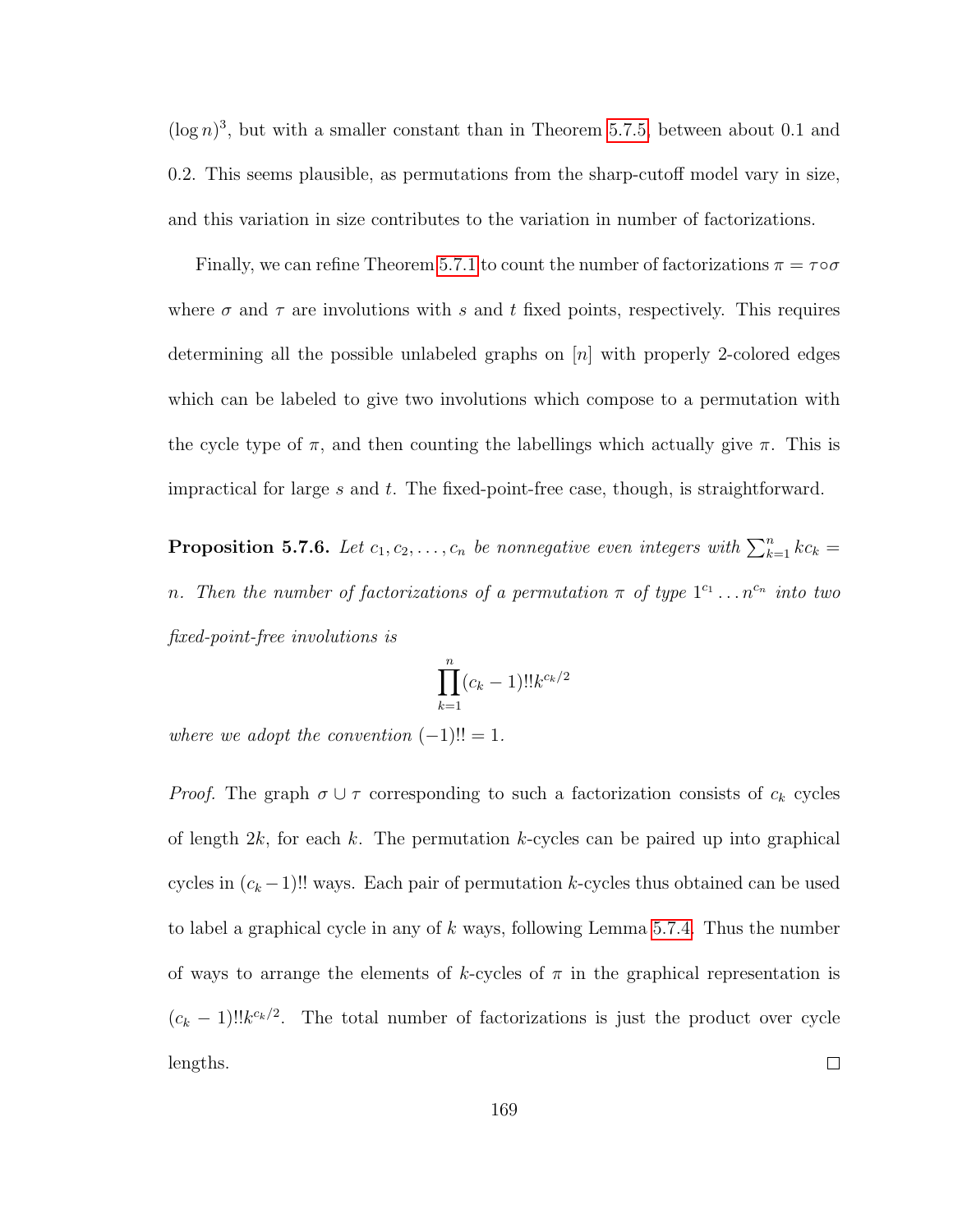$(\log n)^3$, but with a smaller constant than in Theorem 5.7.5, between about 0.1 and 0.2. This seems plausible, as permutations from the sharp-cutoff model vary in size, and this variation in size contributes to the variation in number of factorizations.

Finally, we can refine Theorem 5.7.1 to count the number of factorizations $\pi = \tau \circ \sigma$ where $\sigma$ and $\tau$ are involutions with $s$ and $t$ fixed points, respectively. This requires determining all the possible unlabeled graphs on $[n]$ with properly 2-colored edges which can be labeled to give two involutions which compose to a permutation with the cycle type of $\pi$, and then counting the labellings which actually give $\pi$. This is impractical for large $s$ and $t$. The fixed-point-free case, though, is straightforward.

**Proposition 5.7.6.** *Let $c_1, c_2, \ldots, c_n$ be nonnegative even integers with $\sum_{k=1}^n kc_k = n$. Then the number of factorizations of a permutation $\pi$ of type $1^{c_1} \ldots n^{c_n}$ into two fixed-point-free involutions is*

$$\prod_{k=1}^{n} (c_k - 1)!! k^{c_k/2}$$

*where we adopt the convention $(-1)!! = 1$.*

*Proof.* The graph $\sigma \cup \tau$ corresponding to such a factorization consists of $c_k$ cycles of length $2k$, for each $k$. The permutation $k$-cycles can be paired up into graphical cycles in $(c_k - 1)!!$ ways. Each pair of permutation $k$-cycles thus obtained can be used to label a graphical cycle in any of $k$ ways, following Lemma 5.7.4. Thus the number of ways to arrange the elements of $k$-cycles of $\pi$ in the graphical representation is $(c_k - 1)!! k^{c_k/2}$. The total number of factorizations is just the product over cycle lengths. □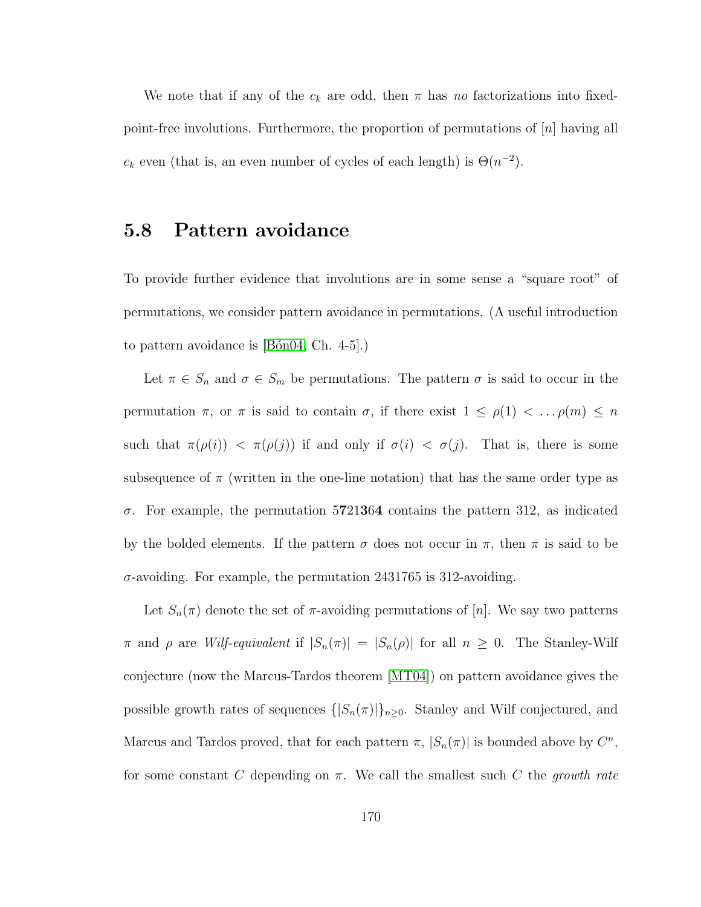We note that if any of the $c_k$ are odd, then $\pi$ has *no* factorizations into fixed-point-free involutions. Furthermore, the proportion of permutations of $[n]$ having all $c_k$ even (that is, an even number of cycles of each length) is $\Theta(n^{-2})$.

## 5.8 Pattern avoidance

To provide further evidence that involutions are in some sense a "square root" of permutations, we consider pattern avoidance in permutations. (A useful introduction to pattern avoidance is [Bón04, Ch. 4-5].)

Let $\pi \in S_n$ and $\sigma \in S_m$ be permutations. The pattern $\sigma$ is said to occur in the permutation $\pi$, or $\pi$ is said to contain $\sigma$, if there exist $1 \leq \rho(1) < \ldots \rho(m) \leq n$ such that $\pi(\rho(i)) < \pi(\rho(j))$ if and only if $\sigma(i) < \sigma(j)$. That is, there is some subsequence of $\pi$ (written in the one-line notation) that has the same order type as $\sigma$. For example, the permutation 5**7**21**3**6**4** contains the pattern 312, as indicated by the bolded elements. If the pattern $\sigma$ does not occur in $\pi$, then $\pi$ is said to be $\sigma$-avoiding. For example, the permutation 2431765 is 312-avoiding.

Let $S_n(\pi)$ denote the set of $\pi$-avoiding permutations of $[n]$. We say two patterns $\pi$ and $\rho$ are *Wilf-equivalent* if $|S_n(\pi)| = |S_n(\rho)|$ for all $n \geq 0$. The Stanley-Wilf conjecture (now the Marcus-Tardos theorem [MT04]) on pattern avoidance gives the possible growth rates of sequences $\{|S_n(\pi)|\}_{n \geq 0}$. Stanley and Wilf conjectured, and Marcus and Tardos proved, that for each pattern $\pi$, $|S_n(\pi)|$ is bounded above by $C^n$, for some constant $C$ depending on $\pi$. We call the smallest such $C$ the *growth rate*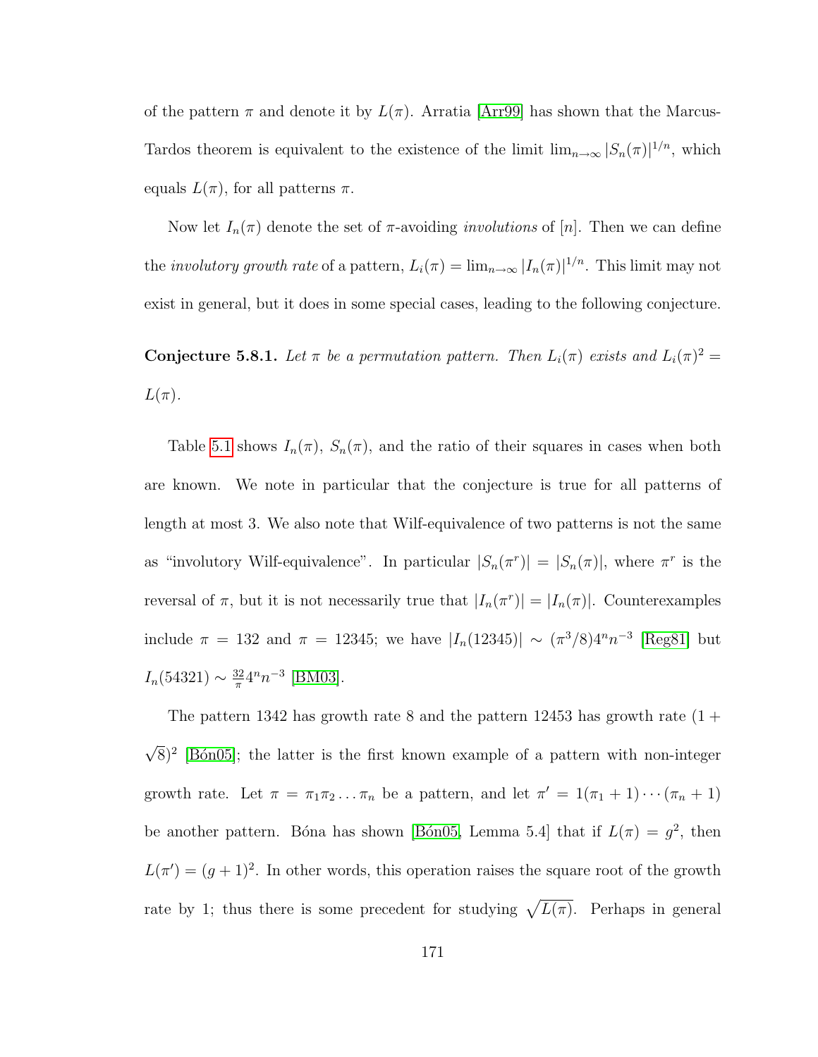of the pattern $\pi$ and denote it by $L(\pi)$. Arratia [Arr99] has shown that the Marcus-Tardos theorem is equivalent to the existence of the limit $\lim_{n\to\infty} |S_n(\pi)|^{1/n}$, which equals $L(\pi)$, for all patterns $\pi$.

Now let $I_n(\pi)$ denote the set of $\pi$-avoiding *involutions* of $[n]$. Then we can define the *involutory growth rate* of a pattern, $L_i(\pi) = \lim_{n\to\infty} |I_n(\pi)|^{1/n}$. This limit may not exist in general, but it does in some special cases, leading to the following conjecture.

**Conjecture 5.8.1.** *Let $\pi$ be a permutation pattern. Then $L_i(\pi)$ exists and $L_i(\pi)^2 = L(\pi)$.*

Table 5.1 shows $I_n(\pi)$, $S_n(\pi)$, and the ratio of their squares in cases when both are known. We note in particular that the conjecture is true for all patterns of length at most 3. We also note that Wilf-equivalence of two patterns is not the same as "involutory Wilf-equivalence". In particular $|S_n(\pi^r)| = |S_n(\pi)|$, where $\pi^r$ is the reversal of $\pi$, but it is not necessarily true that $|I_n(\pi^r)| = |I_n(\pi)|$. Counterexamples include $\pi = 132$ and $\pi = 12345$; we have $|I_n(12345)| \sim (\pi^3/8)4^n n^{-3}$ [Reg81] but $I_n(54321) \sim \frac{32}{\pi}4^n n^{-3}$ [BM03].

The pattern 1342 has growth rate 8 and the pattern 12453 has growth rate $(1+\sqrt{8})^2$ [Bón05]; the latter is the first known example of a pattern with non-integer growth rate. Let $\pi = \pi_1\pi_2\ldots\pi_n$ be a pattern, and let $\pi' = 1(\pi_1+1)\cdots(\pi_n+1)$ be another pattern. Bóna has shown [Bón05, Lemma 5.4] that if $L(\pi) = g^2$, then $L(\pi') = (g+1)^2$. In other words, this operation raises the square root of the growth rate by 1; thus there is some precedent for studying $\sqrt{L(\pi)}$. Perhaps in general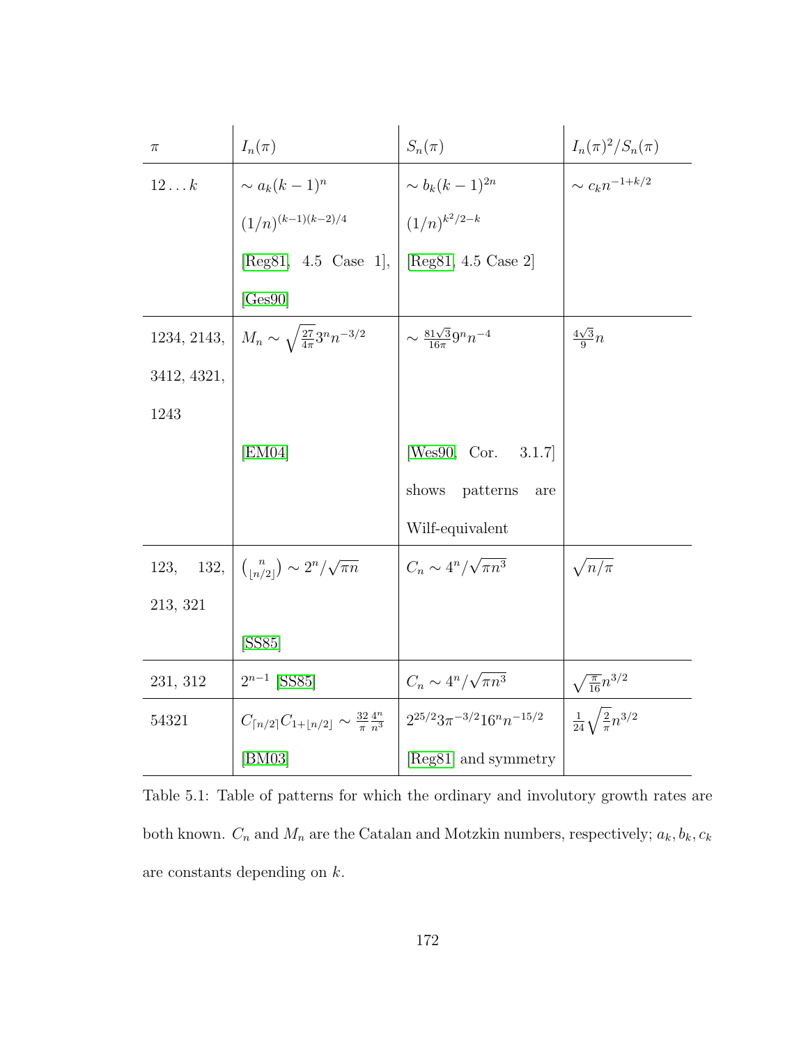| $\pi$ | $I_n(\pi)$ | $S_n(\pi)$ | $I_n(\pi)^2/S_n(\pi)$ |
|---|---|---|---|
| $12\ldots k$ | $\sim a_k(k-1)^n$ $(1/n)^{(k-1)(k-2)/4}$ [Reg81, 4.5 Case 1], [Ges90] | $\sim b_k(k-1)^{2n}$ $(1/n)^{k^2/2-k}$ [Reg81, 4.5 Case 2] | $\sim c_k n^{-1+k/2}$ |
| 1234, 2143, 3412, 4321, 1243 | $M_n \sim \sqrt{\frac{27}{4\pi}}3^n n^{-3/2}$ [EM04] | $\sim \frac{81\sqrt{3}}{16\pi}9^n n^{-4}$ [Wes90, Cor. 3.1.7] shows patterns are Wilf-equivalent | $\frac{4\sqrt{3}}{9}n$ |
| 123, 132, 213, 321 | $\binom{n}{\lfloor n/2\rfloor} \sim 2^n/\sqrt{\pi n}$ [SS85] | $C_n \sim 4^n/\sqrt{\pi n^3}$ | $\sqrt{n/\pi}$ |
| 231, 312 | $2^{n-1}$ [SS85] | $C_n \sim 4^n/\sqrt{\pi n^3}$ | $\sqrt{\frac{\pi}{16}}n^{3/2}$ |
| 54321 | $C_{\lceil n/2\rceil}C_{1+\lfloor n/2\rfloor} \sim \frac{32}{\pi}\frac{4^n}{n^3}$ [BM03] | $2^{25/2}3\pi^{-3/2}16^n n^{-15/2}$ [Reg81] and symmetry | $\frac{1}{24}\sqrt{\frac{2}{\pi}}n^{3/2}$ |

Table 5.1: Table of patterns for which the ordinary and involutory growth rates are both known. $C_n$ and $M_n$ are the Catalan and Motzkin numbers, respectively; $a_k, b_k, c_k$ are constants depending on $k$.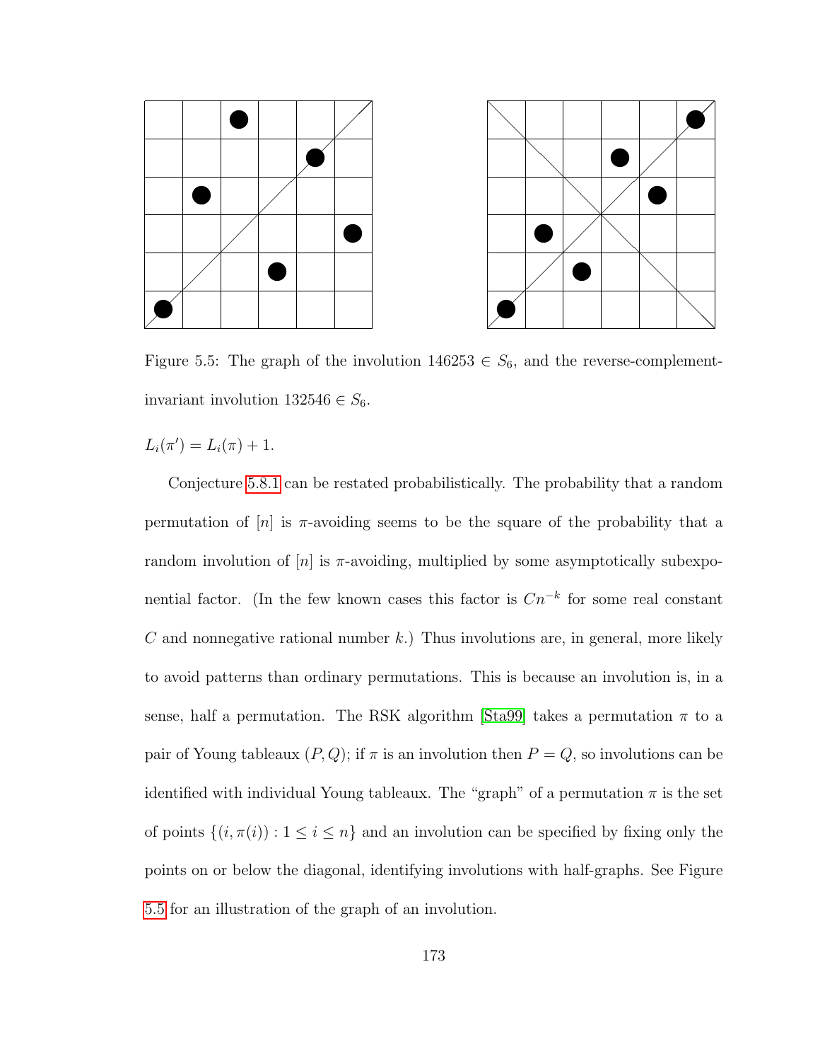Figure 5.5: The graph of the involution $146253 \in S_6$, and the reverse-complement-invariant involution $132546 \in S_6$.

$L_i(\pi') = L_i(\pi) + 1$.

Conjecture 5.8.1 can be restated probabilistically. The probability that a random permutation of $[n]$ is $\pi$-avoiding seems to be the square of the probability that a random involution of $[n]$ is $\pi$-avoiding, multiplied by some asymptotically subexponential factor. (In the few known cases this factor is $Cn^{-k}$ for some real constant $C$ and nonnegative rational number $k$.) Thus involutions are, in general, more likely to avoid patterns than ordinary permutations. This is because an involution is, in a sense, half a permutation. The RSK algorithm [Sta99] takes a permutation $\pi$ to a pair of Young tableaux $(P, Q)$; if $\pi$ is an involution then $P = Q$, so involutions can be identified with individual Young tableaux. The "graph" of a permutation $\pi$ is the set of points $\{(i, \pi(i)) : 1 \leq i \leq n\}$ and an involution can be specified by fixing only the points on or below the diagonal, identifying involutions with half-graphs. See Figure 5.5 for an illustration of the graph of an involution.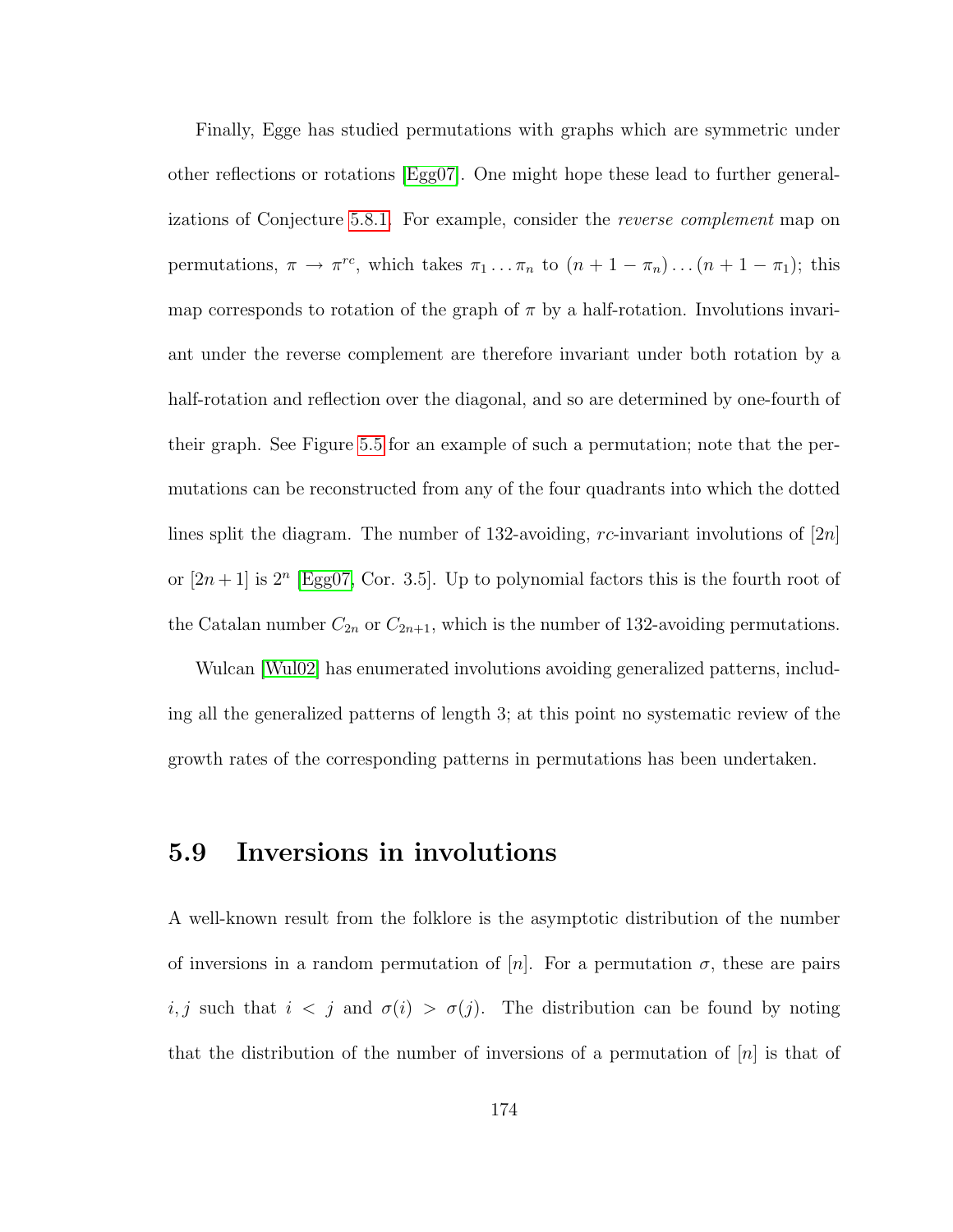Finally, Egge has studied permutations with graphs which are symmetric under other reflections or rotations [Egg07]. One might hope these lead to further generalizations of Conjecture 5.8.1. For example, consider the *reverse complement* map on permutations, $\pi \to \pi^{rc}$, which takes $\pi_1 \ldots \pi_n$ to $(n+1-\pi_n)\ldots(n+1-\pi_1)$; this map corresponds to rotation of the graph of $\pi$ by a half-rotation. Involutions invariant under the reverse complement are therefore invariant under both rotation by a half-rotation and reflection over the diagonal, and so are determined by one-fourth of their graph. See Figure 5.5 for an example of such a permutation; note that the permutations can be reconstructed from any of the four quadrants into which the dotted lines split the diagram. The number of 132-avoiding, $rc$-invariant involutions of $[2n]$ or $[2n+1]$ is $2^n$ [Egg07, Cor. 3.5]. Up to polynomial factors this is the fourth root of the Catalan number $C_{2n}$ or $C_{2n+1}$, which is the number of 132-avoiding permutations.

Wulcan [Wul02] has enumerated involutions avoiding generalized patterns, including all the generalized patterns of length 3; at this point no systematic review of the growth rates of the corresponding patterns in permutations has been undertaken.

## 5.9 Inversions in involutions

A well-known result from the folklore is the asymptotic distribution of the number of inversions in a random permutation of $[n]$. For a permutation $\sigma$, these are pairs $i, j$ such that $i < j$ and $\sigma(i) > \sigma(j)$. The distribution can be found by noting that the distribution of the number of inversions of a permutation of $[n]$ is that of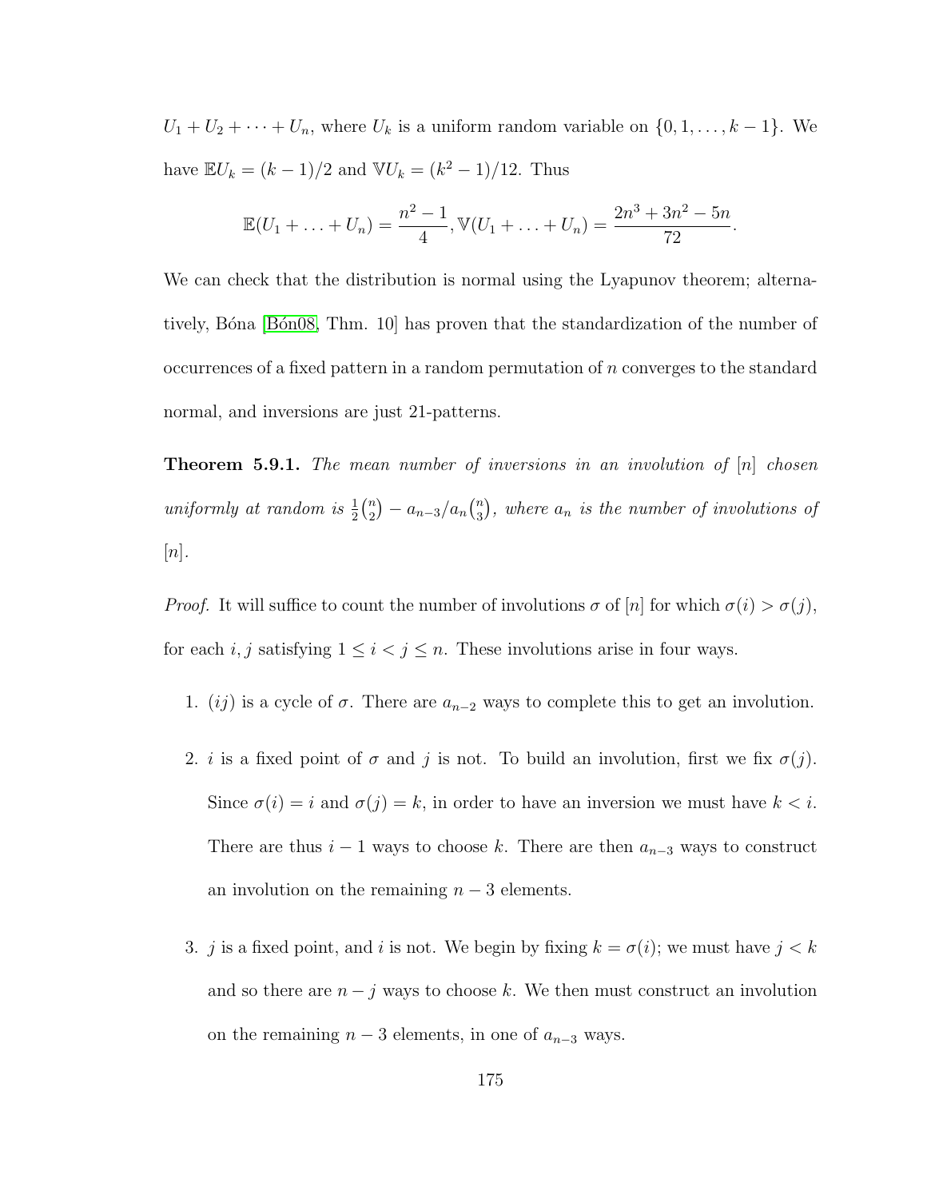$U_1 + U_2 + \cdots + U_n$, where $U_k$ is a uniform random variable on $\{0, 1, \ldots, k-1\}$. We have $\mathbb{E}U_k = (k-1)/2$ and $\mathbb{V}U_k = (k^2-1)/12$. Thus

$$\mathbb{E}(U_1 + \ldots + U_n) = \frac{n^2-1}{4}, \mathbb{V}(U_1 + \ldots + U_n) = \frac{2n^3 + 3n^2 - 5n}{72}.$$

We can check that the distribution is normal using the Lyapunov theorem; alternatively, Bóna [Bón08, Thm. 10] has proven that the standardization of the number of occurrences of a fixed pattern in a random permutation of $n$ converges to the standard normal, and inversions are just 21-patterns.

**Theorem 5.9.1.** *The mean number of inversions in an involution of $[n]$ chosen uniformly at random is $\frac{1}{2}\binom{n}{2} - a_{n-3}/a_n\binom{n}{3}$, where $a_n$ is the number of involutions of $[n]$.*

*Proof.* It will suffice to count the number of involutions $\sigma$ of $[n]$ for which $\sigma(i) > \sigma(j)$, for each $i, j$ satisfying $1 \leq i < j \leq n$. These involutions arise in four ways.

1. $(ij)$ is a cycle of $\sigma$. There are $a_{n-2}$ ways to complete this to get an involution.
2. $i$ is a fixed point of $\sigma$ and $j$ is not. To build an involution, first we fix $\sigma(j)$. Since $\sigma(i) = i$ and $\sigma(j) = k$, in order to have an inversion we must have $k < i$. There are thus $i - 1$ ways to choose $k$. There are then $a_{n-3}$ ways to construct an involution on the remaining $n - 3$ elements.
3. $j$ is a fixed point, and $i$ is not. We begin by fixing $k = \sigma(i)$; we must have $j < k$ and so there are $n - j$ ways to choose $k$. We then must construct an involution on the remaining $n - 3$ elements, in one of $a_{n-3}$ ways.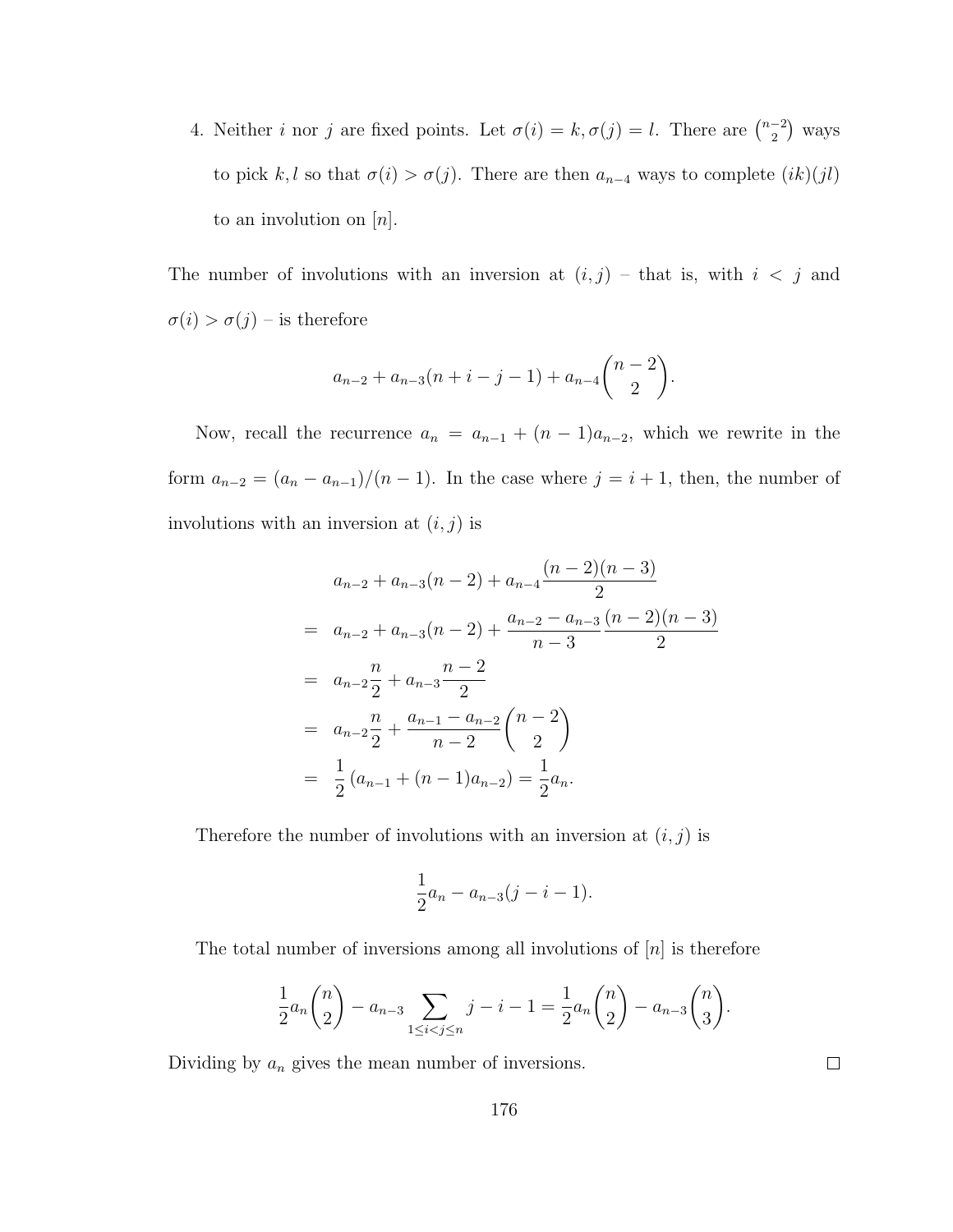4. Neither $i$ nor $j$ are fixed points. Let $\sigma(i) = k, \sigma(j) = l$. There are $\binom{n-2}{2}$ ways to pick $k, l$ so that $\sigma(i) > \sigma(j)$. There are then $a_{n-4}$ ways to complete $(ik)(jl)$ to an involution on $[n]$.

The number of involutions with an inversion at $(i, j)$ – that is, with $i < j$ and $\sigma(i) > \sigma(j)$ – is therefore

$$a_{n-2} + a_{n-3}(n + i - j - 1) + a_{n-4}\binom{n-2}{2}.$$

Now, recall the recurrence $a_n = a_{n-1} + (n-1)a_{n-2}$, which we rewrite in the form $a_{n-2} = (a_n - a_{n-1})/(n-1)$. In the case where $j = i + 1$, then, the number of involutions with an inversion at $(i, j)$ is

$$\begin{aligned}
& a_{n-2} + a_{n-3}(n-2) + a_{n-4}\frac{(n-2)(n-3)}{2} \\
= \quad & a_{n-2} + a_{n-3}(n-2) + \frac{a_{n-2} - a_{n-3}}{n-3}\frac{(n-2)(n-3)}{2} \\
= \quad & a_{n-2}\frac{n}{2} + a_{n-3}\frac{n-2}{2} \\
= \quad & a_{n-2}\frac{n}{2} + \frac{a_{n-1} - a_{n-2}}{n-2}\binom{n-2}{2} \\
= \quad & \frac{1}{2}\left(a_{n-1} + (n-1)a_{n-2}\right) = \frac{1}{2}a_n.
\end{aligned}$$

Therefore the number of involutions with an inversion at $(i, j)$ is

$$\frac{1}{2}a_n - a_{n-3}(j - i - 1).$$

The total number of inversions among all involutions of $[n]$ is therefore

$$\frac{1}{2}a_n\binom{n}{2} - a_{n-3}\sum_{1 \le i < j \le n} j - i - 1 = \frac{1}{2}a_n\binom{n}{2} - a_{n-3}\binom{n}{3}.$$

Dividing by $a_n$ gives the mean number of inversions. □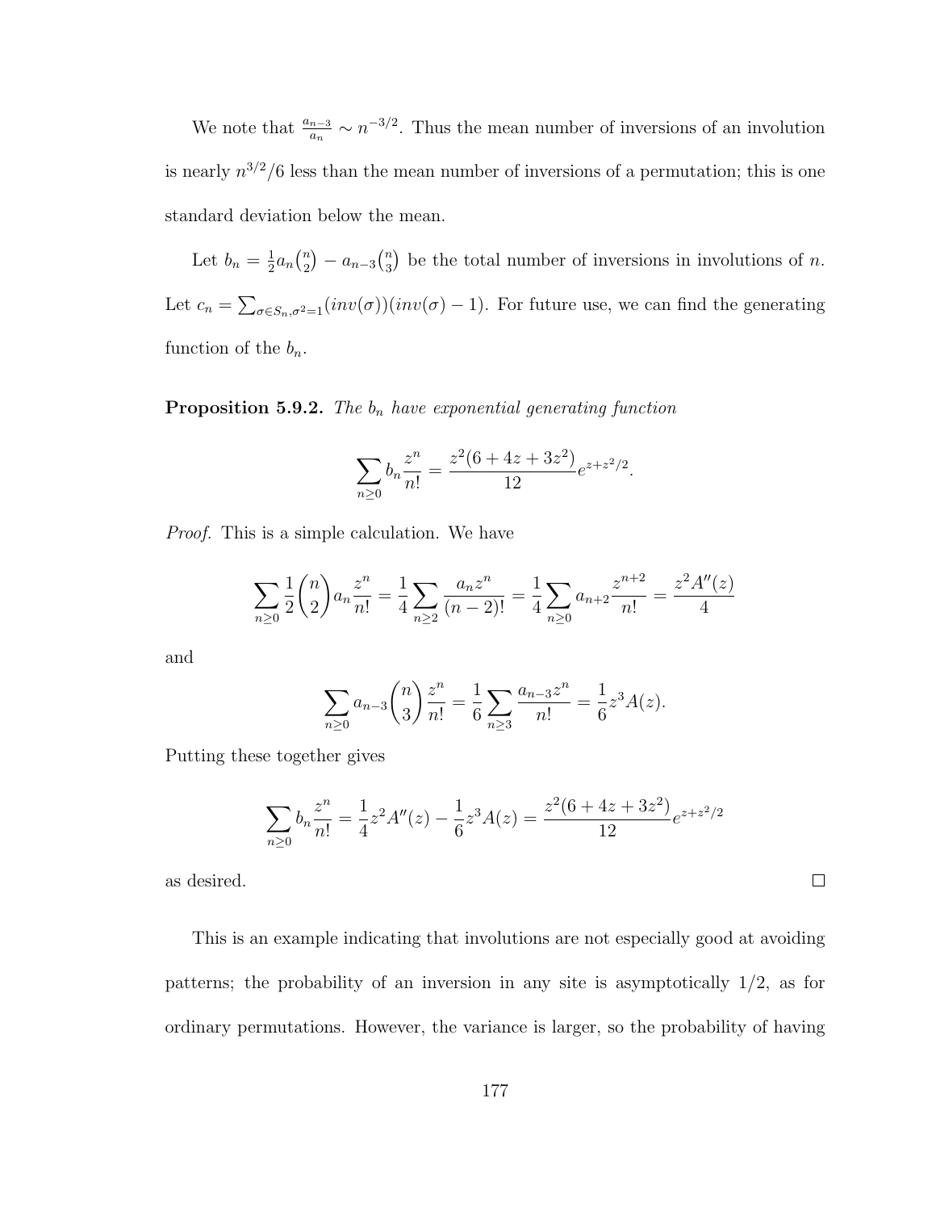We note that $\frac{a_{n-3}}{a_n} \sim n^{-3/2}$. Thus the mean number of inversions of an involution is nearly $n^{3/2}/6$ less than the mean number of inversions of a permutation; this is one standard deviation below the mean.

Let $b_n = \frac{1}{2}a_n\binom{n}{2} - a_{n-3}\binom{n}{3}$ be the total number of inversions in involutions of $n$. Let $c_n = \sum_{\sigma \in S_n, \sigma^2=1}(inv(\sigma))(inv(\sigma)-1)$. For future use, we can find the generating function of the $b_n$.

**Proposition 5.9.2.** *The $b_n$ have exponential generating function*

$$\sum_{n\geq 0} b_n \frac{z^n}{n!} = \frac{z^2(6+4z+3z^2)}{12}e^{z+z^2/2}.$$

*Proof.* This is a simple calculation. We have

$$\sum_{n\geq 0} \frac{1}{2}\binom{n}{2}a_n\frac{z^n}{n!} = \frac{1}{4}\sum_{n\geq 2}\frac{a_n z^n}{(n-2)!} = \frac{1}{4}\sum_{n\geq 0} a_{n+2}\frac{z^{n+2}}{n!} = \frac{z^2A''(z)}{4}$$

and

$$\sum_{n\geq 0} a_{n-3}\binom{n}{3}\frac{z^n}{n!} = \frac{1}{6}\sum_{n\geq 3}\frac{a_{n-3}z^n}{n!} = \frac{1}{6}z^3A(z).$$

Putting these together gives

$$\sum_{n\geq 0} b_n\frac{z^n}{n!} = \frac{1}{4}z^2A''(z) - \frac{1}{6}z^3A(z) = \frac{z^2(6+4z+3z^2)}{12}e^{z+z^2/2}$$

as desired. $\square$

This is an example indicating that involutions are not especially good at avoiding patterns; the probability of an inversion in any site is asymptotically $1/2$, as for ordinary permutations. However, the variance is larger, so the probability of having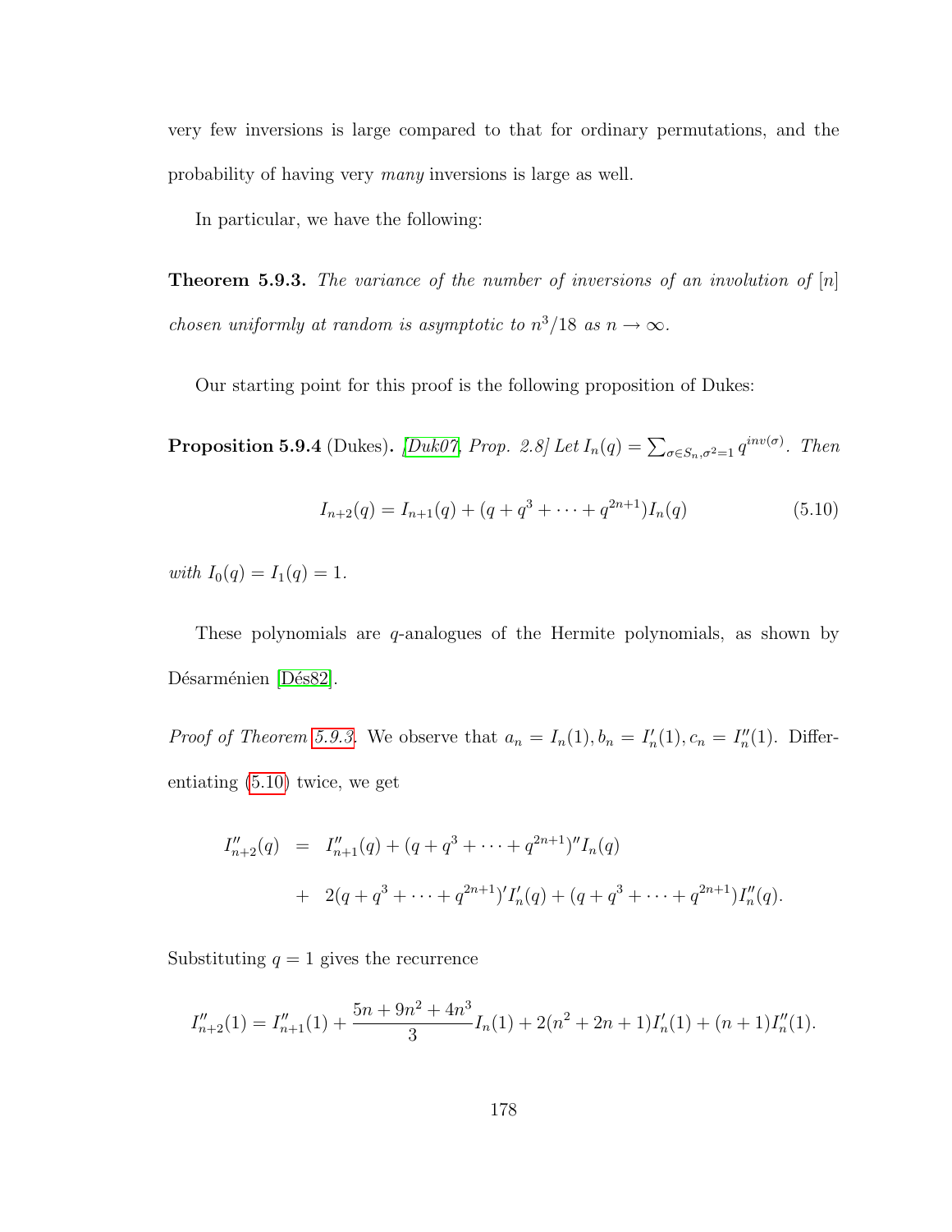very few inversions is large compared to that for ordinary permutations, and the probability of having very *many* inversions is large as well.

In particular, we have the following:

**Theorem 5.9.3.** *The variance of the number of inversions of an involution of $[n]$ chosen uniformly at random is asymptotic to $n^3/18$ as $n \to \infty$.*

Our starting point for this proof is the following proposition of Dukes:

**Proposition 5.9.4** (Dukes)**.** *[Duk07, Prop. 2.8] Let $I_n(q) = \sum_{\sigma \in S_n, \sigma^2=1} q^{inv(\sigma)}$. Then*

$$I_{n+2}(q) = I_{n+1}(q) + (q + q^3 + \cdots + q^{2n+1}) I_n(q) \tag{5.10}$$

*with $I_0(q) = I_1(q) = 1$.*

These polynomials are $q$-analogues of the Hermite polynomials, as shown by Désarménien [Dés82].

*Proof of Theorem 5.9.3.* We observe that $a_n = I_n(1), b_n = I_n'(1), c_n = I_n''(1)$. Differentiating (5.10) twice, we get

$$\begin{aligned} I_{n+2}''(q) &= I_{n+1}''(q) + (q + q^3 + \cdots + q^{2n+1})'' I_n(q) \\ &+ 2(q + q^3 + \cdots + q^{2n+1})' I_n'(q) + (q + q^3 + \cdots + q^{2n+1}) I_n''(q). \end{aligned}$$

Substituting $q = 1$ gives the recurrence

$$I_{n+2}''(1) = I_{n+1}''(1) + \frac{5n + 9n^2 + 4n^3}{3} I_n(1) + 2(n^2 + 2n + 1) I_n'(1) + (n+1) I_n''(1).$$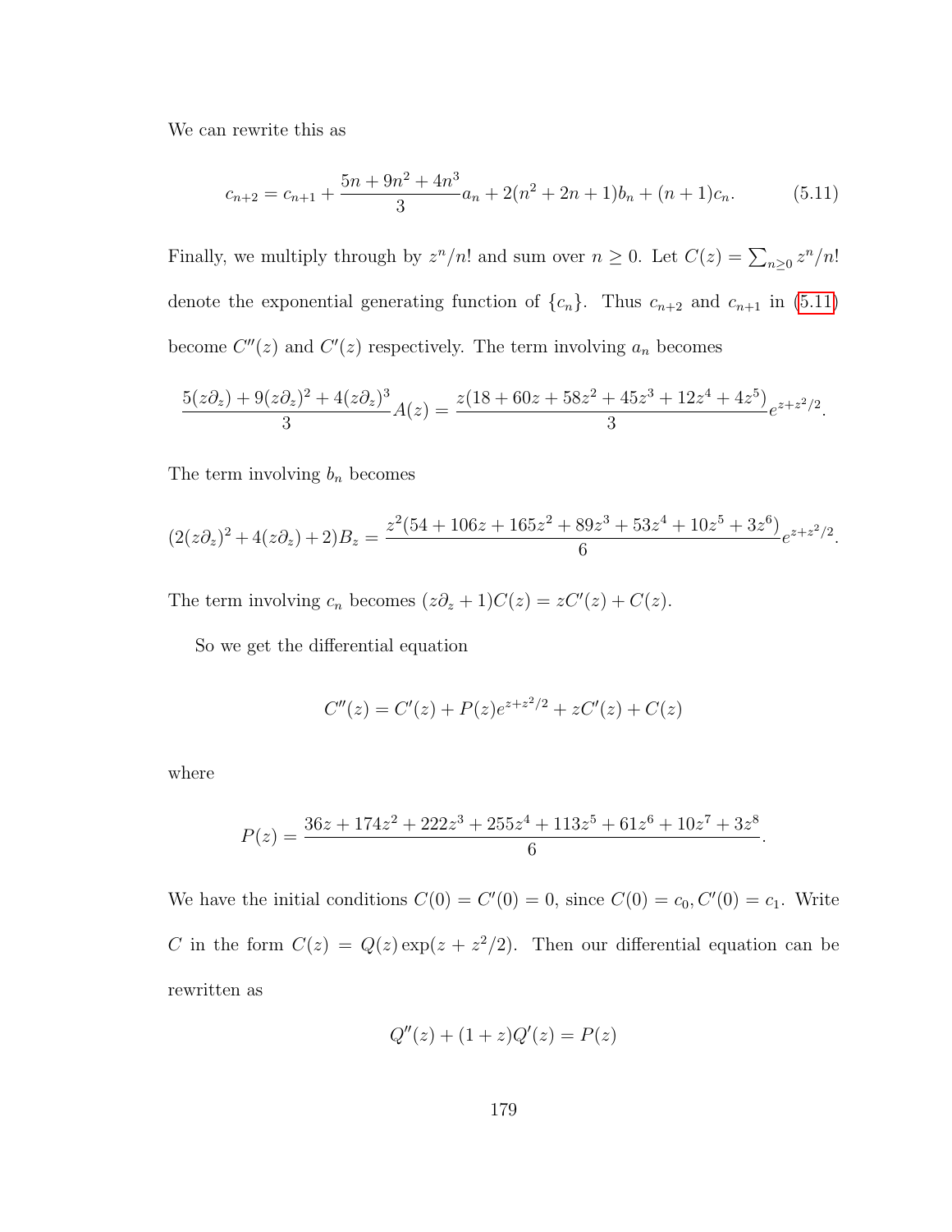We can rewrite this as

$$c_{n+2} = c_{n+1} + \frac{5n + 9n^2 + 4n^3}{3} a_n + 2(n^2 + 2n + 1)b_n + (n+1)c_n. \tag{5.11}$$

Finally, we multiply through by $z^n/n!$ and sum over $n \geq 0$. Let $C(z) = \sum_{n \geq 0} z^n/n!$ denote the exponential generating function of $\{c_n\}$. Thus $c_{n+2}$ and $c_{n+1}$ in (5.11) become $C''(z)$ and $C'(z)$ respectively. The term involving $a_n$ becomes

$$\frac{5(z\partial_z) + 9(z\partial_z)^2 + 4(z\partial_z)^3}{3} A(z) = \frac{z(18 + 60z + 58z^2 + 45z^3 + 12z^4 + 4z^5)}{3} e^{z+z^2/2}.$$

The term involving $b_n$ becomes

$$(2(z\partial_z)^2 + 4(z\partial_z) + 2)B_z = \frac{z^2(54 + 106z + 165z^2 + 89z^3 + 53z^4 + 10z^5 + 3z^6)}{6} e^{z+z^2/2}.$$

The term involving $c_n$ becomes $(z\partial_z + 1)C(z) = zC'(z) + C(z)$.

So we get the differential equation

$$C''(z) = C'(z) + P(z)e^{z+z^2/2} + zC'(z) + C(z)$$

where

$$P(z) = \frac{36z + 174z^2 + 222z^3 + 255z^4 + 113z^5 + 61z^6 + 10z^7 + 3z^8}{6}.$$

We have the initial conditions $C(0) = C'(0) = 0$, since $C(0) = c_0, C'(0) = c_1$. Write $C$ in the form $C(z) = Q(z)\exp(z + z^2/2)$. Then our differential equation can be rewritten as

$$Q''(z) + (1+z)Q'(z) = P(z)$$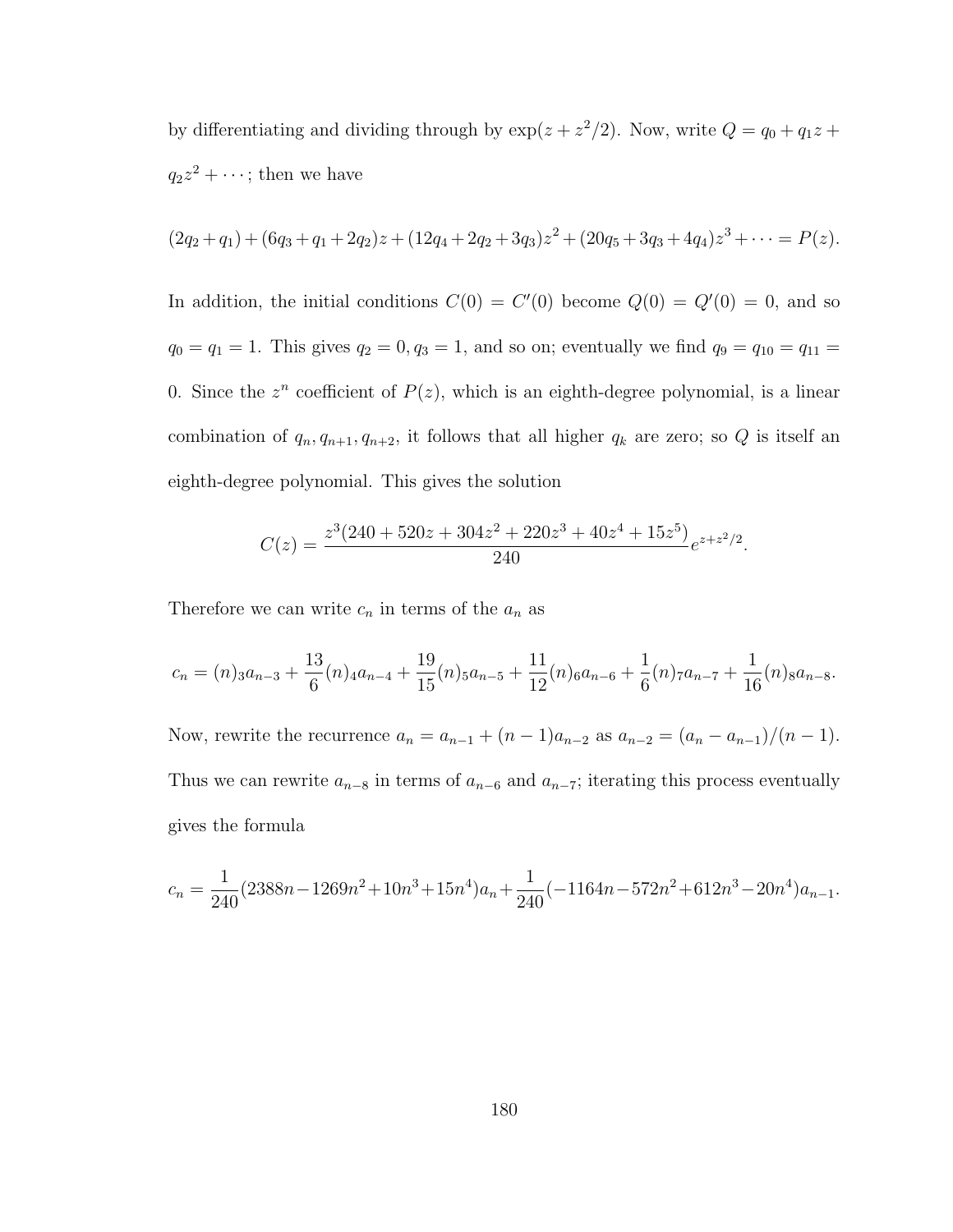by differentiating and dividing through by $\exp(z + z^2/2)$. Now, write $Q = q_0 + q_1 z + q_2 z^2 + \cdots$; then we have

$$(2q_2+q_1)+(6q_3+q_1+2q_2)z+(12q_4+2q_2+3q_3)z^2+(20q_5+3q_3+4q_4)z^3+\cdots = P(z).$$

In addition, the initial conditions $C(0) = C'(0)$ become $Q(0) = Q'(0) = 0$, and so $q_0 = q_1 = 1$. This gives $q_2 = 0, q_3 = 1$, and so on; eventually we find $q_9 = q_{10} = q_{11} = 0$. Since the $z^n$ coefficient of $P(z)$, which is an eighth-degree polynomial, is a linear combination of $q_n, q_{n+1}, q_{n+2}$, it follows that all higher $q_k$ are zero; so $Q$ is itself an eighth-degree polynomial. This gives the solution

$$C(z) = \frac{z^3(240 + 520z + 304z^2 + 220z^3 + 40z^4 + 15z^5)}{240} e^{z+z^2/2}.$$

Therefore we can write $c_n$ in terms of the $a_n$ as

$$c_n = (n)_3 a_{n-3} + \frac{13}{6}(n)_4 a_{n-4} + \frac{19}{15}(n)_5 a_{n-5} + \frac{11}{12}(n)_6 a_{n-6} + \frac{1}{6}(n)_7 a_{n-7} + \frac{1}{16}(n)_8 a_{n-8}.$$

Now, rewrite the recurrence $a_n = a_{n-1} + (n-1)a_{n-2}$ as $a_{n-2} = (a_n - a_{n-1})/(n-1)$. Thus we can rewrite $a_{n-8}$ in terms of $a_{n-6}$ and $a_{n-7}$; iterating this process eventually gives the formula

$$c_n = \frac{1}{240}(2388n - 1269n^2 + 10n^3 + 15n^4)a_n + \frac{1}{240}(-1164n - 572n^2 + 612n^3 - 20n^4)a_{n-1}.$$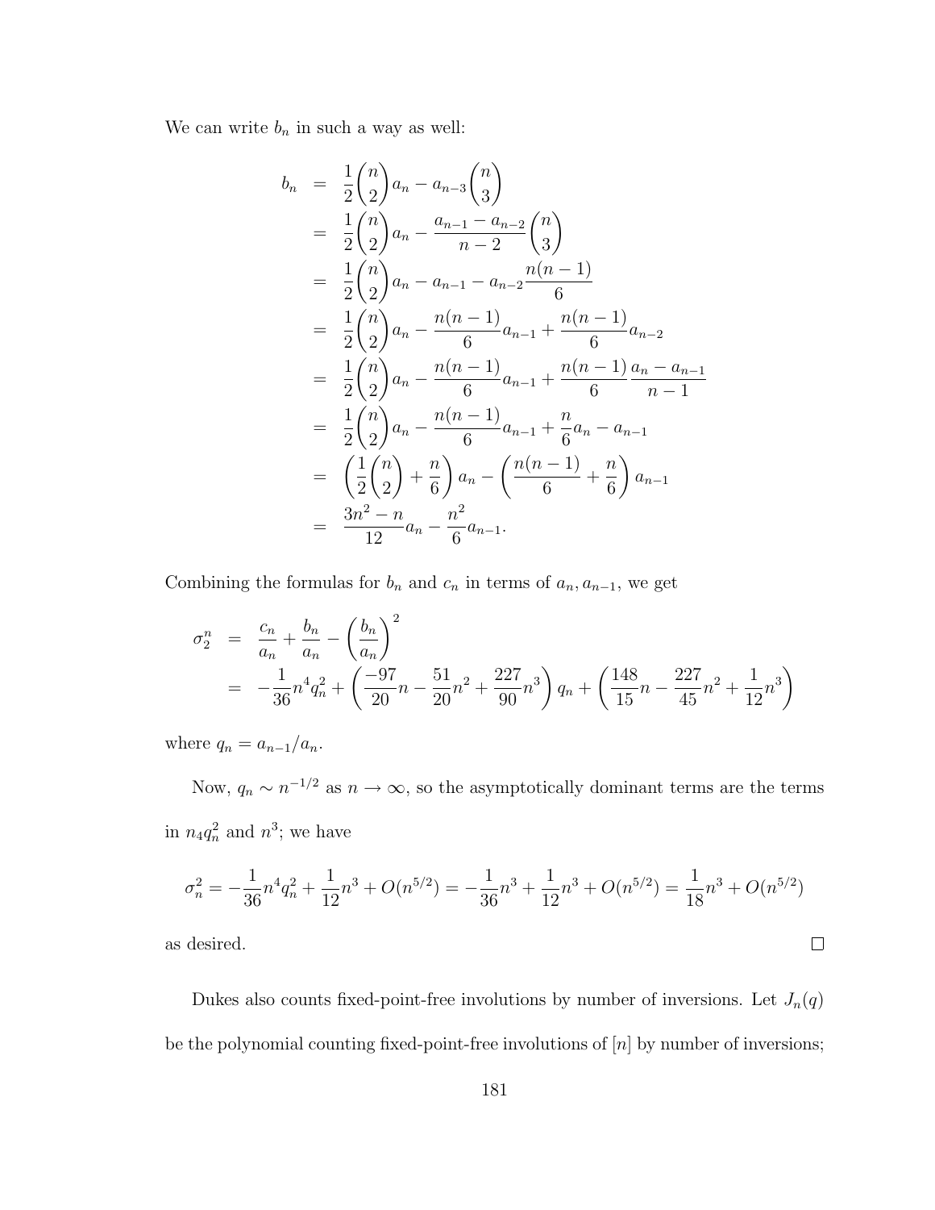We can write $b_n$ in such a way as well:

$$
\begin{aligned}
b_n &= \frac{1}{2}\binom{n}{2}a_n - a_{n-3}\binom{n}{3} \\
&= \frac{1}{2}\binom{n}{2}a_n - \frac{a_{n-1}-a_{n-2}}{n-2}\binom{n}{3} \\
&= \frac{1}{2}\binom{n}{2}a_n - a_{n-1} - a_{n-2}\frac{n(n-1)}{6} \\
&= \frac{1}{2}\binom{n}{2}a_n - \frac{n(n-1)}{6}a_{n-1} + \frac{n(n-1)}{6}a_{n-2} \\
&= \frac{1}{2}\binom{n}{2}a_n - \frac{n(n-1)}{6}a_{n-1} + \frac{n(n-1)}{6}\frac{a_n - a_{n-1}}{n-1} \\
&= \frac{1}{2}\binom{n}{2}a_n - \frac{n(n-1)}{6}a_{n-1} + \frac{n}{6}a_n - a_{n-1} \\
&= \left(\frac{1}{2}\binom{n}{2} + \frac{n}{6}\right)a_n - \left(\frac{n(n-1)}{6} + \frac{n}{6}\right)a_{n-1} \\
&= \frac{3n^2-n}{12}a_n - \frac{n^2}{6}a_{n-1}.
\end{aligned}
$$

Combining the formulas for $b_n$ and $c_n$ in terms of $a_n, a_{n-1}$, we get

$$
\begin{aligned}
\sigma_2^n &= \frac{c_n}{a_n} + \frac{b_n}{a_n} - \left(\frac{b_n}{a_n}\right)^2 \\
&= -\frac{1}{36}n^4 q_n^2 + \left(\frac{-97}{20}n - \frac{51}{20}n^2 + \frac{227}{90}n^3\right)q_n + \left(\frac{148}{15}n - \frac{227}{45}n^2 + \frac{1}{12}n^3\right)
\end{aligned}
$$

where $q_n = a_{n-1}/a_n$.

Now, $q_n \sim n^{-1/2}$ as $n \to \infty$, so the asymptotically dominant terms are the terms in $n_4 q_n^2$ and $n^3$; we have

$$
\sigma_n^2 = -\frac{1}{36}n^4 q_n^2 + \frac{1}{12}n^3 + O(n^{5/2}) = -\frac{1}{36}n^3 + \frac{1}{12}n^3 + O(n^{5/2}) = \frac{1}{18}n^3 + O(n^{5/2})
$$

as desired. □

Dukes also counts fixed-point-free involutions by number of inversions. Let $J_n(q)$ be the polynomial counting fixed-point-free involutions of $[n]$ by number of inversions;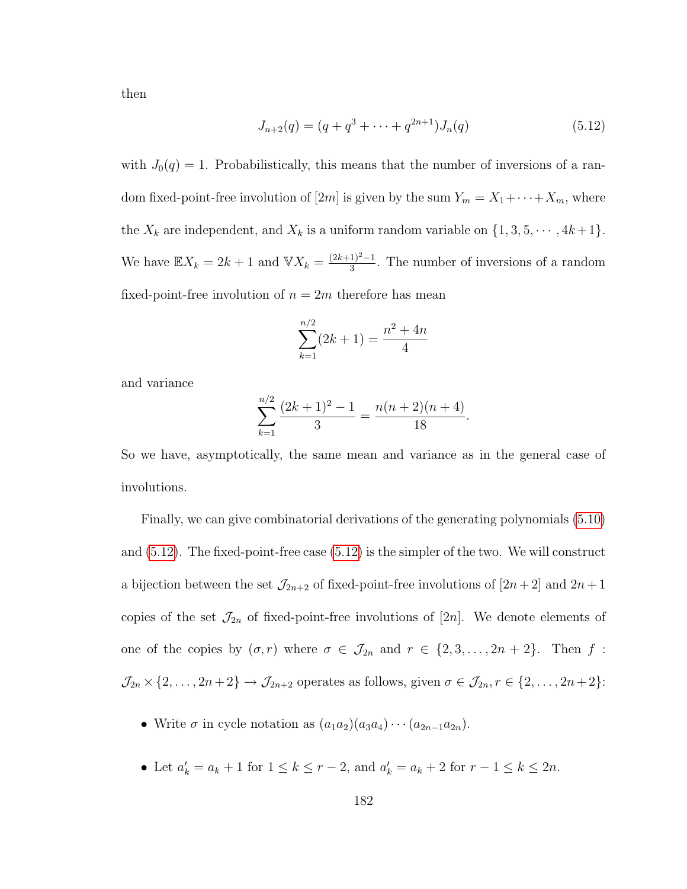then

$$J_{n+2}(q) = (q + q^3 + \cdots + q^{2n+1})J_n(q) \tag{5.12}$$

with $J_0(q) = 1$. Probabilistically, this means that the number of inversions of a random fixed-point-free involution of $[2m]$ is given by the sum $Y_m = X_1 + \cdots + X_m$, where the $X_k$ are independent, and $X_k$ is a uniform random variable on $\{1, 3, 5, \cdots, 4k+1\}$. We have $\mathbb{E}X_k = 2k+1$ and $\mathbb{V}X_k = \frac{(2k+1)^2-1}{3}$. The number of inversions of a random fixed-point-free involution of $n = 2m$ therefore has mean

$$\sum_{k=1}^{n/2}(2k+1) = \frac{n^2+4n}{4}$$

and variance

$$\sum_{k=1}^{n/2}\frac{(2k+1)^2-1}{3} = \frac{n(n+2)(n+4)}{18}.$$

So we have, asymptotically, the same mean and variance as in the general case of involutions.

Finally, we can give combinatorial derivations of the generating polynomials (5.10) and (5.12). The fixed-point-free case (5.12) is the simpler of the two. We will construct a bijection between the set $\mathcal{J}_{2n+2}$ of fixed-point-free involutions of $[2n+2]$ and $2n+1$ copies of the set $\mathcal{J}_{2n}$ of fixed-point-free involutions of $[2n]$. We denote elements of one of the copies by $(\sigma, r)$ where $\sigma \in \mathcal{J}_{2n}$ and $r \in \{2, 3, \ldots, 2n+2\}$. Then $f : \mathcal{J}_{2n} \times \{2, \ldots, 2n+2\} \to \mathcal{J}_{2n+2}$ operates as follows, given $\sigma \in \mathcal{J}_{2n}, r \in \{2, \ldots, 2n+2\}$:

- Write $\sigma$ in cycle notation as $(a_1a_2)(a_3a_4)\cdots(a_{2n-1}a_{2n})$.
- Let $a'_k = a_k + 1$ for $1 \leq k \leq r-2$, and $a'_k = a_k + 2$ for $r-1 \leq k \leq 2n$.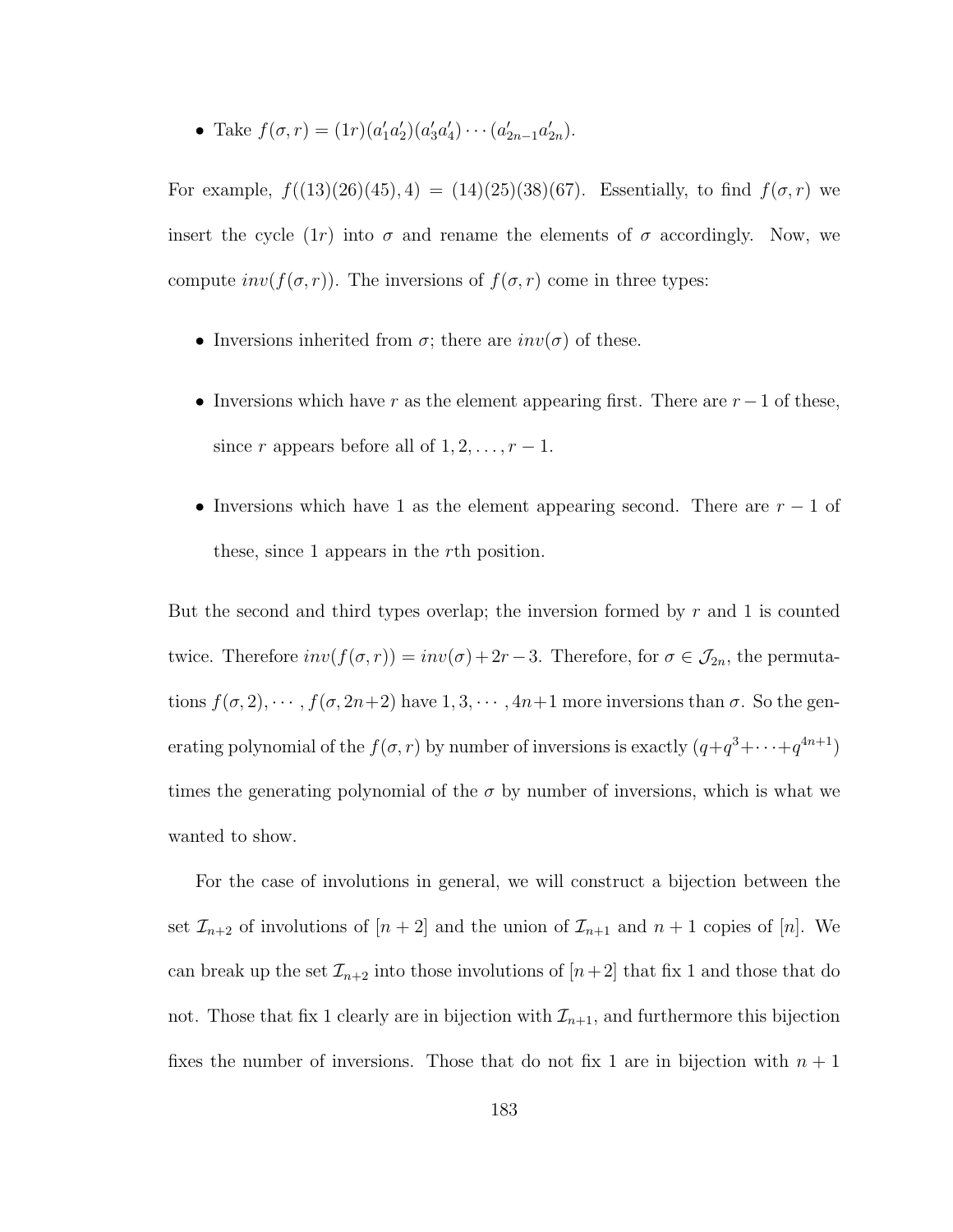- Take $f(\sigma, r) = (1r)(a'_1 a'_2)(a'_3 a'_4) \cdots (a'_{2n-1} a'_{2n})$.

For example, $f((13)(26)(45), 4) = (14)(25)(38)(67)$. Essentially, to find $f(\sigma, r)$ we insert the cycle $(1r)$ into $\sigma$ and rename the elements of $\sigma$ accordingly. Now, we compute $inv(f(\sigma, r))$. The inversions of $f(\sigma, r)$ come in three types:

- Inversions inherited from $\sigma$; there are $inv(\sigma)$ of these.
- Inversions which have $r$ as the element appearing first. There are $r-1$ of these, since $r$ appears before all of $1, 2, \ldots, r-1$.
- Inversions which have 1 as the element appearing second. There are $r-1$ of these, since 1 appears in the $r$th position.

But the second and third types overlap; the inversion formed by $r$ and 1 is counted twice. Therefore $inv(f(\sigma, r)) = inv(\sigma) + 2r - 3$. Therefore, for $\sigma \in \mathcal{J}_{2n}$, the permutations $f(\sigma, 2), \cdots, f(\sigma, 2n+2)$ have $1, 3, \cdots, 4n+1$ more inversions than $\sigma$. So the generating polynomial of the $f(\sigma, r)$ by number of inversions is exactly $(q + q^3 + \cdots + q^{4n+1})$ times the generating polynomial of the $\sigma$ by number of inversions, which is what we wanted to show.

For the case of involutions in general, we will construct a bijection between the set $\mathcal{I}_{n+2}$ of involutions of $[n+2]$ and the union of $\mathcal{I}_{n+1}$ and $n+1$ copies of $[n]$. We can break up the set $\mathcal{I}_{n+2}$ into those involutions of $[n+2]$ that fix 1 and those that do not. Those that fix 1 clearly are in bijection with $\mathcal{I}_{n+1}$, and furthermore this bijection fixes the number of inversions. Those that do not fix 1 are in bijection with $n+1$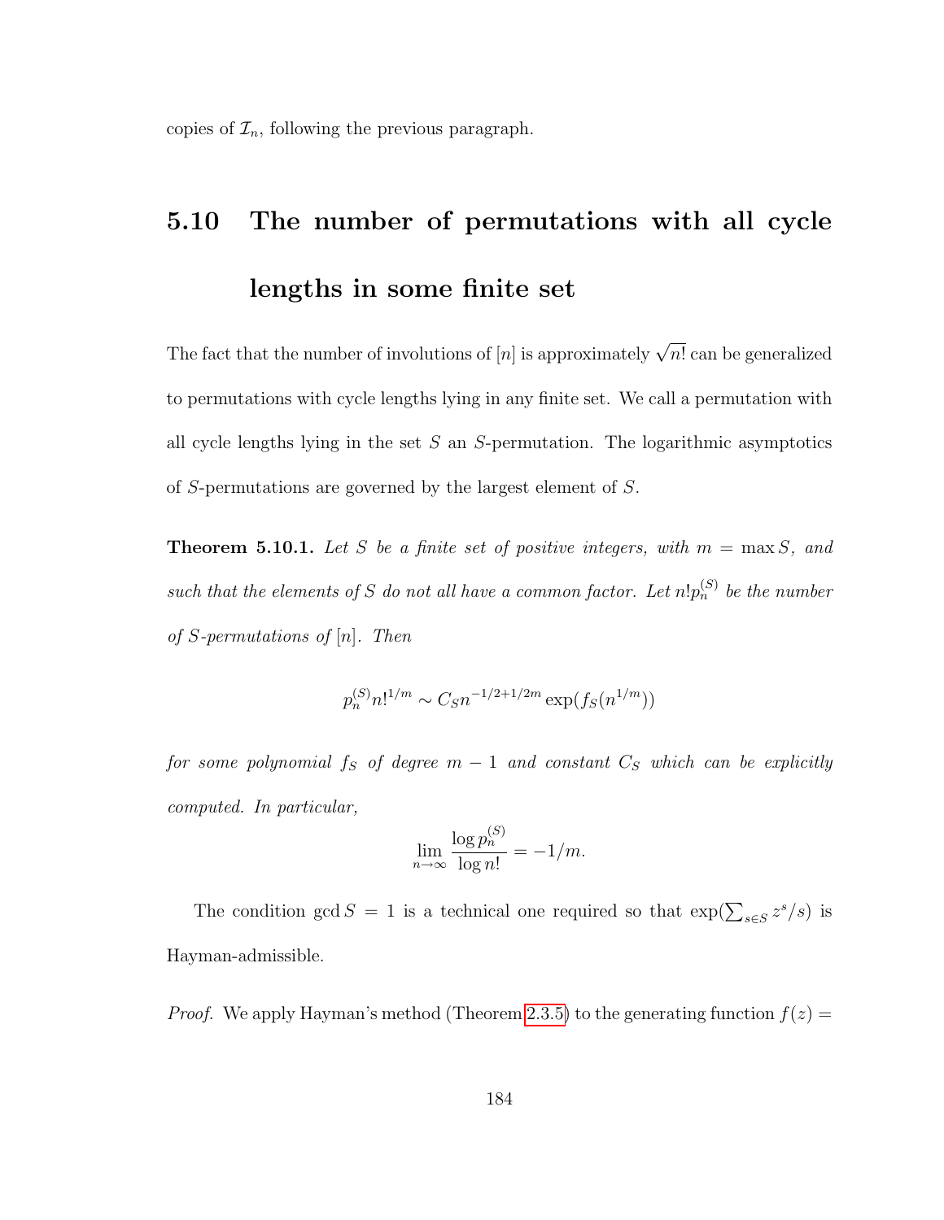copies of $\mathcal{I}_n$, following the previous paragraph.

## 5.10 The number of permutations with all cycle lengths in some finite set

The fact that the number of involutions of $[n]$ is approximately $\sqrt{n!}$ can be generalized to permutations with cycle lengths lying in any finite set. We call a permutation with all cycle lengths lying in the set $S$ an $S$-permutation. The logarithmic asymptotics of $S$-permutations are governed by the largest element of $S$.

**Theorem 5.10.1.** *Let $S$ be a finite set of positive integers, with $m = \max S$, and such that the elements of $S$ do not all have a common factor. Let $n!p_n^{(S)}$ be the number of $S$-permutations of $[n]$. Then*

$$p_n^{(S)} n!^{1/m} \sim C_S n^{-1/2+1/2m} \exp(f_S(n^{1/m}))$$

*for some polynomial $f_S$ of degree $m-1$ and constant $C_S$ which can be explicitly computed. In particular,*

$$\lim_{n\to\infty} \frac{\log p_n^{(S)}}{\log n!} = -1/m.$$

The condition $\gcd S = 1$ is a technical one required so that $\exp(\sum_{s\in S} z^s/s)$ is Hayman-admissible.

*Proof.* We apply Hayman's method (Theorem 2.3.5) to the generating function $f(z) =$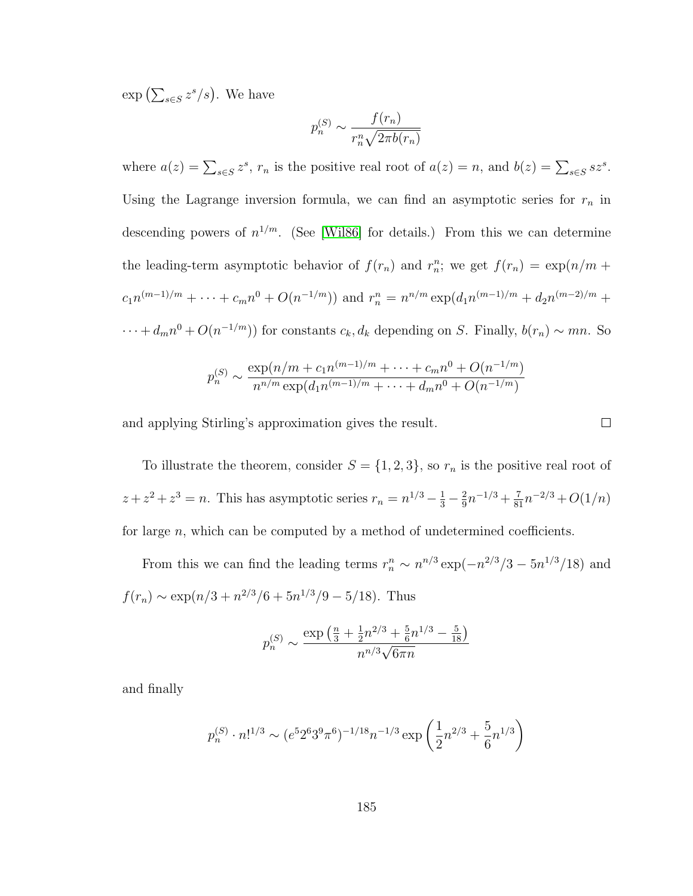$\exp\left(\sum_{s \in S} z^s/s\right)$. We have

$$p_n^{(S)} \sim \frac{f(r_n)}{r_n^n \sqrt{2\pi b(r_n)}}$$

where $a(z) = \sum_{s \in S} z^s$, $r_n$ is the positive real root of $a(z) = n$, and $b(z) = \sum_{s \in S} s z^s$. Using the Lagrange inversion formula, we can find an asymptotic series for $r_n$ in descending powers of $n^{1/m}$. (See [Wil86] for details.) From this we can determine the leading-term asymptotic behavior of $f(r_n)$ and $r_n^n$; we get $f(r_n) = \exp(n/m + c_1 n^{(m-1)/m} + \cdots + c_m n^0 + O(n^{-1/m}))$ and $r_n^n = n^{n/m} \exp(d_1 n^{(m-1)/m} + d_2 n^{(m-2)/m} + \cdots + d_m n^0 + O(n^{-1/m}))$ for constants $c_k, d_k$ depending on $S$. Finally, $b(r_n) \sim mn$. So

$$p_n^{(S)} \sim \frac{\exp(n/m + c_1 n^{(m-1)/m} + \cdots + c_m n^0 + O(n^{-1/m}))}{n^{n/m} \exp(d_1 n^{(m-1)/m} + \cdots + d_m n^0 + O(n^{-1/m}))}$$

and applying Stirling's approximation gives the result. □

To illustrate the theorem, consider $S = \{1, 2, 3\}$, so $r_n$ is the positive real root of $z + z^2 + z^3 = n$. This has asymptotic series $r_n = n^{1/3} - \frac{1}{3} - \frac{2}{9} n^{-1/3} + \frac{7}{81} n^{-2/3} + O(1/n)$ for large $n$, which can be computed by a method of undetermined coefficients.

From this we can find the leading terms $r_n^n \sim n^{n/3} \exp(-n^{2/3}/3 - 5n^{1/3}/18)$ and $f(r_n) \sim \exp(n/3 + n^{2/3}/6 + 5n^{1/3}/9 - 5/18)$. Thus

$$p_n^{(S)} \sim \frac{\exp\left(\frac{n}{3} + \frac{1}{2} n^{2/3} + \frac{5}{6} n^{1/3} - \frac{5}{18}\right)}{n^{n/3} \sqrt{6\pi n}}$$

and finally

$$p_n^{(S)} \cdot n!^{1/3} \sim (e^5 2^6 3^9 \pi^6)^{-1/18} n^{-1/3} \exp\left(\frac{1}{2} n^{2/3} + \frac{5}{6} n^{1/3}\right)$$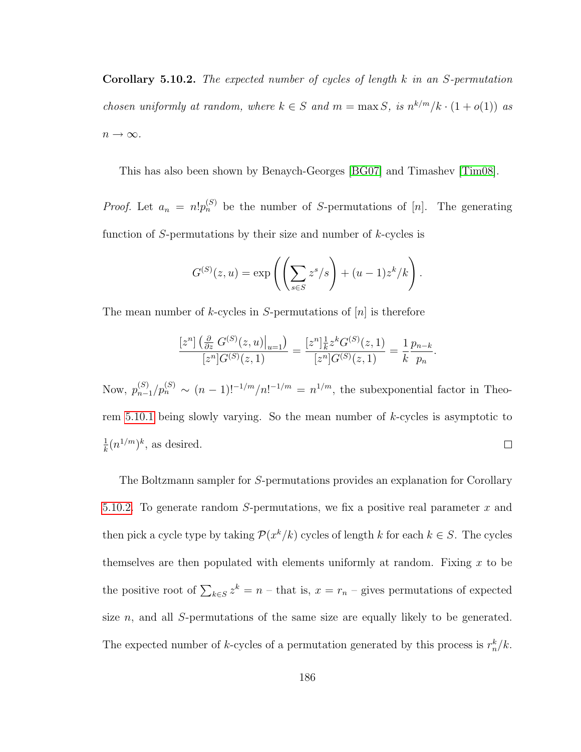**Corollary 5.10.2.** *The expected number of cycles of length $k$ in an $S$-permutation chosen uniformly at random, where $k \in S$ and $m = \max S$, is $n^{k/m}/k \cdot (1 + o(1))$ as $n \to \infty$.*

This has also been shown by Benaych-Georges [BG07] and Timashev [Tim08].

*Proof.* Let $a_n = n! p_n^{(S)}$ be the number of $S$-permutations of $[n]$. The generating function of $S$-permutations by their size and number of $k$-cycles is

$$G^{(S)}(z, u) = \exp\left(\left(\sum_{s \in S} z^s/s\right) + (u-1)z^k/k\right).$$

The mean number of $k$-cycles in $S$-permutations of $[n]$ is therefore

$$\frac{[z^n]\left(\frac{\partial}{\partial z}\, G^{(S)}(z,u)\big|_{u=1}\right)}{[z^n]G^{(S)}(z,1)} = \frac{[z^n]\frac{1}{k}z^k G^{(S)}(z,1)}{[z^n]G^{(S)}(z,1)} = \frac{1}{k}\frac{p_{n-k}}{p_n}.$$

Now, $p_{n-1}^{(S)}/p_n^{(S)} \sim (n-1)!^{-1/m}/n!^{-1/m} = n^{1/m}$, the subexponential factor in Theorem 5.10.1 being slowly varying. So the mean number of $k$-cycles is asymptotic to $\frac{1}{k}(n^{1/m})^k$, as desired. ☐

The Boltzmann sampler for $S$-permutations provides an explanation for Corollary 5.10.2. To generate random $S$-permutations, we fix a positive real parameter $x$ and then pick a cycle type by taking $\mathcal{P}(x^k/k)$ cycles of length $k$ for each $k \in S$. The cycles themselves are then populated with elements uniformly at random. Fixing $x$ to be the positive root of $\sum_{k \in S} z^k = n$ – that is, $x = r_n$ – gives permutations of expected size $n$, and all $S$-permutations of the same size are equally likely to be generated. The expected number of $k$-cycles of a permutation generated by this process is $r_n^k/k$.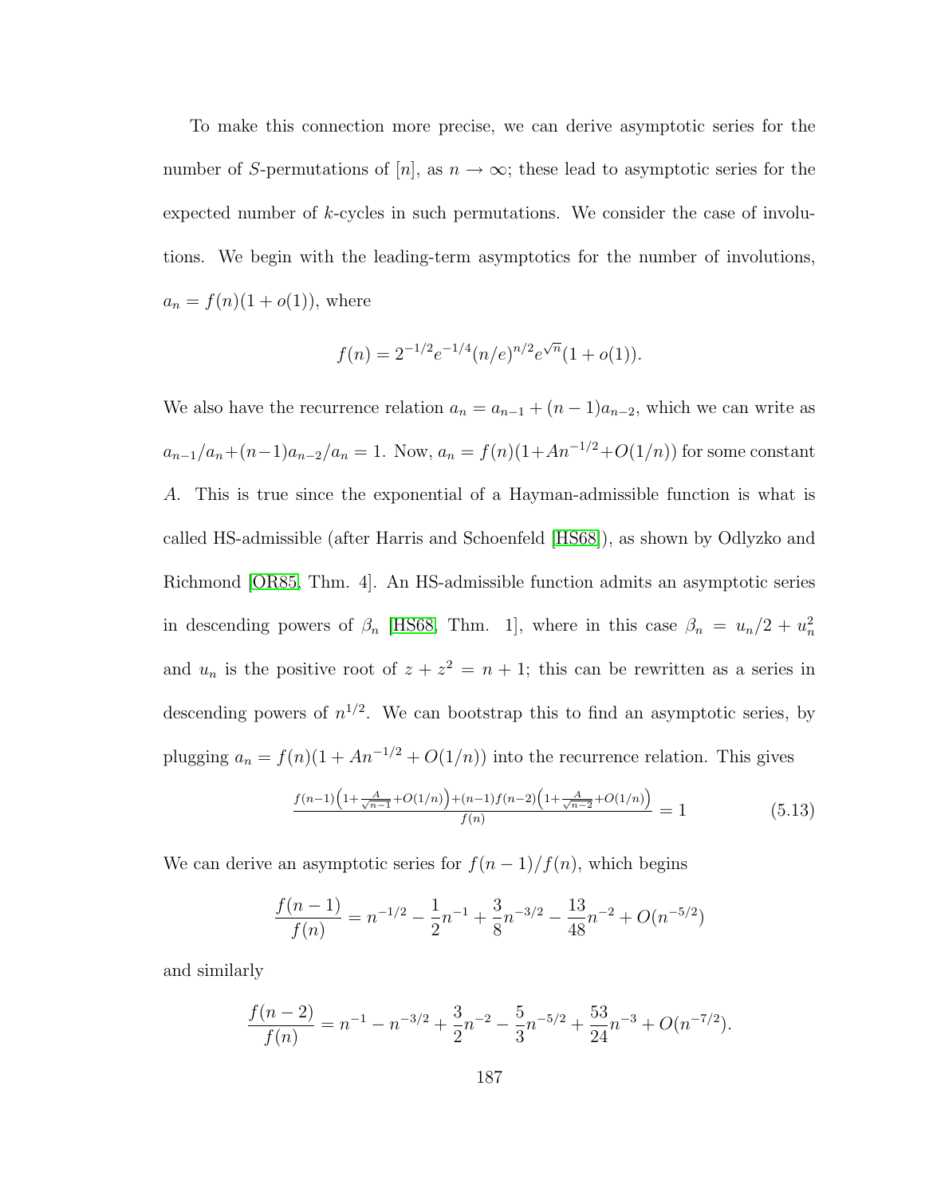To make this connection more precise, we can derive asymptotic series for the number of $S$-permutations of $[n]$, as $n \to \infty$; these lead to asymptotic series for the expected number of $k$-cycles in such permutations. We consider the case of involutions. We begin with the leading-term asymptotics for the number of involutions, $a_n = f(n)(1 + o(1))$, where

$$f(n) = 2^{-1/2} e^{-1/4} (n/e)^{n/2} e^{\sqrt{n}} (1 + o(1)).$$

We also have the recurrence relation $a_n = a_{n-1} + (n-1)a_{n-2}$, which we can write as $a_{n-1}/a_n + (n-1)a_{n-2}/a_n = 1$. Now, $a_n = f(n)(1 + An^{-1/2} + O(1/n))$ for some constant $A$. This is true since the exponential of a Hayman-admissible function is what is called HS-admissible (after Harris and Schoenfeld [HS68]), as shown by Odlyzko and Richmond [OR85, Thm. 4]. An HS-admissible function admits an asymptotic series in descending powers of $\beta_n$ [HS68, Thm. 1], where in this case $\beta_n = u_n/2 + u_n^2$ and $u_n$ is the positive root of $z + z^2 = n + 1$; this can be rewritten as a series in descending powers of $n^{1/2}$. We can bootstrap this to find an asymptotic series, by plugging $a_n = f(n)(1 + An^{-1/2} + O(1/n))$ into the recurrence relation. This gives

$$\frac{f(n-1)\left(1+\frac{A}{\sqrt{n-1}}+O(1/n)\right)+(n-1)f(n-2)\left(1+\frac{A}{\sqrt{n-2}}+O(1/n)\right)}{f(n)} = 1 \tag{5.13}$$

We can derive an asymptotic series for $f(n-1)/f(n)$, which begins

$$\frac{f(n-1)}{f(n)} = n^{-1/2} - \frac{1}{2}n^{-1} + \frac{3}{8}n^{-3/2} - \frac{13}{48}n^{-2} + O(n^{-5/2})$$

and similarly

$$\frac{f(n-2)}{f(n)} = n^{-1} - n^{-3/2} + \frac{3}{2}n^{-2} - \frac{5}{3}n^{-5/2} + \frac{53}{24}n^{-3} + O(n^{-7/2}).$$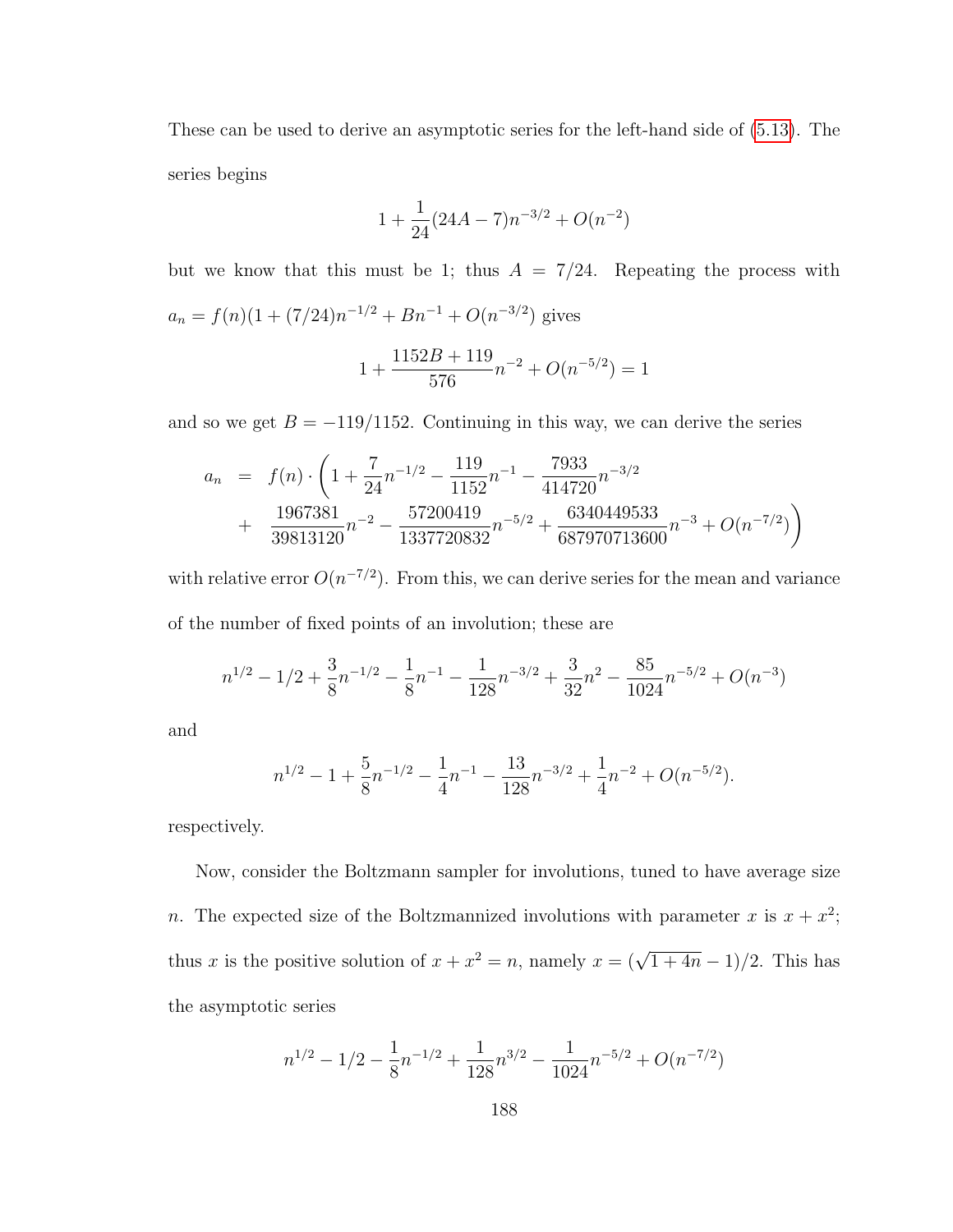These can be used to derive an asymptotic series for the left-hand side of (5.13). The series begins

$$1 + \frac{1}{24}(24A - 7)n^{-3/2} + O(n^{-2})$$

but we know that this must be 1; thus $A = 7/24$. Repeating the process with $a_n = f(n)(1 + (7/24)n^{-1/2} + Bn^{-1} + O(n^{-3/2})$ gives

$$1 + \frac{1152B + 119}{576}n^{-2} + O(n^{-5/2}) = 1$$

and so we get $B = -119/1152$. Continuing in this way, we can derive the series

$$\begin{aligned} a_n &= f(n) \cdot \left(1 + \frac{7}{24}n^{-1/2} - \frac{119}{1152}n^{-1} - \frac{7933}{414720}n^{-3/2} \right. \\ &+ \left. \frac{1967381}{39813120}n^{-2} - \frac{57200419}{1337720832}n^{-5/2} + \frac{6340449533}{687970713600}n^{-3} + O(n^{-7/2})\right) \end{aligned}$$

with relative error $O(n^{-7/2})$. From this, we can derive series for the mean and variance of the number of fixed points of an involution; these are

$$n^{1/2} - 1/2 + \frac{3}{8}n^{-1/2} - \frac{1}{8}n^{-1} - \frac{1}{128}n^{-3/2} + \frac{3}{32}n^{2} - \frac{85}{1024}n^{-5/2} + O(n^{-3})$$

and

$$n^{1/2} - 1 + \frac{5}{8}n^{-1/2} - \frac{1}{4}n^{-1} - \frac{13}{128}n^{-3/2} + \frac{1}{4}n^{-2} + O(n^{-5/2}).$$

respectively.

Now, consider the Boltzmann sampler for involutions, tuned to have average size $n$. The expected size of the Boltzmannized involutions with parameter $x$ is $x + x^2$; thus $x$ is the positive solution of $x + x^2 = n$, namely $x = (\sqrt{1 + 4n} - 1)/2$. This has the asymptotic series

$$n^{1/2} - 1/2 - \frac{1}{8}n^{-1/2} + \frac{1}{128}n^{3/2} - \frac{1}{1024}n^{-5/2} + O(n^{-7/2})$$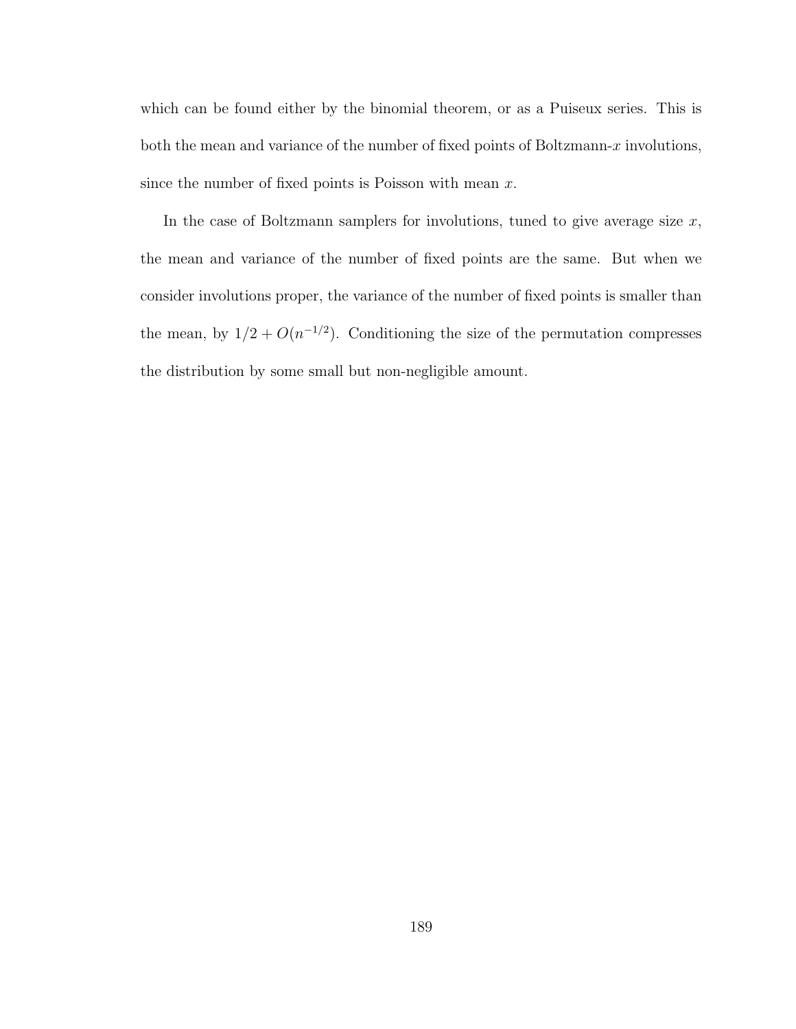which can be found either by the binomial theorem, or as a Puiseux series. This is both the mean and variance of the number of fixed points of Boltzmann-$x$ involutions, since the number of fixed points is Poisson with mean $x$.

In the case of Boltzmann samplers for involutions, tuned to give average size $x$, the mean and variance of the number of fixed points are the same. But when we consider involutions proper, the variance of the number of fixed points is smaller than the mean, by $1/2 + O(n^{-1/2})$. Conditioning the size of the permutation compresses the distribution by some small but non-negligible amount.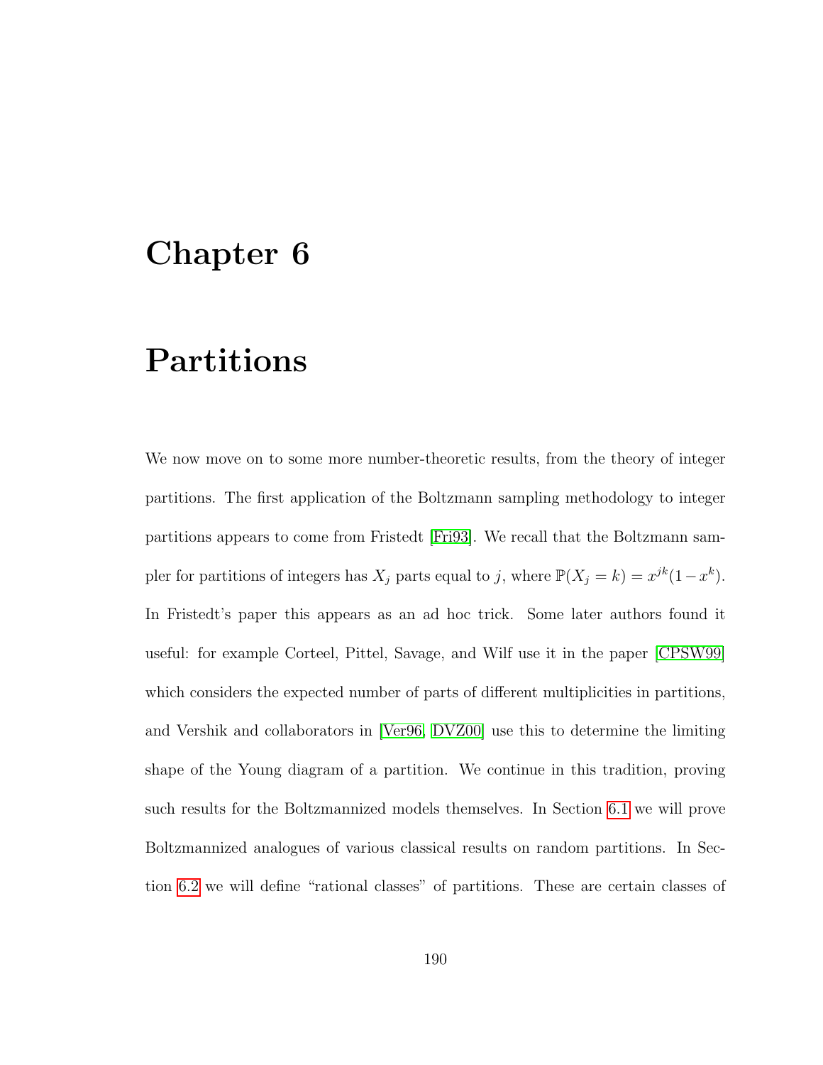# Chapter 6

# Partitions

We now move on to some more number-theoretic results, from the theory of integer partitions. The first application of the Boltzmann sampling methodology to integer partitions appears to come from Fristedt [Fri93]. We recall that the Boltzmann sampler for partitions of integers has $X_j$ parts equal to $j$, where $\mathbb{P}(X_j = k) = x^{jk}(1-x^k)$. In Fristedt's paper this appears as an ad hoc trick. Some later authors found it useful: for example Corteel, Pittel, Savage, and Wilf use it in the paper [CPSW99] which considers the expected number of parts of different multiplicities in partitions, and Vershik and collaborators in [Ver96, DVZ00] use this to determine the limiting shape of the Young diagram of a partition. We continue in this tradition, proving such results for the Boltzmannized models themselves. In Section 6.1 we will prove Boltzmannized analogues of various classical results on random partitions. In Section 6.2 we will define "rational classes" of partitions. These are certain classes of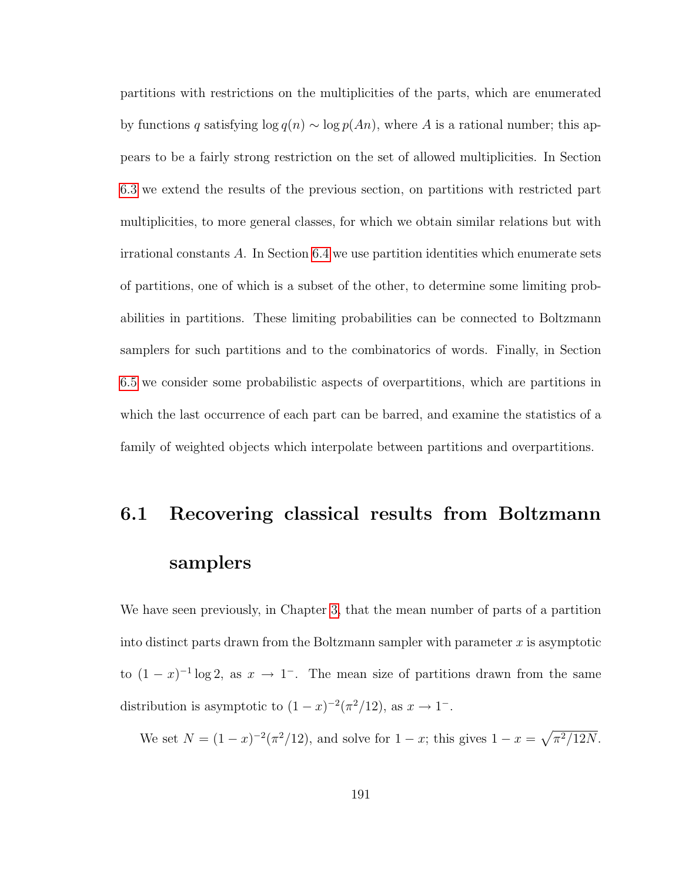partitions with restrictions on the multiplicities of the parts, which are enumerated by functions $q$ satisfying $\log q(n) \sim \log p(An)$, where $A$ is a rational number; this appears to be a fairly strong restriction on the set of allowed multiplicities. In Section 6.3 we extend the results of the previous section, on partitions with restricted part multiplicities, to more general classes, for which we obtain similar relations but with irrational constants $A$. In Section 6.4 we use partition identities which enumerate sets of partitions, one of which is a subset of the other, to determine some limiting probabilities in partitions. These limiting probabilities can be connected to Boltzmann samplers for such partitions and to the combinatorics of words. Finally, in Section 6.5 we consider some probabilistic aspects of overpartitions, which are partitions in which the last occurrence of each part can be barred, and examine the statistics of a family of weighted objects which interpolate between partitions and overpartitions.

## 6.1 Recovering classical results from Boltzmann samplers

We have seen previously, in Chapter 3, that the mean number of parts of a partition into distinct parts drawn from the Boltzmann sampler with parameter $x$ is asymptotic to $(1-x)^{-1}\log 2$, as $x \to 1^-$. The mean size of partitions drawn from the same distribution is asymptotic to $(1-x)^{-2}(\pi^2/12)$, as $x \to 1^-$.

We set $N = (1-x)^{-2}(\pi^2/12)$, and solve for $1-x$; this gives $1-x = \sqrt{\pi^2/12N}$.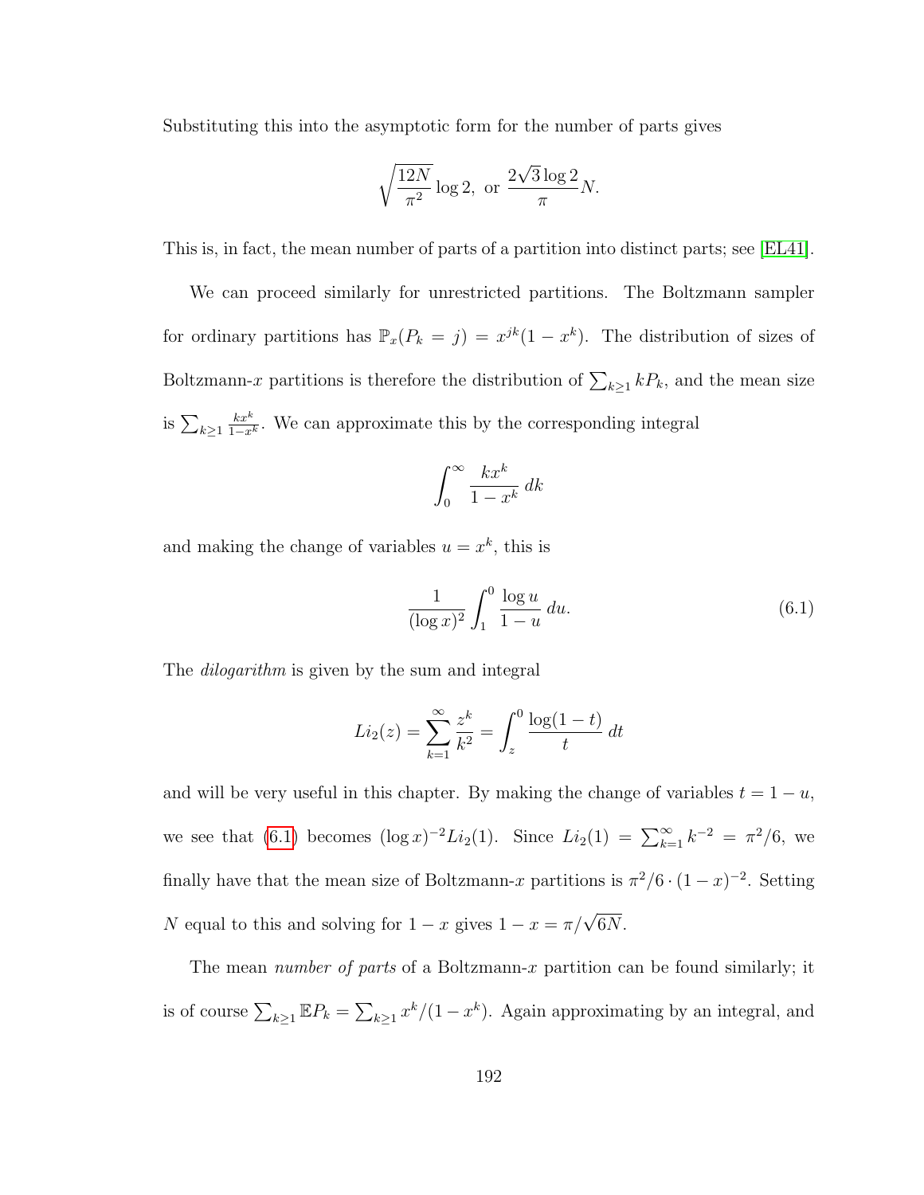Substituting this into the asymptotic form for the number of parts gives

$$\sqrt{\frac{12N}{\pi^2}}\log 2, \text{ or } \frac{2\sqrt{3}\log 2}{\pi}N.$$

This is, in fact, the mean number of parts of a partition into distinct parts; see [EL41].

We can proceed similarly for unrestricted partitions. The Boltzmann sampler for ordinary partitions has $\mathbb{P}_x(P_k = j) = x^{jk}(1-x^k)$. The distribution of sizes of Boltzmann-$x$ partitions is therefore the distribution of $\sum_{k\geq 1} kP_k$, and the mean size is $\sum_{k\geq 1}\frac{kx^k}{1-x^k}$. We can approximate this by the corresponding integral

$$\int_0^\infty \frac{kx^k}{1-x^k}\,dk$$

and making the change of variables $u = x^k$, this is

$$\frac{1}{(\log x)^2}\int_1^0 \frac{\log u}{1-u}\,du. \tag{6.1}$$

The *dilogarithm* is given by the sum and integral

$$Li_2(z) = \sum_{k=1}^\infty \frac{z^k}{k^2} = \int_z^0 \frac{\log(1-t)}{t}\,dt$$

and will be very useful in this chapter. By making the change of variables $t = 1-u$, we see that (6.1) becomes $(\log x)^{-2}Li_2(1)$. Since $Li_2(1) = \sum_{k=1}^\infty k^{-2} = \pi^2/6$, we finally have that the mean size of Boltzmann-$x$ partitions is $\pi^2/6\cdot(1-x)^{-2}$. Setting $N$ equal to this and solving for $1-x$ gives $1-x = \pi/\sqrt{6N}$.

The mean *number of parts* of a Boltzmann-$x$ partition can be found similarly; it is of course $\sum_{k\geq 1}\mathbb{E}P_k = \sum_{k\geq 1} x^k/(1-x^k)$. Again approximating by an integral, and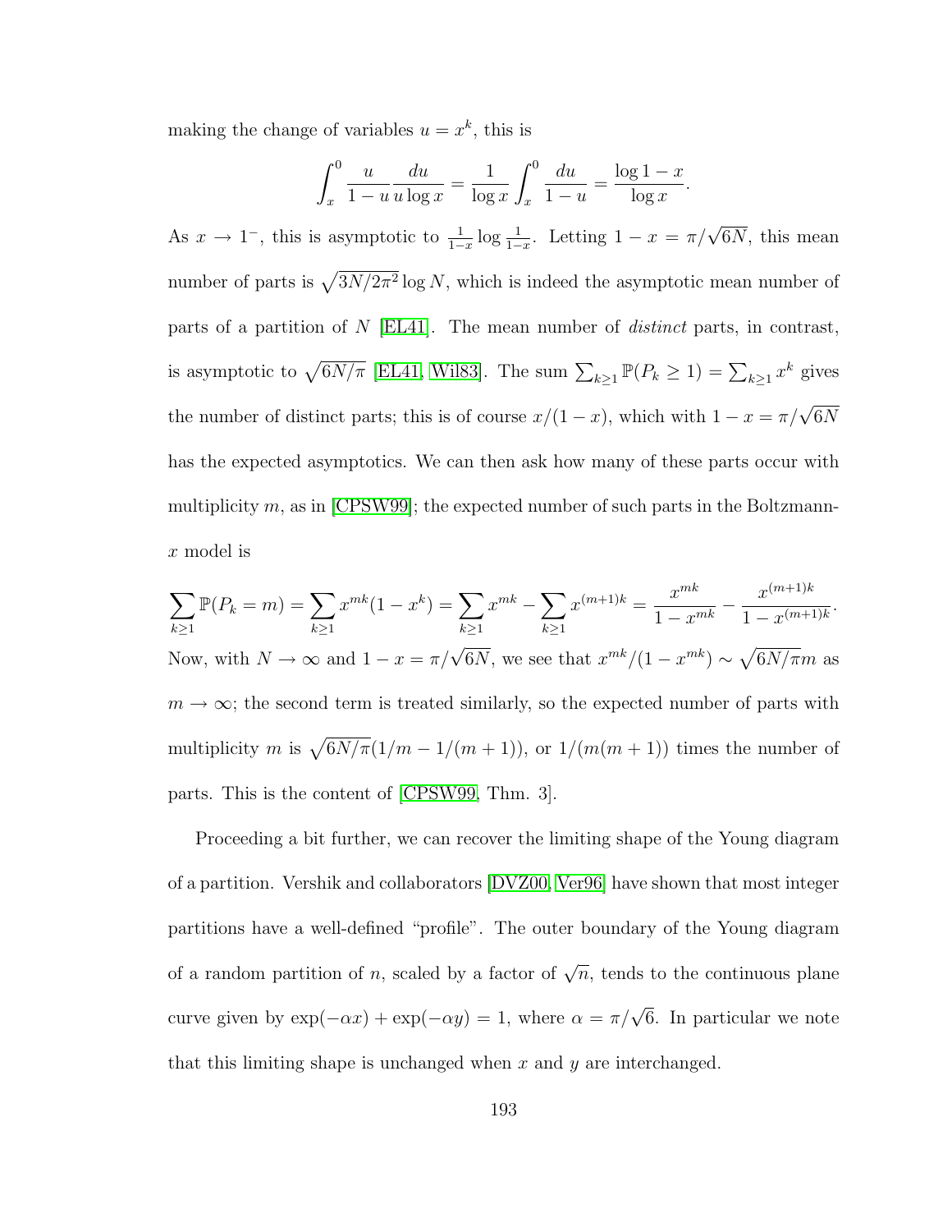making the change of variables $u = x^k$, this is

$$\int_x^0 \frac{u}{1-u} \frac{du}{u \log x} = \frac{1}{\log x} \int_x^0 \frac{du}{1-u} = \frac{\log 1 - x}{\log x}.$$

As $x \to 1^-$, this is asymptotic to $\frac{1}{1-x} \log \frac{1}{1-x}$. Letting $1 - x = \pi/\sqrt{6N}$, this mean number of parts is $\sqrt{3N/2\pi^2} \log N$, which is indeed the asymptotic mean number of parts of a partition of $N$ [EL41]. The mean number of *distinct* parts, in contrast, is asymptotic to $\sqrt{6N/\pi}$ [EL41, Wil83]. The sum $\sum_{k \geq 1} \mathbb{P}(P_k \geq 1) = \sum_{k \geq 1} x^k$ gives the number of distinct parts; this is of course $x/(1-x)$, which with $1 - x = \pi/\sqrt{6N}$ has the expected asymptotics. We can then ask how many of these parts occur with multiplicity $m$, as in [CPSW99]; the expected number of such parts in the Boltzmann-$x$ model is

$$\sum_{k \geq 1} \mathbb{P}(P_k = m) = \sum_{k \geq 1} x^{mk}(1 - x^k) = \sum_{k \geq 1} x^{mk} - \sum_{k \geq 1} x^{(m+1)k} = \frac{x^{mk}}{1 - x^{mk}} - \frac{x^{(m+1)k}}{1 - x^{(m+1)k}}.$$

Now, with $N \to \infty$ and $1 - x = \pi/\sqrt{6N}$, we see that $x^{mk}/(1 - x^{mk}) \sim \sqrt{6N/\pi}m$ as $m \to \infty$; the second term is treated similarly, so the expected number of parts with multiplicity $m$ is $\sqrt{6N/\pi}(1/m - 1/(m+1))$, or $1/(m(m+1))$ times the number of parts. This is the content of [CPSW99, Thm. 3].

Proceeding a bit further, we can recover the limiting shape of the Young diagram of a partition. Vershik and collaborators [DVZ00, Ver96] have shown that most integer partitions have a well-defined "profile". The outer boundary of the Young diagram of a random partition of $n$, scaled by a factor of $\sqrt{n}$, tends to the continuous plane curve given by $\exp(-\alpha x) + \exp(-\alpha y) = 1$, where $\alpha = \pi/\sqrt{6}$. In particular we note that this limiting shape is unchanged when $x$ and $y$ are interchanged.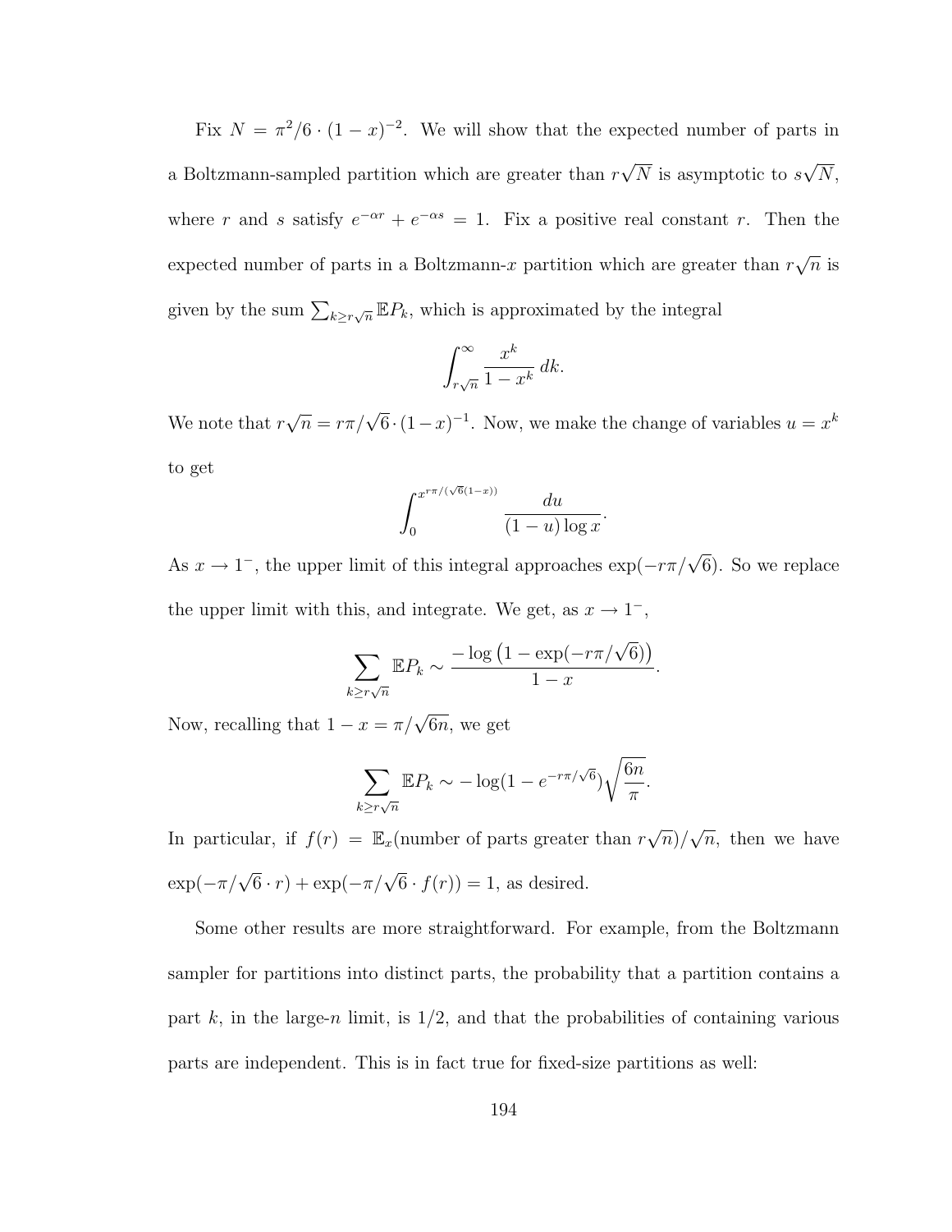Fix $N = \pi^2/6 \cdot (1-x)^{-2}$. We will show that the expected number of parts in a Boltzmann-sampled partition which are greater than $r\sqrt{N}$ is asymptotic to $s\sqrt{N}$, where $r$ and $s$ satisfy $e^{-\alpha r} + e^{-\alpha s} = 1$. Fix a positive real constant $r$. Then the expected number of parts in a Boltzmann-$x$ partition which are greater than $r\sqrt{n}$ is given by the sum $\sum_{k \geq r\sqrt{n}} \mathbb{E}P_k$, which is approximated by the integral

$$\int_{r\sqrt{n}}^{\infty} \frac{x^k}{1-x^k} \, dk.$$

We note that $r\sqrt{n} = r\pi/\sqrt{6} \cdot (1-x)^{-1}$. Now, we make the change of variables $u = x^k$ to get

$$\int_0^{x^{r\pi/(\sqrt{6}(1-x))}} \frac{du}{(1-u)\log x}.$$

As $x \to 1^-$, the upper limit of this integral approaches $\exp(-r\pi/\sqrt{6})$. So we replace the upper limit with this, and integrate. We get, as $x \to 1^-$,

$$\sum_{k \geq r\sqrt{n}} \mathbb{E}P_k \sim \frac{-\log\left(1 - \exp(-r\pi/\sqrt{6})\right)}{1-x}.$$

Now, recalling that $1 - x = \pi/\sqrt{6n}$, we get

$$\sum_{k \geq r\sqrt{n}} \mathbb{E}P_k \sim -\log(1 - e^{-r\pi/\sqrt{6}})\sqrt{\frac{6n}{\pi}}.$$

In particular, if $f(r) = \mathbb{E}_x(\text{number of parts greater than } r\sqrt{n})/\sqrt{n}$, then we have $\exp(-\pi/\sqrt{6} \cdot r) + \exp(-\pi/\sqrt{6} \cdot f(r)) = 1$, as desired.

Some other results are more straightforward. For example, from the Boltzmann sampler for partitions into distinct parts, the probability that a partition contains a part $k$, in the large-$n$ limit, is $1/2$, and that the probabilities of containing various parts are independent. This is in fact true for fixed-size partitions as well: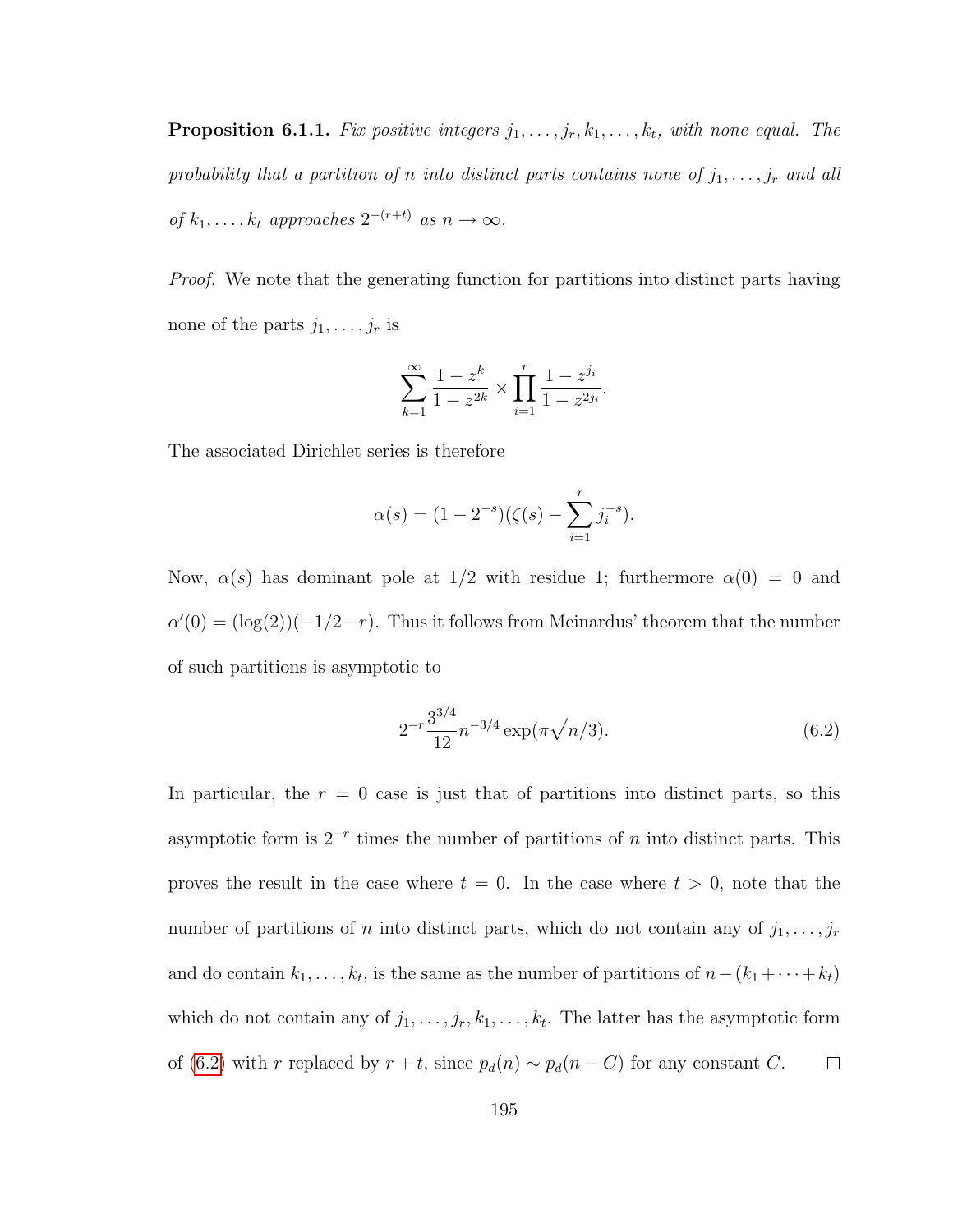**Proposition 6.1.1.** *Fix positive integers $j_1, \ldots, j_r, k_1, \ldots, k_t$, with none equal. The probability that a partition of $n$ into distinct parts contains none of $j_1, \ldots, j_r$ and all of $k_1, \ldots, k_t$ approaches $2^{-(r+t)}$ as $n \to \infty$.*

*Proof.* We note that the generating function for partitions into distinct parts having none of the parts $j_1, \ldots, j_r$ is

$$\sum_{k=1}^{\infty} \frac{1-z^k}{1-z^{2k}} \times \prod_{i=1}^{r} \frac{1-z^{j_i}}{1-z^{2j_i}}.$$

The associated Dirichlet series is therefore

$$\alpha(s) = (1-2^{-s})(\zeta(s) - \sum_{i=1}^{r} j_i^{-s}).$$

Now, $\alpha(s)$ has dominant pole at $1/2$ with residue 1; furthermore $\alpha(0) = 0$ and $\alpha'(0) = (\log(2))(-1/2-r)$. Thus it follows from Meinardus' theorem that the number of such partitions is asymptotic to

$$2^{-r} \frac{3^{3/4}}{12} n^{-3/4} \exp(\pi\sqrt{n/3}). \tag{6.2}$$

In particular, the $r = 0$ case is just that of partitions into distinct parts, so this asymptotic form is $2^{-r}$ times the number of partitions of $n$ into distinct parts. This proves the result in the case where $t = 0$. In the case where $t > 0$, note that the number of partitions of $n$ into distinct parts, which do not contain any of $j_1, \ldots, j_r$ and do contain $k_1, \ldots, k_t$, is the same as the number of partitions of $n - (k_1 + \cdots + k_t)$ which do not contain any of $j_1, \ldots, j_r, k_1, \ldots, k_t$. The latter has the asymptotic form of (6.2) with $r$ replaced by $r + t$, since $p_d(n) \sim p_d(n-C)$ for any constant $C$. □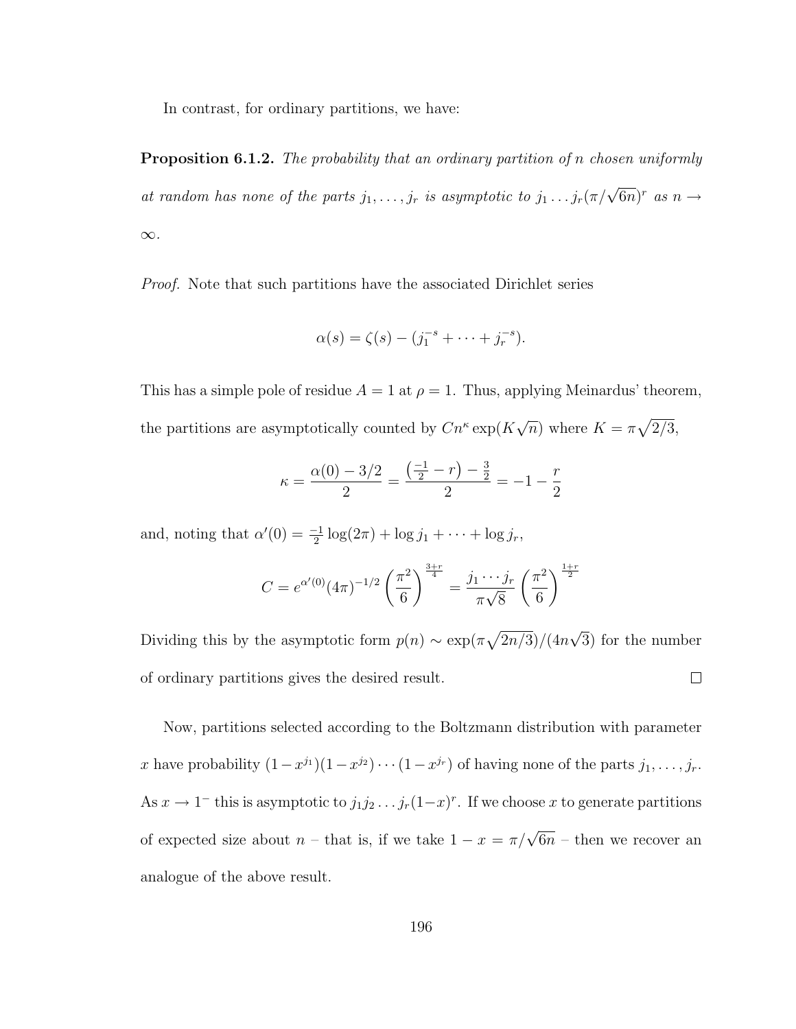In contrast, for ordinary partitions, we have:

**Proposition 6.1.2.** *The probability that an ordinary partition of $n$ chosen uniformly at random has none of the parts $j_1, \ldots, j_r$ is asymptotic to $j_1 \ldots j_r(\pi/\sqrt{6n})^r$ as $n \to \infty$.*

*Proof.* Note that such partitions have the associated Dirichlet series

$$\alpha(s) = \zeta(s) - (j_1^{-s} + \cdots + j_r^{-s}).$$

This has a simple pole of residue $A = 1$ at $\rho = 1$. Thus, applying Meinardus' theorem, the partitions are asymptotically counted by $Cn^\kappa \exp(K\sqrt{n})$ where $K = \pi\sqrt{2/3}$,

$$\kappa = \frac{\alpha(0) - 3/2}{2} = \frac{\left(\frac{-1}{2} - r\right) - \frac{3}{2}}{2} = -1 - \frac{r}{2}$$

and, noting that $\alpha'(0) = \frac{-1}{2}\log(2\pi) + \log j_1 + \cdots + \log j_r$,

$$C = e^{\alpha'(0)}(4\pi)^{-1/2}\left(\frac{\pi^2}{6}\right)^{\frac{3+r}{4}} = \frac{j_1 \cdots j_r}{\pi\sqrt{8}}\left(\frac{\pi^2}{6}\right)^{\frac{1+r}{2}}$$

Dividing this by the asymptotic form $p(n) \sim \exp(\pi\sqrt{2n/3})/(4n\sqrt{3})$ for the number of ordinary partitions gives the desired result. $\square$

Now, partitions selected according to the Boltzmann distribution with parameter $x$ have probability $(1 - x^{j_1})(1 - x^{j_2}) \cdots (1 - x^{j_r})$ of having none of the parts $j_1, \ldots, j_r$. As $x \to 1^-$ this is asymptotic to $j_1 j_2 \ldots j_r(1-x)^r$. If we choose $x$ to generate partitions of expected size about $n$ – that is, if we take $1 - x = \pi/\sqrt{6n}$ – then we recover an analogue of the above result.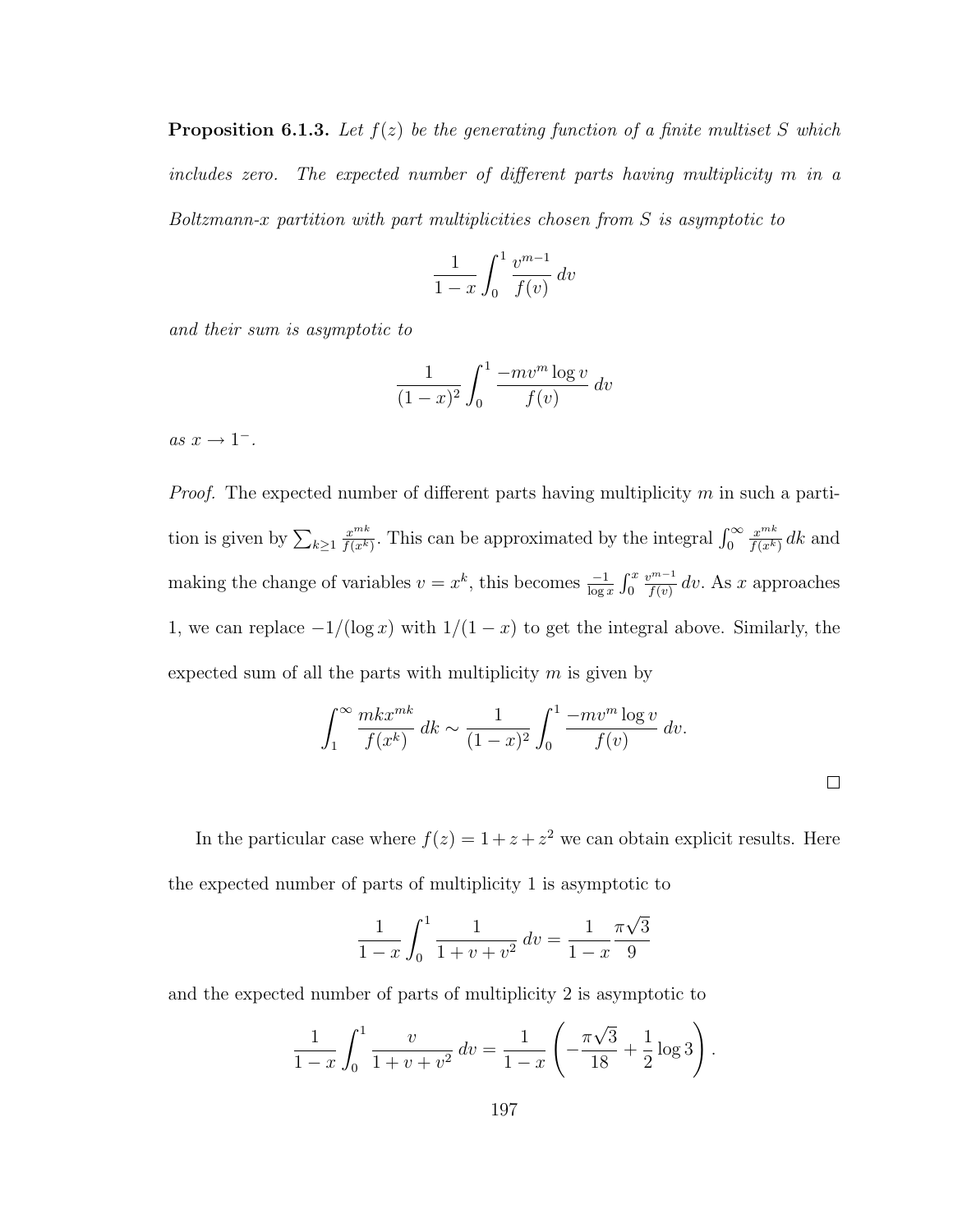**Proposition 6.1.3.** *Let $f(z)$ be the generating function of a finite multiset $S$ which includes zero. The expected number of different parts having multiplicity $m$ in a Boltzmann-$x$ partition with part multiplicities chosen from $S$ is asymptotic to*

$$\frac{1}{1-x}\int_0^1 \frac{v^{m-1}}{f(v)}\,dv$$

*and their sum is asymptotic to*

$$\frac{1}{(1-x)^2}\int_0^1 \frac{-mv^m \log v}{f(v)}\,dv$$

*as $x \to 1^-$.*

*Proof.* The expected number of different parts having multiplicity $m$ in such a partition is given by $\sum_{k\geq 1} \frac{x^{mk}}{f(x^k)}$. This can be approximated by the integral $\int_0^\infty \frac{x^{mk}}{f(x^k)}\,dk$ and making the change of variables $v = x^k$, this becomes $\frac{-1}{\log x}\int_0^x \frac{v^{m-1}}{f(v)}\,dv$. As $x$ approaches 1, we can replace $-1/(\log x)$ with $1/(1-x)$ to get the integral above. Similarly, the expected sum of all the parts with multiplicity $m$ is given by

$$\int_1^\infty \frac{mkx^{mk}}{f(x^k)}\,dk \sim \frac{1}{(1-x)^2}\int_0^1 \frac{-mv^m \log v}{f(v)}\,dv.$$

□

In the particular case where $f(z) = 1 + z + z^2$ we can obtain explicit results. Here the expected number of parts of multiplicity 1 is asymptotic to

$$\frac{1}{1-x}\int_0^1 \frac{1}{1+v+v^2}\,dv = \frac{1}{1-x}\frac{\pi\sqrt{3}}{9}$$

and the expected number of parts of multiplicity 2 is asymptotic to

$$\frac{1}{1-x}\int_0^1 \frac{v}{1+v+v^2}\,dv = \frac{1}{1-x}\left(-\frac{\pi\sqrt{3}}{18} + \frac{1}{2}\log 3\right).$$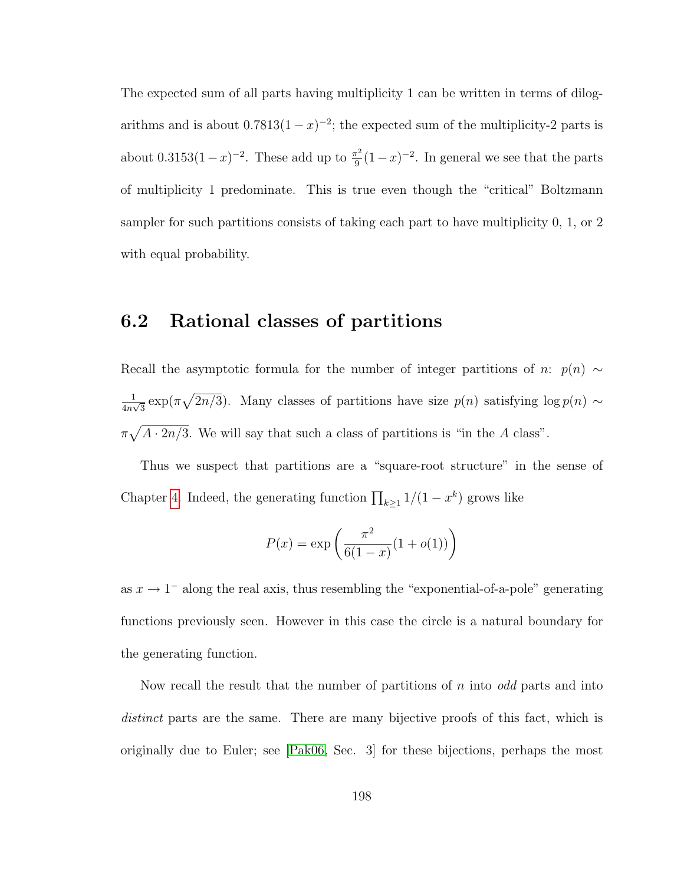The expected sum of all parts having multiplicity 1 can be written in terms of dilogarithms and is about $0.7813(1-x)^{-2}$; the expected sum of the multiplicity-2 parts is about $0.3153(1-x)^{-2}$. These add up to $\frac{\pi^2}{9}(1-x)^{-2}$. In general we see that the parts of multiplicity 1 predominate. This is true even though the "critical" Boltzmann sampler for such partitions consists of taking each part to have multiplicity 0, 1, or 2 with equal probability.

## 6.2 Rational classes of partitions

Recall the asymptotic formula for the number of integer partitions of $n$: $p(n) \sim \frac{1}{4n\sqrt{3}} \exp(\pi\sqrt{2n/3})$. Many classes of partitions have size $p(n)$ satisfying $\log p(n) \sim \pi\sqrt{A \cdot 2n/3}$. We will say that such a class of partitions is "in the $A$ class".

Thus we suspect that partitions are a "square-root structure" in the sense of Chapter 4. Indeed, the generating function $\prod_{k\geq 1} 1/(1-x^k)$ grows like

$$P(x) = \exp\left(\frac{\pi^2}{6(1-x)}(1+o(1))\right)$$

as $x \to 1^-$ along the real axis, thus resembling the "exponential-of-a-pole" generating functions previously seen. However in this case the circle is a natural boundary for the generating function.

Now recall the result that the number of partitions of $n$ into *odd* parts and into *distinct* parts are the same. There are many bijective proofs of this fact, which is originally due to Euler; see [Pak06, Sec. 3] for these bijections, perhaps the most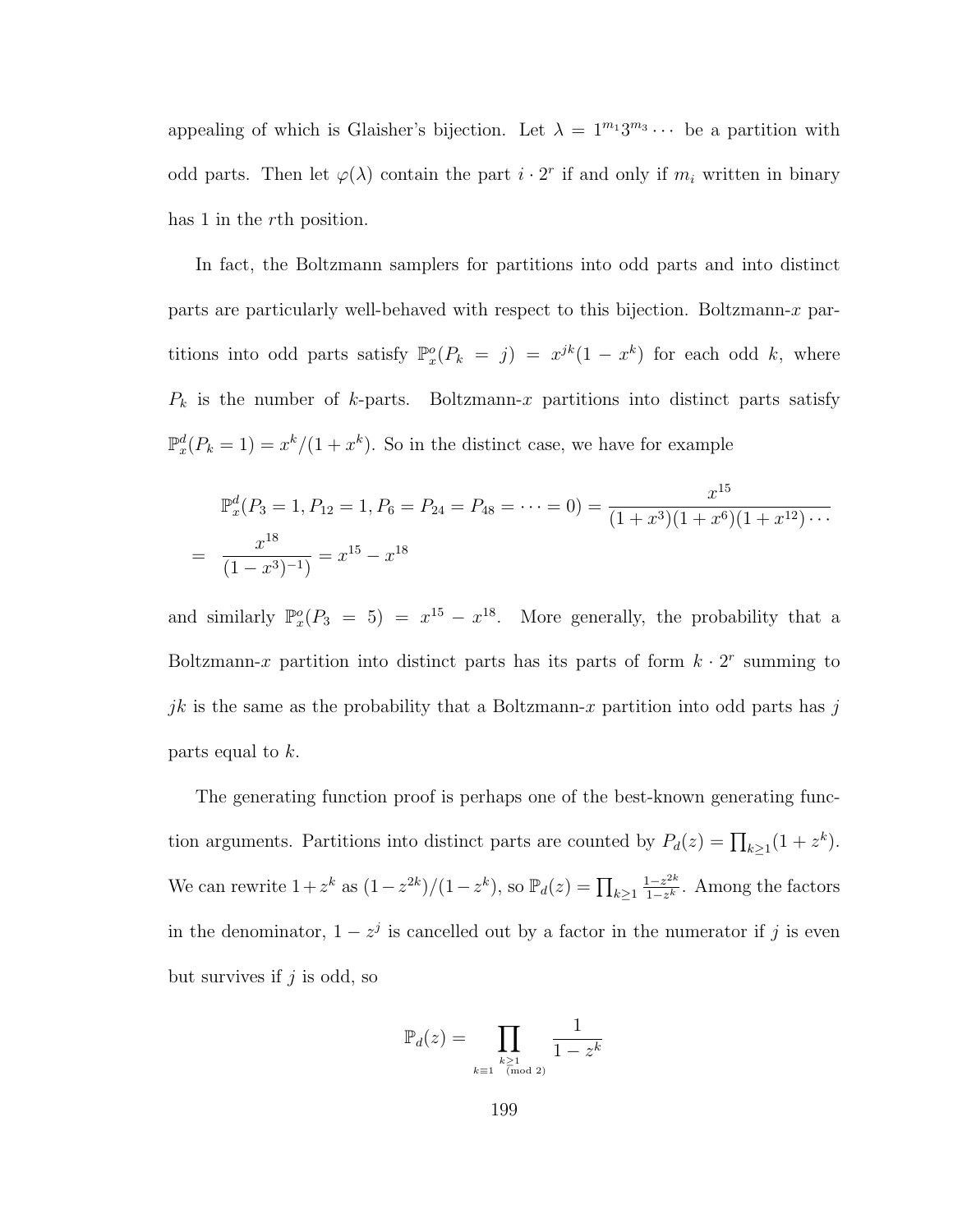appealing of which is Glaisher's bijection. Let $\lambda = 1^{m_1}3^{m_3}\cdots$ be a partition with odd parts. Then let $\varphi(\lambda)$ contain the part $i \cdot 2^r$ if and only if $m_i$ written in binary has 1 in the $r$th position.

In fact, the Boltzmann samplers for partitions into odd parts and into distinct parts are particularly well-behaved with respect to this bijection. Boltzmann-$x$ partitions into odd parts satisfy $\mathbb{P}_x^o(P_k = j) = x^{jk}(1 - x^k)$ for each odd $k$, where $P_k$ is the number of $k$-parts. Boltzmann-$x$ partitions into distinct parts satisfy $\mathbb{P}_x^d(P_k = 1) = x^k/(1 + x^k)$. So in the distinct case, we have for example

$$\mathbb{P}_x^d(P_3 = 1, P_{12} = 1, P_6 = P_{24} = P_{48} = \cdots = 0) = \frac{x^{15}}{(1+x^3)(1+x^6)(1+x^{12})\cdots}$$

$$= \frac{x^{18}}{(1-x^3)^{-1})} = x^{15} - x^{18}$$

and similarly $\mathbb{P}_x^o(P_3 = 5) = x^{15} - x^{18}$. More generally, the probability that a Boltzmann-$x$ partition into distinct parts has its parts of form $k \cdot 2^r$ summing to $jk$ is the same as the probability that a Boltzmann-$x$ partition into odd parts has $j$ parts equal to $k$.

The generating function proof is perhaps one of the best-known generating function arguments. Partitions into distinct parts are counted by $P_d(z) = \prod_{k\geq 1}(1 + z^k)$. We can rewrite $1 + z^k$ as $(1 - z^{2k})/(1 - z^k)$, so $\mathbb{P}_d(z) = \prod_{k\geq 1} \frac{1-z^{2k}}{1-z^k}$. Among the factors in the denominator, $1 - z^j$ is cancelled out by a factor in the numerator if $j$ is even but survives if $j$ is odd, so

$$\mathbb{P}_d(z) = \prod_{\substack{k\geq 1 \\ k\equiv 1 \pmod 2}} \frac{1}{1 - z^k}$$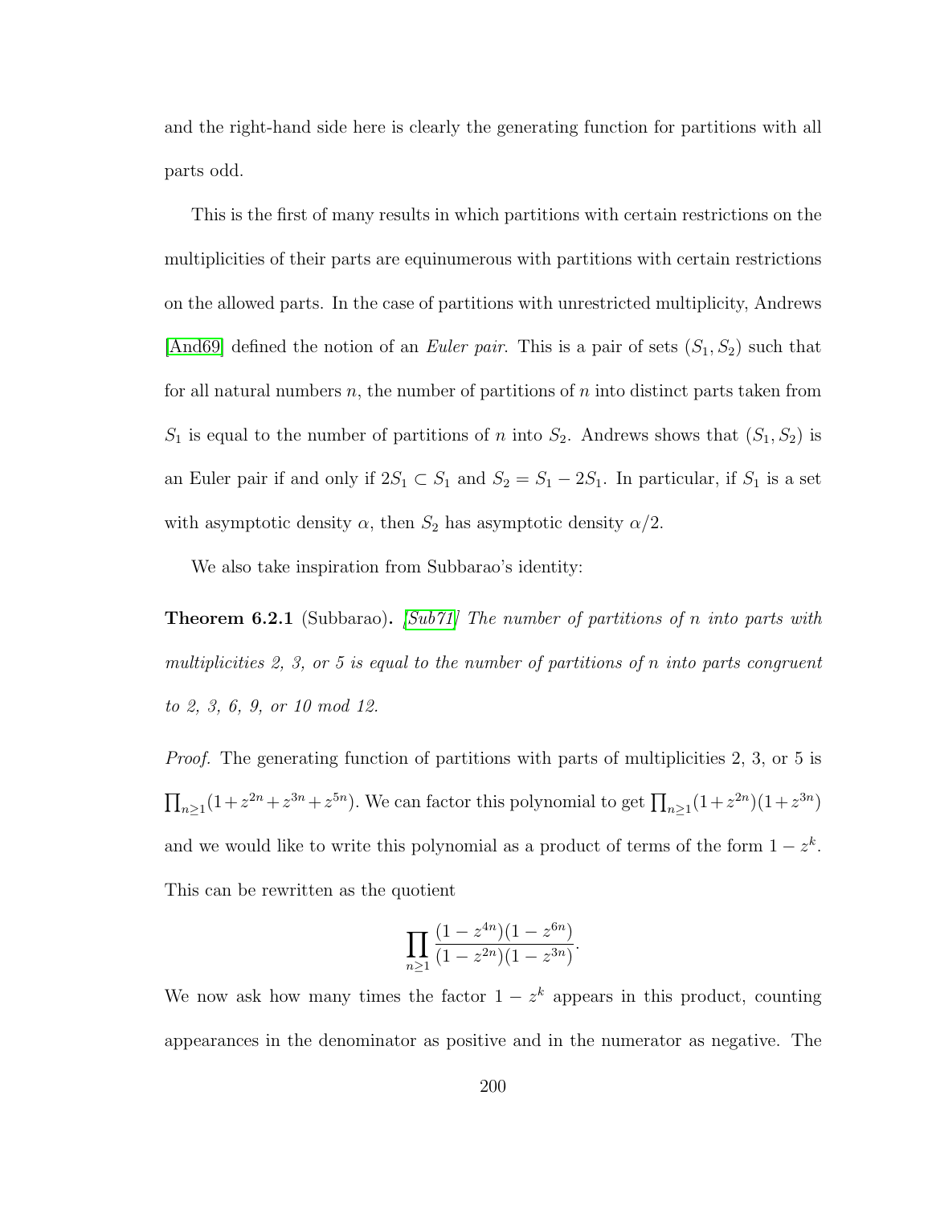and the right-hand side here is clearly the generating function for partitions with all parts odd.

This is the first of many results in which partitions with certain restrictions on the multiplicities of their parts are equinumerous with partitions with certain restrictions on the allowed parts. In the case of partitions with unrestricted multiplicity, Andrews [And69] defined the notion of an *Euler pair*. This is a pair of sets $(S_1, S_2)$ such that for all natural numbers $n$, the number of partitions of $n$ into distinct parts taken from $S_1$ is equal to the number of partitions of $n$ into $S_2$. Andrews shows that $(S_1, S_2)$ is an Euler pair if and only if $2S_1 \subset S_1$ and $S_2 = S_1 - 2S_1$. In particular, if $S_1$ is a set with asymptotic density $\alpha$, then $S_2$ has asymptotic density $\alpha/2$.

We also take inspiration from Subbarao's identity:

**Theorem 6.2.1** (Subbarao)**.** *[Sub71] The number of partitions of $n$ into parts with multiplicities 2, 3, or 5 is equal to the number of partitions of $n$ into parts congruent to 2, 3, 6, 9, or 10 mod 12.*

*Proof.* The generating function of partitions with parts of multiplicities 2, 3, or 5 is $\prod_{n\geq 1}(1+z^{2n}+z^{3n}+z^{5n})$. We can factor this polynomial to get $\prod_{n\geq 1}(1+z^{2n})(1+z^{3n})$ and we would like to write this polynomial as a product of terms of the form $1-z^k$. This can be rewritten as the quotient

$$\prod_{n\geq 1}\frac{(1-z^{4n})(1-z^{6n})}{(1-z^{2n})(1-z^{3n})}.$$

We now ask how many times the factor $1-z^k$ appears in this product, counting appearances in the denominator as positive and in the numerator as negative. The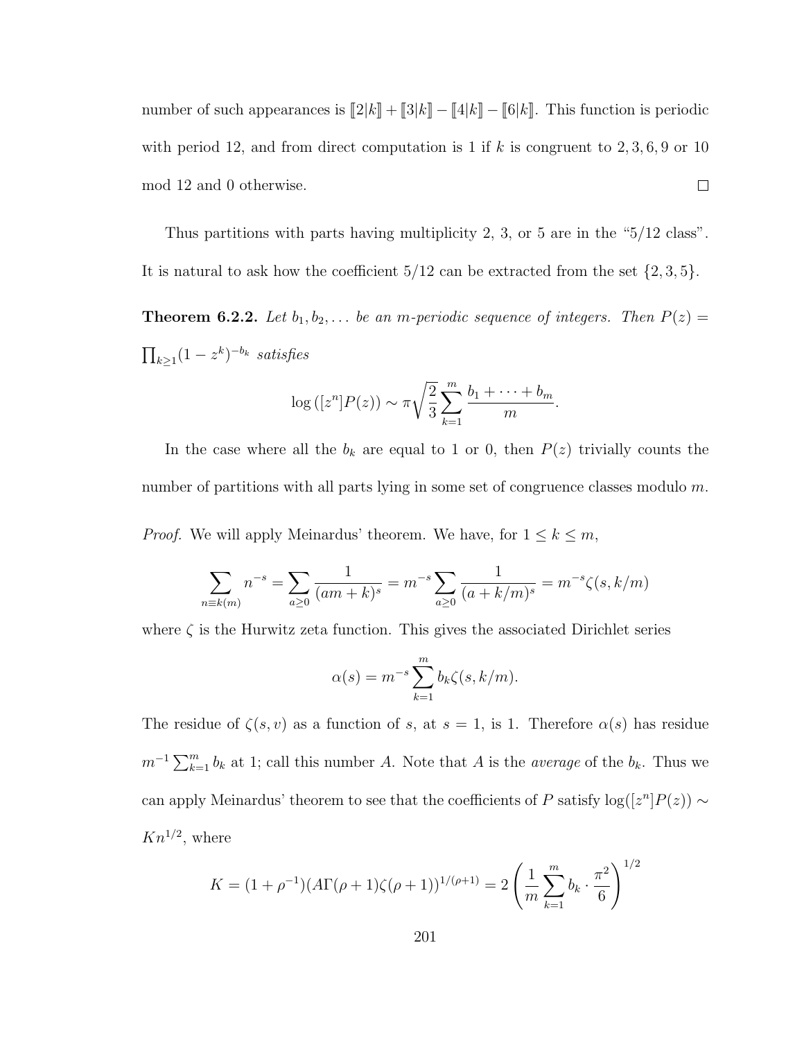number of such appearances is $[\![2|k]\!] + [\![3|k]\!] - [\![4|k]\!] - [\![6|k]\!]$. This function is periodic with period 12, and from direct computation is 1 if $k$ is congruent to 2, 3, 6, 9 or 10 mod 12 and 0 otherwise. $\square$

Thus partitions with parts having multiplicity 2, 3, or 5 are in the "5/12 class". It is natural to ask how the coefficient 5/12 can be extracted from the set $\{2, 3, 5\}$.

**Theorem 6.2.2.** *Let $b_1, b_2, \ldots$ be an $m$-periodic sequence of integers. Then $P(z) = \prod_{k\geq 1}(1-z^k)^{-b_k}$ satisfies*

$$\log\left([z^n]P(z)\right) \sim \pi\sqrt{\frac{2}{3}}\sum_{k=1}^{m}\frac{b_1+\cdots+b_m}{m}.$$

In the case where all the $b_k$ are equal to 1 or 0, then $P(z)$ trivially counts the number of partitions with all parts lying in some set of congruence classes modulo $m$.

*Proof.* We will apply Meinardus' theorem. We have, for $1 \leq k \leq m$,

$$\sum_{n\equiv k(m)} n^{-s} = \sum_{a\geq 0}\frac{1}{(am+k)^s} = m^{-s}\sum_{a\geq 0}\frac{1}{(a+k/m)^s} = m^{-s}\zeta(s, k/m)$$

where $\zeta$ is the Hurwitz zeta function. This gives the associated Dirichlet series

$$\alpha(s) = m^{-s}\sum_{k=1}^{m} b_k\zeta(s, k/m).$$

The residue of $\zeta(s, v)$ as a function of $s$, at $s = 1$, is 1. Therefore $\alpha(s)$ has residue $m^{-1}\sum_{k=1}^{m} b_k$ at 1; call this number $A$. Note that $A$ is the *average* of the $b_k$. Thus we can apply Meinardus' theorem to see that the coefficients of $P$ satisfy $\log([z^n]P(z)) \sim Kn^{1/2}$, where

$$K = (1+\rho^{-1})(A\Gamma(\rho+1)\zeta(\rho+1))^{1/(\rho+1)} = 2\left(\frac{1}{m}\sum_{k=1}^{m} b_k \cdot \frac{\pi^2}{6}\right)^{1/2}$$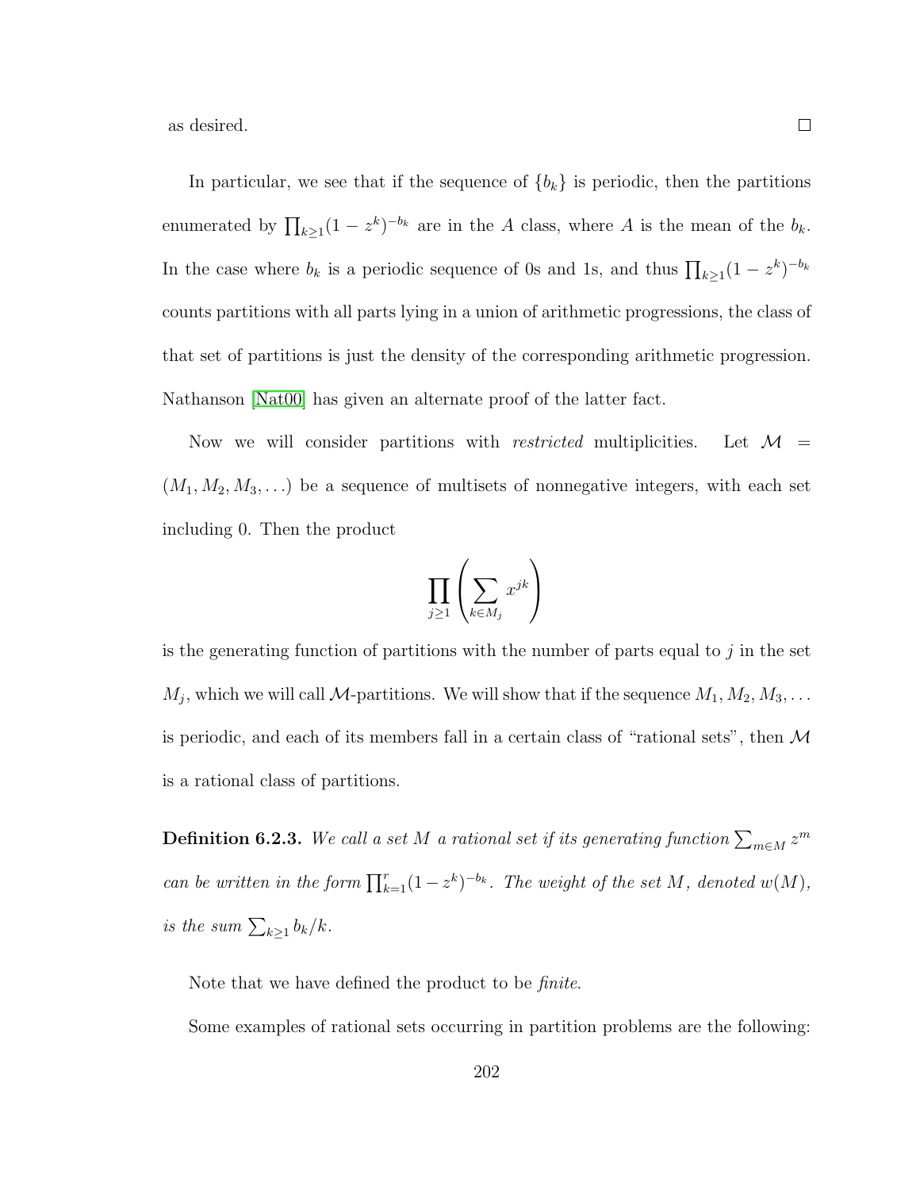as desired. □

In particular, we see that if the sequence of $\{b_k\}$ is periodic, then the partitions enumerated by $\prod_{k\geq 1}(1-z^k)^{-b_k}$ are in the $A$ class, where $A$ is the mean of the $b_k$. In the case where $b_k$ is a periodic sequence of 0s and 1s, and thus $\prod_{k\geq 1}(1-z^k)^{-b_k}$ counts partitions with all parts lying in a union of arithmetic progressions, the class of that set of partitions is just the density of the corresponding arithmetic progression. Nathanson [Nat00] has given an alternate proof of the latter fact.

Now we will consider partitions with *restricted* multiplicities. Let $\mathcal{M} = (M_1, M_2, M_3, \ldots)$ be a sequence of multisets of nonnegative integers, with each set including 0. Then the product

$$\prod_{j\geq 1}\left(\sum_{k\in M_j} x^{jk}\right)$$

is the generating function of partitions with the number of parts equal to $j$ in the set $M_j$, which we will call $\mathcal{M}$-partitions. We will show that if the sequence $M_1, M_2, M_3, \ldots$ is periodic, and each of its members fall in a certain class of "rational sets", then $\mathcal{M}$ is a rational class of partitions.

**Definition 6.2.3.** *We call a set $M$ a rational set if its generating function $\sum_{m\in M} z^m$ can be written in the form $\prod_{k=1}^{r}(1-z^k)^{-b_k}$. The weight of the set $M$, denoted $w(M)$, is the sum $\sum_{k\geq 1} b_k/k$.*

Note that we have defined the product to be *finite*.

Some examples of rational sets occurring in partition problems are the following: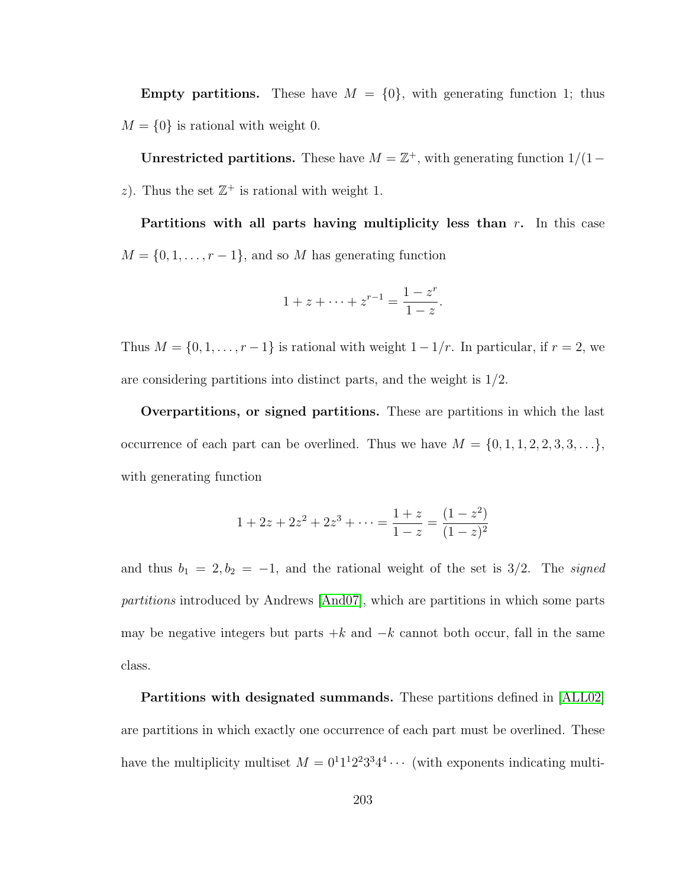**Empty partitions.** These have $M = \{0\}$, with generating function 1; thus $M = \{0\}$ is rational with weight 0.

**Unrestricted partitions.** These have $M = \mathbb{Z}^+$, with generating function $1/(1-z)$. Thus the set $\mathbb{Z}^+$ is rational with weight 1.

**Partitions with all parts having multiplicity less than $r$.** In this case $M = \{0, 1, \ldots, r-1\}$, and so $M$ has generating function

$$1 + z + \cdots + z^{r-1} = \frac{1 - z^r}{1 - z}.$$

Thus $M = \{0, 1, \ldots, r-1\}$ is rational with weight $1 - 1/r$. In particular, if $r = 2$, we are considering partitions into distinct parts, and the weight is $1/2$.

**Overpartitions, or signed partitions.** These are partitions in which the last occurrence of each part can be overlined. Thus we have $M = \{0, 1, 1, 2, 2, 3, 3, \ldots\}$, with generating function

$$1 + 2z + 2z^2 + 2z^3 + \cdots = \frac{1+z}{1-z} = \frac{(1-z^2)}{(1-z)^2}$$

and thus $b_1 = 2, b_2 = -1$, and the rational weight of the set is $3/2$. The *signed partitions* introduced by Andrews [And07], which are partitions in which some parts may be negative integers but parts $+k$ and $-k$ cannot both occur, fall in the same class.

**Partitions with designated summands.** These partitions defined in [ALL02] are partitions in which exactly one occurrence of each part must be overlined. These have the multiplicity multiset $M = 0^1 1^1 2^2 3^3 4^4 \cdots$ (with exponents indicating multi-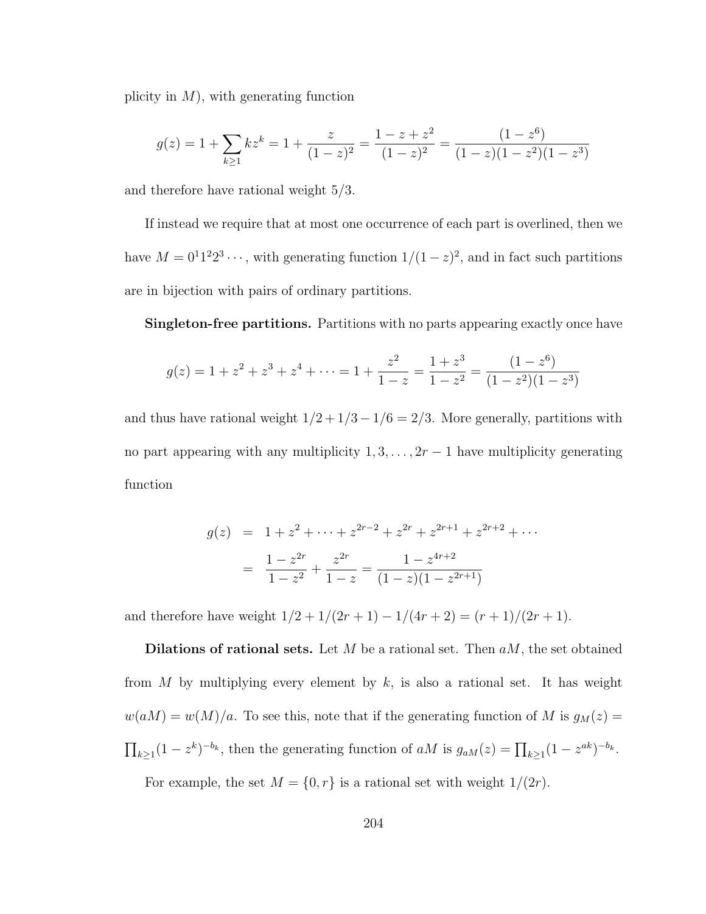plicity in $M$), with generating function

$$g(z) = 1 + \sum_{k \geq 1} kz^k = 1 + \frac{z}{(1-z)^2} = \frac{1-z+z^2}{(1-z)^2} = \frac{(1-z^6)}{(1-z)(1-z^2)(1-z^3)}$$

and therefore have rational weight 5/3.

If instead we require that at most one occurrence of each part is overlined, then we have $M = 0^1 1^2 2^3 \cdots$, with generating function $1/(1-z)^2$, and in fact such partitions are in bijection with pairs of ordinary partitions.

**Singleton-free partitions.** Partitions with no parts appearing exactly once have

$$g(z) = 1 + z^2 + z^3 + z^4 + \cdots = 1 + \frac{z^2}{1-z} = \frac{1+z^3}{1-z^2} = \frac{(1-z^6)}{(1-z^2)(1-z^3)}$$

and thus have rational weight $1/2 + 1/3 - 1/6 = 2/3$. More generally, partitions with no part appearing with any multiplicity $1, 3, \ldots, 2r-1$ have multiplicity generating function

$$\begin{aligned} g(z) &= 1 + z^2 + \cdots + z^{2r-2} + z^{2r} + z^{2r+1} + z^{2r+2} + \cdots \\ &= \frac{1-z^{2r}}{1-z^2} + \frac{z^{2r}}{1-z} = \frac{1-z^{4r+2}}{(1-z)(1-z^{2r+1})} \end{aligned}$$

and therefore have weight $1/2 + 1/(2r+1) - 1/(4r+2) = (r+1)/(2r+1)$.

**Dilations of rational sets.** Let $M$ be a rational set. Then $aM$, the set obtained from $M$ by multiplying every element by $k$, is also a rational set. It has weight $w(aM) = w(M)/a$. To see this, note that if the generating function of $M$ is $g_M(z) = \prod_{k \geq 1}(1-z^k)^{-b_k}$, then the generating function of $aM$ is $g_{aM}(z) = \prod_{k \geq 1}(1-z^{ak})^{-b_k}$.

For example, the set $M = \{0, r\}$ is a rational set with weight $1/(2r)$.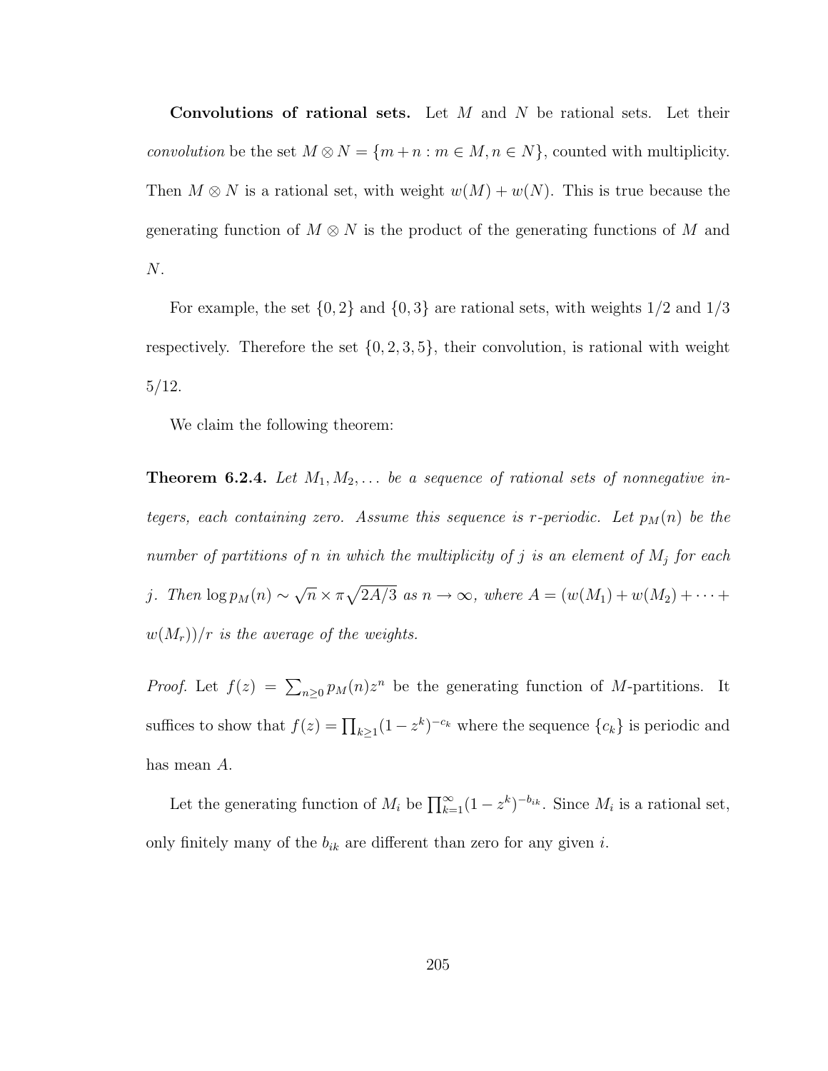**Convolutions of rational sets.** Let $M$ and $N$ be rational sets. Let their *convolution* be the set $M \otimes N = \{m + n : m \in M, n \in N\}$, counted with multiplicity. Then $M \otimes N$ is a rational set, with weight $w(M) + w(N)$. This is true because the generating function of $M \otimes N$ is the product of the generating functions of $M$ and $N$.

For example, the set $\{0, 2\}$ and $\{0, 3\}$ are rational sets, with weights $1/2$ and $1/3$ respectively. Therefore the set $\{0, 2, 3, 5\}$, their convolution, is rational with weight $5/12$.

We claim the following theorem:

**Theorem 6.2.4.** *Let $M_1, M_2, \ldots$ be a sequence of rational sets of nonnegative integers, each containing zero. Assume this sequence is $r$-periodic. Let $p_M(n)$ be the number of partitions of $n$ in which the multiplicity of $j$ is an element of $M_j$ for each $j$. Then $\log p_M(n) \sim \sqrt{n} \times \pi\sqrt{2A/3}$ as $n \to \infty$, where $A = (w(M_1) + w(M_2) + \cdots + w(M_r))/r$ is the average of the weights.*

*Proof.* Let $f(z) = \sum_{n \geq 0} p_M(n) z^n$ be the generating function of $M$-partitions. It suffices to show that $f(z) = \prod_{k \geq 1}(1 - z^k)^{-c_k}$ where the sequence $\{c_k\}$ is periodic and has mean $A$.

Let the generating function of $M_i$ be $\prod_{k=1}^{\infty}(1 - z^k)^{-b_{ik}}$. Since $M_i$ is a rational set, only finitely many of the $b_{ik}$ are different than zero for any given $i$.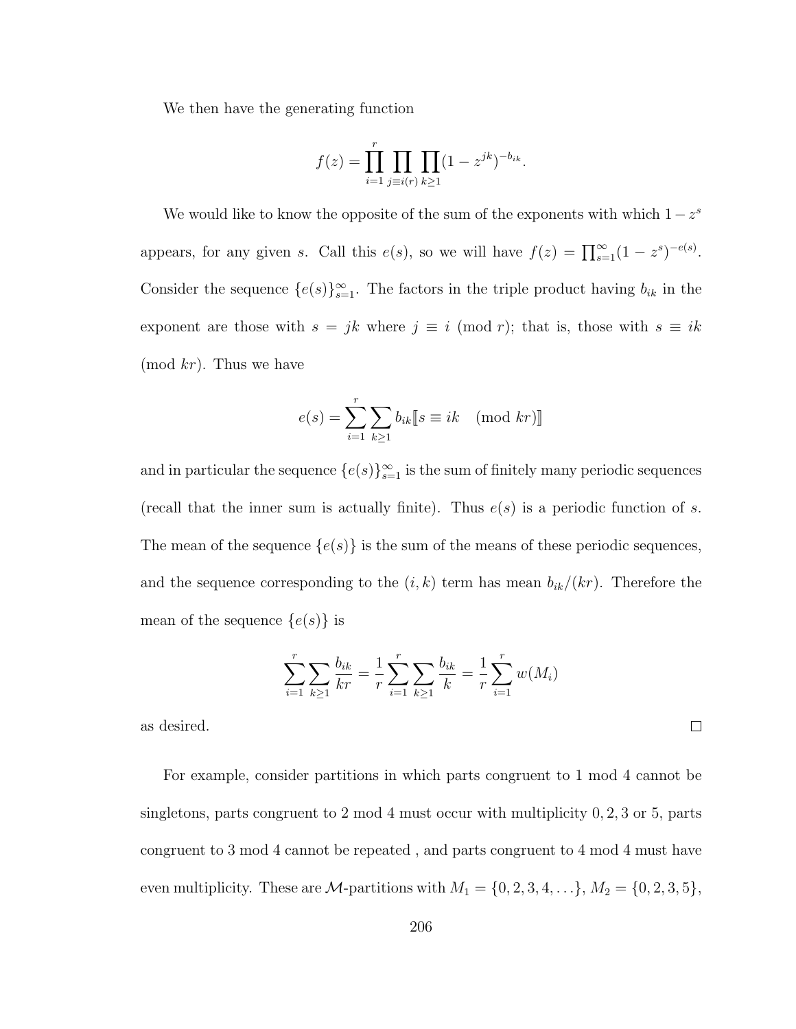We then have the generating function

$$f(z) = \prod_{i=1}^{r} \prod_{j \equiv i(r)} \prod_{k \geq 1} (1 - z^{jk})^{-b_{ik}}.$$

We would like to know the opposite of the sum of the exponents with which $1 - z^s$ appears, for any given $s$. Call this $e(s)$, so we will have $f(z) = \prod_{s=1}^{\infty}(1 - z^s)^{-e(s)}$. Consider the sequence $\{e(s)\}_{s=1}^{\infty}$. The factors in the triple product having $b_{ik}$ in the exponent are those with $s = jk$ where $j \equiv i \pmod{r}$; that is, those with $s \equiv ik \pmod{kr}$. Thus we have

$$e(s) = \sum_{i=1}^{r} \sum_{k \geq 1} b_{ik} [\![ s \equiv ik \pmod{kr} ]\!]$$

and in particular the sequence $\{e(s)\}_{s=1}^{\infty}$ is the sum of finitely many periodic sequences (recall that the inner sum is actually finite). Thus $e(s)$ is a periodic function of $s$. The mean of the sequence $\{e(s)\}$ is the sum of the means of these periodic sequences, and the sequence corresponding to the $(i, k)$ term has mean $b_{ik}/(kr)$. Therefore the mean of the sequence $\{e(s)\}$ is

$$\sum_{i=1}^{r} \sum_{k \geq 1} \frac{b_{ik}}{kr} = \frac{1}{r} \sum_{i=1}^{r} \sum_{k \geq 1} \frac{b_{ik}}{k} = \frac{1}{r} \sum_{i=1}^{r} w(M_i)$$

as desired. □

For example, consider partitions in which parts congruent to 1 mod 4 cannot be singletons, parts congruent to 2 mod 4 must occur with multiplicity 0, 2, 3 or 5, parts congruent to 3 mod 4 cannot be repeated , and parts congruent to 4 mod 4 must have even multiplicity. These are $\mathcal{M}$-partitions with $M_1 = \{0, 2, 3, 4, \ldots\}$, $M_2 = \{0, 2, 3, 5\}$,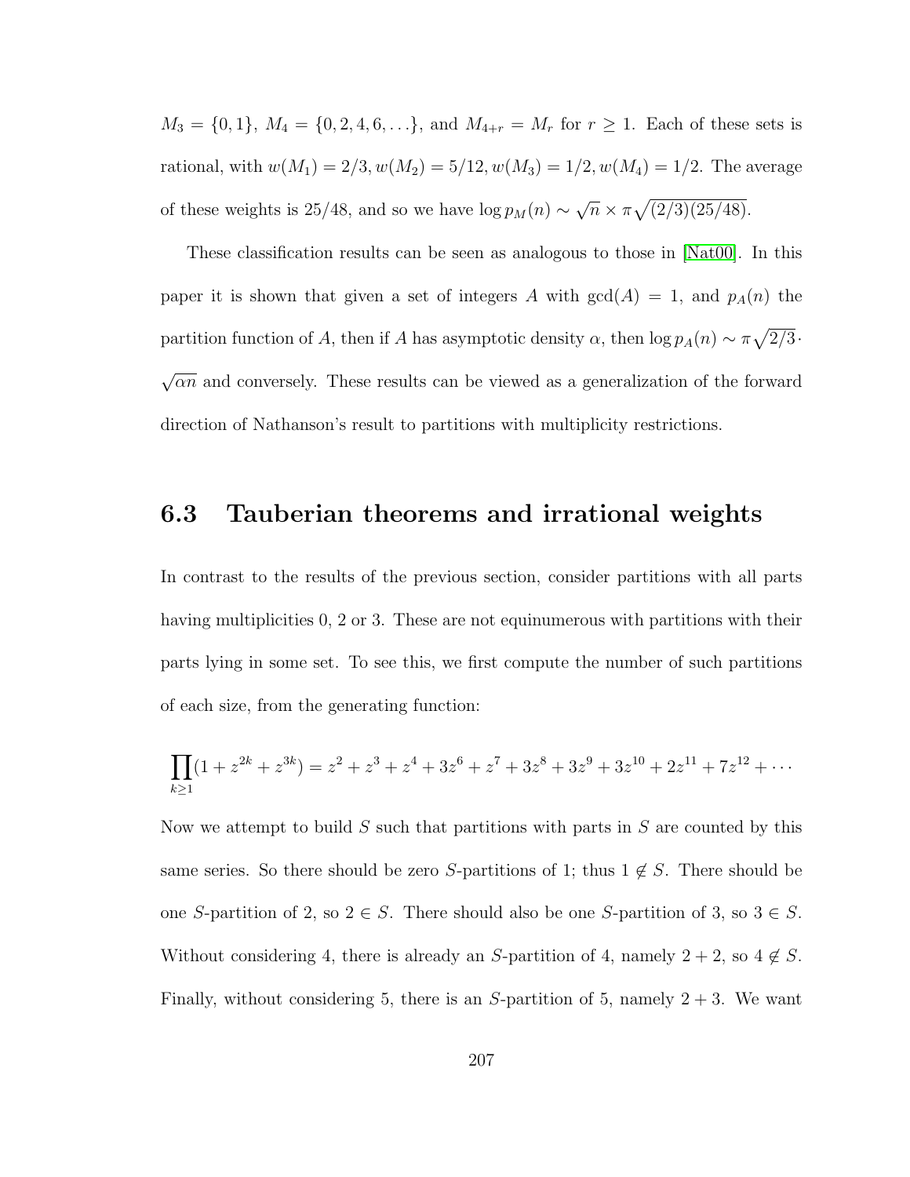$M_3 = \{0, 1\}$, $M_4 = \{0, 2, 4, 6, \ldots\}$, and $M_{4+r} = M_r$ for $r \geq 1$. Each of these sets is rational, with $w(M_1) = 2/3, w(M_2) = 5/12, w(M_3) = 1/2, w(M_4) = 1/2$. The average of these weights is $25/48$, and so we have $\log p_M(n) \sim \sqrt{n} \times \pi\sqrt{(2/3)(25/48)}$.

These classification results can be seen as analogous to those in [Nat00]. In this paper it is shown that given a set of integers $A$ with $\gcd(A) = 1$, and $p_A(n)$ the partition function of $A$, then if $A$ has asymptotic density $\alpha$, then $\log p_A(n) \sim \pi\sqrt{2/3} \cdot \sqrt{\alpha n}$ and conversely. These results can be viewed as a generalization of the forward direction of Nathanson's result to partitions with multiplicity restrictions.

## 6.3 Tauberian theorems and irrational weights

In contrast to the results of the previous section, consider partitions with all parts having multiplicities 0, 2 or 3. These are not equinumerous with partitions with their parts lying in some set. To see this, we first compute the number of such partitions of each size, from the generating function:

$$\prod_{k \geq 1}(1 + z^{2k} + z^{3k}) = z^2 + z^3 + z^4 + 3z^6 + z^7 + 3z^8 + 3z^9 + 3z^{10} + 2z^{11} + 7z^{12} + \cdots$$

Now we attempt to build $S$ such that partitions with parts in $S$ are counted by this same series. So there should be zero $S$-partitions of 1; thus $1 \notin S$. There should be one $S$-partition of 2, so $2 \in S$. There should also be one $S$-partition of 3, so $3 \in S$. Without considering 4, there is already an $S$-partition of 4, namely $2 + 2$, so $4 \notin S$. Finally, without considering 5, there is an $S$-partition of 5, namely $2 + 3$. We want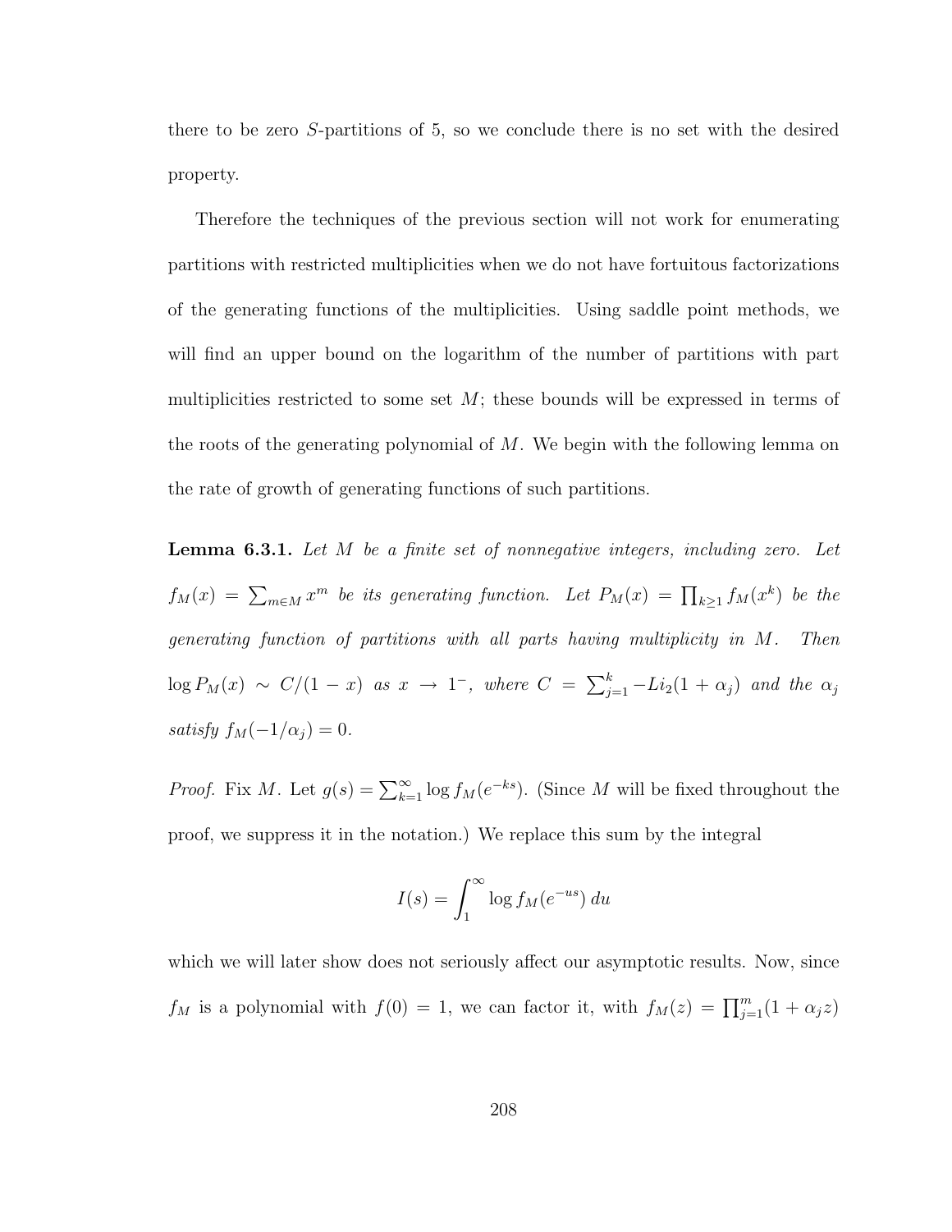there to be zero $S$-partitions of 5, so we conclude there is no set with the desired property.

Therefore the techniques of the previous section will not work for enumerating partitions with restricted multiplicities when we do not have fortuitous factorizations of the generating functions of the multiplicities. Using saddle point methods, we will find an upper bound on the logarithm of the number of partitions with part multiplicities restricted to some set $M$; these bounds will be expressed in terms of the roots of the generating polynomial of $M$. We begin with the following lemma on the rate of growth of generating functions of such partitions.

**Lemma 6.3.1.** *Let $M$ be a finite set of nonnegative integers, including zero. Let $f_M(x) = \sum_{m \in M} x^m$ be its generating function. Let $P_M(x) = \prod_{k \geq 1} f_M(x^k)$ be the generating function of partitions with all parts having multiplicity in $M$. Then $\log P_M(x) \sim C/(1-x)$ as $x \to 1^-$, where $C = \sum_{j=1}^{k} -Li_2(1+\alpha_j)$ and the $\alpha_j$ satisfy $f_M(-1/\alpha_j) = 0$.*

*Proof.* Fix $M$. Let $g(s) = \sum_{k=1}^{\infty} \log f_M(e^{-ks})$. (Since $M$ will be fixed throughout the proof, we suppress it in the notation.) We replace this sum by the integral

$$I(s) = \int_1^{\infty} \log f_M(e^{-us})\, du$$

which we will later show does not seriously affect our asymptotic results. Now, since $f_M$ is a polynomial with $f(0) = 1$, we can factor it, with $f_M(z) = \prod_{j=1}^{m}(1 + \alpha_j z)$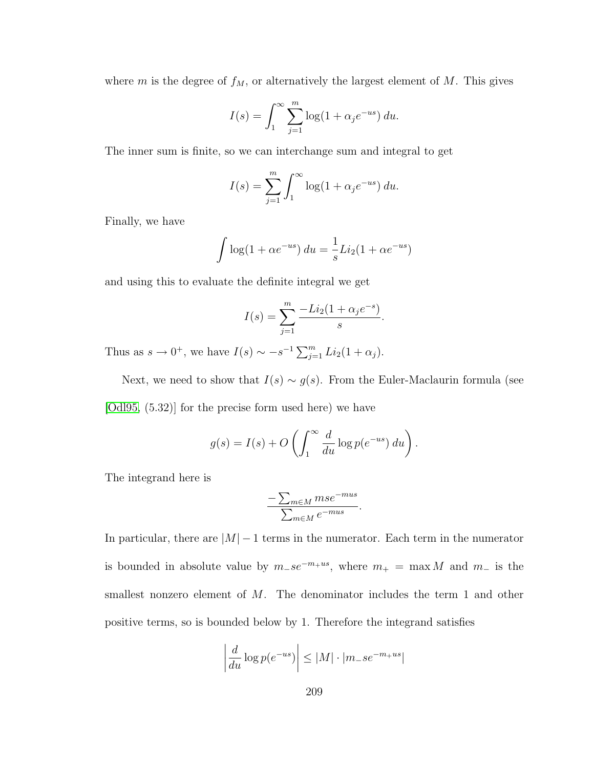where $m$ is the degree of $f_M$, or alternatively the largest element of $M$. This gives

$$I(s) = \int_1^\infty \sum_{j=1}^m \log(1 + \alpha_j e^{-us})\, du.$$

The inner sum is finite, so we can interchange sum and integral to get

$$I(s) = \sum_{j=1}^m \int_1^\infty \log(1 + \alpha_j e^{-us})\, du.$$

Finally, we have

$$\int \log(1 + \alpha e^{-us})\, du = \frac{1}{s} Li_2(1 + \alpha e^{-us})$$

and using this to evaluate the definite integral we get

$$I(s) = \sum_{j=1}^m \frac{-Li_2(1 + \alpha_j e^{-s})}{s}.$$

Thus as $s \to 0^+$, we have $I(s) \sim -s^{-1} \sum_{j=1}^m Li_2(1 + \alpha_j)$.

Next, we need to show that $I(s) \sim g(s)$. From the Euler-Maclaurin formula (see [Odl95, (5.32)] for the precise form used here) we have

$$g(s) = I(s) + O\left( \int_1^\infty \frac{d}{du} \log p(e^{-us})\, du \right).$$

The integrand here is

$$\frac{-\sum_{m \in M} mse^{-mus}}{\sum_{m \in M} e^{-mus}}.$$

In particular, there are $|M| - 1$ terms in the numerator. Each term in the numerator is bounded in absolute value by $m_- se^{-m_+ us}$, where $m_+ = \max M$ and $m_-$ is the smallest nonzero element of $M$. The denominator includes the term 1 and other positive terms, so is bounded below by 1. Therefore the integrand satisfies

$$\left| \frac{d}{du} \log p(e^{-us}) \right| \leq |M| \cdot |m_- se^{-m_+ us}|$$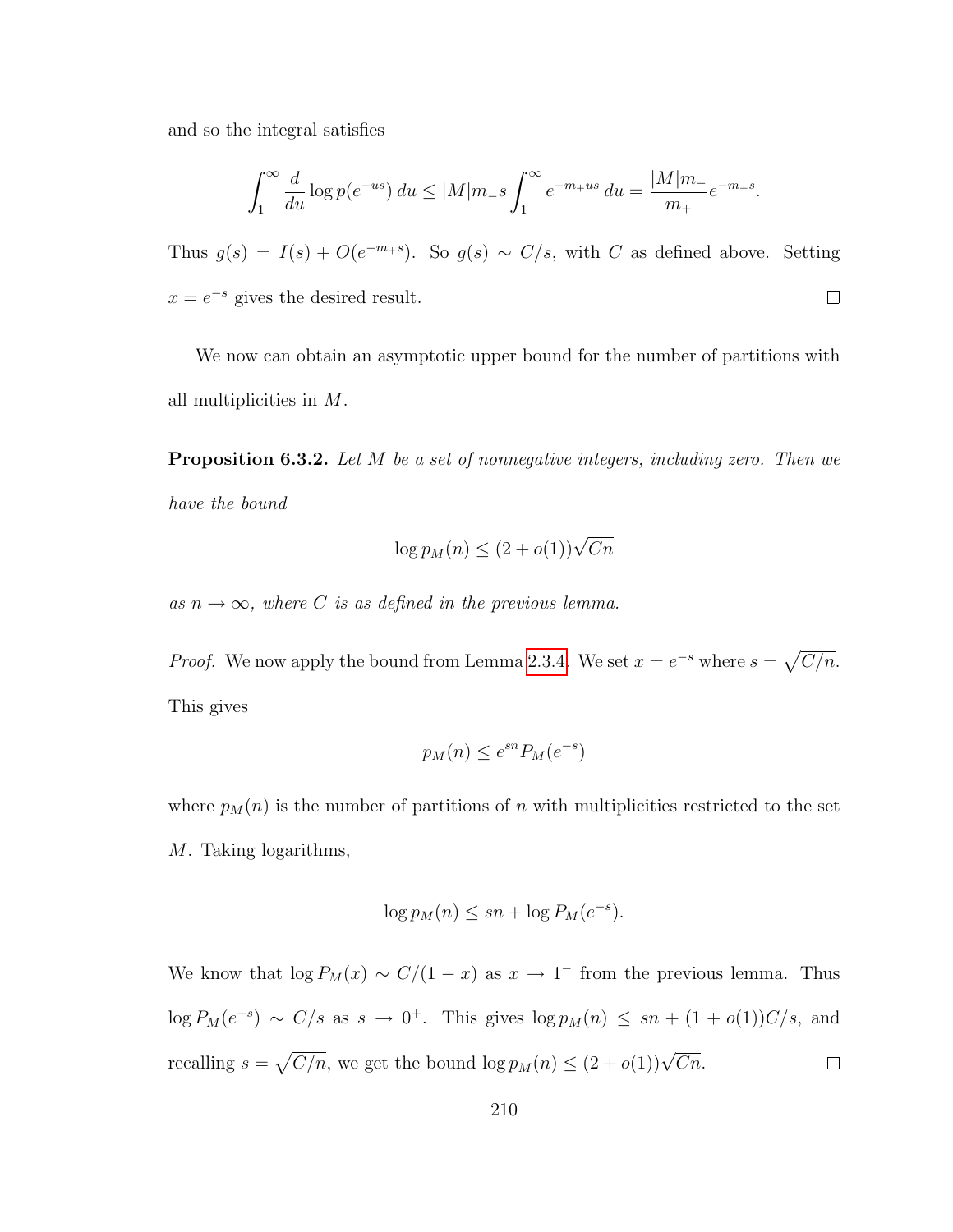and so the integral satisfies

$$\int_1^\infty \frac{d}{du} \log p(e^{-us})\, du \leq |M| m_- s \int_1^\infty e^{-m_+ us}\, du = \frac{|M| m_-}{m_+} e^{-m_+ s}.$$

Thus $g(s) = I(s) + O(e^{-m_+ s})$. So $g(s) \sim C/s$, with $C$ as defined above. Setting $x = e^{-s}$ gives the desired result. □

We now can obtain an asymptotic upper bound for the number of partitions with all multiplicities in $M$.

**Proposition 6.3.2.** *Let $M$ be a set of nonnegative integers, including zero. Then we have the bound*

$$\log p_M(n) \leq (2 + o(1))\sqrt{Cn}$$

*as $n \to \infty$, where $C$ is as defined in the previous lemma.*

*Proof.* We now apply the bound from Lemma 2.3.4. We set $x = e^{-s}$ where $s = \sqrt{C/n}$. This gives

$$p_M(n) \leq e^{sn} P_M(e^{-s})$$

where $p_M(n)$ is the number of partitions of $n$ with multiplicities restricted to the set $M$. Taking logarithms,

$$\log p_M(n) \leq sn + \log P_M(e^{-s}).$$

We know that $\log P_M(x) \sim C/(1-x)$ as $x \to 1^-$ from the previous lemma. Thus $\log P_M(e^{-s}) \sim C/s$ as $s \to 0^+$. This gives $\log p_M(n) \leq sn + (1 + o(1))C/s$, and recalling $s = \sqrt{C/n}$, we get the bound $\log p_M(n) \leq (2 + o(1))\sqrt{Cn}$. □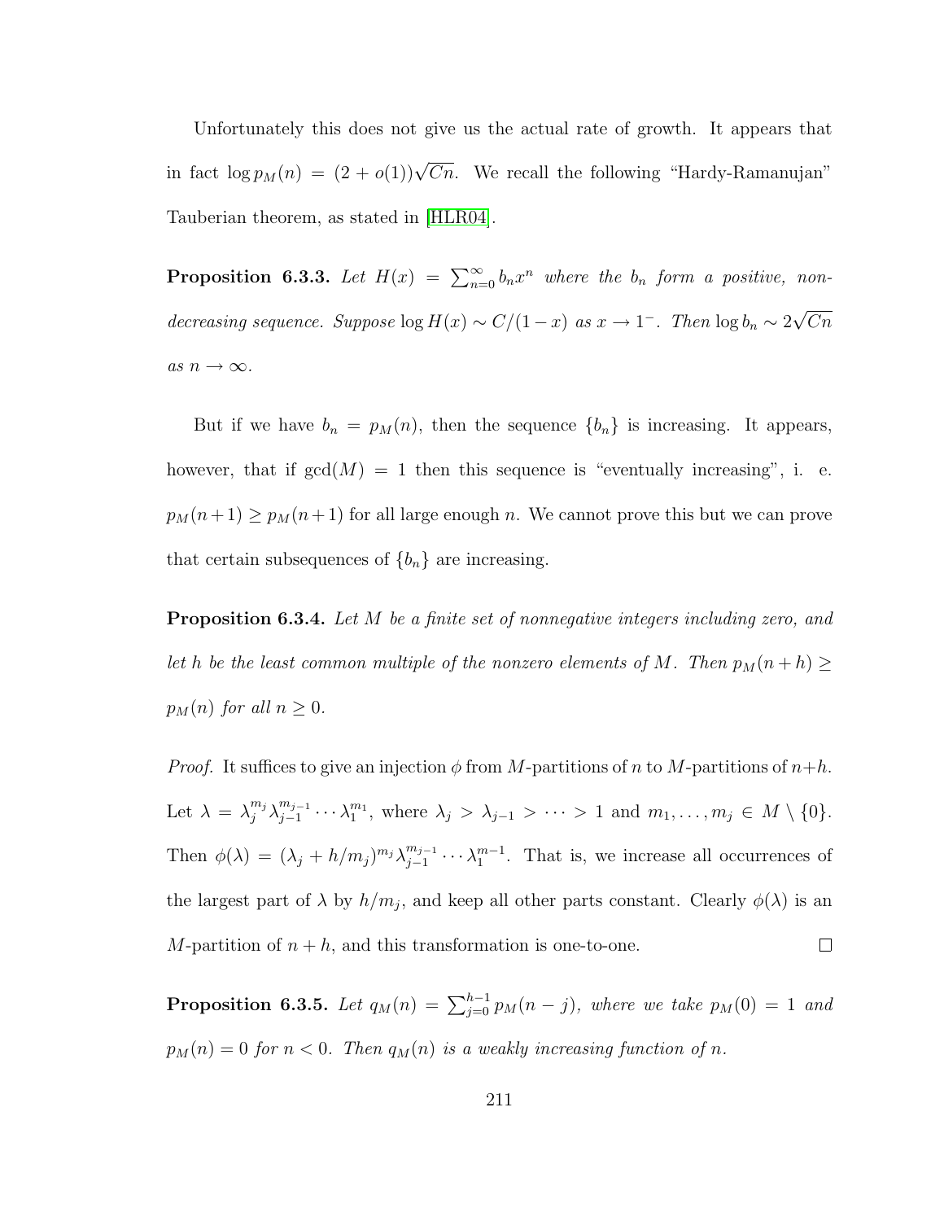Unfortunately this does not give us the actual rate of growth. It appears that in fact $\log p_M(n) = (2 + o(1))\sqrt{Cn}$. We recall the following "Hardy-Ramanujan" Tauberian theorem, as stated in [HLR04].

**Proposition 6.3.3.** *Let $H(x) = \sum_{n=0}^{\infty} b_n x^n$ where the $b_n$ form a positive, non-decreasing sequence. Suppose $\log H(x) \sim C/(1-x)$ as $x \to 1^-$. Then $\log b_n \sim 2\sqrt{Cn}$ as $n \to \infty$.*

But if we have $b_n = p_M(n)$, then the sequence $\{b_n\}$ is increasing. It appears, however, that if $\gcd(M) = 1$ then this sequence is "eventually increasing", i. e. $p_M(n+1) \geq p_M(n+1)$ for all large enough $n$. We cannot prove this but we can prove that certain subsequences of $\{b_n\}$ are increasing.

**Proposition 6.3.4.** *Let $M$ be a finite set of nonnegative integers including zero, and let $h$ be the least common multiple of the nonzero elements of $M$. Then $p_M(n+h) \geq p_M(n)$ for all $n \geq 0$.*

*Proof.* It suffices to give an injection $\phi$ from $M$-partitions of $n$ to $M$-partitions of $n+h$. Let $\lambda = \lambda_j^{m_j} \lambda_{j-1}^{m_{j-1}} \cdots \lambda_1^{m_1}$, where $\lambda_j > \lambda_{j-1} > \cdots > 1$ and $m_1, \ldots, m_j \in M \setminus \{0\}$. Then $\phi(\lambda) = (\lambda_j + h/m_j)^{m_j} \lambda_{j-1}^{m_{j-1}} \cdots \lambda_1^{m-1}$. That is, we increase all occurrences of the largest part of $\lambda$ by $h/m_j$, and keep all other parts constant. Clearly $\phi(\lambda)$ is an $M$-partition of $n+h$, and this transformation is one-to-one. $\square$

**Proposition 6.3.5.** *Let $q_M(n) = \sum_{j=0}^{h-1} p_M(n-j)$, where we take $p_M(0) = 1$ and $p_M(n) = 0$ for $n < 0$. Then $q_M(n)$ is a weakly increasing function of $n$.*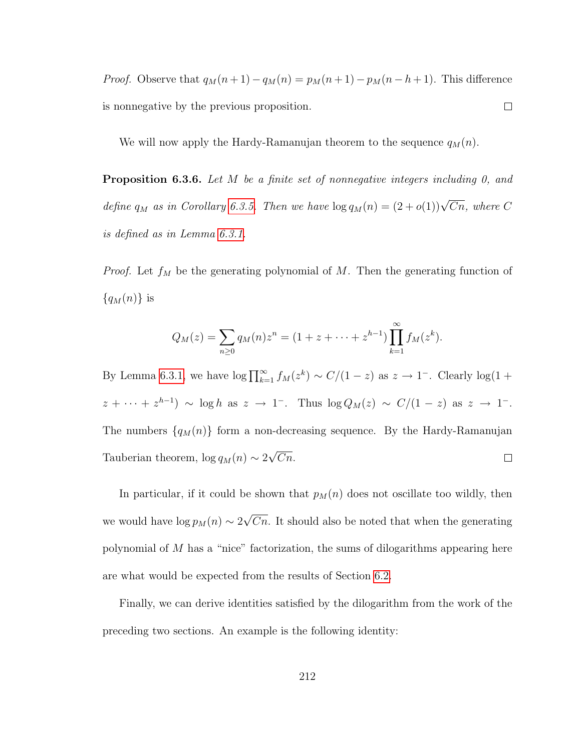*Proof.* Observe that $q_M(n+1) - q_M(n) = p_M(n+1) - p_M(n-h+1)$. This difference is nonnegative by the previous proposition. ☐

We will now apply the Hardy-Ramanujan theorem to the sequence $q_M(n)$.

**Proposition 6.3.6.** *Let $M$ be a finite set of nonnegative integers including 0, and define $q_M$ as in Corollary 6.3.5. Then we have $\log q_M(n) = (2 + o(1))\sqrt{Cn}$, where $C$ is defined as in Lemma 6.3.1.*

*Proof.* Let $f_M$ be the generating polynomial of $M$. Then the generating function of $\{q_M(n)\}$ is

$$Q_M(z) = \sum_{n \geq 0} q_M(n) z^n = (1 + z + \cdots + z^{h-1}) \prod_{k=1}^{\infty} f_M(z^k).$$

By Lemma 6.3.1, we have $\log \prod_{k=1}^{\infty} f_M(z^k) \sim C/(1-z)$ as $z \to 1^-$. Clearly $\log(1 + z + \cdots + z^{h-1}) \sim \log h$ as $z \to 1^-$. Thus $\log Q_M(z) \sim C/(1-z)$ as $z \to 1^-$. The numbers $\{q_M(n)\}$ form a non-decreasing sequence. By the Hardy-Ramanujan Tauberian theorem, $\log q_M(n) \sim 2\sqrt{Cn}$. ☐

In particular, if it could be shown that $p_M(n)$ does not oscillate too wildly, then we would have $\log p_M(n) \sim 2\sqrt{Cn}$. It should also be noted that when the generating polynomial of $M$ has a "nice" factorization, the sums of dilogarithms appearing here are what would be expected from the results of Section 6.2.

Finally, we can derive identities satisfied by the dilogarithm from the work of the preceding two sections. An example is the following identity: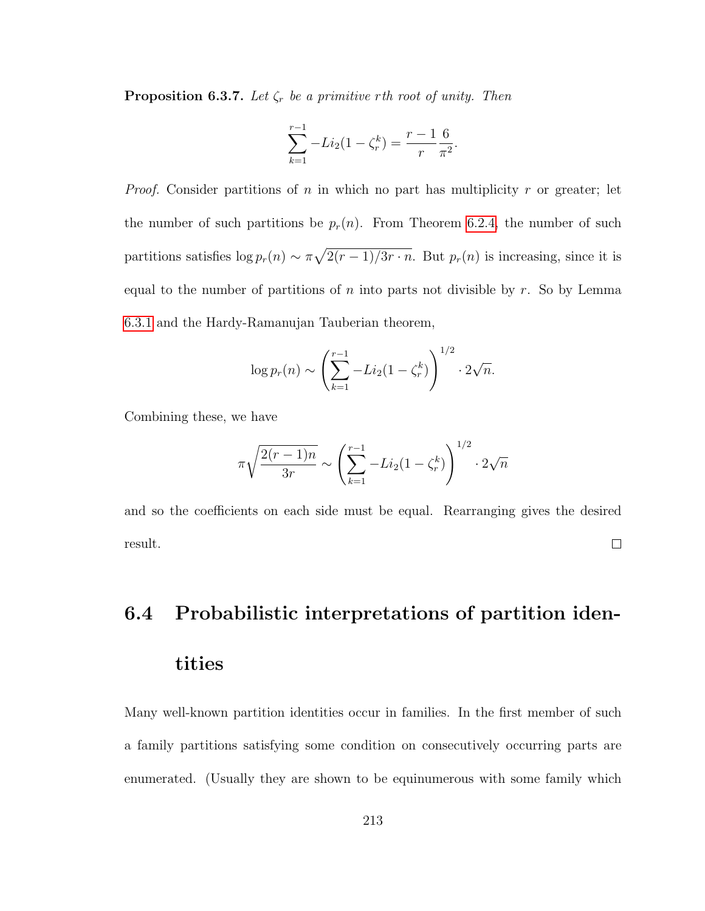**Proposition 6.3.7.** *Let $\zeta_r$ be a primitive $r$th root of unity. Then*

$$\sum_{k=1}^{r-1} -Li_2(1-\zeta_r^k) = \frac{r-1}{r}\frac{6}{\pi^2}.$$

*Proof.* Consider partitions of $n$ in which no part has multiplicity $r$ or greater; let the number of such partitions be $p_r(n)$. From Theorem 6.2.4, the number of such partitions satisfies $\log p_r(n) \sim \pi\sqrt{2(r-1)/3r \cdot n}$. But $p_r(n)$ is increasing, since it is equal to the number of partitions of $n$ into parts not divisible by $r$. So by Lemma 6.3.1 and the Hardy-Ramanujan Tauberian theorem,

$$\log p_r(n) \sim \left(\sum_{k=1}^{r-1} -Li_2(1-\zeta_r^k)\right)^{1/2} \cdot 2\sqrt{n}.$$

Combining these, we have

$$\pi\sqrt{\frac{2(r-1)n}{3r}} \sim \left(\sum_{k=1}^{r-1} -Li_2(1-\zeta_r^k)\right)^{1/2} \cdot 2\sqrt{n}$$

and so the coefficients on each side must be equal. Rearranging gives the desired result. □

## 6.4 Probabilistic interpretations of partition identities

Many well-known partition identities occur in families. In the first member of such a family partitions satisfying some condition on consecutively occurring parts are enumerated. (Usually they are shown to be equinumerous with some family which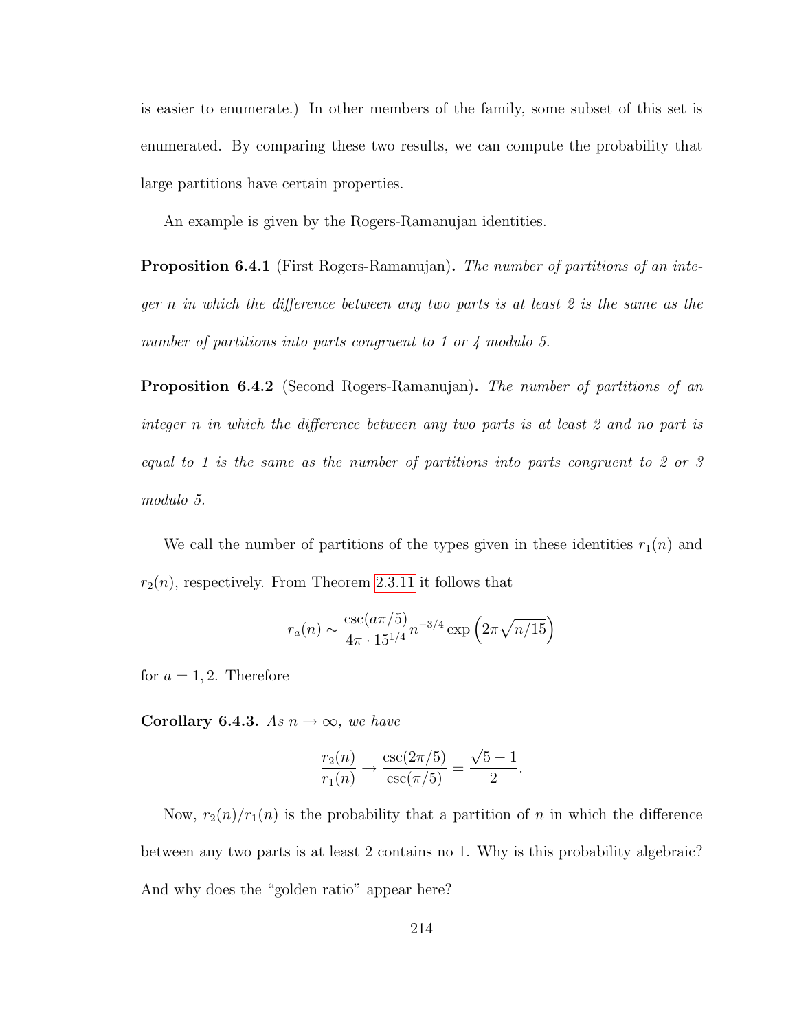is easier to enumerate.) In other members of the family, some subset of this set is enumerated. By comparing these two results, we can compute the probability that large partitions have certain properties.

An example is given by the Rogers-Ramanujan identities.

**Proposition 6.4.1** (First Rogers-Ramanujan)**.** *The number of partitions of an integer $n$ in which the difference between any two parts is at least 2 is the same as the number of partitions into parts congruent to 1 or 4 modulo 5.*

**Proposition 6.4.2** (Second Rogers-Ramanujan)**.** *The number of partitions of an integer $n$ in which the difference between any two parts is at least 2 and no part is equal to 1 is the same as the number of partitions into parts congruent to 2 or 3 modulo 5.*

We call the number of partitions of the types given in these identities $r_1(n)$ and $r_2(n)$, respectively. From Theorem 2.3.11 it follows that

$$r_a(n) \sim \frac{\csc(a\pi/5)}{4\pi \cdot 15^{1/4}} n^{-3/4} \exp\left(2\pi\sqrt{n/15}\right)$$

for $a = 1, 2$. Therefore

**Corollary 6.4.3.** *As $n \to \infty$, we have*

$$\frac{r_2(n)}{r_1(n)} \to \frac{\csc(2\pi/5)}{\csc(\pi/5)} = \frac{\sqrt{5}-1}{2}.$$

Now, $r_2(n)/r_1(n)$ is the probability that a partition of $n$ in which the difference between any two parts is at least 2 contains no 1. Why is this probability algebraic? And why does the "golden ratio" appear here?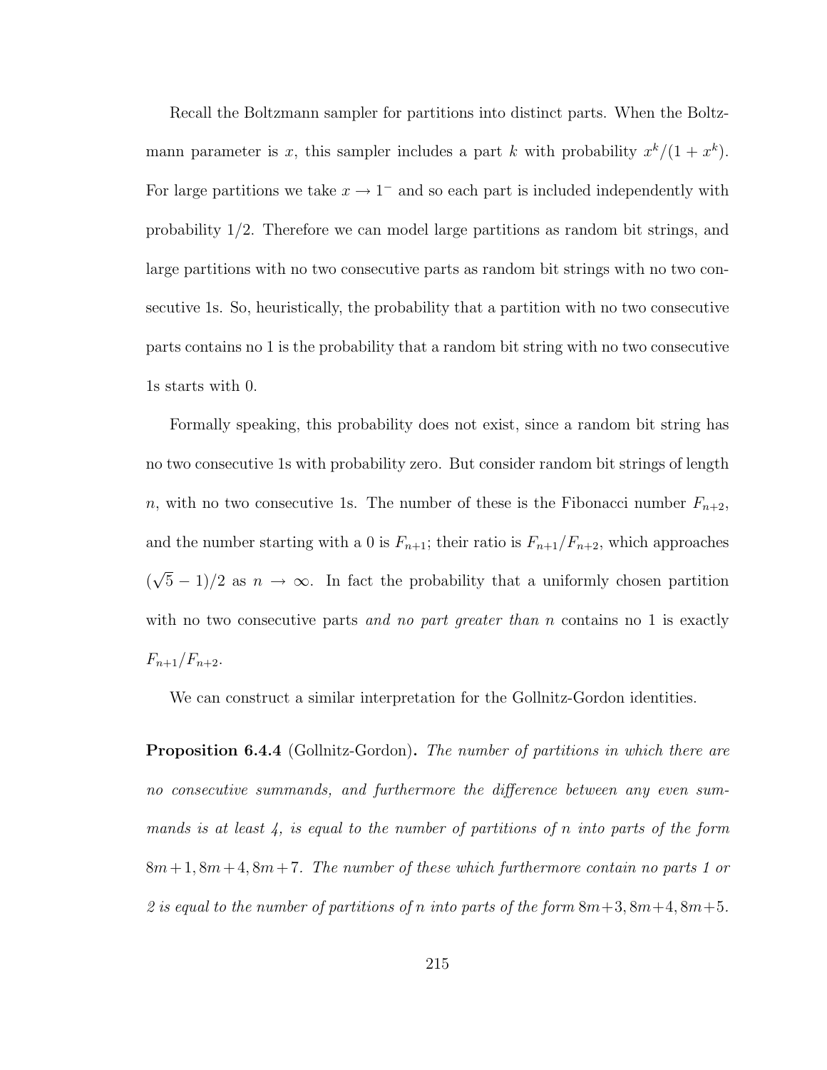Recall the Boltzmann sampler for partitions into distinct parts. When the Boltzmann parameter is $x$, this sampler includes a part $k$ with probability $x^k/(1+x^k)$. For large partitions we take $x \to 1^-$ and so each part is included independently with probability $1/2$. Therefore we can model large partitions as random bit strings, and large partitions with no two consecutive parts as random bit strings with no two consecutive 1s. So, heuristically, the probability that a partition with no two consecutive parts contains no 1 is the probability that a random bit string with no two consecutive 1s starts with 0.

Formally speaking, this probability does not exist, since a random bit string has no two consecutive 1s with probability zero. But consider random bit strings of length $n$, with no two consecutive 1s. The number of these is the Fibonacci number $F_{n+2}$, and the number starting with a 0 is $F_{n+1}$; their ratio is $F_{n+1}/F_{n+2}$, which approaches $(\sqrt{5}-1)/2$ as $n \to \infty$. In fact the probability that a uniformly chosen partition with no two consecutive parts *and no part greater than* $n$ contains no 1 is exactly $F_{n+1}/F_{n+2}$.

We can construct a similar interpretation for the Gollnitz-Gordon identities.

**Proposition 6.4.4** (Gollnitz-Gordon)**.** *The number of partitions in which there are no consecutive summands, and furthermore the difference between any even summands is at least 4, is equal to the number of partitions of $n$ into parts of the form $8m+1, 8m+4, 8m+7$. The number of these which furthermore contain no parts 1 or 2 is equal to the number of partitions of $n$ into parts of the form $8m+3, 8m+4, 8m+5$.*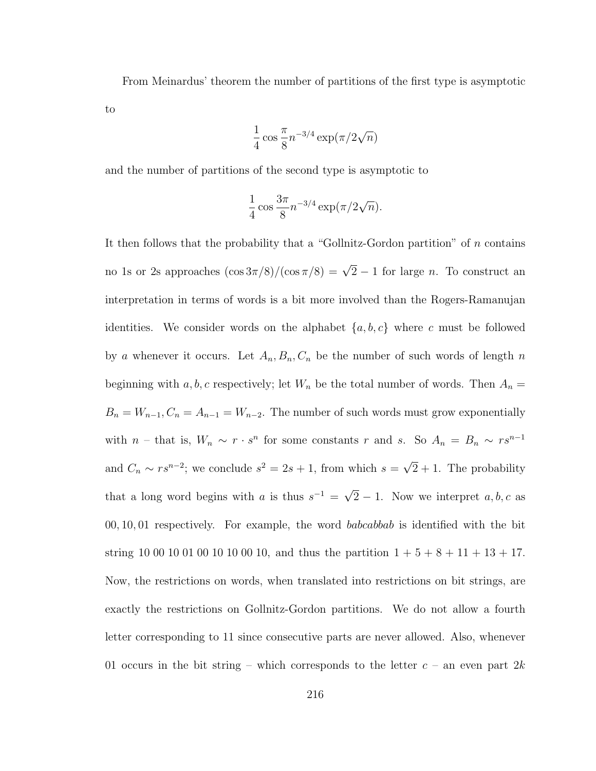From Meinardus' theorem the number of partitions of the first type is asymptotic to

$$\frac{1}{4} \cos \frac{\pi}{8} n^{-3/4} \exp(\pi/2\sqrt{n})$$

and the number of partitions of the second type is asymptotic to

$$\frac{1}{4} \cos \frac{3\pi}{8} n^{-3/4} \exp(\pi/2\sqrt{n}).$$

It then follows that the probability that a "Gollnitz-Gordon partition" of $n$ contains no 1s or 2s approaches $(\cos 3\pi/8)/(\cos \pi/8) = \sqrt{2} - 1$ for large $n$. To construct an interpretation in terms of words is a bit more involved than the Rogers-Ramanujan identities. We consider words on the alphabet $\{a, b, c\}$ where $c$ must be followed by $a$ whenever it occurs. Let $A_n, B_n, C_n$ be the number of such words of length $n$ beginning with $a, b, c$ respectively; let $W_n$ be the total number of words. Then $A_n = B_n = W_{n-1}, C_n = A_{n-1} = W_{n-2}$. The number of such words must grow exponentially with $n$ – that is, $W_n \sim r \cdot s^n$ for some constants $r$ and $s$. So $A_n = B_n \sim rs^{n-1}$ and $C_n \sim rs^{n-2}$; we conclude $s^2 = 2s + 1$, from which $s = \sqrt{2} + 1$. The probability that a long word begins with $a$ is thus $s^{-1} = \sqrt{2} - 1$. Now we interpret $a, b, c$ as $00, 10, 01$ respectively. For example, the word *babcabbab* is identified with the bit string 10 00 10 01 00 10 10 00 10, and thus the partition $1 + 5 + 8 + 11 + 13 + 17$. Now, the restrictions on words, when translated into restrictions on bit strings, are exactly the restrictions on Gollnitz-Gordon partitions. We do not allow a fourth letter corresponding to 11 since consecutive parts are never allowed. Also, whenever 01 occurs in the bit string – which corresponds to the letter $c$ – an even part $2k$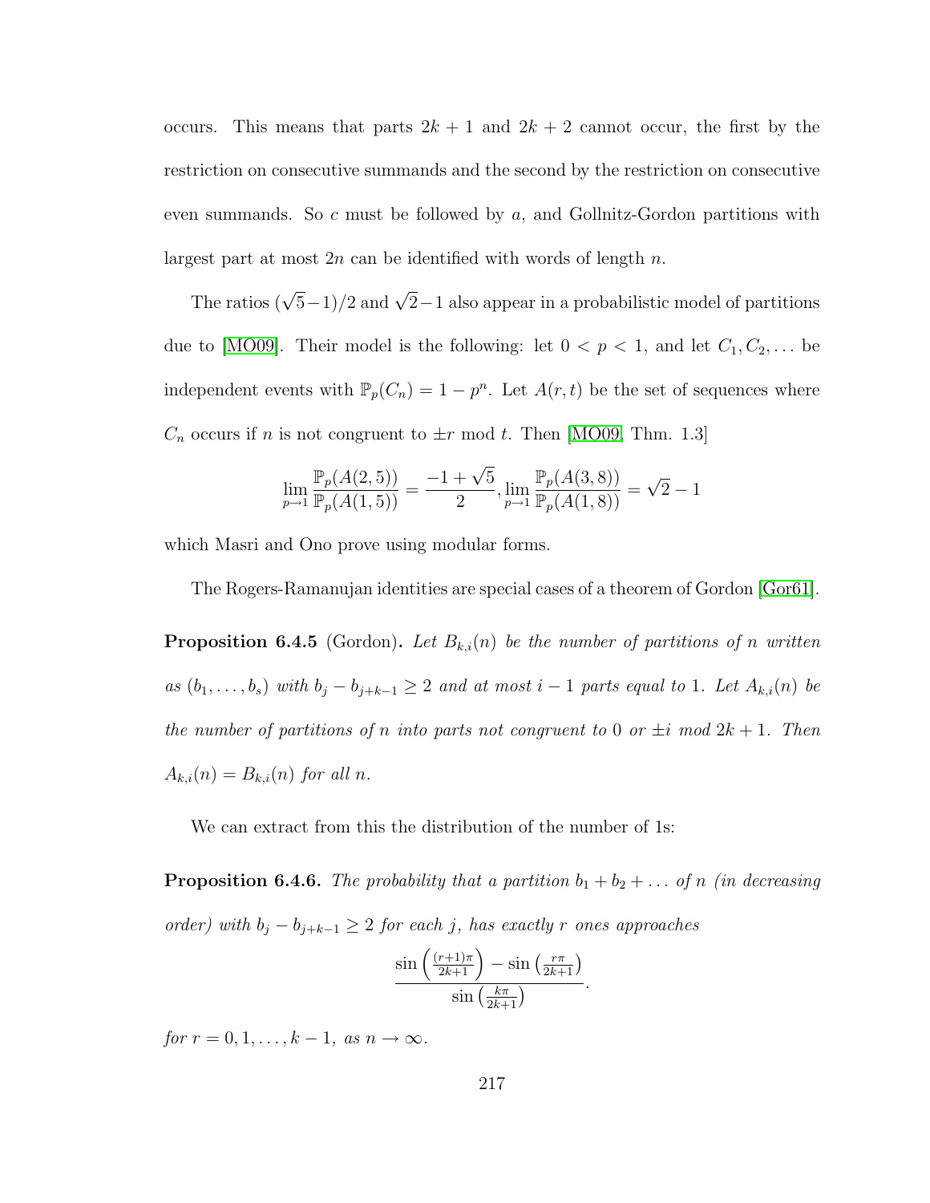occurs. This means that parts $2k+1$ and $2k+2$ cannot occur, the first by the restriction on consecutive summands and the second by the restriction on consecutive even summands. So $c$ must be followed by $a$, and Gollnitz-Gordon partitions with largest part at most $2n$ can be identified with words of length $n$.

The ratios $(\sqrt{5}-1)/2$ and $\sqrt{2}-1$ also appear in a probabilistic model of partitions due to [MO09]. Their model is the following: let $0 < p < 1$, and let $C_1, C_2, \ldots$ be independent events with $\mathbb{P}_p(C_n) = 1 - p^n$. Let $A(r,t)$ be the set of sequences where $C_n$ occurs if $n$ is not congruent to $\pm r$ mod $t$. Then [MO09, Thm. 1.3]

$$\lim_{p \to 1} \frac{\mathbb{P}_p(A(2,5))}{\mathbb{P}_p(A(1,5))} = \frac{-1+\sqrt{5}}{2}, \lim_{p \to 1} \frac{\mathbb{P}_p(A(3,8))}{\mathbb{P}_p(A(1,8))} = \sqrt{2} - 1$$

which Masri and Ono prove using modular forms.

The Rogers-Ramanujan identities are special cases of a theorem of Gordon [Gor61].

**Proposition 6.4.5** (Gordon)**.** *Let $B_{k,i}(n)$ be the number of partitions of $n$ written as $(b_1, \ldots, b_s)$ with $b_j - b_{j+k-1} \geq 2$ and at most $i-1$ parts equal to 1. Let $A_{k,i}(n)$ be the number of partitions of $n$ into parts not congruent to 0 or $\pm i$ mod $2k+1$. Then $A_{k,i}(n) = B_{k,i}(n)$ for all $n$.*

We can extract from this the distribution of the number of 1s:

**Proposition 6.4.6.** *The probability that a partition $b_1 + b_2 + \ldots$ of $n$ (in decreasing order) with $b_j - b_{j+k-1} \geq 2$ for each $j$, has exactly $r$ ones approaches*

$$\frac{\sin\left(\frac{(r+1)\pi}{2k+1}\right) - \sin\left(\frac{r\pi}{2k+1}\right)}{\sin\left(\frac{k\pi}{2k+1}\right)}.$$

*for $r = 0, 1, \ldots, k-1$, as $n \to \infty$.*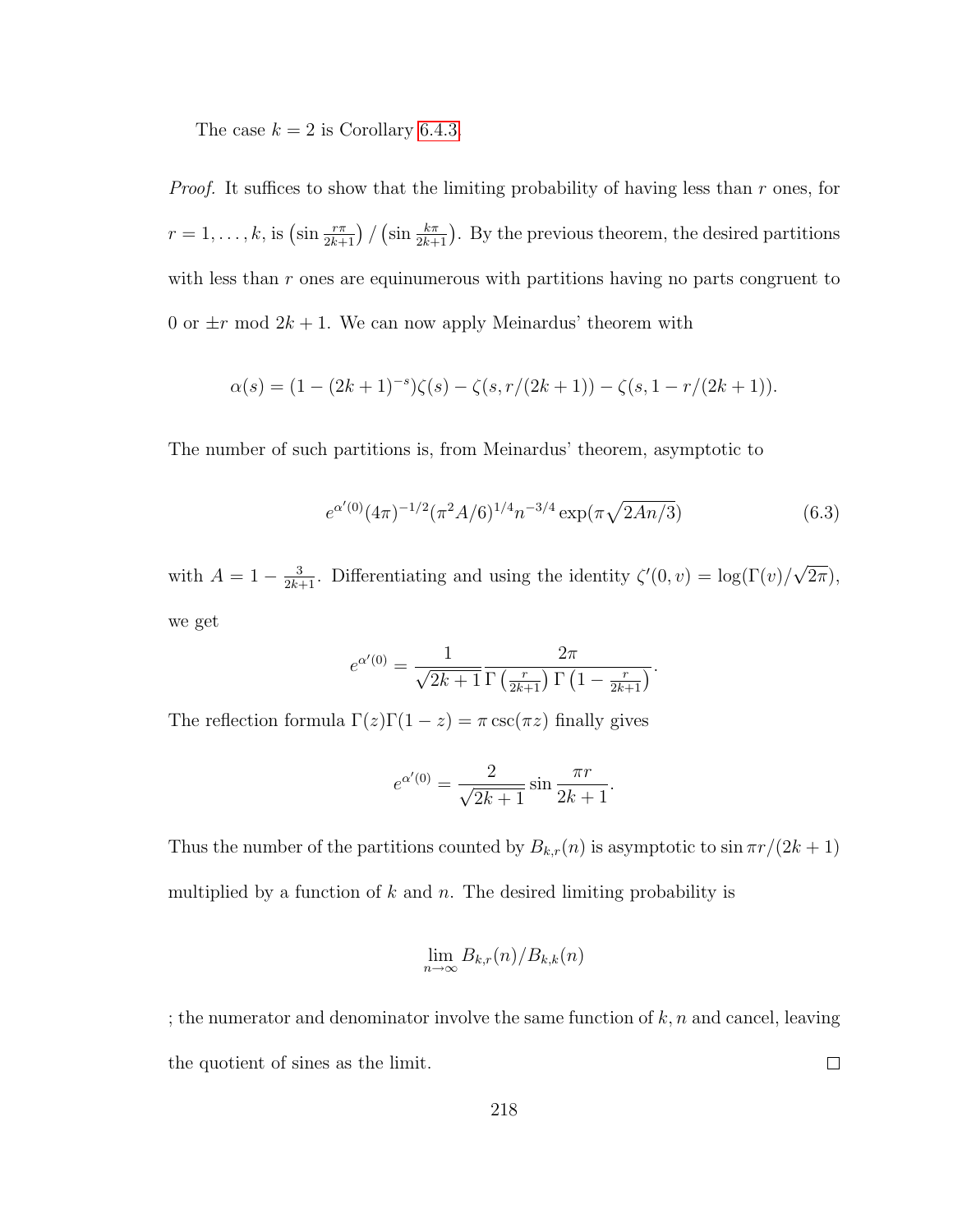The case $k = 2$ is Corollary 6.4.3.

*Proof.* It suffices to show that the limiting probability of having less than $r$ ones, for $r = 1, \ldots, k$, is $\left(\sin \frac{r\pi}{2k+1}\right) / \left(\sin \frac{k\pi}{2k+1}\right)$. By the previous theorem, the desired partitions with less than $r$ ones are equinumerous with partitions having no parts congruent to 0 or $\pm r$ mod $2k+1$. We can now apply Meinardus' theorem with

$$\alpha(s) = (1 - (2k+1)^{-s})\zeta(s) - \zeta(s, r/(2k+1)) - \zeta(s, 1 - r/(2k+1)).$$

The number of such partitions is, from Meinardus' theorem, asymptotic to

$$e^{\alpha'(0)}(4\pi)^{-1/2}(\pi^2 A/6)^{1/4} n^{-3/4} \exp(\pi\sqrt{2An/3}) \tag{6.3}$$

with $A = 1 - \frac{3}{2k+1}$. Differentiating and using the identity $\zeta'(0, v) = \log(\Gamma(v)/\sqrt{2\pi})$, we get

$$e^{\alpha'(0)} = \frac{1}{\sqrt{2k+1}} \frac{2\pi}{\Gamma\left(\frac{r}{2k+1}\right)\Gamma\left(1 - \frac{r}{2k+1}\right)}.$$

The reflection formula $\Gamma(z)\Gamma(1-z) = \pi \csc(\pi z)$ finally gives

$$e^{\alpha'(0)} = \frac{2}{\sqrt{2k+1}} \sin \frac{\pi r}{2k+1}.$$

Thus the number of the partitions counted by $B_{k,r}(n)$ is asymptotic to $\sin \pi r/(2k+1)$ multiplied by a function of $k$ and $n$. The desired limiting probability is

$$\lim_{n\to\infty} B_{k,r}(n)/B_{k,k}(n)$$

; the numerator and denominator involve the same function of $k, n$ and cancel, leaving the quotient of sines as the limit. $\square$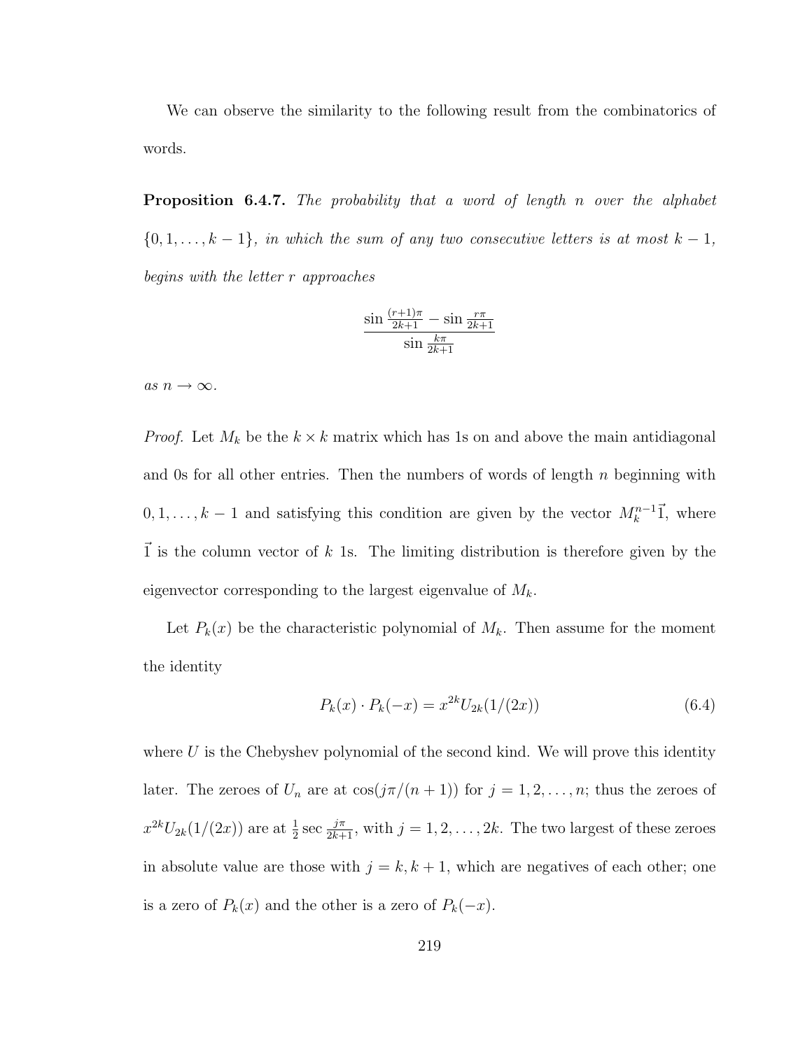We can observe the similarity to the following result from the combinatorics of words.

**Proposition 6.4.7.** *The probability that a word of length $n$ over the alphabet $\{0, 1, \ldots, k-1\}$, in which the sum of any two consecutive letters is at most $k-1$, begins with the letter $r$ approaches*

$$\frac{\sin \frac{(r+1)\pi}{2k+1} - \sin \frac{r\pi}{2k+1}}{\sin \frac{k\pi}{2k+1}}$$

*as $n \to \infty$.*

*Proof.* Let $M_k$ be the $k \times k$ matrix which has 1s on and above the main antidiagonal and 0s for all other entries. Then the numbers of words of length $n$ beginning with $0, 1, \ldots, k-1$ and satisfying this condition are given by the vector $M_k^{n-1}\vec{1}$, where $\vec{1}$ is the column vector of $k$ 1s. The limiting distribution is therefore given by the eigenvector corresponding to the largest eigenvalue of $M_k$.

Let $P_k(x)$ be the characteristic polynomial of $M_k$. Then assume for the moment the identity

$$P_k(x) \cdot P_k(-x) = x^{2k} U_{2k}(1/(2x)) \tag{6.4}$$

where $U$ is the Chebyshev polynomial of the second kind. We will prove this identity later. The zeroes of $U_n$ are at $\cos(j\pi/(n+1))$ for $j = 1, 2, \ldots, n$; thus the zeroes of $x^{2k}U_{2k}(1/(2x))$ are at $\frac{1}{2} \sec \frac{j\pi}{2k+1}$, with $j = 1, 2, \ldots, 2k$. The two largest of these zeroes in absolute value are those with $j = k, k+1$, which are negatives of each other; one is a zero of $P_k(x)$ and the other is a zero of $P_k(-x)$.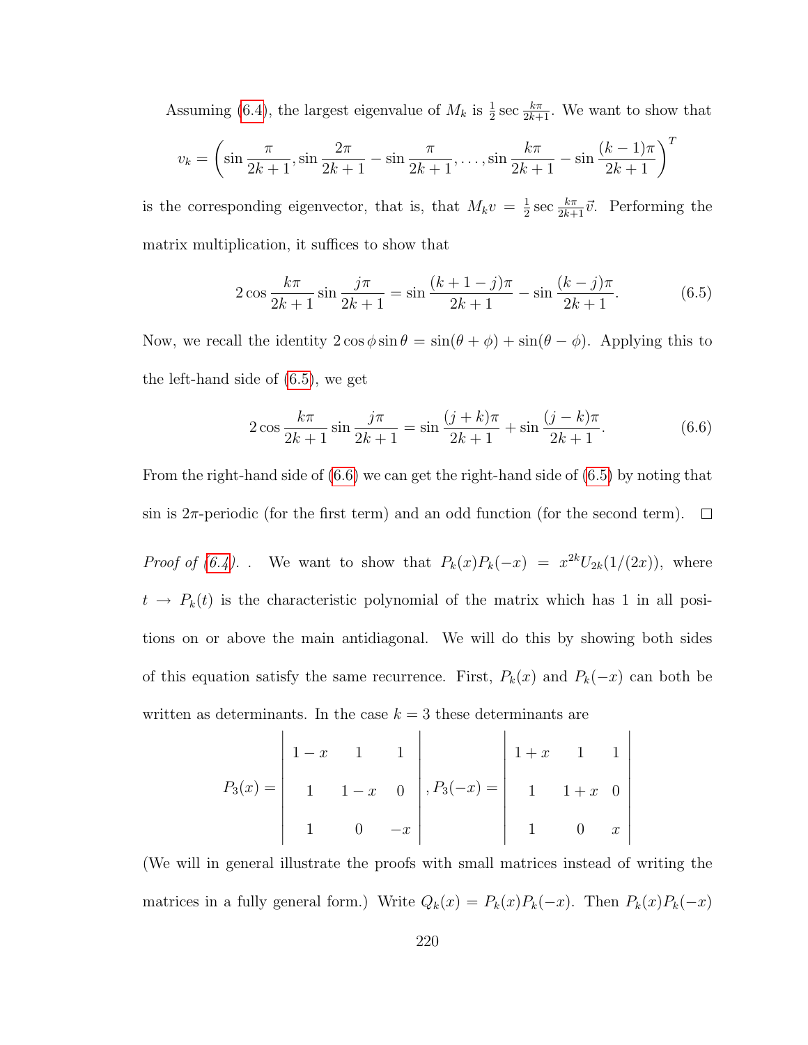Assuming (6.4), the largest eigenvalue of $M_k$ is $\frac{1}{2}\sec\frac{k\pi}{2k+1}$. We want to show that

$$v_k = \left(\sin\frac{\pi}{2k+1}, \sin\frac{2\pi}{2k+1} - \sin\frac{\pi}{2k+1}, \ldots, \sin\frac{k\pi}{2k+1} - \sin\frac{(k-1)\pi}{2k+1}\right)^T$$

is the corresponding eigenvector, that is, that $M_k v = \frac{1}{2}\sec\frac{k\pi}{2k+1}\vec{v}$. Performing the matrix multiplication, it suffices to show that

$$2\cos\frac{k\pi}{2k+1}\sin\frac{j\pi}{2k+1} = \sin\frac{(k+1-j)\pi}{2k+1} - \sin\frac{(k-j)\pi}{2k+1}. \tag{6.5}$$

Now, we recall the identity $2\cos\phi\sin\theta = \sin(\theta+\phi) + \sin(\theta-\phi)$. Applying this to the left-hand side of (6.5), we get

$$2\cos\frac{k\pi}{2k+1}\sin\frac{j\pi}{2k+1} = \sin\frac{(j+k)\pi}{2k+1} + \sin\frac{(j-k)\pi}{2k+1}. \tag{6.6}$$

From the right-hand side of (6.6) we can get the right-hand side of (6.5) by noting that sin is $2\pi$-periodic (for the first term) and an odd function (for the second term). □

*Proof of (6.4).* . We want to show that $P_k(x)P_k(-x) = x^{2k}U_{2k}(1/(2x))$, where $t \to P_k(t)$ is the characteristic polynomial of the matrix which has 1 in all positions on or above the main antidiagonal. We will do this by showing both sides of this equation satisfy the same recurrence. First, $P_k(x)$ and $P_k(-x)$ can both be written as determinants. In the case $k = 3$ these determinants are

$$P_3(x) = \begin{vmatrix} 1-x & 1 & 1 \\ 1 & 1-x & 0 \\ 1 & 0 & -x \end{vmatrix}, P_3(-x) = \begin{vmatrix} 1+x & 1 & 1 \\ 1 & 1+x & 0 \\ 1 & 0 & x \end{vmatrix}$$

(We will in general illustrate the proofs with small matrices instead of writing the matrices in a fully general form.) Write $Q_k(x) = P_k(x)P_k(-x)$. Then $P_k(x)P_k(-x)$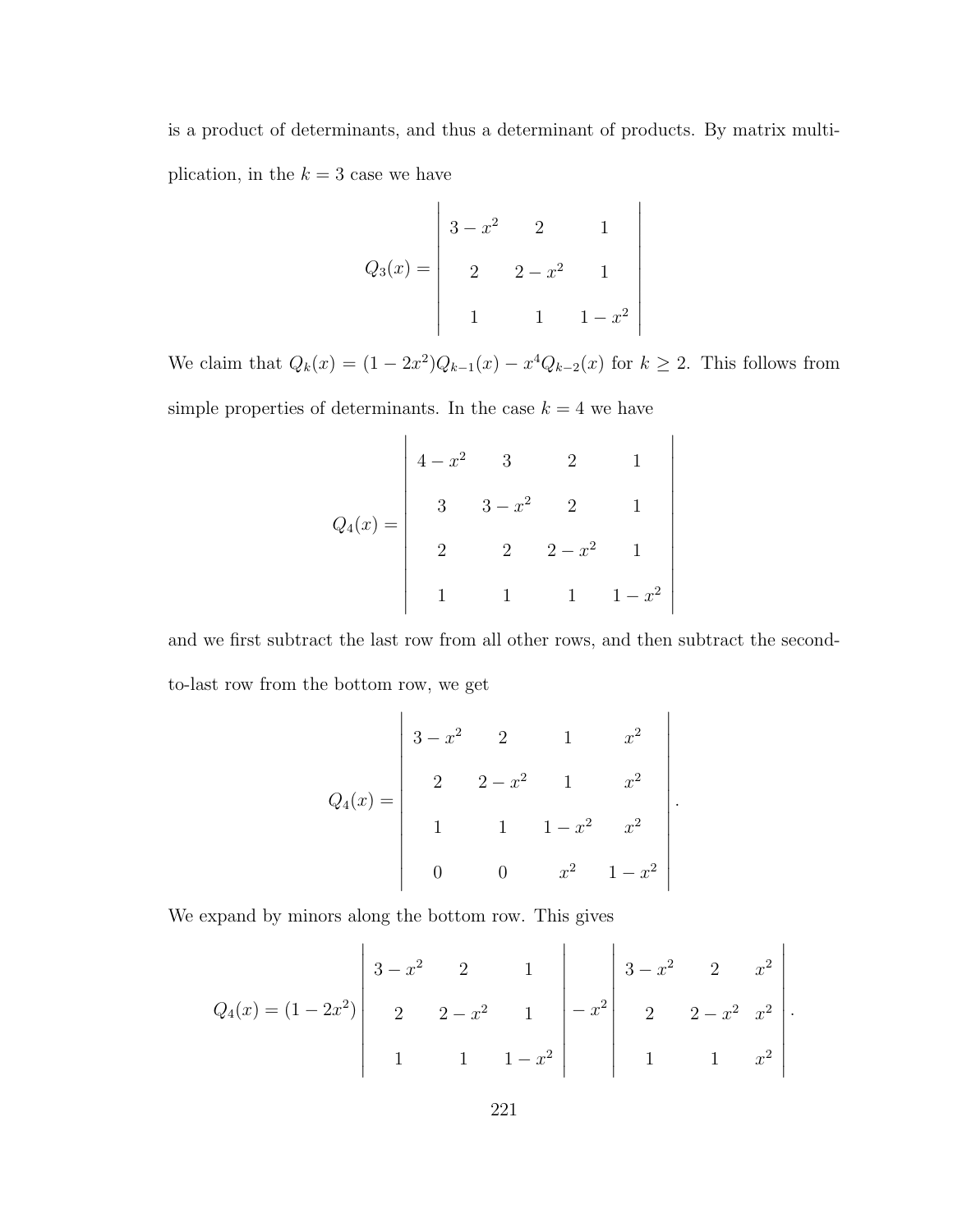is a product of determinants, and thus a determinant of products. By matrix multiplication, in the $k = 3$ case we have

$$Q_3(x) = \begin{vmatrix} 3-x^2 & 2 & 1 \\ 2 & 2-x^2 & 1 \\ 1 & 1 & 1-x^2 \end{vmatrix}$$

We claim that $Q_k(x) = (1-2x^2)Q_{k-1}(x) - x^4 Q_{k-2}(x)$ for $k \geq 2$. This follows from simple properties of determinants. In the case $k = 4$ we have

$$Q_4(x) = \begin{vmatrix} 4-x^2 & 3 & 2 & 1 \\ 3 & 3-x^2 & 2 & 1 \\ 2 & 2 & 2-x^2 & 1 \\ 1 & 1 & 1 & 1-x^2 \end{vmatrix}$$

and we first subtract the last row from all other rows, and then subtract the second-to-last row from the bottom row, we get

$$Q_4(x) = \begin{vmatrix} 3-x^2 & 2 & 1 & x^2 \\ 2 & 2-x^2 & 1 & x^2 \\ 1 & 1 & 1-x^2 & x^2 \\ 0 & 0 & x^2 & 1-x^2 \end{vmatrix}.$$

We expand by minors along the bottom row. This gives

$$Q_4(x) = (1-2x^2) \begin{vmatrix} 3-x^2 & 2 & 1 \\ 2 & 2-x^2 & 1 \\ 1 & 1 & 1-x^2 \end{vmatrix} - x^2 \begin{vmatrix} 3-x^2 & 2 & x^2 \\ 2 & 2-x^2 & x^2 \\ 1 & 1 & x^2 \end{vmatrix}.$$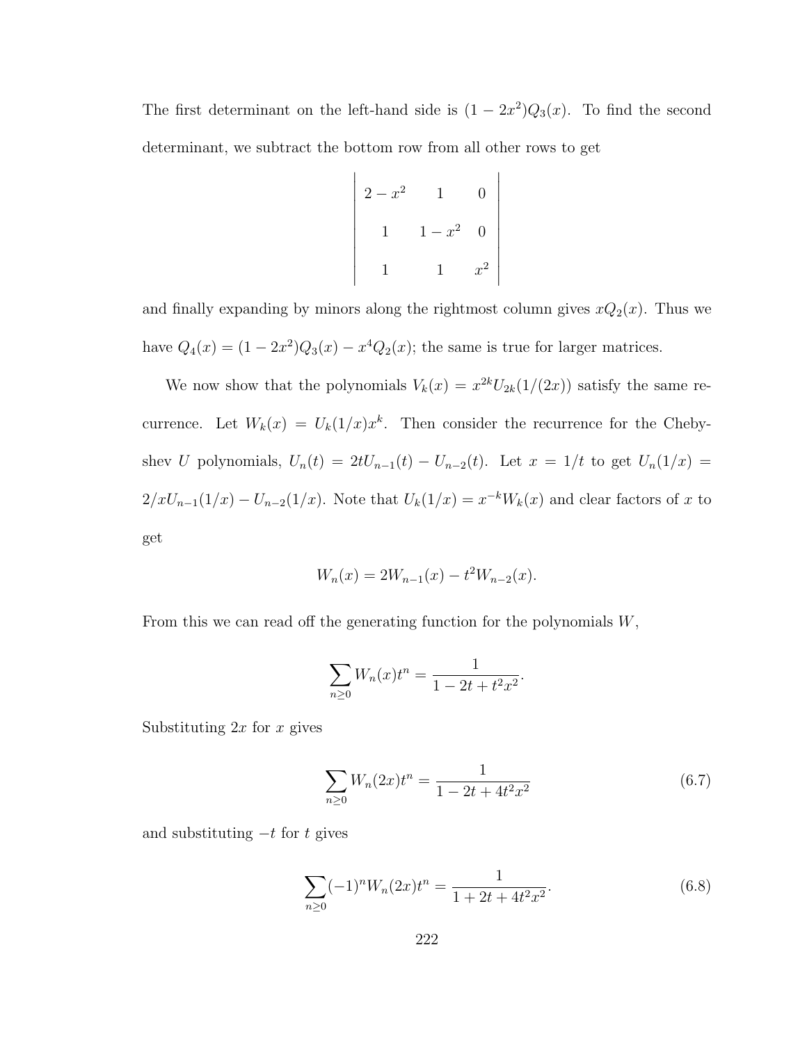The first determinant on the left-hand side is $(1-2x^2)Q_3(x)$. To find the second determinant, we subtract the bottom row from all other rows to get

$$\begin{vmatrix} 2-x^2 & 1 & 0 \\ 1 & 1-x^2 & 0 \\ 1 & 1 & x^2 \end{vmatrix}$$

and finally expanding by minors along the rightmost column gives $xQ_2(x)$. Thus we have $Q_4(x) = (1-2x^2)Q_3(x) - x^4Q_2(x)$; the same is true for larger matrices.

We now show that the polynomials $V_k(x) = x^{2k}U_{2k}(1/(2x))$ satisfy the same recurrence. Let $W_k(x) = U_k(1/x)x^k$. Then consider the recurrence for the Chebyshev $U$ polynomials, $U_n(t) = 2tU_{n-1}(t) - U_{n-2}(t)$. Let $x = 1/t$ to get $U_n(1/x) = 2/xU_{n-1}(1/x) - U_{n-2}(1/x)$. Note that $U_k(1/x) = x^{-k}W_k(x)$ and clear factors of $x$ to get

$$W_n(x) = 2W_{n-1}(x) - t^2W_{n-2}(x).$$

From this we can read off the generating function for the polynomials $W$,

$$\sum_{n\geq 0} W_n(x)t^n = \frac{1}{1-2t+t^2x^2}.$$

Substituting $2x$ for $x$ gives

$$\sum_{n\geq 0} W_n(2x)t^n = \frac{1}{1-2t+4t^2x^2} \tag{6.7}$$

and substituting $-t$ for $t$ gives

$$\sum_{n\geq 0} (-1)^n W_n(2x)t^n = \frac{1}{1+2t+4t^2x^2}. \tag{6.8}$$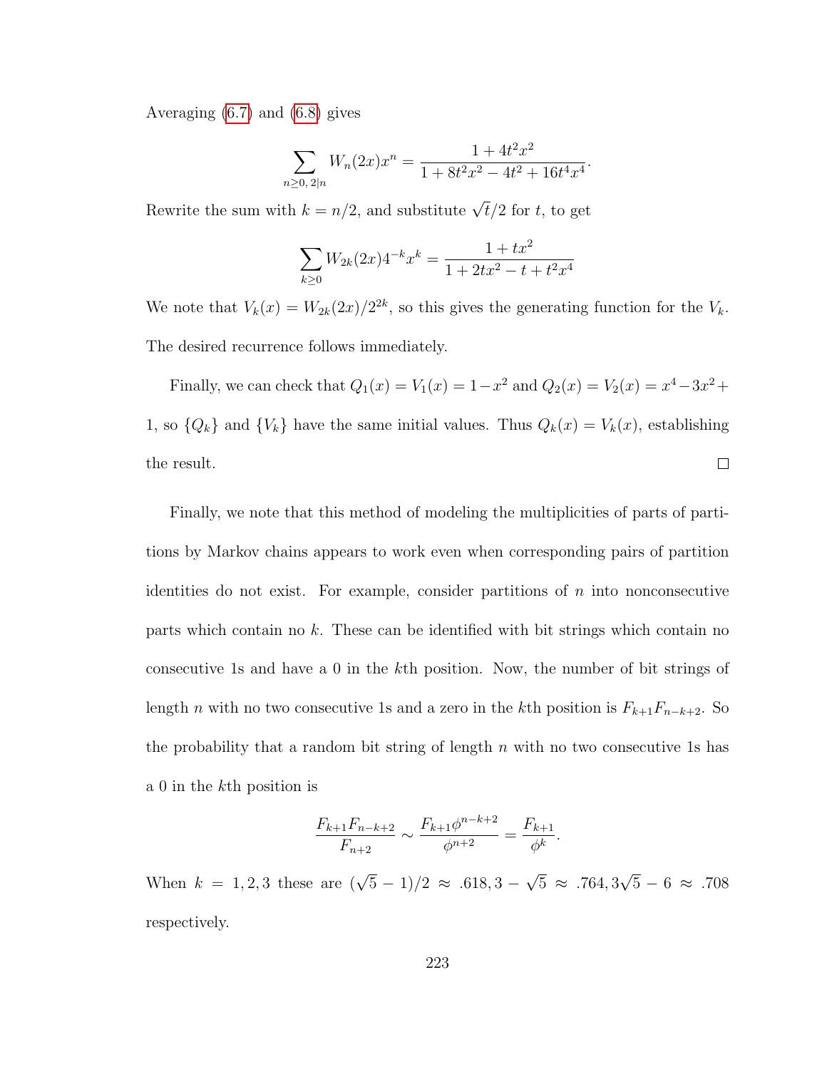Averaging (6.7) and (6.8) gives

$$\sum_{n\geq 0,\, 2|n} W_n(2x)x^n = \frac{1+4t^2x^2}{1+8t^2x^2-4t^2+16t^4x^4}.$$

Rewrite the sum with $k = n/2$, and substitute $\sqrt{t}/2$ for $t$, to get

$$\sum_{k\geq 0} W_{2k}(2x)4^{-k}x^k = \frac{1+tx^2}{1+2tx^2-t+t^2x^4}$$

We note that $V_k(x) = W_{2k}(2x)/2^{2k}$, so this gives the generating function for the $V_k$. The desired recurrence follows immediately.

Finally, we can check that $Q_1(x) = V_1(x) = 1-x^2$ and $Q_2(x) = V_2(x) = x^4-3x^2+1$, so $\{Q_k\}$ and $\{V_k\}$ have the same initial values. Thus $Q_k(x) = V_k(x)$, establishing the result. □

Finally, we note that this method of modeling the multiplicities of parts of partitions by Markov chains appears to work even when corresponding pairs of partition identities do not exist. For example, consider partitions of $n$ into nonconsecutive parts which contain no $k$. These can be identified with bit strings which contain no consecutive 1s and have a 0 in the $k$th position. Now, the number of bit strings of length $n$ with no two consecutive 1s and a zero in the $k$th position is $F_{k+1}F_{n-k+2}$. So the probability that a random bit string of length $n$ with no two consecutive 1s has a 0 in the $k$th position is

$$\frac{F_{k+1}F_{n-k+2}}{F_{n+2}} \sim \frac{F_{k+1}\phi^{n-k+2}}{\phi^{n+2}} = \frac{F_{k+1}}{\phi^k}.$$

When $k = 1, 2, 3$ these are $(\sqrt{5}-1)/2 \approx .618, 3-\sqrt{5} \approx .764, 3\sqrt{5}-6 \approx .708$ respectively.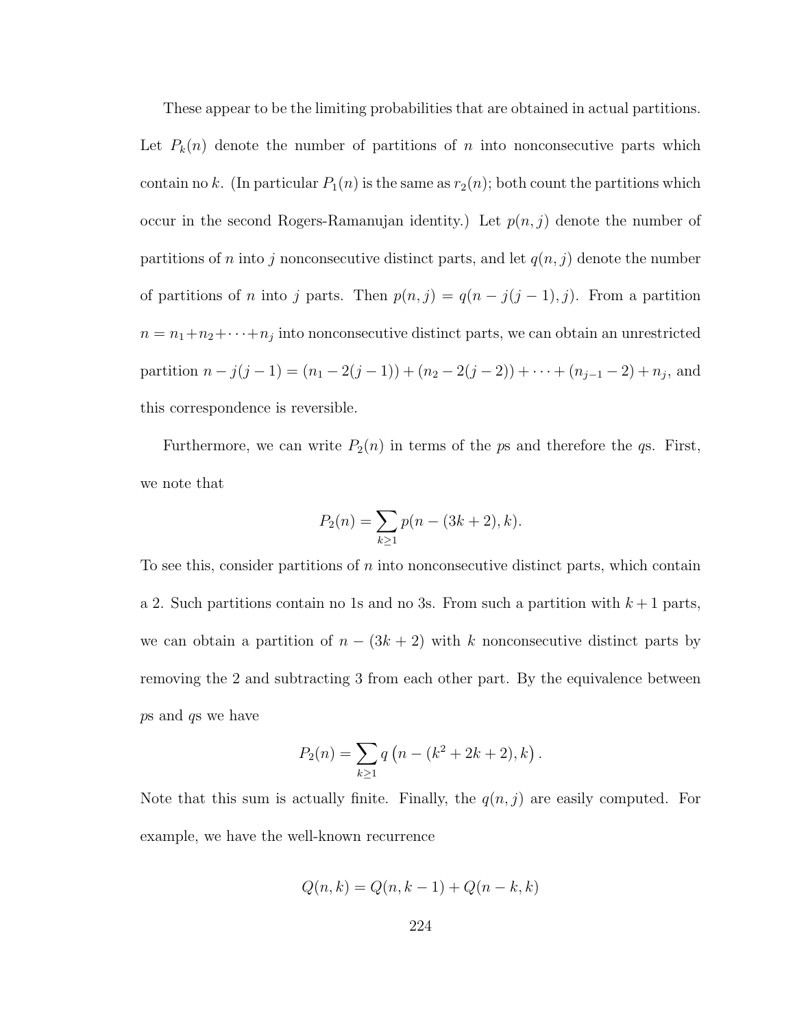These appear to be the limiting probabilities that are obtained in actual partitions. Let $P_k(n)$ denote the number of partitions of $n$ into nonconsecutive parts which contain no $k$. (In particular $P_1(n)$ is the same as $r_2(n)$; both count the partitions which occur in the second Rogers-Ramanujan identity.) Let $p(n, j)$ denote the number of partitions of $n$ into $j$ nonconsecutive distinct parts, and let $q(n, j)$ denote the number of partitions of $n$ into $j$ parts. Then $p(n, j) = q(n - j(j-1), j)$. From a partition $n = n_1 + n_2 + \cdots + n_j$ into nonconsecutive distinct parts, we can obtain an unrestricted partition $n - j(j-1) = (n_1 - 2(j-1)) + (n_2 - 2(j-2)) + \cdots + (n_{j-1} - 2) + n_j$, and this correspondence is reversible.

Furthermore, we can write $P_2(n)$ in terms of the $p$s and therefore the $q$s. First, we note that

$$P_2(n) = \sum_{k \geq 1} p(n - (3k+2), k).$$

To see this, consider partitions of $n$ into nonconsecutive distinct parts, which contain a 2. Such partitions contain no 1s and no 3s. From such a partition with $k+1$ parts, we can obtain a partition of $n - (3k+2)$ with $k$ nonconsecutive distinct parts by removing the 2 and subtracting 3 from each other part. By the equivalence between $p$s and $q$s we have

$$P_2(n) = \sum_{k \geq 1} q\left(n - (k^2 + 2k + 2), k\right).$$

Note that this sum is actually finite. Finally, the $q(n, j)$ are easily computed. For example, we have the well-known recurrence

$$Q(n, k) = Q(n, k-1) + Q(n-k, k)$$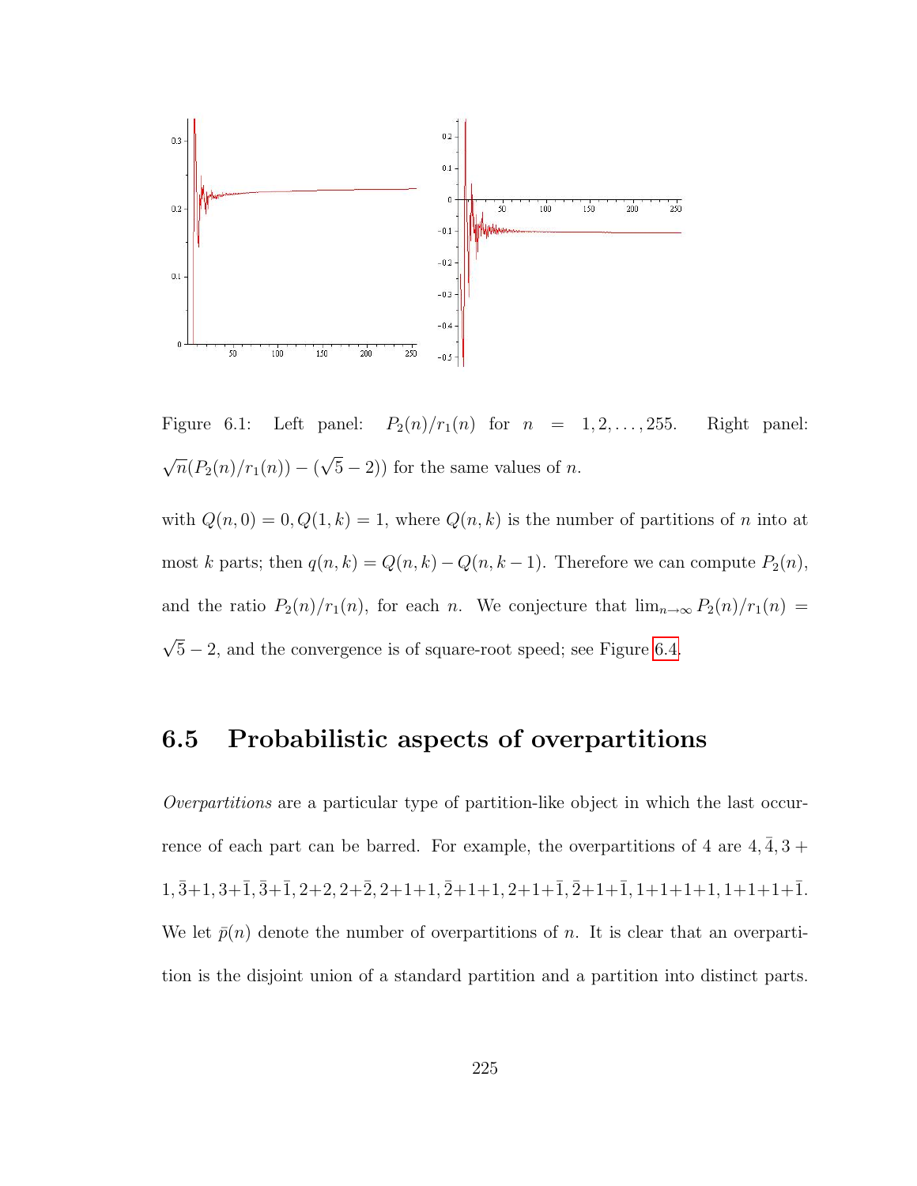0.3
0.2
0.1
0
50 100 150 200 250

0.2
0.1
0
-0.1
-0.2
-0.3
-0.4
-0.5
50 100 150 200 250

Figure 6.1: Left panel: $P_2(n)/r_1(n)$ for $n = 1, 2, \ldots, 255$. Right panel: $\sqrt{n}(P_2(n)/r_1(n)) - (\sqrt{5}-2))$ for the same values of $n$.

with $Q(n, 0) = 0, Q(1, k) = 1$, where $Q(n, k)$ is the number of partitions of $n$ into at most $k$ parts; then $q(n, k) = Q(n, k) - Q(n, k-1)$. Therefore we can compute $P_2(n)$, and the ratio $P_2(n)/r_1(n)$, for each $n$. We conjecture that $\lim_{n\to\infty} P_2(n)/r_1(n) = \sqrt{5}-2$, and the convergence is of square-root speed; see Figure 6.4.

## 6.5 Probabilistic aspects of overpartitions

*Overpartitions* are a particular type of partition-like object in which the last occurrence of each part can be barred. For example, the overpartitions of 4 are $4, \bar{4}, 3+1, \bar{3}+1, 3+\bar{1}, \bar{3}+\bar{1}, 2+2, 2+\bar{2}, 2+1+1, \bar{2}+1+1, 2+1+\bar{1}, \bar{2}+1+\bar{1}, 1+1+1+1, 1+1+1+\bar{1}$. We let $\bar{p}(n)$ denote the number of overpartitions of $n$. It is clear that an overpartition is the disjoint union of a standard partition and a partition into distinct parts.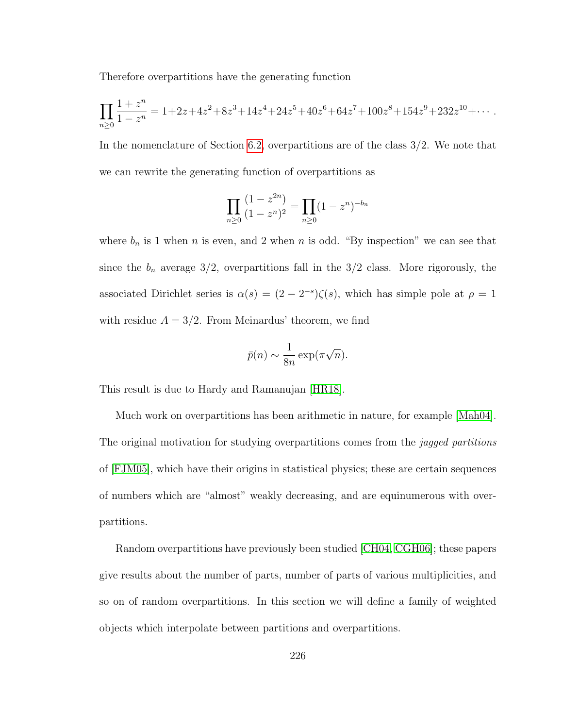Therefore overpartitions have the generating function

$$\prod_{n\geq 0} \frac{1+z^n}{1-z^n} = 1+2z+4z^2+8z^3+14z^4+24z^5+40z^6+64z^7+100z^8+154z^9+232z^{10}+\cdots.$$

In the nomenclature of Section 6.2, overpartitions are of the class $3/2$. We note that we can rewrite the generating function of overpartitions as

$$\prod_{n\geq 0} \frac{(1-z^{2n})}{(1-z^n)^2} = \prod_{n\geq 0} (1-z^n)^{-b_n}$$

where $b_n$ is 1 when $n$ is even, and 2 when $n$ is odd. "By inspection" we can see that since the $b_n$ average $3/2$, overpartitions fall in the $3/2$ class. More rigorously, the associated Dirichlet series is $\alpha(s) = (2-2^{-s})\zeta(s)$, which has simple pole at $\rho = 1$ with residue $A = 3/2$. From Meinardus' theorem, we find

$$\bar{p}(n) \sim \frac{1}{8n} \exp(\pi\sqrt{n}).$$

This result is due to Hardy and Ramanujan [HR18].

Much work on overpartitions has been arithmetic in nature, for example [Mah04]. The original motivation for studying overpartitions comes from the *jagged partitions* of [FJM05], which have their origins in statistical physics; these are certain sequences of numbers which are "almost" weakly decreasing, and are equinumerous with overpartitions.

Random overpartitions have previously been studied [CH04, CGH06]; these papers give results about the number of parts, number of parts of various multiplicities, and so on of random overpartitions. In this section we will define a family of weighted objects which interpolate between partitions and overpartitions.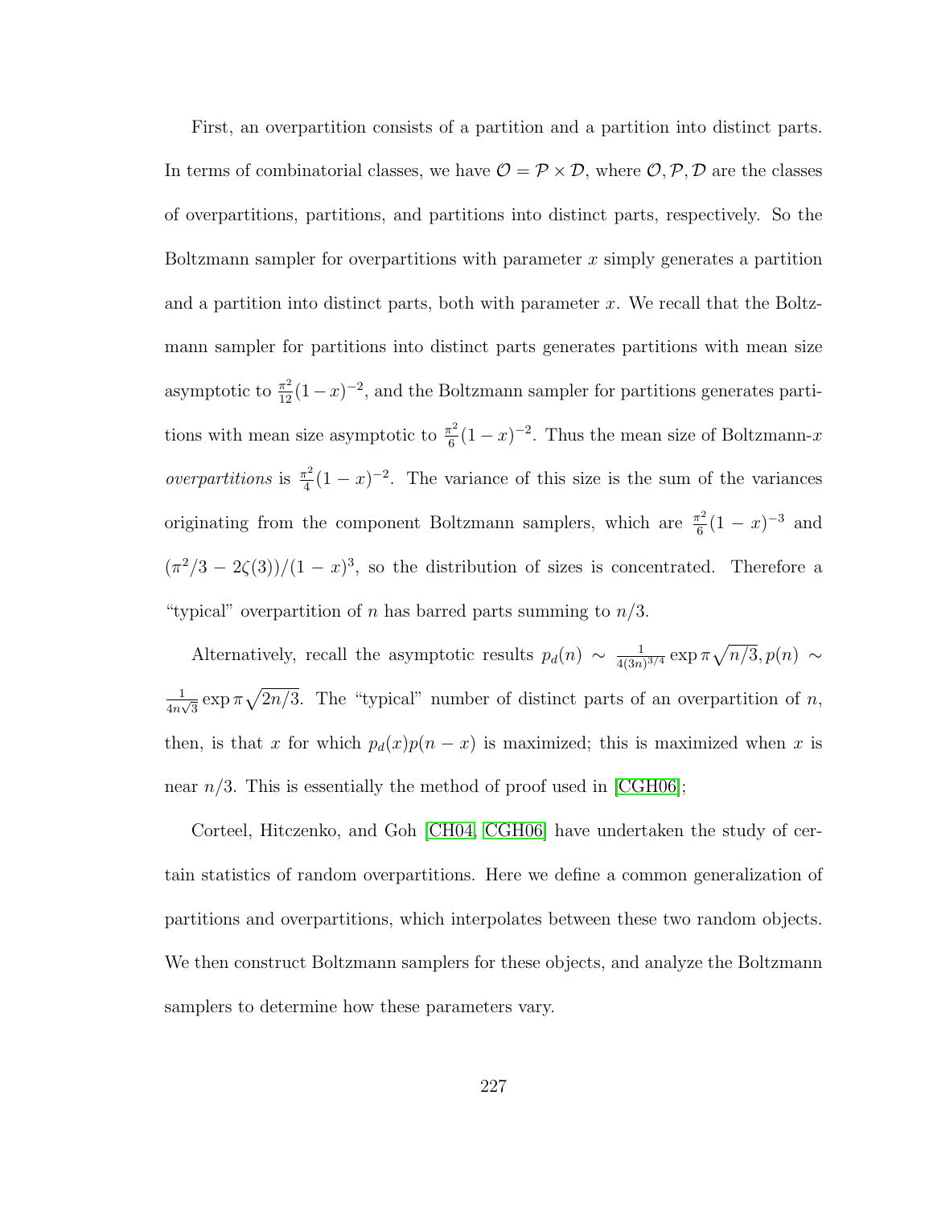First, an overpartition consists of a partition and a partition into distinct parts. In terms of combinatorial classes, we have $\mathcal{O} = \mathcal{P} \times \mathcal{D}$, where $\mathcal{O}, \mathcal{P}, \mathcal{D}$ are the classes of overpartitions, partitions, and partitions into distinct parts, respectively. So the Boltzmann sampler for overpartitions with parameter $x$ simply generates a partition and a partition into distinct parts, both with parameter $x$. We recall that the Boltzmann sampler for partitions into distinct parts generates partitions with mean size asymptotic to $\frac{\pi^2}{12}(1-x)^{-2}$, and the Boltzmann sampler for partitions generates partitions with mean size asymptotic to $\frac{\pi^2}{6}(1-x)^{-2}$. Thus the mean size of Boltzmann-$x$ *overpartitions* is $\frac{\pi^2}{4}(1-x)^{-2}$. The variance of this size is the sum of the variances originating from the component Boltzmann samplers, which are $\frac{\pi^2}{6}(1-x)^{-3}$ and $(\pi^2/3 - 2\zeta(3))/(1-x)^3$, so the distribution of sizes is concentrated. Therefore a "typical" overpartition of $n$ has barred parts summing to $n/3$.

Alternatively, recall the asymptotic results $p_d(n) \sim \frac{1}{4(3n)^{3/4}} \exp \pi\sqrt{n/3}, p(n) \sim \frac{1}{4n\sqrt{3}} \exp \pi\sqrt{2n/3}$. The "typical" number of distinct parts of an overpartition of $n$, then, is that $x$ for which $p_d(x)p(n-x)$ is maximized; this is maximized when $x$ is near $n/3$. This is essentially the method of proof used in [CGH06];

Corteel, Hitczenko, and Goh [CH04, CGH06] have undertaken the study of certain statistics of random overpartitions. Here we define a common generalization of partitions and overpartitions, which interpolates between these two random objects. We then construct Boltzmann samplers for these objects, and analyze the Boltzmann samplers to determine how these parameters vary.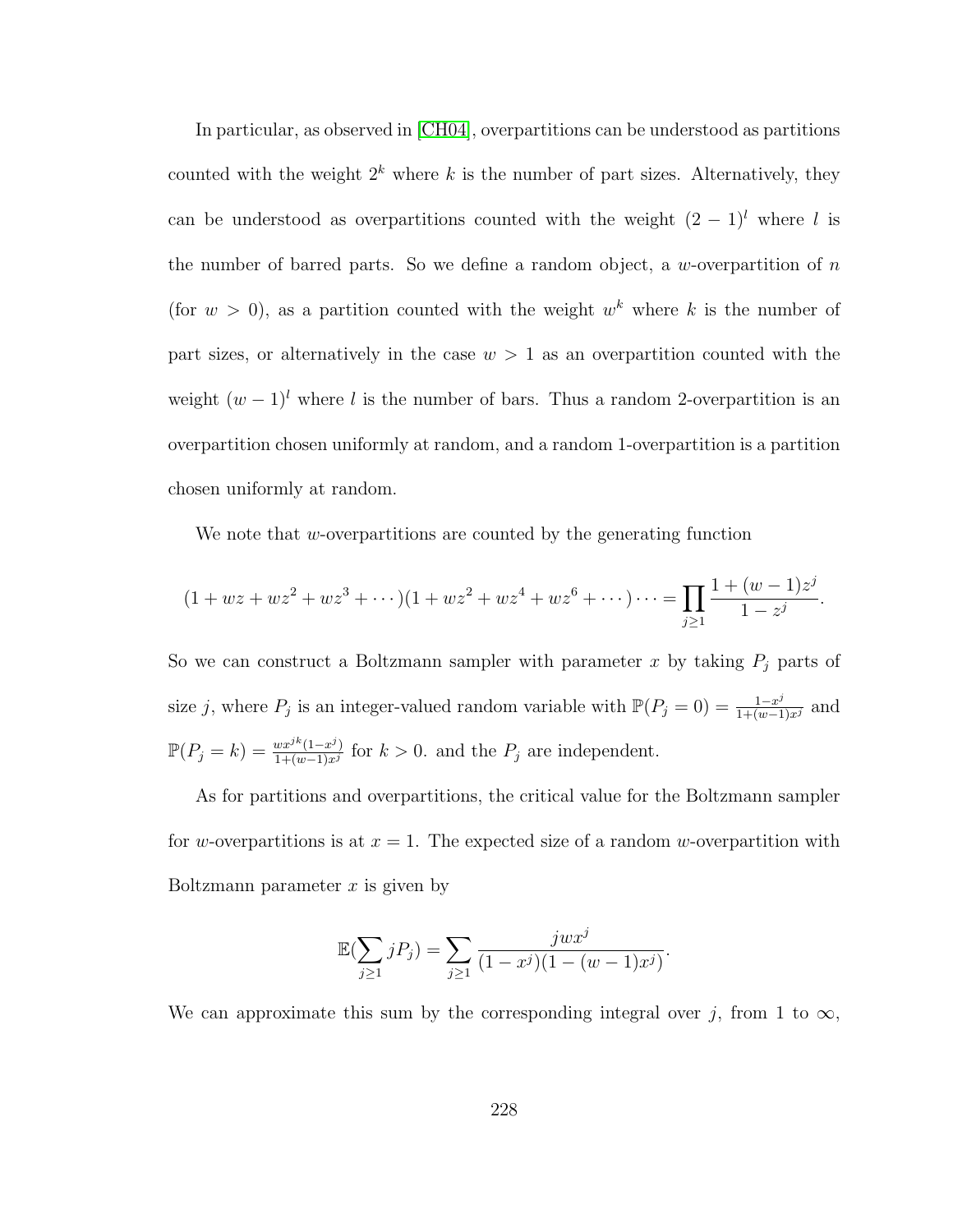In particular, as observed in [CH04], overpartitions can be understood as partitions counted with the weight $2^k$ where $k$ is the number of part sizes. Alternatively, they can be understood as overpartitions counted with the weight $(2-1)^l$ where $l$ is the number of barred parts. So we define a random object, a $w$-overpartition of $n$ (for $w > 0$), as a partition counted with the weight $w^k$ where $k$ is the number of part sizes, or alternatively in the case $w > 1$ as an overpartition counted with the weight $(w-1)^l$ where $l$ is the number of bars. Thus a random 2-overpartition is an overpartition chosen uniformly at random, and a random 1-overpartition is a partition chosen uniformly at random.

We note that $w$-overpartitions are counted by the generating function

$$(1 + wz + wz^2 + wz^3 + \cdots)(1 + wz^2 + wz^4 + wz^6 + \cdots)\cdots = \prod_{j \geq 1} \frac{1 + (w-1)z^j}{1 - z^j}.$$

So we can construct a Boltzmann sampler with parameter $x$ by taking $P_j$ parts of size $j$, where $P_j$ is an integer-valued random variable with $\mathbb{P}(P_j = 0) = \frac{1-x^j}{1+(w-1)x^j}$ and $\mathbb{P}(P_j = k) = \frac{wx^{jk}(1-x^j)}{1+(w-1)x^j}$ for $k > 0$. and the $P_j$ are independent.

As for partitions and overpartitions, the critical value for the Boltzmann sampler for $w$-overpartitions is at $x = 1$. The expected size of a random $w$-overpartition with Boltzmann parameter $x$ is given by

$$\mathbb{E}(\sum_{j \geq 1} jP_j) = \sum_{j \geq 1} \frac{jwx^j}{(1-x^j)(1-(w-1)x^j)}.$$

We can approximate this sum by the corresponding integral over $j$, from 1 to $\infty$,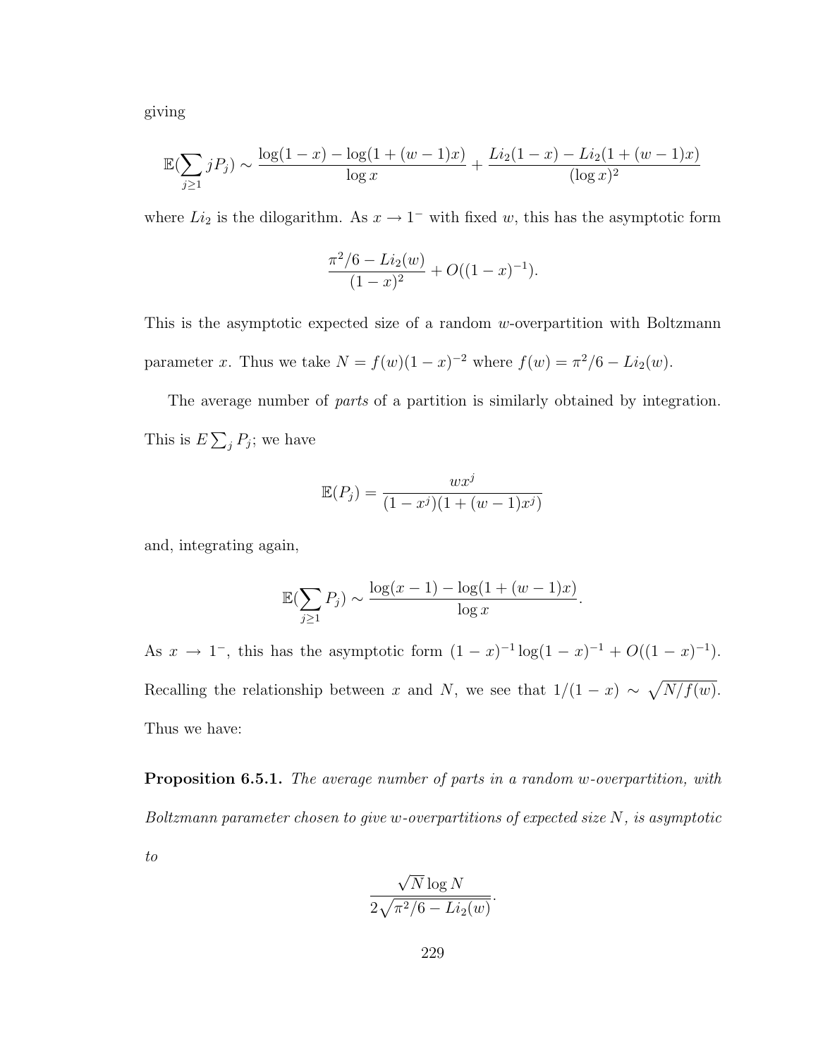giving

$$\mathbb{E}(\sum_{j\geq 1} jP_j) \sim \frac{\log(1-x) - \log(1+(w-1)x)}{\log x} + \frac{Li_2(1-x) - Li_2(1+(w-1)x)}{(\log x)^2}$$

where $Li_2$ is the dilogarithm. As $x \to 1^-$ with fixed $w$, this has the asymptotic form

$$\frac{\pi^2/6 - Li_2(w)}{(1-x)^2} + O((1-x)^{-1}).$$

This is the asymptotic expected size of a random $w$-overpartition with Boltzmann parameter $x$. Thus we take $N = f(w)(1-x)^{-2}$ where $f(w) = \pi^2/6 - Li_2(w)$.

The average number of *parts* of a partition is similarly obtained by integration. This is $E \sum_j P_j$; we have

$$\mathbb{E}(P_j) = \frac{wx^j}{(1-x^j)(1+(w-1)x^j)}$$

and, integrating again,

$$\mathbb{E}(\sum_{j\geq 1} P_j) \sim \frac{\log(x-1) - \log(1+(w-1)x)}{\log x}.$$

As $x \to 1^-$, this has the asymptotic form $(1-x)^{-1}\log(1-x)^{-1} + O((1-x)^{-1})$. Recalling the relationship between $x$ and $N$, we see that $1/(1-x) \sim \sqrt{N/f(w)}$. Thus we have:

**Proposition 6.5.1.** *The average number of parts in a random $w$-overpartition, with Boltzmann parameter chosen to give $w$-overpartitions of expected size $N$, is asymptotic to*

$$\frac{\sqrt{N}\log N}{2\sqrt{\pi^2/6 - Li_2(w)}}.$$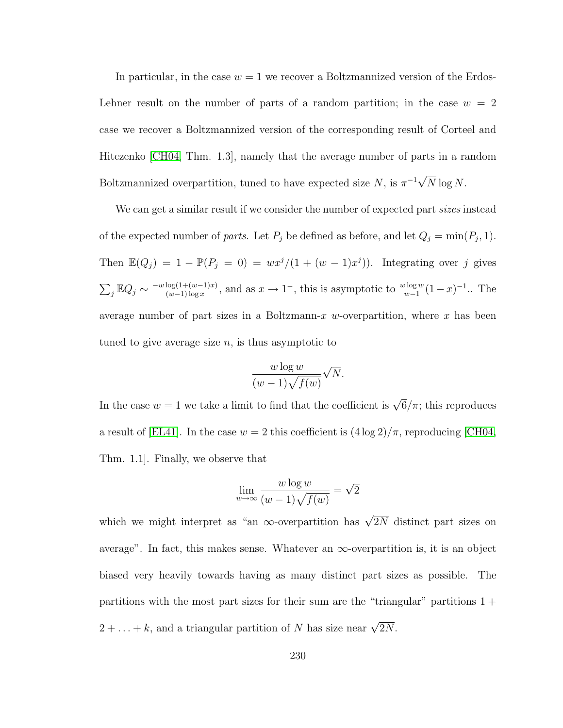In particular, in the case $w = 1$ we recover a Boltzmannized version of the Erdos-Lehner result on the number of parts of a random partition; in the case $w = 2$ case we recover a Boltzmannized version of the corresponding result of Corteel and Hitczenko [CH04, Thm. 1.3], namely that the average number of parts in a random Boltzmannized overpartition, tuned to have expected size $N$, is $\pi^{-1}\sqrt{N}\log N$.

We can get a similar result if we consider the number of expected part *sizes* instead of the expected number of *parts*. Let $P_j$ be defined as before, and let $Q_j = \min(P_j, 1)$. Then $\mathbb{E}(Q_j) = 1 - \mathbb{P}(P_j = 0) = wx^j/(1 + (w-1)x^j))$. Integrating over $j$ gives $\sum_j \mathbb{E}Q_j \sim \frac{-w\log(1+(w-1)x)}{(w-1)\log x}$, and as $x \to 1^-$, this is asymptotic to $\frac{w\log w}{w-1}(1-x)^{-1}$.. The average number of part sizes in a Boltzmann-$x$ $w$-overpartition, where $x$ has been tuned to give average size $n$, is thus asymptotic to

$$\frac{w\log w}{(w-1)\sqrt{f(w)}}\sqrt{N}.$$

In the case $w = 1$ we take a limit to find that the coefficient is $\sqrt{6}/\pi$; this reproduces a result of [EL41]. In the case $w = 2$ this coefficient is $(4\log 2)/\pi$, reproducing [CH04, Thm. 1.1]. Finally, we observe that

$$\lim_{w\to\infty}\frac{w\log w}{(w-1)\sqrt{f(w)}} = \sqrt{2}$$

which we might interpret as "an $\infty$-overpartition has $\sqrt{2N}$ distinct part sizes on average". In fact, this makes sense. Whatever an $\infty$-overpartition is, it is an object biased very heavily towards having as many distinct part sizes as possible. The partitions with the most part sizes for their sum are the "triangular" partitions $1 + 2 + \ldots + k$, and a triangular partition of $N$ has size near $\sqrt{2N}$.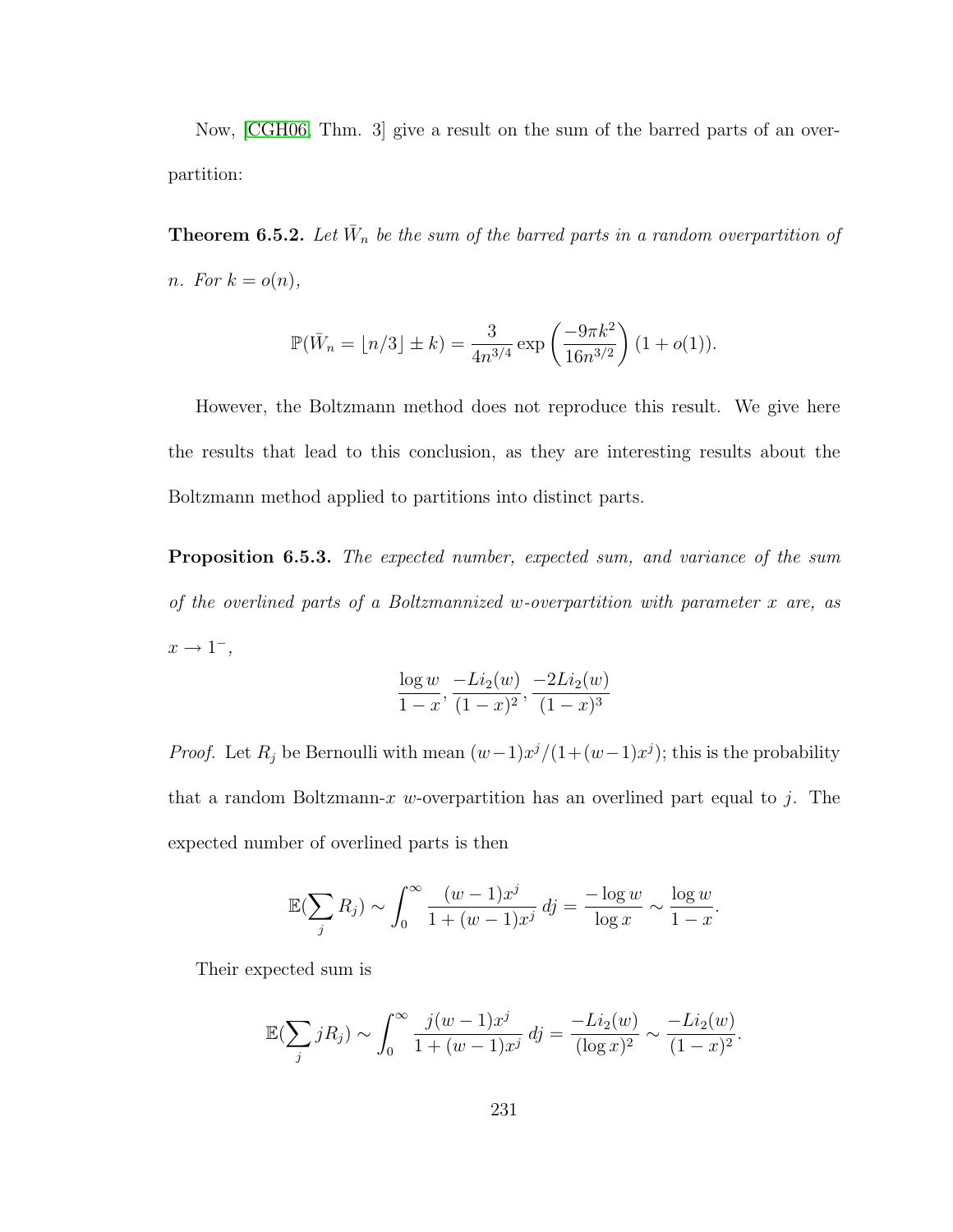Now, [CGH06, Thm. 3] give a result on the sum of the barred parts of an overpartition:

**Theorem 6.5.2.** *Let $\bar{W}_n$ be the sum of the barred parts in a random overpartition of $n$. For $k = o(n)$,*

$$\mathbb{P}(\bar{W}_n = \lfloor n/3 \rfloor \pm k) = \frac{3}{4n^{3/4}} \exp\left(\frac{-9\pi k^2}{16n^{3/2}}\right)(1 + o(1)).$$

However, the Boltzmann method does not reproduce this result. We give here the results that lead to this conclusion, as they are interesting results about the Boltzmann method applied to partitions into distinct parts.

**Proposition 6.5.3.** *The expected number, expected sum, and variance of the sum of the overlined parts of a Boltzmannized $w$-overpartition with parameter $x$ are, as $x \to 1^-$,*

$$\frac{\log w}{1-x}, \frac{-Li_2(w)}{(1-x)^2}, \frac{-2Li_2(w)}{(1-x)^3}$$

*Proof.* Let $R_j$ be Bernoulli with mean $(w-1)x^j/(1+(w-1)x^j)$; this is the probability that a random Boltzmann-$x$ $w$-overpartition has an overlined part equal to $j$. The expected number of overlined parts is then

$$\mathbb{E}(\sum_j R_j) \sim \int_0^\infty \frac{(w-1)x^j}{1+(w-1)x^j}\, dj = \frac{-\log w}{\log x} \sim \frac{\log w}{1-x}.$$

Their expected sum is

$$\mathbb{E}(\sum_j jR_j) \sim \int_0^\infty \frac{j(w-1)x^j}{1+(w-1)x^j}\, dj = \frac{-Li_2(w)}{(\log x)^2} \sim \frac{-Li_2(w)}{(1-x)^2}.$$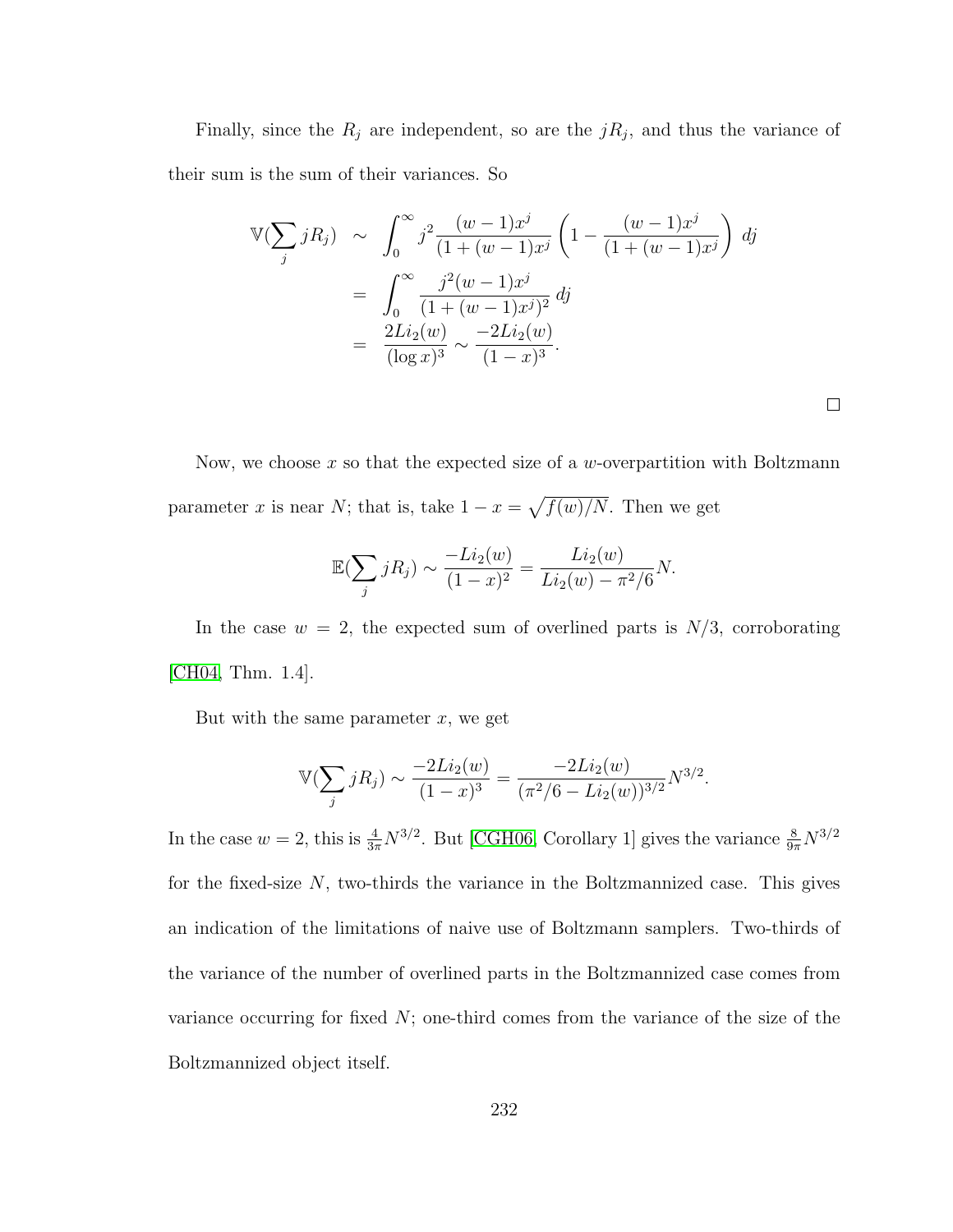Finally, since the $R_j$ are independent, so are the $jR_j$, and thus the variance of their sum is the sum of their variances. So

$$
\begin{aligned}
\mathbb{V}(\sum_j jR_j) &\sim \int_0^\infty j^2 \frac{(w-1)x^j}{(1+(w-1)x^j} \left(1 - \frac{(w-1)x^j}{(1+(w-1)x^j}\right) dj \\
&= \int_0^\infty \frac{j^2(w-1)x^j}{(1+(w-1)x^j)^2} dj \\
&= \frac{2Li_2(w)}{(\log x)^3} \sim \frac{-2Li_2(w)}{(1-x)^3}.
\end{aligned}
$$

□

Now, we choose $x$ so that the expected size of a $w$-overpartition with Boltzmann parameter $x$ is near $N$; that is, take $1 - x = \sqrt{f(w)/N}$. Then we get

$$
\mathbb{E}(\sum_j jR_j) \sim \frac{-Li_2(w)}{(1-x)^2} = \frac{Li_2(w)}{Li_2(w) - \pi^2/6} N.
$$

In the case $w = 2$, the expected sum of overlined parts is $N/3$, corroborating [CH04, Thm. 1.4].

But with the same parameter $x$, we get

$$
\mathbb{V}(\sum_j jR_j) \sim \frac{-2Li_2(w)}{(1-x)^3} = \frac{-2Li_2(w)}{(\pi^2/6 - Li_2(w))^{3/2}} N^{3/2}.
$$

In the case $w = 2$, this is $\frac{4}{3\pi} N^{3/2}$. But [CGH06, Corollary 1] gives the variance $\frac{8}{9\pi} N^{3/2}$ for the fixed-size $N$, two-thirds the variance in the Boltzmannized case. This gives an indication of the limitations of naive use of Boltzmann samplers. Two-thirds of the variance of the number of overlined parts in the Boltzmannized case comes from variance occurring for fixed $N$; one-third comes from the variance of the size of the Boltzmannized object itself.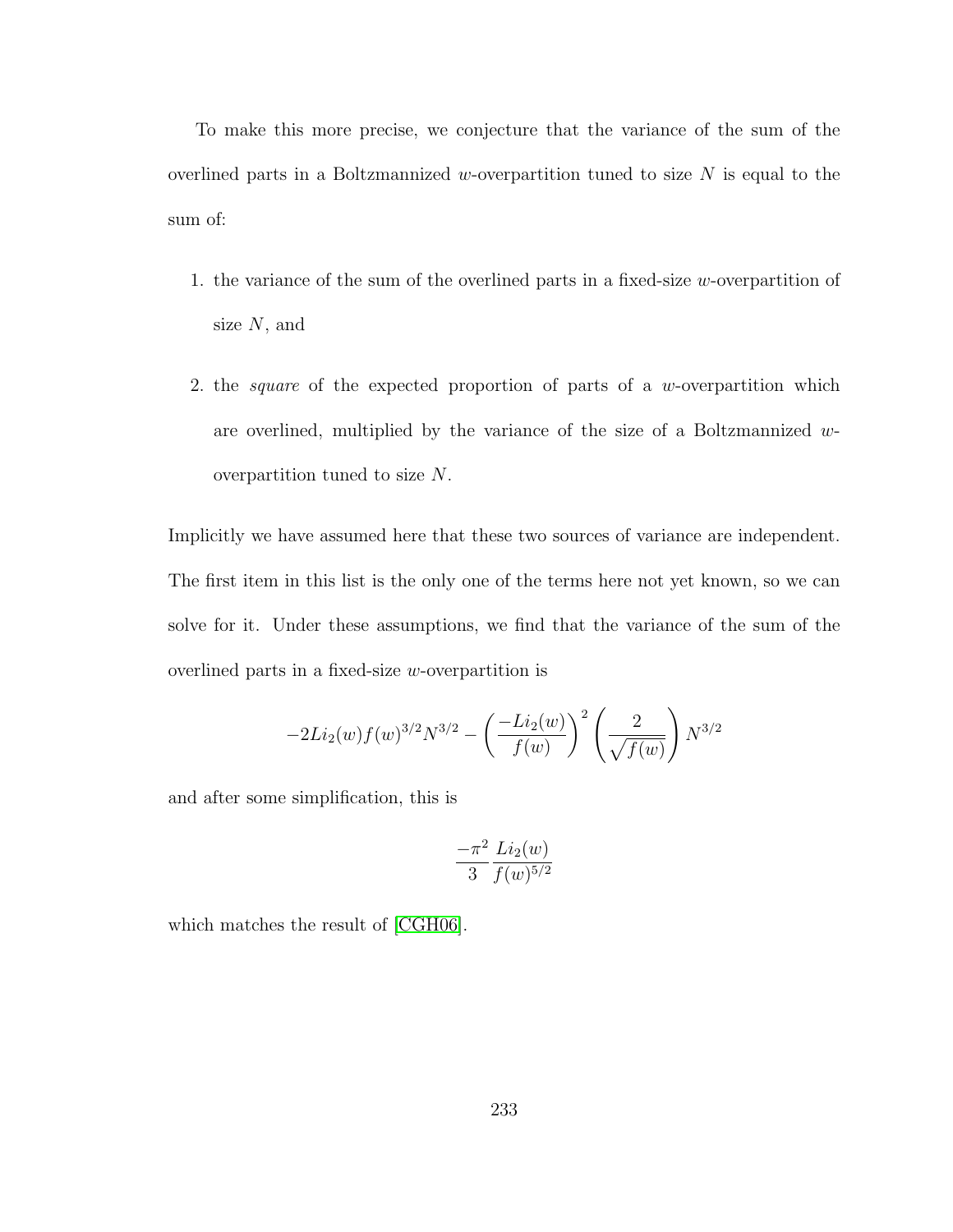To make this more precise, we conjecture that the variance of the sum of the overlined parts in a Boltzmannized $w$-overpartition tuned to size $N$ is equal to the sum of:

1. the variance of the sum of the overlined parts in a fixed-size $w$-overpartition of size $N$, and
2. the *square* of the expected proportion of parts of a $w$-overpartition which are overlined, multiplied by the variance of the size of a Boltzmannized $w$-overpartition tuned to size $N$.

Implicitly we have assumed here that these two sources of variance are independent. The first item in this list is the only one of the terms here not yet known, so we can solve for it. Under these assumptions, we find that the variance of the sum of the overlined parts in a fixed-size $w$-overpartition is

$$-2Li_2(w)f(w)^{3/2}N^{3/2} - \left(\frac{-Li_2(w)}{f(w)}\right)^2 \left(\frac{2}{\sqrt{f(w)}}\right) N^{3/2}$$

and after some simplification, this is

$$\frac{-\pi^2}{3}\frac{Li_2(w)}{f(w)^{5/2}}$$

which matches the result of [CGH06].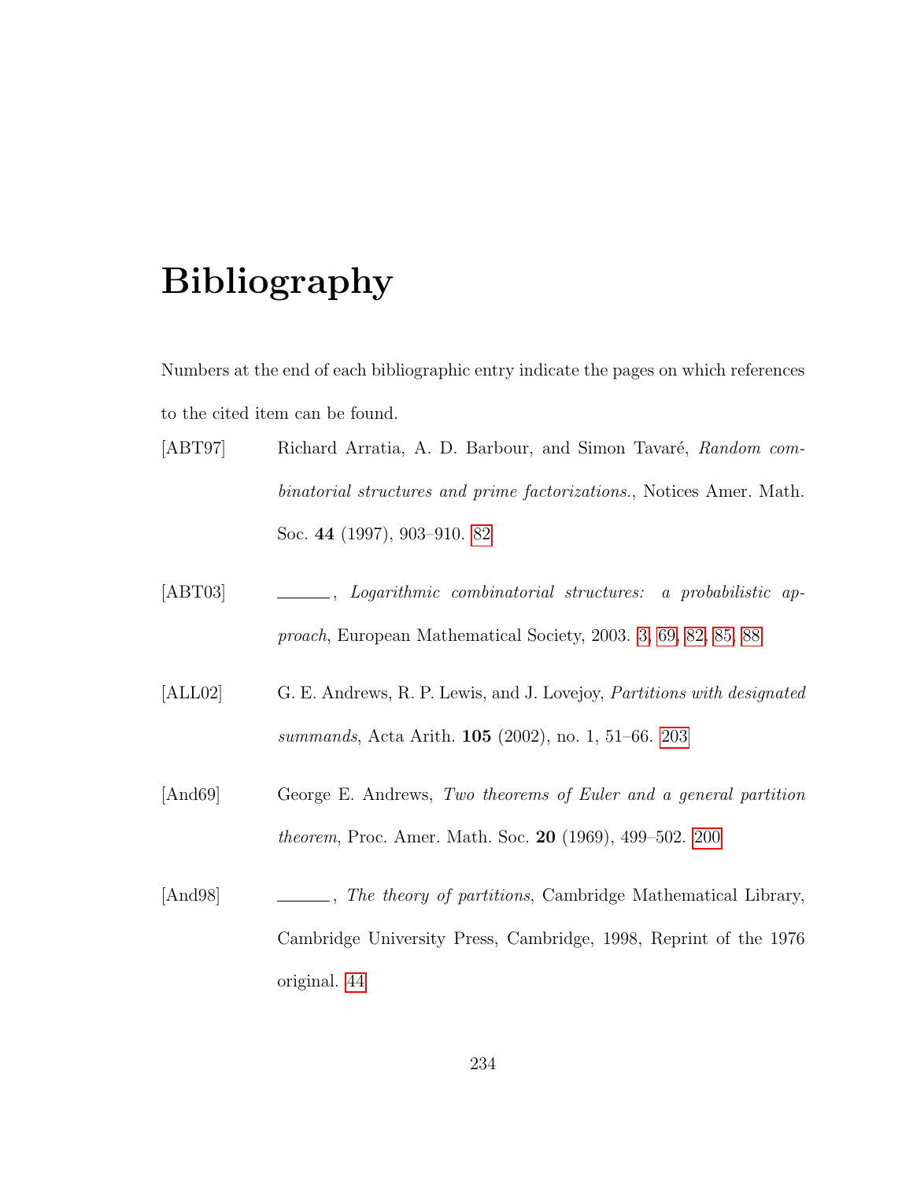# Bibliography

Numbers at the end of each bibliographic entry indicate the pages on which references to the cited item can be found.

[ABT97] Richard Arratia, A. D. Barbour, and Simon Tavaré, *Random combinatorial structures and prime factorizations.*, Notices Amer. Math. Soc. **44** (1997), 903–910. 82

[ABT03] ______, *Logarithmic combinatorial structures: a probabilistic approach*, European Mathematical Society, 2003. 3, 69, 82, 85, 88

[ALL02] G. E. Andrews, R. P. Lewis, and J. Lovejoy, *Partitions with designated summands*, Acta Arith. **105** (2002), no. 1, 51–66. 203

[And69] George E. Andrews, *Two theorems of Euler and a general partition theorem*, Proc. Amer. Math. Soc. **20** (1969), 499–502. 200

[And98] ______, *The theory of partitions*, Cambridge Mathematical Library, Cambridge University Press, Cambridge, 1998, Reprint of the 1976 original. 44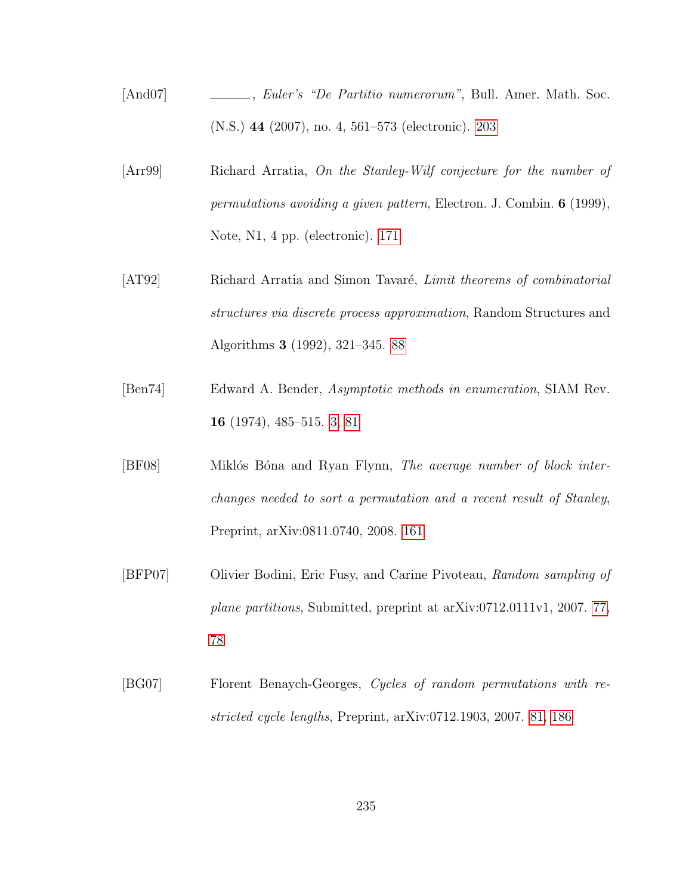[And07] ———, *Euler's "De Partitio numerorum"*, Bull. Amer. Math. Soc. (N.S.) **44** (2007), no. 4, 561–573 (electronic). 203

[Arr99] Richard Arratia, *On the Stanley-Wilf conjecture for the number of permutations avoiding a given pattern*, Electron. J. Combin. **6** (1999), Note, N1, 4 pp. (electronic). 171

[AT92] Richard Arratia and Simon Tavaré, *Limit theorems of combinatorial structures via discrete process approximation*, Random Structures and Algorithms **3** (1992), 321–345. 88

[Ben74] Edward A. Bender, *Asymptotic methods in enumeration*, SIAM Rev. **16** (1974), 485–515. 3, 81

[BF08] Miklós Bóna and Ryan Flynn, *The average number of block interchanges needed to sort a permutation and a recent result of Stanley*, Preprint, arXiv:0811.0740, 2008. 161

[BFP07] Olivier Bodini, Eric Fusy, and Carine Pivoteau, *Random sampling of plane partitions*, Submitted, preprint at arXiv:0712.0111v1, 2007. 77, 78

[BG07] Florent Benaych-Georges, *Cycles of random permutations with restricted cycle lengths*, Preprint, arXiv:0712.1903, 2007. 81, 186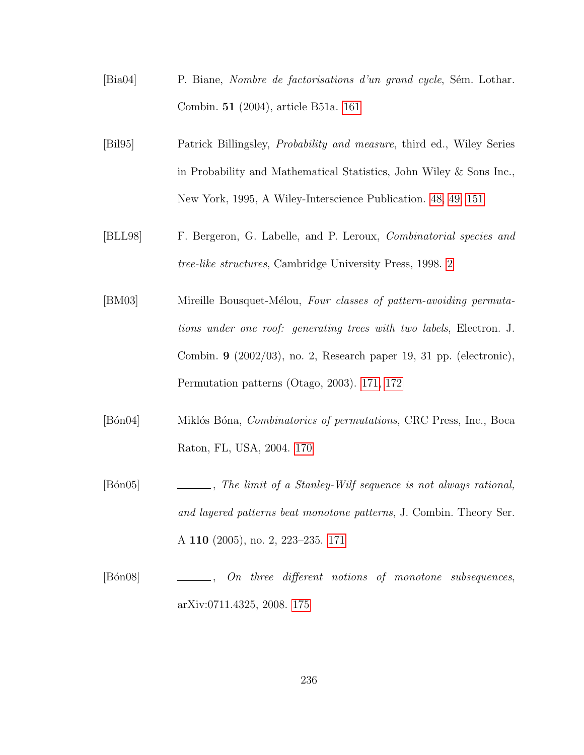[Bia04] P. Biane, *Nombre de factorisations d'un grand cycle*, Sém. Lothar. Combin. **51** (2004), article B51a. 161

[Bil95] Patrick Billingsley, *Probability and measure*, third ed., Wiley Series in Probability and Mathematical Statistics, John Wiley & Sons Inc., New York, 1995, A Wiley-Interscience Publication. 48, 49, 151

[BLL98] F. Bergeron, G. Labelle, and P. Leroux, *Combinatorial species and tree-like structures*, Cambridge University Press, 1998. 2

[BM03] Mireille Bousquet-Mélou, *Four classes of pattern-avoiding permutations under one roof: generating trees with two labels*, Electron. J. Combin. **9** (2002/03), no. 2, Research paper 19, 31 pp. (electronic), Permutation patterns (Otago, 2003). 171, 172

[Bón04] Miklós Bóna, *Combinatorics of permutations*, CRC Press, Inc., Boca Raton, FL, USA, 2004. 170

[Bón05] ______, *The limit of a Stanley-Wilf sequence is not always rational, and layered patterns beat monotone patterns*, J. Combin. Theory Ser. A **110** (2005), no. 2, 223–235. 171

[Bón08] ______, *On three different notions of monotone subsequences*, arXiv:0711.4325, 2008. 175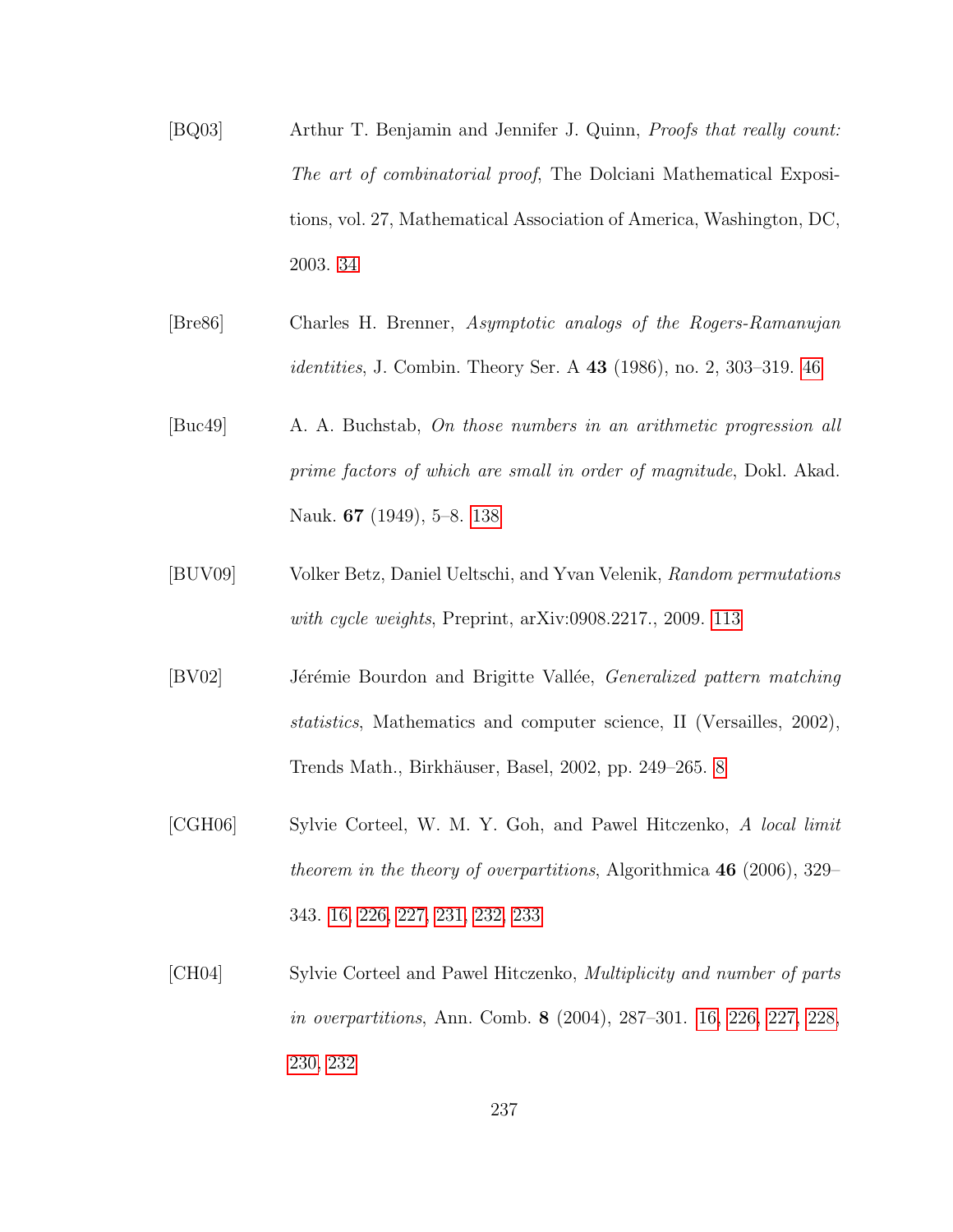[BQ03] Arthur T. Benjamin and Jennifer J. Quinn, *Proofs that really count: The art of combinatorial proof*, The Dolciani Mathematical Expositions, vol. 27, Mathematical Association of America, Washington, DC, 2003. 34

[Bre86] Charles H. Brenner, *Asymptotic analogs of the Rogers-Ramanujan identities*, J. Combin. Theory Ser. A **43** (1986), no. 2, 303–319. 46

[Buc49] A. A. Buchstab, *On those numbers in an arithmetic progression all prime factors of which are small in order of magnitude*, Dokl. Akad. Nauk. **67** (1949), 5–8. 138

[BUV09] Volker Betz, Daniel Ueltschi, and Yvan Velenik, *Random permutations with cycle weights*, Preprint, arXiv:0908.2217., 2009. 113

[BV02] Jérémie Bourdon and Brigitte Vallée, *Generalized pattern matching statistics*, Mathematics and computer science, II (Versailles, 2002), Trends Math., Birkhäuser, Basel, 2002, pp. 249–265. 8

[CGH06] Sylvie Corteel, W. M. Y. Goh, and Pawel Hitczenko, *A local limit theorem in the theory of overpartitions*, Algorithmica **46** (2006), 329–343. 16, 226, 227, 231, 232, 233

[CH04] Sylvie Corteel and Pawel Hitczenko, *Multiplicity and number of parts in overpartitions*, Ann. Comb. **8** (2004), 287–301. 16, 226, 227, 228, 230, 232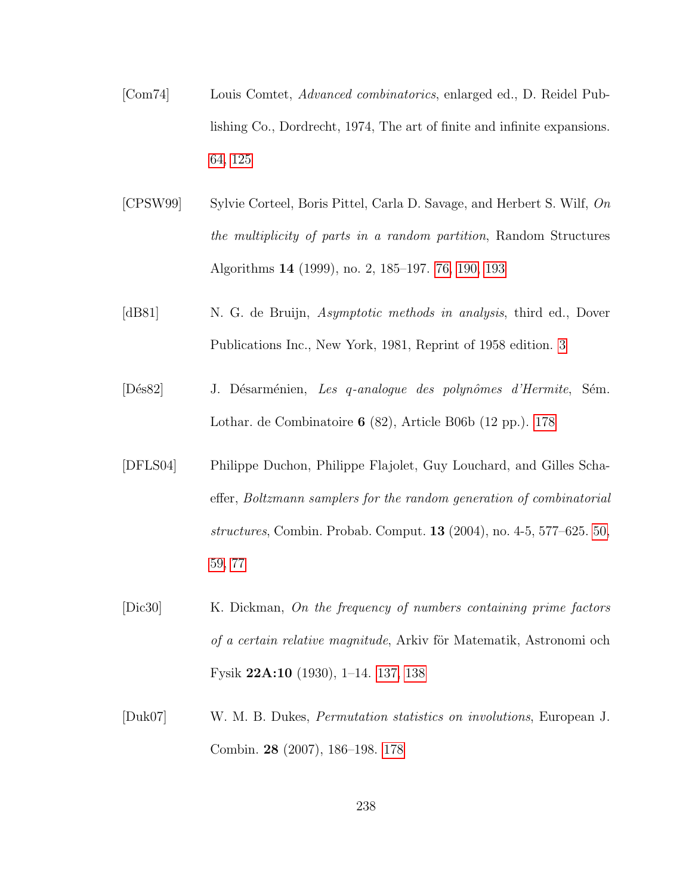[Com74] Louis Comtet, *Advanced combinatorics*, enlarged ed., D. Reidel Publishing Co., Dordrecht, 1974, The art of finite and infinite expansions. 64, 125

[CPSW99] Sylvie Corteel, Boris Pittel, Carla D. Savage, and Herbert S. Wilf, *On the multiplicity of parts in a random partition*, Random Structures Algorithms **14** (1999), no. 2, 185–197. 76, 190, 193

[dB81] N. G. de Bruijn, *Asymptotic methods in analysis*, third ed., Dover Publications Inc., New York, 1981, Reprint of 1958 edition. 3

[Dés82] J. Désarménien, *Les q-analogue des polynômes d'Hermite*, Sém. Lothar. de Combinatoire **6** (82), Article B06b (12 pp.). 178

[DFLS04] Philippe Duchon, Philippe Flajolet, Guy Louchard, and Gilles Schaeffer, *Boltzmann samplers for the random generation of combinatorial structures*, Combin. Probab. Comput. **13** (2004), no. 4-5, 577–625. 50, 59, 77

[Dic30] K. Dickman, *On the frequency of numbers containing prime factors of a certain relative magnitude*, Arkiv för Matematik, Astronomi och Fysik **22A:10** (1930), 1–14. 137, 138

[Duk07] W. M. B. Dukes, *Permutation statistics on involutions*, European J. Combin. **28** (2007), 186–198. 178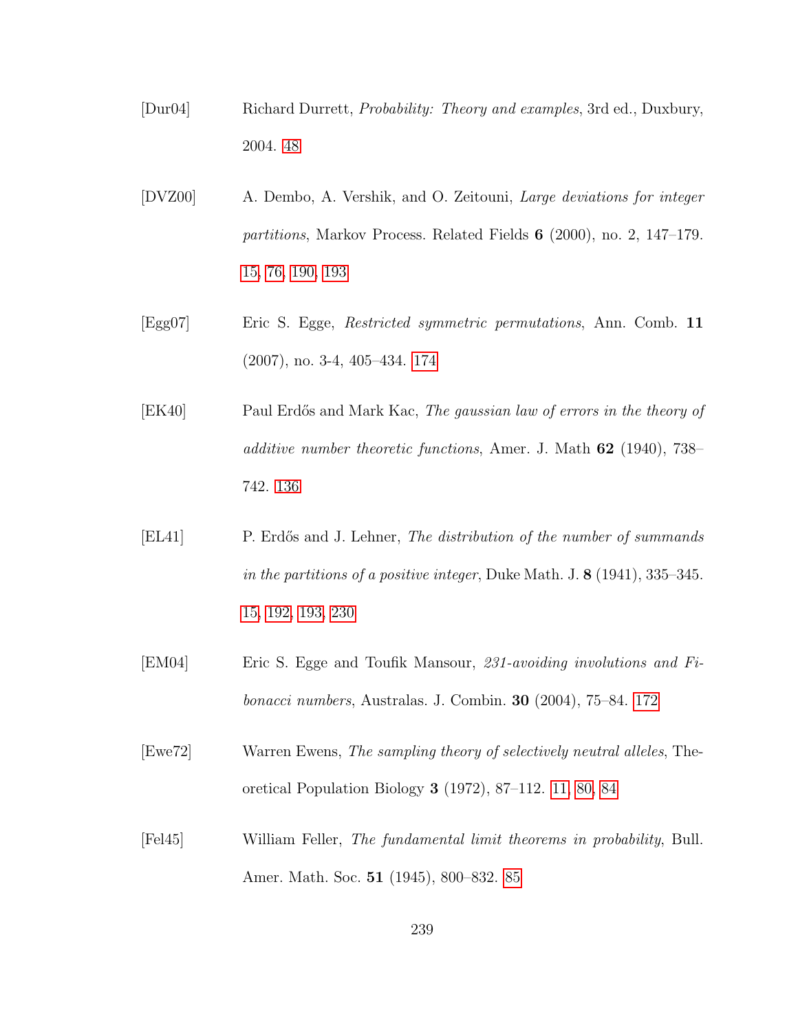[Dur04] Richard Durrett, *Probability: Theory and examples*, 3rd ed., Duxbury, 2004. 48

[DVZ00] A. Dembo, A. Vershik, and O. Zeitouni, *Large deviations for integer partitions*, Markov Process. Related Fields **6** (2000), no. 2, 147–179. 15, 76, 190, 193

[Egg07] Eric S. Egge, *Restricted symmetric permutations*, Ann. Comb. **11** (2007), no. 3-4, 405–434. 174

[EK40] Paul Erdős and Mark Kac, *The gaussian law of errors in the theory of additive number theoretic functions*, Amer. J. Math **62** (1940), 738–742. 136

[EL41] P. Erdős and J. Lehner, *The distribution of the number of summands in the partitions of a positive integer*, Duke Math. J. **8** (1941), 335–345. 15, 192, 193, 230

[EM04] Eric S. Egge and Toufik Mansour, *231-avoiding involutions and Fibonacci numbers*, Australas. J. Combin. **30** (2004), 75–84. 172

[Ewe72] Warren Ewens, *The sampling theory of selectively neutral alleles*, Theoretical Population Biology **3** (1972), 87–112. 11, 80, 84

[Fel45] William Feller, *The fundamental limit theorems in probability*, Bull. Amer. Math. Soc. **51** (1945), 800–832. 85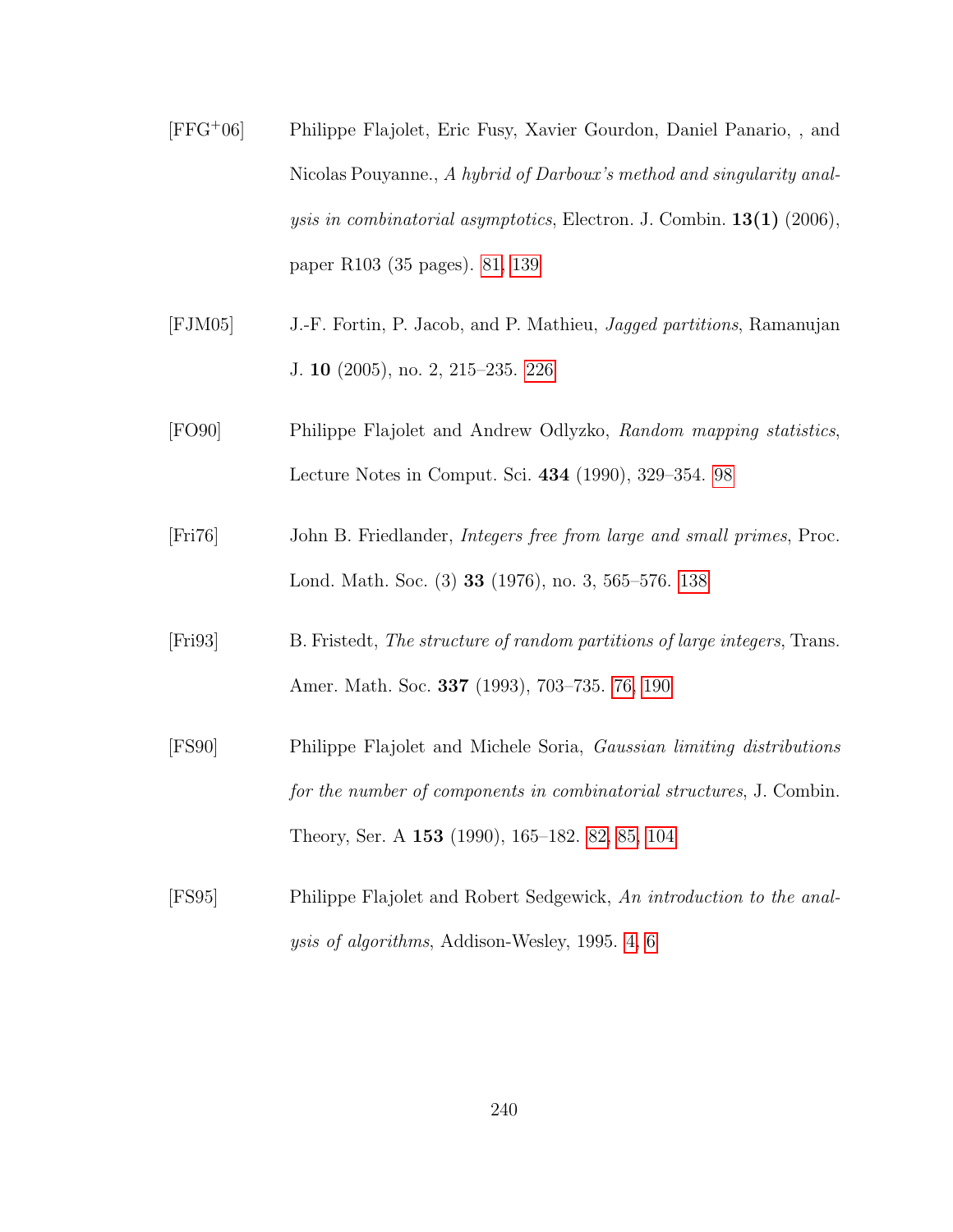[FFG+06] Philippe Flajolet, Eric Fusy, Xavier Gourdon, Daniel Panario, , and Nicolas Pouyanne., *A hybrid of Darboux's method and singularity analysis in combinatorial asymptotics*, Electron. J. Combin. **13(1)** (2006), paper R103 (35 pages). 81, 139

[FJM05] J.-F. Fortin, P. Jacob, and P. Mathieu, *Jagged partitions*, Ramanujan J. **10** (2005), no. 2, 215–235. 226

[FO90] Philippe Flajolet and Andrew Odlyzko, *Random mapping statistics*, Lecture Notes in Comput. Sci. **434** (1990), 329–354. 98

[Fri76] John B. Friedlander, *Integers free from large and small primes*, Proc. Lond. Math. Soc. (3) **33** (1976), no. 3, 565–576. 138

[Fri93] B. Fristedt, *The structure of random partitions of large integers*, Trans. Amer. Math. Soc. **337** (1993), 703–735. 76, 190

[FS90] Philippe Flajolet and Michele Soria, *Gaussian limiting distributions for the number of components in combinatorial structures*, J. Combin. Theory, Ser. A **153** (1990), 165–182. 82, 85, 104

[FS95] Philippe Flajolet and Robert Sedgewick, *An introduction to the analysis of algorithms*, Addison-Wesley, 1995. 4, 6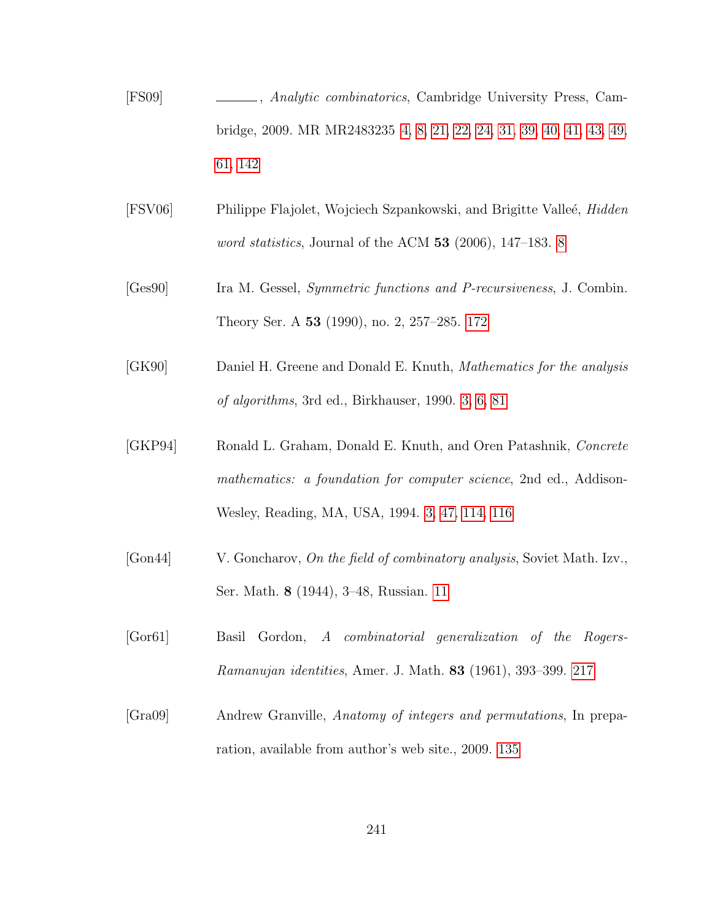[FS09] ———, *Analytic combinatorics*, Cambridge University Press, Cambridge, 2009. MR MR2483235 4, 8, 21, 22, 24, 31, 39, 40, 41, 43, 49, 61, 142

[FSV06] Philippe Flajolet, Wojciech Szpankowski, and Brigitte Valleé, *Hidden word statistics*, Journal of the ACM **53** (2006), 147–183. 8

[Ges90] Ira M. Gessel, *Symmetric functions and P-recursiveness*, J. Combin. Theory Ser. A **53** (1990), no. 2, 257–285. 172

[GK90] Daniel H. Greene and Donald E. Knuth, *Mathematics for the analysis of algorithms*, 3rd ed., Birkhauser, 1990. 3, 6, 81

[GKP94] Ronald L. Graham, Donald E. Knuth, and Oren Patashnik, *Concrete mathematics: a foundation for computer science*, 2nd ed., Addison-Wesley, Reading, MA, USA, 1994. 3, 47, 114, 116

[Gon44] V. Goncharov, *On the field of combinatory analysis*, Soviet Math. Izv., Ser. Math. **8** (1944), 3–48, Russian. 11

[Gor61] Basil Gordon, *A combinatorial generalization of the Rogers-Ramanujan identities*, Amer. J. Math. **83** (1961), 393–399. 217

[Gra09] Andrew Granville, *Anatomy of integers and permutations*, In preparation, available from author's web site., 2009. 135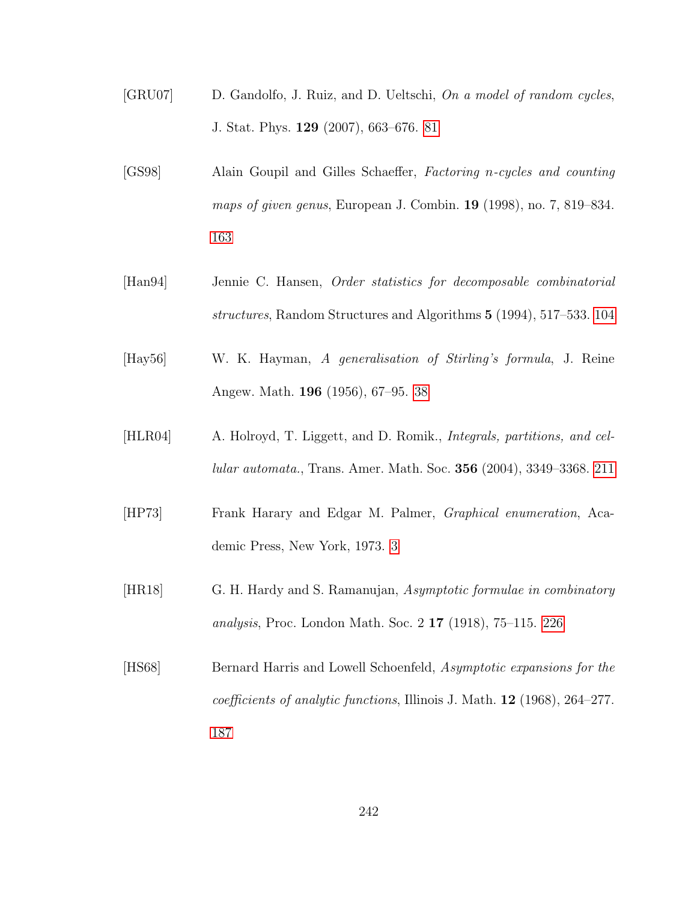[GRU07] D. Gandolfo, J. Ruiz, and D. Ueltschi, *On a model of random cycles*, J. Stat. Phys. **129** (2007), 663–676. 81

[GS98] Alain Goupil and Gilles Schaeffer, *Factoring $n$-cycles and counting maps of given genus*, European J. Combin. **19** (1998), no. 7, 819–834. 163

[Han94] Jennie C. Hansen, *Order statistics for decomposable combinatorial structures*, Random Structures and Algorithms **5** (1994), 517–533. 104

[Hay56] W. K. Hayman, *A generalisation of Stirling's formula*, J. Reine Angew. Math. **196** (1956), 67–95. 38

[HLR04] A. Holroyd, T. Liggett, and D. Romik., *Integrals, partitions, and cellular automata.*, Trans. Amer. Math. Soc. **356** (2004), 3349–3368. 211

[HP73] Frank Harary and Edgar M. Palmer, *Graphical enumeration*, Academic Press, New York, 1973. 3

[HR18] G. H. Hardy and S. Ramanujan, *Asymptotic formulae in combinatory analysis*, Proc. London Math. Soc. 2 **17** (1918), 75–115. 226

[HS68] Bernard Harris and Lowell Schoenfeld, *Asymptotic expansions for the coefficients of analytic functions*, Illinois J. Math. **12** (1968), 264–277. 187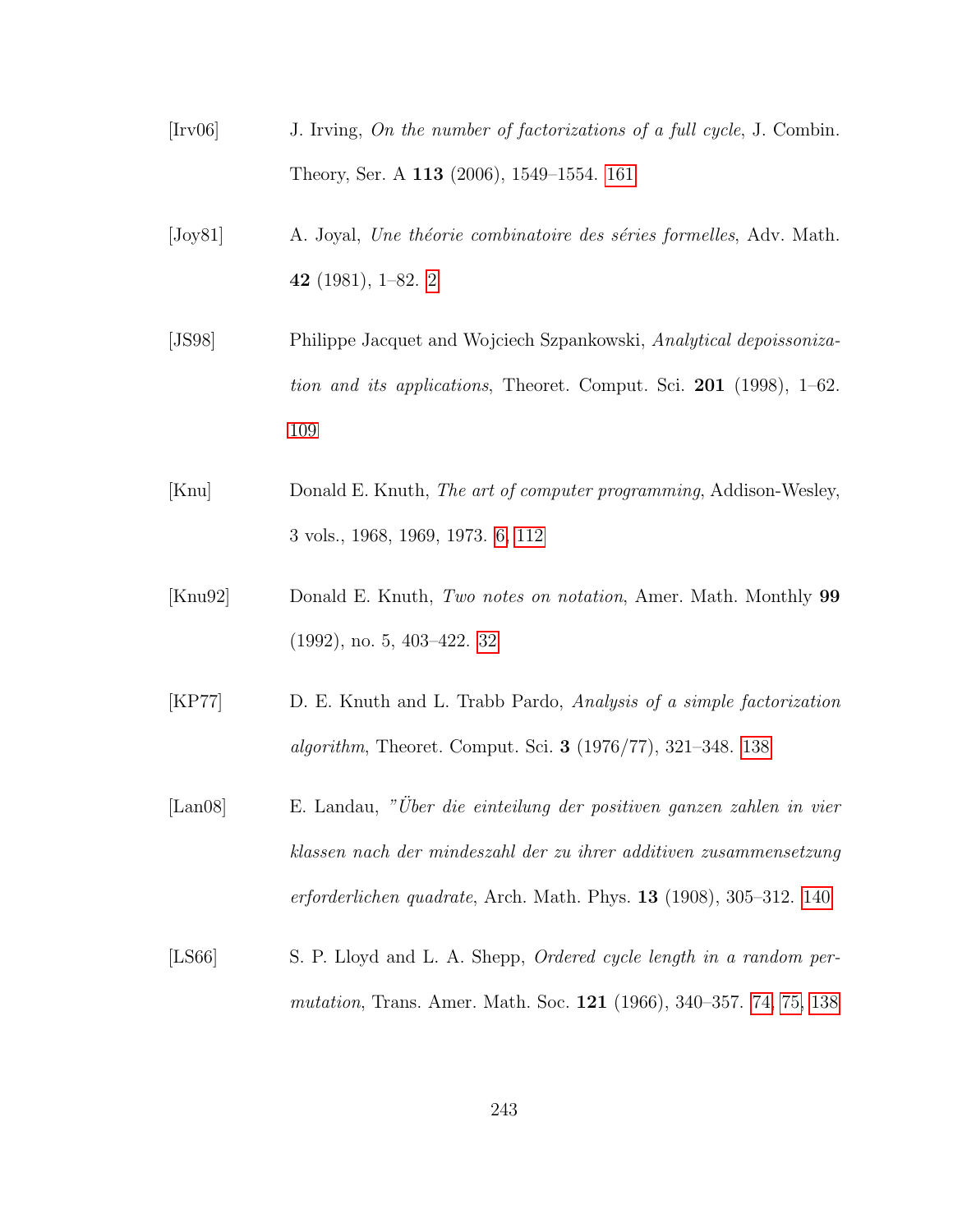[Irv06] J. Irving, *On the number of factorizations of a full cycle*, J. Combin. Theory, Ser. A **113** (2006), 1549–1554. 161

[Joy81] A. Joyal, *Une théorie combinatoire des séries formelles*, Adv. Math. **42** (1981), 1–82. 2

[JS98] Philippe Jacquet and Wojciech Szpankowski, *Analytical depoissonization and its applications*, Theoret. Comput. Sci. **201** (1998), 1–62. 109

[Knu] Donald E. Knuth, *The art of computer programming*, Addison-Wesley, 3 vols., 1968, 1969, 1973. 6, 112

[Knu92] Donald E. Knuth, *Two notes on notation*, Amer. Math. Monthly **99** (1992), no. 5, 403–422. 32

[KP77] D. E. Knuth and L. Trabb Pardo, *Analysis of a simple factorization algorithm*, Theoret. Comput. Sci. **3** (1976/77), 321–348. 138

[Lan08] E. Landau, *"Über die einteilung der positiven ganzen zahlen in vier klassen nach der mindeszahl der zu ihrer additiven zusammensetzung erforderlichen quadrate*, Arch. Math. Phys. **13** (1908), 305–312. 140

[LS66] S. P. Lloyd and L. A. Shepp, *Ordered cycle length in a random permutation*, Trans. Amer. Math. Soc. **121** (1966), 340–357. 74, 75, 138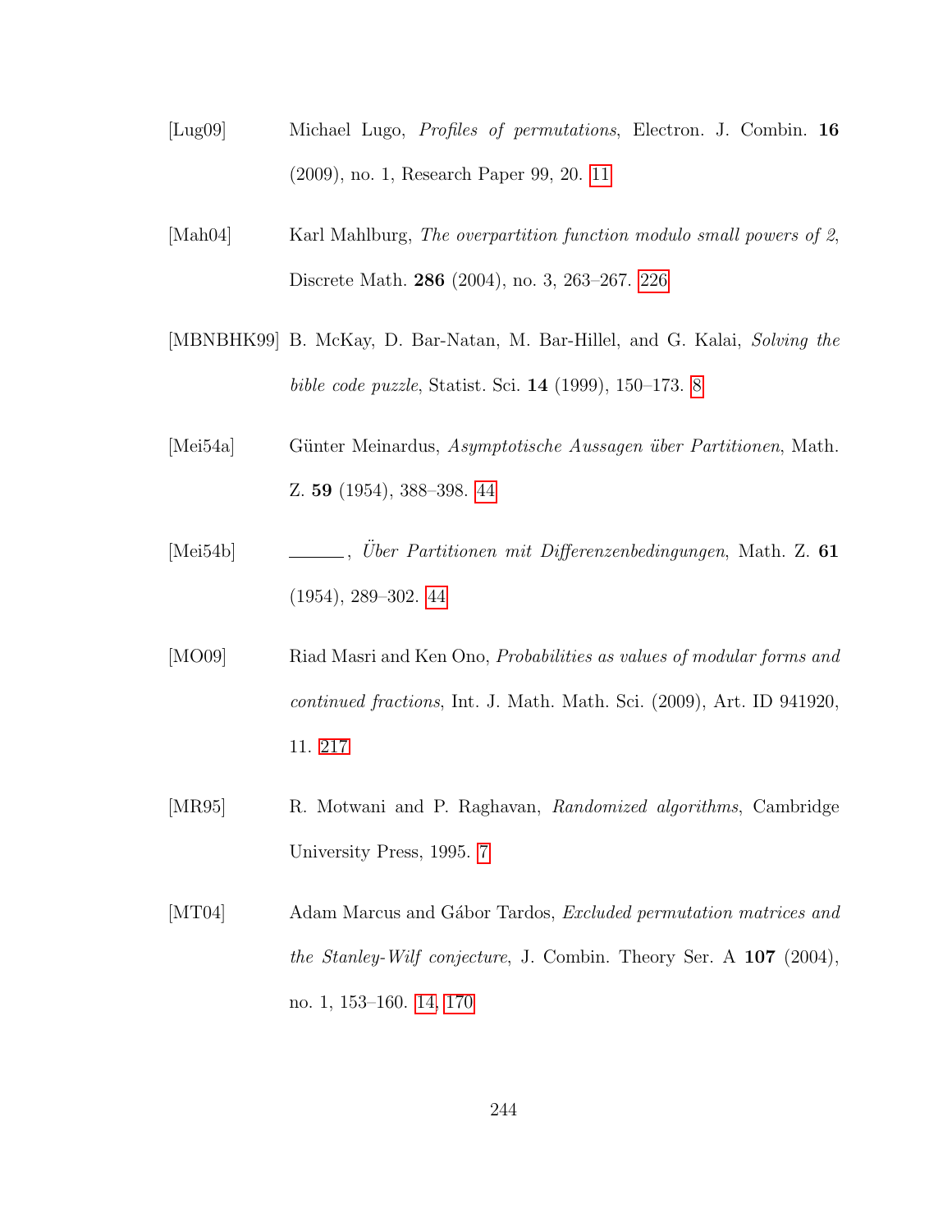[Lug09] Michael Lugo, *Profiles of permutations*, Electron. J. Combin. **16** (2009), no. 1, Research Paper 99, 20. 11

[Mah04] Karl Mahlburg, *The overpartition function modulo small powers of 2*, Discrete Math. **286** (2004), no. 3, 263–267. 226

[MBNBHK99] B. McKay, D. Bar-Natan, M. Bar-Hillel, and G. Kalai, *Solving the bible code puzzle*, Statist. Sci. **14** (1999), 150–173. 8

[Mei54a] Günter Meinardus, *Asymptotische Aussagen über Partitionen*, Math. Z. **59** (1954), 388–398. 44

[Mei54b] ______, *Über Partitionen mit Differenzenbedingungen*, Math. Z. **61** (1954), 289–302. 44

[MO09] Riad Masri and Ken Ono, *Probabilities as values of modular forms and continued fractions*, Int. J. Math. Math. Sci. (2009), Art. ID 941920, 11. 217

[MR95] R. Motwani and P. Raghavan, *Randomized algorithms*, Cambridge University Press, 1995. 7

[MT04] Adam Marcus and Gábor Tardos, *Excluded permutation matrices and the Stanley-Wilf conjecture*, J. Combin. Theory Ser. A **107** (2004), no. 1, 153–160. 14, 170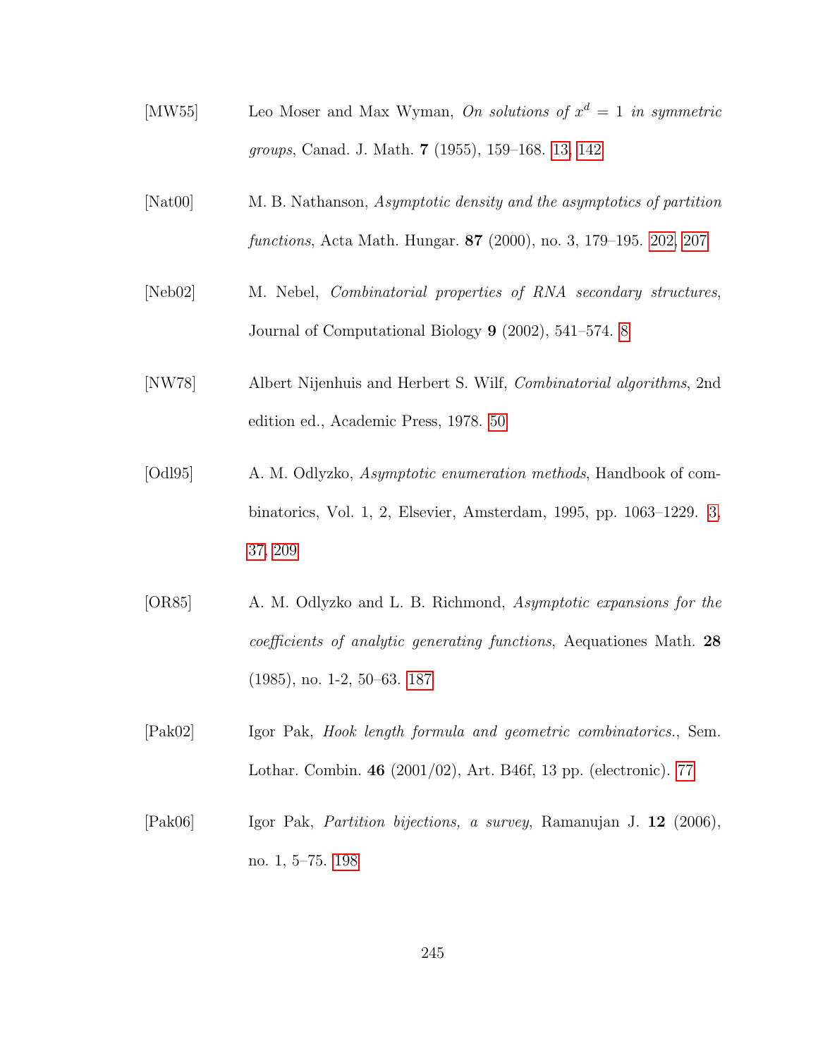[MW55] Leo Moser and Max Wyman, *On solutions of $x^d = 1$ in symmetric groups*, Canad. J. Math. **7** (1955), 159–168. 13, 142

[Nat00] M. B. Nathanson, *Asymptotic density and the asymptotics of partition functions*, Acta Math. Hungar. **87** (2000), no. 3, 179–195. 202, 207

[Neb02] M. Nebel, *Combinatorial properties of RNA secondary structures*, Journal of Computational Biology **9** (2002), 541–574. 8

[NW78] Albert Nijenhuis and Herbert S. Wilf, *Combinatorial algorithms*, 2nd edition ed., Academic Press, 1978. 50

[Odl95] A. M. Odlyzko, *Asymptotic enumeration methods*, Handbook of combinatorics, Vol. 1, 2, Elsevier, Amsterdam, 1995, pp. 1063–1229. 3, 37, 209

[OR85] A. M. Odlyzko and L. B. Richmond, *Asymptotic expansions for the coefficients of analytic generating functions*, Aequationes Math. **28** (1985), no. 1-2, 50–63. 187

[Pak02] Igor Pak, *Hook length formula and geometric combinatorics.*, Sem. Lothar. Combin. **46** (2001/02), Art. B46f, 13 pp. (electronic). 77

[Pak06] Igor Pak, *Partition bijections, a survey*, Ramanujan J. **12** (2006), no. 1, 5–75. 198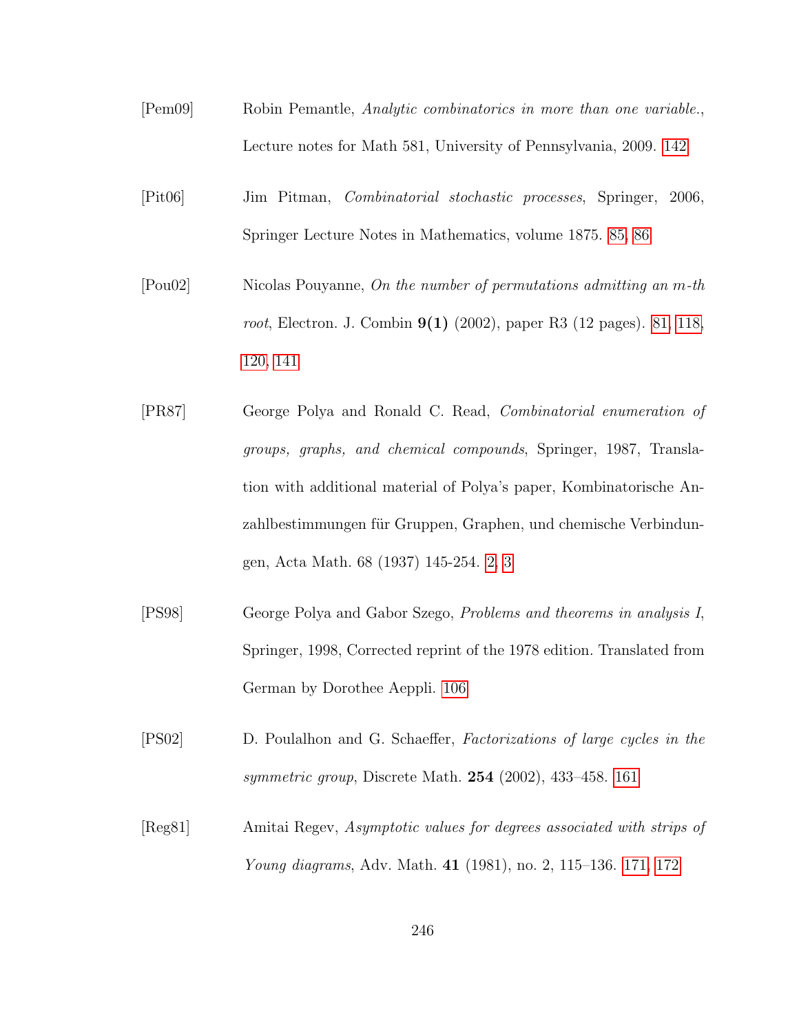[Pem09] Robin Pemantle, *Analytic combinatorics in more than one variable.*, Lecture notes for Math 581, University of Pennsylvania, 2009. 142

[Pit06] Jim Pitman, *Combinatorial stochastic processes*, Springer, 2006, Springer Lecture Notes in Mathematics, volume 1875. 85, 86

[Pou02] Nicolas Pouyanne, *On the number of permutations admitting an m-th root*, Electron. J. Combin **9(1)** (2002), paper R3 (12 pages). 81, 118, 120, 141

[PR87] George Polya and Ronald C. Read, *Combinatorial enumeration of groups, graphs, and chemical compounds*, Springer, 1987, Translation with additional material of Polya's paper, Kombinatorische Anzahlbestimmungen für Gruppen, Graphen, und chemische Verbindungen, Acta Math. 68 (1937) 145-254. 2, 3

[PS98] George Polya and Gabor Szego, *Problems and theorems in analysis I*, Springer, 1998, Corrected reprint of the 1978 edition. Translated from German by Dorothee Aeppli. 106

[PS02] D. Poulalhon and G. Schaeffer, *Factorizations of large cycles in the symmetric group*, Discrete Math. **254** (2002), 433–458. 161

[Reg81] Amitai Regev, *Asymptotic values for degrees associated with strips of Young diagrams*, Adv. Math. **41** (1981), no. 2, 115–136. 171, 172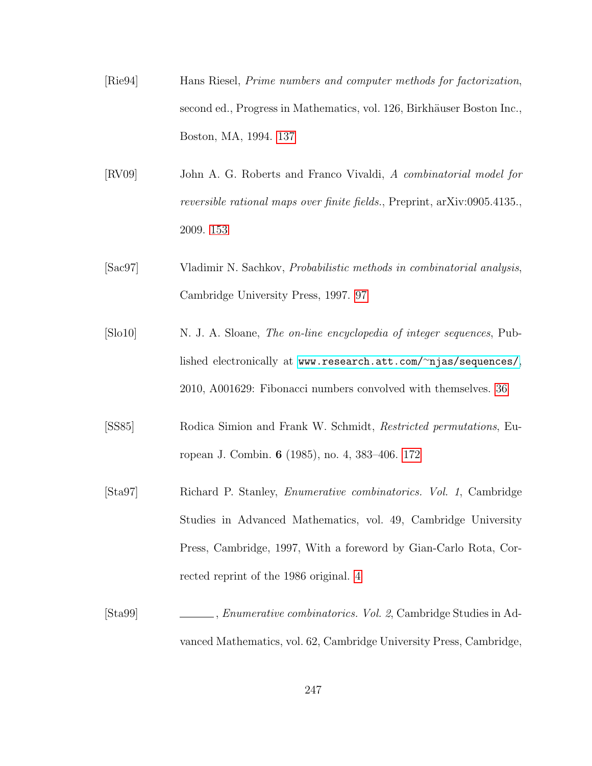[Rie94] Hans Riesel, *Prime numbers and computer methods for factorization*, second ed., Progress in Mathematics, vol. 126, Birkhäuser Boston Inc., Boston, MA, 1994. 137

[RV09] John A. G. Roberts and Franco Vivaldi, *A combinatorial model for reversible rational maps over finite fields.*, Preprint, arXiv:0905.4135., 2009. 153

[Sac97] Vladimir N. Sachkov, *Probabilistic methods in combinatorial analysis*, Cambridge University Press, 1997. 97

[Slo10] N. J. A. Sloane, *The on-line encyclopedia of integer sequences*, Published electronically at `www.research.att.com/~njas/sequences/`, 2010, A001629: Fibonacci numbers convolved with themselves. 36

[SS85] Rodica Simion and Frank W. Schmidt, *Restricted permutations*, European J. Combin. **6** (1985), no. 4, 383–406. 172

[Sta97] Richard P. Stanley, *Enumerative combinatorics. Vol. 1*, Cambridge Studies in Advanced Mathematics, vol. 49, Cambridge University Press, Cambridge, 1997, With a foreword by Gian-Carlo Rota, Corrected reprint of the 1986 original. 4

[Sta99] ———, *Enumerative combinatorics. Vol. 2*, Cambridge Studies in Advanced Mathematics, vol. 62, Cambridge University Press, Cambridge,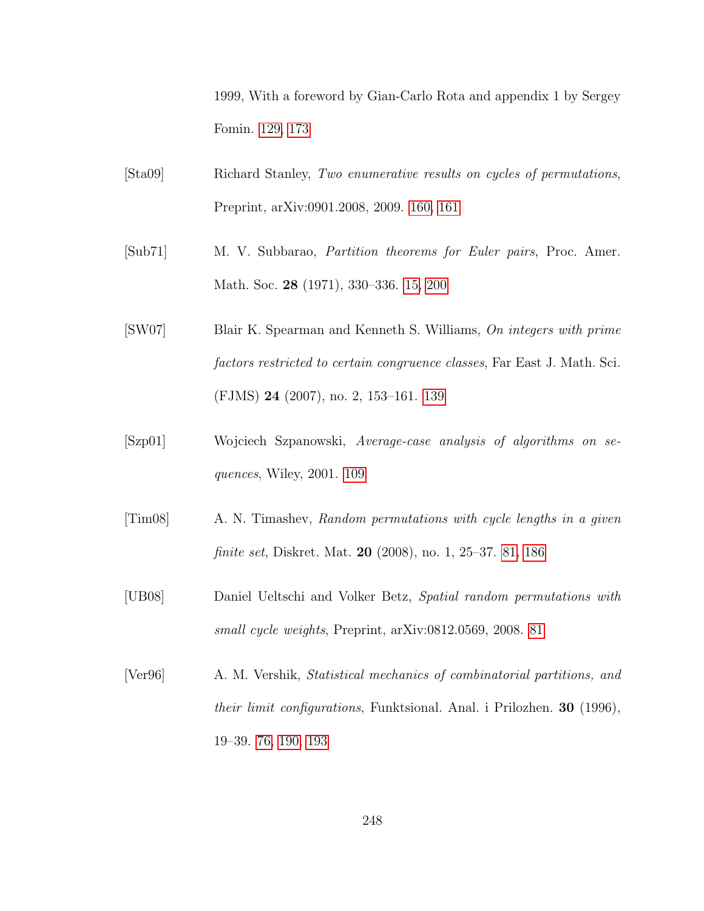1999, With a foreword by Gian-Carlo Rota and appendix 1 by Sergey Fomin. 129, 173

[Sta09] Richard Stanley, *Two enumerative results on cycles of permutations*, Preprint, arXiv:0901.2008, 2009. 160, 161

[Sub71] M. V. Subbarao, *Partition theorems for Euler pairs*, Proc. Amer. Math. Soc. **28** (1971), 330–336. 15, 200

[SW07] Blair K. Spearman and Kenneth S. Williams, *On integers with prime factors restricted to certain congruence classes*, Far East J. Math. Sci. (FJMS) **24** (2007), no. 2, 153–161. 139

[Szp01] Wojciech Szpanowski, *Average-case analysis of algorithms on sequences*, Wiley, 2001. 109

[Tim08] A. N. Timashev, *Random permutations with cycle lengths in a given finite set*, Diskret. Mat. **20** (2008), no. 1, 25–37. 81, 186

[UB08] Daniel Ueltschi and Volker Betz, *Spatial random permutations with small cycle weights*, Preprint, arXiv:0812.0569, 2008. 81

[Ver96] A. M. Vershik, *Statistical mechanics of combinatorial partitions, and their limit configurations*, Funktsional. Anal. i Prilozhen. **30** (1996), 19–39. 76, 190, 193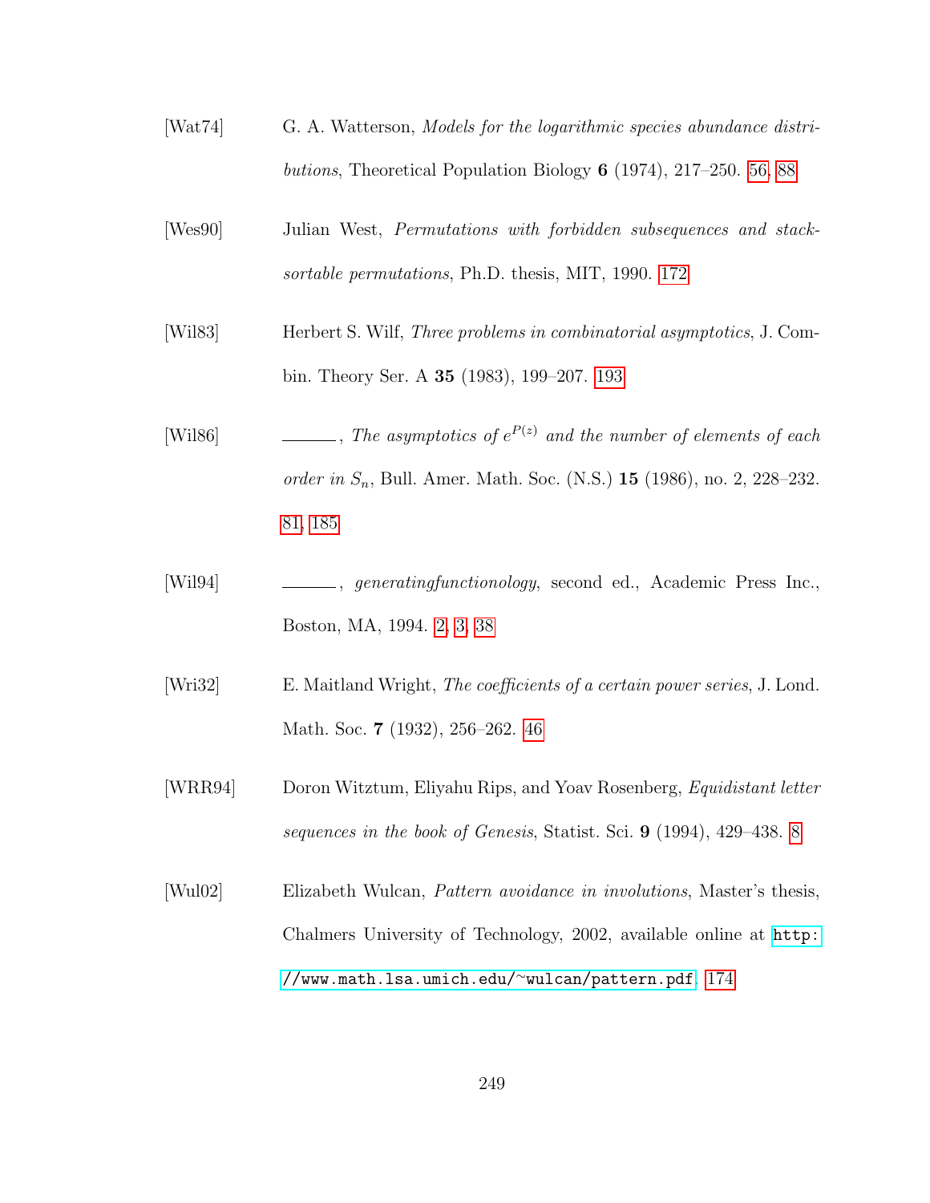[Wat74] G. A. Watterson, *Models for the logarithmic species abundance distributions*, Theoretical Population Biology **6** (1974), 217–250. 56, 88

[Wes90] Julian West, *Permutations with forbidden subsequences and stack-sortable permutations*, Ph.D. thesis, MIT, 1990. 172

[Wil83] Herbert S. Wilf, *Three problems in combinatorial asymptotics*, J. Combin. Theory Ser. A **35** (1983), 199–207. 193

[Wil86] ———, *The asymptotics of $e^{P(z)}$ and the number of elements of each order in $S_n$*, Bull. Amer. Math. Soc. (N.S.) **15** (1986), no. 2, 228–232. 81, 185

[Wil94] ———, *generatingfunctionology*, second ed., Academic Press Inc., Boston, MA, 1994. 2, 3, 38

[Wri32] E. Maitland Wright, *The coefficients of a certain power series*, J. Lond. Math. Soc. **7** (1932), 256–262. 46

[WRR94] Doron Witztum, Eliyahu Rips, and Yoav Rosenberg, *Equidistant letter sequences in the book of Genesis*, Statist. Sci. **9** (1994), 429–438. 8

[Wul02] Elizabeth Wulcan, *Pattern avoidance in involutions*, Master's thesis, Chalmers University of Technology, 2002, available online at `http://www.math.lsa.umich.edu/~wulcan/pattern.pdf`. 174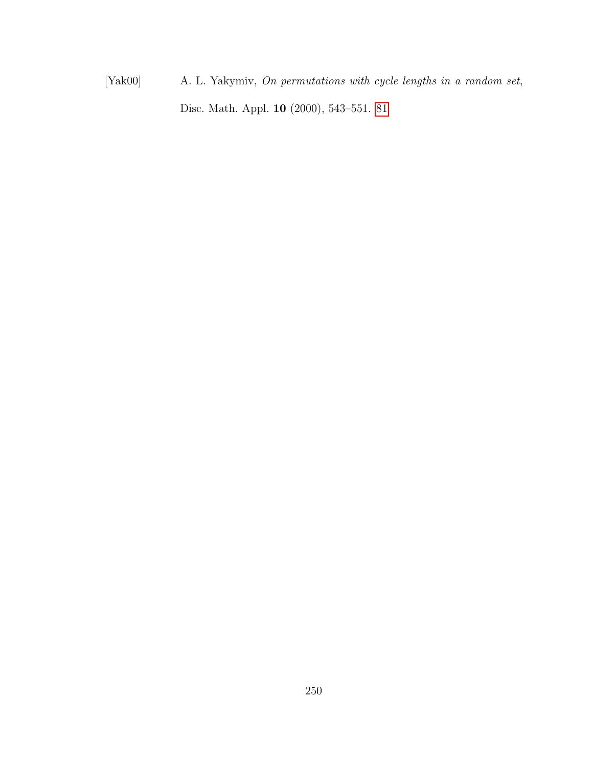[Yak00] A. L. Yakymiv, *On permutations with cycle lengths in a random set*, Disc. Math. Appl. **10** (2000), 543–551. 81